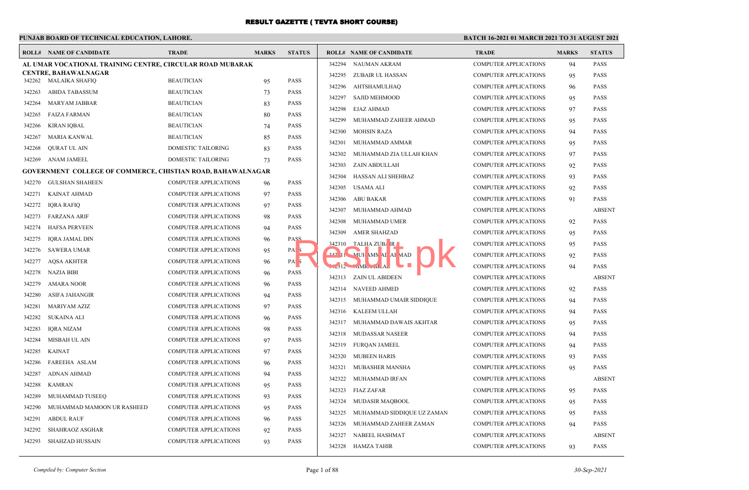# RESULT GAZETTE ( TEVTA SHORT COURSE)

**PUNJAB BOARD OF TECHNICAL EDUCATION, LAHORE.**

**BATCH 16-2021 01 MARCH 2021 TO 31 AUGUST 2021**

| ROLL# | NAME OF CANDIDATE | TRADE | MARKS | STATUS |
|---|---|---|---|---|
| **AL UMAR VOCATIONAL TRAINING CENTRE, CIRCULAR ROAD MUBARAK CENTRE, BAHAWALNAGAR** | | | | |
| 342262 | MALAIKA SHAFIQ | BEAUTICIAN | 95 | PASS |
| 342263 | ABIDA TABASSUM | BEAUTICIAN | 73 | PASS |
| 342264 | MARYAM JABBAR | BEAUTICIAN | 83 | PASS |
| 342265 | FAIZA FARMAN | BEAUTICIAN | 80 | PASS |
| 342266 | KIRAN IQBAL | BEAUTICIAN | 74 | PASS |
| 342267 | MARIA KANWAL | BEAUTICIAN | 85 | PASS |
| 342268 | QURAT UL AIN | DOMESTIC TAILORING | 83 | PASS |
| 342269 | ANAM JAMEEL | DOMESTIC TAILORING | 73 | PASS |
| **GOVERNMENT COLLEGE OF COMMERCE, CHISTIAN ROAD, BAHAWALNAGAR** | | | | |
| 342270 | GULSHAN SHAHEEN | COMPUTER APPLICATIONS | 96 | PASS |
| 342271 | KAINAT AHMAD | COMPUTER APPLICATIONS | 97 | PASS |
| 342272 | IQRA RAFIQ | COMPUTER APPLICATIONS | 97 | PASS |
| 342273 | FARZANA ARIF | COMPUTER APPLICATIONS | 98 | PASS |
| 342274 | HAFSA PERVEEN | COMPUTER APPLICATIONS | 94 | PASS |
| 342275 | IQRA JAMAL DIN | COMPUTER APPLICATIONS | 96 | PASS |
| 342276 | SAWERA UMAR | COMPUTER APPLICATIONS | 95 | PASS |
| 342277 | AQSA AKHTER | COMPUTER APPLICATIONS | 96 | PASS |
| 342278 | NAZIA BIBI | COMPUTER APPLICATIONS | 96 | PASS |
| 342279 | AMARA NOOR | COMPUTER APPLICATIONS | 96 | PASS |
| 342280 | ASIFA JAHANGIR | COMPUTER APPLICATIONS | 94 | PASS |
| 342281 | MARIYAM AZIZ | COMPUTER APPLICATIONS | 97 | PASS |
| 342282 | SUKAINA ALI | COMPUTER APPLICATIONS | 96 | PASS |
| 342283 | IQRA NIZAM | COMPUTER APPLICATIONS | 98 | PASS |
| 342284 | MISBAH UL AIN | COMPUTER APPLICATIONS | 97 | PASS |
| 342285 | KAINAT | COMPUTER APPLICATIONS | 97 | PASS |
| 342286 | FAREEHA ASLAM | COMPUTER APPLICATIONS | 96 | PASS |
| 342287 | ADNAN AHMAD | COMPUTER APPLICATIONS | 94 | PASS |
| 342288 | KAMRAN | COMPUTER APPLICATIONS | 95 | PASS |
| 342289 | MUHAMMAD TUSEEQ | COMPUTER APPLICATIONS | 93 | PASS |
| 342290 | MUHAMMAD MAMOON UR RASHEED | COMPUTER APPLICATIONS | 95 | PASS |
| 342291 | ABDUL RAUF | COMPUTER APPLICATIONS | 96 | PASS |
| 342292 | SHAHRAOZ ASGHAR | COMPUTER APPLICATIONS | 92 | PASS |
| 342293 | SHAHZAD HUSSAIN | COMPUTER APPLICATIONS | 93 | PASS |
| 342294 | NAUMAN AKRAM | COMPUTER APPLICATIONS | 94 | PASS |
| 342295 | ZUBAIR UL HASSAN | COMPUTER APPLICATIONS | 95 | PASS |
| 342296 | AHTSHAMULHAQ | COMPUTER APPLICATIONS | 96 | PASS |
| 342297 | SAJID MEHMOOD | COMPUTER APPLICATIONS | 95 | PASS |
| 342298 | EJAZ AHMAD | COMPUTER APPLICATIONS | 97 | PASS |
| 342299 | MUHAMMAD ZAHEER AHMAD | COMPUTER APPLICATIONS | 95 | PASS |
| 342300 | MOHSIN RAZA | COMPUTER APPLICATIONS | 94 | PASS |
| 342301 | MUHAMMAD AMMAR | COMPUTER APPLICATIONS | 95 | PASS |
| 342302 | MUHAMMAD ZIA ULLAH KHAN | COMPUTER APPLICATIONS | 97 | PASS |
| 342303 | ZAIN ABDULLAH | COMPUTER APPLICATIONS | 92 | PASS |
| 342304 | HASSAN ALI SHEHBAZ | COMPUTER APPLICATIONS | 93 | PASS |
| 342305 | USAMA ALI | COMPUTER APPLICATIONS | 92 | PASS |
| 342306 | ABU BAKAR | COMPUTER APPLICATIONS | 91 | PASS |
| 342307 | MUHAMMAD AHMAD | COMPUTER APPLICATIONS | | ABSENT |
| 342308 | MUHAMMAD UMER | COMPUTER APPLICATIONS | 92 | PASS |
| 342309 | AMER SHAHZAD | COMPUTER APPLICATIONS | 95 | PASS |
| 342310 | TALHA ZUBAIR | COMPUTER APPLICATIONS | 95 | PASS |
| 342311 | MUHAMMAD AHMAD | COMPUTER APPLICATIONS | 92 | PASS |
| 342312 | AMIR BILAL | COMPUTER APPLICATIONS | 94 | PASS |
| 342313 | ZAIN UL ABIDEEN | COMPUTER APPLICATIONS | | ABSENT |
| 342314 | NAVEED AHMED | COMPUTER APPLICATIONS | 92 | PASS |
| 342315 | MUHAMMAD UMAIR SIDDIQUE | COMPUTER APPLICATIONS | 94 | PASS |
| 342316 | KALEEM ULLAH | COMPUTER APPLICATIONS | 94 | PASS |
| 342317 | MUHAMMAD DAWAIS AKHTAR | COMPUTER APPLICATIONS | 95 | PASS |
| 342318 | MUDASSAR NASEER | COMPUTER APPLICATIONS | 94 | PASS |
| 342319 | FURQAN JAMEEL | COMPUTER APPLICATIONS | 94 | PASS |
| 342320 | MUBEEN HARIS | COMPUTER APPLICATIONS | 93 | PASS |
| 342321 | MUBASHER MANSHA | COMPUTER APPLICATIONS | 95 | PASS |
| 342322 | MUHAMMAD IRFAN | COMPUTER APPLICATIONS | | ABSENT |
| 342323 | FIAZ ZAFAR | COMPUTER APPLICATIONS | 95 | PASS |
| 342324 | MUDASIR MAQBOOL | COMPUTER APPLICATIONS | 95 | PASS |
| 342325 | MUHAMMAD SIDDIQUE UZ ZAMAN | COMPUTER APPLICATIONS | 95 | PASS |
| 342326 | MUHAMMAD ZAHEER ZAMAN | COMPUTER APPLICATIONS | 94 | PASS |
| 342327 | NABEEL HASHMAT | COMPUTER APPLICATIONS | | ABSENT |
| 342328 | HAMZA TAHIR | COMPUTER APPLICATIONS | 93 | PASS |

*Compiled by: Computer Section*

*30-Sep-2021*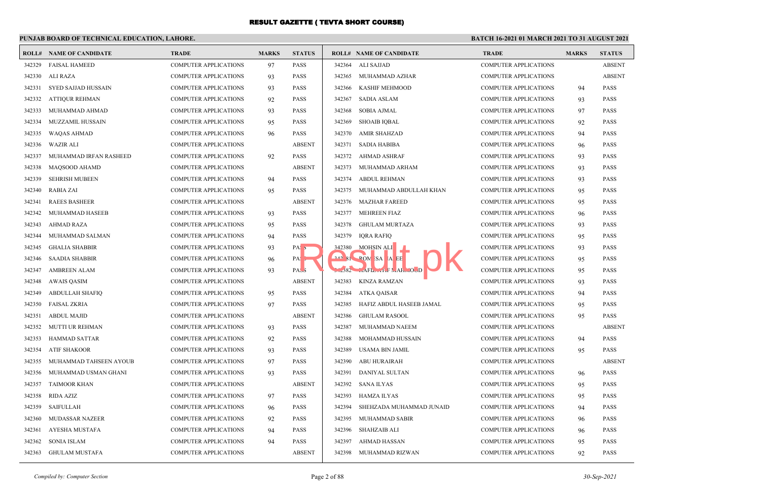# RESULT GAZETTE ( TEVTA SHORT COURSE)

**PUNJAB BOARD OF TECHNICAL EDUCATION, LAHORE.**

**BATCH 16-2021 01 MARCH 2021 TO 31 AUGUST 2021**

| ROLL# | NAME OF CANDIDATE | TRADE | MARKS | STATUS |
|---|---|---|---|---|
| 342329 | FAISAL HAMEED | COMPUTER APPLICATIONS | 97 | PASS |
| 342330 | ALI RAZA | COMPUTER APPLICATIONS | 93 | PASS |
| 342331 | SYED SAJJAD HUSSAIN | COMPUTER APPLICATIONS | 93 | PASS |
| 342332 | ATTIQUR REHMAN | COMPUTER APPLICATIONS | 92 | PASS |
| 342333 | MUHAMMAD AHMAD | COMPUTER APPLICATIONS | 93 | PASS |
| 342334 | MUZZAMIL HUSSAIN | COMPUTER APPLICATIONS | 95 | PASS |
| 342335 | WAQAS AHMAD | COMPUTER APPLICATIONS | 96 | PASS |
| 342336 | WAZIR ALI | COMPUTER APPLICATIONS | | ABSENT |
| 342337 | MUHAMMAD IRFAN RASHEED | COMPUTER APPLICATIONS | 92 | PASS |
| 342338 | MAQSOOD AHAMD | COMPUTER APPLICATIONS | | ABSENT |
| 342339 | SEHRISH MUBEEN | COMPUTER APPLICATIONS | 94 | PASS |
| 342340 | RABIA ZAI | COMPUTER APPLICATIONS | 95 | PASS |
| 342341 | RAEES BASHEER | COMPUTER APPLICATIONS | | ABSENT |
| 342342 | MUHAMMAD HASEEB | COMPUTER APPLICATIONS | 93 | PASS |
| 342343 | AHMAD RAZA | COMPUTER APPLICATIONS | 95 | PASS |
| 342344 | MUHAMMAD SALMAN | COMPUTER APPLICATIONS | 94 | PASS |
| 342345 | GHALIA SHABBIR | COMPUTER APPLICATIONS | 93 | PASS |
| 342346 | SAADIA SHABBIR | COMPUTER APPLICATIONS | 96 | PASS |
| 342347 | AMBREEN ALAM | COMPUTER APPLICATIONS | 93 | PASS |
| 342348 | AWAIS QASIM | COMPUTER APPLICATIONS | | ABSENT |
| 342349 | ABDULLAH SHAFIQ | COMPUTER APPLICATIONS | 95 | PASS |
| 342350 | FAISAL ZKRIA | COMPUTER APPLICATIONS | 97 | PASS |
| 342351 | ABDUL MAJID | COMPUTER APPLICATIONS | | ABSENT |
| 342352 | MUTTI UR REHMAN | COMPUTER APPLICATIONS | 93 | PASS |
| 342353 | HAMMAD SATTAR | COMPUTER APPLICATIONS | 92 | PASS |
| 342354 | ATIF SHAKOOR | COMPUTER APPLICATIONS | 93 | PASS |
| 342355 | MUHAMMAD TAHSEEN AYOUB | COMPUTER APPLICATIONS | 97 | PASS |
| 342356 | MUHAMMAD USMAN GHANI | COMPUTER APPLICATIONS | 93 | PASS |
| 342357 | TAIMOOR KHAN | COMPUTER APPLICATIONS | | ABSENT |
| 342358 | RIDA AZIZ | COMPUTER APPLICATIONS | 97 | PASS |
| 342359 | SAIFULLAH | COMPUTER APPLICATIONS | 96 | PASS |
| 342360 | MUDASSAR NAZEER | COMPUTER APPLICATIONS | 92 | PASS |
| 342361 | AYESHA MUSTAFA | COMPUTER APPLICATIONS | 94 | PASS |
| 342362 | SONIA ISLAM | COMPUTER APPLICATIONS | 94 | PASS |
| 342363 | GHULAM MUSTAFA | COMPUTER APPLICATIONS | | ABSENT |
| 342364 | ALI SAJJAD | COMPUTER APPLICATIONS | | ABSENT |
| 342365 | MUHAMMAD AZHAR | COMPUTER APPLICATIONS | | ABSENT |
| 342366 | KASHIF MEHMOOD | COMPUTER APPLICATIONS | 94 | PASS |
| 342367 | SADIA ASLAM | COMPUTER APPLICATIONS | 93 | PASS |
| 342368 | SOBIA AJMAL | COMPUTER APPLICATIONS | 97 | PASS |
| 342369 | SHOAIB IQBAL | COMPUTER APPLICATIONS | 92 | PASS |
| 342370 | AMIR SHAHZAD | COMPUTER APPLICATIONS | 94 | PASS |
| 342371 | SADIA HABIBA | COMPUTER APPLICATIONS | 96 | PASS |
| 342372 | AHMAD ASHRAF | COMPUTER APPLICATIONS | 93 | PASS |
| 342373 | MUHAMMAD ARHAM | COMPUTER APPLICATIONS | 93 | PASS |
| 342374 | ABDUL REHMAN | COMPUTER APPLICATIONS | 93 | PASS |
| 342375 | MUHAMMAD ABDULLAH KHAN | COMPUTER APPLICATIONS | 95 | PASS |
| 342376 | MAZHAR FAREED | COMPUTER APPLICATIONS | 95 | PASS |
| 342377 | MEHREEN FIAZ | COMPUTER APPLICATIONS | 96 | PASS |
| 342378 | GHULAM MURTAZA | COMPUTER APPLICATIONS | 93 | PASS |
| 342379 | IQRA RAFIQ | COMPUTER APPLICATIONS | 95 | PASS |
| 342380 | MOHSIN ALI | COMPUTER APPLICATIONS | 93 | PASS |
| 342381 | ROMESA NAZEER | COMPUTER APPLICATIONS | 95 | PASS |
| 342382 | HAFIZ ATIF MAHMOOD | COMPUTER APPLICATIONS | 95 | PASS |
| 342383 | KINZA RAMZAN | COMPUTER APPLICATIONS | 93 | PASS |
| 342384 | ATKA QAISAR | COMPUTER APPLICATIONS | 94 | PASS |
| 342385 | HAFIZ ABDUL HASEEB JAMAL | COMPUTER APPLICATIONS | 95 | PASS |
| 342386 | GHULAM RASOOL | COMPUTER APPLICATIONS | 95 | PASS |
| 342387 | MUHAMMAD NAEEM | COMPUTER APPLICATIONS | | ABSENT |
| 342388 | MOHAMMAD HUSSAIN | COMPUTER APPLICATIONS | 94 | PASS |
| 342389 | USAMA BIN JAMIL | COMPUTER APPLICATIONS | 95 | PASS |
| 342390 | ABU HURAIRAH | COMPUTER APPLICATIONS | | ABSENT |
| 342391 | DANIYAL SULTAN | COMPUTER APPLICATIONS | 96 | PASS |
| 342392 | SANA ILYAS | COMPUTER APPLICATIONS | 95 | PASS |
| 342393 | HAMZA ILYAS | COMPUTER APPLICATIONS | 95 | PASS |
| 342394 | SHEHZADA MUHAMMAD JUNAID | COMPUTER APPLICATIONS | 94 | PASS |
| 342395 | MUHAMMAD SABIR | COMPUTER APPLICATIONS | 96 | PASS |
| 342396 | SHAHZAIB ALI | COMPUTER APPLICATIONS | 96 | PASS |
| 342397 | AHMAD HASSAN | COMPUTER APPLICATIONS | 95 | PASS |
| 342398 | MUHAMMAD RIZWAN | COMPUTER APPLICATIONS | 92 | PASS |

*Compiled by: Computer Section*

*30-Sep-2021*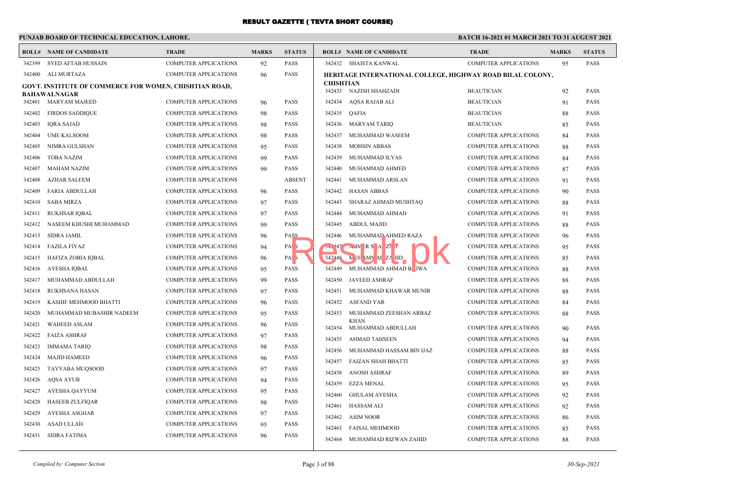# RESULT GAZETTE ( TEVTA SHORT COURSE)

**PUNJAB BOARD OF TECHNICAL EDUCATION, LAHORE.**

**BATCH 16-2021 01 MARCH 2021 TO 31 AUGUST 2021**

| ROLL# | NAME OF CANDIDATE | TRADE | MARKS | STATUS |
|---|---|---|---|---|
| 342399 | SYED AFTAB HUSSAIN | COMPUTER APPLICATIONS | 92 | PASS |
| 342400 | ALI MURTAZA | COMPUTER APPLICATIONS | 96 | PASS |

**GOVT. INSTITUTE OF COMMERCE FOR WOMEN, CHISHTIAN ROAD, BAHAWALNAGAR**

| ROLL# | NAME OF CANDIDATE | TRADE | MARKS | STATUS |
|---|---|---|---|---|
| 342401 | MARYAM MAJEED | COMPUTER APPLICATIONS | 96 | PASS |
| 342402 | FIRDOS SADDIQUE | COMPUTER APPLICATIONS | 98 | PASS |
| 342403 | IQRA SAJAD | COMPUTER APPLICATIONS | 98 | PASS |
| 342404 | UME KALSOOM | COMPUTER APPLICATIONS | 98 | PASS |
| 342405 | NIMRA GULSHAN | COMPUTER APPLICATIONS | 95 | PASS |
| 342406 | TOBA NAZIM | COMPUTER APPLICATIONS | 99 | PASS |
| 342407 | MAHAM NAZIM | COMPUTER APPLICATIONS | 99 | PASS |
| 342408 | AZHAR SALEEM | COMPUTER APPLICATIONS | | ABSENT |
| 342409 | FARIA ABDULLAH | COMPUTER APPLICATIONS | 96 | PASS |
| 342410 | SABA MIRZA | COMPUTER APPLICATIONS | 97 | PASS |
| 342411 | RUKHSAR IQBAL | COMPUTER APPLICATIONS | 97 | PASS |
| 342412 | NASEEM KHUSHI MUHAMMAD | COMPUTER APPLICATIONS | 99 | PASS |
| 342413 | SIDRA JAMIL | COMPUTER APPLICATIONS | 96 | PASS |
| 342414 | FAZILA FIYAZ | COMPUTER APPLICATIONS | 94 | PASS |
| 342415 | HAFIZA ZOBIA IQBAL | COMPUTER APPLICATIONS | 96 | PASS |
| 342416 | AYESHA IQBAL | COMPUTER APPLICATIONS | 95 | PASS |
| 342417 | MUHAMMAD ABDULLAH | COMPUTER APPLICATIONS | 99 | PASS |
| 342418 | RUKHSANA HASAN | COMPUTER APPLICATIONS | 97 | PASS |
| 342419 | KASHIF MEHMOOD BHATTI | COMPUTER APPLICATIONS | 96 | PASS |
| 342420 | MUHAMMAD MUBASHIR NADEEM | COMPUTER APPLICATIONS | 95 | PASS |
| 342421 | WAHEED ASLAM | COMPUTER APPLICATIONS | 96 | PASS |
| 342422 | FAIZA ASHRAF | COMPUTER APPLICATIONS | 97 | PASS |
| 342423 | IMMAMA TARIQ | COMPUTER APPLICATIONS | 98 | PASS |
| 342424 | MAJID HAMEED | COMPUTER APPLICATIONS | 96 | PASS |
| 342425 | TAYYABA MUQSOOD | COMPUTER APPLICATIONS | 97 | PASS |
| 342426 | AQSA AYUB | COMPUTER APPLICATIONS | 94 | PASS |
| 342427 | AYESHA QAYYUM | COMPUTER APPLICATIONS | 95 | PASS |
| 342428 | HASEEB ZULFIQAR | COMPUTER APPLICATIONS | 98 | PASS |
| 342429 | AYESHA ASGHAR | COMPUTER APPLICATIONS | 97 | PASS |
| 342430 | ASAD ULLAH | COMPUTER APPLICATIONS | 95 | PASS |
| 342431 | SIDRA FATIMA | COMPUTER APPLICATIONS | 96 | PASS |
| 342432 | SHAISTA KANWAL | COMPUTER APPLICATIONS | 95 | PASS |

**HERITAGE INTERNATIONAL COLLEGE, HIGHWAY ROAD BILAL COLONY, CHISHTIAN**

| ROLL# | NAME OF CANDIDATE | TRADE | MARKS | STATUS |
|---|---|---|---|---|
| 342433 | NAZISH SHAHZADI | BEAUTICIAN | 92 | PASS |
| 342434 | AQSA RAJAB ALI | BEAUTICIAN | 91 | PASS |
| 342435 | QAFIA | BEAUTICIAN | 88 | PASS |
| 342436 | MARYAM TARIQ | BEAUTICIAN | 85 | PASS |
| 342437 | MUHAMMAD WASEEM | COMPUTER APPLICATIONS | 84 | PASS |
| 342438 | MOHSIN ABBAS | COMPUTER APPLICATIONS | 88 | PASS |
| 342439 | MUHAMMAD ILYAS | COMPUTER APPLICATIONS | 84 | PASS |
| 342440 | MUHAMMAD AHMED | COMPUTER APPLICATIONS | 87 | PASS |
| 342441 | MUHAMMAD ARSLAN | COMPUTER APPLICATIONS | 91 | PASS |
| 342442 | HASAN ABBAS | COMPUTER APPLICATIONS | 90 | PASS |
| 342443 | SHARAZ AHMAD MUSHTAQ | COMPUTER APPLICATIONS | 88 | PASS |
| 342444 | MUHAMMAD AHMAD | COMPUTER APPLICATIONS | 91 | PASS |
| 342445 | ABDUL MAJID | COMPUTER APPLICATIONS | 88 | PASS |
| 342446 | MUHAMMAD AHMED RAZA | COMPUTER APPLICATIONS | 96 | PASS |
| 342447 | AMIR SHAHZAD | COMPUTER APPLICATIONS | 95 | PASS |
| 342448 | MUHAMMAD ZAHID | COMPUTER APPLICATIONS | 85 | PASS |
| 342449 | MUHAMMAD AHMAD BAJWA | COMPUTER APPLICATIONS | 88 | PASS |
| 342450 | JAVEED ASHRAF | COMPUTER APPLICATIONS | 88 | PASS |
| 342451 | MUHAMMAD KHAWAR MUNIR | COMPUTER APPLICATIONS | 88 | PASS |
| 342452 | ASFAND YAR | COMPUTER APPLICATIONS | 84 | PASS |
| 342453 | MUHAMMAD ZEESHAN ARBAZ KHAN | COMPUTER APPLICATIONS | 88 | PASS |
| 342454 | MUHAMMAD ABDULLAH | COMPUTER APPLICATIONS | 90 | PASS |
| 342455 | AHMAD TAHSEEN | COMPUTER APPLICATIONS | 94 | PASS |
| 342456 | MUHAMMAD HASSAM BIN IJAZ | COMPUTER APPLICATIONS | 88 | PASS |
| 342457 | FAIZAN SHAH BHATTI | COMPUTER APPLICATIONS | 85 | PASS |
| 342458 | ANOSH ASHRAF | COMPUTER APPLICATIONS | 89 | PASS |
| 342459 | EZZA MENAL | COMPUTER APPLICATIONS | 95 | PASS |
| 342460 | GHULAM AYESHA | COMPUTER APPLICATIONS | 92 | PASS |
| 342461 | HASSAM ALI | COMPUTER APPLICATIONS | 92 | PASS |
| 342462 | ASIM NOOR | COMPUTER APPLICATIONS | 86 | PASS |
| 342463 | FAISAL MEHMOOD | COMPUTER APPLICATIONS | 85 | PASS |
| 342464 | MUHAMMAD RIZWAN ZAHID | COMPUTER APPLICATIONS | 88 | PASS |

*Compiled by: Computer Section* — *30-Sep-2021*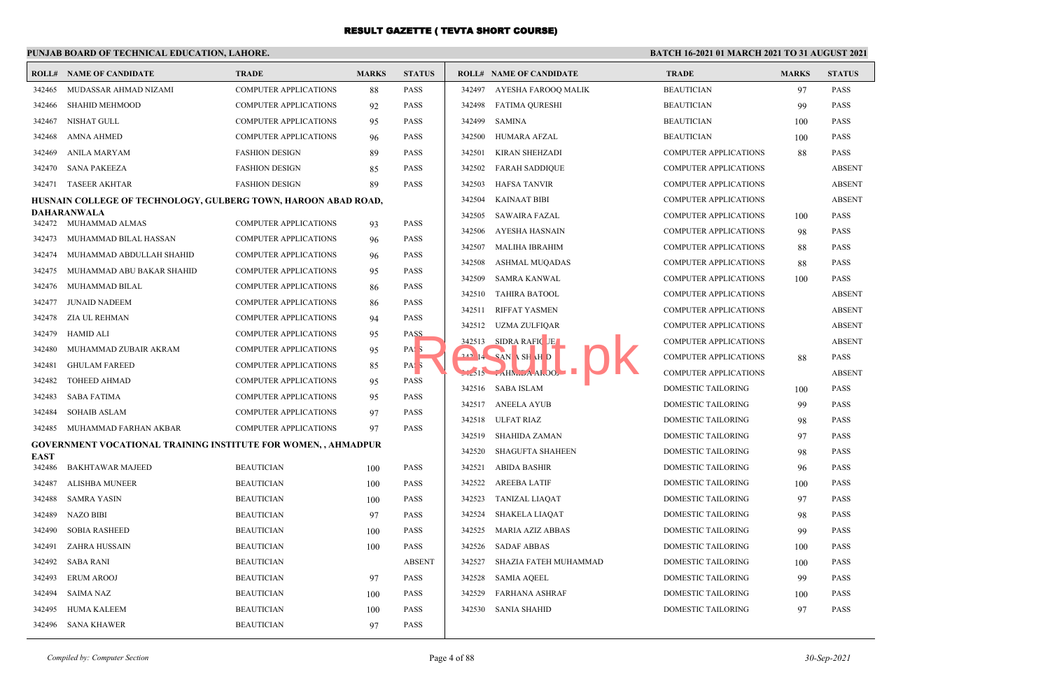# RESULT GAZETTE ( TEVTA SHORT COURSE)

**PUNJAB BOARD OF TECHNICAL EDUCATION, LAHORE.**

**BATCH 16-2021 01 MARCH 2021 TO 31 AUGUST 2021**

| ROLL# | NAME OF CANDIDATE | TRADE | MARKS | STATUS |
|---|---|---|---|---|
| 342465 | MUDASSAR AHMAD NIZAMI | COMPUTER APPLICATIONS | 88 | PASS |
| 342466 | SHAHID MEHMOOD | COMPUTER APPLICATIONS | 92 | PASS |
| 342467 | NISHAT GULL | COMPUTER APPLICATIONS | 95 | PASS |
| 342468 | AMNA AHMED | COMPUTER APPLICATIONS | 96 | PASS |
| 342469 | ANILA MARYAM | FASHION DESIGN | 89 | PASS |
| 342470 | SANA PAKEEZA | FASHION DESIGN | 85 | PASS |
| 342471 | TASEER AKHTAR | FASHION DESIGN | 89 | PASS |

**HUSNAIN COLLEGE OF TECHNOLOGY, GULBERG TOWN, HAROON ABAD ROAD, DAHARANWALA**

| ROLL# | NAME OF CANDIDATE | TRADE | MARKS | STATUS |
|---|---|---|---|---|
| 342472 | MUHAMMAD ALMAS | COMPUTER APPLICATIONS | 93 | PASS |
| 342473 | MUHAMMAD BILAL HASSAN | COMPUTER APPLICATIONS | 96 | PASS |
| 342474 | MUHAMMAD ABDULLAH SHAHID | COMPUTER APPLICATIONS | 96 | PASS |
| 342475 | MUHAMMAD ABU BAKAR SHAHID | COMPUTER APPLICATIONS | 95 | PASS |
| 342476 | MUHAMMAD BILAL | COMPUTER APPLICATIONS | 86 | PASS |
| 342477 | JUNAID NADEEM | COMPUTER APPLICATIONS | 86 | PASS |
| 342478 | ZIA UL REHMAN | COMPUTER APPLICATIONS | 94 | PASS |
| 342479 | HAMID ALI | COMPUTER APPLICATIONS | 95 | PASS |
| 342480 | MUHAMMAD ZUBAIR AKRAM | COMPUTER APPLICATIONS | 95 | PASS |
| 342481 | GHULAM FAREED | COMPUTER APPLICATIONS | 85 | PASS |
| 342482 | TOHEED AHMAD | COMPUTER APPLICATIONS | 95 | PASS |
| 342483 | SABA FATIMA | COMPUTER APPLICATIONS | 95 | PASS |
| 342484 | SOHAIB ASLAM | COMPUTER APPLICATIONS | 97 | PASS |
| 342485 | MUHAMMAD FARHAN AKBAR | COMPUTER APPLICATIONS | 97 | PASS |

**GOVERNMENT VOCATIONAL TRAINING INSTITUTE FOR WOMEN, , AHMADPUR EAST**

| ROLL# | NAME OF CANDIDATE | TRADE | MARKS | STATUS |
|---|---|---|---|---|
| 342486 | BAKHTAWAR MAJEED | BEAUTICIAN | 100 | PASS |
| 342487 | ALISHBA MUNEER | BEAUTICIAN | 100 | PASS |
| 342488 | SAMRA YASIN | BEAUTICIAN | 100 | PASS |
| 342489 | NAZO BIBI | BEAUTICIAN | 97 | PASS |
| 342490 | SOBIA RASHEED | BEAUTICIAN | 100 | PASS |
| 342491 | ZAHRA HUSSAIN | BEAUTICIAN | 100 | PASS |
| 342492 | SABA RANI | BEAUTICIAN | | ABSENT |
| 342493 | ERUM AROOJ | BEAUTICIAN | 97 | PASS |
| 342494 | SAIMA NAZ | BEAUTICIAN | 100 | PASS |
| 342495 | HUMA KALEEM | BEAUTICIAN | 100 | PASS |
| 342496 | SANA KHAWER | BEAUTICIAN | 97 | PASS |
| 342497 | AYESHA FAROOQ MALIK | BEAUTICIAN | 97 | PASS |
| 342498 | FATIMA QURESHI | BEAUTICIAN | 99 | PASS |
| 342499 | SAMINA | BEAUTICIAN | 100 | PASS |
| 342500 | HUMARA AFZAL | BEAUTICIAN | 100 | PASS |
| 342501 | KIRAN SHEHZADI | COMPUTER APPLICATIONS | 88 | PASS |
| 342502 | FARAH SADDIQUE | COMPUTER APPLICATIONS | | ABSENT |
| 342503 | HAFSA TANVIR | COMPUTER APPLICATIONS | | ABSENT |
| 342504 | KAINAAT BIBI | COMPUTER APPLICATIONS | | ABSENT |
| 342505 | SAWAIRA FAZAL | COMPUTER APPLICATIONS | 100 | PASS |
| 342506 | AYESHA HASNAIN | COMPUTER APPLICATIONS | 98 | PASS |
| 342507 | MALIHA IBRAHIM | COMPUTER APPLICATIONS | 88 | PASS |
| 342508 | ASHMAL MUQADAS | COMPUTER APPLICATIONS | 88 | PASS |
| 342509 | SAMRA KANWAL | COMPUTER APPLICATIONS | 100 | PASS |
| 342510 | TAHIRA BATOOL | COMPUTER APPLICATIONS | | ABSENT |
| 342511 | RIFFAT YASMEN | COMPUTER APPLICATIONS | | ABSENT |
| 342512 | UZMA ZULFIQAR | COMPUTER APPLICATIONS | | ABSENT |
| 342513 | SIDRA RAFIQUE | COMPUTER APPLICATIONS | | ABSENT |
| 342514 | SANIA SHAHID | COMPUTER APPLICATIONS | 88 | PASS |
| 342515 | FAHMIDA AROOJ | COMPUTER APPLICATIONS | | ABSENT |
| 342516 | SABA ISLAM | DOMESTIC TAILORING | 100 | PASS |
| 342517 | ANEELA AYUB | DOMESTIC TAILORING | 99 | PASS |
| 342518 | ULFAT RIAZ | DOMESTIC TAILORING | 98 | PASS |
| 342519 | SHAHIDA ZAMAN | DOMESTIC TAILORING | 97 | PASS |
| 342520 | SHAGUFTA SHAHEEN | DOMESTIC TAILORING | 98 | PASS |
| 342521 | ABIDA BASHIR | DOMESTIC TAILORING | 96 | PASS |
| 342522 | AREEBA LATIF | DOMESTIC TAILORING | 100 | PASS |
| 342523 | TANIZAL LIAQAT | DOMESTIC TAILORING | 97 | PASS |
| 342524 | SHAKELA LIAQAT | DOMESTIC TAILORING | 98 | PASS |
| 342525 | MARIA AZIZ ABBAS | DOMESTIC TAILORING | 99 | PASS |
| 342526 | SADAF ABBAS | DOMESTIC TAILORING | 100 | PASS |
| 342527 | SHAZIA FATEH MUHAMMAD | DOMESTIC TAILORING | 100 | PASS |
| 342528 | SAMIA AQEEL | DOMESTIC TAILORING | 99 | PASS |
| 342529 | FARHANA ASHRAF | DOMESTIC TAILORING | 100 | PASS |
| 342530 | SANIA SHAHID | DOMESTIC TAILORING | 97 | PASS |

*Compiled by: Computer Section*

*30-Sep-2021*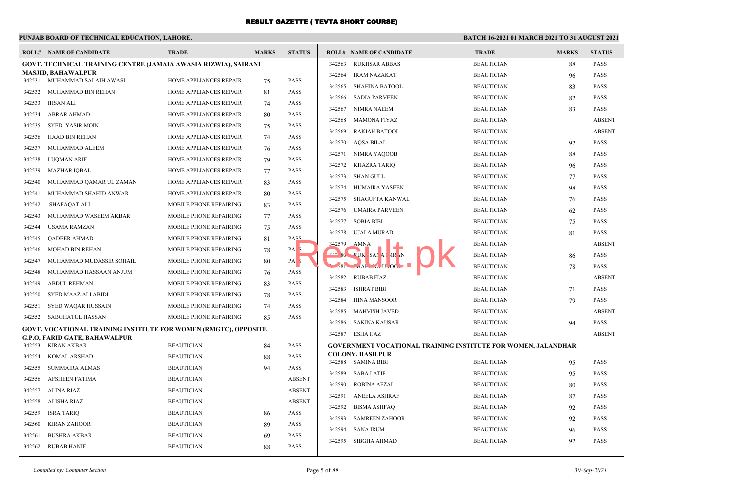# RESULT GAZETTE ( TEVTA SHORT COURSE)

**PUNJAB BOARD OF TECHNICAL EDUCATION, LAHORE.**

**BATCH 16-2021 01 MARCH 2021 TO 31 AUGUST 2021**

| ROLL# | NAME OF CANDIDATE | TRADE | MARKS | STATUS |
|---|---|---|---|---|
| **GOVT. TECHNICAL TRAINING CENTRE (JAMAIA AWASIA RIZWIA), SAIRANI MASJID, BAHAWALPUR** | | | | |
| 342531 | MUHAMMAD SALAIH AWASI | HOME APPLIANCES REPAIR | 75 | PASS |
| 342532 | MUHAMMAD BIN REHAN | HOME APPLIANCES REPAIR | 81 | PASS |
| 342533 | IHSAN ALI | HOME APPLIANCES REPAIR | 74 | PASS |
| 342534 | ABRAR AHMAD | HOME APPLIANCES REPAIR | 80 | PASS |
| 342535 | SYED YASIR MOIN | HOME APPLIANCES REPAIR | 75 | PASS |
| 342536 | HAAD BIN REHAN | HOME APPLIANCES REPAIR | 74 | PASS |
| 342537 | MUHAMMAD ALEEM | HOME APPLIANCES REPAIR | 76 | PASS |
| 342538 | LUQMAN ARIF | HOME APPLIANCES REPAIR | 79 | PASS |
| 342539 | MAZHAR IQBAL | HOME APPLIANCES REPAIR | 77 | PASS |
| 342540 | MUHAMMAD QAMAR UL ZAMAN | HOME APPLIANCES REPAIR | 83 | PASS |
| 342541 | MUHAMMAD SHAHID ANWAR | HOME APPLIANCES REPAIR | 80 | PASS |
| 342542 | SHAFAQAT ALI | MOBILE PHONE REPAIRING | 83 | PASS |
| 342543 | MUHAMMAD WASEEM AKBAR | MOBILE PHONE REPAIRING | 77 | PASS |
| 342544 | USAMA RAMZAN | MOBILE PHONE REPAIRING | 75 | PASS |
| 342545 | QADEER AHMAD | MOBILE PHONE REPAIRING | 81 | PASS |
| 342546 | MOHAD BIN REHAN | MOBILE PHONE REPAIRING | 78 | PASS |
| 342547 | MUHAMMAD MUDASSIR SOHAIL | MOBILE PHONE REPAIRING | 80 | PASS |
| 342548 | MUHAMMAD HASSAAN ANJUM | MOBILE PHONE REPAIRING | 76 | PASS |
| 342549 | ABDUL REHMAN | MOBILE PHONE REPAIRING | 83 | PASS |
| 342550 | SYED MAAZ ALI ABIDI | MOBILE PHONE REPAIRING | 78 | PASS |
| 342551 | SYED WAQAR HUSSAIN | MOBILE PHONE REPAIRING | 74 | PASS |
| 342552 | SABGHATUL HASSAN | MOBILE PHONE REPAIRING | 85 | PASS |
| **GOVT. VOCATIONAL TRAINING INSTITUTE FOR WOMEN (RMGTC), OPPOSITE G.P.O, FARID GATE, BAHAWALPUR** | | | | |
| 342553 | KIRAN AKBAR | BEAUTICIAN | 84 | PASS |
| 342554 | KOMAL ARSHAD | BEAUTICIAN | 88 | PASS |
| 342555 | SUMMAIRA ALMAS | BEAUTICIAN | 94 | PASS |
| 342556 | AFSHEEN FATIMA | BEAUTICIAN | | ABSENT |
| 342557 | ALINA RIAZ | BEAUTICIAN | | ABSENT |
| 342558 | ALISHA RIAZ | BEAUTICIAN | | ABSENT |
| 342559 | ISRA TARIQ | BEAUTICIAN | 86 | PASS |
| 342560 | KIRAN ZAHOOR | BEAUTICIAN | 89 | PASS |
| 342561 | BUSHRA AKBAR | BEAUTICIAN | 69 | PASS |
| 342562 | RUBAB HANIF | BEAUTICIAN | 88 | PASS |
| 342563 | RUKHSAR ABBAS | BEAUTICIAN | 88 | PASS |
| 342564 | IRAM NAZAKAT | BEAUTICIAN | 96 | PASS |
| 342565 | SHAHINA BATOOL | BEAUTICIAN | 83 | PASS |
| 342566 | SADIA PARVEEN | BEAUTICIAN | 82 | PASS |
| 342567 | NIMRA NAEEM | BEAUTICIAN | 83 | PASS |
| 342568 | MAMONA FIYAZ | BEAUTICIAN | | ABSENT |
| 342569 | RAKIAH BATOOL | BEAUTICIAN | | ABSENT |
| 342570 | AQSA BILAL | BEAUTICIAN | 92 | PASS |
| 342571 | NIMRA YAQOOB | BEAUTICIAN | 88 | PASS |
| 342572 | KHAZRA TARIQ | BEAUTICIAN | 96 | PASS |
| 342573 | SHAN GULL | BEAUTICIAN | 77 | PASS |
| 342574 | HUMAIRA YASEEN | BEAUTICIAN | 98 | PASS |
| 342575 | SHAGUFTA KANWAL | BEAUTICIAN | 76 | PASS |
| 342576 | UMAIRA PARVEEN | BEAUTICIAN | 62 | PASS |
| 342577 | SOBIA BIBI | BEAUTICIAN | 75 | PASS |
| 342578 | UJALA MURAD | BEAUTICIAN | 81 | PASS |
| 342579 | AMNA | BEAUTICIAN | | ABSENT |
| 342580 | RUKHSANA IMRAN | BEAUTICIAN | 86 | PASS |
| 342581 | SHAHANA UROOJ | BEAUTICIAN | 78 | PASS |
| 342582 | RUBAB FIAZ | BEAUTICIAN | | ABSENT |
| 342583 | ISHRAT BIBI | BEAUTICIAN | 71 | PASS |
| 342584 | HINA MANSOOR | BEAUTICIAN | 79 | PASS |
| 342585 | MAHVISH JAVED | BEAUTICIAN | | ABSENT |
| 342586 | SAKINA KAUSAR | BEAUTICIAN | 94 | PASS |
| 342587 | ESHA IJAZ | BEAUTICIAN | | ABSENT |
| **GOVERNMENT VOCATIONAL TRAINING INSTITUTE FOR WOMEN, JALANDHAR COLONY, HASILPUR** | | | | |
| 342588 | SAMINA BIBI | BEAUTICIAN | 95 | PASS |
| 342589 | SABA LATIF | BEAUTICIAN | 95 | PASS |
| 342590 | ROBINA AFZAL | BEAUTICIAN | 80 | PASS |
| 342591 | ANEELA ASHRAF | BEAUTICIAN | 87 | PASS |
| 342592 | BISMA ASHFAQ | BEAUTICIAN | 92 | PASS |
| 342593 | SAMREEN ZAHOOR | BEAUTICIAN | 92 | PASS |
| 342594 | SANA IRUM | BEAUTICIAN | 96 | PASS |
| 342595 | SIBGHA AHMAD | BEAUTICIAN | 92 | PASS |

*Compiled by: Computer Section* — *30-Sep-2021*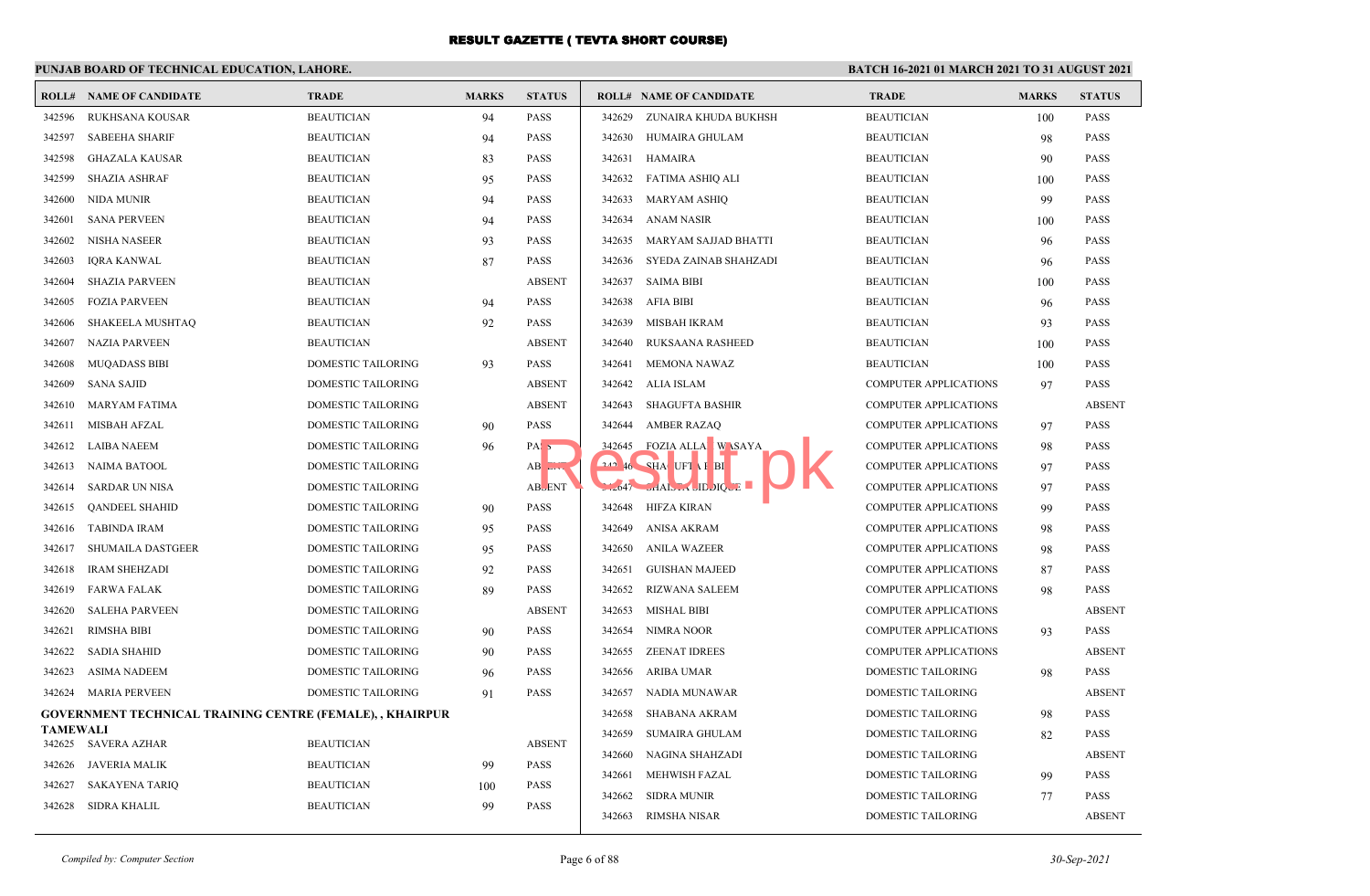# RESULT GAZETTE ( TEVTA SHORT COURSE)

**PUNJAB BOARD OF TECHNICAL EDUCATION, LAHORE.**

**BATCH 16-2021 01 MARCH 2021 TO 31 AUGUST 2021**

| ROLL# | NAME OF CANDIDATE | TRADE | MARKS | STATUS |
|---|---|---|---|---|
| 342596 | RUKHSANA KOUSAR | BEAUTICIAN | 94 | PASS |
| 342597 | SABEEHA SHARIF | BEAUTICIAN | 94 | PASS |
| 342598 | GHAZALA KAUSAR | BEAUTICIAN | 83 | PASS |
| 342599 | SHAZIA ASHRAF | BEAUTICIAN | 95 | PASS |
| 342600 | NIDA MUNIR | BEAUTICIAN | 94 | PASS |
| 342601 | SANA PERVEEN | BEAUTICIAN | 94 | PASS |
| 342602 | NISHA NASEER | BEAUTICIAN | 93 | PASS |
| 342603 | IQRA KANWAL | BEAUTICIAN | 87 | PASS |
| 342604 | SHAZIA PARVEEN | BEAUTICIAN | | ABSENT |
| 342605 | FOZIA PARVEEN | BEAUTICIAN | 94 | PASS |
| 342606 | SHAKEELA MUSHTAQ | BEAUTICIAN | 92 | PASS |
| 342607 | NAZIA PARVEEN | BEAUTICIAN | | ABSENT |
| 342608 | MUQADASS BIBI | DOMESTIC TAILORING | 93 | PASS |
| 342609 | SANA SAJID | DOMESTIC TAILORING | | ABSENT |
| 342610 | MARYAM FATIMA | DOMESTIC TAILORING | | ABSENT |
| 342611 | MISBAH AFZAL | DOMESTIC TAILORING | 90 | PASS |
| 342612 | LAIBA NAEEM | DOMESTIC TAILORING | 96 | PASS |
| 342613 | NAIMA BATOOL | DOMESTIC TAILORING | | ABSENT |
| 342614 | SARDAR UN NISA | DOMESTIC TAILORING | | ABSENT |
| 342615 | QANDEEL SHAHID | DOMESTIC TAILORING | 90 | PASS |
| 342616 | TABINDA IRAM | DOMESTIC TAILORING | 95 | PASS |
| 342617 | SHUMAILA DASTGEER | DOMESTIC TAILORING | 95 | PASS |
| 342618 | IRAM SHEHZADI | DOMESTIC TAILORING | 92 | PASS |
| 342619 | FARWA FALAK | DOMESTIC TAILORING | 89 | PASS |
| 342620 | SALEHA PARVEEN | DOMESTIC TAILORING | | ABSENT |
| 342621 | RIMSHA BIBI | DOMESTIC TAILORING | 90 | PASS |
| 342622 | SADIA SHAHID | DOMESTIC TAILORING | 90 | PASS |
| 342623 | ASIMA NADEEM | DOMESTIC TAILORING | 96 | PASS |
| 342624 | MARIA PERVEEN | DOMESTIC TAILORING | 91 | PASS |

**GOVERNMENT TECHNICAL TRAINING CENTRE (FEMALE), , KHAIRPUR TAMEWALI**

| ROLL# | NAME OF CANDIDATE | TRADE | MARKS | STATUS |
|---|---|---|---|---|
| 342625 | SAVERA AZHAR | BEAUTICIAN | | ABSENT |
| 342626 | JAVERIA MALIK | BEAUTICIAN | 99 | PASS |
| 342627 | SAKAYENA TARIQ | BEAUTICIAN | 100 | PASS |
| 342628 | SIDRA KHALIL | BEAUTICIAN | 99 | PASS |
| 342629 | ZUNAIRA KHUDA BUKHSH | BEAUTICIAN | 100 | PASS |
| 342630 | HUMAIRA GHULAM | BEAUTICIAN | 98 | PASS |
| 342631 | HAMAIRA | BEAUTICIAN | 90 | PASS |
| 342632 | FATIMA ASHIQ ALI | BEAUTICIAN | 100 | PASS |
| 342633 | MARYAM ASHIQ | BEAUTICIAN | 99 | PASS |
| 342634 | ANAM NASIR | BEAUTICIAN | 100 | PASS |
| 342635 | MARYAM SAJJAD BHATTI | BEAUTICIAN | 96 | PASS |
| 342636 | SYEDA ZAINAB SHAHZADI | BEAUTICIAN | 96 | PASS |
| 342637 | SAIMA BIBI | BEAUTICIAN | 100 | PASS |
| 342638 | AFIA BIBI | BEAUTICIAN | 96 | PASS |
| 342639 | MISBAH IKRAM | BEAUTICIAN | 93 | PASS |
| 342640 | RUKSAANA RASHEED | BEAUTICIAN | 100 | PASS |
| 342641 | MEMONA NAWAZ | BEAUTICIAN | 100 | PASS |
| 342642 | ALIA ISLAM | COMPUTER APPLICATIONS | 97 | PASS |
| 342643 | SHAGUFTA BASHIR | COMPUTER APPLICATIONS | | ABSENT |
| 342644 | AMBER RAZAQ | COMPUTER APPLICATIONS | 97 | PASS |
| 342645 | FOZIA ALLAH WASAYA | COMPUTER APPLICATIONS | 98 | PASS |
| 342646 | SHAGUFTA BIBI | COMPUTER APPLICATIONS | 97 | PASS |
| 342647 | SHAISTA SIDDIQUE | COMPUTER APPLICATIONS | 97 | PASS |
| 342648 | HIFZA KIRAN | COMPUTER APPLICATIONS | 99 | PASS |
| 342649 | ANISA AKRAM | COMPUTER APPLICATIONS | 98 | PASS |
| 342650 | ANILA WAZEER | COMPUTER APPLICATIONS | 98 | PASS |
| 342651 | GUISHAN MAJEED | COMPUTER APPLICATIONS | 87 | PASS |
| 342652 | RIZWANA SALEEM | COMPUTER APPLICATIONS | 98 | PASS |
| 342653 | MISHAL BIBI | COMPUTER APPLICATIONS | | ABSENT |
| 342654 | NIMRA NOOR | COMPUTER APPLICATIONS | 93 | PASS |
| 342655 | ZEENAT IDREES | COMPUTER APPLICATIONS | | ABSENT |
| 342656 | ARIBA UMAR | DOMESTIC TAILORING | 98 | PASS |
| 342657 | NADIA MUNAWAR | DOMESTIC TAILORING | | ABSENT |
| 342658 | SHABANA AKRAM | DOMESTIC TAILORING | 98 | PASS |
| 342659 | SUMAIRA GHULAM | DOMESTIC TAILORING | 82 | PASS |
| 342660 | NAGINA SHAHZADI | DOMESTIC TAILORING | | ABSENT |
| 342661 | MEHWISH FAZAL | DOMESTIC TAILORING | 99 | PASS |
| 342662 | SIDRA MUNIR | DOMESTIC TAILORING | 77 | PASS |
| 342663 | RIMSHA NISAR | DOMESTIC TAILORING | | ABSENT |

*Compiled by: Computer Section*

*30-Sep-2021*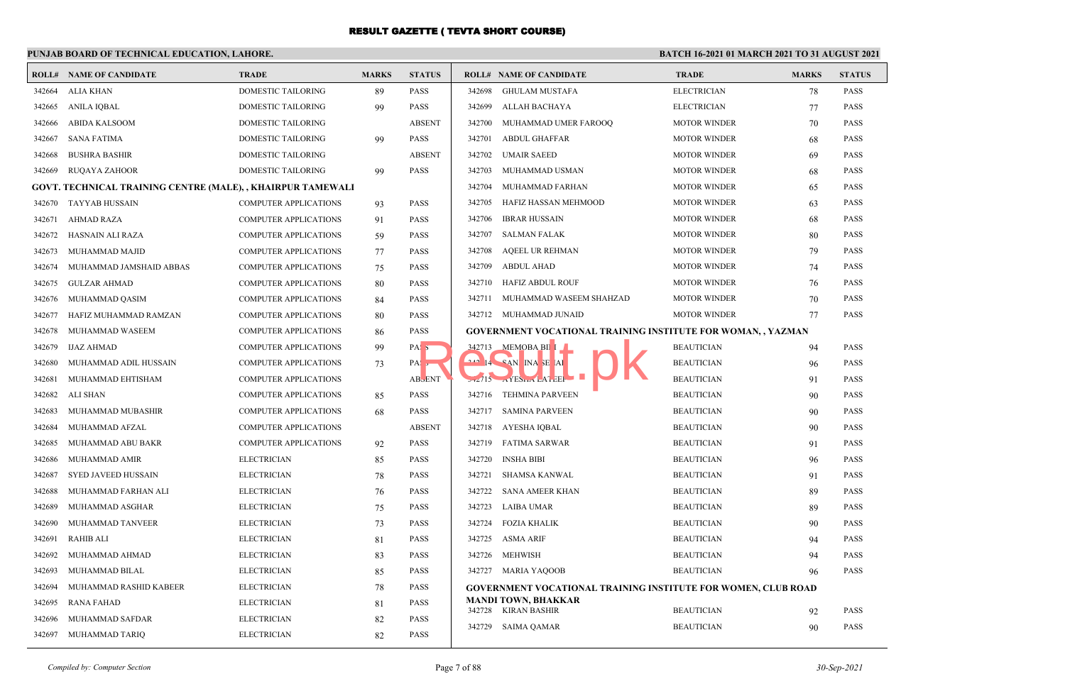# RESULT GAZETTE ( TEVTA SHORT COURSE)

**PUNJAB BOARD OF TECHNICAL EDUCATION, LAHORE.**

**BATCH 16-2021 01 MARCH 2021 TO 31 AUGUST 2021**

| ROLL# | NAME OF CANDIDATE | TRADE | MARKS | STATUS |
|---|---|---|---|---|
| 342664 | ALIA KHAN | DOMESTIC TAILORING | 89 | PASS |
| 342665 | ANILA IQBAL | DOMESTIC TAILORING | 99 | PASS |
| 342666 | ABIDA KALSOOM | DOMESTIC TAILORING | | ABSENT |
| 342667 | SANA FATIMA | DOMESTIC TAILORING | 99 | PASS |
| 342668 | BUSHRA BASHIR | DOMESTIC TAILORING | | ABSENT |
| 342669 | RUQAYA ZAHOOR | DOMESTIC TAILORING | 99 | PASS |
| **GOVT. TECHNICAL TRAINING CENTRE (MALE), , KHAIRPUR TAMEWALI** | | | | |
| 342670 | TAYYAB HUSSAIN | COMPUTER APPLICATIONS | 93 | PASS |
| 342671 | AHMAD RAZA | COMPUTER APPLICATIONS | 91 | PASS |
| 342672 | HASNAIN ALI RAZA | COMPUTER APPLICATIONS | 59 | PASS |
| 342673 | MUHAMMAD MAJID | COMPUTER APPLICATIONS | 77 | PASS |
| 342674 | MUHAMMAD JAMSHAID ABBAS | COMPUTER APPLICATIONS | 75 | PASS |
| 342675 | GULZAR AHMAD | COMPUTER APPLICATIONS | 80 | PASS |
| 342676 | MUHAMMAD QASIM | COMPUTER APPLICATIONS | 84 | PASS |
| 342677 | HAFIZ MUHAMMAD RAMZAN | COMPUTER APPLICATIONS | 80 | PASS |
| 342678 | MUHAMMAD WASEEM | COMPUTER APPLICATIONS | 86 | PASS |
| 342679 | IJAZ AHMAD | COMPUTER APPLICATIONS | 99 | PASS |
| 342680 | MUHAMMAD ADIL HUSSAIN | COMPUTER APPLICATIONS | 73 | PASS |
| 342681 | MUHAMMAD EHTISHAM | COMPUTER APPLICATIONS | | ABSENT |
| 342682 | ALI SHAN | COMPUTER APPLICATIONS | 85 | PASS |
| 342683 | MUHAMMAD MUBASHIR | COMPUTER APPLICATIONS | 68 | PASS |
| 342684 | MUHAMMAD AFZAL | COMPUTER APPLICATIONS | | ABSENT |
| 342685 | MUHAMMAD ABU BAKR | COMPUTER APPLICATIONS | 92 | PASS |
| 342686 | MUHAMMAD AMIR | ELECTRICIAN | 85 | PASS |
| 342687 | SYED JAVEED HUSSAIN | ELECTRICIAN | 78 | PASS |
| 342688 | MUHAMMAD FARHAN ALI | ELECTRICIAN | 76 | PASS |
| 342689 | MUHAMMAD ASGHAR | ELECTRICIAN | 75 | PASS |
| 342690 | MUHAMMAD TANVEER | ELECTRICIAN | 73 | PASS |
| 342691 | RAHIB ALI | ELECTRICIAN | 81 | PASS |
| 342692 | MUHAMMAD AHMAD | ELECTRICIAN | 83 | PASS |
| 342693 | MUHAMMAD BILAL | ELECTRICIAN | 85 | PASS |
| 342694 | MUHAMMAD RASHID KABEER | ELECTRICIAN | 78 | PASS |
| 342695 | RANA FAHAD | ELECTRICIAN | 81 | PASS |
| 342696 | MUHAMMAD SAFDAR | ELECTRICIAN | 82 | PASS |
| 342697 | MUHAMMAD TARIQ | ELECTRICIAN | 82 | PASS |
| 342698 | GHULAM MUSTAFA | ELECTRICIAN | 78 | PASS |
| 342699 | ALLAH BACHAYA | ELECTRICIAN | 77 | PASS |
| 342700 | MUHAMMAD UMER FAROOQ | MOTOR WINDER | 70 | PASS |
| 342701 | ABDUL GHAFFAR | MOTOR WINDER | 68 | PASS |
| 342702 | UMAIR SAEED | MOTOR WINDER | 69 | PASS |
| 342703 | MUHAMMAD USMAN | MOTOR WINDER | 68 | PASS |
| 342704 | MUHAMMAD FARHAN | MOTOR WINDER | 65 | PASS |
| 342705 | HAFIZ HASSAN MEHMOOD | MOTOR WINDER | 63 | PASS |
| 342706 | IBRAR HUSSAIN | MOTOR WINDER | 68 | PASS |
| 342707 | SALMAN FALAK | MOTOR WINDER | 80 | PASS |
| 342708 | AQEEL UR REHMAN | MOTOR WINDER | 79 | PASS |
| 342709 | ABDUL AHAD | MOTOR WINDER | 74 | PASS |
| 342710 | HAFIZ ABDUL ROUF | MOTOR WINDER | 76 | PASS |
| 342711 | MUHAMMAD WASEEM SHAHZAD | MOTOR WINDER | 70 | PASS |
| 342712 | MUHAMMAD JUNAID | MOTOR WINDER | 77 | PASS |
| **GOVERNMENT VOCATIONAL TRAINING INSTITUTE FOR WOMAN, , YAZMAN** | | | | |
| 342713 | MEMOBA BIBI | BEAUTICIAN | 94 | PASS |
| 342714 | SANJINA SEHAL | BEAUTICIAN | 96 | PASS |
| 342715 | AYESHA LATEEF | BEAUTICIAN | 91 | PASS |
| 342716 | TEHMINA PARVEEN | BEAUTICIAN | 90 | PASS |
| 342717 | SAMINA PARVEEN | BEAUTICIAN | 90 | PASS |
| 342718 | AYESHA IQBAL | BEAUTICIAN | 90 | PASS |
| 342719 | FATIMA SARWAR | BEAUTICIAN | 91 | PASS |
| 342720 | INSHA BIBI | BEAUTICIAN | 96 | PASS |
| 342721 | SHAMSA KANWAL | BEAUTICIAN | 91 | PASS |
| 342722 | SANA AMEER KHAN | BEAUTICIAN | 89 | PASS |
| 342723 | LAIBA UMAR | BEAUTICIAN | 89 | PASS |
| 342724 | FOZIA KHALIK | BEAUTICIAN | 90 | PASS |
| 342725 | ASMA ARIF | BEAUTICIAN | 94 | PASS |
| 342726 | MEHWISH | BEAUTICIAN | 94 | PASS |
| 342727 | MARIA YAQOOB | BEAUTICIAN | 96 | PASS |
| **GOVERNMENT VOCATIONAL TRAINING INSTITUTE FOR WOMEN, CLUB ROAD MANDI TOWN, BHAKKAR** | | | | |
| 342728 | KIRAN BASHIR | BEAUTICIAN | 92 | PASS |
| 342729 | SAIMA QAMAR | BEAUTICIAN | 90 | PASS |

*Compiled by: Computer Section*

*30-Sep-2021*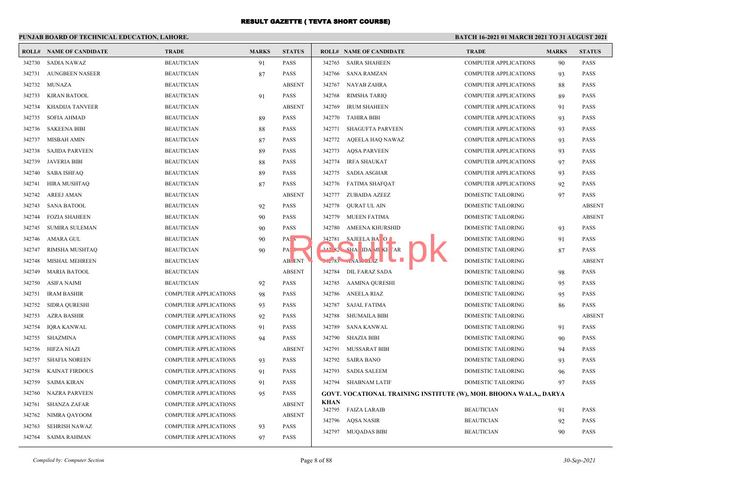# RESULT GAZETTE ( TEVTA SHORT COURSE)

## PUNJAB BOARD OF TECHNICAL EDUCATION, LAHORE.

**BATCH 16-2021 01 MARCH 2021 TO 31 AUGUST 2021**

| ROLL# | NAME OF CANDIDATE | TRADE | MARKS | STATUS |
|---|---|---|---|---|
| 342730 | SADIA NAWAZ | BEAUTICIAN | 91 | PASS |
| 342731 | AUNGBEEN NASEER | BEAUTICIAN | 87 | PASS |
| 342732 | MUNAZA | BEAUTICIAN | | ABSENT |
| 342733 | KIRAN BATOOL | BEAUTICIAN | 91 | PASS |
| 342734 | KHADIJA TANVEER | BEAUTICIAN | | ABSENT |
| 342735 | SOFIA AHMAD | BEAUTICIAN | 89 | PASS |
| 342736 | SAKEENA BIBI | BEAUTICIAN | 88 | PASS |
| 342737 | MISBAH AMIN | BEAUTICIAN | 87 | PASS |
| 342738 | SAJIDA PARVEEN | BEAUTICIAN | 89 | PASS |
| 342739 | JAVERIA BIBI | BEAUTICIAN | 88 | PASS |
| 342740 | SABA ISHFAQ | BEAUTICIAN | 89 | PASS |
| 342741 | HIRA MUSHTAQ | BEAUTICIAN | 87 | PASS |
| 342742 | AREEJ AMAN | BEAUTICIAN | | ABSENT |
| 342743 | SANA BATOOL | BEAUTICIAN | 92 | PASS |
| 342744 | FOZIA SHAHEEN | BEAUTICIAN | 90 | PASS |
| 342745 | SUMIRA SULEMAN | BEAUTICIAN | 90 | PASS |
| 342746 | AMARA GUL | BEAUTICIAN | 90 | PASS |
| 342747 | RIMSHA MUSHTAQ | BEAUTICIAN | 90 | PASS |
| 342748 | MISHAL MEHREEN | BEAUTICIAN | | ABSENT |
| 342749 | MARIA BATOOL | BEAUTICIAN | | ABSENT |
| 342750 | ASIFA NAJMI | BEAUTICIAN | 92 | PASS |
| 342751 | IRAM BASHIR | COMPUTER APPLICATIONS | 98 | PASS |
| 342752 | SIDRA QURESHI | COMPUTER APPLICATIONS | 93 | PASS |
| 342753 | AZRA BASHIR | COMPUTER APPLICATIONS | 92 | PASS |
| 342754 | IQRA KANWAL | COMPUTER APPLICATIONS | 91 | PASS |
| 342755 | SHAZMINA | COMPUTER APPLICATIONS | 94 | PASS |
| 342756 | HIFZA NIAZI | COMPUTER APPLICATIONS | | ABSENT |
| 342757 | SHAFIA NOREEN | COMPUTER APPLICATIONS | 93 | PASS |
| 342758 | KAINAT FIRDOUS | COMPUTER APPLICATIONS | 91 | PASS |
| 342759 | SAIMA KIRAN | COMPUTER APPLICATIONS | 91 | PASS |
| 342760 | NAZRA PARVEEN | COMPUTER APPLICATIONS | 95 | PASS |
| 342761 | SHANZA ZAFAR | COMPUTER APPLICATIONS | | ABSENT |
| 342762 | NIMRA QAYOOM | COMPUTER APPLICATIONS | | ABSENT |
| 342763 | SEHRISH NAWAZ | COMPUTER APPLICATIONS | 93 | PASS |
| 342764 | SAIMA RAHMAN | COMPUTER APPLICATIONS | 97 | PASS |
| 342765 | SAIRA SHAHEEN | COMPUTER APPLICATIONS | 90 | PASS |
| 342766 | SANA RAMZAN | COMPUTER APPLICATIONS | 93 | PASS |
| 342767 | NAYAB ZAHRA | COMPUTER APPLICATIONS | 88 | PASS |
| 342768 | RIMSHA TARIQ | COMPUTER APPLICATIONS | 89 | PASS |
| 342769 | IRUM SHAHEEN | COMPUTER APPLICATIONS | 91 | PASS |
| 342770 | TAHIRA BIBI | COMPUTER APPLICATIONS | 93 | PASS |
| 342771 | SHAGUFTA PARVEEN | COMPUTER APPLICATIONS | 93 | PASS |
| 342772 | AQEELA HAQ NAWAZ | COMPUTER APPLICATIONS | 93 | PASS |
| 342773 | AQSA PARVEEN | COMPUTER APPLICATIONS | 93 | PASS |
| 342774 | IRFA SHAUKAT | COMPUTER APPLICATIONS | 97 | PASS |
| 342775 | SADIA ASGHAR | COMPUTER APPLICATIONS | 93 | PASS |
| 342776 | FATIMA SHAFQAT | COMPUTER APPLICATIONS | 92 | PASS |
| 342777 | ZUBAIDA AZEEZ | DOMESTIC TAILORING | 97 | PASS |
| 342778 | QURAT UL AIN | DOMESTIC TAILORING | | ABSENT |
| 342779 | MUEEN FATIMA | DOMESTIC TAILORING | | ABSENT |
| 342780 | AMEENA KHURSHID | DOMESTIC TAILORING | 93 | PASS |
| 342781 | SAJEELA BANO | DOMESTIC TAILORING | 91 | PASS |
| 342782 | SHAHIDA MUKHTAR | DOMESTIC TAILORING | 87 | PASS |
| 342783 | ANAM RIAZ | DOMESTIC TAILORING | | ABSENT |
| 342784 | DIL FARAZ SADA | DOMESTIC TAILORING | 98 | PASS |
| 342785 | AAMINA QURESHI | DOMESTIC TAILORING | 95 | PASS |
| 342786 | ANEELA RIAZ | DOMESTIC TAILORING | 95 | PASS |
| 342787 | SAJAL FATIMA | DOMESTIC TAILORING | 86 | PASS |
| 342788 | SHUMAILA BIBI | DOMESTIC TAILORING | | ABSENT |
| 342789 | SANA KANWAL | DOMESTIC TAILORING | 91 | PASS |
| 342790 | SHAZIA BIBI | DOMESTIC TAILORING | 90 | PASS |
| 342791 | MUSSARAT BIBI | DOMESTIC TAILORING | 94 | PASS |
| 342792 | SAIRA BANO | DOMESTIC TAILORING | 93 | PASS |
| 342793 | SADIA SALEEM | DOMESTIC TAILORING | 96 | PASS |
| 342794 | SHABNAM LATIF | DOMESTIC TAILORING | 97 | PASS |

**GOVT. VOCATIONAL TRAINING INSTITUTE (W), MOH. BHOONA WALA,, DARYA KHAN**

| ROLL# | NAME OF CANDIDATE | TRADE | MARKS | STATUS |
|---|---|---|---|---|
| 342795 | FAIZA LARAIB | BEAUTICIAN | 91 | PASS |
| 342796 | AQSA NASIR | BEAUTICIAN | 92 | PASS |
| 342797 | MUQADAS BIBI | BEAUTICIAN | 90 | PASS |

*Compiled by: Computer Section*

*30-Sep-2021*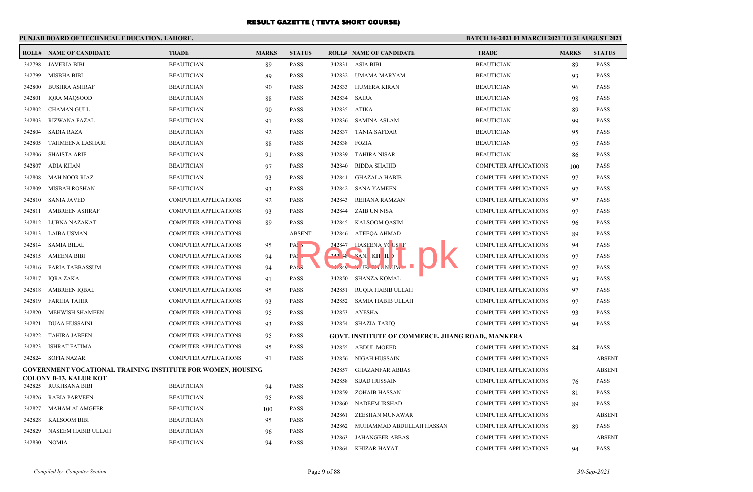# RESULT GAZETTE ( TEVTA SHORT COURSE)

**PUNJAB BOARD OF TECHNICAL EDUCATION, LAHORE.**

**BATCH 16-2021 01 MARCH 2021 TO 31 AUGUST 2021**

| ROLL# | NAME OF CANDIDATE | TRADE | MARKS | STATUS |
|---|---|---|---|---|
| 342798 | JAVERIA BIBI | BEAUTICIAN | 89 | PASS |
| 342799 | MISBHA BIBI | BEAUTICIAN | 89 | PASS |
| 342800 | BUSHRA ASHRAF | BEAUTICIAN | 90 | PASS |
| 342801 | IQRA MAQSOOD | BEAUTICIAN | 88 | PASS |
| 342802 | CHAMAN GULL | BEAUTICIAN | 90 | PASS |
| 342803 | RIZWANA FAZAL | BEAUTICIAN | 91 | PASS |
| 342804 | SADIA RAZA | BEAUTICIAN | 92 | PASS |
| 342805 | TAHMEENA LASHARI | BEAUTICIAN | 88 | PASS |
| 342806 | SHAISTA ARIF | BEAUTICIAN | 91 | PASS |
| 342807 | ADIA KHAN | BEAUTICIAN | 97 | PASS |
| 342808 | MAH NOOR RIAZ | BEAUTICIAN | 93 | PASS |
| 342809 | MISBAH ROSHAN | BEAUTICIAN | 93 | PASS |
| 342810 | SANIA JAVED | COMPUTER APPLICATIONS | 92 | PASS |
| 342811 | AMBREEN ASHRAF | COMPUTER APPLICATIONS | 93 | PASS |
| 342812 | LUBNA NAZAKAT | COMPUTER APPLICATIONS | 89 | PASS |
| 342813 | LAIBA USMAN | COMPUTER APPLICATIONS | | ABSENT |
| 342814 | SAMIA BILAL | COMPUTER APPLICATIONS | 95 | PASS |
| 342815 | AMEENA BIBI | COMPUTER APPLICATIONS | 94 | PASS |
| 342816 | FARIA TABBASSUM | COMPUTER APPLICATIONS | 94 | PASS |
| 342817 | IQRA ZAKA | COMPUTER APPLICATIONS | 91 | PASS |
| 342818 | AMBREEN IQBAL | COMPUTER APPLICATIONS | 95 | PASS |
| 342819 | FARIHA TAHIR | COMPUTER APPLICATIONS | 93 | PASS |
| 342820 | MEHWISH SHAMEEN | COMPUTER APPLICATIONS | 95 | PASS |
| 342821 | DUAA HUSSAINI | COMPUTER APPLICATIONS | 93 | PASS |
| 342822 | TAHIRA JABEEN | COMPUTER APPLICATIONS | 95 | PASS |
| 342823 | ISHRAT FATIMA | COMPUTER APPLICATIONS | 95 | PASS |
| 342824 | SOFIA NAZAR | COMPUTER APPLICATIONS | 91 | PASS |
| **GOVERNMENT VOCATIONAL TRAINING INSTITUTE FOR WOMEN, HOUSING COLONY B-13, KALUR KOT** | | | | |
| 342825 | RUKHSANA BIBI | BEAUTICIAN | 94 | PASS |
| 342826 | RABIA PARVEEN | BEAUTICIAN | 95 | PASS |
| 342827 | MAHAM ALAMGEER | BEAUTICIAN | 100 | PASS |
| 342828 | KALSOOM BIBI | BEAUTICIAN | 95 | PASS |
| 342829 | NASEEM HABIB ULLAH | BEAUTICIAN | 96 | PASS |
| 342830 | NOMIA | BEAUTICIAN | 94 | PASS |
| 342831 | ASIA BIBI | BEAUTICIAN | 89 | PASS |
| 342832 | UMAMA MARYAM | BEAUTICIAN | 93 | PASS |
| 342833 | HUMERA KIRAN | BEAUTICIAN | 96 | PASS |
| 342834 | SAIRA | BEAUTICIAN | 98 | PASS |
| 342835 | ATIKA | BEAUTICIAN | 89 | PASS |
| 342836 | SAMINA ASLAM | BEAUTICIAN | 99 | PASS |
| 342837 | TANIA SAFDAR | BEAUTICIAN | 95 | PASS |
| 342838 | FOZIA | BEAUTICIAN | 95 | PASS |
| 342839 | TAHIRA NISAR | BEAUTICIAN | 86 | PASS |
| 342840 | RIDDA SHAHID | COMPUTER APPLICATIONS | 100 | PASS |
| 342841 | GHAZALA HABIB | COMPUTER APPLICATIONS | 97 | PASS |
| 342842 | SANA YAMEEN | COMPUTER APPLICATIONS | 97 | PASS |
| 342843 | REHANA RAMZAN | COMPUTER APPLICATIONS | 92 | PASS |
| 342844 | ZAIB UN NISA | COMPUTER APPLICATIONS | 97 | PASS |
| 342845 | KALSOOM QASIM | COMPUTER APPLICATIONS | 96 | PASS |
| 342846 | ATEEQA AHMAD | COMPUTER APPLICATIONS | 89 | PASS |
| 342847 | HASEENA YOUSAF | COMPUTER APPLICATIONS | 94 | PASS |
| 342848 | SANA KHALID | COMPUTER APPLICATIONS | 97 | PASS |
| 342849 | MUBEEN ANJUM | COMPUTER APPLICATIONS | 97 | PASS |
| 342850 | SHANZA KOMAL | COMPUTER APPLICATIONS | 93 | PASS |
| 342851 | RUQIA HABIB ULLAH | COMPUTER APPLICATIONS | 97 | PASS |
| 342852 | SAMIA HABIB ULLAH | COMPUTER APPLICATIONS | 97 | PASS |
| 342853 | AYESHA | COMPUTER APPLICATIONS | 93 | PASS |
| 342854 | SHAZIA TARIQ | COMPUTER APPLICATIONS | 94 | PASS |
| **GOVT. INSTITUTE OF COMMERCE, JHANG ROAD,, MANKERA** | | | | |
| 342855 | ABDUL MOEED | COMPUTER APPLICATIONS | 84 | PASS |
| 342856 | NIGAH HUSSAIN | COMPUTER APPLICATIONS | | ABSENT |
| 342857 | GHAZANFAR ABBAS | COMPUTER APPLICATIONS | | ABSENT |
| 342858 | SIJAD HUSSAIN | COMPUTER APPLICATIONS | 76 | PASS |
| 342859 | ZOHAIB HASSAN | COMPUTER APPLICATIONS | 81 | PASS |
| 342860 | NADEEM IRSHAD | COMPUTER APPLICATIONS | 89 | PASS |
| 342861 | ZEESHAN MUNAWAR | COMPUTER APPLICATIONS | | ABSENT |
| 342862 | MUHAMMAD ABDULLAH HASSAN | COMPUTER APPLICATIONS | 89 | PASS |
| 342863 | JAHANGEER ABBAS | COMPUTER APPLICATIONS | | ABSENT |
| 342864 | KHIZAR HAYAT | COMPUTER APPLICATIONS | 94 | PASS |

*Compiled by: Computer Section*

*30-Sep-2021*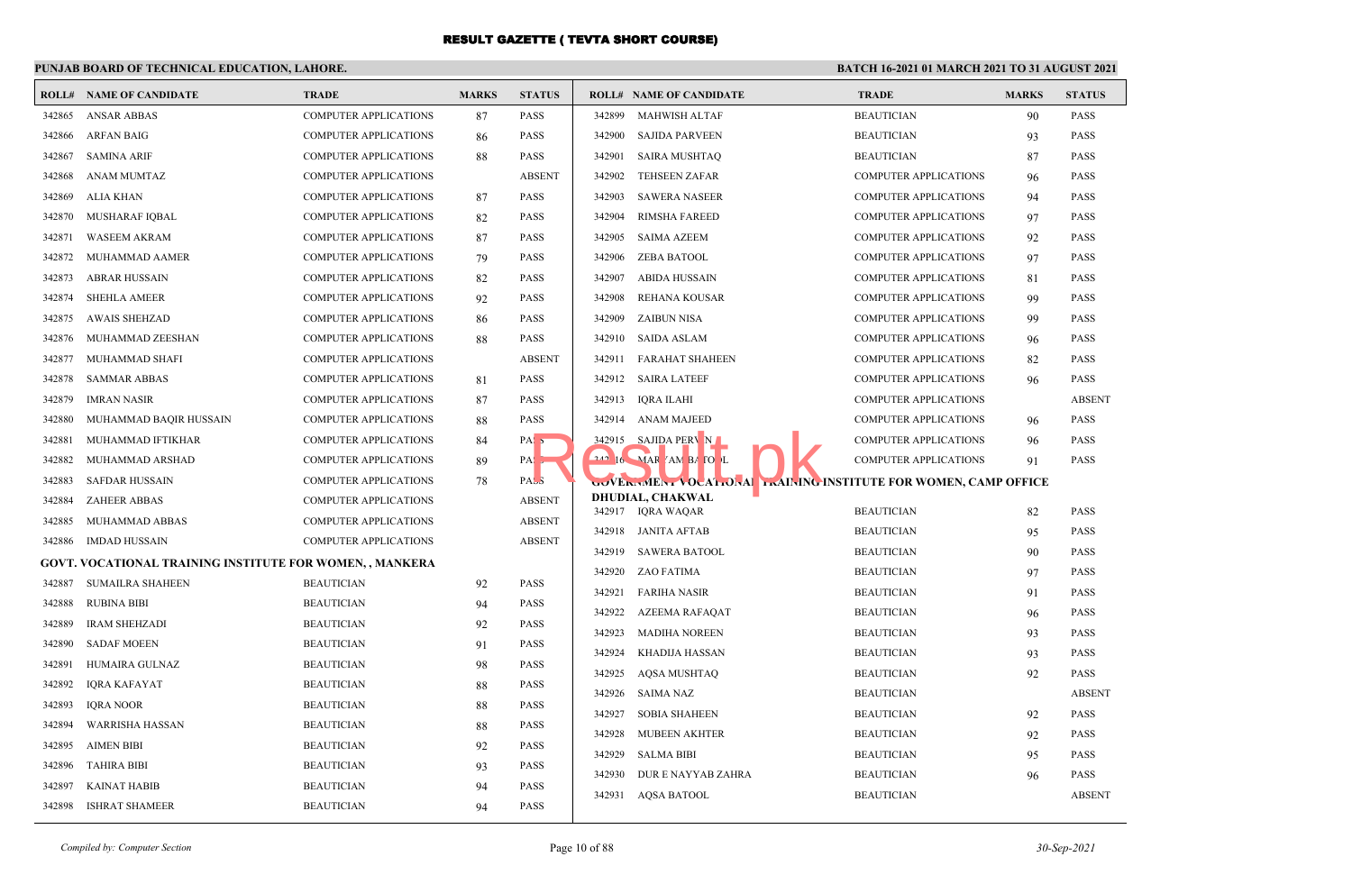# RESULT GAZETTE ( TEVTA SHORT COURSE)

**PUNJAB BOARD OF TECHNICAL EDUCATION, LAHORE.**

**BATCH 16-2021 01 MARCH 2021 TO 31 AUGUST 2021**

| ROLL# | NAME OF CANDIDATE | TRADE | MARKS | STATUS |
|---|---|---|---|---|
| 342865 | ANSAR ABBAS | COMPUTER APPLICATIONS | 87 | PASS |
| 342866 | ARFAN BAIG | COMPUTER APPLICATIONS | 86 | PASS |
| 342867 | SAMINA ARIF | COMPUTER APPLICATIONS | 88 | PASS |
| 342868 | ANAM MUMTAZ | COMPUTER APPLICATIONS | | ABSENT |
| 342869 | ALIA KHAN | COMPUTER APPLICATIONS | 87 | PASS |
| 342870 | MUSHARAF IQBAL | COMPUTER APPLICATIONS | 82 | PASS |
| 342871 | WASEEM AKRAM | COMPUTER APPLICATIONS | 87 | PASS |
| 342872 | MUHAMMAD AAMER | COMPUTER APPLICATIONS | 79 | PASS |
| 342873 | ABRAR HUSSAIN | COMPUTER APPLICATIONS | 82 | PASS |
| 342874 | SHEHLA AMEER | COMPUTER APPLICATIONS | 92 | PASS |
| 342875 | AWAIS SHEHZAD | COMPUTER APPLICATIONS | 86 | PASS |
| 342876 | MUHAMMAD ZEESHAN | COMPUTER APPLICATIONS | 88 | PASS |
| 342877 | MUHAMMAD SHAFI | COMPUTER APPLICATIONS | | ABSENT |
| 342878 | SAMMAR ABBAS | COMPUTER APPLICATIONS | 81 | PASS |
| 342879 | IMRAN NASIR | COMPUTER APPLICATIONS | 87 | PASS |
| 342880 | MUHAMMAD BAQIR HUSSAIN | COMPUTER APPLICATIONS | 88 | PASS |
| 342881 | MUHAMMAD IFTIKHAR | COMPUTER APPLICATIONS | 84 | PASS |
| 342882 | MUHAMMAD ARSHAD | COMPUTER APPLICATIONS | 89 | PASS |
| 342883 | SAFDAR HUSSAIN | COMPUTER APPLICATIONS | 78 | PASS |
| 342884 | ZAHEER ABBAS | COMPUTER APPLICATIONS | | ABSENT |
| 342885 | MUHAMMAD ABBAS | COMPUTER APPLICATIONS | | ABSENT |
| 342886 | IMDAD HUSSAIN | COMPUTER APPLICATIONS | | ABSENT |

**GOVT. VOCATIONAL TRAINING INSTITUTE FOR WOMEN, , MANKERA**

| ROLL# | NAME OF CANDIDATE | TRADE | MARKS | STATUS |
|---|---|---|---|---|
| 342887 | SUMAILRA SHAHEEN | BEAUTICIAN | 92 | PASS |
| 342888 | RUBINA BIBI | BEAUTICIAN | 94 | PASS |
| 342889 | IRAM SHEHZADI | BEAUTICIAN | 92 | PASS |
| 342890 | SADAF MOEEN | BEAUTICIAN | 91 | PASS |
| 342891 | HUMAIRA GULNAZ | BEAUTICIAN | 98 | PASS |
| 342892 | IQRA KAFAYAT | BEAUTICIAN | 88 | PASS |
| 342893 | IQRA NOOR | BEAUTICIAN | 88 | PASS |
| 342894 | WARRISHA HASSAN | BEAUTICIAN | 88 | PASS |
| 342895 | AIMEN BIBI | BEAUTICIAN | 92 | PASS |
| 342896 | TAHIRA BIBI | BEAUTICIAN | 93 | PASS |
| 342897 | KAINAT HABIB | BEAUTICIAN | 94 | PASS |
| 342898 | ISHRAT SHAMEER | BEAUTICIAN | 94 | PASS |
| 342899 | MAHWISH ALTAF | BEAUTICIAN | 90 | PASS |
| 342900 | SAJIDA PARVEEN | BEAUTICIAN | 93 | PASS |
| 342901 | SAIRA MUSHTAQ | BEAUTICIAN | 87 | PASS |
| 342902 | TEHSEEN ZAFAR | COMPUTER APPLICATIONS | 96 | PASS |
| 342903 | SAWERA NASEER | COMPUTER APPLICATIONS | 94 | PASS |
| 342904 | RIMSHA FAREED | COMPUTER APPLICATIONS | 97 | PASS |
| 342905 | SAIMA AZEEM | COMPUTER APPLICATIONS | 92 | PASS |
| 342906 | ZEBA BATOOL | COMPUTER APPLICATIONS | 97 | PASS |
| 342907 | ABIDA HUSSAIN | COMPUTER APPLICATIONS | 81 | PASS |
| 342908 | REHANA KOUSAR | COMPUTER APPLICATIONS | 99 | PASS |
| 342909 | ZAIBUN NISA | COMPUTER APPLICATIONS | 99 | PASS |
| 342910 | SAIDA ASLAM | COMPUTER APPLICATIONS | 96 | PASS |
| 342911 | FARAHAT SHAHEEN | COMPUTER APPLICATIONS | 82 | PASS |
| 342912 | SAIRA LATEEF | COMPUTER APPLICATIONS | 96 | PASS |
| 342913 | IQRA ILAHI | COMPUTER APPLICATIONS | | ABSENT |
| 342914 | ANAM MAJEED | COMPUTER APPLICATIONS | 96 | PASS |
| 342915 | SAJIDA PERVIN | COMPUTER APPLICATIONS | 96 | PASS |
| 342916 | MARYAM BATOOL | COMPUTER APPLICATIONS | 91 | PASS |

**GOVERNMENT VOCATIONAL TRAINING INSTITUTE FOR WOMEN, CAMP OFFICE DHUDIAL, CHAKWAL**

| ROLL# | NAME OF CANDIDATE | TRADE | MARKS | STATUS |
|---|---|---|---|---|
| 342917 | IQRA WAQAR | BEAUTICIAN | 82 | PASS |
| 342918 | JANITA AFTAB | BEAUTICIAN | 95 | PASS |
| 342919 | SAWERA BATOOL | BEAUTICIAN | 90 | PASS |
| 342920 | ZAO FATIMA | BEAUTICIAN | 97 | PASS |
| 342921 | FARIHA NASIR | BEAUTICIAN | 91 | PASS |
| 342922 | AZEEMA RAFAQAT | BEAUTICIAN | 96 | PASS |
| 342923 | MADIHA NOREEN | BEAUTICIAN | 93 | PASS |
| 342924 | KHADIJA HASSAN | BEAUTICIAN | 93 | PASS |
| 342925 | AQSA MUSHTAQ | BEAUTICIAN | 92 | PASS |
| 342926 | SAIMA NAZ | BEAUTICIAN | | ABSENT |
| 342927 | SOBIA SHAHEEN | BEAUTICIAN | 92 | PASS |
| 342928 | MUBEEN AKHTER | BEAUTICIAN | 92 | PASS |
| 342929 | SALMA BIBI | BEAUTICIAN | 95 | PASS |
| 342930 | DUR E NAYYAB ZAHRA | BEAUTICIAN | 96 | PASS |
| 342931 | AQSA BATOOL | BEAUTICIAN | | ABSENT |

*Compiled by: Computer Section*

*30-Sep-2021*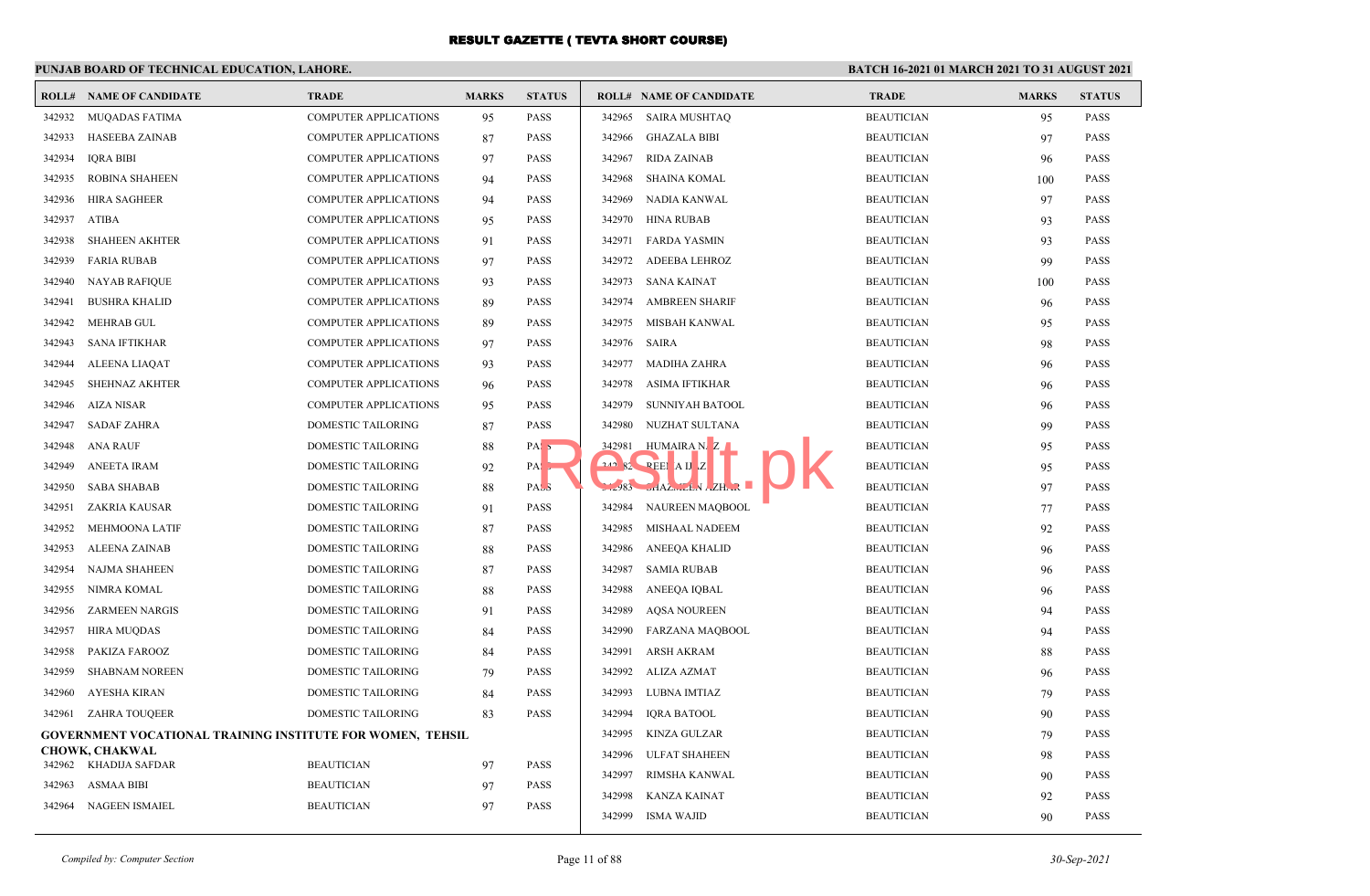# RESULT GAZETTE ( TEVTA SHORT COURSE)

**PUNJAB BOARD OF TECHNICAL EDUCATION, LAHORE.**

**BATCH 16-2021 01 MARCH 2021 TO 31 AUGUST 2021**

| ROLL# | NAME OF CANDIDATE | TRADE | MARKS | STATUS |
|---|---|---|---|---|
| 342932 | MUQADAS FATIMA | COMPUTER APPLICATIONS | 95 | PASS |
| 342933 | HASEEBA ZAINAB | COMPUTER APPLICATIONS | 87 | PASS |
| 342934 | IQRA BIBI | COMPUTER APPLICATIONS | 97 | PASS |
| 342935 | ROBINA SHAHEEN | COMPUTER APPLICATIONS | 94 | PASS |
| 342936 | HIRA SAGHEER | COMPUTER APPLICATIONS | 94 | PASS |
| 342937 | ATIBA | COMPUTER APPLICATIONS | 95 | PASS |
| 342938 | SHAHEEN AKHTER | COMPUTER APPLICATIONS | 91 | PASS |
| 342939 | FARIA RUBAB | COMPUTER APPLICATIONS | 97 | PASS |
| 342940 | NAYAB RAFIQUE | COMPUTER APPLICATIONS | 93 | PASS |
| 342941 | BUSHRA KHALID | COMPUTER APPLICATIONS | 89 | PASS |
| 342942 | MEHRAB GUL | COMPUTER APPLICATIONS | 89 | PASS |
| 342943 | SANA IFTIKHAR | COMPUTER APPLICATIONS | 97 | PASS |
| 342944 | ALEENA LIAQAT | COMPUTER APPLICATIONS | 93 | PASS |
| 342945 | SHEHNAZ AKHTER | COMPUTER APPLICATIONS | 96 | PASS |
| 342946 | AIZA NISAR | COMPUTER APPLICATIONS | 95 | PASS |
| 342947 | SADAF ZAHRA | DOMESTIC TAILORING | 87 | PASS |
| 342948 | ANA RAUF | DOMESTIC TAILORING | 88 | PASS |
| 342949 | ANEETA IRAM | DOMESTIC TAILORING | 92 | PASS |
| 342950 | SABA SHABAB | DOMESTIC TAILORING | 88 | PASS |
| 342951 | ZAKRIA KAUSAR | DOMESTIC TAILORING | 91 | PASS |
| 342952 | MEHMOONA LATIF | DOMESTIC TAILORING | 87 | PASS |
| 342953 | ALEENA ZAINAB | DOMESTIC TAILORING | 88 | PASS |
| 342954 | NAJMA SHAHEEN | DOMESTIC TAILORING | 87 | PASS |
| 342955 | NIMRA KOMAL | DOMESTIC TAILORING | 88 | PASS |
| 342956 | ZARMEEN NARGIS | DOMESTIC TAILORING | 91 | PASS |
| 342957 | HIRA MUQDAS | DOMESTIC TAILORING | 84 | PASS |
| 342958 | PAKIZA FAROOZ | DOMESTIC TAILORING | 84 | PASS |
| 342959 | SHABNAM NOREEN | DOMESTIC TAILORING | 79 | PASS |
| 342960 | AYESHA KIRAN | DOMESTIC TAILORING | 84 | PASS |
| 342961 | ZAHRA TOUQEER | DOMESTIC TAILORING | 83 | PASS |

**GOVERNMENT VOCATIONAL TRAINING INSTITUTE FOR WOMEN, TEHSIL CHOWK, CHAKWAL**

| ROLL# | NAME OF CANDIDATE | TRADE | MARKS | STATUS |
|---|---|---|---|---|
| 342962 | KHADIJA SAFDAR | BEAUTICIAN | 97 | PASS |
| 342963 | ASMAA BIBI | BEAUTICIAN | 97 | PASS |
| 342964 | NAGEEN ISMAIEL | BEAUTICIAN | 97 | PASS |
| 342965 | SAIRA MUSHTAQ | BEAUTICIAN | 95 | PASS |
| 342966 | GHAZALA BIBI | BEAUTICIAN | 97 | PASS |
| 342967 | RIDA ZAINAB | BEAUTICIAN | 96 | PASS |
| 342968 | SHAINA KOMAL | BEAUTICIAN | 100 | PASS |
| 342969 | NADIA KANWAL | BEAUTICIAN | 97 | PASS |
| 342970 | HINA RUBAB | BEAUTICIAN | 93 | PASS |
| 342971 | FARDA YASMIN | BEAUTICIAN | 93 | PASS |
| 342972 | ADEEBA LEHROZ | BEAUTICIAN | 99 | PASS |
| 342973 | SANA KAINAT | BEAUTICIAN | 100 | PASS |
| 342974 | AMBREEN SHARIF | BEAUTICIAN | 96 | PASS |
| 342975 | MISBAH KANWAL | BEAUTICIAN | 95 | PASS |
| 342976 | SAIRA | BEAUTICIAN | 98 | PASS |
| 342977 | MADIHA ZAHRA | BEAUTICIAN | 96 | PASS |
| 342978 | ASIMA IFTIKHAR | BEAUTICIAN | 96 | PASS |
| 342979 | SUNNIYAH BATOOL | BEAUTICIAN | 96 | PASS |
| 342980 | NUZHAT SULTANA | BEAUTICIAN | 99 | PASS |
| 342981 | HUMAIRA NAZ | BEAUTICIAN | 95 | PASS |
| 342982 | REEHA IJAZ | BEAUTICIAN | 95 | PASS |
| 342983 | SHAZMEEN AZHAR | BEAUTICIAN | 97 | PASS |
| 342984 | NAUREEN MAQBOOL | BEAUTICIAN | 77 | PASS |
| 342985 | MISHAAL NADEEM | BEAUTICIAN | 92 | PASS |
| 342986 | ANEEQA KHALID | BEAUTICIAN | 96 | PASS |
| 342987 | SAMIA RUBAB | BEAUTICIAN | 96 | PASS |
| 342988 | ANEEQA IQBAL | BEAUTICIAN | 96 | PASS |
| 342989 | AQSA NOUREEN | BEAUTICIAN | 94 | PASS |
| 342990 | FARZANA MAQBOOL | BEAUTICIAN | 94 | PASS |
| 342991 | ARSH AKRAM | BEAUTICIAN | 88 | PASS |
| 342992 | ALIZA AZMAT | BEAUTICIAN | 96 | PASS |
| 342993 | LUBNA IMTIAZ | BEAUTICIAN | 79 | PASS |
| 342994 | IQRA BATOOL | BEAUTICIAN | 90 | PASS |
| 342995 | KINZA GULZAR | BEAUTICIAN | 79 | PASS |
| 342996 | ULFAT SHAHEEN | BEAUTICIAN | 98 | PASS |
| 342997 | RIMSHA KANWAL | BEAUTICIAN | 90 | PASS |
| 342998 | KANZA KAINAT | BEAUTICIAN | 92 | PASS |
| 342999 | ISMA WAJID | BEAUTICIAN | 90 | PASS |

*Compiled by: Computer Section* — *30-Sep-2021*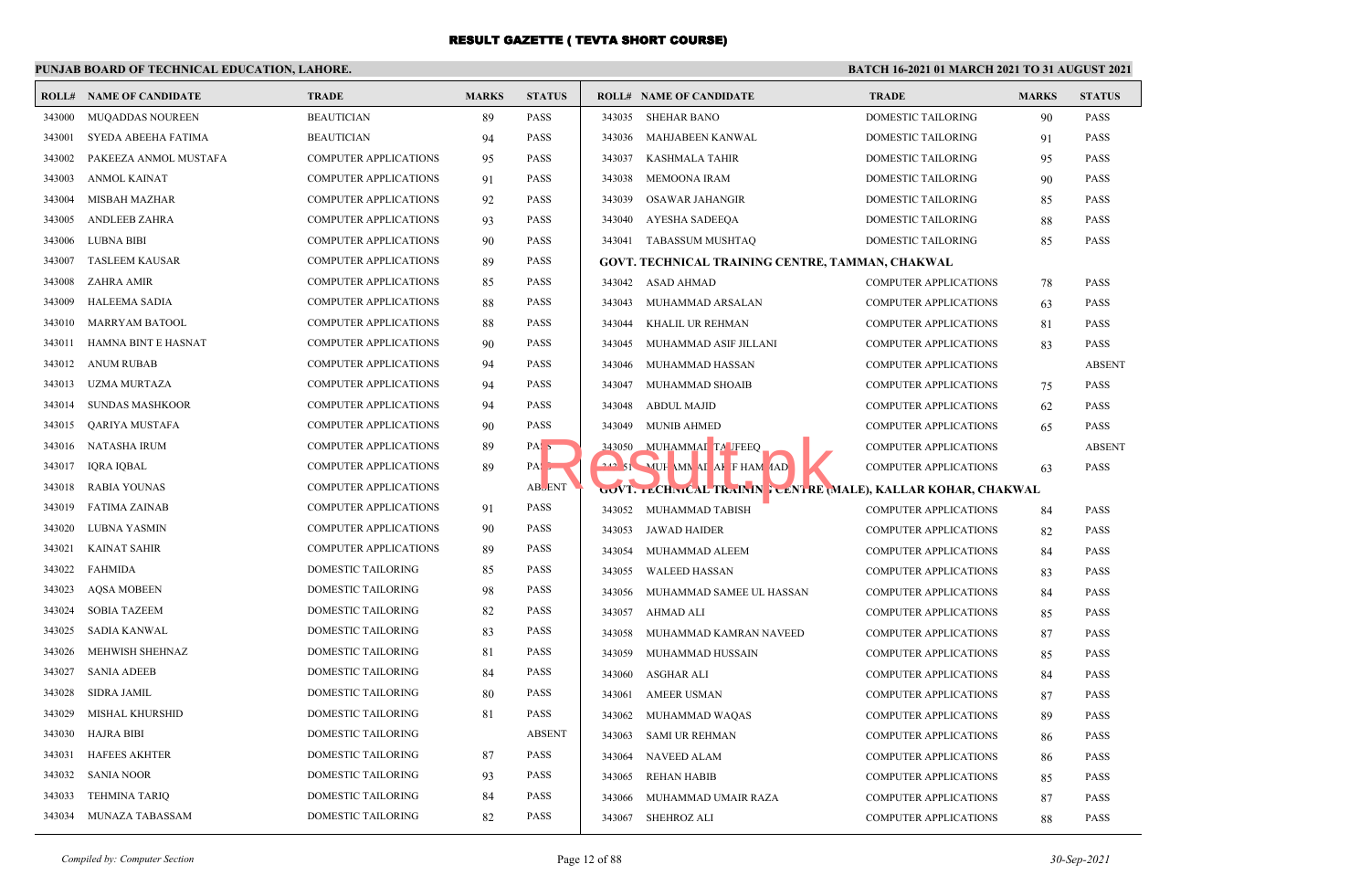# RESULT GAZETTE ( TEVTA SHORT COURSE)

**PUNJAB BOARD OF TECHNICAL EDUCATION, LAHORE.**

**BATCH 16-2021 01 MARCH 2021 TO 31 AUGUST 2021**

| ROLL# | NAME OF CANDIDATE | TRADE | MARKS | STATUS |
|---|---|---|---|---|
| 343000 | MUQADDAS NOUREEN | BEAUTICIAN | 89 | PASS |
| 343001 | SYEDA ABEEHA FATIMA | BEAUTICIAN | 94 | PASS |
| 343002 | PAKEEZA ANMOL MUSTAFA | COMPUTER APPLICATIONS | 95 | PASS |
| 343003 | ANMOL KAINAT | COMPUTER APPLICATIONS | 91 | PASS |
| 343004 | MISBAH MAZHAR | COMPUTER APPLICATIONS | 92 | PASS |
| 343005 | ANDLEEB ZAHRA | COMPUTER APPLICATIONS | 93 | PASS |
| 343006 | LUBNA BIBI | COMPUTER APPLICATIONS | 90 | PASS |
| 343007 | TASLEEM KAUSAR | COMPUTER APPLICATIONS | 89 | PASS |
| 343008 | ZAHRA AMIR | COMPUTER APPLICATIONS | 85 | PASS |
| 343009 | HALEEMA SADIA | COMPUTER APPLICATIONS | 88 | PASS |
| 343010 | MARRYAM BATOOL | COMPUTER APPLICATIONS | 88 | PASS |
| 343011 | HAMNA BINT E HASNAT | COMPUTER APPLICATIONS | 90 | PASS |
| 343012 | ANUM RUBAB | COMPUTER APPLICATIONS | 94 | PASS |
| 343013 | UZMA MURTAZA | COMPUTER APPLICATIONS | 94 | PASS |
| 343014 | SUNDAS MASHKOOR | COMPUTER APPLICATIONS | 94 | PASS |
| 343015 | QARIYA MUSTAFA | COMPUTER APPLICATIONS | 90 | PASS |
| 343016 | NATASHA IRUM | COMPUTER APPLICATIONS | 89 | PASS |
| 343017 | IQRA IQBAL | COMPUTER APPLICATIONS | 89 | PASS |
| 343018 | RABIA YOUNAS | COMPUTER APPLICATIONS | | ABSENT |
| 343019 | FATIMA ZAINAB | COMPUTER APPLICATIONS | 91 | PASS |
| 343020 | LUBNA YASMIN | COMPUTER APPLICATIONS | 90 | PASS |
| 343021 | KAINAT SAHIR | COMPUTER APPLICATIONS | 89 | PASS |
| 343022 | FAHMIDA | DOMESTIC TAILORING | 85 | PASS |
| 343023 | AQSA MOBEEN | DOMESTIC TAILORING | 98 | PASS |
| 343024 | SOBIA TAZEEM | DOMESTIC TAILORING | 82 | PASS |
| 343025 | SADIA KANWAL | DOMESTIC TAILORING | 83 | PASS |
| 343026 | MEHWISH SHEHNAZ | DOMESTIC TAILORING | 81 | PASS |
| 343027 | SANIA ADEEB | DOMESTIC TAILORING | 84 | PASS |
| 343028 | SIDRA JAMIL | DOMESTIC TAILORING | 80 | PASS |
| 343029 | MISHAL KHURSHID | DOMESTIC TAILORING | 81 | PASS |
| 343030 | HAJRA BIBI | DOMESTIC TAILORING | | ABSENT |
| 343031 | HAFEES AKHTER | DOMESTIC TAILORING | 87 | PASS |
| 343032 | SANIA NOOR | DOMESTIC TAILORING | 93 | PASS |
| 343033 | TEHMINA TARIQ | DOMESTIC TAILORING | 84 | PASS |
| 343034 | MUNAZA TABASSAM | DOMESTIC TAILORING | 82 | PASS |
| 343035 | SHEHAR BANO | DOMESTIC TAILORING | 90 | PASS |
| 343036 | MAHJABEEN KANWAL | DOMESTIC TAILORING | 91 | PASS |
| 343037 | KASHMALA TAHIR | DOMESTIC TAILORING | 95 | PASS |
| 343038 | MEMOONA IRAM | DOMESTIC TAILORING | 90 | PASS |
| 343039 | OSAWAR JAHANGIR | DOMESTIC TAILORING | 85 | PASS |
| 343040 | AYESHA SADEEQA | DOMESTIC TAILORING | 88 | PASS |
| 343041 | TABASSUM MUSHTAQ | DOMESTIC TAILORING | 85 | PASS |

**GOVT. TECHNICAL TRAINING CENTRE, TAMMAN, CHAKWAL**

| ROLL# | NAME OF CANDIDATE | TRADE | MARKS | STATUS |
|---|---|---|---|---|
| 343042 | ASAD AHMAD | COMPUTER APPLICATIONS | 78 | PASS |
| 343043 | MUHAMMAD ARSALAN | COMPUTER APPLICATIONS | 63 | PASS |
| 343044 | KHALIL UR REHMAN | COMPUTER APPLICATIONS | 81 | PASS |
| 343045 | MUHAMMAD ASIF JILLANI | COMPUTER APPLICATIONS | 83 | PASS |
| 343046 | MUHAMMAD HASSAN | COMPUTER APPLICATIONS | | ABSENT |
| 343047 | MUHAMMAD SHOAIB | COMPUTER APPLICATIONS | 75 | PASS |
| 343048 | ABDUL MAJID | COMPUTER APPLICATIONS | 62 | PASS |
| 343049 | MUNIB AHMED | COMPUTER APPLICATIONS | 65 | PASS |
| 343050 | MUHAMMAD TAUFEEQ | COMPUTER APPLICATIONS | | ABSENT |
| 343051 | MUHAMMAD ARIF HAMMAD | COMPUTER APPLICATIONS | 63 | PASS |

**GOVT. TECHNICAL TRAINING CENTRE (MALE), KALLAR KOHAR, CHAKWAL**

| ROLL# | NAME OF CANDIDATE | TRADE | MARKS | STATUS |
|---|---|---|---|---|
| 343052 | MUHAMMAD TABISH | COMPUTER APPLICATIONS | 84 | PASS |
| 343053 | JAWAD HAIDER | COMPUTER APPLICATIONS | 82 | PASS |
| 343054 | MUHAMMAD ALEEM | COMPUTER APPLICATIONS | 84 | PASS |
| 343055 | WALEED HASSAN | COMPUTER APPLICATIONS | 83 | PASS |
| 343056 | MUHAMMAD SAMEE UL HASSAN | COMPUTER APPLICATIONS | 84 | PASS |
| 343057 | AHMAD ALI | COMPUTER APPLICATIONS | 85 | PASS |
| 343058 | MUHAMMAD KAMRAN NAVEED | COMPUTER APPLICATIONS | 87 | PASS |
| 343059 | MUHAMMAD HUSSAIN | COMPUTER APPLICATIONS | 85 | PASS |
| 343060 | ASGHAR ALI | COMPUTER APPLICATIONS | 84 | PASS |
| 343061 | AMEER USMAN | COMPUTER APPLICATIONS | 87 | PASS |
| 343062 | MUHAMMAD WAQAS | COMPUTER APPLICATIONS | 89 | PASS |
| 343063 | SAMI UR REHMAN | COMPUTER APPLICATIONS | 86 | PASS |
| 343064 | NAVEED ALAM | COMPUTER APPLICATIONS | 86 | PASS |
| 343065 | REHAN HABIB | COMPUTER APPLICATIONS | 85 | PASS |
| 343066 | MUHAMMAD UMAIR RAZA | COMPUTER APPLICATIONS | 87 | PASS |
| 343067 | SHEHROZ ALI | COMPUTER APPLICATIONS | 88 | PASS |

*Compiled by: Computer Section*

*30-Sep-2021*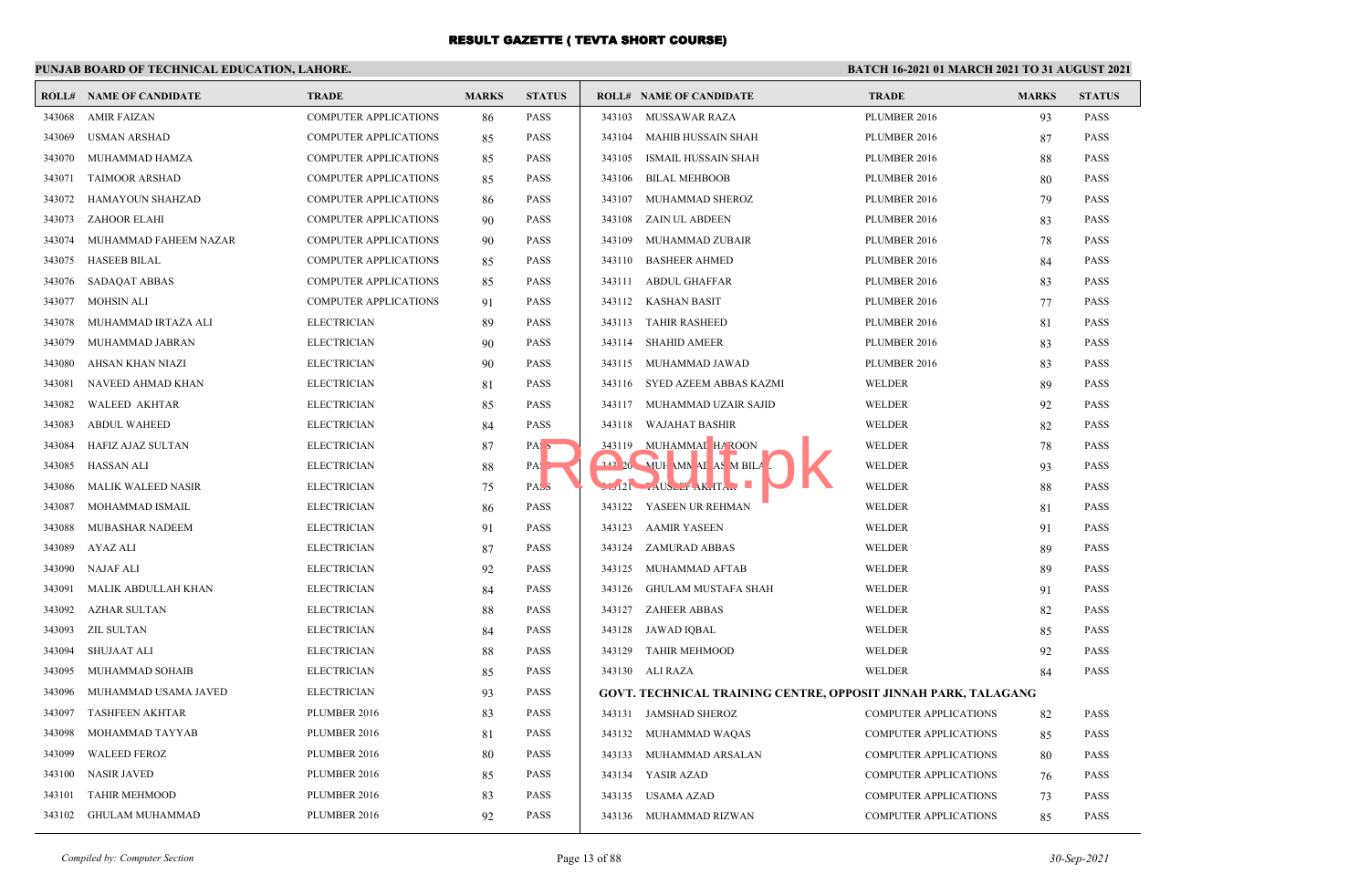# RESULT GAZETTE ( TEVTA SHORT COURSE)

**PUNJAB BOARD OF TECHNICAL EDUCATION, LAHORE.**

**BATCH 16-2021 01 MARCH 2021 TO 31 AUGUST 2021**

| ROLL# | NAME OF CANDIDATE | TRADE | MARKS | STATUS |
|---|---|---|---|---|
| 343068 | AMIR FAIZAN | COMPUTER APPLICATIONS | 86 | PASS |
| 343069 | USMAN ARSHAD | COMPUTER APPLICATIONS | 85 | PASS |
| 343070 | MUHAMMAD HAMZA | COMPUTER APPLICATIONS | 85 | PASS |
| 343071 | TAIMOOR ARSHAD | COMPUTER APPLICATIONS | 85 | PASS |
| 343072 | HAMAYOUN SHAHZAD | COMPUTER APPLICATIONS | 86 | PASS |
| 343073 | ZAHOOR ELAHI | COMPUTER APPLICATIONS | 90 | PASS |
| 343074 | MUHAMMAD FAHEEM NAZAR | COMPUTER APPLICATIONS | 90 | PASS |
| 343075 | HASEEB BILAL | COMPUTER APPLICATIONS | 85 | PASS |
| 343076 | SADAQAT ABBAS | COMPUTER APPLICATIONS | 85 | PASS |
| 343077 | MOHSIN ALI | COMPUTER APPLICATIONS | 91 | PASS |
| 343078 | MUHAMMAD IRTAZA ALI | ELECTRICIAN | 89 | PASS |
| 343079 | MUHAMMAD JABRAN | ELECTRICIAN | 90 | PASS |
| 343080 | AHSAN KHAN NIAZI | ELECTRICIAN | 90 | PASS |
| 343081 | NAVEED AHMAD KHAN | ELECTRICIAN | 81 | PASS |
| 343082 | WALEED AKHTAR | ELECTRICIAN | 85 | PASS |
| 343083 | ABDUL WAHEED | ELECTRICIAN | 84 | PASS |
| 343084 | HAFIZ AJAZ SULTAN | ELECTRICIAN | 87 | PASS |
| 343085 | HASSAN ALI | ELECTRICIAN | 88 | PASS |
| 343086 | MALIK WALEED NASIR | ELECTRICIAN | 75 | PASS |
| 343087 | MOHAMMAD ISMAIL | ELECTRICIAN | 86 | PASS |
| 343088 | MUBASHAR NADEEM | ELECTRICIAN | 91 | PASS |
| 343089 | AYAZ ALI | ELECTRICIAN | 87 | PASS |
| 343090 | NAJAF ALI | ELECTRICIAN | 92 | PASS |
| 343091 | MALIK ABDULLAH KHAN | ELECTRICIAN | 84 | PASS |
| 343092 | AZHAR SULTAN | ELECTRICIAN | 88 | PASS |
| 343093 | ZIL SULTAN | ELECTRICIAN | 84 | PASS |
| 343094 | SHUJAAT ALI | ELECTRICIAN | 88 | PASS |
| 343095 | MUHAMMAD SOHAIB | ELECTRICIAN | 85 | PASS |
| 343096 | MUHAMMAD USAMA JAVED | ELECTRICIAN | 93 | PASS |
| 343097 | TASHFEEN AKHTAR | PLUMBER 2016 | 83 | PASS |
| 343098 | MOHAMMAD TAYYAB | PLUMBER 2016 | 81 | PASS |
| 343099 | WALEED FEROZ | PLUMBER 2016 | 80 | PASS |
| 343100 | NASIR JAVED | PLUMBER 2016 | 85 | PASS |
| 343101 | TAHIR MEHMOOD | PLUMBER 2016 | 83 | PASS |
| 343102 | GHULAM MUHAMMAD | PLUMBER 2016 | 92 | PASS |
| 343103 | MUSSAWAR RAZA | PLUMBER 2016 | 93 | PASS |
| 343104 | MAHIB HUSSAIN SHAH | PLUMBER 2016 | 87 | PASS |
| 343105 | ISMAIL HUSSAIN SHAH | PLUMBER 2016 | 88 | PASS |
| 343106 | BILAL MEHBOOB | PLUMBER 2016 | 80 | PASS |
| 343107 | MUHAMMAD SHEROZ | PLUMBER 2016 | 79 | PASS |
| 343108 | ZAIN UL ABDEEN | PLUMBER 2016 | 83 | PASS |
| 343109 | MUHAMMAD ZUBAIR | PLUMBER 2016 | 78 | PASS |
| 343110 | BASHEER AHMED | PLUMBER 2016 | 84 | PASS |
| 343111 | ABDUL GHAFFAR | PLUMBER 2016 | 83 | PASS |
| 343112 | KASHAN BASIT | PLUMBER 2016 | 77 | PASS |
| 343113 | TAHIR RASHEED | PLUMBER 2016 | 81 | PASS |
| 343114 | SHAHID AMEER | PLUMBER 2016 | 83 | PASS |
| 343115 | MUHAMMAD JAWAD | PLUMBER 2016 | 83 | PASS |
| 343116 | SYED AZEEM ABBAS KAZMI | WELDER | 89 | PASS |
| 343117 | MUHAMMAD UZAIR SAJID | WELDER | 92 | PASS |
| 343118 | WAJAHAT BASHIR | WELDER | 82 | PASS |
| 343119 | MUHAMMAD HAROON | WELDER | 78 | PASS |
| 343120 | MUHAMMAD ASIM BILAL | WELDER | 93 | PASS |
| 343121 | TAUSEEF AKHTAR | WELDER | 88 | PASS |
| 343122 | YASEEN UR REHMAN | WELDER | 81 | PASS |
| 343123 | AAMIR YASEEN | WELDER | 91 | PASS |
| 343124 | ZAMURAD ABBAS | WELDER | 89 | PASS |
| 343125 | MUHAMMAD AFTAB | WELDER | 89 | PASS |
| 343126 | GHULAM MUSTAFA SHAH | WELDER | 91 | PASS |
| 343127 | ZAHEER ABBAS | WELDER | 82 | PASS |
| 343128 | JAWAD IQBAL | WELDER | 85 | PASS |
| 343129 | TAHIR MEHMOOD | WELDER | 92 | PASS |
| 343130 | ALI RAZA | WELDER | 84 | PASS |
| **GOVT. TECHNICAL TRAINING CENTRE, OPPOSIT JINNAH PARK, TALAGANG** | | | | |
| 343131 | JAMSHAD SHEROZ | COMPUTER APPLICATIONS | 82 | PASS |
| 343132 | MUHAMMAD WAQAS | COMPUTER APPLICATIONS | 85 | PASS |
| 343133 | MUHAMMAD ARSALAN | COMPUTER APPLICATIONS | 80 | PASS |
| 343134 | YASIR AZAD | COMPUTER APPLICATIONS | 76 | PASS |
| 343135 | USAMA AZAD | COMPUTER APPLICATIONS | 73 | PASS |
| 343136 | MUHAMMAD RIZWAN | COMPUTER APPLICATIONS | 85 | PASS |

*Compiled by: Computer Section*

*30-Sep-2021*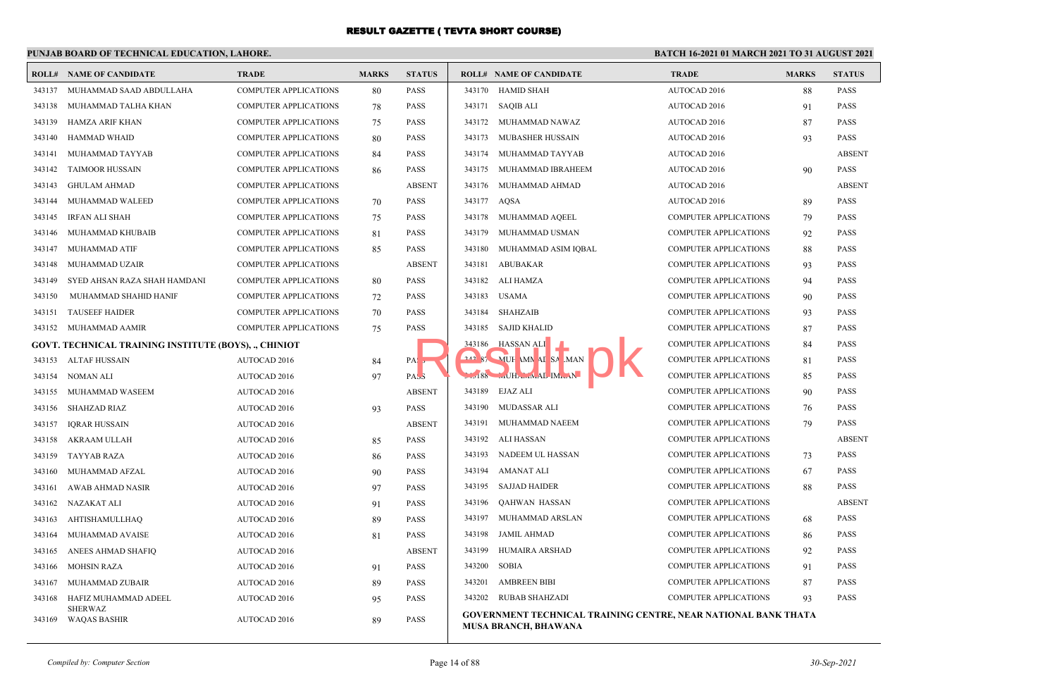# RESULT GAZETTE ( TEVTA SHORT COURSE)

**PUNJAB BOARD OF TECHNICAL EDUCATION, LAHORE.**

**BATCH 16-2021 01 MARCH 2021 TO 31 AUGUST 2021**

| ROLL# | NAME OF CANDIDATE | TRADE | MARKS | STATUS |
|---|---|---|---|---|
| 343137 | MUHAMMAD SAAD ABDULLAHA | COMPUTER APPLICATIONS | 80 | PASS |
| 343138 | MUHAMMAD TALHA KHAN | COMPUTER APPLICATIONS | 78 | PASS |
| 343139 | HAMZA ARIF KHAN | COMPUTER APPLICATIONS | 75 | PASS |
| 343140 | HAMMAD WHAID | COMPUTER APPLICATIONS | 80 | PASS |
| 343141 | MUHAMMAD TAYYAB | COMPUTER APPLICATIONS | 84 | PASS |
| 343142 | TAIMOOR HUSSAIN | COMPUTER APPLICATIONS | 86 | PASS |
| 343143 | GHULAM AHMAD | COMPUTER APPLICATIONS | | ABSENT |
| 343144 | MUHAMMAD WALEED | COMPUTER APPLICATIONS | 70 | PASS |
| 343145 | IRFAN ALI SHAH | COMPUTER APPLICATIONS | 75 | PASS |
| 343146 | MUHAMMAD KHUBAIB | COMPUTER APPLICATIONS | 81 | PASS |
| 343147 | MUHAMMAD ATIF | COMPUTER APPLICATIONS | 85 | PASS |
| 343148 | MUHAMMAD UZAIR | COMPUTER APPLICATIONS | | ABSENT |
| 343149 | SYED AHSAN RAZA SHAH HAMDANI | COMPUTER APPLICATIONS | 80 | PASS |
| 343150 | MUHAMMAD SHAHID HANIF | COMPUTER APPLICATIONS | 72 | PASS |
| 343151 | TAUSEEF HAIDER | COMPUTER APPLICATIONS | 70 | PASS |
| 343152 | MUHAMMAD AAMIR | COMPUTER APPLICATIONS | 75 | PASS |

**GOVT. TECHNICAL TRAINING INSTITUTE (BOYS), ., CHINIOT**

| ROLL# | NAME OF CANDIDATE | TRADE | MARKS | STATUS |
|---|---|---|---|---|
| 343153 | ALTAF HUSSAIN | AUTOCAD 2016 | 84 | PASS |
| 343154 | NOMAN ALI | AUTOCAD 2016 | 97 | PASS |
| 343155 | MUHAMMAD WASEEM | AUTOCAD 2016 | | ABSENT |
| 343156 | SHAHZAD RIAZ | AUTOCAD 2016 | 93 | PASS |
| 343157 | IQRAR HUSSAIN | AUTOCAD 2016 | | ABSENT |
| 343158 | AKRAAM ULLAH | AUTOCAD 2016 | 85 | PASS |
| 343159 | TAYYAB RAZA | AUTOCAD 2016 | 86 | PASS |
| 343160 | MUHAMMAD AFZAL | AUTOCAD 2016 | 90 | PASS |
| 343161 | AWAB AHMAD NASIR | AUTOCAD 2016 | 97 | PASS |
| 343162 | NAZAKAT ALI | AUTOCAD 2016 | 91 | PASS |
| 343163 | AHTISHAMULLHAQ | AUTOCAD 2016 | 89 | PASS |
| 343164 | MUHAMMAD AVAISE | AUTOCAD 2016 | 81 | PASS |
| 343165 | ANEES AHMAD SHAFIQ | AUTOCAD 2016 | | ABSENT |
| 343166 | MOHSIN RAZA | AUTOCAD 2016 | 91 | PASS |
| 343167 | MUHAMMAD ZUBAIR | AUTOCAD 2016 | 89 | PASS |
| 343168 | HAFIZ MUHAMMAD ADEEL SHERWAZ | AUTOCAD 2016 | 95 | PASS |
| 343169 | WAQAS BASHIR | AUTOCAD 2016 | 89 | PASS |
| 343170 | HAMID SHAH | AUTOCAD 2016 | 88 | PASS |
| 343171 | SAQIB ALI | AUTOCAD 2016 | 91 | PASS |
| 343172 | MUHAMMAD NAWAZ | AUTOCAD 2016 | 87 | PASS |
| 343173 | MUBASHER HUSSAIN | AUTOCAD 2016 | 93 | PASS |
| 343174 | MUHAMMAD TAYYAB | AUTOCAD 2016 | | ABSENT |
| 343175 | MUHAMMAD IBRAHEEM | AUTOCAD 2016 | 90 | PASS |
| 343176 | MUHAMMAD AHMAD | AUTOCAD 2016 | | ABSENT |
| 343177 | AQSA | AUTOCAD 2016 | 89 | PASS |
| 343178 | MUHAMMAD AQEEL | COMPUTER APPLICATIONS | 79 | PASS |
| 343179 | MUHAMMAD USMAN | COMPUTER APPLICATIONS | 92 | PASS |
| 343180 | MUHAMMAD ASIM IQBAL | COMPUTER APPLICATIONS | 88 | PASS |
| 343181 | ABUBAKAR | COMPUTER APPLICATIONS | 93 | PASS |
| 343182 | ALI HAMZA | COMPUTER APPLICATIONS | 94 | PASS |
| 343183 | USAMA | COMPUTER APPLICATIONS | 90 | PASS |
| 343184 | SHAHZAIB | COMPUTER APPLICATIONS | 93 | PASS |
| 343185 | SAJID KHALID | COMPUTER APPLICATIONS | 87 | PASS |
| 343186 | HASSAN ALI | COMPUTER APPLICATIONS | 84 | PASS |
| 343187 | MUHAMMAD SALMAN | COMPUTER APPLICATIONS | 81 | PASS |
| 343188 | MUHAMMAD IMRAN | COMPUTER APPLICATIONS | 85 | PASS |
| 343189 | EJAZ ALI | COMPUTER APPLICATIONS | 90 | PASS |
| 343190 | MUDASSAR ALI | COMPUTER APPLICATIONS | 76 | PASS |
| 343191 | MUHAMMAD NAEEM | COMPUTER APPLICATIONS | 79 | PASS |
| 343192 | ALI HASSAN | COMPUTER APPLICATIONS | | ABSENT |
| 343193 | NADEEM UL HASSAN | COMPUTER APPLICATIONS | 73 | PASS |
| 343194 | AMANAT ALI | COMPUTER APPLICATIONS | 67 | PASS |
| 343195 | SAJJAD HAIDER | COMPUTER APPLICATIONS | 88 | PASS |
| 343196 | QAHWAN HASSAN | COMPUTER APPLICATIONS | | ABSENT |
| 343197 | MUHAMMAD ARSLAN | COMPUTER APPLICATIONS | 68 | PASS |
| 343198 | JAMIL AHMAD | COMPUTER APPLICATIONS | 86 | PASS |
| 343199 | HUMAIRA ARSHAD | COMPUTER APPLICATIONS | 92 | PASS |
| 343200 | SOBIA | COMPUTER APPLICATIONS | 91 | PASS |
| 343201 | AMBREEN BIBI | COMPUTER APPLICATIONS | 87 | PASS |
| 343202 | RUBAB SHAHZADI | COMPUTER APPLICATIONS | 93 | PASS |

**GOVERNMENT TECHNICAL TRAINING CENTRE, NEAR NATIONAL BANK THATA MUSA BRANCH, BHAWANA**

*Compiled by: Computer Section* — *30-Sep-2021*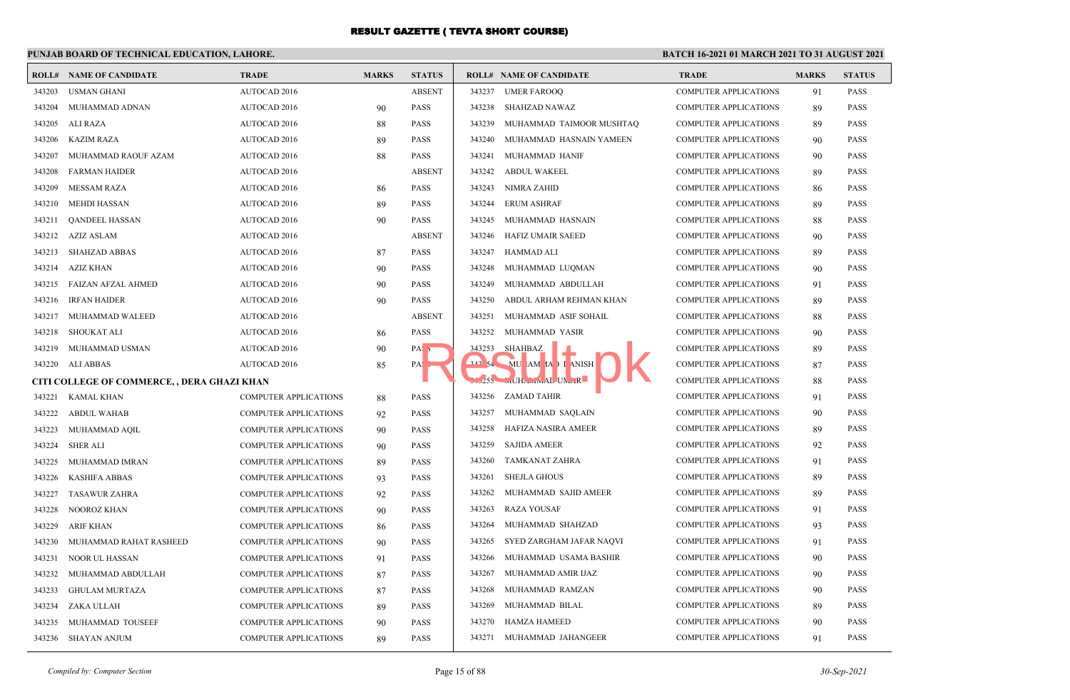# RESULT GAZETTE ( TEVTA SHORT COURSE)

**PUNJAB BOARD OF TECHNICAL EDUCATION, LAHORE.**

**BATCH 16-2021 01 MARCH 2021 TO 31 AUGUST 2021**

| ROLL# | NAME OF CANDIDATE | TRADE | MARKS | STATUS |
|---|---|---|---|---|
| 343203 | USMAN GHANI | AUTOCAD 2016 | | ABSENT |
| 343204 | MUHAMMAD ADNAN | AUTOCAD 2016 | 90 | PASS |
| 343205 | ALI RAZA | AUTOCAD 2016 | 88 | PASS |
| 343206 | KAZIM RAZA | AUTOCAD 2016 | 89 | PASS |
| 343207 | MUHAMMAD RAOUF AZAM | AUTOCAD 2016 | 88 | PASS |
| 343208 | FARMAN HAIDER | AUTOCAD 2016 | | ABSENT |
| 343209 | MESSAM RAZA | AUTOCAD 2016 | 86 | PASS |
| 343210 | MEHDI HASSAN | AUTOCAD 2016 | 89 | PASS |
| 343211 | QANDEEL HASSAN | AUTOCAD 2016 | 90 | PASS |
| 343212 | AZIZ ASLAM | AUTOCAD 2016 | | ABSENT |
| 343213 | SHAHZAD ABBAS | AUTOCAD 2016 | 87 | PASS |
| 343214 | AZIZ KHAN | AUTOCAD 2016 | 90 | PASS |
| 343215 | FAIZAN AFZAL AHMED | AUTOCAD 2016 | 90 | PASS |
| 343216 | IRFAN HAIDER | AUTOCAD 2016 | 90 | PASS |
| 343217 | MUHAMMAD WALEED | AUTOCAD 2016 | | ABSENT |
| 343218 | SHOUKAT ALI | AUTOCAD 2016 | 86 | PASS |
| 343219 | MUHAMMAD USMAN | AUTOCAD 2016 | 90 | PASS |
| 343220 | ALI ABBAS | AUTOCAD 2016 | 85 | PASS |

**CITI COLLEGE OF COMMERCE, , DERA GHAZI KHAN**

| ROLL# | NAME OF CANDIDATE | TRADE | MARKS | STATUS |
|---|---|---|---|---|
| 343221 | KAMAL KHAN | COMPUTER APPLICATIONS | 88 | PASS |
| 343222 | ABDUL WAHAB | COMPUTER APPLICATIONS | 92 | PASS |
| 343223 | MUHAMMAD AQIL | COMPUTER APPLICATIONS | 90 | PASS |
| 343224 | SHER ALI | COMPUTER APPLICATIONS | 90 | PASS |
| 343225 | MUHAMMAD IMRAN | COMPUTER APPLICATIONS | 89 | PASS |
| 343226 | KASHIFA ABBAS | COMPUTER APPLICATIONS | 93 | PASS |
| 343227 | TASAWUR ZAHRA | COMPUTER APPLICATIONS | 92 | PASS |
| 343228 | NOOROZ KHAN | COMPUTER APPLICATIONS | 90 | PASS |
| 343229 | ARIF KHAN | COMPUTER APPLICATIONS | 86 | PASS |
| 343230 | MUHAMMAD RAHAT RASHEED | COMPUTER APPLICATIONS | 90 | PASS |
| 343231 | NOOR UL HASSAN | COMPUTER APPLICATIONS | 91 | PASS |
| 343232 | MUHAMMAD ABDULLAH | COMPUTER APPLICATIONS | 87 | PASS |
| 343233 | GHULAM MURTAZA | COMPUTER APPLICATIONS | 87 | PASS |
| 343234 | ZAKA ULLAH | COMPUTER APPLICATIONS | 89 | PASS |
| 343235 | MUHAMMAD TOUSEEF | COMPUTER APPLICATIONS | 90 | PASS |
| 343236 | SHAYAN ANJUM | COMPUTER APPLICATIONS | 89 | PASS |
| 343237 | UMER FAROOQ | COMPUTER APPLICATIONS | 91 | PASS |
| 343238 | SHAHZAD NAWAZ | COMPUTER APPLICATIONS | 89 | PASS |
| 343239 | MUHAMMAD TAIMOOR MUSHTAQ | COMPUTER APPLICATIONS | 89 | PASS |
| 343240 | MUHAMMAD HASNAIN YAMEEN | COMPUTER APPLICATIONS | 90 | PASS |
| 343241 | MUHAMMAD HANIF | COMPUTER APPLICATIONS | 90 | PASS |
| 343242 | ABDUL WAKEEL | COMPUTER APPLICATIONS | 89 | PASS |
| 343243 | NIMRA ZAHID | COMPUTER APPLICATIONS | 86 | PASS |
| 343244 | ERUM ASHRAF | COMPUTER APPLICATIONS | 89 | PASS |
| 343245 | MUHAMMAD HASNAIN | COMPUTER APPLICATIONS | 88 | PASS |
| 343246 | HAFIZ UMAIR SAEED | COMPUTER APPLICATIONS | 90 | PASS |
| 343247 | HAMMAD ALI | COMPUTER APPLICATIONS | 89 | PASS |
| 343248 | MUHAMMAD LUQMAN | COMPUTER APPLICATIONS | 90 | PASS |
| 343249 | MUHAMMAD ABDULLAH | COMPUTER APPLICATIONS | 91 | PASS |
| 343250 | ABDUL ARHAM REHMAN KHAN | COMPUTER APPLICATIONS | 89 | PASS |
| 343251 | MUHAMMAD ASIF SOHAIL | COMPUTER APPLICATIONS | 88 | PASS |
| 343252 | MUHAMMAD YASIR | COMPUTER APPLICATIONS | 90 | PASS |
| 343253 | SHAHBAZ | COMPUTER APPLICATIONS | 89 | PASS |
| 343254 | MUHAMMAD DANISH | COMPUTER APPLICATIONS | 87 | PASS |
| 343255 | MUHAMMAD UMAR | COMPUTER APPLICATIONS | 88 | PASS |
| 343256 | ZAMAD TAHIR | COMPUTER APPLICATIONS | 91 | PASS |
| 343257 | MUHAMMAD SAQLAIN | COMPUTER APPLICATIONS | 90 | PASS |
| 343258 | HAFIZA NASIRA AMEER | COMPUTER APPLICATIONS | 89 | PASS |
| 343259 | SAJIDA AMEER | COMPUTER APPLICATIONS | 92 | PASS |
| 343260 | TAMKANAT ZAHRA | COMPUTER APPLICATIONS | 91 | PASS |
| 343261 | SHEJLA GHOUS | COMPUTER APPLICATIONS | 89 | PASS |
| 343262 | MUHAMMAD SAJID AMEER | COMPUTER APPLICATIONS | 89 | PASS |
| 343263 | RAZA YOUSAF | COMPUTER APPLICATIONS | 91 | PASS |
| 343264 | MUHAMMAD SHAHZAD | COMPUTER APPLICATIONS | 93 | PASS |
| 343265 | SYED ZARGHAM JAFAR NAQVI | COMPUTER APPLICATIONS | 91 | PASS |
| 343266 | MUHAMMAD USAMA BASHIR | COMPUTER APPLICATIONS | 90 | PASS |
| 343267 | MUHAMMAD AMIR IJAZ | COMPUTER APPLICATIONS | 90 | PASS |
| 343268 | MUHAMMAD RAMZAN | COMPUTER APPLICATIONS | 90 | PASS |
| 343269 | MUHAMMAD BILAL | COMPUTER APPLICATIONS | 89 | PASS |
| 343270 | HAMZA HAMEED | COMPUTER APPLICATIONS | 90 | PASS |
| 343271 | MUHAMMAD JAHANGEER | COMPUTER APPLICATIONS | 91 | PASS |

*Compiled by: Computer Section* — *30-Sep-2021*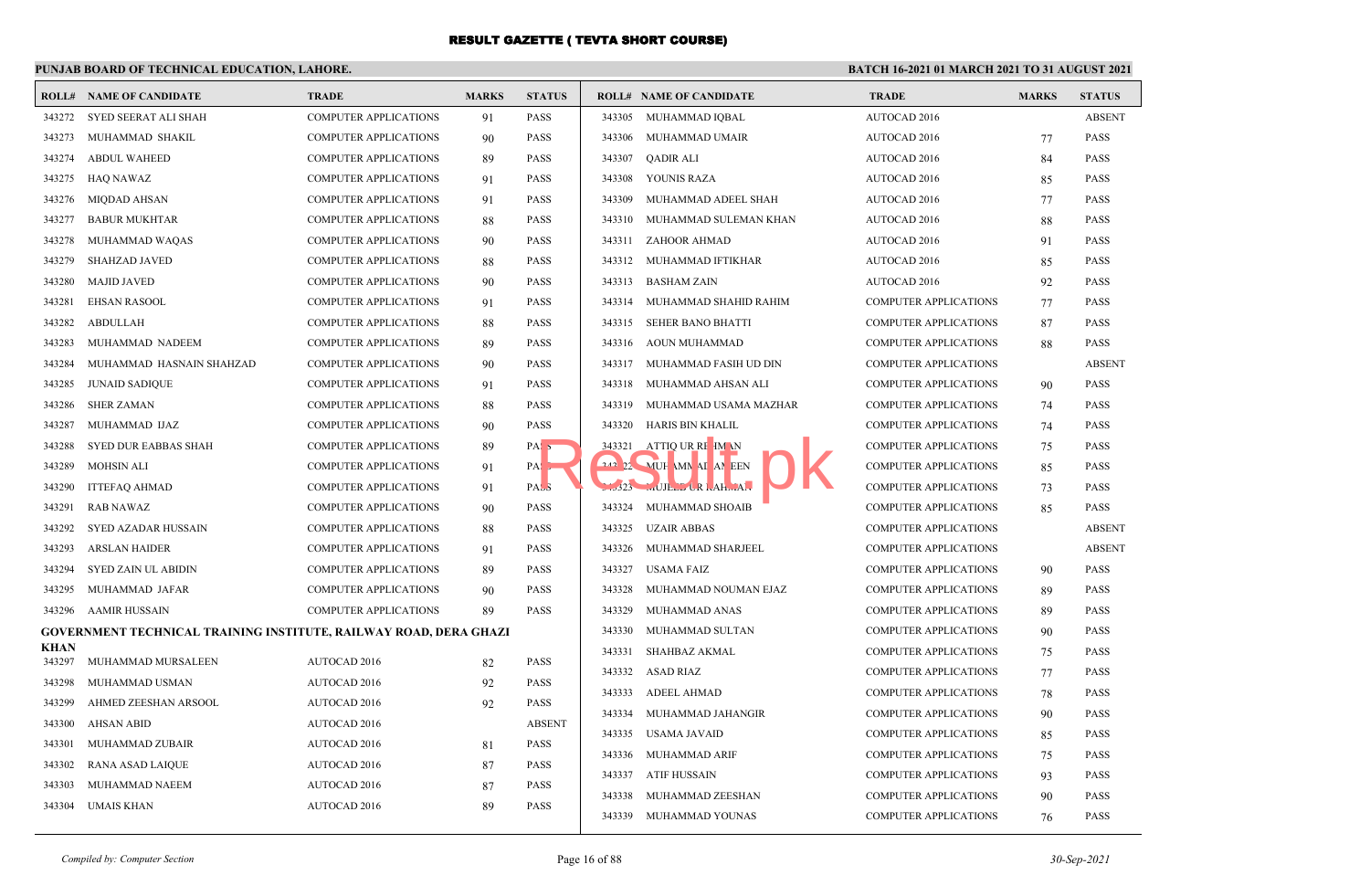# RESULT GAZETTE ( TEVTA SHORT COURSE)

**PUNJAB BOARD OF TECHNICAL EDUCATION, LAHORE.**

**BATCH 16-2021 01 MARCH 2021 TO 31 AUGUST 2021**

| ROLL# | NAME OF CANDIDATE | TRADE | MARKS | STATUS |
|---|---|---|---|---|
| 343272 | SYED SEERAT ALI SHAH | COMPUTER APPLICATIONS | 91 | PASS |
| 343273 | MUHAMMAD SHAKIL | COMPUTER APPLICATIONS | 90 | PASS |
| 343274 | ABDUL WAHEED | COMPUTER APPLICATIONS | 89 | PASS |
| 343275 | HAQ NAWAZ | COMPUTER APPLICATIONS | 91 | PASS |
| 343276 | MIQDAD AHSAN | COMPUTER APPLICATIONS | 91 | PASS |
| 343277 | BABUR MUKHTAR | COMPUTER APPLICATIONS | 88 | PASS |
| 343278 | MUHAMMAD WAQAS | COMPUTER APPLICATIONS | 90 | PASS |
| 343279 | SHAHZAD JAVED | COMPUTER APPLICATIONS | 88 | PASS |
| 343280 | MAJID JAVED | COMPUTER APPLICATIONS | 90 | PASS |
| 343281 | EHSAN RASOOL | COMPUTER APPLICATIONS | 91 | PASS |
| 343282 | ABDULLAH | COMPUTER APPLICATIONS | 88 | PASS |
| 343283 | MUHAMMAD NADEEM | COMPUTER APPLICATIONS | 89 | PASS |
| 343284 | MUHAMMAD HASNAIN SHAHZAD | COMPUTER APPLICATIONS | 90 | PASS |
| 343285 | JUNAID SADIQUE | COMPUTER APPLICATIONS | 91 | PASS |
| 343286 | SHER ZAMAN | COMPUTER APPLICATIONS | 88 | PASS |
| 343287 | MUHAMMAD IJAZ | COMPUTER APPLICATIONS | 90 | PASS |
| 343288 | SYED DUR EABBAS SHAH | COMPUTER APPLICATIONS | 89 | PASS |
| 343289 | MOHSIN ALI | COMPUTER APPLICATIONS | 91 | PASS |
| 343290 | ITTEFAQ AHMAD | COMPUTER APPLICATIONS | 91 | PASS |
| 343291 | RAB NAWAZ | COMPUTER APPLICATIONS | 90 | PASS |
| 343292 | SYED AZADAR HUSSAIN | COMPUTER APPLICATIONS | 88 | PASS |
| 343293 | ARSLAN HAIDER | COMPUTER APPLICATIONS | 91 | PASS |
| 343294 | SYED ZAIN UL ABIDIN | COMPUTER APPLICATIONS | 89 | PASS |
| 343295 | MUHAMMAD JAFAR | COMPUTER APPLICATIONS | 90 | PASS |
| 343296 | AAMIR HUSSAIN | COMPUTER APPLICATIONS | 89 | PASS |

**GOVERNMENT TECHNICAL TRAINING INSTITUTE, RAILWAY ROAD, DERA GHAZI KHAN**

| ROLL# | NAME OF CANDIDATE | TRADE | MARKS | STATUS |
|---|---|---|---|---|
| 343297 | MUHAMMAD MURSALEEN | AUTOCAD 2016 | 82 | PASS |
| 343298 | MUHAMMAD USMAN | AUTOCAD 2016 | 92 | PASS |
| 343299 | AHMED ZEESHAN ARSOOL | AUTOCAD 2016 | 92 | PASS |
| 343300 | AHSAN ABID | AUTOCAD 2016 | | ABSENT |
| 343301 | MUHAMMAD ZUBAIR | AUTOCAD 2016 | 81 | PASS |
| 343302 | RANA ASAD LAIQUE | AUTOCAD 2016 | 87 | PASS |
| 343303 | MUHAMMAD NAEEM | AUTOCAD 2016 | 87 | PASS |
| 343304 | UMAIS KHAN | AUTOCAD 2016 | 89 | PASS |
| 343305 | MUHAMMAD IQBAL | AUTOCAD 2016 | | ABSENT |
| 343306 | MUHAMMAD UMAIR | AUTOCAD 2016 | 77 | PASS |
| 343307 | QADIR ALI | AUTOCAD 2016 | 84 | PASS |
| 343308 | YOUNIS RAZA | AUTOCAD 2016 | 85 | PASS |
| 343309 | MUHAMMAD ADEEL SHAH | AUTOCAD 2016 | 77 | PASS |
| 343310 | MUHAMMAD SULEMAN KHAN | AUTOCAD 2016 | 88 | PASS |
| 343311 | ZAHOOR AHMAD | AUTOCAD 2016 | 91 | PASS |
| 343312 | MUHAMMAD IFTIKHAR | AUTOCAD 2016 | 85 | PASS |
| 343313 | BASHAM ZAIN | AUTOCAD 2016 | 92 | PASS |
| 343314 | MUHAMMAD SHAHID RAHIM | COMPUTER APPLICATIONS | 77 | PASS |
| 343315 | SEHER BANO BHATTI | COMPUTER APPLICATIONS | 87 | PASS |
| 343316 | AOUN MUHAMMAD | COMPUTER APPLICATIONS | 88 | PASS |
| 343317 | MUHAMMAD FASIH UD DIN | COMPUTER APPLICATIONS | | ABSENT |
| 343318 | MUHAMMAD AHSAN ALI | COMPUTER APPLICATIONS | 90 | PASS |
| 343319 | MUHAMMAD USAMA MAZHAR | COMPUTER APPLICATIONS | 74 | PASS |
| 343320 | HARIS BIN KHALIL | COMPUTER APPLICATIONS | 74 | PASS |
| 343321 | ATTIQ UR REHMAN | COMPUTER APPLICATIONS | 75 | PASS |
| 343322 | MUHAMMAD AMEEN | COMPUTER APPLICATIONS | 85 | PASS |
| 343323 | MUJEEB UR RAHMAN | COMPUTER APPLICATIONS | 73 | PASS |
| 343324 | MUHAMMAD SHOAIB | COMPUTER APPLICATIONS | 85 | PASS |
| 343325 | UZAIR ABBAS | COMPUTER APPLICATIONS | | ABSENT |
| 343326 | MUHAMMAD SHARJEEL | COMPUTER APPLICATIONS | | ABSENT |
| 343327 | USAMA FAIZ | COMPUTER APPLICATIONS | 90 | PASS |
| 343328 | MUHAMMAD NOUMAN EJAZ | COMPUTER APPLICATIONS | 89 | PASS |
| 343329 | MUHAMMAD ANAS | COMPUTER APPLICATIONS | 89 | PASS |
| 343330 | MUHAMMAD SULTAN | COMPUTER APPLICATIONS | 90 | PASS |
| 343331 | SHAHBAZ AKMAL | COMPUTER APPLICATIONS | 75 | PASS |
| 343332 | ASAD RIAZ | COMPUTER APPLICATIONS | 77 | PASS |
| 343333 | ADEEL AHMAD | COMPUTER APPLICATIONS | 78 | PASS |
| 343334 | MUHAMMAD JAHANGIR | COMPUTER APPLICATIONS | 90 | PASS |
| 343335 | USAMA JAVAID | COMPUTER APPLICATIONS | 85 | PASS |
| 343336 | MUHAMMAD ARIF | COMPUTER APPLICATIONS | 75 | PASS |
| 343337 | ATIF HUSSAIN | COMPUTER APPLICATIONS | 93 | PASS |
| 343338 | MUHAMMAD ZEESHAN | COMPUTER APPLICATIONS | 90 | PASS |
| 343339 | MUHAMMAD YOUNAS | COMPUTER APPLICATIONS | 76 | PASS |

*Compiled by: Computer Section*

*30-Sep-2021*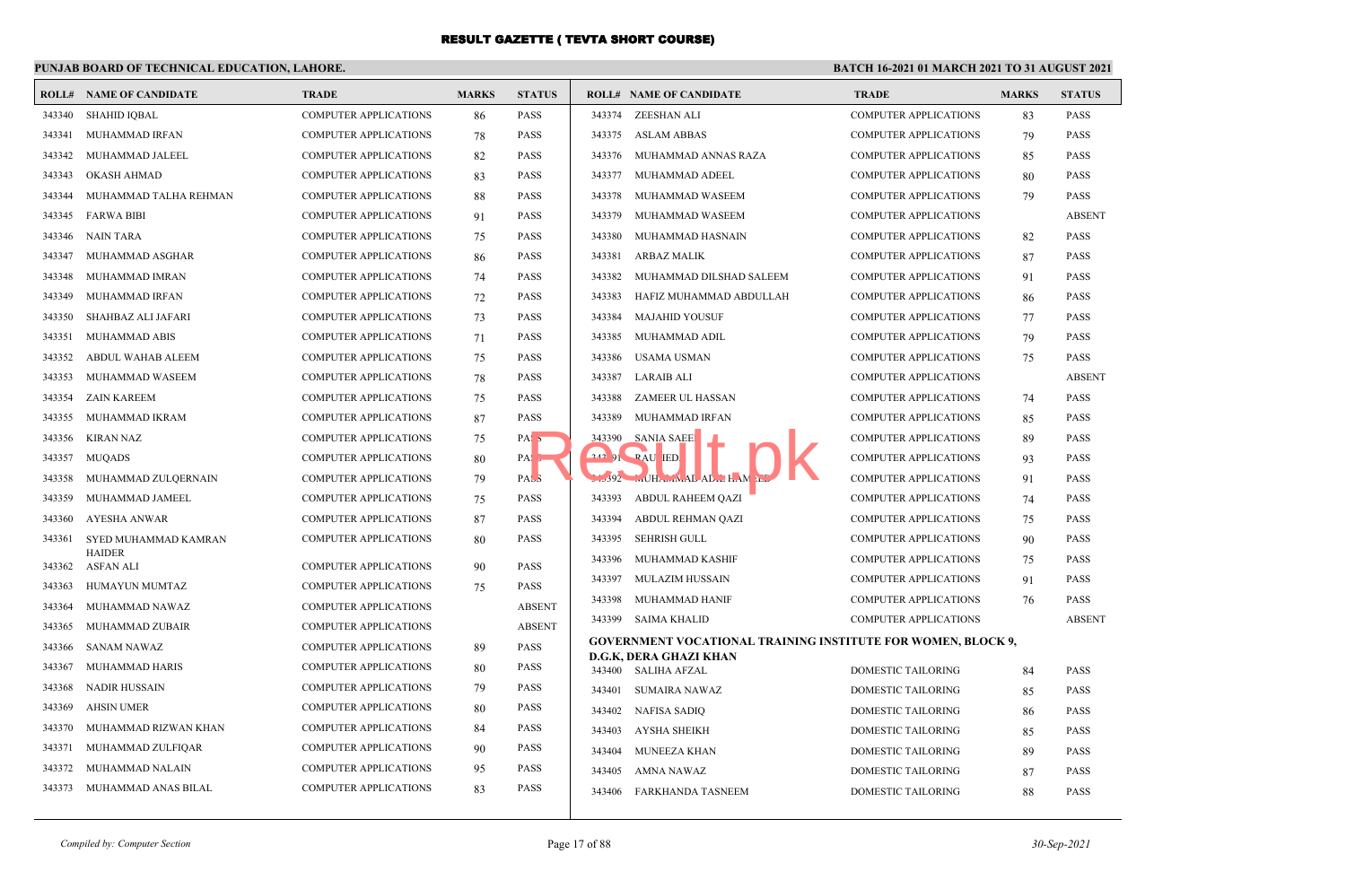# RESULT GAZETTE ( TEVTA SHORT COURSE)

**PUNJAB BOARD OF TECHNICAL EDUCATION, LAHORE.**

**BATCH 16-2021 01 MARCH 2021 TO 31 AUGUST 2021**

| ROLL# | NAME OF CANDIDATE | TRADE | MARKS | STATUS |
|---|---|---|---|---|
| 343340 | SHAHID IQBAL | COMPUTER APPLICATIONS | 86 | PASS |
| 343341 | MUHAMMAD IRFAN | COMPUTER APPLICATIONS | 78 | PASS |
| 343342 | MUHAMMAD JALEEL | COMPUTER APPLICATIONS | 82 | PASS |
| 343343 | OKASH AHMAD | COMPUTER APPLICATIONS | 83 | PASS |
| 343344 | MUHAMMAD TALHA REHMAN | COMPUTER APPLICATIONS | 88 | PASS |
| 343345 | FARWA BIBI | COMPUTER APPLICATIONS | 91 | PASS |
| 343346 | NAIN TARA | COMPUTER APPLICATIONS | 75 | PASS |
| 343347 | MUHAMMAD ASGHAR | COMPUTER APPLICATIONS | 86 | PASS |
| 343348 | MUHAMMAD IMRAN | COMPUTER APPLICATIONS | 74 | PASS |
| 343349 | MUHAMMAD IRFAN | COMPUTER APPLICATIONS | 72 | PASS |
| 343350 | SHAHBAZ ALI JAFARI | COMPUTER APPLICATIONS | 73 | PASS |
| 343351 | MUHAMMAD ABIS | COMPUTER APPLICATIONS | 71 | PASS |
| 343352 | ABDUL WAHAB ALEEM | COMPUTER APPLICATIONS | 75 | PASS |
| 343353 | MUHAMMAD WASEEM | COMPUTER APPLICATIONS | 78 | PASS |
| 343354 | ZAIN KAREEM | COMPUTER APPLICATIONS | 75 | PASS |
| 343355 | MUHAMMAD IKRAM | COMPUTER APPLICATIONS | 87 | PASS |
| 343356 | KIRAN NAZ | COMPUTER APPLICATIONS | 75 | PASS |
| 343357 | MUQADS | COMPUTER APPLICATIONS | 80 | PASS |
| 343358 | MUHAMMAD ZULQERNAIN | COMPUTER APPLICATIONS | 79 | PASS |
| 343359 | MUHAMMAD JAMEEL | COMPUTER APPLICATIONS | 75 | PASS |
| 343360 | AYESHA ANWAR | COMPUTER APPLICATIONS | 87 | PASS |
| 343361 | SYED MUHAMMAD KAMRAN HAIDER | COMPUTER APPLICATIONS | 80 | PASS |
| 343362 | ASFAN ALI | COMPUTER APPLICATIONS | 90 | PASS |
| 343363 | HUMAYUN MUMTAZ | COMPUTER APPLICATIONS | 75 | PASS |
| 343364 | MUHAMMAD NAWAZ | COMPUTER APPLICATIONS | | ABSENT |
| 343365 | MUHAMMAD ZUBAIR | COMPUTER APPLICATIONS | | ABSENT |
| 343366 | SANAM NAWAZ | COMPUTER APPLICATIONS | 89 | PASS |
| 343367 | MUHAMMAD HARIS | COMPUTER APPLICATIONS | 80 | PASS |
| 343368 | NADIR HUSSAIN | COMPUTER APPLICATIONS | 79 | PASS |
| 343369 | AHSIN UMER | COMPUTER APPLICATIONS | 80 | PASS |
| 343370 | MUHAMMAD RIZWAN KHAN | COMPUTER APPLICATIONS | 84 | PASS |
| 343371 | MUHAMMAD ZULFIQAR | COMPUTER APPLICATIONS | 90 | PASS |
| 343372 | MUHAMMAD NALAIN | COMPUTER APPLICATIONS | 95 | PASS |
| 343373 | MUHAMMAD ANAS BILAL | COMPUTER APPLICATIONS | 83 | PASS |
| 343374 | ZEESHAN ALI | COMPUTER APPLICATIONS | 83 | PASS |
| 343375 | ASLAM ABBAS | COMPUTER APPLICATIONS | 79 | PASS |
| 343376 | MUHAMMAD ANNAS RAZA | COMPUTER APPLICATIONS | 85 | PASS |
| 343377 | MUHAMMAD ADEEL | COMPUTER APPLICATIONS | 80 | PASS |
| 343378 | MUHAMMAD WASEEM | COMPUTER APPLICATIONS | 79 | PASS |
| 343379 | MUHAMMAD WASEEM | COMPUTER APPLICATIONS | | ABSENT |
| 343380 | MUHAMMAD HASNAIN | COMPUTER APPLICATIONS | 82 | PASS |
| 343381 | ARBAZ MALIK | COMPUTER APPLICATIONS | 87 | PASS |
| 343382 | MUHAMMAD DILSHAD SALEEM | COMPUTER APPLICATIONS | 91 | PASS |
| 343383 | HAFIZ MUHAMMAD ABDULLAH | COMPUTER APPLICATIONS | 86 | PASS |
| 343384 | MAJAHID YOUSUF | COMPUTER APPLICATIONS | 77 | PASS |
| 343385 | MUHAMMAD ADIL | COMPUTER APPLICATIONS | 79 | PASS |
| 343386 | USAMA USMAN | COMPUTER APPLICATIONS | 75 | PASS |
| 343387 | LARAIB ALI | COMPUTER APPLICATIONS | | ABSENT |
| 343388 | ZAMEER UL HASSAN | COMPUTER APPLICATIONS | 74 | PASS |
| 343389 | MUHAMMAD IRFAN | COMPUTER APPLICATIONS | 85 | PASS |
| 343390 | SANIA SAEED | COMPUTER APPLICATIONS | 89 | PASS |
| 343391 | RAU IED | COMPUTER APPLICATIONS | 93 | PASS |
| 343392 | MUHAMMAD ADIL HAMEED | COMPUTER APPLICATIONS | 91 | PASS |
| 343393 | ABDUL RAHEEM QAZI | COMPUTER APPLICATIONS | 74 | PASS |
| 343394 | ABDUL REHMAN QAZI | COMPUTER APPLICATIONS | 75 | PASS |
| 343395 | SEHRISH GULL | COMPUTER APPLICATIONS | 90 | PASS |
| 343396 | MUHAMMAD KASHIF | COMPUTER APPLICATIONS | 75 | PASS |
| 343397 | MULAZIM HUSSAIN | COMPUTER APPLICATIONS | 91 | PASS |
| 343398 | MUHAMMAD HANIF | COMPUTER APPLICATIONS | 76 | PASS |
| 343399 | SAIMA KHALID | COMPUTER APPLICATIONS | | ABSENT |

**GOVERNMENT VOCATIONAL TRAINING INSTITUTE FOR WOMEN, BLOCK 9, D.G.K, DERA GHAZI KHAN**

| ROLL# | NAME OF CANDIDATE | TRADE | MARKS | STATUS |
|---|---|---|---|---|
| 343400 | SALIHA AFZAL | DOMESTIC TAILORING | 84 | PASS |
| 343401 | SUMAIRA NAWAZ | DOMESTIC TAILORING | 85 | PASS |
| 343402 | NAFISA SADIQ | DOMESTIC TAILORING | 86 | PASS |
| 343403 | AYSHA SHEIKH | DOMESTIC TAILORING | 85 | PASS |
| 343404 | MUNEEZA KHAN | DOMESTIC TAILORING | 89 | PASS |
| 343405 | AMNA NAWAZ | DOMESTIC TAILORING | 87 | PASS |
| 343406 | FARKHANDA TASNEEM | DOMESTIC TAILORING | 88 | PASS |

*Compiled by: Computer Section* — *30-Sep-2021*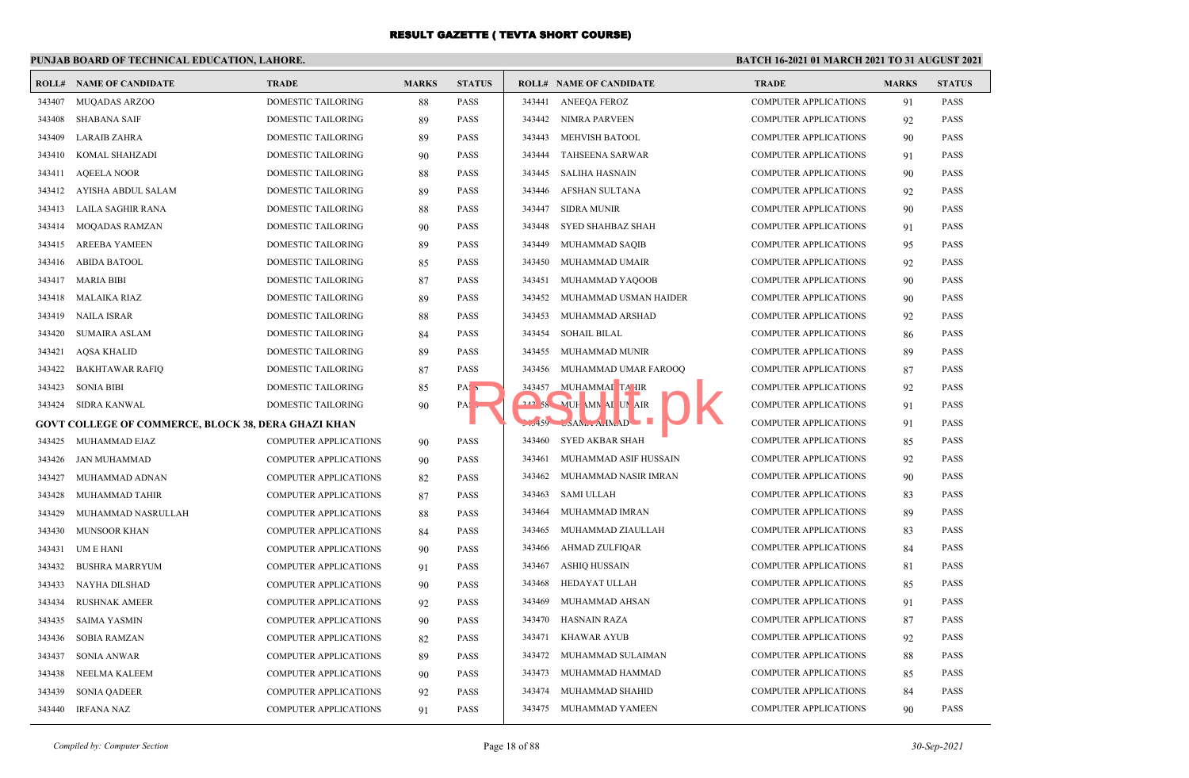# RESULT GAZETTE ( TEVTA SHORT COURSE)

**PUNJAB BOARD OF TECHNICAL EDUCATION, LAHORE.**

**BATCH 16-2021 01 MARCH 2021 TO 31 AUGUST 2021**

| ROLL# | NAME OF CANDIDATE | TRADE | MARKS | STATUS |
|---|---|---|---|---|
| 343407 | MUQADAS ARZOO | DOMESTIC TAILORING | 88 | PASS |
| 343408 | SHABANA SAIF | DOMESTIC TAILORING | 89 | PASS |
| 343409 | LARAIB ZAHRA | DOMESTIC TAILORING | 89 | PASS |
| 343410 | KOMAL SHAHZADI | DOMESTIC TAILORING | 90 | PASS |
| 343411 | AQEELA NOOR | DOMESTIC TAILORING | 88 | PASS |
| 343412 | AYISHA ABDUL SALAM | DOMESTIC TAILORING | 89 | PASS |
| 343413 | LAILA SAGHIR RANA | DOMESTIC TAILORING | 88 | PASS |
| 343414 | MOQADAS RAMZAN | DOMESTIC TAILORING | 90 | PASS |
| 343415 | AREEBA YAMEEN | DOMESTIC TAILORING | 89 | PASS |
| 343416 | ABIDA BATOOL | DOMESTIC TAILORING | 85 | PASS |
| 343417 | MARIA BIBI | DOMESTIC TAILORING | 87 | PASS |
| 343418 | MALAIKA RIAZ | DOMESTIC TAILORING | 89 | PASS |
| 343419 | NAILA ISRAR | DOMESTIC TAILORING | 88 | PASS |
| 343420 | SUMAIRA ASLAM | DOMESTIC TAILORING | 84 | PASS |
| 343421 | AQSA KHALID | DOMESTIC TAILORING | 89 | PASS |
| 343422 | BAKHTAWAR RAFIQ | DOMESTIC TAILORING | 87 | PASS |
| 343423 | SONIA BIBI | DOMESTIC TAILORING | 85 | PASS |
| 343424 | SIDRA KANWAL | DOMESTIC TAILORING | 90 | PASS |
| **GOVT COLLEGE OF COMMERCE, BLOCK 38, DERA GHAZI KHAN** | | | | |
| 343425 | MUHAMMAD EJAZ | COMPUTER APPLICATIONS | 90 | PASS |
| 343426 | JAN MUHAMMAD | COMPUTER APPLICATIONS | 90 | PASS |
| 343427 | MUHAMMAD ADNAN | COMPUTER APPLICATIONS | 82 | PASS |
| 343428 | MUHAMMAD TAHIR | COMPUTER APPLICATIONS | 87 | PASS |
| 343429 | MUHAMMAD NASRULLAH | COMPUTER APPLICATIONS | 88 | PASS |
| 343430 | MUNSOOR KHAN | COMPUTER APPLICATIONS | 84 | PASS |
| 343431 | UM E HANI | COMPUTER APPLICATIONS | 90 | PASS |
| 343432 | BUSHRA MARRYUM | COMPUTER APPLICATIONS | 91 | PASS |
| 343433 | NAYHA DILSHAD | COMPUTER APPLICATIONS | 90 | PASS |
| 343434 | RUSHNAK AMEER | COMPUTER APPLICATIONS | 92 | PASS |
| 343435 | SAIMA YASMIN | COMPUTER APPLICATIONS | 90 | PASS |
| 343436 | SOBIA RAMZAN | COMPUTER APPLICATIONS | 82 | PASS |
| 343437 | SONIA ANWAR | COMPUTER APPLICATIONS | 89 | PASS |
| 343438 | NEELMA KALEEM | COMPUTER APPLICATIONS | 90 | PASS |
| 343439 | SONIA QADEER | COMPUTER APPLICATIONS | 92 | PASS |
| 343440 | IRFANA NAZ | COMPUTER APPLICATIONS | 91 | PASS |
| 343441 | ANEEQA FEROZ | COMPUTER APPLICATIONS | 91 | PASS |
| 343442 | NIMRA PARVEEN | COMPUTER APPLICATIONS | 92 | PASS |
| 343443 | MEHVISH BATOOL | COMPUTER APPLICATIONS | 90 | PASS |
| 343444 | TAHSEENA SARWAR | COMPUTER APPLICATIONS | 91 | PASS |
| 343445 | SALIHA HASNAIN | COMPUTER APPLICATIONS | 90 | PASS |
| 343446 | AFSHAN SULTANA | COMPUTER APPLICATIONS | 92 | PASS |
| 343447 | SIDRA MUNIR | COMPUTER APPLICATIONS | 90 | PASS |
| 343448 | SYED SHAHBAZ SHAH | COMPUTER APPLICATIONS | 91 | PASS |
| 343449 | MUHAMMAD SAQIB | COMPUTER APPLICATIONS | 95 | PASS |
| 343450 | MUHAMMAD UMAIR | COMPUTER APPLICATIONS | 92 | PASS |
| 343451 | MUHAMMAD YAQOOB | COMPUTER APPLICATIONS | 90 | PASS |
| 343452 | MUHAMMAD USMAN HAIDER | COMPUTER APPLICATIONS | 90 | PASS |
| 343453 | MUHAMMAD ARSHAD | COMPUTER APPLICATIONS | 92 | PASS |
| 343454 | SOHAIL BILAL | COMPUTER APPLICATIONS | 86 | PASS |
| 343455 | MUHAMMAD MUNIR | COMPUTER APPLICATIONS | 89 | PASS |
| 343456 | MUHAMMAD UMAR FAROOQ | COMPUTER APPLICATIONS | 87 | PASS |
| 343457 | MUHAMMAD TAHIR | COMPUTER APPLICATIONS | 92 | PASS |
| 343458 | MUHAMMAD UMAIR | COMPUTER APPLICATIONS | 91 | PASS |
| 343459 | USAMA AHMAD | COMPUTER APPLICATIONS | 91 | PASS |
| 343460 | SYED AKBAR SHAH | COMPUTER APPLICATIONS | 85 | PASS |
| 343461 | MUHAMMAD ASIF HUSSAIN | COMPUTER APPLICATIONS | 92 | PASS |
| 343462 | MUHAMMAD NASIR IMRAN | COMPUTER APPLICATIONS | 90 | PASS |
| 343463 | SAMI ULLAH | COMPUTER APPLICATIONS | 83 | PASS |
| 343464 | MUHAMMAD IMRAN | COMPUTER APPLICATIONS | 89 | PASS |
| 343465 | MUHAMMAD ZIAULLAH | COMPUTER APPLICATIONS | 83 | PASS |
| 343466 | AHMAD ZULFIQAR | COMPUTER APPLICATIONS | 84 | PASS |
| 343467 | ASHIQ HUSSAIN | COMPUTER APPLICATIONS | 81 | PASS |
| 343468 | HEDAYAT ULLAH | COMPUTER APPLICATIONS | 85 | PASS |
| 343469 | MUHAMMAD AHSAN | COMPUTER APPLICATIONS | 91 | PASS |
| 343470 | HASNAIN RAZA | COMPUTER APPLICATIONS | 87 | PASS |
| 343471 | KHAWAR AYUB | COMPUTER APPLICATIONS | 92 | PASS |
| 343472 | MUHAMMAD SULAIMAN | COMPUTER APPLICATIONS | 88 | PASS |
| 343473 | MUHAMMAD HAMMAD | COMPUTER APPLICATIONS | 85 | PASS |
| 343474 | MUHAMMAD SHAHID | COMPUTER APPLICATIONS | 84 | PASS |
| 343475 | MUHAMMAD YAMEEN | COMPUTER APPLICATIONS | 90 | PASS |

*Compiled by: Computer Section*

*30-Sep-2021*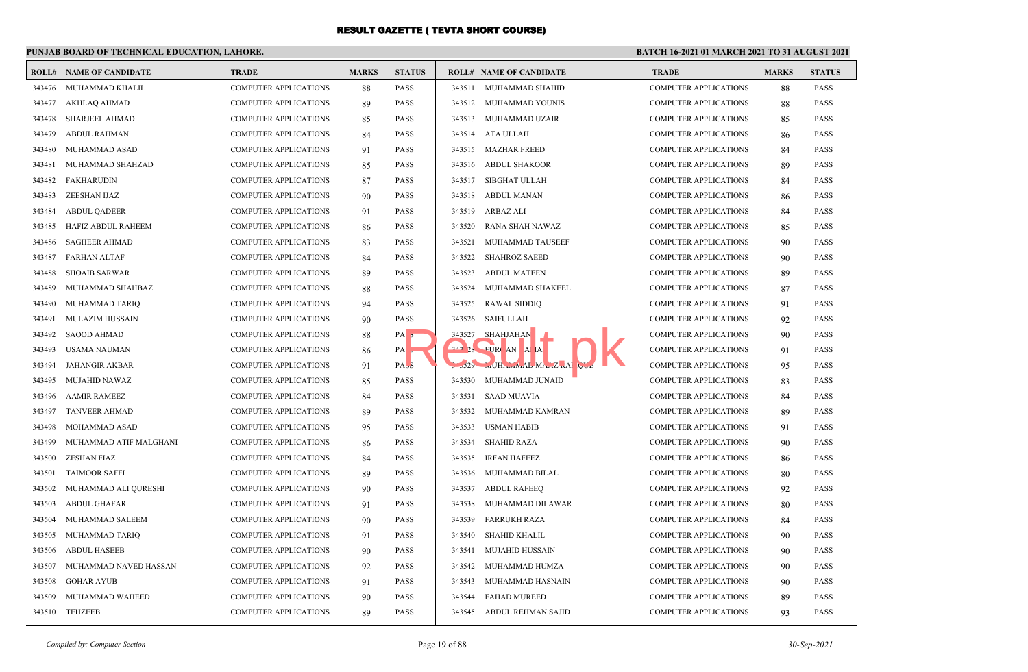# RESULT GAZETTE ( TEVTA SHORT COURSE)

**PUNJAB BOARD OF TECHNICAL EDUCATION, LAHORE.**

**BATCH 16-2021 01 MARCH 2021 TO 31 AUGUST 2021**

| ROLL# | NAME OF CANDIDATE | TRADE | MARKS | STATUS |
|---|---|---|---|---|
| 343476 | MUHAMMAD KHALIL | COMPUTER APPLICATIONS | 88 | PASS |
| 343477 | AKHLAQ AHMAD | COMPUTER APPLICATIONS | 89 | PASS |
| 343478 | SHARJEEL AHMAD | COMPUTER APPLICATIONS | 85 | PASS |
| 343479 | ABDUL RAHMAN | COMPUTER APPLICATIONS | 84 | PASS |
| 343480 | MUHAMMAD ASAD | COMPUTER APPLICATIONS | 91 | PASS |
| 343481 | MUHAMMAD SHAHZAD | COMPUTER APPLICATIONS | 85 | PASS |
| 343482 | FAKHARUDIN | COMPUTER APPLICATIONS | 87 | PASS |
| 343483 | ZEESHAN IJAZ | COMPUTER APPLICATIONS | 90 | PASS |
| 343484 | ABDUL QADEER | COMPUTER APPLICATIONS | 91 | PASS |
| 343485 | HAFIZ ABDUL RAHEEM | COMPUTER APPLICATIONS | 86 | PASS |
| 343486 | SAGHEER AHMAD | COMPUTER APPLICATIONS | 83 | PASS |
| 343487 | FARHAN ALTAF | COMPUTER APPLICATIONS | 84 | PASS |
| 343488 | SHOAIB SARWAR | COMPUTER APPLICATIONS | 89 | PASS |
| 343489 | MUHAMMAD SHAHBAZ | COMPUTER APPLICATIONS | 88 | PASS |
| 343490 | MUHAMMAD TARIQ | COMPUTER APPLICATIONS | 94 | PASS |
| 343491 | MULAZIM HUSSAIN | COMPUTER APPLICATIONS | 90 | PASS |
| 343492 | SAOOD AHMAD | COMPUTER APPLICATIONS | 88 | PASS |
| 343493 | USAMA NAUMAN | COMPUTER APPLICATIONS | 86 | PASS |
| 343494 | JAHANGIR AKBAR | COMPUTER APPLICATIONS | 91 | PASS |
| 343495 | MUJAHID NAWAZ | COMPUTER APPLICATIONS | 85 | PASS |
| 343496 | AAMIR RAMEEZ | COMPUTER APPLICATIONS | 84 | PASS |
| 343497 | TANVEER AHMAD | COMPUTER APPLICATIONS | 89 | PASS |
| 343498 | MOHAMMAD ASAD | COMPUTER APPLICATIONS | 95 | PASS |
| 343499 | MUHAMMAD ATIF MALGHANI | COMPUTER APPLICATIONS | 86 | PASS |
| 343500 | ZESHAN FIAZ | COMPUTER APPLICATIONS | 84 | PASS |
| 343501 | TAIMOOR SAFFI | COMPUTER APPLICATIONS | 89 | PASS |
| 343502 | MUHAMMAD ALI QURESHI | COMPUTER APPLICATIONS | 90 | PASS |
| 343503 | ABDUL GHAFAR | COMPUTER APPLICATIONS | 91 | PASS |
| 343504 | MUHAMMAD SALEEM | COMPUTER APPLICATIONS | 90 | PASS |
| 343505 | MUHAMMAD TARIQ | COMPUTER APPLICATIONS | 91 | PASS |
| 343506 | ABDUL HASEEB | COMPUTER APPLICATIONS | 90 | PASS |
| 343507 | MUHAMMAD NAVED HASSAN | COMPUTER APPLICATIONS | 92 | PASS |
| 343508 | GOHAR AYUB | COMPUTER APPLICATIONS | 91 | PASS |
| 343509 | MUHAMMAD WAHEED | COMPUTER APPLICATIONS | 90 | PASS |
| 343510 | TEHZEEB | COMPUTER APPLICATIONS | 89 | PASS |
| 343511 | MUHAMMAD SHAHID | COMPUTER APPLICATIONS | 88 | PASS |
| 343512 | MUHAMMAD YOUNIS | COMPUTER APPLICATIONS | 88 | PASS |
| 343513 | MUHAMMAD UZAIR | COMPUTER APPLICATIONS | 85 | PASS |
| 343514 | ATA ULLAH | COMPUTER APPLICATIONS | 86 | PASS |
| 343515 | MAZHAR FREED | COMPUTER APPLICATIONS | 84 | PASS |
| 343516 | ABDUL SHAKOOR | COMPUTER APPLICATIONS | 89 | PASS |
| 343517 | SIBGHAT ULLAH | COMPUTER APPLICATIONS | 84 | PASS |
| 343518 | ABDUL MANAN | COMPUTER APPLICATIONS | 86 | PASS |
| 343519 | ARBAZ ALI | COMPUTER APPLICATIONS | 84 | PASS |
| 343520 | RANA SHAH NAWAZ | COMPUTER APPLICATIONS | 85 | PASS |
| 343521 | MUHAMMAD TAUSEEF | COMPUTER APPLICATIONS | 90 | PASS |
| 343522 | SHAHROZ SAEED | COMPUTER APPLICATIONS | 90 | PASS |
| 343523 | ABDUL MATEEN | COMPUTER APPLICATIONS | 89 | PASS |
| 343524 | MUHAMMAD SHAKEEL | COMPUTER APPLICATIONS | 87 | PASS |
| 343525 | RAWAL SIDDIQ | COMPUTER APPLICATIONS | 91 | PASS |
| 343526 | SAIFULLAH | COMPUTER APPLICATIONS | 92 | PASS |
| 343527 | SHAHJAHAN | COMPUTER APPLICATIONS | 90 | PASS |
| 343528 | FURQAN AHMAD | COMPUTER APPLICATIONS | 91 | PASS |
| 343529 | MUHAMMAD MANZAR IQBAL | COMPUTER APPLICATIONS | 95 | PASS |
| 343530 | MUHAMMAD JUNAID | COMPUTER APPLICATIONS | 83 | PASS |
| 343531 | SAAD MUAVIA | COMPUTER APPLICATIONS | 84 | PASS |
| 343532 | MUHAMMAD KAMRAN | COMPUTER APPLICATIONS | 89 | PASS |
| 343533 | USMAN HABIB | COMPUTER APPLICATIONS | 91 | PASS |
| 343534 | SHAHID RAZA | COMPUTER APPLICATIONS | 90 | PASS |
| 343535 | IRFAN HAFEEZ | COMPUTER APPLICATIONS | 86 | PASS |
| 343536 | MUHAMMAD BILAL | COMPUTER APPLICATIONS | 80 | PASS |
| 343537 | ABDUL RAFEEQ | COMPUTER APPLICATIONS | 92 | PASS |
| 343538 | MUHAMMAD DILAWAR | COMPUTER APPLICATIONS | 80 | PASS |
| 343539 | FARRUKH RAZA | COMPUTER APPLICATIONS | 84 | PASS |
| 343540 | SHAHID KHALIL | COMPUTER APPLICATIONS | 90 | PASS |
| 343541 | MUJAHID HUSSAIN | COMPUTER APPLICATIONS | 90 | PASS |
| 343542 | MUHAMMAD HUMZA | COMPUTER APPLICATIONS | 90 | PASS |
| 343543 | MUHAMMAD HASNAIN | COMPUTER APPLICATIONS | 90 | PASS |
| 343544 | FAHAD MUREED | COMPUTER APPLICATIONS | 89 | PASS |
| 343545 | ABDUL REHMAN SAJID | COMPUTER APPLICATIONS | 93 | PASS |

*Compiled by: Computer Section*

*30-Sep-2021*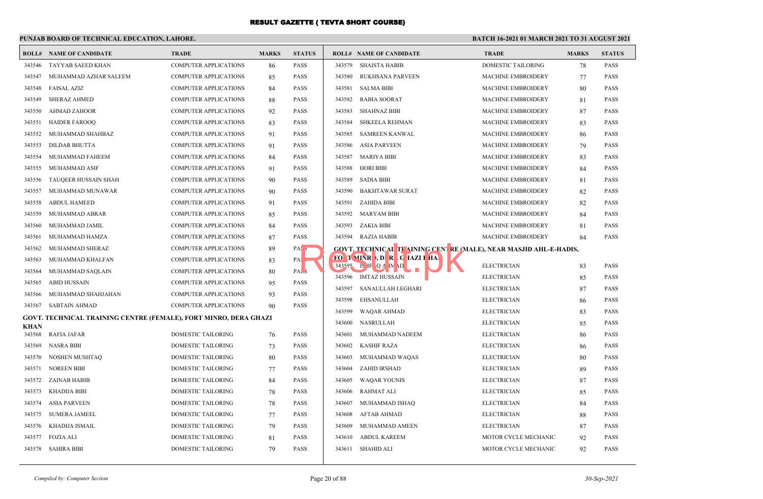# RESULT GAZETTE ( TEVTA SHORT COURSE)

**PUNJAB BOARD OF TECHNICAL EDUCATION, LAHORE.**

**BATCH 16-2021 01 MARCH 2021 TO 31 AUGUST 2021**

| ROLL# | NAME OF CANDIDATE | TRADE | MARKS | STATUS |
|---|---|---|---|---|
| 343546 | TAYYAB SAEED KHAN | COMPUTER APPLICATIONS | 86 | PASS |
| 343547 | MUHAMMAD AZHAR SALEEM | COMPUTER APPLICATIONS | 85 | PASS |
| 343548 | FAISAL AZIZ | COMPUTER APPLICATIONS | 84 | PASS |
| 343549 | SHERAZ AHMED | COMPUTER APPLICATIONS | 88 | PASS |
| 343550 | AHMAD ZAHOOR | COMPUTER APPLICATIONS | 92 | PASS |
| 343551 | HAIDER FAROOQ | COMPUTER APPLICATIONS | 83 | PASS |
| 343552 | MUHAMMAD SHAHBAZ | COMPUTER APPLICATIONS | 91 | PASS |
| 343553 | DILDAR BHUTTA | COMPUTER APPLICATIONS | 91 | PASS |
| 343554 | MUHAMMAD FAHEEM | COMPUTER APPLICATIONS | 84 | PASS |
| 343555 | MUHAMMAD ASIF | COMPUTER APPLICATIONS | 91 | PASS |
| 343556 | TAUQEER HUSSAIN SHAH | COMPUTER APPLICATIONS | 90 | PASS |
| 343557 | MUHAMMAD MUNAWAR | COMPUTER APPLICATIONS | 90 | PASS |
| 343558 | ABDUL HAMEED | COMPUTER APPLICATIONS | 91 | PASS |
| 343559 | MUHAMMAD ABRAR | COMPUTER APPLICATIONS | 85 | PASS |
| 343560 | MUHAMMAD JAMIL | COMPUTER APPLICATIONS | 84 | PASS |
| 343561 | MUHAMMAD HAMZA | COMPUTER APPLICATIONS | 87 | PASS |
| 343562 | MUHAMMAD SHERAZ | COMPUTER APPLICATIONS | 89 | PASS |
| 343563 | MUHAMMAD KHALFAN | COMPUTER APPLICATIONS | 83 | PASS |
| 343564 | MUHAMMAD SAQLAIN | COMPUTER APPLICATIONS | 80 | PASS |
| 343565 | ABID HUSSAIN | COMPUTER APPLICATIONS | 95 | PASS |
| 343566 | MUHAMMAD SHAHJAHAN | COMPUTER APPLICATIONS | 93 | PASS |
| 343567 | SABTAIN AHMAD | COMPUTER APPLICATIONS | 90 | PASS |

**GOVT. TECHNICAL TRAINING CENTRE (FEMALE), FORT MINRO, DERA GHAZI KHAN**

| ROLL# | NAME OF CANDIDATE | TRADE | MARKS | STATUS |
|---|---|---|---|---|
| 343568 | RAFIA JAFAR | DOMESTIC TAILORING | 76 | PASS |
| 343569 | NASRA BIBI | DOMESTIC TAILORING | 73 | PASS |
| 343570 | NOSHEN MUSHTAQ | DOMESTIC TAILORING | 80 | PASS |
| 343571 | NOREEN BIBI | DOMESTIC TAILORING | 77 | PASS |
| 343572 | ZAINAB HABIB | DOMESTIC TAILORING | 84 | PASS |
| 343573 | KHADIJA BIBI | DOMESTIC TAILORING | 78 | PASS |
| 343574 | ASIA PARVEEN | DOMESTIC TAILORING | 78 | PASS |
| 343575 | SUMERA JAMEEL | DOMESTIC TAILORING | 77 | PASS |
| 343576 | KHADIJA ISMAIL | DOMESTIC TAILORING | 79 | PASS |
| 343577 | FOZIA ALI | DOMESTIC TAILORING | 81 | PASS |
| 343578 | SAHIRA BIBI | DOMESTIC TAILORING | 79 | PASS |
| 343579 | SHAISTA HABIB | DOMESTIC TAILORING | 78 | PASS |
| 343580 | RUKHSANA PARVEEN | MACHINE EMBROIDERY | 77 | PASS |
| 343581 | SALMA BIBI | MACHINE EMBROIDERY | 80 | PASS |
| 343582 | RABIA SOORAT | MACHINE EMBROIDERY | 81 | PASS |
| 343583 | SHAHNAZ BIBI | MACHINE EMBROIDERY | 87 | PASS |
| 343584 | SHKEELA REHMAN | MACHINE EMBROIDERY | 83 | PASS |
| 343585 | SAMREEN KANWAL | MACHINE EMBROIDERY | 86 | PASS |
| 343586 | ASIA PARVEEN | MACHINE EMBROIDERY | 79 | PASS |
| 343587 | MARIYA BIBI | MACHINE EMBROIDERY | 83 | PASS |
| 343588 | HORI BIBI | MACHINE EMBROIDERY | 84 | PASS |
| 343589 | SADIA BIBI | MACHINE EMBROIDERY | 81 | PASS |
| 343590 | BAKHTAWAR SURAT | MACHINE EMBROIDERY | 82 | PASS |
| 343591 | ZAHIDA BIBI | MACHINE EMBROIDERY | 82 | PASS |
| 343592 | MARYAM BIBI | MACHINE EMBROIDERY | 84 | PASS |
| 343593 | ZAKIA BIBI | MACHINE EMBROIDERY | 81 | PASS |
| 343594 | RAZIA HABIB | MACHINE EMBROIDERY | 84 | PASS |

**GOVT. TECHNICAL TRAINING CENTRE (MALE), NEAR MASJID AHL-E-HADIS, FORT MINRO, DERA GHAZI KHAN**

| ROLL# | NAME OF CANDIDATE | TRADE | MARKS | STATUS |
|---|---|---|---|---|
| 343595 | ISHFAQ AHMAD | ELECTRICIAN | 83 | PASS |
| 343596 | IMTAZ HUSSAIN | ELECTRICIAN | 85 | PASS |
| 343597 | SANAULLAH LEGHARI | ELECTRICIAN | 87 | PASS |
| 343598 | EHSANULLAH | ELECTRICIAN | 86 | PASS |
| 343599 | WAQAR AHMAD | ELECTRICIAN | 83 | PASS |
| 343600 | NASRULLAH | ELECTRICIAN | 85 | PASS |
| 343601 | MUHAMMAD NADEEM | ELECTRICIAN | 86 | PASS |
| 343602 | KASHIF RAZA | ELECTRICIAN | 86 | PASS |
| 343603 | MUHAMMAD WAQAS | ELECTRICIAN | 80 | PASS |
| 343604 | ZAHID IRSHAD | ELECTRICIAN | 89 | PASS |
| 343605 | WAQAR YOUNIS | ELECTRICIAN | 87 | PASS |
| 343606 | RAHMAT ALI | ELECTRICIAN | 85 | PASS |
| 343607 | MUHAMMAD ISHAQ | ELECTRICIAN | 84 | PASS |
| 343608 | AFTAB AHMAD | ELECTRICIAN | 88 | PASS |
| 343609 | MUHAMMAD AMEEN | ELECTRICIAN | 87 | PASS |
| 343610 | ABDUL KAREEM | MOTOR CYCLE MECHANIC | 92 | PASS |
| 343611 | SHAHID ALI | MOTOR CYCLE MECHANIC | 92 | PASS |

*Compiled by: Computer Section* | *30-Sep-2021*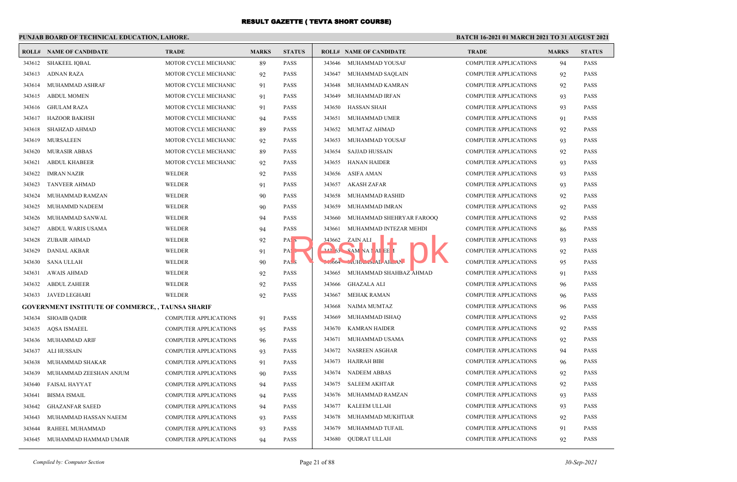# RESULT GAZETTE ( TEVTA SHORT COURSE)

**PUNJAB BOARD OF TECHNICAL EDUCATION, LAHORE.**

**BATCH 16-2021 01 MARCH 2021 TO 31 AUGUST 2021**

| ROLL# | NAME OF CANDIDATE | TRADE | MARKS | STATUS |
|---|---|---|---|---|
| 343612 | SHAKEEL IQBAL | MOTOR CYCLE MECHANIC | 89 | PASS |
| 343613 | ADNAN RAZA | MOTOR CYCLE MECHANIC | 92 | PASS |
| 343614 | MUHAMMAD ASHRAF | MOTOR CYCLE MECHANIC | 91 | PASS |
| 343615 | ABDUL MOMEN | MOTOR CYCLE MECHANIC | 91 | PASS |
| 343616 | GHULAM RAZA | MOTOR CYCLE MECHANIC | 91 | PASS |
| 343617 | HAZOOR BAKHSH | MOTOR CYCLE MECHANIC | 94 | PASS |
| 343618 | SHAHZAD AHMAD | MOTOR CYCLE MECHANIC | 89 | PASS |
| 343619 | MURSALEEN | MOTOR CYCLE MECHANIC | 92 | PASS |
| 343620 | MURASIR ABBAS | MOTOR CYCLE MECHANIC | 89 | PASS |
| 343621 | ABDUL KHABEER | MOTOR CYCLE MECHANIC | 92 | PASS |
| 343622 | IMRAN NAZIR | WELDER | 92 | PASS |
| 343623 | TANVEER AHMAD | WELDER | 91 | PASS |
| 343624 | MUHAMMAD RAMZAN | WELDER | 90 | PASS |
| 343625 | MUHAMMD NADEEM | WELDER | 90 | PASS |
| 343626 | MUHAMMAD SANWAL | WELDER | 94 | PASS |
| 343627 | ABDUL WARIS USAMA | WELDER | 94 | PASS |
| 343628 | ZUBAIR AHMAD | WELDER | 92 | PASS |
| 343629 | DANIAL AKBAR | WELDER | 91 | PASS |
| 343630 | SANA ULLAH | WELDER | 90 | PASS |
| 343631 | AWAIS AHMAD | WELDER | 92 | PASS |
| 343632 | ABDUL ZAHEER | WELDER | 92 | PASS |
| 343633 | JAVED LEGHARI | WELDER | 92 | PASS |
| **GOVERNMENT INSTITUTE OF COMMERCE, , TAUNSA SHARIF** | | | | |
| 343634 | SHOAIB QADIR | COMPUTER APPLICATIONS | 91 | PASS |
| 343635 | AQSA ISMAEEL | COMPUTER APPLICATIONS | 95 | PASS |
| 343636 | MUHAMMAD ARIF | COMPUTER APPLICATIONS | 96 | PASS |
| 343637 | ALI HUSSAIN | COMPUTER APPLICATIONS | 93 | PASS |
| 343638 | MUHAMMAD SHAKAR | COMPUTER APPLICATIONS | 91 | PASS |
| 343639 | MUHAMMAD ZEESHAN ANJUM | COMPUTER APPLICATIONS | 90 | PASS |
| 343640 | FAISAL HAYYAT | COMPUTER APPLICATIONS | 94 | PASS |
| 343641 | BISMA ISMAIL | COMPUTER APPLICATIONS | 94 | PASS |
| 343642 | GHAZANFAR SAEED | COMPUTER APPLICATIONS | 94 | PASS |
| 343643 | MUHAMMAD HASSAN NAEEM | COMPUTER APPLICATIONS | 93 | PASS |
| 343644 | RAHEEL MUHAMMAD | COMPUTER APPLICATIONS | 93 | PASS |
| 343645 | MUHAMMAD HAMMAD UMAIR | COMPUTER APPLICATIONS | 94 | PASS |
| 343646 | MUHAMMAD YOUSAF | COMPUTER APPLICATIONS | 94 | PASS |
| 343647 | MUHAMMAD SAQLAIN | COMPUTER APPLICATIONS | 92 | PASS |
| 343648 | MUHAMMAD KAMRAN | COMPUTER APPLICATIONS | 92 | PASS |
| 343649 | MUHAMMAD IRFAN | COMPUTER APPLICATIONS | 93 | PASS |
| 343650 | HASSAN SHAH | COMPUTER APPLICATIONS | 93 | PASS |
| 343651 | MUHAMMAD UMER | COMPUTER APPLICATIONS | 91 | PASS |
| 343652 | MUMTAZ AHMAD | COMPUTER APPLICATIONS | 92 | PASS |
| 343653 | MUHAMMAD YOUSAF | COMPUTER APPLICATIONS | 93 | PASS |
| 343654 | SAJJAD HUSSAIN | COMPUTER APPLICATIONS | 92 | PASS |
| 343655 | HANAN HAIDER | COMPUTER APPLICATIONS | 93 | PASS |
| 343656 | ASIFA AMAN | COMPUTER APPLICATIONS | 93 | PASS |
| 343657 | AKASH ZAFAR | COMPUTER APPLICATIONS | 93 | PASS |
| 343658 | MUHAMMAD RASHID | COMPUTER APPLICATIONS | 92 | PASS |
| 343659 | MUHAMMAD IMRAN | COMPUTER APPLICATIONS | 92 | PASS |
| 343660 | MUHAMMAD SHEHRYAR FAROOQ | COMPUTER APPLICATIONS | 92 | PASS |
| 343661 | MUHAMMAD INTEZAR MEHDI | COMPUTER APPLICATIONS | 86 | PASS |
| 343662 | ZAIN ALI | COMPUTER APPLICATIONS | 93 | PASS |
| 343663 | SAMINA NAHEED | COMPUTER APPLICATIONS | 92 | PASS |
| 343664 | MUHAMMAD AHSAN | COMPUTER APPLICATIONS | 95 | PASS |
| 343665 | MUHAMMAD SHAHBAZ AHMAD | COMPUTER APPLICATIONS | 91 | PASS |
| 343666 | GHAZALA ALI | COMPUTER APPLICATIONS | 96 | PASS |
| 343667 | MEHAK RAMAN | COMPUTER APPLICATIONS | 96 | PASS |
| 343668 | NAIMA MUMTAZ | COMPUTER APPLICATIONS | 96 | PASS |
| 343669 | MUHAMMAD ISHAQ | COMPUTER APPLICATIONS | 92 | PASS |
| 343670 | KAMRAN HAIDER | COMPUTER APPLICATIONS | 92 | PASS |
| 343671 | MUHAMMAD USAMA | COMPUTER APPLICATIONS | 92 | PASS |
| 343672 | NASREEN ASGHAR | COMPUTER APPLICATIONS | 94 | PASS |
| 343673 | HAJIRAH BIBI | COMPUTER APPLICATIONS | 96 | PASS |
| 343674 | NADEEM ABBAS | COMPUTER APPLICATIONS | 92 | PASS |
| 343675 | SALEEM AKHTAR | COMPUTER APPLICATIONS | 92 | PASS |
| 343676 | MUHAMMAD RAMZAN | COMPUTER APPLICATIONS | 93 | PASS |
| 343677 | KALEEM ULLAH | COMPUTER APPLICATIONS | 93 | PASS |
| 343678 | MUHAMMAD MUKHTIAR | COMPUTER APPLICATIONS | 92 | PASS |
| 343679 | MUHAMMAD TUFAIL | COMPUTER APPLICATIONS | 91 | PASS |
| 343680 | QUDRAT ULLAH | COMPUTER APPLICATIONS | 92 | PASS |

*Compiled by: Computer Section* | *30-Sep-2021*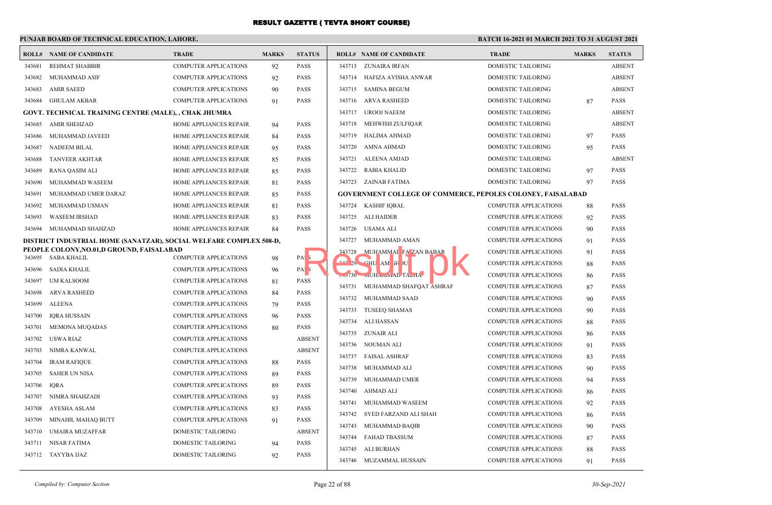# RESULT GAZETTE ( TEVTA SHORT COURSE)

**PUNJAB BOARD OF TECHNICAL EDUCATION, LAHORE.**

**BATCH 16-2021 01 MARCH 2021 TO 31 AUGUST 2021**

| ROLL# | NAME OF CANDIDATE | TRADE | MARKS | STATUS |
|---|---|---|---|---|
| 343681 | REHMAT SHABBIR | COMPUTER APPLICATIONS | 92 | PASS |
| 343682 | MUHAMMAD ASIF | COMPUTER APPLICATIONS | 92 | PASS |
| 343683 | AMIR SAEED | COMPUTER APPLICATIONS | 90 | PASS |
| 343684 | GHULAM AKBAR | COMPUTER APPLICATIONS | 91 | PASS |
| **GOVT. TECHNICAL TRAINING CENTRE (MALE), , CHAK JHUMRA** | | | | |
| 343685 | AMIR SHEHZAD | HOME APPLIANCES REPAIR | 94 | PASS |
| 343686 | MUHAMMAD JAVEED | HOME APPLIANCES REPAIR | 84 | PASS |
| 343687 | NADEEM BILAL | HOME APPLIANCES REPAIR | 95 | PASS |
| 343688 | TANVEER AKHTAR | HOME APPLIANCES REPAIR | 85 | PASS |
| 343689 | RANA QASIM ALI | HOME APPLIANCES REPAIR | 85 | PASS |
| 343690 | MUHAMMAD WASEEM | HOME APPLIANCES REPAIR | 81 | PASS |
| 343691 | MUHAMMAD UMER DARAZ | HOME APPLIANCES REPAIR | 85 | PASS |
| 343692 | MUHAMMAD USMAN | HOME APPLIANCES REPAIR | 81 | PASS |
| 343693 | WASEEM IRSHAD | HOME APPLIANCES REPAIR | 83 | PASS |
| 343694 | MUHAMMAD SHAHZAD | HOME APPLIANCES REPAIR | 84 | PASS |
| **DISTRICT INDUSTRIAL HOME (SANATZAR), SOCIAL WELFARE COMPLEX 508-D, PEOPLE COLONY,NO.01,D GROUND, FAISALABAD** | | | | |
| 343695 | SABA KHALIL | COMPUTER APPLICATIONS | 98 | PASS |
| 343696 | SADIA KHALIL | COMPUTER APPLICATIONS | 96 | PASS |
| 343697 | UM KALSOOM | COMPUTER APPLICATIONS | 81 | PASS |
| 343698 | ARVA RASHEED | COMPUTER APPLICATIONS | 84 | PASS |
| 343699 | ALEENA | COMPUTER APPLICATIONS | 79 | PASS |
| 343700 | IQRA HUSSAIN | COMPUTER APPLICATIONS | 96 | PASS |
| 343701 | MEMONA MUQADAS | COMPUTER APPLICATIONS | 80 | PASS |
| 343702 | USWA RIAZ | COMPUTER APPLICATIONS | | ABSENT |
| 343703 | NIMRA KANWAL | COMPUTER APPLICATIONS | | ABSENT |
| 343704 | IRAM RAFIQUE | COMPUTER APPLICATIONS | 88 | PASS |
| 343705 | SAHER UN NISA | COMPUTER APPLICATIONS | 89 | PASS |
| 343706 | IQRA | COMPUTER APPLICATIONS | 89 | PASS |
| 343707 | NIMRA SHAHZADI | COMPUTER APPLICATIONS | 93 | PASS |
| 343708 | AYESHA ASLAM | COMPUTER APPLICATIONS | 83 | PASS |
| 343709 | MINAHIL MAHAQ BUTT | COMPUTER APPLICATIONS | 91 | PASS |
| 343710 | UMAIRA MUZAFFAR | DOMESTIC TAILORING | | ABSENT |
| 343711 | NISAR FATIMA | DOMESTIC TAILORING | 94 | PASS |
| 343712 | TAYYBA IJAZ | DOMESTIC TAILORING | 92 | PASS |
| 343713 | ZUNAIRA IRFAN | DOMESTIC TAILORING | | ABSENT |
| 343714 | HAFIZA AYISHA ANWAR | DOMESTIC TAILORING | | ABSENT |
| 343715 | SAMINA BEGUM | DOMESTIC TAILORING | | ABSENT |
| 343716 | ARVA RASHEED | DOMESTIC TAILORING | 87 | PASS |
| 343717 | UROOJ NAEEM | DOMESTIC TAILORING | | ABSENT |
| 343718 | MEHWISH ZULFIQAR | DOMESTIC TAILORING | | ABSENT |
| 343719 | HALIMA AHMAD | DOMESTIC TAILORING | 97 | PASS |
| 343720 | AMNA AHMAD | DOMESTIC TAILORING | 95 | PASS |
| 343721 | ALEENA AMJAD | DOMESTIC TAILORING | | ABSENT |
| 343722 | RABIA KHALID | DOMESTIC TAILORING | 97 | PASS |
| 343723 | ZAINAB FATIMA | DOMESTIC TAILORING | 97 | PASS |
| **GOVERNMENT COLLEGE OF COMMERCE, PEPOLES COLONEY, FAISALABAD** | | | | |
| 343724 | KASHIF IQBAL | COMPUTER APPLICATIONS | 88 | PASS |
| 343725 | ALI HAIDER | COMPUTER APPLICATIONS | 92 | PASS |
| 343726 | USAMA ALI | COMPUTER APPLICATIONS | 90 | PASS |
| 343727 | MUHAMMAD AMAN | COMPUTER APPLICATIONS | 91 | PASS |
| 343728 | MUHAMMAD FAIZAN BABAR | COMPUTER APPLICATIONS | 91 | PASS |
| 343729 | GHULAM GHOUS | COMPUTER APPLICATIONS | 88 | PASS |
| 343730 | MUHAMMAD TALHA | COMPUTER APPLICATIONS | 86 | PASS |
| 343731 | MUHAMMAD SHAFQAT ASHRAF | COMPUTER APPLICATIONS | 87 | PASS |
| 343732 | MUHAMMAD SAAD | COMPUTER APPLICATIONS | 90 | PASS |
| 343733 | TUSEEQ SHAMAS | COMPUTER APPLICATIONS | 90 | PASS |
| 343734 | ALI HASSAN | COMPUTER APPLICATIONS | 88 | PASS |
| 343735 | ZUNAIR ALI | COMPUTER APPLICATIONS | 86 | PASS |
| 343736 | NOUMAN ALI | COMPUTER APPLICATIONS | 91 | PASS |
| 343737 | FAISAL ASHRAF | COMPUTER APPLICATIONS | 83 | PASS |
| 343738 | MUHAMMAD ALI | COMPUTER APPLICATIONS | 90 | PASS |
| 343739 | MUHAMMAD UMER | COMPUTER APPLICATIONS | 94 | PASS |
| 343740 | AHMAD ALI | COMPUTER APPLICATIONS | 86 | PASS |
| 343741 | MUHAMMAD WASEEM | COMPUTER APPLICATIONS | 92 | PASS |
| 343742 | SYED FARZAND ALI SHAH | COMPUTER APPLICATIONS | 86 | PASS |
| 343743 | MUHAMMAD BAQIR | COMPUTER APPLICATIONS | 90 | PASS |
| 343744 | FAHAD TBASSUM | COMPUTER APPLICATIONS | 87 | PASS |
| 343745 | ALI BURHAN | COMPUTER APPLICATIONS | 88 | PASS |
| 343746 | MUZAMMAL HUSSAIN | COMPUTER APPLICATIONS | 91 | PASS |

*Compiled by: Computer Section* — *30-Sep-2021*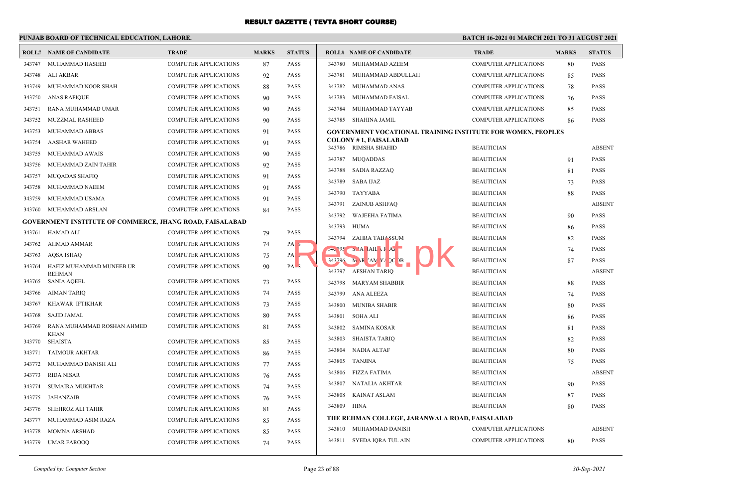# RESULT GAZETTE ( TEVTA SHORT COURSE)

**PUNJAB BOARD OF TECHNICAL EDUCATION, LAHORE.**

**BATCH 16-2021 01 MARCH 2021 TO 31 AUGUST 2021**

| ROLL# | NAME OF CANDIDATE | TRADE | MARKS | STATUS |
|---|---|---|---|---|
| 343747 | MUHAMMAD HASEEB | COMPUTER APPLICATIONS | 87 | PASS |
| 343748 | ALI AKBAR | COMPUTER APPLICATIONS | 92 | PASS |
| 343749 | MUHAMMAD NOOR SHAH | COMPUTER APPLICATIONS | 88 | PASS |
| 343750 | ANAS RAFIQUE | COMPUTER APPLICATIONS | 90 | PASS |
| 343751 | RANA MUHAMMAD UMAR | COMPUTER APPLICATIONS | 90 | PASS |
| 343752 | MUZZMAL RASHEED | COMPUTER APPLICATIONS | 90 | PASS |
| 343753 | MUHAMMAD ABBAS | COMPUTER APPLICATIONS | 91 | PASS |
| 343754 | AASHAR WAHEED | COMPUTER APPLICATIONS | 91 | PASS |
| 343755 | MUHAMMAD AWAIS | COMPUTER APPLICATIONS | 90 | PASS |
| 343756 | MUHAMMAD ZAIN TAHIR | COMPUTER APPLICATIONS | 92 | PASS |
| 343757 | MUQADAS SHAFIQ | COMPUTER APPLICATIONS | 91 | PASS |
| 343758 | MUHAMMAD NAEEM | COMPUTER APPLICATIONS | 91 | PASS |
| 343759 | MUHAMMAD USAMA | COMPUTER APPLICATIONS | 91 | PASS |
| 343760 | MUHAMMAD ARSLAN | COMPUTER APPLICATIONS | 84 | PASS |

**GOVERNMENT INSTITUTE OF COMMERCE, JHANG ROAD, FAISALABAD**

| ROLL# | NAME OF CANDIDATE | TRADE | MARKS | STATUS |
|---|---|---|---|---|
| 343761 | HAMAD ALI | COMPUTER APPLICATIONS | 79 | PASS |
| 343762 | AHMAD AMMAR | COMPUTER APPLICATIONS | 74 | PASS |
| 343763 | AQSA ISHAQ | COMPUTER APPLICATIONS | 75 | PASS |
| 343764 | HAFIZ MUHAMMAD MUNEEB UR REHMAN | COMPUTER APPLICATIONS | 90 | PASS |
| 343765 | SANIA AQEEL | COMPUTER APPLICATIONS | 73 | PASS |
| 343766 | AIMAN TARIQ | COMPUTER APPLICATIONS | 74 | PASS |
| 343767 | KHAWAR IFTIKHAR | COMPUTER APPLICATIONS | 73 | PASS |
| 343768 | SAJID JAMAL | COMPUTER APPLICATIONS | 80 | PASS |
| 343769 | RANA MUHAMMAD ROSHAN AHMED KHAN | COMPUTER APPLICATIONS | 81 | PASS |
| 343770 | SHAISTA | COMPUTER APPLICATIONS | 85 | PASS |
| 343771 | TAIMOUR AKHTAR | COMPUTER APPLICATIONS | 86 | PASS |
| 343772 | MUHAMMAD DANISH ALI | COMPUTER APPLICATIONS | 77 | PASS |
| 343773 | RIDA NISAR | COMPUTER APPLICATIONS | 76 | PASS |
| 343774 | SUMAIRA MUKHTAR | COMPUTER APPLICATIONS | 74 | PASS |
| 343775 | JAHANZAIB | COMPUTER APPLICATIONS | 76 | PASS |
| 343776 | SHEHROZ ALI TAHIR | COMPUTER APPLICATIONS | 81 | PASS |
| 343777 | MUHAMMAD ASIM RAZA | COMPUTER APPLICATIONS | 85 | PASS |
| 343778 | MOMNA ARSHAD | COMPUTER APPLICATIONS | 85 | PASS |
| 343779 | UMAR FAROOQ | COMPUTER APPLICATIONS | 74 | PASS |
| 343780 | MUHAMMAD AZEEM | COMPUTER APPLICATIONS | 80 | PASS |
| 343781 | MUHAMMAD ABDULLAH | COMPUTER APPLICATIONS | 85 | PASS |
| 343782 | MUHAMMAD ANAS | COMPUTER APPLICATIONS | 78 | PASS |
| 343783 | MUHAMMAD FAISAL | COMPUTER APPLICATIONS | 76 | PASS |
| 343784 | MUHAMMAD TAYYAB | COMPUTER APPLICATIONS | 85 | PASS |
| 343785 | SHAHINA JAMIL | COMPUTER APPLICATIONS | 86 | PASS |

**GOVERNMENT VOCATIONAL TRAINING INSTITUTE FOR WOMEN, PEOPLES COLONY # 1, FAISALABAD**

| ROLL# | NAME OF CANDIDATE | TRADE | MARKS | STATUS |
|---|---|---|---|---|
| 343786 | RIMSHA SHAHID | BEAUTICIAN | | ABSENT |
| 343787 | MUQADDAS | BEAUTICIAN | 91 | PASS |
| 343788 | SADIA RAZZAQ | BEAUTICIAN | 81 | PASS |
| 343789 | SABA IJAZ | BEAUTICIAN | 73 | PASS |
| 343790 | TAYYABA | BEAUTICIAN | 88 | PASS |
| 343791 | ZAINUB ASHFAQ | BEAUTICIAN | | ABSENT |
| 343792 | WAJEEHA FATIMA | BEAUTICIAN | 90 | PASS |
| 343793 | HUMA | BEAUTICIAN | 86 | PASS |
| 343794 | ZAHRA TABASSUM | BEAUTICIAN | 82 | PASS |
| 343795 | SHAMAILA RIAZ | BEAUTICIAN | 74 | PASS |
| 343796 | MARYAM YAQOOB | BEAUTICIAN | 87 | PASS |
| 343797 | AFSHAN TARIQ | BEAUTICIAN | | ABSENT |
| 343798 | MARYAM SHABBIR | BEAUTICIAN | 88 | PASS |
| 343799 | ANA ALEEZA | BEAUTICIAN | 74 | PASS |
| 343800 | MUNIBA SHABIR | BEAUTICIAN | 80 | PASS |
| 343801 | SOHA ALI | BEAUTICIAN | 86 | PASS |
| 343802 | SAMINA KOSAR | BEAUTICIAN | 81 | PASS |
| 343803 | SHAISTA TARIQ | BEAUTICIAN | 82 | PASS |
| 343804 | NADIA ALTAF | BEAUTICIAN | 80 | PASS |
| 343805 | TANJINA | BEAUTICIAN | 75 | PASS |
| 343806 | FIZZA FATIMA | BEAUTICIAN | | ABSENT |
| 343807 | NATALIA AKHTAR | BEAUTICIAN | 90 | PASS |
| 343808 | KAINAT ASLAM | BEAUTICIAN | 87 | PASS |
| 343809 | HINA | BEAUTICIAN | 80 | PASS |

**THE REHMAN COLLEGE, JARANWALA ROAD, FAISALABAD**

| ROLL# | NAME OF CANDIDATE | TRADE | MARKS | STATUS |
|---|---|---|---|---|
| 343810 | MUHAMMAD DANISH | COMPUTER APPLICATIONS | | ABSENT |
| 343811 | SYEDA IQRA TUL AIN | COMPUTER APPLICATIONS | 80 | PASS |

*Compiled by: Computer Section* — *30-Sep-2021*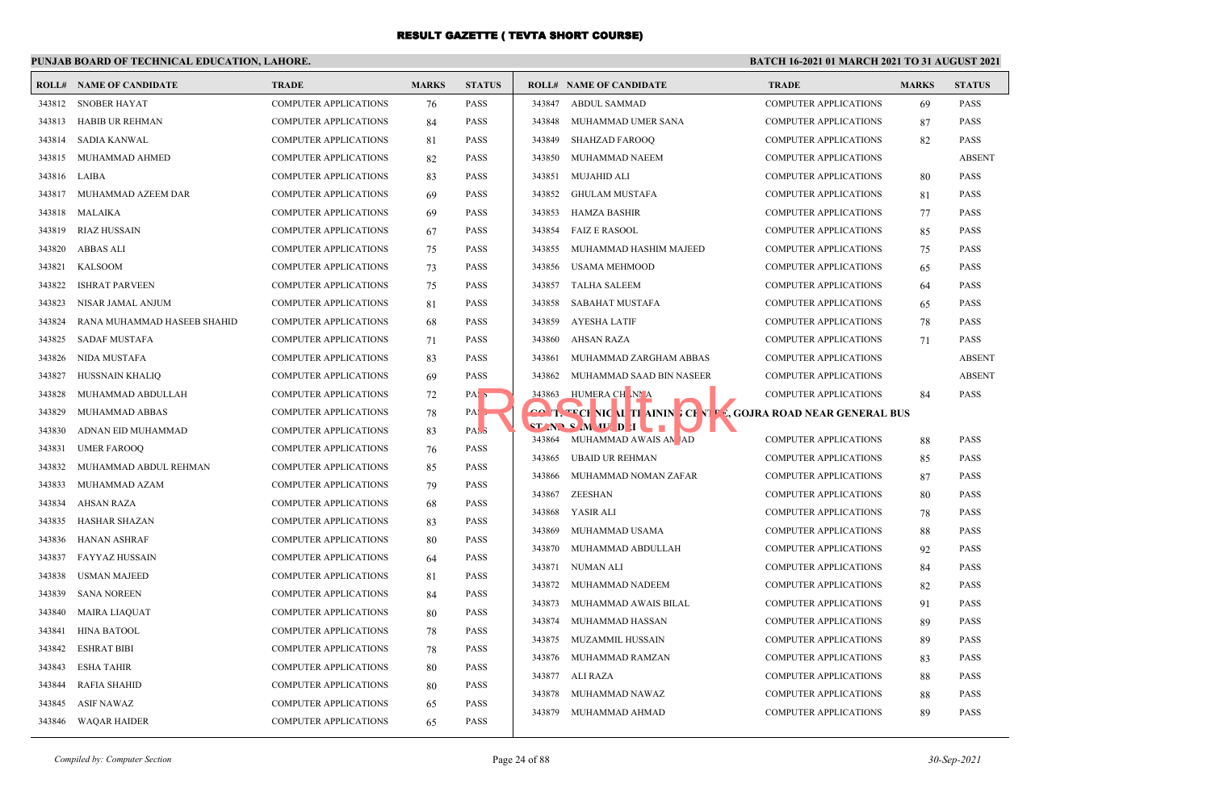# RESULT GAZETTE ( TEVTA SHORT COURSE)

**PUNJAB BOARD OF TECHNICAL EDUCATION, LAHORE.**

**BATCH 16-2021 01 MARCH 2021 TO 31 AUGUST 2021**

| ROLL# | NAME OF CANDIDATE | TRADE | MARKS | STATUS |
|---|---|---|---|---|
| 343812 | SNOBER HAYAT | COMPUTER APPLICATIONS | 76 | PASS |
| 343813 | HABIB UR REHMAN | COMPUTER APPLICATIONS | 84 | PASS |
| 343814 | SADIA KANWAL | COMPUTER APPLICATIONS | 81 | PASS |
| 343815 | MUHAMMAD AHMED | COMPUTER APPLICATIONS | 82 | PASS |
| 343816 | LAIBA | COMPUTER APPLICATIONS | 83 | PASS |
| 343817 | MUHAMMAD AZEEM DAR | COMPUTER APPLICATIONS | 69 | PASS |
| 343818 | MALAIKA | COMPUTER APPLICATIONS | 69 | PASS |
| 343819 | RIAZ HUSSAIN | COMPUTER APPLICATIONS | 67 | PASS |
| 343820 | ABBAS ALI | COMPUTER APPLICATIONS | 75 | PASS |
| 343821 | KALSOOM | COMPUTER APPLICATIONS | 73 | PASS |
| 343822 | ISHRAT PARVEEN | COMPUTER APPLICATIONS | 75 | PASS |
| 343823 | NISAR JAMAL ANJUM | COMPUTER APPLICATIONS | 81 | PASS |
| 343824 | RANA MUHAMMAD HASEEB SHAHID | COMPUTER APPLICATIONS | 68 | PASS |
| 343825 | SADAF MUSTAFA | COMPUTER APPLICATIONS | 71 | PASS |
| 343826 | NIDA MUSTAFA | COMPUTER APPLICATIONS | 83 | PASS |
| 343827 | HUSSNAIN KHALIQ | COMPUTER APPLICATIONS | 69 | PASS |
| 343828 | MUHAMMAD ABDULLAH | COMPUTER APPLICATIONS | 72 | PASS |
| 343829 | MUHAMMAD ABBAS | COMPUTER APPLICATIONS | 78 | PASS |
| 343830 | ADNAN EID MUHAMMAD | COMPUTER APPLICATIONS | 83 | PASS |
| 343831 | UMER FAROOQ | COMPUTER APPLICATIONS | 76 | PASS |
| 343832 | MUHAMMAD ABDUL REHMAN | COMPUTER APPLICATIONS | 85 | PASS |
| 343833 | MUHAMMAD AZAM | COMPUTER APPLICATIONS | 79 | PASS |
| 343834 | AHSAN RAZA | COMPUTER APPLICATIONS | 68 | PASS |
| 343835 | HASHAR SHAZAN | COMPUTER APPLICATIONS | 83 | PASS |
| 343836 | HANAN ASHRAF | COMPUTER APPLICATIONS | 80 | PASS |
| 343837 | FAYYAZ HUSSAIN | COMPUTER APPLICATIONS | 64 | PASS |
| 343838 | USMAN MAJEED | COMPUTER APPLICATIONS | 81 | PASS |
| 343839 | SANA NOREEN | COMPUTER APPLICATIONS | 84 | PASS |
| 343840 | MAIRA LIAQUAT | COMPUTER APPLICATIONS | 80 | PASS |
| 343841 | HINA BATOOL | COMPUTER APPLICATIONS | 78 | PASS |
| 343842 | ESHRAT BIBI | COMPUTER APPLICATIONS | 78 | PASS |
| 343843 | ESHA TAHIR | COMPUTER APPLICATIONS | 80 | PASS |
| 343844 | RAFIA SHAHID | COMPUTER APPLICATIONS | 80 | PASS |
| 343845 | ASIF NAWAZ | COMPUTER APPLICATIONS | 65 | PASS |
| 343846 | WAQAR HAIDER | COMPUTER APPLICATIONS | 65 | PASS |
| 343847 | ABDUL SAMMAD | COMPUTER APPLICATIONS | 69 | PASS |
| 343848 | MUHAMMAD UMER SANA | COMPUTER APPLICATIONS | 87 | PASS |
| 343849 | SHAHZAD FAROOQ | COMPUTER APPLICATIONS | 82 | PASS |
| 343850 | MUHAMMAD NAEEM | COMPUTER APPLICATIONS | | ABSENT |
| 343851 | MUJAHID ALI | COMPUTER APPLICATIONS | 80 | PASS |
| 343852 | GHULAM MUSTAFA | COMPUTER APPLICATIONS | 81 | PASS |
| 343853 | HAMZA BASHIR | COMPUTER APPLICATIONS | 77 | PASS |
| 343854 | FAIZ E RASOOL | COMPUTER APPLICATIONS | 85 | PASS |
| 343855 | MUHAMMAD HASHIM MAJEED | COMPUTER APPLICATIONS | 75 | PASS |
| 343856 | USAMA MEHMOOD | COMPUTER APPLICATIONS | 65 | PASS |
| 343857 | TALHA SALEEM | COMPUTER APPLICATIONS | 64 | PASS |
| 343858 | SABAHAT MUSTAFA | COMPUTER APPLICATIONS | 65 | PASS |
| 343859 | AYESHA LATIF | COMPUTER APPLICATIONS | 78 | PASS |
| 343860 | AHSAN RAZA | COMPUTER APPLICATIONS | 71 | PASS |
| 343861 | MUHAMMAD ZARGHAM ABBAS | COMPUTER APPLICATIONS | | ABSENT |
| 343862 | MUHAMMAD SAAD BIN NASEER | COMPUTER APPLICATIONS | | ABSENT |
| 343863 | HUMERA CHANNA | COMPUTER APPLICATIONS | 84 | PASS |

**GOVT. TECHNICAL TRAINING CENTRE, GOJRA ROAD NEAR GENERAL BUS STAND SAMMUNDRI**

| ROLL# | NAME OF CANDIDATE | TRADE | MARKS | STATUS |
|---|---|---|---|---|
| 343864 | MUHAMMAD AWAIS AMJAD | COMPUTER APPLICATIONS | 88 | PASS |
| 343865 | UBAID UR REHMAN | COMPUTER APPLICATIONS | 85 | PASS |
| 343866 | MUHAMMAD NOMAN ZAFAR | COMPUTER APPLICATIONS | 87 | PASS |
| 343867 | ZEESHAN | COMPUTER APPLICATIONS | 80 | PASS |
| 343868 | YASIR ALI | COMPUTER APPLICATIONS | 78 | PASS |
| 343869 | MUHAMMAD USAMA | COMPUTER APPLICATIONS | 88 | PASS |
| 343870 | MUHAMMAD ABDULLAH | COMPUTER APPLICATIONS | 92 | PASS |
| 343871 | NUMAN ALI | COMPUTER APPLICATIONS | 84 | PASS |
| 343872 | MUHAMMAD NADEEM | COMPUTER APPLICATIONS | 82 | PASS |
| 343873 | MUHAMMAD AWAIS BILAL | COMPUTER APPLICATIONS | 91 | PASS |
| 343874 | MUHAMMAD HASSAN | COMPUTER APPLICATIONS | 89 | PASS |
| 343875 | MUZAMMIL HUSSAIN | COMPUTER APPLICATIONS | 89 | PASS |
| 343876 | MUHAMMAD RAMZAN | COMPUTER APPLICATIONS | 83 | PASS |
| 343877 | ALI RAZA | COMPUTER APPLICATIONS | 88 | PASS |
| 343878 | MUHAMMAD NAWAZ | COMPUTER APPLICATIONS | 88 | PASS |
| 343879 | MUHAMMAD AHMAD | COMPUTER APPLICATIONS | 89 | PASS |

*Compiled by: Computer Section*

*30-Sep-2021*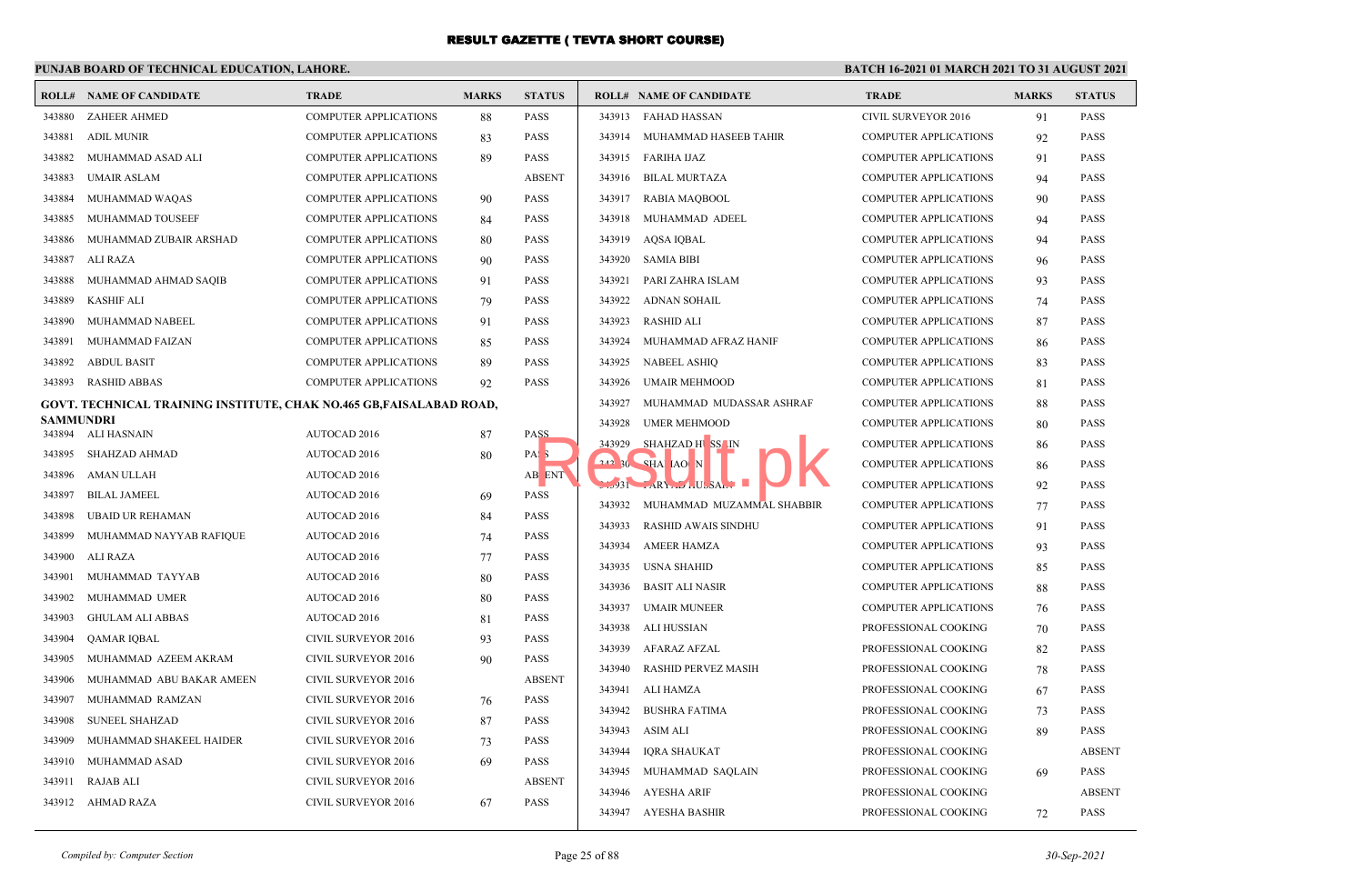# RESULT GAZETTE ( TEVTA SHORT COURSE)

**PUNJAB BOARD OF TECHNICAL EDUCATION, LAHORE.**

**BATCH 16-2021 01 MARCH 2021 TO 31 AUGUST 2021**

| ROLL# | NAME OF CANDIDATE | TRADE | MARKS | STATUS |
|---|---|---|---|---|
| 343880 | ZAHEER AHMED | COMPUTER APPLICATIONS | 88 | PASS |
| 343881 | ADIL MUNIR | COMPUTER APPLICATIONS | 83 | PASS |
| 343882 | MUHAMMAD ASAD ALI | COMPUTER APPLICATIONS | 89 | PASS |
| 343883 | UMAIR ASLAM | COMPUTER APPLICATIONS | | ABSENT |
| 343884 | MUHAMMAD WAQAS | COMPUTER APPLICATIONS | 90 | PASS |
| 343885 | MUHAMMAD TOUSEEF | COMPUTER APPLICATIONS | 84 | PASS |
| 343886 | MUHAMMAD ZUBAIR ARSHAD | COMPUTER APPLICATIONS | 80 | PASS |
| 343887 | ALI RAZA | COMPUTER APPLICATIONS | 90 | PASS |
| 343888 | MUHAMMAD AHMAD SAQIB | COMPUTER APPLICATIONS | 91 | PASS |
| 343889 | KASHIF ALI | COMPUTER APPLICATIONS | 79 | PASS |
| 343890 | MUHAMMAD NABEEL | COMPUTER APPLICATIONS | 91 | PASS |
| 343891 | MUHAMMAD FAIZAN | COMPUTER APPLICATIONS | 85 | PASS |
| 343892 | ABDUL BASIT | COMPUTER APPLICATIONS | 89 | PASS |
| 343893 | RASHID ABBAS | COMPUTER APPLICATIONS | 92 | PASS |

**GOVT. TECHNICAL TRAINING INSTITUTE, CHAK NO.465 GB,FAISALABAD ROAD, SAMMUNDRI**

| ROLL# | NAME OF CANDIDATE | TRADE | MARKS | STATUS |
|---|---|---|---|---|
| 343894 | ALI HASNAIN | AUTOCAD 2016 | 87 | PASS |
| 343895 | SHAHZAD AHMAD | AUTOCAD 2016 | 80 | PASS |
| 343896 | AMAN ULLAH | AUTOCAD 2016 | | ABSENT |
| 343897 | BILAL JAMEEL | AUTOCAD 2016 | 69 | PASS |
| 343898 | UBAID UR REHAMAN | AUTOCAD 2016 | 84 | PASS |
| 343899 | MUHAMMAD NAYYAB RAFIQUE | AUTOCAD 2016 | 74 | PASS |
| 343900 | ALI RAZA | AUTOCAD 2016 | 77 | PASS |
| 343901 | MUHAMMAD TAYYAB | AUTOCAD 2016 | 80 | PASS |
| 343902 | MUHAMMAD UMER | AUTOCAD 2016 | 80 | PASS |
| 343903 | GHULAM ALI ABBAS | AUTOCAD 2016 | 81 | PASS |
| 343904 | QAMAR IQBAL | CIVIL SURVEYOR 2016 | 93 | PASS |
| 343905 | MUHAMMAD AZEEM AKRAM | CIVIL SURVEYOR 2016 | 90 | PASS |
| 343906 | MUHAMMAD ABU BAKAR AMEEN | CIVIL SURVEYOR 2016 | | ABSENT |
| 343907 | MUHAMMAD RAMZAN | CIVIL SURVEYOR 2016 | 76 | PASS |
| 343908 | SUNEEL SHAHZAD | CIVIL SURVEYOR 2016 | 87 | PASS |
| 343909 | MUHAMMAD SHAKEEL HAIDER | CIVIL SURVEYOR 2016 | 73 | PASS |
| 343910 | MUHAMMAD ASAD | CIVIL SURVEYOR 2016 | 69 | PASS |
| 343911 | RAJAB ALI | CIVIL SURVEYOR 2016 | | ABSENT |
| 343912 | AHMAD RAZA | CIVIL SURVEYOR 2016 | 67 | PASS |
| 343913 | FAHAD HASSAN | CIVIL SURVEYOR 2016 | 91 | PASS |
| 343914 | MUHAMMAD HASEEB TAHIR | COMPUTER APPLICATIONS | 92 | PASS |
| 343915 | FARIHA IJAZ | COMPUTER APPLICATIONS | 91 | PASS |
| 343916 | BILAL MURTAZA | COMPUTER APPLICATIONS | 94 | PASS |
| 343917 | RABIA MAQBOOL | COMPUTER APPLICATIONS | 90 | PASS |
| 343918 | MUHAMMAD ADEEL | COMPUTER APPLICATIONS | 94 | PASS |
| 343919 | AQSA IQBAL | COMPUTER APPLICATIONS | 94 | PASS |
| 343920 | SAMIA BIBI | COMPUTER APPLICATIONS | 96 | PASS |
| 343921 | PARI ZAHRA ISLAM | COMPUTER APPLICATIONS | 93 | PASS |
| 343922 | ADNAN SOHAIL | COMPUTER APPLICATIONS | 74 | PASS |
| 343923 | RASHID ALI | COMPUTER APPLICATIONS | 87 | PASS |
| 343924 | MUHAMMAD AFRAZ HANIF | COMPUTER APPLICATIONS | 86 | PASS |
| 343925 | NABEEL ASHIQ | COMPUTER APPLICATIONS | 83 | PASS |
| 343926 | UMAIR MEHMOOD | COMPUTER APPLICATIONS | 81 | PASS |
| 343927 | MUHAMMAD MUDASSAR ASHRAF | COMPUTER APPLICATIONS | 88 | PASS |
| 343928 | UMER MEHMOOD | COMPUTER APPLICATIONS | 80 | PASS |
| 343929 | SHAHZAD HUSSAIN | COMPUTER APPLICATIONS | 86 | PASS |
| 343930 | SHAHZAON | COMPUTER APPLICATIONS | 86 | PASS |
| 343931 | FARYAD HUSSAIN | COMPUTER APPLICATIONS | 92 | PASS |
| 343932 | MUHAMMAD MUZAMMAL SHABBIR | COMPUTER APPLICATIONS | 77 | PASS |
| 343933 | RASHID AWAIS SINDHU | COMPUTER APPLICATIONS | 91 | PASS |
| 343934 | AMEER HAMZA | COMPUTER APPLICATIONS | 93 | PASS |
| 343935 | USNA SHAHID | COMPUTER APPLICATIONS | 85 | PASS |
| 343936 | BASIT ALI NASIR | COMPUTER APPLICATIONS | 88 | PASS |
| 343937 | UMAIR MUNEER | COMPUTER APPLICATIONS | 76 | PASS |
| 343938 | ALI HUSSIAN | PROFESSIONAL COOKING | 70 | PASS |
| 343939 | AFARAZ AFZAL | PROFESSIONAL COOKING | 82 | PASS |
| 343940 | RASHID PERVEZ MASIH | PROFESSIONAL COOKING | 78 | PASS |
| 343941 | ALI HAMZA | PROFESSIONAL COOKING | 67 | PASS |
| 343942 | BUSHRA FATIMA | PROFESSIONAL COOKING | 73 | PASS |
| 343943 | ASIM ALI | PROFESSIONAL COOKING | 89 | PASS |
| 343944 | IQRA SHAUKAT | PROFESSIONAL COOKING | | ABSENT |
| 343945 | MUHAMMAD SAQLAIN | PROFESSIONAL COOKING | 69 | PASS |
| 343946 | AYESHA ARIF | PROFESSIONAL COOKING | | ABSENT |
| 343947 | AYESHA BASHIR | PROFESSIONAL COOKING | 72 | PASS |

*Compiled by: Computer Section* | *30-Sep-2021*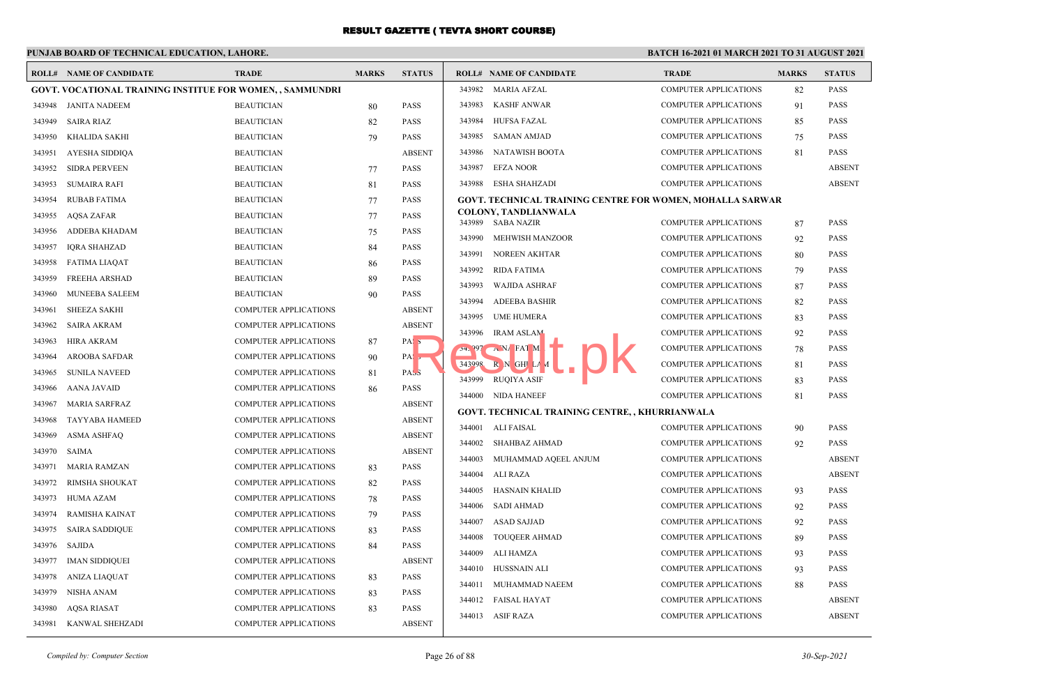# RESULT GAZETTE ( TEVTA SHORT COURSE)

**PUNJAB BOARD OF TECHNICAL EDUCATION, LAHORE.**

**BATCH 16-2021 01 MARCH 2021 TO 31 AUGUST 2021**

| ROLL# | NAME OF CANDIDATE | TRADE | MARKS | STATUS |
|---|---|---|---|---|
| **GOVT. VOCATIONAL TRAINING INSTITUE FOR WOMEN, , SAMMUNDRI** | | | | |
| 343948 | JANITA NADEEM | BEAUTICIAN | 80 | PASS |
| 343949 | SAIRA RIAZ | BEAUTICIAN | 82 | PASS |
| 343950 | KHALIDA SAKHI | BEAUTICIAN | 79 | PASS |
| 343951 | AYESHA SIDDIQA | BEAUTICIAN | | ABSENT |
| 343952 | SIDRA PERVEEN | BEAUTICIAN | 77 | PASS |
| 343953 | SUMAIRA RAFI | BEAUTICIAN | 81 | PASS |
| 343954 | RUBAB FATIMA | BEAUTICIAN | 77 | PASS |
| 343955 | AQSA ZAFAR | BEAUTICIAN | 77 | PASS |
| 343956 | ADDEBA KHADAM | BEAUTICIAN | 75 | PASS |
| 343957 | IQRA SHAHZAD | BEAUTICIAN | 84 | PASS |
| 343958 | FATIMA LIAQAT | BEAUTICIAN | 86 | PASS |
| 343959 | FREEHA ARSHAD | BEAUTICIAN | 89 | PASS |
| 343960 | MUNEEBA SALEEM | BEAUTICIAN | 90 | PASS |
| 343961 | SHEEZA SAKHI | COMPUTER APPLICATIONS | | ABSENT |
| 343962 | SAIRA AKRAM | COMPUTER APPLICATIONS | | ABSENT |
| 343963 | HIRA AKRAM | COMPUTER APPLICATIONS | 87 | PASS |
| 343964 | AROOBA SAFDAR | COMPUTER APPLICATIONS | 90 | PASS |
| 343965 | SUNILA NAVEED | COMPUTER APPLICATIONS | 81 | PASS |
| 343966 | AANA JAVAID | COMPUTER APPLICATIONS | 86 | PASS |
| 343967 | MARIA SARFRAZ | COMPUTER APPLICATIONS | | ABSENT |
| 343968 | TAYYABA HAMEED | COMPUTER APPLICATIONS | | ABSENT |
| 343969 | ASMA ASHFAQ | COMPUTER APPLICATIONS | | ABSENT |
| 343970 | SAIMA | COMPUTER APPLICATIONS | | ABSENT |
| 343971 | MARIA RAMZAN | COMPUTER APPLICATIONS | 83 | PASS |
| 343972 | RIMSHA SHOUKAT | COMPUTER APPLICATIONS | 82 | PASS |
| 343973 | HUMA AZAM | COMPUTER APPLICATIONS | 78 | PASS |
| 343974 | RAMISHA KAINAT | COMPUTER APPLICATIONS | 79 | PASS |
| 343975 | SAIRA SADDIQUE | COMPUTER APPLICATIONS | 83 | PASS |
| 343976 | SAJIDA | COMPUTER APPLICATIONS | 84 | PASS |
| 343977 | IMAN SIDDIQUEI | COMPUTER APPLICATIONS | | ABSENT |
| 343978 | ANIZA LIAQUAT | COMPUTER APPLICATIONS | 83 | PASS |
| 343979 | NISHA ANAM | COMPUTER APPLICATIONS | 83 | PASS |
| 343980 | AQSA RIASAT | COMPUTER APPLICATIONS | 83 | PASS |
| 343981 | KANWAL SHEHZADI | COMPUTER APPLICATIONS | | ABSENT |
| 343982 | MARIA AFZAL | COMPUTER APPLICATIONS | 82 | PASS |
| 343983 | KASHF ANWAR | COMPUTER APPLICATIONS | 91 | PASS |
| 343984 | HUFSA FAZAL | COMPUTER APPLICATIONS | 85 | PASS |
| 343985 | SAMAN AMJAD | COMPUTER APPLICATIONS | 75 | PASS |
| 343986 | NATAWISH BOOTA | COMPUTER APPLICATIONS | 81 | PASS |
| 343987 | EFZA NOOR | COMPUTER APPLICATIONS | | ABSENT |
| 343988 | ESHA SHAHZADI | COMPUTER APPLICATIONS | | ABSENT |
| **GOVT. TECHNICAL TRAINING CENTRE FOR WOMEN, MOHALLA SARWAR COLONY, TANDLIANWALA** | | | | |
| 343989 | SABA NAZIR | COMPUTER APPLICATIONS | 87 | PASS |
| 343990 | MEHWISH MANZOOR | COMPUTER APPLICATIONS | 92 | PASS |
| 343991 | NOREEN AKHTAR | COMPUTER APPLICATIONS | 80 | PASS |
| 343992 | RIDA FATIMA | COMPUTER APPLICATIONS | 79 | PASS |
| 343993 | WAJIDA ASHRAF | COMPUTER APPLICATIONS | 87 | PASS |
| 343994 | ADEEBA BASHIR | COMPUTER APPLICATIONS | 82 | PASS |
| 343995 | UME HUMERA | COMPUTER APPLICATIONS | 83 | PASS |
| 343996 | IRAM ASLAM | COMPUTER APPLICATIONS | 92 | PASS |
| 343997 | ANA FATIMA | COMPUTER APPLICATIONS | 78 | PASS |
| 343998 | R N GHULAM | COMPUTER APPLICATIONS | 81 | PASS |
| 343999 | RUQIYA ASIF | COMPUTER APPLICATIONS | 83 | PASS |
| 344000 | NIDA HANEEF | COMPUTER APPLICATIONS | 81 | PASS |
| **GOVT. TECHNICAL TRAINING CENTRE, , KHURRIANWALA** | | | | |
| 344001 | ALI FAISAL | COMPUTER APPLICATIONS | 90 | PASS |
| 344002 | SHAHBAZ AHMAD | COMPUTER APPLICATIONS | 92 | PASS |
| 344003 | MUHAMMAD AQEEL ANJUM | COMPUTER APPLICATIONS | | ABSENT |
| 344004 | ALI RAZA | COMPUTER APPLICATIONS | | ABSENT |
| 344005 | HASNAIN KHALID | COMPUTER APPLICATIONS | 93 | PASS |
| 344006 | SADI AHMAD | COMPUTER APPLICATIONS | 92 | PASS |
| 344007 | ASAD SAJJAD | COMPUTER APPLICATIONS | 92 | PASS |
| 344008 | TOUQEER AHMAD | COMPUTER APPLICATIONS | 89 | PASS |
| 344009 | ALI HAMZA | COMPUTER APPLICATIONS | 93 | PASS |
| 344010 | HUSSNAIN ALI | COMPUTER APPLICATIONS | 93 | PASS |
| 344011 | MUHAMMAD NAEEM | COMPUTER APPLICATIONS | 88 | PASS |
| 344012 | FAISAL HAYAT | COMPUTER APPLICATIONS | | ABSENT |
| 344013 | ASIF RAZA | COMPUTER APPLICATIONS | | ABSENT |

*Compiled by: Computer Section*

*30-Sep-2021*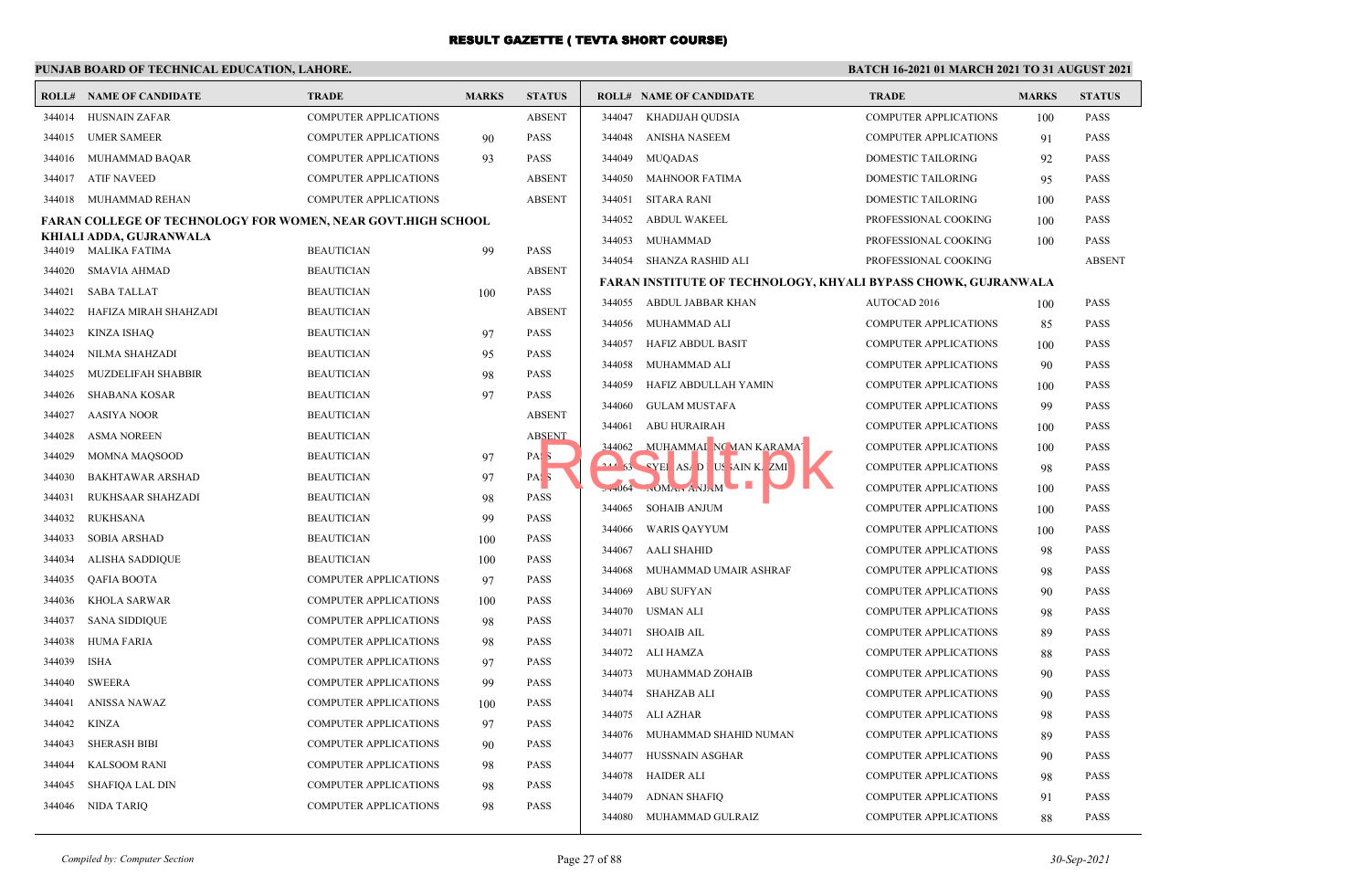# RESULT GAZETTE ( TEVTA SHORT COURSE)

**PUNJAB BOARD OF TECHNICAL EDUCATION, LAHORE.**

**BATCH 16-2021 01 MARCH 2021 TO 31 AUGUST 2021**

| ROLL# | NAME OF CANDIDATE | TRADE | MARKS | STATUS |
|---|---|---|---|---|
| 344014 | HUSNAIN ZAFAR | COMPUTER APPLICATIONS | | ABSENT |
| 344015 | UMER SAMEER | COMPUTER APPLICATIONS | 90 | PASS |
| 344016 | MUHAMMAD BAQAR | COMPUTER APPLICATIONS | 93 | PASS |
| 344017 | ATIF NAVEED | COMPUTER APPLICATIONS | | ABSENT |
| 344018 | MUHAMMAD REHAN | COMPUTER APPLICATIONS | | ABSENT |

**FARAN COLLEGE OF TECHNOLOGY FOR WOMEN, NEAR GOVT.HIGH SCHOOL KHIALI ADDA, GUJRANWALA**

| ROLL# | NAME OF CANDIDATE | TRADE | MARKS | STATUS |
|---|---|---|---|---|
| 344019 | MALIKA FATIMA | BEAUTICIAN | 99 | PASS |
| 344020 | SMAVIA AHMAD | BEAUTICIAN | | ABSENT |
| 344021 | SABA TALLAT | BEAUTICIAN | 100 | PASS |
| 344022 | HAFIZA MIRAH SHAHZADI | BEAUTICIAN | | ABSENT |
| 344023 | KINZA ISHAQ | BEAUTICIAN | 97 | PASS |
| 344024 | NILMA SHAHZADI | BEAUTICIAN | 95 | PASS |
| 344025 | MUZDELIFAH SHABBIR | BEAUTICIAN | 98 | PASS |
| 344026 | SHABANA KOSAR | BEAUTICIAN | 97 | PASS |
| 344027 | AASIYA NOOR | BEAUTICIAN | | ABSENT |
| 344028 | ASMA NOREEN | BEAUTICIAN | | ABSENT |
| 344029 | MOMNA MAQSOOD | BEAUTICIAN | 97 | PASS |
| 344030 | BAKHTAWAR ARSHAD | BEAUTICIAN | 97 | PASS |
| 344031 | RUKHSAAR SHAHZADI | BEAUTICIAN | 98 | PASS |
| 344032 | RUKHSANA | BEAUTICIAN | 99 | PASS |
| 344033 | SOBIA ARSHAD | BEAUTICIAN | 100 | PASS |
| 344034 | ALISHA SADDIQUE | BEAUTICIAN | 100 | PASS |
| 344035 | QAFIA BOOTA | COMPUTER APPLICATIONS | 97 | PASS |
| 344036 | KHOLA SARWAR | COMPUTER APPLICATIONS | 100 | PASS |
| 344037 | SANA SIDDIQUE | COMPUTER APPLICATIONS | 98 | PASS |
| 344038 | HUMA FARIA | COMPUTER APPLICATIONS | 98 | PASS |
| 344039 | ISHA | COMPUTER APPLICATIONS | 97 | PASS |
| 344040 | SWEERA | COMPUTER APPLICATIONS | 99 | PASS |
| 344041 | ANISSA NAWAZ | COMPUTER APPLICATIONS | 100 | PASS |
| 344042 | KINZA | COMPUTER APPLICATIONS | 97 | PASS |
| 344043 | SHERASH BIBI | COMPUTER APPLICATIONS | 90 | PASS |
| 344044 | KALSOOM RANI | COMPUTER APPLICATIONS | 98 | PASS |
| 344045 | SHAFIQA LAL DIN | COMPUTER APPLICATIONS | 98 | PASS |
| 344046 | NIDA TARIQ | COMPUTER APPLICATIONS | 98 | PASS |
| 344047 | KHADIJAH QUDSIA | COMPUTER APPLICATIONS | 100 | PASS |
| 344048 | ANISHA NASEEM | COMPUTER APPLICATIONS | 91 | PASS |
| 344049 | MUQADAS | DOMESTIC TAILORING | 92 | PASS |
| 344050 | MAHNOOR FATIMA | DOMESTIC TAILORING | 95 | PASS |
| 344051 | SITARA RANI | DOMESTIC TAILORING | 100 | PASS |
| 344052 | ABDUL WAKEEL | PROFESSIONAL COOKING | 100 | PASS |
| 344053 | MUHAMMAD | PROFESSIONAL COOKING | 100 | PASS |
| 344054 | SHANZA RASHID ALI | PROFESSIONAL COOKING | | ABSENT |

**FARAN INSTITUTE OF TECHNOLOGY, KHYALI BYPASS CHOWK, GUJRANWALA**

| ROLL# | NAME OF CANDIDATE | TRADE | MARKS | STATUS |
|---|---|---|---|---|
| 344055 | ABDUL JABBAR KHAN | AUTOCAD 2016 | 100 | PASS |
| 344056 | MUHAMMAD ALI | COMPUTER APPLICATIONS | 85 | PASS |
| 344057 | HAFIZ ABDUL BASIT | COMPUTER APPLICATIONS | 100 | PASS |
| 344058 | MUHAMMAD ALI | COMPUTER APPLICATIONS | 90 | PASS |
| 344059 | HAFIZ ABDULLAH YAMIN | COMPUTER APPLICATIONS | 100 | PASS |
| 344060 | GULAM MUSTAFA | COMPUTER APPLICATIONS | 99 | PASS |
| 344061 | ABU HURAIRAH | COMPUTER APPLICATIONS | 100 | PASS |
| 344062 | MUHAMMAD NOMAN KARAMAT | COMPUTER APPLICATIONS | 100 | PASS |
| 344063 | SYED ASAD HUSSAIN KAZMI | COMPUTER APPLICATIONS | 98 | PASS |
| 344064 | NOMAN ANJAM | COMPUTER APPLICATIONS | 100 | PASS |
| 344065 | SOHAIB ANJUM | COMPUTER APPLICATIONS | 100 | PASS |
| 344066 | WARIS QAYYUM | COMPUTER APPLICATIONS | 100 | PASS |
| 344067 | AALI SHAHID | COMPUTER APPLICATIONS | 98 | PASS |
| 344068 | MUHAMMAD UMAIR ASHRAF | COMPUTER APPLICATIONS | 98 | PASS |
| 344069 | ABU SUFYAN | COMPUTER APPLICATIONS | 90 | PASS |
| 344070 | USMAN ALI | COMPUTER APPLICATIONS | 98 | PASS |
| 344071 | SHOAIB AIL | COMPUTER APPLICATIONS | 89 | PASS |
| 344072 | ALI HAMZA | COMPUTER APPLICATIONS | 88 | PASS |
| 344073 | MUHAMMAD ZOHAIB | COMPUTER APPLICATIONS | 90 | PASS |
| 344074 | SHAHZAB ALI | COMPUTER APPLICATIONS | 90 | PASS |
| 344075 | ALI AZHAR | COMPUTER APPLICATIONS | 98 | PASS |
| 344076 | MUHAMMAD SHAHID NUMAN | COMPUTER APPLICATIONS | 89 | PASS |
| 344077 | HUSSNAIN ASGHAR | COMPUTER APPLICATIONS | 90 | PASS |
| 344078 | HAIDER ALI | COMPUTER APPLICATIONS | 98 | PASS |
| 344079 | ADNAN SHAFIQ | COMPUTER APPLICATIONS | 91 | PASS |
| 344080 | MUHAMMAD GULRAIZ | COMPUTER APPLICATIONS | 88 | PASS |

*Compiled by: Computer Section* — *30-Sep-2021*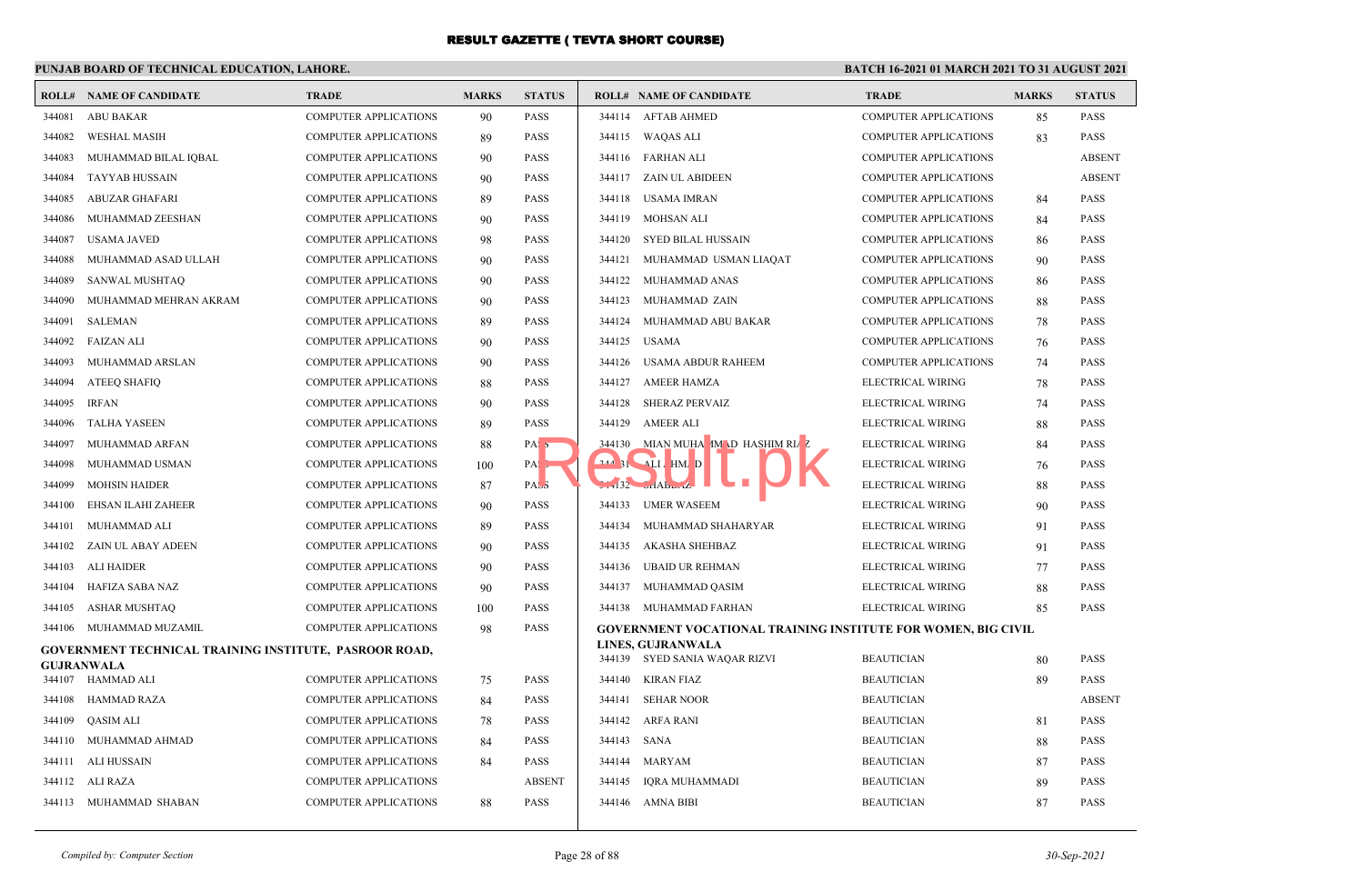# RESULT GAZETTE ( TEVTA SHORT COURSE)

**PUNJAB BOARD OF TECHNICAL EDUCATION, LAHORE.**

**BATCH 16-2021 01 MARCH 2021 TO 31 AUGUST 2021**

| ROLL# | NAME OF CANDIDATE | TRADE | MARKS | STATUS |
|---|---|---|---|---|
| 344081 | ABU BAKAR | COMPUTER APPLICATIONS | 90 | PASS |
| 344082 | WESHAL MASIH | COMPUTER APPLICATIONS | 89 | PASS |
| 344083 | MUHAMMAD BILAL IQBAL | COMPUTER APPLICATIONS | 90 | PASS |
| 344084 | TAYYAB HUSSAIN | COMPUTER APPLICATIONS | 90 | PASS |
| 344085 | ABUZAR GHAFARI | COMPUTER APPLICATIONS | 89 | PASS |
| 344086 | MUHAMMAD ZEESHAN | COMPUTER APPLICATIONS | 90 | PASS |
| 344087 | USAMA JAVED | COMPUTER APPLICATIONS | 98 | PASS |
| 344088 | MUHAMMAD ASAD ULLAH | COMPUTER APPLICATIONS | 90 | PASS |
| 344089 | SANWAL MUSHTAQ | COMPUTER APPLICATIONS | 90 | PASS |
| 344090 | MUHAMMAD MEHRAN AKRAM | COMPUTER APPLICATIONS | 90 | PASS |
| 344091 | SALEMAN | COMPUTER APPLICATIONS | 89 | PASS |
| 344092 | FAIZAN ALI | COMPUTER APPLICATIONS | 90 | PASS |
| 344093 | MUHAMMAD ARSLAN | COMPUTER APPLICATIONS | 90 | PASS |
| 344094 | ATEEQ SHAFIQ | COMPUTER APPLICATIONS | 88 | PASS |
| 344095 | IRFAN | COMPUTER APPLICATIONS | 90 | PASS |
| 344096 | TALHA YASEEN | COMPUTER APPLICATIONS | 89 | PASS |
| 344097 | MUHAMMAD ARFAN | COMPUTER APPLICATIONS | 88 | PASS |
| 344098 | MUHAMMAD USMAN | COMPUTER APPLICATIONS | 100 | PASS |
| 344099 | MOHSIN HAIDER | COMPUTER APPLICATIONS | 87 | PASS |
| 344100 | EHSAN ILAHI ZAHEER | COMPUTER APPLICATIONS | 90 | PASS |
| 344101 | MUHAMMAD ALI | COMPUTER APPLICATIONS | 89 | PASS |
| 344102 | ZAIN UL ABAY ADEEN | COMPUTER APPLICATIONS | 90 | PASS |
| 344103 | ALI HAIDER | COMPUTER APPLICATIONS | 90 | PASS |
| 344104 | HAFIZA SABA NAZ | COMPUTER APPLICATIONS | 90 | PASS |
| 344105 | ASHAR MUSHTAQ | COMPUTER APPLICATIONS | 100 | PASS |
| 344106 | MUHAMMAD MUZAMIL | COMPUTER APPLICATIONS | 98 | PASS |

**GOVERNMENT TECHNICAL TRAINING INSTITUTE, PASROOR ROAD, GUJRANWALA**

| ROLL# | NAME OF CANDIDATE | TRADE | MARKS | STATUS |
|---|---|---|---|---|
| 344107 | HAMMAD ALI | COMPUTER APPLICATIONS | 75 | PASS |
| 344108 | HAMMAD RAZA | COMPUTER APPLICATIONS | 84 | PASS |
| 344109 | QASIM ALI | COMPUTER APPLICATIONS | 78 | PASS |
| 344110 | MUHAMMAD AHMAD | COMPUTER APPLICATIONS | 84 | PASS |
| 344111 | ALI HUSSAIN | COMPUTER APPLICATIONS | 84 | PASS |
| 344112 | ALI RAZA | COMPUTER APPLICATIONS | | ABSENT |
| 344113 | MUHAMMAD SHABAN | COMPUTER APPLICATIONS | 88 | PASS |
| 344114 | AFTAB AHMED | COMPUTER APPLICATIONS | 85 | PASS |
| 344115 | WAQAS ALI | COMPUTER APPLICATIONS | 83 | PASS |
| 344116 | FARHAN ALI | COMPUTER APPLICATIONS | | ABSENT |
| 344117 | ZAIN UL ABIDEEN | COMPUTER APPLICATIONS | | ABSENT |
| 344118 | USAMA IMRAN | COMPUTER APPLICATIONS | 84 | PASS |
| 344119 | MOHSAN ALI | COMPUTER APPLICATIONS | 84 | PASS |
| 344120 | SYED BILAL HUSSAIN | COMPUTER APPLICATIONS | 86 | PASS |
| 344121 | MUHAMMAD USMAN LIAQAT | COMPUTER APPLICATIONS | 90 | PASS |
| 344122 | MUHAMMAD ANAS | COMPUTER APPLICATIONS | 86 | PASS |
| 344123 | MUHAMMAD ZAIN | COMPUTER APPLICATIONS | 88 | PASS |
| 344124 | MUHAMMAD ABU BAKAR | COMPUTER APPLICATIONS | 78 | PASS |
| 344125 | USAMA | COMPUTER APPLICATIONS | 76 | PASS |
| 344126 | USAMA ABDUR RAHEEM | COMPUTER APPLICATIONS | 74 | PASS |
| 344127 | AMEER HAMZA | ELECTRICAL WIRING | 78 | PASS |
| 344128 | SHERAZ PERVAIZ | ELECTRICAL WIRING | 74 | PASS |
| 344129 | AMEER ALI | ELECTRICAL WIRING | 88 | PASS |
| 344130 | MIAN MUHAMMAD HASHIM RIAZ | ELECTRICAL WIRING | 84 | PASS |
| 344131 | ALI AHMAD | ELECTRICAL WIRING | 76 | PASS |
| 344132 | SHAHBAZ | ELECTRICAL WIRING | 88 | PASS |
| 344133 | UMER WASEEM | ELECTRICAL WIRING | 90 | PASS |
| 344134 | MUHAMMAD SHAHARYAR | ELECTRICAL WIRING | 91 | PASS |
| 344135 | AKASHA SHEHBAZ | ELECTRICAL WIRING | 91 | PASS |
| 344136 | UBAID UR REHMAN | ELECTRICAL WIRING | 77 | PASS |
| 344137 | MUHAMMAD QASIM | ELECTRICAL WIRING | 88 | PASS |
| 344138 | MUHAMMAD FARHAN | ELECTRICAL WIRING | 85 | PASS |

**GOVERNMENT VOCATIONAL TRAINING INSTITUTE FOR WOMEN, BIG CIVIL LINES, GUJRANWALA**

| ROLL# | NAME OF CANDIDATE | TRADE | MARKS | STATUS |
|---|---|---|---|---|
| 344139 | SYED SANIA WAQAR RIZVI | BEAUTICIAN | 80 | PASS |
| 344140 | KIRAN FIAZ | BEAUTICIAN | 89 | PASS |
| 344141 | SEHAR NOOR | BEAUTICIAN | | ABSENT |
| 344142 | ARFA RANI | BEAUTICIAN | 81 | PASS |
| 344143 | SANA | BEAUTICIAN | 88 | PASS |
| 344144 | MARYAM | BEAUTICIAN | 87 | PASS |
| 344145 | IQRA MUHAMMADI | BEAUTICIAN | 89 | PASS |
| 344146 | AMNA BIBI | BEAUTICIAN | 87 | PASS |

*Compiled by: Computer Section*

*30-Sep-2021*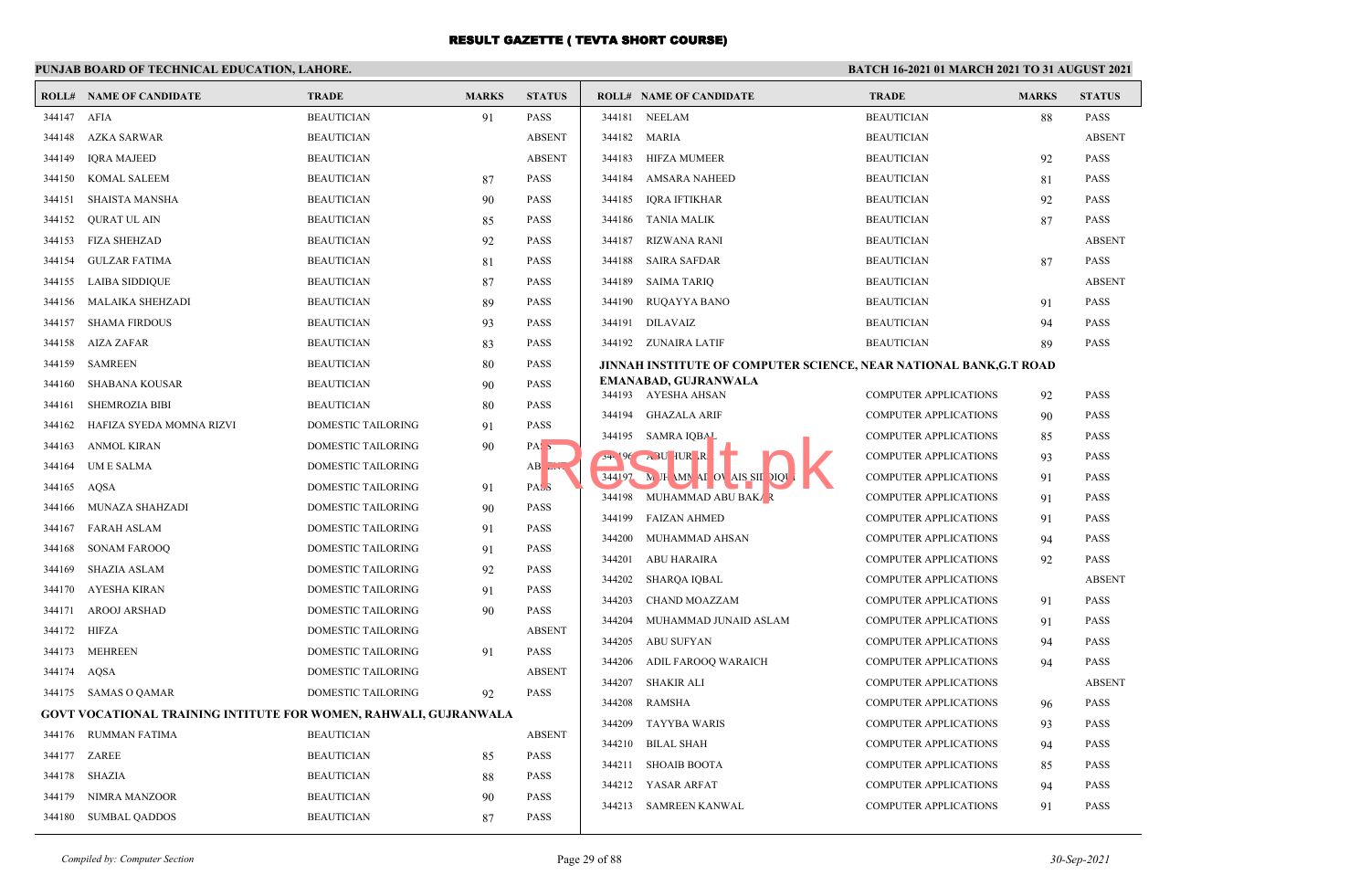# RESULT GAZETTE ( TEVTA SHORT COURSE)

**PUNJAB BOARD OF TECHNICAL EDUCATION, LAHORE.**

**BATCH 16-2021 01 MARCH 2021 TO 31 AUGUST 2021**

| ROLL# | NAME OF CANDIDATE | TRADE | MARKS | STATUS |
|---|---|---|---|---|
| 344147 | AFIA | BEAUTICIAN | 91 | PASS |
| 344148 | AZKA SARWAR | BEAUTICIAN | | ABSENT |
| 344149 | IQRA MAJEED | BEAUTICIAN | | ABSENT |
| 344150 | KOMAL SALEEM | BEAUTICIAN | 87 | PASS |
| 344151 | SHAISTA MANSHA | BEAUTICIAN | 90 | PASS |
| 344152 | QURAT UL AIN | BEAUTICIAN | 85 | PASS |
| 344153 | FIZA SHEHZAD | BEAUTICIAN | 92 | PASS |
| 344154 | GULZAR FATIMA | BEAUTICIAN | 81 | PASS |
| 344155 | LAIBA SIDDIQUE | BEAUTICIAN | 87 | PASS |
| 344156 | MALAIKA SHEHZADI | BEAUTICIAN | 89 | PASS |
| 344157 | SHAMA FIRDOUS | BEAUTICIAN | 93 | PASS |
| 344158 | AIZA ZAFAR | BEAUTICIAN | 83 | PASS |
| 344159 | SAMREEN | BEAUTICIAN | 80 | PASS |
| 344160 | SHABANA KOUSAR | BEAUTICIAN | 90 | PASS |
| 344161 | SHEMROZIA BIBI | BEAUTICIAN | 80 | PASS |
| 344162 | HAFIZA SYEDA MOMNA RIZVI | DOMESTIC TAILORING | 91 | PASS |
| 344163 | ANMOL KIRAN | DOMESTIC TAILORING | 90 | PASS |
| 344164 | UM E SALMA | DOMESTIC TAILORING | | ABSENT |
| 344165 | AQSA | DOMESTIC TAILORING | 91 | PASS |
| 344166 | MUNAZA SHAHZADI | DOMESTIC TAILORING | 90 | PASS |
| 344167 | FARAH ASLAM | DOMESTIC TAILORING | 91 | PASS |
| 344168 | SONAM FAROOQ | DOMESTIC TAILORING | 91 | PASS |
| 344169 | SHAZIA ASLAM | DOMESTIC TAILORING | 92 | PASS |
| 344170 | AYESHA KIRAN | DOMESTIC TAILORING | 91 | PASS |
| 344171 | AROOJ ARSHAD | DOMESTIC TAILORING | 90 | PASS |
| 344172 | HIFZA | DOMESTIC TAILORING | | ABSENT |
| 344173 | MEHREEN | DOMESTIC TAILORING | 91 | PASS |
| 344174 | AQSA | DOMESTIC TAILORING | | ABSENT |
| 344175 | SAMAS O QAMAR | DOMESTIC TAILORING | 92 | PASS |

**GOVT VOCATIONAL TRAINING INTITUTE FOR WOMEN, RAHWALI, GUJRANWALA**

| ROLL# | NAME OF CANDIDATE | TRADE | MARKS | STATUS |
|---|---|---|---|---|
| 344176 | RUMMAN FATIMA | BEAUTICIAN | | ABSENT |
| 344177 | ZAREE | BEAUTICIAN | 85 | PASS |
| 344178 | SHAZIA | BEAUTICIAN | 88 | PASS |
| 344179 | NIMRA MANZOOR | BEAUTICIAN | 90 | PASS |
| 344180 | SUMBAL QADDOS | BEAUTICIAN | 87 | PASS |
| 344181 | NEELAM | BEAUTICIAN | 88 | PASS |
| 344182 | MARIA | BEAUTICIAN | | ABSENT |
| 344183 | HIFZA MUMEER | BEAUTICIAN | 92 | PASS |
| 344184 | AMSARA NAHEED | BEAUTICIAN | 81 | PASS |
| 344185 | IQRA IFTIKHAR | BEAUTICIAN | 92 | PASS |
| 344186 | TANIA MALIK | BEAUTICIAN | 87 | PASS |
| 344187 | RIZWANA RANI | BEAUTICIAN | | ABSENT |
| 344188 | SAIRA SAFDAR | BEAUTICIAN | 87 | PASS |
| 344189 | SAIMA TARIQ | BEAUTICIAN | | ABSENT |
| 344190 | RUQAYYA BANO | BEAUTICIAN | 91 | PASS |
| 344191 | DILAVAIZ | BEAUTICIAN | 94 | PASS |
| 344192 | ZUNAIRA LATIF | BEAUTICIAN | 89 | PASS |

**JINNAH INSTITUTE OF COMPUTER SCIENCE, NEAR NATIONAL BANK,G.T ROAD EMANABAD, GUJRANWALA**

| ROLL# | NAME OF CANDIDATE | TRADE | MARKS | STATUS |
|---|---|---|---|---|
| 344193 | AYESHA AHSAN | COMPUTER APPLICATIONS | 92 | PASS |
| 344194 | GHAZALA ARIF | COMPUTER APPLICATIONS | 90 | PASS |
| 344195 | SAMRA IQBAL | COMPUTER APPLICATIONS | 85 | PASS |
| 344196 | ABU HURAIRA | COMPUTER APPLICATIONS | 93 | PASS |
| 344197 | MUHAMMAD OWAIS SIDDIQUI | COMPUTER APPLICATIONS | 91 | PASS |
| 344198 | MUHAMMAD ABU BAKAR | COMPUTER APPLICATIONS | 91 | PASS |
| 344199 | FAIZAN AHMED | COMPUTER APPLICATIONS | 91 | PASS |
| 344200 | MUHAMMAD AHSAN | COMPUTER APPLICATIONS | 94 | PASS |
| 344201 | ABU HARAIRA | COMPUTER APPLICATIONS | 92 | PASS |
| 344202 | SHARQA IQBAL | COMPUTER APPLICATIONS | | ABSENT |
| 344203 | CHAND MOAZZAM | COMPUTER APPLICATIONS | 91 | PASS |
| 344204 | MUHAMMAD JUNAID ASLAM | COMPUTER APPLICATIONS | 91 | PASS |
| 344205 | ABU SUFYAN | COMPUTER APPLICATIONS | 94 | PASS |
| 344206 | ADIL FAROOQ WARAICH | COMPUTER APPLICATIONS | 94 | PASS |
| 344207 | SHAKIR ALI | COMPUTER APPLICATIONS | | ABSENT |
| 344208 | RAMSHA | COMPUTER APPLICATIONS | 96 | PASS |
| 344209 | TAYYBA WARIS | COMPUTER APPLICATIONS | 93 | PASS |
| 344210 | BILAL SHAH | COMPUTER APPLICATIONS | 94 | PASS |
| 344211 | SHOAIB BOOTA | COMPUTER APPLICATIONS | 85 | PASS |
| 344212 | YASAR ARFAT | COMPUTER APPLICATIONS | 94 | PASS |
| 344213 | SAMREEN KANWAL | COMPUTER APPLICATIONS | 91 | PASS |

*Compiled by: Computer Section* — *30-Sep-2021*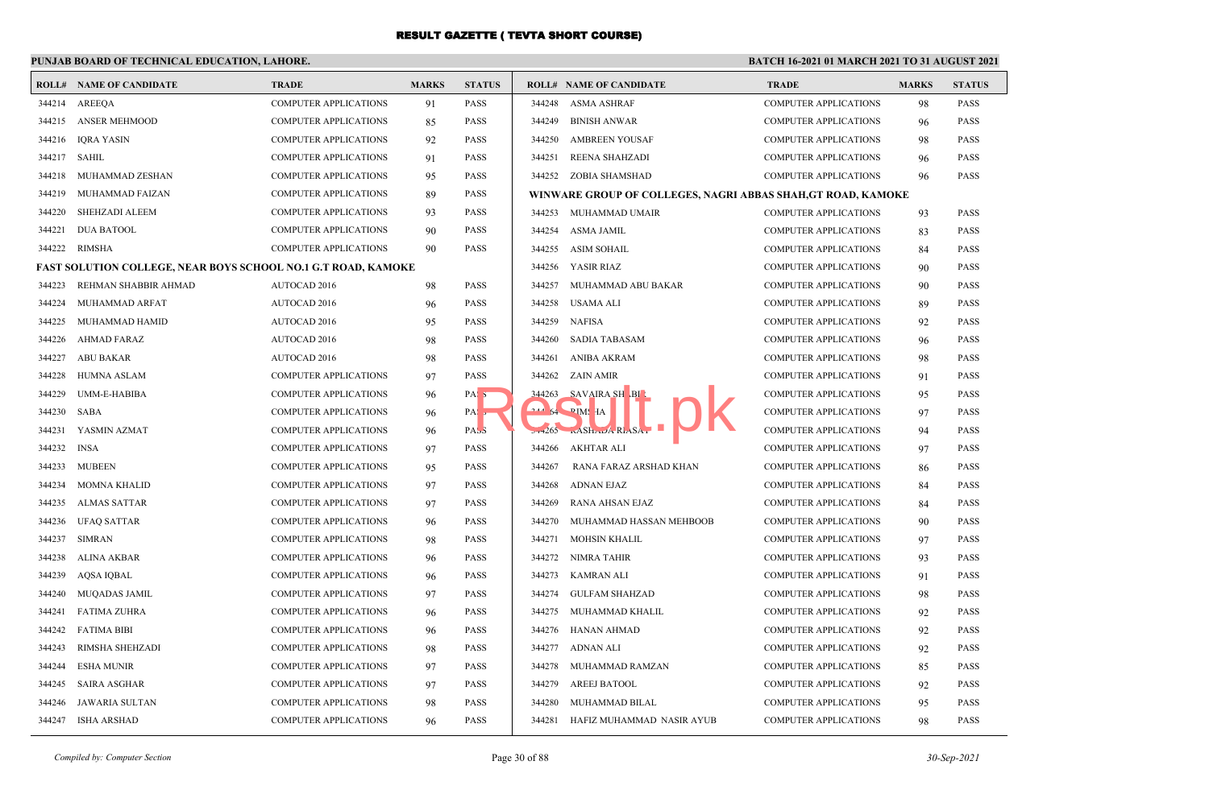# RESULT GAZETTE ( TEVTA SHORT COURSE)

**PUNJAB BOARD OF TECHNICAL EDUCATION, LAHORE.**

**BATCH 16-2021 01 MARCH 2021 TO 31 AUGUST 2021**

| ROLL# | NAME OF CANDIDATE | TRADE | MARKS | STATUS |
|---|---|---|---|---|
| 344214 | AREEQA | COMPUTER APPLICATIONS | 91 | PASS |
| 344215 | ANSER MEHMOOD | COMPUTER APPLICATIONS | 85 | PASS |
| 344216 | IQRA YASIN | COMPUTER APPLICATIONS | 92 | PASS |
| 344217 | SAHIL | COMPUTER APPLICATIONS | 91 | PASS |
| 344218 | MUHAMMAD ZESHAN | COMPUTER APPLICATIONS | 95 | PASS |
| 344219 | MUHAMMAD FAIZAN | COMPUTER APPLICATIONS | 89 | PASS |
| 344220 | SHEHZADI ALEEM | COMPUTER APPLICATIONS | 93 | PASS |
| 344221 | DUA BATOOL | COMPUTER APPLICATIONS | 90 | PASS |
| 344222 | RIMSHA | COMPUTER APPLICATIONS | 90 | PASS |

**FAST SOLUTION COLLEGE, NEAR BOYS SCHOOL NO.1 G.T ROAD, KAMOKE**

| ROLL# | NAME OF CANDIDATE | TRADE | MARKS | STATUS |
|---|---|---|---|---|
| 344223 | REHMAN SHABBIR AHMAD | AUTOCAD 2016 | 98 | PASS |
| 344224 | MUHAMMAD ARFAT | AUTOCAD 2016 | 96 | PASS |
| 344225 | MUHAMMAD HAMID | AUTOCAD 2016 | 95 | PASS |
| 344226 | AHMAD FARAZ | AUTOCAD 2016 | 98 | PASS |
| 344227 | ABU BAKAR | AUTOCAD 2016 | 98 | PASS |
| 344228 | HUMNA ASLAM | COMPUTER APPLICATIONS | 97 | PASS |
| 344229 | UMM-E-HABIBA | COMPUTER APPLICATIONS | 96 | PASS |
| 344230 | SABA | COMPUTER APPLICATIONS | 96 | PASS |
| 344231 | YASMIN AZMAT | COMPUTER APPLICATIONS | 96 | PASS |
| 344232 | INSA | COMPUTER APPLICATIONS | 97 | PASS |
| 344233 | MUBEEN | COMPUTER APPLICATIONS | 95 | PASS |
| 344234 | MOMNA KHALID | COMPUTER APPLICATIONS | 97 | PASS |
| 344235 | ALMAS SATTAR | COMPUTER APPLICATIONS | 97 | PASS |
| 344236 | UFAQ SATTAR | COMPUTER APPLICATIONS | 96 | PASS |
| 344237 | SIMRAN | COMPUTER APPLICATIONS | 98 | PASS |
| 344238 | ALINA AKBAR | COMPUTER APPLICATIONS | 96 | PASS |
| 344239 | AQSA IQBAL | COMPUTER APPLICATIONS | 96 | PASS |
| 344240 | MUQADAS JAMIL | COMPUTER APPLICATIONS | 97 | PASS |
| 344241 | FATIMA ZUHRA | COMPUTER APPLICATIONS | 96 | PASS |
| 344242 | FATIMA BIBI | COMPUTER APPLICATIONS | 96 | PASS |
| 344243 | RIMSHA SHEHZADI | COMPUTER APPLICATIONS | 98 | PASS |
| 344244 | ESHA MUNIR | COMPUTER APPLICATIONS | 97 | PASS |
| 344245 | SAIRA ASGHAR | COMPUTER APPLICATIONS | 97 | PASS |
| 344246 | JAWARIA SULTAN | COMPUTER APPLICATIONS | 98 | PASS |
| 344247 | ISHA ARSHAD | COMPUTER APPLICATIONS | 96 | PASS |
| 344248 | ASMA ASHRAF | COMPUTER APPLICATIONS | 98 | PASS |
| 344249 | BINISH ANWAR | COMPUTER APPLICATIONS | 96 | PASS |
| 344250 | AMBREEN YOUSAF | COMPUTER APPLICATIONS | 98 | PASS |
| 344251 | REENA SHAHZADI | COMPUTER APPLICATIONS | 96 | PASS |
| 344252 | ZOBIA SHAMSHAD | COMPUTER APPLICATIONS | 96 | PASS |

**WINWARE GROUP OF COLLEGES, NAGRI ABBAS SHAH,GT ROAD, KAMOKE**

| ROLL# | NAME OF CANDIDATE | TRADE | MARKS | STATUS |
|---|---|---|---|---|
| 344253 | MUHAMMAD UMAIR | COMPUTER APPLICATIONS | 93 | PASS |
| 344254 | ASMA JAMIL | COMPUTER APPLICATIONS | 83 | PASS |
| 344255 | ASIM SOHAIL | COMPUTER APPLICATIONS | 84 | PASS |
| 344256 | YASIR RIAZ | COMPUTER APPLICATIONS | 90 | PASS |
| 344257 | MUHAMMAD ABU BAKAR | COMPUTER APPLICATIONS | 90 | PASS |
| 344258 | USAMA ALI | COMPUTER APPLICATIONS | 89 | PASS |
| 344259 | NAFISA | COMPUTER APPLICATIONS | 92 | PASS |
| 344260 | SADIA TABASAM | COMPUTER APPLICATIONS | 96 | PASS |
| 344261 | ANIBA AKRAM | COMPUTER APPLICATIONS | 98 | PASS |
| 344262 | ZAIN AMIR | COMPUTER APPLICATIONS | 91 | PASS |
| 344263 | SAVAIRA SHABIR | COMPUTER APPLICATIONS | 95 | PASS |
| 344264 | RIMSHA | COMPUTER APPLICATIONS | 97 | PASS |
| 344265 | RASHADA RIASAT | COMPUTER APPLICATIONS | 94 | PASS |
| 344266 | AKHTAR ALI | COMPUTER APPLICATIONS | 97 | PASS |
| 344267 | RANA FARAZ ARSHAD KHAN | COMPUTER APPLICATIONS | 86 | PASS |
| 344268 | ADNAN EJAZ | COMPUTER APPLICATIONS | 84 | PASS |
| 344269 | RANA AHSAN EJAZ | COMPUTER APPLICATIONS | 84 | PASS |
| 344270 | MUHAMMAD HASSAN MEHBOOB | COMPUTER APPLICATIONS | 90 | PASS |
| 344271 | MOHSIN KHALIL | COMPUTER APPLICATIONS | 97 | PASS |
| 344272 | NIMRA TAHIR | COMPUTER APPLICATIONS | 93 | PASS |
| 344273 | KAMRAN ALI | COMPUTER APPLICATIONS | 91 | PASS |
| 344274 | GULFAM SHAHZAD | COMPUTER APPLICATIONS | 98 | PASS |
| 344275 | MUHAMMAD KHALIL | COMPUTER APPLICATIONS | 92 | PASS |
| 344276 | HANAN AHMAD | COMPUTER APPLICATIONS | 92 | PASS |
| 344277 | ADNAN ALI | COMPUTER APPLICATIONS | 92 | PASS |
| 344278 | MUHAMMAD RAMZAN | COMPUTER APPLICATIONS | 85 | PASS |
| 344279 | AREEJ BATOOL | COMPUTER APPLICATIONS | 92 | PASS |
| 344280 | MUHAMMAD BILAL | COMPUTER APPLICATIONS | 95 | PASS |
| 344281 | HAFIZ MUHAMMAD NASIR AYUB | COMPUTER APPLICATIONS | 98 | PASS |

*Compiled by: Computer Section* — *30-Sep-2021*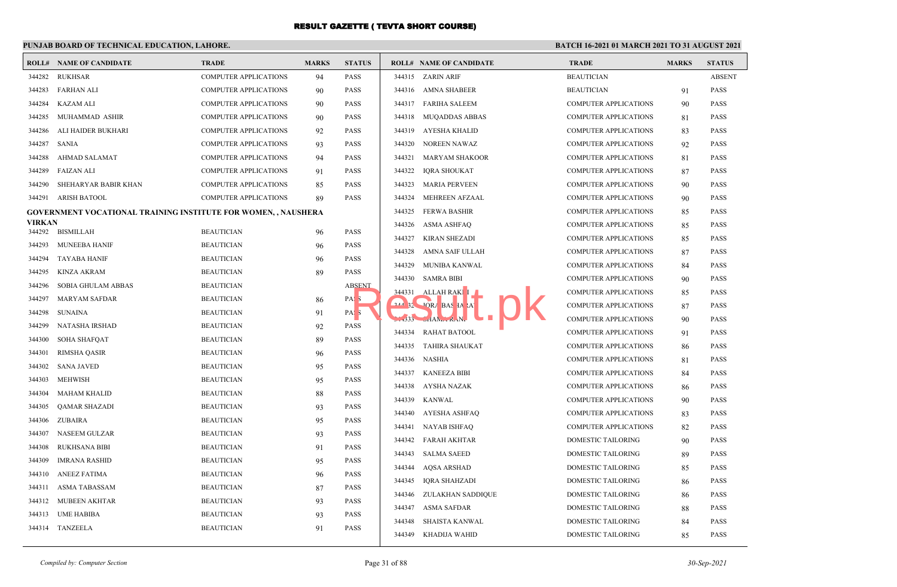# RESULT GAZETTE ( TEVTA SHORT COURSE)

**PUNJAB BOARD OF TECHNICAL EDUCATION, LAHORE.**

**BATCH 16-2021 01 MARCH 2021 TO 31 AUGUST 2021**

| ROLL# | NAME OF CANDIDATE | TRADE | MARKS | STATUS |
|---|---|---|---|---|
| 344282 | RUKHSAR | COMPUTER APPLICATIONS | 94 | PASS |
| 344283 | FARHAN ALI | COMPUTER APPLICATIONS | 90 | PASS |
| 344284 | KAZAM ALI | COMPUTER APPLICATIONS | 90 | PASS |
| 344285 | MUHAMMAD ASHIR | COMPUTER APPLICATIONS | 90 | PASS |
| 344286 | ALI HAIDER BUKHARI | COMPUTER APPLICATIONS | 92 | PASS |
| 344287 | SANIA | COMPUTER APPLICATIONS | 93 | PASS |
| 344288 | AHMAD SALAMAT | COMPUTER APPLICATIONS | 94 | PASS |
| 344289 | FAIZAN ALI | COMPUTER APPLICATIONS | 91 | PASS |
| 344290 | SHEHARYAR BABIR KHAN | COMPUTER APPLICATIONS | 85 | PASS |
| 344291 | ARISH BATOOL | COMPUTER APPLICATIONS | 89 | PASS |

**GOVERNMENT VOCATIONAL TRAINING INSTITUTE FOR WOMEN, , NAUSHERA VIRKAN**

| ROLL# | NAME OF CANDIDATE | TRADE | MARKS | STATUS |
|---|---|---|---|---|
| 344292 | BISMILLAH | BEAUTICIAN | 96 | PASS |
| 344293 | MUNEEBA HANIF | BEAUTICIAN | 96 | PASS |
| 344294 | TAYABA HANIF | BEAUTICIAN | 96 | PASS |
| 344295 | KINZA AKRAM | BEAUTICIAN | 89 | PASS |
| 344296 | SOBIA GHULAM ABBAS | BEAUTICIAN | | ABSENT |
| 344297 | MARYAM SAFDAR | BEAUTICIAN | 86 | PASS |
| 344298 | SUNAINA | BEAUTICIAN | 91 | PASS |
| 344299 | NATASHA IRSHAD | BEAUTICIAN | 92 | PASS |
| 344300 | SOHA SHAFQAT | BEAUTICIAN | 89 | PASS |
| 344301 | RIMSHA QASIR | BEAUTICIAN | 96 | PASS |
| 344302 | SANA JAVED | BEAUTICIAN | 95 | PASS |
| 344303 | MEHWISH | BEAUTICIAN | 95 | PASS |
| 344304 | MAHAM KHALID | BEAUTICIAN | 88 | PASS |
| 344305 | QAMAR SHAZADI | BEAUTICIAN | 93 | PASS |
| 344306 | ZUBAIRA | BEAUTICIAN | 95 | PASS |
| 344307 | NASEEM GULZAR | BEAUTICIAN | 93 | PASS |
| 344308 | RUKHSANA BIBI | BEAUTICIAN | 91 | PASS |
| 344309 | IMRANA RASHID | BEAUTICIAN | 95 | PASS |
| 344310 | ANEEZ FATIMA | BEAUTICIAN | 96 | PASS |
| 344311 | ASMA TABASSAM | BEAUTICIAN | 87 | PASS |
| 344312 | MUBEEN AKHTAR | BEAUTICIAN | 93 | PASS |
| 344313 | UME HABIBA | BEAUTICIAN | 93 | PASS |
| 344314 | TANZEELA | BEAUTICIAN | 91 | PASS |
| 344315 | ZARIN ARIF | BEAUTICIAN | | ABSENT |
| 344316 | AMNA SHABEER | BEAUTICIAN | 91 | PASS |
| 344317 | FARIHA SALEEM | COMPUTER APPLICATIONS | 90 | PASS |
| 344318 | MUQADDAS ABBAS | COMPUTER APPLICATIONS | 81 | PASS |
| 344319 | AYESHA KHALID | COMPUTER APPLICATIONS | 83 | PASS |
| 344320 | NOREEN NAWAZ | COMPUTER APPLICATIONS | 92 | PASS |
| 344321 | MARYAM SHAKOOR | COMPUTER APPLICATIONS | 81 | PASS |
| 344322 | IQRA SHOUKAT | COMPUTER APPLICATIONS | 87 | PASS |
| 344323 | MARIA PERVEEN | COMPUTER APPLICATIONS | 90 | PASS |
| 344324 | MEHREEN AFZAAL | COMPUTER APPLICATIONS | 90 | PASS |
| 344325 | FERWA BASHIR | COMPUTER APPLICATIONS | 85 | PASS |
| 344326 | ASMA ASHFAQ | COMPUTER APPLICATIONS | 85 | PASS |
| 344327 | KIRAN SHEZADI | COMPUTER APPLICATIONS | 85 | PASS |
| 344328 | AMNA SAIF ULLAH | COMPUTER APPLICATIONS | 87 | PASS |
| 344329 | MUNIBA KANWAL | COMPUTER APPLICATIONS | 84 | PASS |
| 344330 | SAMRA BIBI | COMPUTER APPLICATIONS | 90 | PASS |
| 344331 | ALLAH RAKHI | COMPUTER APPLICATIONS | 85 | PASS |
| 344332 | IQRA BASHARAT | COMPUTER APPLICATIONS | 87 | PASS |
| 344333 | SHAMA RANI | COMPUTER APPLICATIONS | 90 | PASS |
| 344334 | RAHAT BATOOL | COMPUTER APPLICATIONS | 91 | PASS |
| 344335 | TAHIRA SHAUKAT | COMPUTER APPLICATIONS | 86 | PASS |
| 344336 | NASHIA | COMPUTER APPLICATIONS | 81 | PASS |
| 344337 | KANEEZA BIBI | COMPUTER APPLICATIONS | 84 | PASS |
| 344338 | AYSHA NAZAK | COMPUTER APPLICATIONS | 86 | PASS |
| 344339 | KANWAL | COMPUTER APPLICATIONS | 90 | PASS |
| 344340 | AYESHA ASHFAQ | COMPUTER APPLICATIONS | 83 | PASS |
| 344341 | NAYAB ISHFAQ | COMPUTER APPLICATIONS | 82 | PASS |
| 344342 | FARAH AKHTAR | DOMESTIC TAILORING | 90 | PASS |
| 344343 | SALMA SAEED | DOMESTIC TAILORING | 89 | PASS |
| 344344 | AQSA ARSHAD | DOMESTIC TAILORING | 85 | PASS |
| 344345 | IQRA SHAHZADI | DOMESTIC TAILORING | 86 | PASS |
| 344346 | ZULAKHAN SADDIQUE | DOMESTIC TAILORING | 86 | PASS |
| 344347 | ASMA SAFDAR | DOMESTIC TAILORING | 88 | PASS |
| 344348 | SHAISTA KANWAL | DOMESTIC TAILORING | 84 | PASS |
| 344349 | KHADIJA WAHID | DOMESTIC TAILORING | 85 | PASS |

*Compiled by: Computer Section*

*30-Sep-2021*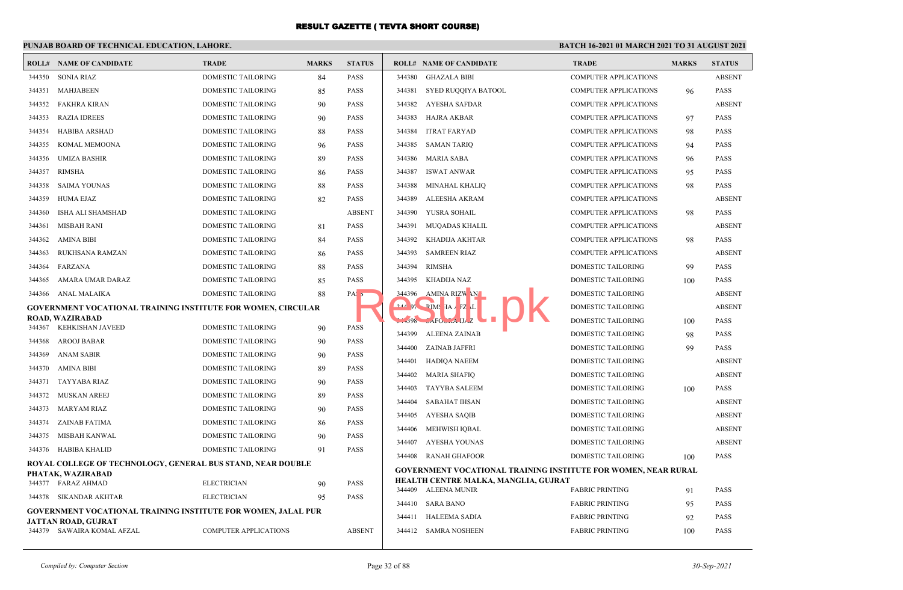# RESULT GAZETTE ( TEVTA SHORT COURSE)

**PUNJAB BOARD OF TECHNICAL EDUCATION, LAHORE.**

**BATCH 16-2021 01 MARCH 2021 TO 31 AUGUST 2021**

| ROLL# | NAME OF CANDIDATE | TRADE | MARKS | STATUS |
|---|---|---|---|---|
| 344350 | SONIA RIAZ | DOMESTIC TAILORING | 84 | PASS |
| 344351 | MAHJABEEN | DOMESTIC TAILORING | 85 | PASS |
| 344352 | FAKHRA KIRAN | DOMESTIC TAILORING | 90 | PASS |
| 344353 | RAZIA IDREES | DOMESTIC TAILORING | 90 | PASS |
| 344354 | HABIBA ARSHAD | DOMESTIC TAILORING | 88 | PASS |
| 344355 | KOMAL MEMOONA | DOMESTIC TAILORING | 96 | PASS |
| 344356 | UMIZA BASHIR | DOMESTIC TAILORING | 89 | PASS |
| 344357 | RIMSHA | DOMESTIC TAILORING | 86 | PASS |
| 344358 | SAIMA YOUNAS | DOMESTIC TAILORING | 88 | PASS |
| 344359 | HUMA EJAZ | DOMESTIC TAILORING | 82 | PASS |
| 344360 | ISHA ALI SHAMSHAD | DOMESTIC TAILORING | | ABSENT |
| 344361 | MISBAH RANI | DOMESTIC TAILORING | 81 | PASS |
| 344362 | AMINA BIBI | DOMESTIC TAILORING | 84 | PASS |
| 344363 | RUKHSANA RAMZAN | DOMESTIC TAILORING | 86 | PASS |
| 344364 | FARZANA | DOMESTIC TAILORING | 88 | PASS |
| 344365 | AMARA UMAR DARAZ | DOMESTIC TAILORING | 85 | PASS |
| 344366 | ANAL MALAIKA | DOMESTIC TAILORING | 88 | PASS |

**GOVERNMENT VOCATIONAL TRAINING INSTITUTE FOR WOMEN, CIRCULAR ROAD, WAZIRABAD**

| ROLL# | NAME OF CANDIDATE | TRADE | MARKS | STATUS |
|---|---|---|---|---|
| 344367 | KEHKISHAN JAVEED | DOMESTIC TAILORING | 90 | PASS |
| 344368 | AROOJ BABAR | DOMESTIC TAILORING | 90 | PASS |
| 344369 | ANAM SABIR | DOMESTIC TAILORING | 90 | PASS |
| 344370 | AMINA BIBI | DOMESTIC TAILORING | 89 | PASS |
| 344371 | TAYYABA RIAZ | DOMESTIC TAILORING | 90 | PASS |
| 344372 | MUSKAN AREEJ | DOMESTIC TAILORING | 89 | PASS |
| 344373 | MARYAM RIAZ | DOMESTIC TAILORING | 90 | PASS |
| 344374 | ZAINAB FATIMA | DOMESTIC TAILORING | 86 | PASS |
| 344375 | MISBAH KANWAL | DOMESTIC TAILORING | 90 | PASS |
| 344376 | HABIBA KHALID | DOMESTIC TAILORING | 91 | PASS |

**ROYAL COLLEGE OF TECHNOLOGY, GENERAL BUS STAND, NEAR DOUBLE PHATAK, WAZIRABAD**

| ROLL# | NAME OF CANDIDATE | TRADE | MARKS | STATUS |
|---|---|---|---|---|
| 344377 | FARAZ AHMAD | ELECTRICIAN | 90 | PASS |
| 344378 | SIKANDAR AKHTAR | ELECTRICIAN | 95 | PASS |

**GOVERNMENT VOCATIONAL TRAINING INSTITUTE FOR WOMEN, JALAL PUR JATTAN ROAD, GUJRAT**

| ROLL# | NAME OF CANDIDATE | TRADE | MARKS | STATUS |
|---|---|---|---|---|
| 344379 | SAWAIRA KOMAL AFZAL | COMPUTER APPLICATIONS | | ABSENT |
| 344380 | GHAZALA BIBI | COMPUTER APPLICATIONS | | ABSENT |
| 344381 | SYED RUQQIYA BATOOL | COMPUTER APPLICATIONS | 96 | PASS |
| 344382 | AYESHA SAFDAR | COMPUTER APPLICATIONS | | ABSENT |
| 344383 | HAJRA AKBAR | COMPUTER APPLICATIONS | 97 | PASS |
| 344384 | ITRAT FARYAD | COMPUTER APPLICATIONS | 98 | PASS |
| 344385 | SAMAN TARIQ | COMPUTER APPLICATIONS | 94 | PASS |
| 344386 | MARIA SABA | COMPUTER APPLICATIONS | 96 | PASS |
| 344387 | ISWAT ANWAR | COMPUTER APPLICATIONS | 95 | PASS |
| 344388 | MINAHAL KHALIQ | COMPUTER APPLICATIONS | 98 | PASS |
| 344389 | ALEESHA AKRAM | COMPUTER APPLICATIONS | | ABSENT |
| 344390 | YUSRA SOHAIL | COMPUTER APPLICATIONS | 98 | PASS |
| 344391 | MUQADAS KHALIL | COMPUTER APPLICATIONS | | ABSENT |
| 344392 | KHADIJA AKHTAR | COMPUTER APPLICATIONS | 98 | PASS |
| 344393 | SAMREEN RIAZ | COMPUTER APPLICATIONS | | ABSENT |
| 344394 | RIMSHA | DOMESTIC TAILORING | 99 | PASS |
| 344395 | KHADIJA NAZ | DOMESTIC TAILORING | 100 | PASS |
| 344396 | AMINA RIZWAN | DOMESTIC TAILORING | | ABSENT |
| 344397 | RIMSHA AFZAL | DOMESTIC TAILORING | | ABSENT |
| 344398 | GAFOORA IJAZ | DOMESTIC TAILORING | 100 | PASS |
| 344399 | ALEENA ZAINAB | DOMESTIC TAILORING | 98 | PASS |
| 344400 | ZAINAB JAFFRI | DOMESTIC TAILORING | 99 | PASS |
| 344401 | HADIQA NAEEM | DOMESTIC TAILORING | | ABSENT |
| 344402 | MARIA SHAFIQ | DOMESTIC TAILORING | | ABSENT |
| 344403 | TAYYBA SALEEM | DOMESTIC TAILORING | 100 | PASS |
| 344404 | SABAHAT IHSAN | DOMESTIC TAILORING | | ABSENT |
| 344405 | AYESHA SAQIB | DOMESTIC TAILORING | | ABSENT |
| 344406 | MEHWISH IQBAL | DOMESTIC TAILORING | | ABSENT |
| 344407 | AYESHA YOUNAS | DOMESTIC TAILORING | | ABSENT |
| 344408 | RANAH GHAFOOR | DOMESTIC TAILORING | 100 | PASS |

**GOVERNMENT VOCATIONAL TRAINING INSTITUTE FOR WOMEN, NEAR RURAL HEALTH CENTRE MALKA, MANGLIA, GUJRAT**

| ROLL# | NAME OF CANDIDATE | TRADE | MARKS | STATUS |
|---|---|---|---|---|
| 344409 | ALEENA MUNIR | FABRIC PRINTING | 91 | PASS |
| 344410 | SARA BANO | FABRIC PRINTING | 95 | PASS |
| 344411 | HALEEMA SADIA | FABRIC PRINTING | 92 | PASS |
| 344412 | SAMRA NOSHEEN | FABRIC PRINTING | 100 | PASS |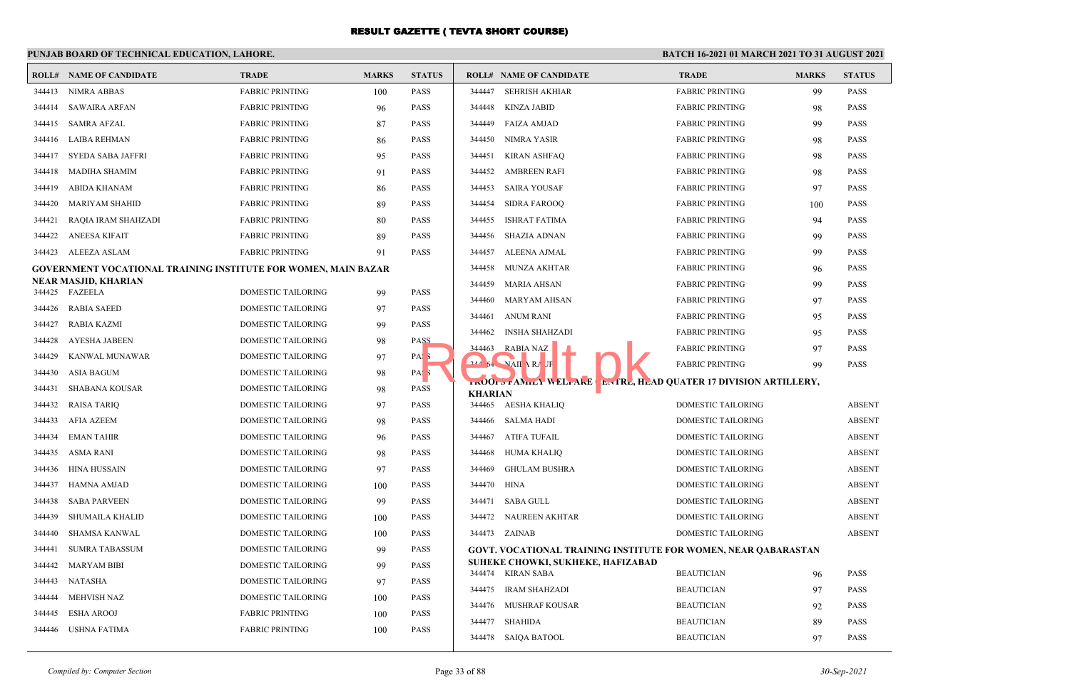# RESULT GAZETTE ( TEVTA SHORT COURSE)

**PUNJAB BOARD OF TECHNICAL EDUCATION, LAHORE.**

**BATCH 16-2021 01 MARCH 2021 TO 31 AUGUST 2021**

| ROLL# | NAME OF CANDIDATE | TRADE | MARKS | STATUS |
|---|---|---|---|---|
| 344413 | NIMRA ABBAS | FABRIC PRINTING | 100 | PASS |
| 344414 | SAWAIRA ARFAN | FABRIC PRINTING | 96 | PASS |
| 344415 | SAMRA AFZAL | FABRIC PRINTING | 87 | PASS |
| 344416 | LAIBA REHMAN | FABRIC PRINTING | 86 | PASS |
| 344417 | SYEDA SABA JAFFRI | FABRIC PRINTING | 95 | PASS |
| 344418 | MADIHA SHAMIM | FABRIC PRINTING | 91 | PASS |
| 344419 | ABIDA KHANAM | FABRIC PRINTING | 86 | PASS |
| 344420 | MARIYAM SHAHID | FABRIC PRINTING | 89 | PASS |
| 344421 | RAQIA IRAM SHAHZADI | FABRIC PRINTING | 80 | PASS |
| 344422 | ANEESA KIFAIT | FABRIC PRINTING | 89 | PASS |
| 344423 | ALEEZA ASLAM | FABRIC PRINTING | 91 | PASS |

**GOVERNMENT VOCATIONAL TRAINING INSTITUTE FOR WOMEN, MAIN BAZAR NEAR MASJID, KHARIAN**

| ROLL# | NAME OF CANDIDATE | TRADE | MARKS | STATUS |
|---|---|---|---|---|
| 344425 | FAZEELA | DOMESTIC TAILORING | 99 | PASS |
| 344426 | RABIA SAEED | DOMESTIC TAILORING | 97 | PASS |
| 344427 | RABIA KAZMI | DOMESTIC TAILORING | 99 | PASS |
| 344428 | AYESHA JABEEN | DOMESTIC TAILORING | 98 | PASS |
| 344429 | KANWAL MUNAWAR | DOMESTIC TAILORING | 97 | PASS |
| 344430 | ASIA BAGUM | DOMESTIC TAILORING | 98 | PASS |
| 344431 | SHABANA KOUSAR | DOMESTIC TAILORING | 98 | PASS |
| 344432 | RAISA TARIQ | DOMESTIC TAILORING | 97 | PASS |
| 344433 | AFIA AZEEM | DOMESTIC TAILORING | 98 | PASS |
| 344434 | EMAN TAHIR | DOMESTIC TAILORING | 96 | PASS |
| 344435 | ASMA RANI | DOMESTIC TAILORING | 98 | PASS |
| 344436 | HINA HUSSAIN | DOMESTIC TAILORING | 97 | PASS |
| 344437 | HAMNA AMJAD | DOMESTIC TAILORING | 100 | PASS |
| 344438 | SABA PARVEEN | DOMESTIC TAILORING | 99 | PASS |
| 344439 | SHUMAILA KHALID | DOMESTIC TAILORING | 100 | PASS |
| 344440 | SHAMSA KANWAL | DOMESTIC TAILORING | 100 | PASS |
| 344441 | SUMRA TABASSUM | DOMESTIC TAILORING | 99 | PASS |
| 344442 | MARYAM BIBI | DOMESTIC TAILORING | 99 | PASS |
| 344443 | NATASHA | DOMESTIC TAILORING | 97 | PASS |
| 344444 | MEHVISH NAZ | DOMESTIC TAILORING | 100 | PASS |
| 344445 | ESHA AROOJ | FABRIC PRINTING | 100 | PASS |
| 344446 | USHNA FATIMA | FABRIC PRINTING | 100 | PASS |
| 344447 | SEHRISH AKHIAR | FABRIC PRINTING | 99 | PASS |
| 344448 | KINZA JABID | FABRIC PRINTING | 98 | PASS |
| 344449 | FAIZA AMJAD | FABRIC PRINTING | 99 | PASS |
| 344450 | NIMRA YASIR | FABRIC PRINTING | 98 | PASS |
| 344451 | KIRAN ASHFAQ | FABRIC PRINTING | 98 | PASS |
| 344452 | AMBREEN RAFI | FABRIC PRINTING | 98 | PASS |
| 344453 | SAIRA YOUSAF | FABRIC PRINTING | 97 | PASS |
| 344454 | SIDRA FAROOQ | FABRIC PRINTING | 100 | PASS |
| 344455 | ISHRAT FATIMA | FABRIC PRINTING | 94 | PASS |
| 344456 | SHAZIA ADNAN | FABRIC PRINTING | 99 | PASS |
| 344457 | ALEENA AJMAL | FABRIC PRINTING | 99 | PASS |
| 344458 | MUNZA AKHTAR | FABRIC PRINTING | 96 | PASS |
| 344459 | MARIA AHSAN | FABRIC PRINTING | 99 | PASS |
| 344460 | MARYAM AHSAN | FABRIC PRINTING | 97 | PASS |
| 344461 | ANUM RANI | FABRIC PRINTING | 95 | PASS |
| 344462 | INSHA SHAHZADI | FABRIC PRINTING | 95 | PASS |
| 344463 | RABIA NAZ | FABRIC PRINTING | 97 | PASS |
| 344464 | NAILA RAUF | FABRIC PRINTING | 99 | PASS |

**TROOPS FAMILY WELFARE CENTRE, HEAD QUATER 17 DIVISION ARTILLERY, KHARIAN**

| ROLL# | NAME OF CANDIDATE | TRADE | MARKS | STATUS |
|---|---|---|---|---|
| 344465 | AESHA KHALIQ | DOMESTIC TAILORING | | ABSENT |
| 344466 | SALMA HADI | DOMESTIC TAILORING | | ABSENT |
| 344467 | ATIFA TUFAIL | DOMESTIC TAILORING | | ABSENT |
| 344468 | HUMA KHALIQ | DOMESTIC TAILORING | | ABSENT |
| 344469 | GHULAM BUSHRA | DOMESTIC TAILORING | | ABSENT |
| 344470 | HINA | DOMESTIC TAILORING | | ABSENT |
| 344471 | SABA GULL | DOMESTIC TAILORING | | ABSENT |
| 344472 | NAUREEN AKHTAR | DOMESTIC TAILORING | | ABSENT |
| 344473 | ZAINAB | DOMESTIC TAILORING | | ABSENT |

**GOVT. VOCATIONAL TRAINING INSTITUTE FOR WOMEN, NEAR QABARASTAN SUHEKE CHOWKI, SUKHEKE, HAFIZABAD**

| ROLL# | NAME OF CANDIDATE | TRADE | MARKS | STATUS |
|---|---|---|---|---|
| 344474 | KIRAN SABA | BEAUTICIAN | 96 | PASS |
| 344475 | IRAM SHAHZADI | BEAUTICIAN | 97 | PASS |
| 344476 | MUSHRAF KOUSAR | BEAUTICIAN | 92 | PASS |
| 344477 | SHAHIDA | BEAUTICIAN | 89 | PASS |
| 344478 | SAIQA BATOOL | BEAUTICIAN | 97 | PASS |

*Compiled by: Computer Section* | 30-Sep-2021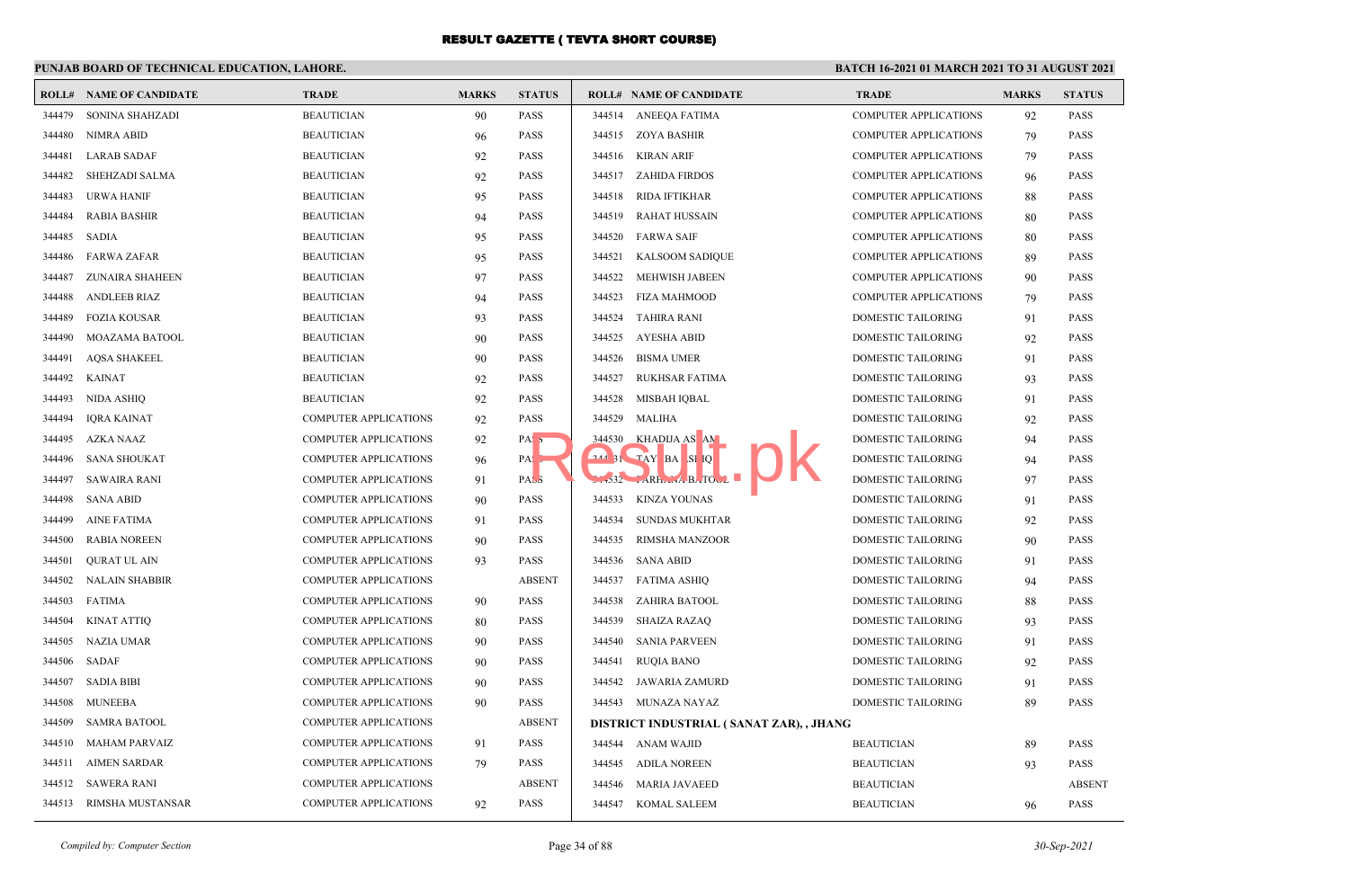# RESULT GAZETTE ( TEVTA SHORT COURSE)

**PUNJAB BOARD OF TECHNICAL EDUCATION, LAHORE.**

**BATCH 16-2021 01 MARCH 2021 TO 31 AUGUST 2021**

| ROLL# | NAME OF CANDIDATE | TRADE | MARKS | STATUS |
|---|---|---|---|---|
| 344479 | SONINA SHAHZADI | BEAUTICIAN | 90 | PASS |
| 344480 | NIMRA ABID | BEAUTICIAN | 96 | PASS |
| 344481 | LARAB SADAF | BEAUTICIAN | 92 | PASS |
| 344482 | SHEHZADI SALMA | BEAUTICIAN | 92 | PASS |
| 344483 | URWA HANIF | BEAUTICIAN | 95 | PASS |
| 344484 | RABIA BASHIR | BEAUTICIAN | 94 | PASS |
| 344485 | SADIA | BEAUTICIAN | 95 | PASS |
| 344486 | FARWA ZAFAR | BEAUTICIAN | 95 | PASS |
| 344487 | ZUNAIRA SHAHEEN | BEAUTICIAN | 97 | PASS |
| 344488 | ANDLEEB RIAZ | BEAUTICIAN | 94 | PASS |
| 344489 | FOZIA KOUSAR | BEAUTICIAN | 93 | PASS |
| 344490 | MOAZAMA BATOOL | BEAUTICIAN | 90 | PASS |
| 344491 | AQSA SHAKEEL | BEAUTICIAN | 90 | PASS |
| 344492 | KAINAT | BEAUTICIAN | 92 | PASS |
| 344493 | NIDA ASHIQ | BEAUTICIAN | 92 | PASS |
| 344494 | IQRA KAINAT | COMPUTER APPLICATIONS | 92 | PASS |
| 344495 | AZKA NAAZ | COMPUTER APPLICATIONS | 92 | PASS |
| 344496 | SANA SHOUKAT | COMPUTER APPLICATIONS | 96 | PASS |
| 344497 | SAWAIRA RANI | COMPUTER APPLICATIONS | 91 | PASS |
| 344498 | SANA ABID | COMPUTER APPLICATIONS | 90 | PASS |
| 344499 | AINE FATIMA | COMPUTER APPLICATIONS | 91 | PASS |
| 344500 | RABIA NOREEN | COMPUTER APPLICATIONS | 90 | PASS |
| 344501 | QURAT UL AIN | COMPUTER APPLICATIONS | 93 | PASS |
| 344502 | NALAIN SHABBIR | COMPUTER APPLICATIONS | | ABSENT |
| 344503 | FATIMA | COMPUTER APPLICATIONS | 90 | PASS |
| 344504 | KINAT ATTIQ | COMPUTER APPLICATIONS | 80 | PASS |
| 344505 | NAZIA UMAR | COMPUTER APPLICATIONS | 90 | PASS |
| 344506 | SADAF | COMPUTER APPLICATIONS | 90 | PASS |
| 344507 | SADIA BIBI | COMPUTER APPLICATIONS | 90 | PASS |
| 344508 | MUNEEBA | COMPUTER APPLICATIONS | 90 | PASS |
| 344509 | SAMRA BATOOL | COMPUTER APPLICATIONS | | ABSENT |
| 344510 | MAHAM PARVAIZ | COMPUTER APPLICATIONS | 91 | PASS |
| 344511 | AIMEN SARDAR | COMPUTER APPLICATIONS | 79 | PASS |
| 344512 | SAWERA RANI | COMPUTER APPLICATIONS | | ABSENT |
| 344513 | RIMSHA MUSTANSAR | COMPUTER APPLICATIONS | 92 | PASS |
| 344514 | ANEEQA FATIMA | COMPUTER APPLICATIONS | 92 | PASS |
| 344515 | ZOYA BASHIR | COMPUTER APPLICATIONS | 79 | PASS |
| 344516 | KIRAN ARIF | COMPUTER APPLICATIONS | 79 | PASS |
| 344517 | ZAHIDA FIRDOS | COMPUTER APPLICATIONS | 96 | PASS |
| 344518 | RIDA IFTIKHAR | COMPUTER APPLICATIONS | 88 | PASS |
| 344519 | RAHAT HUSSAIN | COMPUTER APPLICATIONS | 80 | PASS |
| 344520 | FARWA SAIF | COMPUTER APPLICATIONS | 80 | PASS |
| 344521 | KALSOOM SADIQUE | COMPUTER APPLICATIONS | 89 | PASS |
| 344522 | MEHWISH JABEEN | COMPUTER APPLICATIONS | 90 | PASS |
| 344523 | FIZA MAHMOOD | COMPUTER APPLICATIONS | 79 | PASS |
| 344524 | TAHIRA RANI | DOMESTIC TAILORING | 91 | PASS |
| 344525 | AYESHA ABID | DOMESTIC TAILORING | 92 | PASS |
| 344526 | BISMA UMER | DOMESTIC TAILORING | 91 | PASS |
| 344527 | RUKHSAR FATIMA | DOMESTIC TAILORING | 93 | PASS |
| 344528 | MISBAH IQBAL | DOMESTIC TAILORING | 91 | PASS |
| 344529 | MALIHA | DOMESTIC TAILORING | 92 | PASS |
| 344530 | KHADIJA ASLAM | DOMESTIC TAILORING | 94 | PASS |
| 344531 | TAYYBA ASHIQ | DOMESTIC TAILORING | 94 | PASS |
| 344532 | FARHANA BATOOL | DOMESTIC TAILORING | 97 | PASS |
| 344533 | KINZA YOUNAS | DOMESTIC TAILORING | 91 | PASS |
| 344534 | SUNDAS MUKHTAR | DOMESTIC TAILORING | 92 | PASS |
| 344535 | RIMSHA MANZOOR | DOMESTIC TAILORING | 90 | PASS |
| 344536 | SANA ABID | DOMESTIC TAILORING | 91 | PASS |
| 344537 | FATIMA ASHIQ | DOMESTIC TAILORING | 94 | PASS |
| 344538 | ZAHIRA BATOOL | DOMESTIC TAILORING | 88 | PASS |
| 344539 | SHAIZA RAZAQ | DOMESTIC TAILORING | 93 | PASS |
| 344540 | SANIA PARVEEN | DOMESTIC TAILORING | 91 | PASS |
| 344541 | RUQIA BANO | DOMESTIC TAILORING | 92 | PASS |
| 344542 | JAWARIA ZAMURD | DOMESTIC TAILORING | 91 | PASS |
| 344543 | MUNAZA NAYAZ | DOMESTIC TAILORING | 89 | PASS |

**DISTRICT INDUSTRIAL ( SANAT ZAR), , JHANG**

| ROLL# | NAME OF CANDIDATE | TRADE | MARKS | STATUS |
|---|---|---|---|---|
| 344544 | ANAM WAJID | BEAUTICIAN | 89 | PASS |
| 344545 | ADILA NOREEN | BEAUTICIAN | 93 | PASS |
| 344546 | MARIA JAVAEED | BEAUTICIAN | | ABSENT |
| 344547 | KOMAL SALEEM | BEAUTICIAN | 96 | PASS |

*Compiled by: Computer Section*

*30-Sep-2021*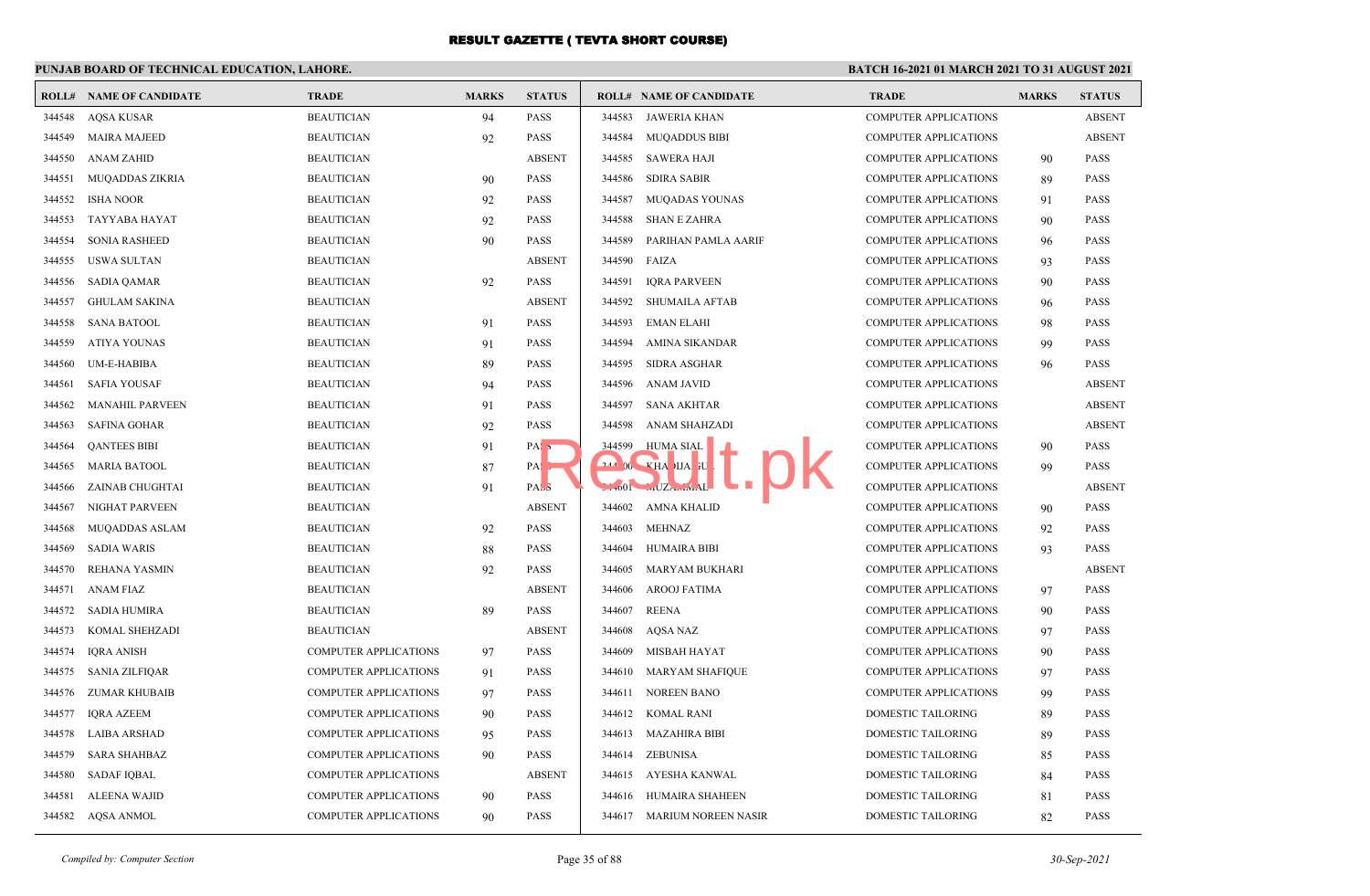# RESULT GAZETTE ( TEVTA SHORT COURSE)

## PUNJAB BOARD OF TECHNICAL EDUCATION, LAHORE.

**BATCH 16-2021 01 MARCH 2021 TO 31 AUGUST 2021**

| ROLL# | NAME OF CANDIDATE | TRADE | MARKS | STATUS |
|---|---|---|---|---|
| 344548 | AQSA KUSAR | BEAUTICIAN | 94 | PASS |
| 344549 | MAIRA MAJEED | BEAUTICIAN | 92 | PASS |
| 344550 | ANAM ZAHID | BEAUTICIAN | | ABSENT |
| 344551 | MUQADDAS ZIKRIA | BEAUTICIAN | 90 | PASS |
| 344552 | ISHA NOOR | BEAUTICIAN | 92 | PASS |
| 344553 | TAYYABA HAYAT | BEAUTICIAN | 92 | PASS |
| 344554 | SONIA RASHEED | BEAUTICIAN | 90 | PASS |
| 344555 | USWA SULTAN | BEAUTICIAN | | ABSENT |
| 344556 | SADIA QAMAR | BEAUTICIAN | 92 | PASS |
| 344557 | GHULAM SAKINA | BEAUTICIAN | | ABSENT |
| 344558 | SANA BATOOL | BEAUTICIAN | 91 | PASS |
| 344559 | ATIYA YOUNAS | BEAUTICIAN | 91 | PASS |
| 344560 | UM-E-HABIBA | BEAUTICIAN | 89 | PASS |
| 344561 | SAFIA YOUSAF | BEAUTICIAN | 94 | PASS |
| 344562 | MANAHIL PARVEEN | BEAUTICIAN | 91 | PASS |
| 344563 | SAFINA GOHAR | BEAUTICIAN | 92 | PASS |
| 344564 | QANTEES BIBI | BEAUTICIAN | 91 | PASS |
| 344565 | MARIA BATOOL | BEAUTICIAN | 87 | PASS |
| 344566 | ZAINAB CHUGHTAI | BEAUTICIAN | 91 | PASS |
| 344567 | NIGHAT PARVEEN | BEAUTICIAN | | ABSENT |
| 344568 | MUQADDAS ASLAM | BEAUTICIAN | 92 | PASS |
| 344569 | SADIA WARIS | BEAUTICIAN | 88 | PASS |
| 344570 | REHANA YASMIN | BEAUTICIAN | 92 | PASS |
| 344571 | ANAM FIAZ | BEAUTICIAN | | ABSENT |
| 344572 | SADIA HUMIRA | BEAUTICIAN | 89 | PASS |
| 344573 | KOMAL SHEHZADI | BEAUTICIAN | | ABSENT |
| 344574 | IQRA ANISH | COMPUTER APPLICATIONS | 97 | PASS |
| 344575 | SANIA ZILFIQAR | COMPUTER APPLICATIONS | 91 | PASS |
| 344576 | ZUMAR KHUBAIB | COMPUTER APPLICATIONS | 97 | PASS |
| 344577 | IQRA AZEEM | COMPUTER APPLICATIONS | 90 | PASS |
| 344578 | LAIBA ARSHAD | COMPUTER APPLICATIONS | 95 | PASS |
| 344579 | SARA SHAHBAZ | COMPUTER APPLICATIONS | 90 | PASS |
| 344580 | SADAF IQBAL | COMPUTER APPLICATIONS | | ABSENT |
| 344581 | ALEENA WAJID | COMPUTER APPLICATIONS | 90 | PASS |
| 344582 | AQSA ANMOL | COMPUTER APPLICATIONS | 90 | PASS |
| 344583 | JAWERIA KHAN | COMPUTER APPLICATIONS | | ABSENT |
| 344584 | MUQADDUS BIBI | COMPUTER APPLICATIONS | | ABSENT |
| 344585 | SAWERA HAJI | COMPUTER APPLICATIONS | 90 | PASS |
| 344586 | SDIRA SABIR | COMPUTER APPLICATIONS | 89 | PASS |
| 344587 | MUQADAS YOUNAS | COMPUTER APPLICATIONS | 91 | PASS |
| 344588 | SHAN E ZAHRA | COMPUTER APPLICATIONS | 90 | PASS |
| 344589 | PARIHAN PAMLA AARIF | COMPUTER APPLICATIONS | 96 | PASS |
| 344590 | FAIZA | COMPUTER APPLICATIONS | 93 | PASS |
| 344591 | IQRA PARVEEN | COMPUTER APPLICATIONS | 90 | PASS |
| 344592 | SHUMAILA AFTAB | COMPUTER APPLICATIONS | 96 | PASS |
| 344593 | EMAN ELAHI | COMPUTER APPLICATIONS | 98 | PASS |
| 344594 | AMINA SIKANDAR | COMPUTER APPLICATIONS | 99 | PASS |
| 344595 | SIDRA ASGHAR | COMPUTER APPLICATIONS | 96 | PASS |
| 344596 | ANAM JAVID | COMPUTER APPLICATIONS | | ABSENT |
| 344597 | SANA AKHTAR | COMPUTER APPLICATIONS | | ABSENT |
| 344598 | ANAM SHAHZADI | COMPUTER APPLICATIONS | | ABSENT |
| 344599 | HUMA SIAL | COMPUTER APPLICATIONS | 90 | PASS |
| 344600 | KHADIJA GUL | COMPUTER APPLICATIONS | 99 | PASS |
| 344601 | MUZAMMAL | COMPUTER APPLICATIONS | | ABSENT |
| 344602 | AMNA KHALID | COMPUTER APPLICATIONS | 90 | PASS |
| 344603 | MEHNAZ | COMPUTER APPLICATIONS | 92 | PASS |
| 344604 | HUMAIRA BIBI | COMPUTER APPLICATIONS | 93 | PASS |
| 344605 | MARYAM BUKHARI | COMPUTER APPLICATIONS | | ABSENT |
| 344606 | AROOJ FATIMA | COMPUTER APPLICATIONS | 97 | PASS |
| 344607 | REENA | COMPUTER APPLICATIONS | 90 | PASS |
| 344608 | AQSA NAZ | COMPUTER APPLICATIONS | 97 | PASS |
| 344609 | MISBAH HAYAT | COMPUTER APPLICATIONS | 90 | PASS |
| 344610 | MARYAM SHAFIQUE | COMPUTER APPLICATIONS | 97 | PASS |
| 344611 | NOREEN BANO | COMPUTER APPLICATIONS | 99 | PASS |
| 344612 | KOMAL RANI | DOMESTIC TAILORING | 89 | PASS |
| 344613 | MAZAHIRA BIBI | DOMESTIC TAILORING | 89 | PASS |
| 344614 | ZEBUNISA | DOMESTIC TAILORING | 85 | PASS |
| 344615 | AYESHA KANWAL | DOMESTIC TAILORING | 84 | PASS |
| 344616 | HUMAIRA SHAHEEN | DOMESTIC TAILORING | 81 | PASS |
| 344617 | MARIUM NOREEN NASIR | DOMESTIC TAILORING | 82 | PASS |

*Compiled by: Computer Section*

*30-Sep-2021*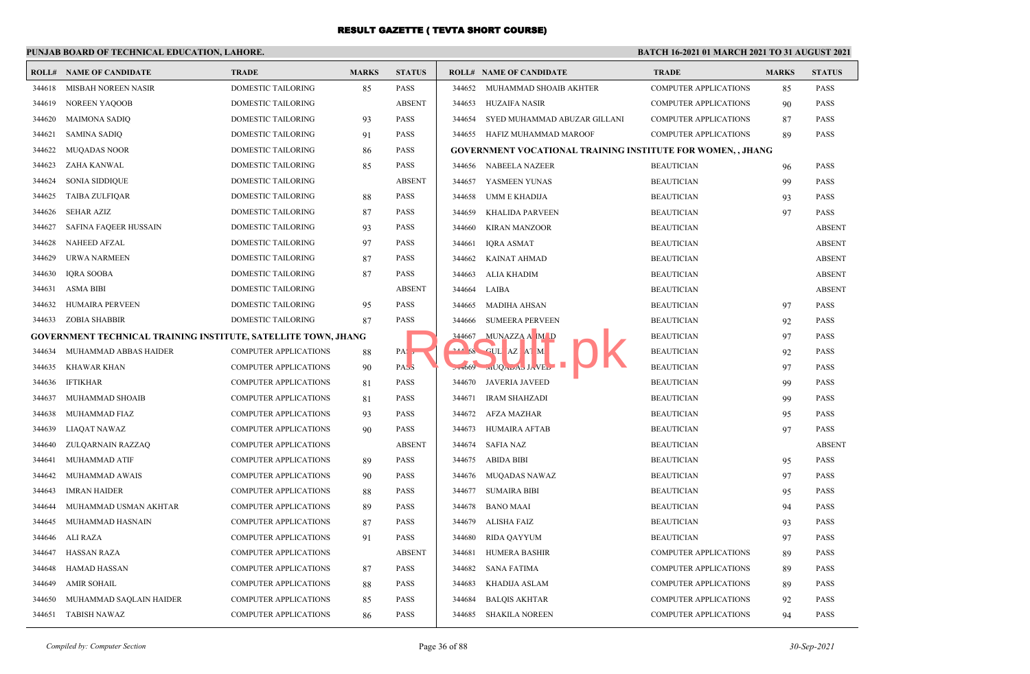# RESULT GAZETTE ( TEVTA SHORT COURSE)

**PUNJAB BOARD OF TECHNICAL EDUCATION, LAHORE.**

**BATCH 16-2021 01 MARCH 2021 TO 31 AUGUST 2021**

| ROLL# | NAME OF CANDIDATE | TRADE | MARKS | STATUS |
|---|---|---|---|---|
| 344618 | MISBAH NOREEN NASIR | DOMESTIC TAILORING | 85 | PASS |
| 344619 | NOREEN YAQOOB | DOMESTIC TAILORING | | ABSENT |
| 344620 | MAIMONA SADIQ | DOMESTIC TAILORING | 93 | PASS |
| 344621 | SAMINA SADIQ | DOMESTIC TAILORING | 91 | PASS |
| 344622 | MUQADAS NOOR | DOMESTIC TAILORING | 86 | PASS |
| 344623 | ZAHA KANWAL | DOMESTIC TAILORING | 85 | PASS |
| 344624 | SONIA SIDDIQUE | DOMESTIC TAILORING | | ABSENT |
| 344625 | TAIBA ZULFIQAR | DOMESTIC TAILORING | 88 | PASS |
| 344626 | SEHAR AZIZ | DOMESTIC TAILORING | 87 | PASS |
| 344627 | SAFINA FAQEER HUSSAIN | DOMESTIC TAILORING | 93 | PASS |
| 344628 | NAHEED AFZAL | DOMESTIC TAILORING | 97 | PASS |
| 344629 | URWA NARMEEN | DOMESTIC TAILORING | 87 | PASS |
| 344630 | IQRA SOOBA | DOMESTIC TAILORING | 87 | PASS |
| 344631 | ASMA BIBI | DOMESTIC TAILORING | | ABSENT |
| 344632 | HUMAIRA PERVEEN | DOMESTIC TAILORING | 95 | PASS |
| 344633 | ZOBIA SHABBIR | DOMESTIC TAILORING | 87 | PASS |
| **GOVERNMENT TECHNICAL TRAINING INSTITUTE, SATELLITE TOWN, JHANG** | | | | |
| 344634 | MUHAMMAD ABBAS HAIDER | COMPUTER APPLICATIONS | 88 | PASS |
| 344635 | KHAWAR KHAN | COMPUTER APPLICATIONS | 90 | PASS |
| 344636 | IFTIKHAR | COMPUTER APPLICATIONS | 81 | PASS |
| 344637 | MUHAMMAD SHOAIB | COMPUTER APPLICATIONS | 81 | PASS |
| 344638 | MUHAMMAD FIAZ | COMPUTER APPLICATIONS | 93 | PASS |
| 344639 | LIAQAT NAWAZ | COMPUTER APPLICATIONS | 90 | PASS |
| 344640 | ZULQARNAIN RAZZAQ | COMPUTER APPLICATIONS | | ABSENT |
| 344641 | MUHAMMAD ATIF | COMPUTER APPLICATIONS | 89 | PASS |
| 344642 | MUHAMMAD AWAIS | COMPUTER APPLICATIONS | 90 | PASS |
| 344643 | IMRAN HAIDER | COMPUTER APPLICATIONS | 88 | PASS |
| 344644 | MUHAMMAD USMAN AKHTAR | COMPUTER APPLICATIONS | 89 | PASS |
| 344645 | MUHAMMAD HASNAIN | COMPUTER APPLICATIONS | 87 | PASS |
| 344646 | ALI RAZA | COMPUTER APPLICATIONS | 91 | PASS |
| 344647 | HASSAN RAZA | COMPUTER APPLICATIONS | | ABSENT |
| 344648 | HAMAD HASSAN | COMPUTER APPLICATIONS | 87 | PASS |
| 344649 | AMIR SOHAIL | COMPUTER APPLICATIONS | 88 | PASS |
| 344650 | MUHAMMAD SAQLAIN HAIDER | COMPUTER APPLICATIONS | 85 | PASS |
| 344651 | TABISH NAWAZ | COMPUTER APPLICATIONS | 86 | PASS |
| 344652 | MUHAMMAD SHOAIB AKHTER | COMPUTER APPLICATIONS | 85 | PASS |
| 344653 | HUZAIFA NASIR | COMPUTER APPLICATIONS | 90 | PASS |
| 344654 | SYED MUHAMMAD ABUZAR GILLANI | COMPUTER APPLICATIONS | 87 | PASS |
| 344655 | HAFIZ MUHAMMAD MAROOF | COMPUTER APPLICATIONS | 89 | PASS |
| **GOVERNMENT VOCATIONAL TRAINING INSTITUTE FOR WOMEN, , JHANG** | | | | |
| 344656 | NABEELA NAZEER | BEAUTICIAN | 96 | PASS |
| 344657 | YASMEEN YUNAS | BEAUTICIAN | 99 | PASS |
| 344658 | UMM E KHADIJA | BEAUTICIAN | 93 | PASS |
| 344659 | KHALIDA PARVEEN | BEAUTICIAN | 97 | PASS |
| 344660 | KIRAN MANZOOR | BEAUTICIAN | | ABSENT |
| 344661 | IQRA ASMAT | BEAUTICIAN | | ABSENT |
| 344662 | KAINAT AHMAD | BEAUTICIAN | | ABSENT |
| 344663 | ALIA KHADIM | BEAUTICIAN | | ABSENT |
| 344664 | LAIBA | BEAUTICIAN | | ABSENT |
| 344665 | MADIHA AHSAN | BEAUTICIAN | 97 | PASS |
| 344666 | SUMEERA PERVEEN | BEAUTICIAN | 92 | PASS |
| 344667 | MUNAZZA AHMAD | BEAUTICIAN | 97 | PASS |
| 344668 | GULNAZ FATIMA | BEAUTICIAN | 92 | PASS |
| 344669 | MUQADAS JAVED | BEAUTICIAN | 97 | PASS |
| 344670 | JAVERIA JAVEED | BEAUTICIAN | 99 | PASS |
| 344671 | IRAM SHAHZADI | BEAUTICIAN | 99 | PASS |
| 344672 | AFZA MAZHAR | BEAUTICIAN | 95 | PASS |
| 344673 | HUMAIRA AFTAB | BEAUTICIAN | 97 | PASS |
| 344674 | SAFIA NAZ | BEAUTICIAN | | ABSENT |
| 344675 | ABIDA BIBI | BEAUTICIAN | 95 | PASS |
| 344676 | MUQADAS NAWAZ | BEAUTICIAN | 97 | PASS |
| 344677 | SUMAIRA BIBI | BEAUTICIAN | 95 | PASS |
| 344678 | BANO MAAI | BEAUTICIAN | 94 | PASS |
| 344679 | ALISHA FAIZ | BEAUTICIAN | 93 | PASS |
| 344680 | RIDA QAYYUM | BEAUTICIAN | 97 | PASS |
| 344681 | HUMERA BASHIR | COMPUTER APPLICATIONS | 89 | PASS |
| 344682 | SANA FATIMA | COMPUTER APPLICATIONS | 89 | PASS |
| 344683 | KHADIJA ASLAM | COMPUTER APPLICATIONS | 89 | PASS |
| 344684 | BALQIS AKHTAR | COMPUTER APPLICATIONS | 92 | PASS |
| 344685 | SHAKILA NOREEN | COMPUTER APPLICATIONS | 94 | PASS |

*Compiled by: Computer Section* — *30-Sep-2021*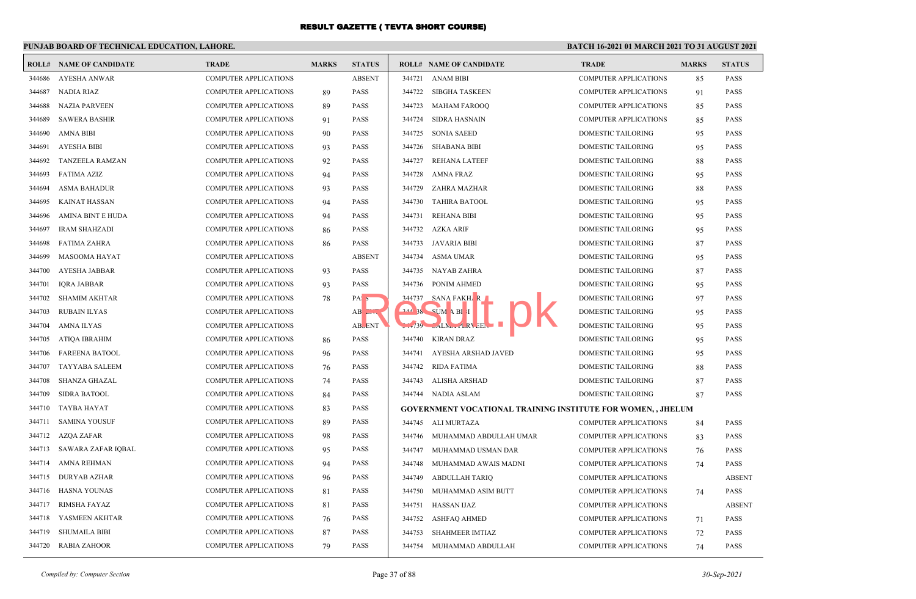# RESULT GAZETTE ( TEVTA SHORT COURSE)

**PUNJAB BOARD OF TECHNICAL EDUCATION, LAHORE.**

**BATCH 16-2021 01 MARCH 2021 TO 31 AUGUST 2021**

| ROLL# | NAME OF CANDIDATE | TRADE | MARKS | STATUS |
|---|---|---|---|---|
| 344686 | AYESHA ANWAR | COMPUTER APPLICATIONS | | ABSENT |
| 344687 | NADIA RIAZ | COMPUTER APPLICATIONS | 89 | PASS |
| 344688 | NAZIA PARVEEN | COMPUTER APPLICATIONS | 89 | PASS |
| 344689 | SAWERA BASHIR | COMPUTER APPLICATIONS | 91 | PASS |
| 344690 | AMNA BIBI | COMPUTER APPLICATIONS | 90 | PASS |
| 344691 | AYESHA BIBI | COMPUTER APPLICATIONS | 93 | PASS |
| 344692 | TANZEELA RAMZAN | COMPUTER APPLICATIONS | 92 | PASS |
| 344693 | FATIMA AZIZ | COMPUTER APPLICATIONS | 94 | PASS |
| 344694 | ASMA BAHADUR | COMPUTER APPLICATIONS | 93 | PASS |
| 344695 | KAINAT HASSAN | COMPUTER APPLICATIONS | 94 | PASS |
| 344696 | AMINA BINT E HUDA | COMPUTER APPLICATIONS | 94 | PASS |
| 344697 | IRAM SHAHZADI | COMPUTER APPLICATIONS | 86 | PASS |
| 344698 | FATIMA ZAHRA | COMPUTER APPLICATIONS | 86 | PASS |
| 344699 | MASOOMA HAYAT | COMPUTER APPLICATIONS | | ABSENT |
| 344700 | AYESHA JABBAR | COMPUTER APPLICATIONS | 93 | PASS |
| 344701 | IQRA JABBAR | COMPUTER APPLICATIONS | 93 | PASS |
| 344702 | SHAMIM AKHTAR | COMPUTER APPLICATIONS | 78 | PASS |
| 344703 | RUBAIN ILYAS | COMPUTER APPLICATIONS | | ABSENT |
| 344704 | AMNA ILYAS | COMPUTER APPLICATIONS | | ABSENT |
| 344705 | ATIQA IBRAHIM | COMPUTER APPLICATIONS | 86 | PASS |
| 344706 | FAREENA BATOOL | COMPUTER APPLICATIONS | 96 | PASS |
| 344707 | TAYYABA SALEEM | COMPUTER APPLICATIONS | 76 | PASS |
| 344708 | SHANZA GHAZAL | COMPUTER APPLICATIONS | 74 | PASS |
| 344709 | SIDRA BATOOL | COMPUTER APPLICATIONS | 84 | PASS |
| 344710 | TAYBA HAYAT | COMPUTER APPLICATIONS | 83 | PASS |
| 344711 | SAMINA YOUSUF | COMPUTER APPLICATIONS | 89 | PASS |
| 344712 | AZQA ZAFAR | COMPUTER APPLICATIONS | 98 | PASS |
| 344713 | SAWARA ZAFAR IQBAL | COMPUTER APPLICATIONS | 95 | PASS |
| 344714 | AMNA REHMAN | COMPUTER APPLICATIONS | 94 | PASS |
| 344715 | DURYAB AZHAR | COMPUTER APPLICATIONS | 96 | PASS |
| 344716 | HASNA YOUNAS | COMPUTER APPLICATIONS | 81 | PASS |
| 344717 | RIMSHA FAYAZ | COMPUTER APPLICATIONS | 81 | PASS |
| 344718 | YASMEEN AKHTAR | COMPUTER APPLICATIONS | 76 | PASS |
| 344719 | SHUMAILA BIBI | COMPUTER APPLICATIONS | 87 | PASS |
| 344720 | RABIA ZAHOOR | COMPUTER APPLICATIONS | 79 | PASS |
| 344721 | ANAM BIBI | COMPUTER APPLICATIONS | 85 | PASS |
| 344722 | SIBGHA TASKEEN | COMPUTER APPLICATIONS | 91 | PASS |
| 344723 | MAHAM FAROOQ | COMPUTER APPLICATIONS | 85 | PASS |
| 344724 | SIDRA HASNAIN | COMPUTER APPLICATIONS | 85 | PASS |
| 344725 | SONIA SAEED | DOMESTIC TAILORING | 95 | PASS |
| 344726 | SHABANA BIBI | DOMESTIC TAILORING | 95 | PASS |
| 344727 | REHANA LATEEF | DOMESTIC TAILORING | 88 | PASS |
| 344728 | AMNA FRAZ | DOMESTIC TAILORING | 95 | PASS |
| 344729 | ZAHRA MAZHAR | DOMESTIC TAILORING | 88 | PASS |
| 344730 | TAHIRA BATOOL | DOMESTIC TAILORING | 95 | PASS |
| 344731 | REHANA BIBI | DOMESTIC TAILORING | 95 | PASS |
| 344732 | AZKA ARIF | DOMESTIC TAILORING | 95 | PASS |
| 344733 | JAVARIA BIBI | DOMESTIC TAILORING | 87 | PASS |
| 344734 | ASMA UMAR | DOMESTIC TAILORING | 95 | PASS |
| 344735 | NAYAB ZAHRA | DOMESTIC TAILORING | 87 | PASS |
| 344736 | PONIM AHMED | DOMESTIC TAILORING | 95 | PASS |
| 344737 | SANA FAKHAR | DOMESTIC TAILORING | 97 | PASS |
| 344738 | SUMIA BIBI | DOMESTIC TAILORING | 95 | PASS |
| 344739 | SALMA PERVEEN | DOMESTIC TAILORING | 95 | PASS |
| 344740 | KIRAN DRAZ | DOMESTIC TAILORING | 95 | PASS |
| 344741 | AYESHA ARSHAD JAVED | DOMESTIC TAILORING | 95 | PASS |
| 344742 | RIDA FATIMA | DOMESTIC TAILORING | 88 | PASS |
| 344743 | ALISHA ARSHAD | DOMESTIC TAILORING | 87 | PASS |
| 344744 | NADIA ASLAM | DOMESTIC TAILORING | 87 | PASS |

**GOVERNMENT VOCATIONAL TRAINING INSTITUTE FOR WOMEN, , JHELUM**

| ROLL# | NAME OF CANDIDATE | TRADE | MARKS | STATUS |
|---|---|---|---|---|
| 344745 | ALI MURTAZA | COMPUTER APPLICATIONS | 84 | PASS |
| 344746 | MUHAMMAD ABDULLAH UMAR | COMPUTER APPLICATIONS | 83 | PASS |
| 344747 | MUHAMMAD USMAN DAR | COMPUTER APPLICATIONS | 76 | PASS |
| 344748 | MUHAMMAD AWAIS MADNI | COMPUTER APPLICATIONS | 74 | PASS |
| 344749 | ABDULLAH TARIQ | COMPUTER APPLICATIONS | | ABSENT |
| 344750 | MUHAMMAD ASIM BUTT | COMPUTER APPLICATIONS | 74 | PASS |
| 344751 | HASSAN IJAZ | COMPUTER APPLICATIONS | | ABSENT |
| 344752 | ASHFAQ AHMED | COMPUTER APPLICATIONS | 71 | PASS |
| 344753 | SHAHMEER IMTIAZ | COMPUTER APPLICATIONS | 72 | PASS |
| 344754 | MUHAMMAD ABDULLAH | COMPUTER APPLICATIONS | 74 | PASS |

*Compiled by: Computer Section* — 30-Sep-2021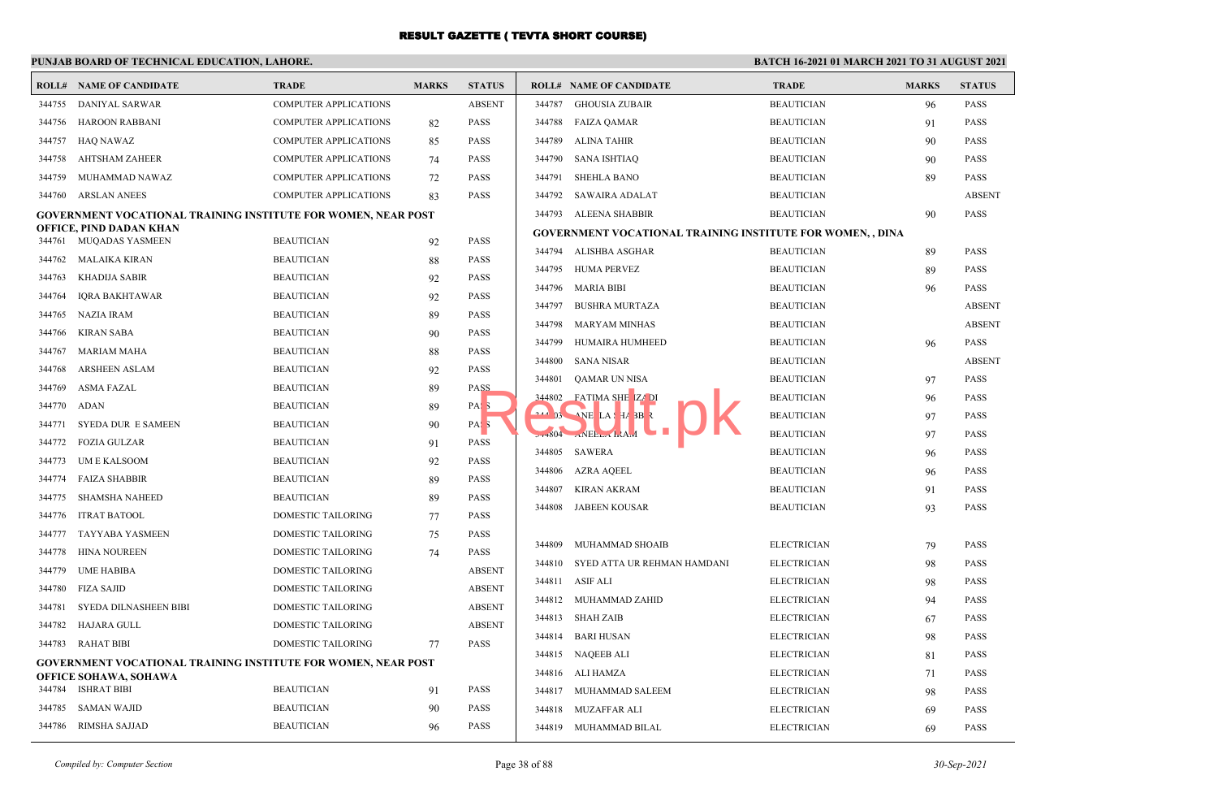# RESULT GAZETTE ( TEVTA SHORT COURSE)

## PUNJAB BOARD OF TECHNICAL EDUCATION, LAHORE.

**BATCH 16-2021 01 MARCH 2021 TO 31 AUGUST 2021**

| ROLL# | NAME OF CANDIDATE | TRADE | MARKS | STATUS |
|---|---|---|---|---|
| 344755 | DANIYAL SARWAR | COMPUTER APPLICATIONS | | ABSENT |
| 344756 | HAROON RABBANI | COMPUTER APPLICATIONS | 82 | PASS |
| 344757 | HAQ NAWAZ | COMPUTER APPLICATIONS | 85 | PASS |
| 344758 | AHTSHAM ZAHEER | COMPUTER APPLICATIONS | 74 | PASS |
| 344759 | MUHAMMAD NAWAZ | COMPUTER APPLICATIONS | 72 | PASS |
| 344760 | ARSLAN ANEES | COMPUTER APPLICATIONS | 83 | PASS |

**GOVERNMENT VOCATIONAL TRAINING INSTITUTE FOR WOMEN, NEAR POST OFFICE, PIND DADAN KHAN**

| ROLL# | NAME OF CANDIDATE | TRADE | MARKS | STATUS |
|---|---|---|---|---|
| 344761 | MUQADAS YASMEEN | BEAUTICIAN | 92 | PASS |
| 344762 | MALAIKA KIRAN | BEAUTICIAN | 88 | PASS |
| 344763 | KHADIJA SABIR | BEAUTICIAN | 92 | PASS |
| 344764 | IQRA BAKHTAWAR | BEAUTICIAN | 92 | PASS |
| 344765 | NAZIA IRAM | BEAUTICIAN | 89 | PASS |
| 344766 | KIRAN SABA | BEAUTICIAN | 90 | PASS |
| 344767 | MARIAM MAHA | BEAUTICIAN | 88 | PASS |
| 344768 | ARSHEEN ASLAM | BEAUTICIAN | 92 | PASS |
| 344769 | ASMA FAZAL | BEAUTICIAN | 89 | PASS |
| 344770 | ADAN | BEAUTICIAN | 89 | PASS |
| 344771 | SYEDA DUR E SAMEEN | BEAUTICIAN | 90 | PASS |
| 344772 | FOZIA GULZAR | BEAUTICIAN | 91 | PASS |
| 344773 | UM E KALSOOM | BEAUTICIAN | 92 | PASS |
| 344774 | FAIZA SHABBIR | BEAUTICIAN | 89 | PASS |
| 344775 | SHAMSHA NAHEED | BEAUTICIAN | 89 | PASS |
| 344776 | ITRAT BATOOL | DOMESTIC TAILORING | 77 | PASS |
| 344777 | TAYYABA YASMEEN | DOMESTIC TAILORING | 75 | PASS |
| 344778 | HINA NOUREEN | DOMESTIC TAILORING | 74 | PASS |
| 344779 | UME HABIBA | DOMESTIC TAILORING | | ABSENT |
| 344780 | FIZA SAJID | DOMESTIC TAILORING | | ABSENT |
| 344781 | SYEDA DILNASHEEN BIBI | DOMESTIC TAILORING | | ABSENT |
| 344782 | HAJARA GULL | DOMESTIC TAILORING | | ABSENT |
| 344783 | RAHAT BIBI | DOMESTIC TAILORING | 77 | PASS |

**GOVERNMENT VOCATIONAL TRAINING INSTITUTE FOR WOMEN, NEAR POST OFFICE SOHAWA, SOHAWA**

| ROLL# | NAME OF CANDIDATE | TRADE | MARKS | STATUS |
|---|---|---|---|---|
| 344784 | ISHRAT BIBI | BEAUTICIAN | 91 | PASS |
| 344785 | SAMAN WAJID | BEAUTICIAN | 90 | PASS |
| 344786 | RIMSHA SAJJAD | BEAUTICIAN | 96 | PASS |
| 344787 | GHOUSIA ZUBAIR | BEAUTICIAN | 96 | PASS |
| 344788 | FAIZA QAMAR | BEAUTICIAN | 91 | PASS |
| 344789 | ALINA TAHIR | BEAUTICIAN | 90 | PASS |
| 344790 | SANA ISHTIAQ | BEAUTICIAN | 90 | PASS |
| 344791 | SHEHLA BANO | BEAUTICIAN | 89 | PASS |
| 344792 | SAWAIRA ADALAT | BEAUTICIAN | | ABSENT |
| 344793 | ALEENA SHABBIR | BEAUTICIAN | 90 | PASS |

**GOVERNMENT VOCATIONAL TRAINING INSTITUTE FOR WOMEN, , DINA**

| ROLL# | NAME OF CANDIDATE | TRADE | MARKS | STATUS |
|---|---|---|---|---|
| 344794 | ALISHBA ASGHAR | BEAUTICIAN | 89 | PASS |
| 344795 | HUMA PERVEZ | BEAUTICIAN | 89 | PASS |
| 344796 | MARIA BIBI | BEAUTICIAN | 96 | PASS |
| 344797 | BUSHRA MURTAZA | BEAUTICIAN | | ABSENT |
| 344798 | MARYAM MINHAS | BEAUTICIAN | | ABSENT |
| 344799 | HUMAIRA HUMHEED | BEAUTICIAN | 96 | PASS |
| 344800 | SANA NISAR | BEAUTICIAN | | ABSENT |
| 344801 | QAMAR UN NISA | BEAUTICIAN | 97 | PASS |
| 344802 | FATIMA SHEHZADI | BEAUTICIAN | 96 | PASS |
| 344803 | ANEELA SHABBIR | BEAUTICIAN | 97 | PASS |
| 344804 | ANEELA IRAM | BEAUTICIAN | 97 | PASS |
| 344805 | SAWERA | BEAUTICIAN | 96 | PASS |
| 344806 | AZRA AQEEL | BEAUTICIAN | 96 | PASS |
| 344807 | KIRAN AKRAM | BEAUTICIAN | 91 | PASS |
| 344808 | JABEEN KOUSAR | BEAUTICIAN | 93 | PASS |
| 344809 | MUHAMMAD SHOAIB | ELECTRICIAN | 79 | PASS |
| 344810 | SYED ATTA UR REHMAN HAMDANI | ELECTRICIAN | 98 | PASS |
| 344811 | ASIF ALI | ELECTRICIAN | 98 | PASS |
| 344812 | MUHAMMAD ZAHID | ELECTRICIAN | 94 | PASS |
| 344813 | SHAH ZAIB | ELECTRICIAN | 67 | PASS |
| 344814 | BARI HUSAN | ELECTRICIAN | 98 | PASS |
| 344815 | NAQEEB ALI | ELECTRICIAN | 81 | PASS |
| 344816 | ALI HAMZA | ELECTRICIAN | 71 | PASS |
| 344817 | MUHAMMAD SALEEM | ELECTRICIAN | 98 | PASS |
| 344818 | MUZAFFAR ALI | ELECTRICIAN | 69 | PASS |
| 344819 | MUHAMMAD BILAL | ELECTRICIAN | 69 | PASS |

*Compiled by: Computer Section*

*30-Sep-2021*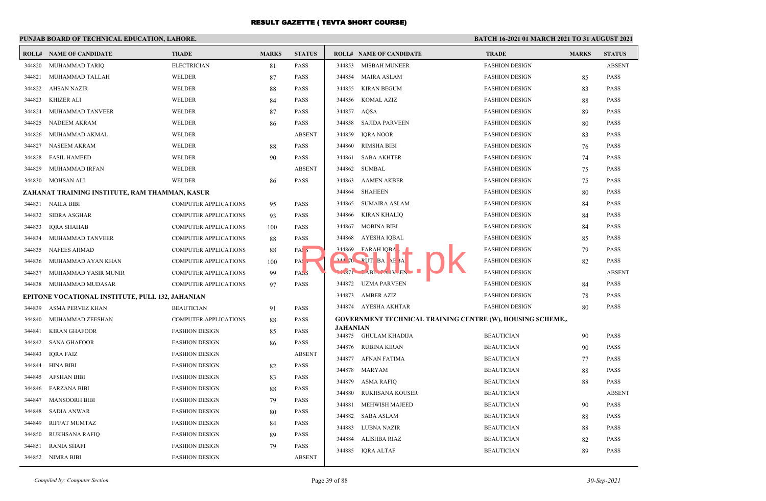# RESULT GAZETTE ( TEVTA SHORT COURSE)

## PUNJAB BOARD OF TECHNICAL EDUCATION, LAHORE.

**BATCH 16-2021 01 MARCH 2021 TO 31 AUGUST 2021**

| ROLL# | NAME OF CANDIDATE | TRADE | MARKS | STATUS |
|---|---|---|---|---|
| 344820 | MUHAMMAD TARIQ | ELECTRICIAN | 81 | PASS |
| 344821 | MUHAMMAD TALLAH | WELDER | 87 | PASS |
| 344822 | AHSAN NAZIR | WELDER | 88 | PASS |
| 344823 | KHIZER ALI | WELDER | 84 | PASS |
| 344824 | MUHAMMAD TANVEER | WELDER | 87 | PASS |
| 344825 | NADEEM AKRAM | WELDER | 86 | PASS |
| 344826 | MUHAMMAD AKMAL | WELDER | | ABSENT |
| 344827 | NASEEM AKRAM | WELDER | 88 | PASS |
| 344828 | FASIL HAMEED | WELDER | 90 | PASS |
| 344829 | MUHAMMAD IRFAN | WELDER | | ABSENT |
| 344830 | MOHSAN ALI | WELDER | 86 | PASS |

**ZAHANAT TRAINING INSTITUTE, RAM THAMMAN, KASUR**

| ROLL# | NAME OF CANDIDATE | TRADE | MARKS | STATUS |
|---|---|---|---|---|
| 344831 | NAILA BIBI | COMPUTER APPLICATIONS | 95 | PASS |
| 344832 | SIDRA ASGHAR | COMPUTER APPLICATIONS | 93 | PASS |
| 344833 | IQRA SHAHAB | COMPUTER APPLICATIONS | 100 | PASS |
| 344834 | MUHAMMAD TANVEER | COMPUTER APPLICATIONS | 88 | PASS |
| 344835 | NAFEES AHMAD | COMPUTER APPLICATIONS | 88 | PASS |
| 344836 | MUHAMMAD AYAN KHAN | COMPUTER APPLICATIONS | 100 | PASS |
| 344837 | MUHAMMAD YASIR MUNIR | COMPUTER APPLICATIONS | 99 | PASS |
| 344838 | MUHAMMAD MUDASAR | COMPUTER APPLICATIONS | 97 | PASS |

**EPITONE VOCATIONAL INSTITUTE, PULL 132, JAHANIAN**

| ROLL# | NAME OF CANDIDATE | TRADE | MARKS | STATUS |
|---|---|---|---|---|
| 344839 | ASMA PERVEZ KHAN | BEAUTICIAN | 91 | PASS |
| 344840 | MUHAMMAD ZEESHAN | COMPUTER APPLICATIONS | 88 | PASS |
| 344841 | KIRAN GHAFOOR | FASHION DESIGN | 85 | PASS |
| 344842 | SANA GHAFOOR | FASHION DESIGN | 86 | PASS |
| 344843 | IQRA FAIZ | FASHION DESIGN | | ABSENT |
| 344844 | HINA BIBI | FASHION DESIGN | 82 | PASS |
| 344845 | AFSHAN BIBI | FASHION DESIGN | 83 | PASS |
| 344846 | FARZANA BIBI | FASHION DESIGN | 88 | PASS |
| 344847 | MANSOORH BIBI | FASHION DESIGN | 79 | PASS |
| 344848 | SADIA ANWAR | FASHION DESIGN | 80 | PASS |
| 344849 | RIFFAT MUMTAZ | FASHION DESIGN | 84 | PASS |
| 344850 | RUKHSANA RAFIQ | FASHION DESIGN | 89 | PASS |
| 344851 | RANIA SHAFI | FASHION DESIGN | 79 | PASS |
| 344852 | NIMRA BIBI | FASHION DESIGN | | ABSENT |
| 344853 | MISBAH MUNEER | FASHION DESIGN | | ABSENT |
| 344854 | MAIRA ASLAM | FASHION DESIGN | 85 | PASS |
| 344855 | KIRAN BEGUM | FASHION DESIGN | 83 | PASS |
| 344856 | KOMAL AZIZ | FASHION DESIGN | 88 | PASS |
| 344857 | AQSA | FASHION DESIGN | 89 | PASS |
| 344858 | SAJIDA PARVEEN | FASHION DESIGN | 80 | PASS |
| 344859 | IQRA NOOR | FASHION DESIGN | 83 | PASS |
| 344860 | RIMSHA BIBI | FASHION DESIGN | 76 | PASS |
| 344861 | SABA AKHTER | FASHION DESIGN | 74 | PASS |
| 344862 | SUMBAL | FASHION DESIGN | 75 | PASS |
| 344863 | AAMEN AKBER | FASHION DESIGN | 75 | PASS |
| 344864 | SHAHEEN | FASHION DESIGN | 80 | PASS |
| 344865 | SUMAIRA ASLAM | FASHION DESIGN | 84 | PASS |
| 344866 | KIRAN KHALIQ | FASHION DESIGN | 84 | PASS |
| 344867 | MOBINA BIBI | FASHION DESIGN | 84 | PASS |
| 344868 | AYESHA IQBAL | FASHION DESIGN | 85 | PASS |
| 344869 | FARAH IQBAL | FASHION DESIGN | 79 | PASS |
| 344870 | RUT BA AKBAR | FASHION DESIGN | 82 | PASS |
| 344871 | RABIA PARVEEN | FASHION DESIGN | | ABSENT |
| 344872 | UZMA PARVEEN | FASHION DESIGN | 84 | PASS |
| 344873 | AMBER AZIZ | FASHION DESIGN | 78 | PASS |
| 344874 | AYESHA AKHTAR | FASHION DESIGN | 80 | PASS |

**GOVERNMENT TECHNICAL TRAINING CENTRE (W), HOUSING SCHEME,, JAHANIAN**

| ROLL# | NAME OF CANDIDATE | TRADE | MARKS | STATUS |
|---|---|---|---|---|
| 344875 | GHULAM KHADIJA | BEAUTICIAN | 90 | PASS |
| 344876 | RUBINA KIRAN | BEAUTICIAN | 90 | PASS |
| 344877 | AFNAN FATIMA | BEAUTICIAN | 77 | PASS |
| 344878 | MARYAM | BEAUTICIAN | 88 | PASS |
| 344879 | ASMA RAFIQ | BEAUTICIAN | 88 | PASS |
| 344880 | RUKHSANA KOUSER | BEAUTICIAN | | ABSENT |
| 344881 | MEHWISH MAJEED | BEAUTICIAN | 90 | PASS |
| 344882 | SABA ASLAM | BEAUTICIAN | 88 | PASS |
| 344883 | LUBNA NAZIR | BEAUTICIAN | 88 | PASS |
| 344884 | ALISHBA RIAZ | BEAUTICIAN | 82 | PASS |
| 344885 | IQRA ALTAF | BEAUTICIAN | 89 | PASS |

*Compiled by: Computer Section* | *30-Sep-2021*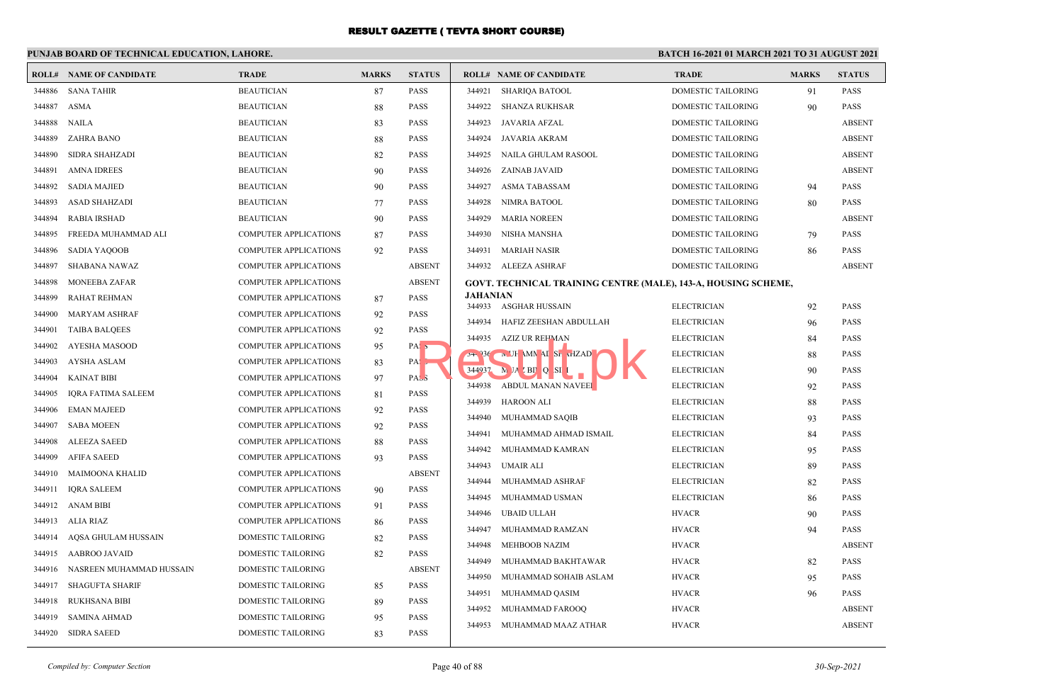# RESULT GAZETTE ( TEVTA SHORT COURSE)

**PUNJAB BOARD OF TECHNICAL EDUCATION, LAHORE.**

**BATCH 16-2021 01 MARCH 2021 TO 31 AUGUST 2021**

| ROLL# | NAME OF CANDIDATE | TRADE | MARKS | STATUS |
|---|---|---|---|---|
| 344886 | SANA TAHIR | BEAUTICIAN | 87 | PASS |
| 344887 | ASMA | BEAUTICIAN | 88 | PASS |
| 344888 | NAILA | BEAUTICIAN | 83 | PASS |
| 344889 | ZAHRA BANO | BEAUTICIAN | 88 | PASS |
| 344890 | SIDRA SHAHZADI | BEAUTICIAN | 82 | PASS |
| 344891 | AMNA IDREES | BEAUTICIAN | 90 | PASS |
| 344892 | SADIA MAJIED | BEAUTICIAN | 90 | PASS |
| 344893 | ASAD SHAHZADI | BEAUTICIAN | 77 | PASS |
| 344894 | RABIA IRSHAD | BEAUTICIAN | 90 | PASS |
| 344895 | FREEDA MUHAMMAD ALI | COMPUTER APPLICATIONS | 87 | PASS |
| 344896 | SADIA YAQOOB | COMPUTER APPLICATIONS | 92 | PASS |
| 344897 | SHABANA NAWAZ | COMPUTER APPLICATIONS | | ABSENT |
| 344898 | MONEEBA ZAFAR | COMPUTER APPLICATIONS | | ABSENT |
| 344899 | RAHAT REHMAN | COMPUTER APPLICATIONS | 87 | PASS |
| 344900 | MARYAM ASHRAF | COMPUTER APPLICATIONS | 92 | PASS |
| 344901 | TAIBA BALQEES | COMPUTER APPLICATIONS | 92 | PASS |
| 344902 | AYESHA MASOOD | COMPUTER APPLICATIONS | 95 | PASS |
| 344903 | AYSHA ASLAM | COMPUTER APPLICATIONS | 83 | PASS |
| 344904 | KAINAT BIBI | COMPUTER APPLICATIONS | 97 | PASS |
| 344905 | IQRA FATIMA SALEEM | COMPUTER APPLICATIONS | 81 | PASS |
| 344906 | EMAN MAJEED | COMPUTER APPLICATIONS | 92 | PASS |
| 344907 | SABA MOEEN | COMPUTER APPLICATIONS | 92 | PASS |
| 344908 | ALEEZA SAEED | COMPUTER APPLICATIONS | 88 | PASS |
| 344909 | AFIFA SAEED | COMPUTER APPLICATIONS | 93 | PASS |
| 344910 | MAIMOONA KHALID | COMPUTER APPLICATIONS | | ABSENT |
| 344911 | IQRA SALEEM | COMPUTER APPLICATIONS | 90 | PASS |
| 344912 | ANAM BIBI | COMPUTER APPLICATIONS | 91 | PASS |
| 344913 | ALIA RIAZ | COMPUTER APPLICATIONS | 86 | PASS |
| 344914 | AQSA GHULAM HUSSAIN | DOMESTIC TAILORING | 82 | PASS |
| 344915 | AABROO JAVAID | DOMESTIC TAILORING | 82 | PASS |
| 344916 | NASREEN MUHAMMAD HUSSAIN | DOMESTIC TAILORING | | ABSENT |
| 344917 | SHAGUFTA SHARIF | DOMESTIC TAILORING | 85 | PASS |
| 344918 | RUKHSANA BIBI | DOMESTIC TAILORING | 89 | PASS |
| 344919 | SAMINA AHMAD | DOMESTIC TAILORING | 95 | PASS |
| 344920 | SIDRA SAEED | DOMESTIC TAILORING | 83 | PASS |
| 344921 | SHARIQA BATOOL | DOMESTIC TAILORING | 91 | PASS |
| 344922 | SHANZA RUKHSAR | DOMESTIC TAILORING | 90 | PASS |
| 344923 | JAVARIA AFZAL | DOMESTIC TAILORING | | ABSENT |
| 344924 | JAVARIA AKRAM | DOMESTIC TAILORING | | ABSENT |
| 344925 | NAILA GHULAM RASOOL | DOMESTIC TAILORING | | ABSENT |
| 344926 | ZAINAB JAVAID | DOMESTIC TAILORING | | ABSENT |
| 344927 | ASMA TABASSAM | DOMESTIC TAILORING | 94 | PASS |
| 344928 | NIMRA BATOOL | DOMESTIC TAILORING | 80 | PASS |
| 344929 | MARIA NOREEN | DOMESTIC TAILORING | | ABSENT |
| 344930 | NISHA MANSHA | DOMESTIC TAILORING | 79 | PASS |
| 344931 | MARIAH NASIR | DOMESTIC TAILORING | 86 | PASS |
| 344932 | ALEEZA ASHRAF | DOMESTIC TAILORING | | ABSENT |

**GOVT. TECHNICAL TRAINING CENTRE (MALE), 143-A, HOUSING SCHEME, JAHANIAN**

| ROLL# | NAME OF CANDIDATE | TRADE | MARKS | STATUS |
|---|---|---|---|---|
| 344933 | ASGHAR HUSSAIN | ELECTRICIAN | 92 | PASS |
| 344934 | HAFIZ ZEESHAN ABDULLAH | ELECTRICIAN | 96 | PASS |
| 344935 | AZIZ UR REHMAN | ELECTRICIAN | 84 | PASS |
| 344936 | MUHAMMAD SHAHZAD | ELECTRICIAN | 88 | PASS |
| 344937 | MUAZ BIN QASIM | ELECTRICIAN | 90 | PASS |
| 344938 | ABDUL MANAN NAVEED | ELECTRICIAN | 92 | PASS |
| 344939 | HAROON ALI | ELECTRICIAN | 88 | PASS |
| 344940 | MUHAMMAD SAQIB | ELECTRICIAN | 93 | PASS |
| 344941 | MUHAMMAD AHMAD ISMAIL | ELECTRICIAN | 84 | PASS |
| 344942 | MUHAMMAD KAMRAN | ELECTRICIAN | 95 | PASS |
| 344943 | UMAIR ALI | ELECTRICIAN | 89 | PASS |
| 344944 | MUHAMMAD ASHRAF | ELECTRICIAN | 82 | PASS |
| 344945 | MUHAMMAD USMAN | ELECTRICIAN | 86 | PASS |
| 344946 | UBAID ULLAH | HVACR | 90 | PASS |
| 344947 | MUHAMMAD RAMZAN | HVACR | 94 | PASS |
| 344948 | MEHBOOB NAZIM | HVACR | | ABSENT |
| 344949 | MUHAMMAD BAKHTAWAR | HVACR | 82 | PASS |
| 344950 | MUHAMMAD SOHAIB ASLAM | HVACR | 95 | PASS |
| 344951 | MUHAMMAD QASIM | HVACR | 96 | PASS |
| 344952 | MUHAMMAD FAROOQ | HVACR | | ABSENT |
| 344953 | MUHAMMAD MAAZ ATHAR | HVACR | | ABSENT |

*Compiled by: Computer Section*

*30-Sep-2021*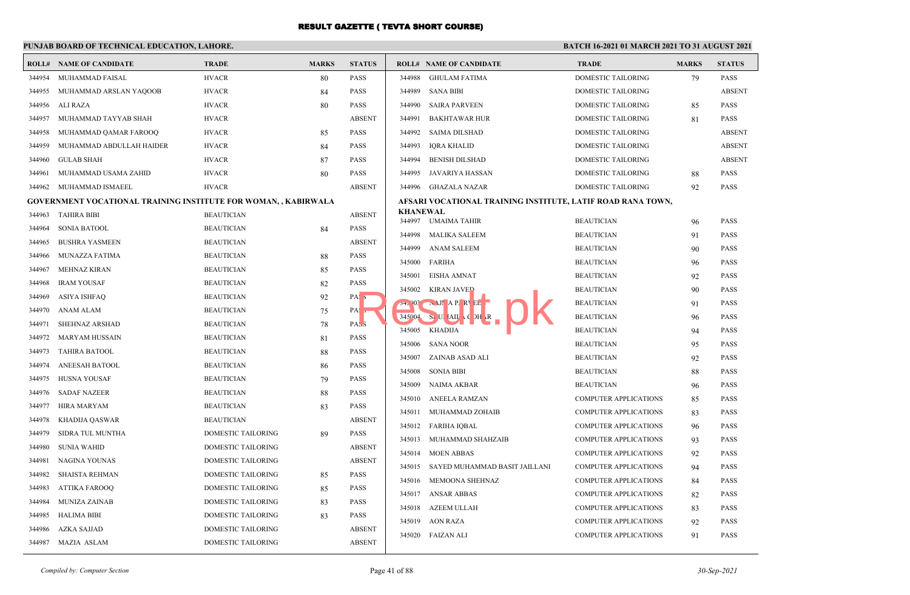# RESULT GAZETTE ( TEVTA SHORT COURSE)

**PUNJAB BOARD OF TECHNICAL EDUCATION, LAHORE.**

**BATCH 16-2021 01 MARCH 2021 TO 31 AUGUST 2021**

| ROLL# | NAME OF CANDIDATE | TRADE | MARKS | STATUS |
|---|---|---|---|---|
| 344954 | MUHAMMAD FAISAL | HVACR | 80 | PASS |
| 344955 | MUHAMMAD ARSLAN YAQOOB | HVACR | 84 | PASS |
| 344956 | ALI RAZA | HVACR | 80 | PASS |
| 344957 | MUHAMMAD TAYYAB SHAH | HVACR | | ABSENT |
| 344958 | MUHAMMAD QAMAR FAROOQ | HVACR | 85 | PASS |
| 344959 | MUHAMMAD ABDULLAH HAIDER | HVACR | 84 | PASS |
| 344960 | GULAB SHAH | HVACR | 87 | PASS |
| 344961 | MUHAMMAD USAMA ZAHID | HVACR | 80 | PASS |
| 344962 | MUHAMMAD ISMAEEL | HVACR | | ABSENT |

**GOVERNMENT VOCATIONAL TRAINING INSTITUTE FOR WOMAN, , KABIRWALA**

| ROLL# | NAME OF CANDIDATE | TRADE | MARKS | STATUS |
|---|---|---|---|---|
| 344963 | TAHIRA BIBI | BEAUTICIAN | | ABSENT |
| 344964 | SONIA BATOOL | BEAUTICIAN | 84 | PASS |
| 344965 | BUSHRA YASMEEN | BEAUTICIAN | | ABSENT |
| 344966 | MUNAZZA FATIMA | BEAUTICIAN | 88 | PASS |
| 344967 | MEHNAZ KIRAN | BEAUTICIAN | 85 | PASS |
| 344968 | IRAM YOUSAF | BEAUTICIAN | 82 | PASS |
| 344969 | ASIYA ISHFAQ | BEAUTICIAN | 92 | PASS |
| 344970 | ANAM ALAM | BEAUTICIAN | 75 | PASS |
| 344971 | SHEHNAZ ARSHAD | BEAUTICIAN | 78 | PASS |
| 344972 | MARYAM HUSSAIN | BEAUTICIAN | 81 | PASS |
| 344973 | TAHIRA BATOOL | BEAUTICIAN | 88 | PASS |
| 344974 | ANEESAH BATOOL | BEAUTICIAN | 86 | PASS |
| 344975 | HUSNA YOUSAF | BEAUTICIAN | 79 | PASS |
| 344976 | SADAF NAZEER | BEAUTICIAN | 88 | PASS |
| 344977 | HIRA MARYAM | BEAUTICIAN | 83 | PASS |
| 344978 | KHADIJA QASWAR | BEAUTICIAN | | ABSENT |
| 344979 | SIDRA TUL MUNTHA | DOMESTIC TAILORING | 89 | PASS |
| 344980 | SUNIA WAHID | DOMESTIC TAILORING | | ABSENT |
| 344981 | NAGINA YOUNAS | DOMESTIC TAILORING | | ABSENT |
| 344982 | SHAISTA REHMAN | DOMESTIC TAILORING | 85 | PASS |
| 344983 | ATTIKA FAROOQ | DOMESTIC TAILORING | 85 | PASS |
| 344984 | MUNIZA ZAINAB | DOMESTIC TAILORING | 83 | PASS |
| 344985 | HALIMA BIBI | DOMESTIC TAILORING | 83 | PASS |
| 344986 | AZKA SAJJAD | DOMESTIC TAILORING | | ABSENT |
| 344987 | MAZIA ASLAM | DOMESTIC TAILORING | | ABSENT |
| 344988 | GHULAM FATIMA | DOMESTIC TAILORING | 79 | PASS |
| 344989 | SANA BIBI | DOMESTIC TAILORING | | ABSENT |
| 344990 | SAIRA PARVEEN | DOMESTIC TAILORING | 85 | PASS |
| 344991 | BAKHTAWAR HUR | DOMESTIC TAILORING | 81 | PASS |
| 344992 | SAIMA DILSHAD | DOMESTIC TAILORING | | ABSENT |
| 344993 | IQRA KHALID | DOMESTIC TAILORING | | ABSENT |
| 344994 | BENISH DILSHAD | DOMESTIC TAILORING | | ABSENT |
| 344995 | JAVARIYA HASSAN | DOMESTIC TAILORING | 88 | PASS |
| 344996 | GHAZALA NAZAR | DOMESTIC TAILORING | 92 | PASS |

**AFSARI VOCATIONAL TRAINING INSTITUTE, LATIF ROAD RANA TOWN, KHANEWAL**

| ROLL# | NAME OF CANDIDATE | TRADE | MARKS | STATUS |
|---|---|---|---|---|
| 344997 | UMAIMA TAHIR | BEAUTICIAN | 96 | PASS |
| 344998 | MALIKA SALEEM | BEAUTICIAN | 91 | PASS |
| 344999 | ANAM SALEEM | BEAUTICIAN | 90 | PASS |
| 345000 | FARIHA | BEAUTICIAN | 96 | PASS |
| 345001 | EISHA AMNAT | BEAUTICIAN | 92 | PASS |
| 345002 | KIRAN JAVED | BEAUTICIAN | 90 | PASS |
| 345003 | NAJMA PARVEEN | BEAUTICIAN | 91 | PASS |
| 345004 | SHUMAILA GOHAR | BEAUTICIAN | 96 | PASS |
| 345005 | KHADIJA | BEAUTICIAN | 94 | PASS |
| 345006 | SANA NOOR | BEAUTICIAN | 95 | PASS |
| 345007 | ZAINAB ASAD ALI | BEAUTICIAN | 92 | PASS |
| 345008 | SONIA BIBI | BEAUTICIAN | 88 | PASS |
| 345009 | NAIMA AKBAR | BEAUTICIAN | 96 | PASS |
| 345010 | ANEELA RAMZAN | COMPUTER APPLICATIONS | 85 | PASS |
| 345011 | MUHAMMAD ZOHAIB | COMPUTER APPLICATIONS | 83 | PASS |
| 345012 | FARIHA IQBAL | COMPUTER APPLICATIONS | 96 | PASS |
| 345013 | MUHAMMAD SHAHZAIB | COMPUTER APPLICATIONS | 93 | PASS |
| 345014 | MOEN ABBAS | COMPUTER APPLICATIONS | 92 | PASS |
| 345015 | SAYED MUHAMMAD BASIT JAILLANI | COMPUTER APPLICATIONS | 94 | PASS |
| 345016 | MEMOONA SHEHNAZ | COMPUTER APPLICATIONS | 84 | PASS |
| 345017 | ANSAR ABBAS | COMPUTER APPLICATIONS | 82 | PASS |
| 345018 | AZEEM ULLAH | COMPUTER APPLICATIONS | 83 | PASS |
| 345019 | AON RAZA | COMPUTER APPLICATIONS | 92 | PASS |
| 345020 | FAIZAN ALI | COMPUTER APPLICATIONS | 91 | PASS |

*Compiled by: Computer Section* | *30-Sep-2021*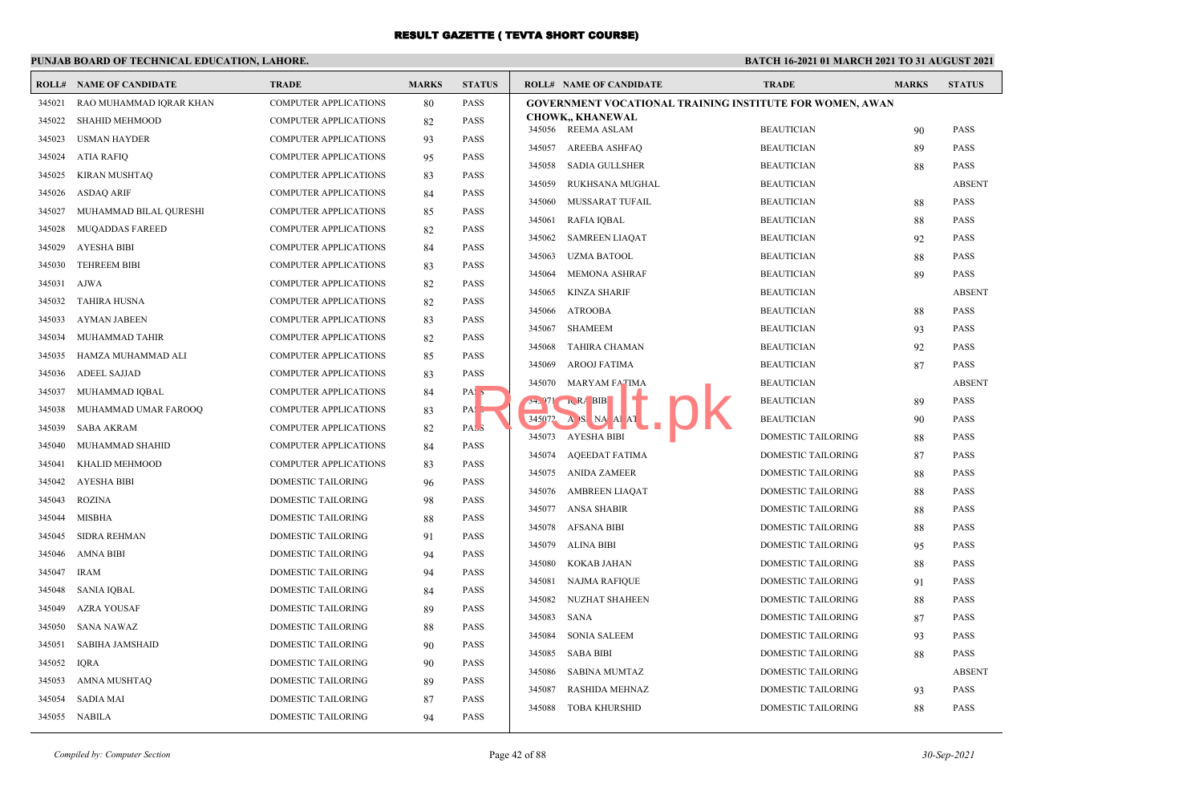# RESULT GAZETTE ( TEVTA SHORT COURSE)

**PUNJAB BOARD OF TECHNICAL EDUCATION, LAHORE.**

**BATCH 16-2021 01 MARCH 2021 TO 31 AUGUST 2021**

| ROLL# | NAME OF CANDIDATE | TRADE | MARKS | STATUS |
|---|---|---|---|---|
| 345021 | RAO MUHAMMAD IQRAR KHAN | COMPUTER APPLICATIONS | 80 | PASS |
| 345022 | SHAHID MEHMOOD | COMPUTER APPLICATIONS | 82 | PASS |
| 345023 | USMAN HAYDER | COMPUTER APPLICATIONS | 93 | PASS |
| 345024 | ATIA RAFIQ | COMPUTER APPLICATIONS | 95 | PASS |
| 345025 | KIRAN MUSHTAQ | COMPUTER APPLICATIONS | 83 | PASS |
| 345026 | ASDAQ ARIF | COMPUTER APPLICATIONS | 84 | PASS |
| 345027 | MUHAMMAD BILAL QURESHI | COMPUTER APPLICATIONS | 85 | PASS |
| 345028 | MUQADDAS FAREED | COMPUTER APPLICATIONS | 82 | PASS |
| 345029 | AYESHA BIBI | COMPUTER APPLICATIONS | 84 | PASS |
| 345030 | TEHREEM BIBI | COMPUTER APPLICATIONS | 83 | PASS |
| 345031 | AJWA | COMPUTER APPLICATIONS | 82 | PASS |
| 345032 | TAHIRA HUSNA | COMPUTER APPLICATIONS | 82 | PASS |
| 345033 | AYMAN JABEEN | COMPUTER APPLICATIONS | 83 | PASS |
| 345034 | MUHAMMAD TAHIR | COMPUTER APPLICATIONS | 82 | PASS |
| 345035 | HAMZA MUHAMMAD ALI | COMPUTER APPLICATIONS | 85 | PASS |
| 345036 | ADEEL SAJJAD | COMPUTER APPLICATIONS | 83 | PASS |
| 345037 | MUHAMMAD IQBAL | COMPUTER APPLICATIONS | 84 | PASS |
| 345038 | MUHAMMAD UMAR FAROOQ | COMPUTER APPLICATIONS | 83 | PASS |
| 345039 | SABA AKRAM | COMPUTER APPLICATIONS | 82 | PASS |
| 345040 | MUHAMMAD SHAHID | COMPUTER APPLICATIONS | 84 | PASS |
| 345041 | KHALID MEHMOOD | COMPUTER APPLICATIONS | 83 | PASS |
| 345042 | AYESHA BIBI | DOMESTIC TAILORING | 96 | PASS |
| 345043 | ROZINA | DOMESTIC TAILORING | 98 | PASS |
| 345044 | MISBHA | DOMESTIC TAILORING | 88 | PASS |
| 345045 | SIDRA REHMAN | DOMESTIC TAILORING | 91 | PASS |
| 345046 | AMNA BIBI | DOMESTIC TAILORING | 94 | PASS |
| 345047 | IRAM | DOMESTIC TAILORING | 94 | PASS |
| 345048 | SANIA IQBAL | DOMESTIC TAILORING | 84 | PASS |
| 345049 | AZRA YOUSAF | DOMESTIC TAILORING | 89 | PASS |
| 345050 | SANA NAWAZ | DOMESTIC TAILORING | 88 | PASS |
| 345051 | SABIHA JAMSHAID | DOMESTIC TAILORING | 90 | PASS |
| 345052 | IQRA | DOMESTIC TAILORING | 90 | PASS |
| 345053 | AMNA MUSHTAQ | DOMESTIC TAILORING | 89 | PASS |
| 345054 | SADIA MAI | DOMESTIC TAILORING | 87 | PASS |
| 345055 | NABILA | DOMESTIC TAILORING | 94 | PASS |

**GOVERNMENT VOCATIONAL TRAINING INSTITUTE FOR WOMEN, AWAN CHOWK,, KHANEWAL**

| ROLL# | NAME OF CANDIDATE | TRADE | MARKS | STATUS |
|---|---|---|---|---|
| 345056 | REEMA ASLAM | BEAUTICIAN | 90 | PASS |
| 345057 | AREEBA ASHFAQ | BEAUTICIAN | 89 | PASS |
| 345058 | SADIA GULLSHER | BEAUTICIAN | 88 | PASS |
| 345059 | RUKHSANA MUGHAL | BEAUTICIAN | | ABSENT |
| 345060 | MUSSARAT TUFAIL | BEAUTICIAN | 88 | PASS |
| 345061 | RAFIA IQBAL | BEAUTICIAN | 88 | PASS |
| 345062 | SAMREEN LIAQAT | BEAUTICIAN | 92 | PASS |
| 345063 | UZMA BATOOL | BEAUTICIAN | 88 | PASS |
| 345064 | MEMONA ASHRAF | BEAUTICIAN | 89 | PASS |
| 345065 | KINZA SHARIF | BEAUTICIAN | | ABSENT |
| 345066 | ATROOBA | BEAUTICIAN | 88 | PASS |
| 345067 | SHAMEEM | BEAUTICIAN | 93 | PASS |
| 345068 | TAHIRA CHAMAN | BEAUTICIAN | 92 | PASS |
| 345069 | AROOJ FATIMA | BEAUTICIAN | 87 | PASS |
| 345070 | MARYAM FATIMA | BEAUTICIAN | | ABSENT |
| 345071 | IQRA BIBI | BEAUTICIAN | 89 | PASS |
| 345072 | A SNA AT | BEAUTICIAN | 90 | PASS |
| 345073 | AYESHA BIBI | DOMESTIC TAILORING | 88 | PASS |
| 345074 | AQEEDAT FATIMA | DOMESTIC TAILORING | 87 | PASS |
| 345075 | ANIDA ZAMEER | DOMESTIC TAILORING | 88 | PASS |
| 345076 | AMBREEN LIAQAT | DOMESTIC TAILORING | 88 | PASS |
| 345077 | ANSA SHABIR | DOMESTIC TAILORING | 88 | PASS |
| 345078 | AFSANA BIBI | DOMESTIC TAILORING | 88 | PASS |
| 345079 | ALINA BIBI | DOMESTIC TAILORING | 95 | PASS |
| 345080 | KOKAB JAHAN | DOMESTIC TAILORING | 88 | PASS |
| 345081 | NAJMA RAFIQUE | DOMESTIC TAILORING | 91 | PASS |
| 345082 | NUZHAT SHAHEEN | DOMESTIC TAILORING | 88 | PASS |
| 345083 | SANA | DOMESTIC TAILORING | 87 | PASS |
| 345084 | SONIA SALEEM | DOMESTIC TAILORING | 93 | PASS |
| 345085 | SABA BIBI | DOMESTIC TAILORING | 88 | PASS |
| 345086 | SABINA MUMTAZ | DOMESTIC TAILORING | | ABSENT |
| 345087 | RASHIDA MEHNAZ | DOMESTIC TAILORING | 93 | PASS |
| 345088 | TOBA KHURSHID | DOMESTIC TAILORING | 88 | PASS |

*Compiled by: Computer Section*

*30-Sep-2021*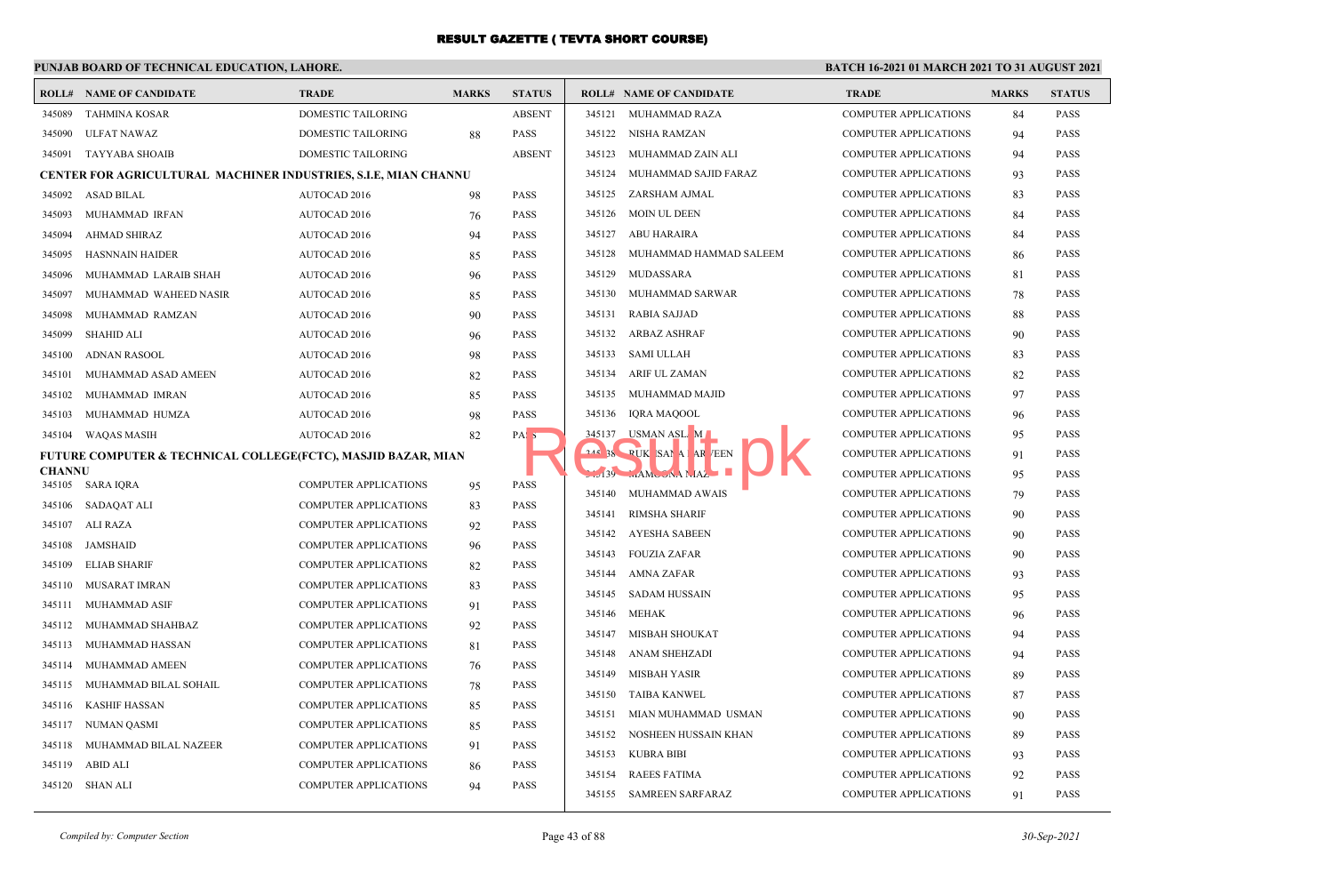# RESULT GAZETTE ( TEVTA SHORT COURSE)

**PUNJAB BOARD OF TECHNICAL EDUCATION, LAHORE.**

**BATCH 16-2021 01 MARCH 2021 TO 31 AUGUST 2021**

| ROLL# | NAME OF CANDIDATE | TRADE | MARKS | STATUS |
|---|---|---|---|---|
| 345089 | TAHMINA KOSAR | DOMESTIC TAILORING | | ABSENT |
| 345090 | ULFAT NAWAZ | DOMESTIC TAILORING | 88 | PASS |
| 345091 | TAYYABA SHOAIB | DOMESTIC TAILORING | | ABSENT |
| **CENTER FOR AGRICULTURAL MACHINER INDUSTRIES, S.I.E, MIAN CHANNU** | | | | |
| 345092 | ASAD BILAL | AUTOCAD 2016 | 98 | PASS |
| 345093 | MUHAMMAD IRFAN | AUTOCAD 2016 | 76 | PASS |
| 345094 | AHMAD SHIRAZ | AUTOCAD 2016 | 94 | PASS |
| 345095 | HASNNAIN HAIDER | AUTOCAD 2016 | 85 | PASS |
| 345096 | MUHAMMAD LARAIB SHAH | AUTOCAD 2016 | 96 | PASS |
| 345097 | MUHAMMAD WAHEED NASIR | AUTOCAD 2016 | 85 | PASS |
| 345098 | MUHAMMAD RAMZAN | AUTOCAD 2016 | 90 | PASS |
| 345099 | SHAHID ALI | AUTOCAD 2016 | 96 | PASS |
| 345100 | ADNAN RASOOL | AUTOCAD 2016 | 98 | PASS |
| 345101 | MUHAMMAD ASAD AMEEN | AUTOCAD 2016 | 82 | PASS |
| 345102 | MUHAMMAD IMRAN | AUTOCAD 2016 | 85 | PASS |
| 345103 | MUHAMMAD HUMZA | AUTOCAD 2016 | 98 | PASS |
| 345104 | WAQAS MASIH | AUTOCAD 2016 | 82 | PASS |
| **FUTURE COMPUTER & TECHNICAL COLLEGE(FCTC), MASJID BAZAR, MIAN CHANNU** | | | | |
| 345105 | SARA IQRA | COMPUTER APPLICATIONS | 95 | PASS |
| 345106 | SADAQAT ALI | COMPUTER APPLICATIONS | 83 | PASS |
| 345107 | ALI RAZA | COMPUTER APPLICATIONS | 92 | PASS |
| 345108 | JAMSHAID | COMPUTER APPLICATIONS | 96 | PASS |
| 345109 | ELIAB SHARIF | COMPUTER APPLICATIONS | 82 | PASS |
| 345110 | MUSARAT IMRAN | COMPUTER APPLICATIONS | 83 | PASS |
| 345111 | MUHAMMAD ASIF | COMPUTER APPLICATIONS | 91 | PASS |
| 345112 | MUHAMMAD SHAHBAZ | COMPUTER APPLICATIONS | 92 | PASS |
| 345113 | MUHAMMAD HASSAN | COMPUTER APPLICATIONS | 81 | PASS |
| 345114 | MUHAMMAD AMEEN | COMPUTER APPLICATIONS | 76 | PASS |
| 345115 | MUHAMMAD BILAL SOHAIL | COMPUTER APPLICATIONS | 78 | PASS |
| 345116 | KASHIF HASSAN | COMPUTER APPLICATIONS | 85 | PASS |
| 345117 | NUMAN QASMI | COMPUTER APPLICATIONS | 85 | PASS |
| 345118 | MUHAMMAD BILAL NAZEER | COMPUTER APPLICATIONS | 91 | PASS |
| 345119 | ABID ALI | COMPUTER APPLICATIONS | 86 | PASS |
| 345120 | SHAN ALI | COMPUTER APPLICATIONS | 94 | PASS |
| 345121 | MUHAMMAD RAZA | COMPUTER APPLICATIONS | 84 | PASS |
| 345122 | NISHA RAMZAN | COMPUTER APPLICATIONS | 94 | PASS |
| 345123 | MUHAMMAD ZAIN ALI | COMPUTER APPLICATIONS | 94 | PASS |
| 345124 | MUHAMMAD SAJID FARAZ | COMPUTER APPLICATIONS | 93 | PASS |
| 345125 | ZARSHAM AJMAL | COMPUTER APPLICATIONS | 83 | PASS |
| 345126 | MOIN UL DEEN | COMPUTER APPLICATIONS | 84 | PASS |
| 345127 | ABU HARAIRA | COMPUTER APPLICATIONS | 84 | PASS |
| 345128 | MUHAMMAD HAMMAD SALEEM | COMPUTER APPLICATIONS | 86 | PASS |
| 345129 | MUDASSARA | COMPUTER APPLICATIONS | 81 | PASS |
| 345130 | MUHAMMAD SARWAR | COMPUTER APPLICATIONS | 78 | PASS |
| 345131 | RABIA SAJJAD | COMPUTER APPLICATIONS | 88 | PASS |
| 345132 | ARBAZ ASHRAF | COMPUTER APPLICATIONS | 90 | PASS |
| 345133 | SAMI ULLAH | COMPUTER APPLICATIONS | 83 | PASS |
| 345134 | ARIF UL ZAMAN | COMPUTER APPLICATIONS | 82 | PASS |
| 345135 | MUHAMMAD MAJID | COMPUTER APPLICATIONS | 97 | PASS |
| 345136 | IQRA MAQOOL | COMPUTER APPLICATIONS | 96 | PASS |
| 345137 | USMAN ASLAM | COMPUTER APPLICATIONS | 95 | PASS |
| 345138 | RUKHSANA PARVEEN | COMPUTER APPLICATIONS | 91 | PASS |
| 345139 | MAMOONA NIAZ | COMPUTER APPLICATIONS | 95 | PASS |
| 345140 | MUHAMMAD AWAIS | COMPUTER APPLICATIONS | 79 | PASS |
| 345141 | RIMSHA SHARIF | COMPUTER APPLICATIONS | 90 | PASS |
| 345142 | AYESHA SABEEN | COMPUTER APPLICATIONS | 90 | PASS |
| 345143 | FOUZIA ZAFAR | COMPUTER APPLICATIONS | 90 | PASS |
| 345144 | AMNA ZAFAR | COMPUTER APPLICATIONS | 93 | PASS |
| 345145 | SADAM HUSSAIN | COMPUTER APPLICATIONS | 95 | PASS |
| 345146 | MEHAK | COMPUTER APPLICATIONS | 96 | PASS |
| 345147 | MISBAH SHOUKAT | COMPUTER APPLICATIONS | 94 | PASS |
| 345148 | ANAM SHEHZADI | COMPUTER APPLICATIONS | 94 | PASS |
| 345149 | MISBAH YASIR | COMPUTER APPLICATIONS | 89 | PASS |
| 345150 | TAIBA KANWEL | COMPUTER APPLICATIONS | 87 | PASS |
| 345151 | MIAN MUHAMMAD USMAN | COMPUTER APPLICATIONS | 90 | PASS |
| 345152 | NOSHEEN HUSSAIN KHAN | COMPUTER APPLICATIONS | 89 | PASS |
| 345153 | KUBRA BIBI | COMPUTER APPLICATIONS | 93 | PASS |
| 345154 | RAEES FATIMA | COMPUTER APPLICATIONS | 92 | PASS |
| 345155 | SAMREEN SARFARAZ | COMPUTER APPLICATIONS | 91 | PASS |

*Compiled by: Computer Section*

*30-Sep-2021*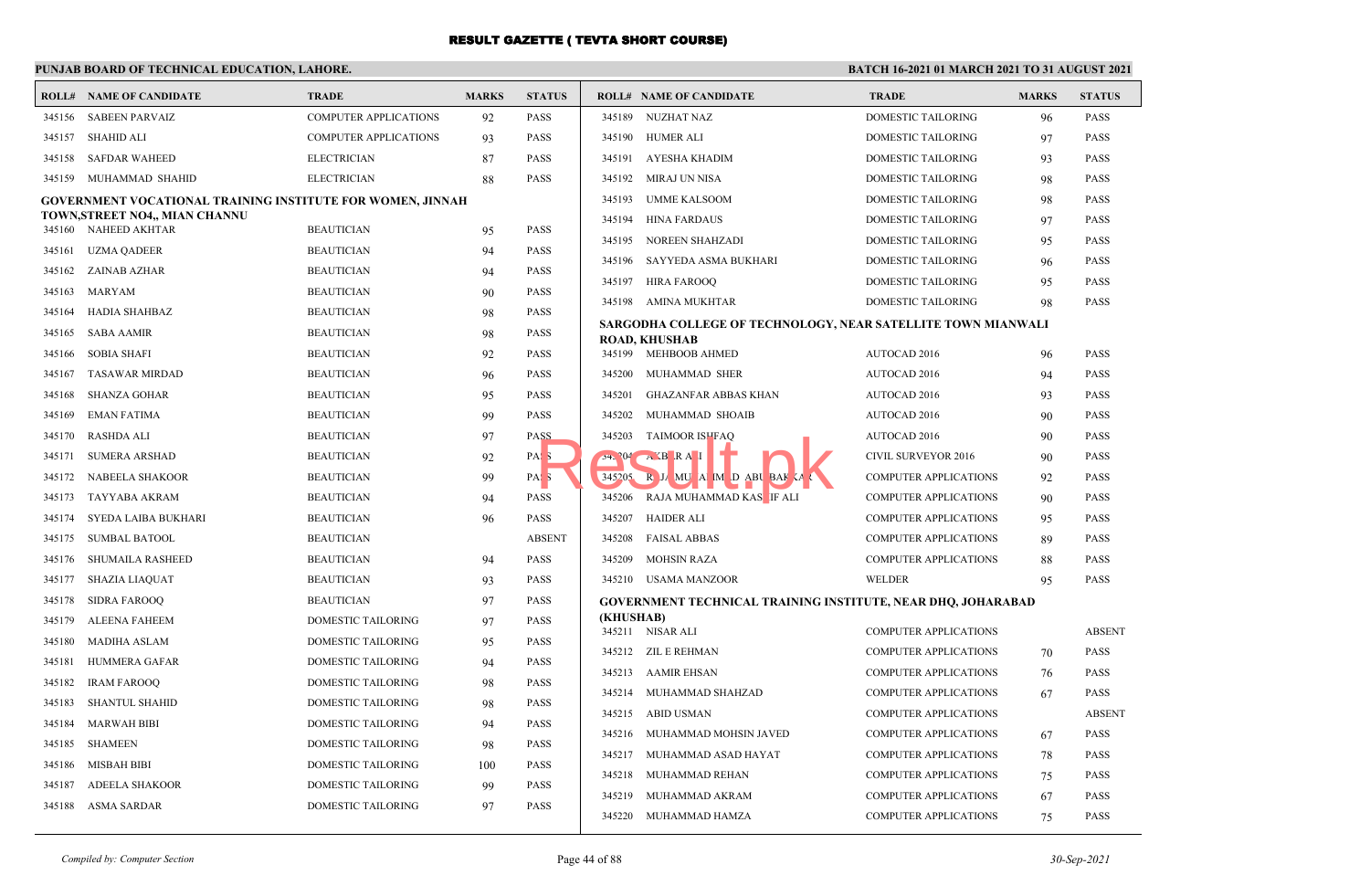# RESULT GAZETTE ( TEVTA SHORT COURSE)

**PUNJAB BOARD OF TECHNICAL EDUCATION, LAHORE.**

**BATCH 16-2021 01 MARCH 2021 TO 31 AUGUST 2021**

| ROLL# | NAME OF CANDIDATE | TRADE | MARKS | STATUS |
|---|---|---|---|---|
| 345156 | SABEEN PARVAIZ | COMPUTER APPLICATIONS | 92 | PASS |
| 345157 | SHAHID ALI | COMPUTER APPLICATIONS | 93 | PASS |
| 345158 | SAFDAR WAHEED | ELECTRICIAN | 87 | PASS |
| 345159 | MUHAMMAD SHAHID | ELECTRICIAN | 88 | PASS |

**GOVERNMENT VOCATIONAL TRAINING INSTITUTE FOR WOMEN, JINNAH TOWN,STREET NO4,, MIAN CHANNU**

| ROLL# | NAME OF CANDIDATE | TRADE | MARKS | STATUS |
|---|---|---|---|---|
| 345160 | NAHEED AKHTAR | BEAUTICIAN | 95 | PASS |
| 345161 | UZMA QADEER | BEAUTICIAN | 94 | PASS |
| 345162 | ZAINAB AZHAR | BEAUTICIAN | 94 | PASS |
| 345163 | MARYAM | BEAUTICIAN | 90 | PASS |
| 345164 | HADIA SHAHBAZ | BEAUTICIAN | 98 | PASS |
| 345165 | SABA AAMIR | BEAUTICIAN | 98 | PASS |
| 345166 | SOBIA SHAFI | BEAUTICIAN | 92 | PASS |
| 345167 | TASAWAR MIRDAD | BEAUTICIAN | 96 | PASS |
| 345168 | SHANZA GOHAR | BEAUTICIAN | 95 | PASS |
| 345169 | EMAN FATIMA | BEAUTICIAN | 99 | PASS |
| 345170 | RASHDA ALI | BEAUTICIAN | 97 | PASS |
| 345171 | SUMERA ARSHAD | BEAUTICIAN | 92 | PASS |
| 345172 | NABEELA SHAKOOR | BEAUTICIAN | 99 | PASS |
| 345173 | TAYYABA AKRAM | BEAUTICIAN | 94 | PASS |
| 345174 | SYEDA LAIBA BUKHARI | BEAUTICIAN | 96 | PASS |
| 345175 | SUMBAL BATOOL | BEAUTICIAN | | ABSENT |
| 345176 | SHUMAILA RASHEED | BEAUTICIAN | 94 | PASS |
| 345177 | SHAZIA LIAQUAT | BEAUTICIAN | 93 | PASS |
| 345178 | SIDRA FAROOQ | BEAUTICIAN | 97 | PASS |
| 345179 | ALEENA FAHEEM | DOMESTIC TAILORING | 97 | PASS |
| 345180 | MADIHA ASLAM | DOMESTIC TAILORING | 95 | PASS |
| 345181 | HUMMERA GAFAR | DOMESTIC TAILORING | 94 | PASS |
| 345182 | IRAM FAROOQ | DOMESTIC TAILORING | 98 | PASS |
| 345183 | SHANTUL SHAHID | DOMESTIC TAILORING | 98 | PASS |
| 345184 | MARWAH BIBI | DOMESTIC TAILORING | 94 | PASS |
| 345185 | SHAMEEN | DOMESTIC TAILORING | 98 | PASS |
| 345186 | MISBAH BIBI | DOMESTIC TAILORING | 100 | PASS |
| 345187 | ADEELA SHAKOOR | DOMESTIC TAILORING | 99 | PASS |
| 345188 | ASMA SARDAR | DOMESTIC TAILORING | 97 | PASS |
| 345189 | NUZHAT NAZ | DOMESTIC TAILORING | 96 | PASS |
| 345190 | HUMER ALI | DOMESTIC TAILORING | 97 | PASS |
| 345191 | AYESHA KHADIM | DOMESTIC TAILORING | 93 | PASS |
| 345192 | MIRAJ UN NISA | DOMESTIC TAILORING | 98 | PASS |
| 345193 | UMME KALSOOM | DOMESTIC TAILORING | 98 | PASS |
| 345194 | HINA FARDAUS | DOMESTIC TAILORING | 97 | PASS |
| 345195 | NOREEN SHAHZADI | DOMESTIC TAILORING | 95 | PASS |
| 345196 | SAYYEDA ASMA BUKHARI | DOMESTIC TAILORING | 96 | PASS |
| 345197 | HIRA FAROOQ | DOMESTIC TAILORING | 95 | PASS |
| 345198 | AMINA MUKHTAR | DOMESTIC TAILORING | 98 | PASS |

**SARGODHA COLLEGE OF TECHNOLOGY, NEAR SATELLITE TOWN MIANWALI ROAD, KHUSHAB**

| ROLL# | NAME OF CANDIDATE | TRADE | MARKS | STATUS |
|---|---|---|---|---|
| 345199 | MEHBOOB AHMED | AUTOCAD 2016 | 96 | PASS |
| 345200 | MUHAMMAD SHER | AUTOCAD 2016 | 94 | PASS |
| 345201 | GHAZANFAR ABBAS KHAN | AUTOCAD 2016 | 93 | PASS |
| 345202 | MUHAMMAD SHOAIB | AUTOCAD 2016 | 90 | PASS |
| 345203 | TAIMOOR ISHFAQ | AUTOCAD 2016 | 90 | PASS |
| 345204 | AKBAR ALI | CIVIL SURVEYOR 2016 | 90 | PASS |
| 345205 | RAJA MUHAMMAD ABUBAKAR | COMPUTER APPLICATIONS | 92 | PASS |
| 345206 | RAJA MUHAMMAD KASHIF ALI | COMPUTER APPLICATIONS | 90 | PASS |
| 345207 | HAIDER ALI | COMPUTER APPLICATIONS | 95 | PASS |
| 345208 | FAISAL ABBAS | COMPUTER APPLICATIONS | 89 | PASS |
| 345209 | MOHSIN RAZA | COMPUTER APPLICATIONS | 88 | PASS |
| 345210 | USAMA MANZOOR | WELDER | 95 | PASS |

**GOVERNMENT TECHNICAL TRAINING INSTITUTE, NEAR DHQ, JOHARABAD (KHUSHAB)**

| ROLL# | NAME OF CANDIDATE | TRADE | MARKS | STATUS |
|---|---|---|---|---|
| 345211 | NISAR ALI | COMPUTER APPLICATIONS | | ABSENT |
| 345212 | ZIL E REHMAN | COMPUTER APPLICATIONS | 70 | PASS |
| 345213 | AAMIR EHSAN | COMPUTER APPLICATIONS | 76 | PASS |
| 345214 | MUHAMMAD SHAHZAD | COMPUTER APPLICATIONS | 67 | PASS |
| 345215 | ABID USMAN | COMPUTER APPLICATIONS | | ABSENT |
| 345216 | MUHAMMAD MOHSIN JAVED | COMPUTER APPLICATIONS | 67 | PASS |
| 345217 | MUHAMMAD ASAD HAYAT | COMPUTER APPLICATIONS | 78 | PASS |
| 345218 | MUHAMMAD REHAN | COMPUTER APPLICATIONS | 75 | PASS |
| 345219 | MUHAMMAD AKRAM | COMPUTER APPLICATIONS | 67 | PASS |
| 345220 | MUHAMMAD HAMZA | COMPUTER APPLICATIONS | 75 | PASS |

*Compiled by: Computer Section*

*30-Sep-2021*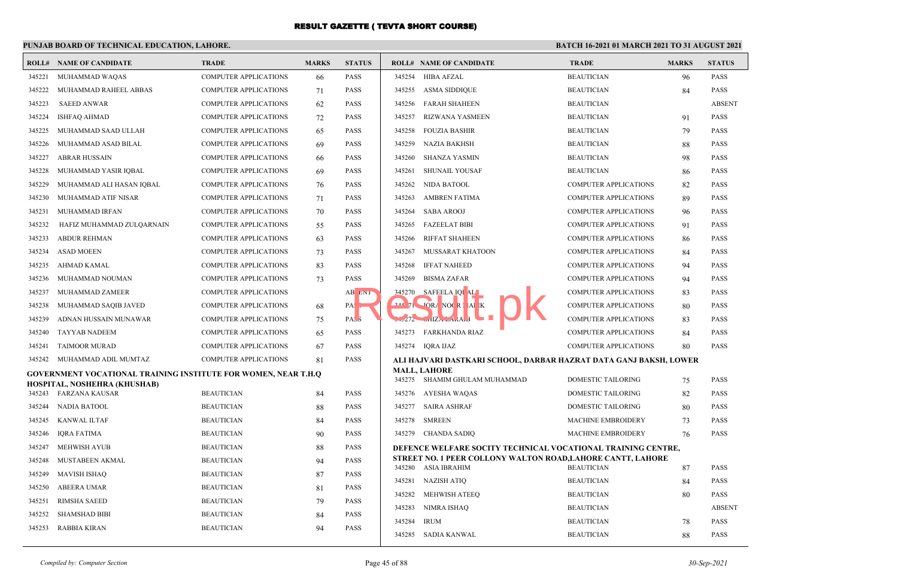## RESULT GAZETTE ( TEVTA SHORT COURSE)

**PUNJAB BOARD OF TECHNICAL EDUCATION, LAHORE.**

**BATCH 16-2021 01 MARCH 2021 TO 31 AUGUST 2021**

| ROLL# | NAME OF CANDIDATE | TRADE | MARKS | STATUS |
|---|---|---|---|---|
| 345221 | MUHAMMAD WAQAS | COMPUTER APPLICATIONS | 66 | PASS |
| 345222 | MUHAMMAD RAHEEL ABBAS | COMPUTER APPLICATIONS | 71 | PASS |
| 345223 | SAEED ANWAR | COMPUTER APPLICATIONS | 62 | PASS |
| 345224 | ISHFAQ AHMAD | COMPUTER APPLICATIONS | 72 | PASS |
| 345225 | MUHAMMAD SAAD ULLAH | COMPUTER APPLICATIONS | 65 | PASS |
| 345226 | MUHAMMAD ASAD BILAL | COMPUTER APPLICATIONS | 69 | PASS |
| 345227 | ABRAR HUSSAIN | COMPUTER APPLICATIONS | 66 | PASS |
| 345228 | MUHAMMAD YASIR IQBAL | COMPUTER APPLICATIONS | 69 | PASS |
| 345229 | MUHAMMAD ALI HASAN IQBAL | COMPUTER APPLICATIONS | 76 | PASS |
| 345230 | MUHAMMAD ATIF NISAR | COMPUTER APPLICATIONS | 71 | PASS |
| 345231 | MUHAMMAD IRFAN | COMPUTER APPLICATIONS | 70 | PASS |
| 345232 | HAFIZ MUHAMMAD ZULQARNAIN | COMPUTER APPLICATIONS | 55 | PASS |
| 345233 | ABDUR REHMAN | COMPUTER APPLICATIONS | 63 | PASS |
| 345234 | ASAD MOEEN | COMPUTER APPLICATIONS | 73 | PASS |
| 345235 | AHMAD KAMAL | COMPUTER APPLICATIONS | 83 | PASS |
| 345236 | MUHAMMAD NOUMAN | COMPUTER APPLICATIONS | 73 | PASS |
| 345237 | MUHAMMAD ZAMEER | COMPUTER APPLICATIONS | | ABSENT |
| 345238 | MUHAMMAD SAQIB JAVED | COMPUTER APPLICATIONS | 68 | PASS |
| 345239 | ADNAN HUSSAIN MUNAWAR | COMPUTER APPLICATIONS | 75 | PASS |
| 345240 | TAYYAB NADEEM | COMPUTER APPLICATIONS | 65 | PASS |
| 345241 | TAIMOOR MURAD | COMPUTER APPLICATIONS | 67 | PASS |
| 345242 | MUHAMMAD ADIL MUMTAZ | COMPUTER APPLICATIONS | 81 | PASS |

**GOVERNMENT VOCATIONAL TRAINING INSTITUTE FOR WOMEN, NEAR T.H.Q HOSPITAL, NOSHEHRA (KHUSHAB)**

| ROLL# | NAME OF CANDIDATE | TRADE | MARKS | STATUS |
|---|---|---|---|---|
| 345243 | FARZANA KAUSAR | BEAUTICIAN | 84 | PASS |
| 345244 | NADIA BATOOL | BEAUTICIAN | 88 | PASS |
| 345245 | KANWAL ILTAF | BEAUTICIAN | 84 | PASS |
| 345246 | IQRA FATIMA | BEAUTICIAN | 90 | PASS |
| 345247 | MEHWISH AYUB | BEAUTICIAN | 88 | PASS |
| 345248 | MUSTABEEN AKMAL | BEAUTICIAN | 94 | PASS |
| 345249 | MAVISH ISHAQ | BEAUTICIAN | 87 | PASS |
| 345250 | ABEERA UMAR | BEAUTICIAN | 81 | PASS |
| 345251 | RIMSHA SAEED | BEAUTICIAN | 79 | PASS |
| 345252 | SHAMSHAD BIBI | BEAUTICIAN | 84 | PASS |
| 345253 | RABBIA KIRAN | BEAUTICIAN | 94 | PASS |
| 345254 | HIBA AFZAL | BEAUTICIAN | 96 | PASS |
| 345255 | ASMA SIDDIQUE | BEAUTICIAN | 84 | PASS |
| 345256 | FARAH SHAHEEN | BEAUTICIAN | | ABSENT |
| 345257 | RIZWANA YASMEEN | BEAUTICIAN | 91 | PASS |
| 345258 | FOUZIA BASHIR | BEAUTICIAN | 79 | PASS |
| 345259 | NAZIA BAKHSH | BEAUTICIAN | 88 | PASS |
| 345260 | SHANZA YASMIN | BEAUTICIAN | 98 | PASS |
| 345261 | SHUNAIL YOUSAF | BEAUTICIAN | 86 | PASS |
| 345262 | NIDA BATOOL | COMPUTER APPLICATIONS | 82 | PASS |
| 345263 | AMBREN FATIMA | COMPUTER APPLICATIONS | 89 | PASS |
| 345264 | SABA AROOJ | COMPUTER APPLICATIONS | 96 | PASS |
| 345265 | FAZEELAT BIBI | COMPUTER APPLICATIONS | 91 | PASS |
| 345266 | RIFFAT SHAHEEN | COMPUTER APPLICATIONS | 86 | PASS |
| 345267 | MUSSARAT KHATOON | COMPUTER APPLICATIONS | 84 | PASS |
| 345268 | IFFAT NAHEED | COMPUTER APPLICATIONS | 94 | PASS |
| 345269 | BISMA ZAFAR | COMPUTER APPLICATIONS | 94 | PASS |
| 345270 | SAFEELA IQBAL | COMPUTER APPLICATIONS | 83 | PASS |
| 345271 | IQRA NOOR MALIK | COMPUTER APPLICATIONS | 80 | PASS |
| 345272 | SHIZA LARAIB | COMPUTER APPLICATIONS | 83 | PASS |
| 345273 | FARKHANDA RIAZ | COMPUTER APPLICATIONS | 84 | PASS |
| 345274 | IQRA IJAZ | COMPUTER APPLICATIONS | 80 | PASS |

**ALI HAJVARI DASTKARI SCHOOL, DARBAR HAZRAT DATA GANJ BAKSH, LOWER MALL, LAHORE**

| ROLL# | NAME OF CANDIDATE | TRADE | MARKS | STATUS |
|---|---|---|---|---|
| 345275 | SHAMIM GHULAM MUHAMMAD | DOMESTIC TAILORING | 75 | PASS |
| 345276 | AYESHA WAQAS | DOMESTIC TAILORING | 82 | PASS |
| 345277 | SAIRA ASHRAF | DOMESTIC TAILORING | 80 | PASS |
| 345278 | SMREEN | MACHINE EMBROIDERY | 73 | PASS |
| 345279 | CHANDA SADIQ | MACHINE EMBROIDERY | 76 | PASS |

**DEFENCE WELFARE SOCITY TECHNICAL VOCATIONAL TRAINING CENTRE, STREET NO. 1 PEER COLLONY WALTON ROAD,LAHORE CANTT, LAHORE**

| ROLL# | NAME OF CANDIDATE | TRADE | MARKS | STATUS |
|---|---|---|---|---|
| 345280 | ASIA IBRAHIM | BEAUTICIAN | 87 | PASS |
| 345281 | NAZISH ATIQ | BEAUTICIAN | 84 | PASS |
| 345282 | MEHWISH ATEEQ | BEAUTICIAN | 80 | PASS |
| 345283 | NIMRA ISHAQ | BEAUTICIAN | | ABSENT |
| 345284 | IRUM | BEAUTICIAN | 78 | PASS |
| 345285 | SADIA KANWAL | BEAUTICIAN | 88 | PASS |

*Compiled by: Computer Section*

*30-Sep-2021*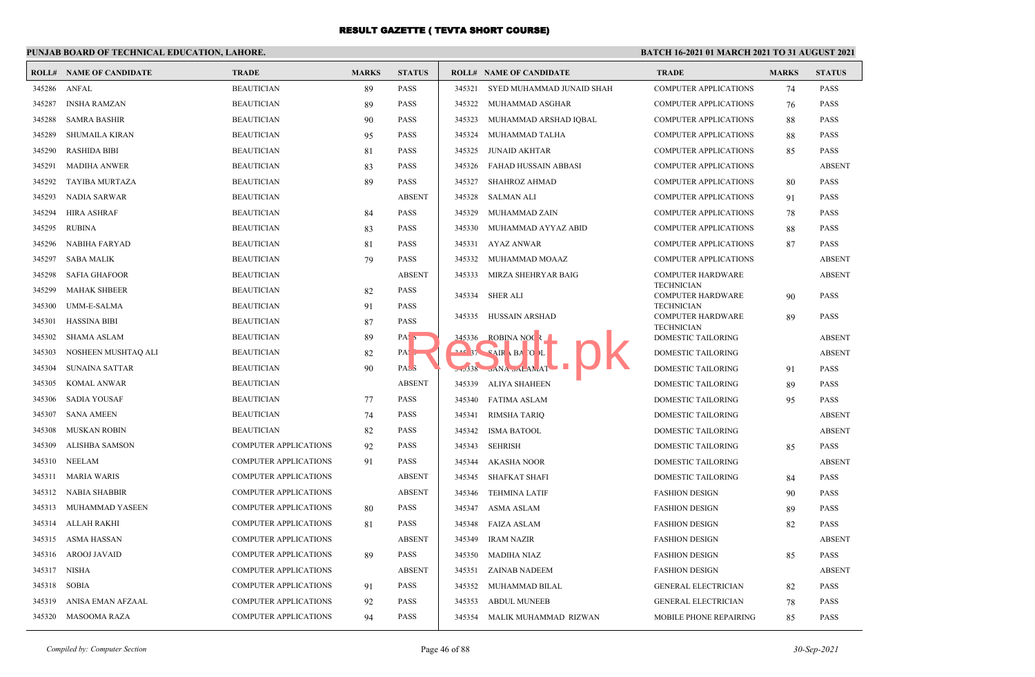# RESULT GAZETTE ( TEVTA SHORT COURSE)

## PUNJAB BOARD OF TECHNICAL EDUCATION, LAHORE.

**BATCH 16-2021 01 MARCH 2021 TO 31 AUGUST 2021**

| ROLL# | NAME OF CANDIDATE | TRADE | MARKS | STATUS |
|---|---|---|---|---|
| 345286 | ANFAL | BEAUTICIAN | 89 | PASS |
| 345287 | INSHA RAMZAN | BEAUTICIAN | 89 | PASS |
| 345288 | SAMRA BASHIR | BEAUTICIAN | 90 | PASS |
| 345289 | SHUMAILA KIRAN | BEAUTICIAN | 95 | PASS |
| 345290 | RASHIDA BIBI | BEAUTICIAN | 81 | PASS |
| 345291 | MADIHA ANWER | BEAUTICIAN | 83 | PASS |
| 345292 | TAYIBA MURTAZA | BEAUTICIAN | 89 | PASS |
| 345293 | NADIA SARWAR | BEAUTICIAN | | ABSENT |
| 345294 | HIRA ASHRAF | BEAUTICIAN | 84 | PASS |
| 345295 | RUBINA | BEAUTICIAN | 83 | PASS |
| 345296 | NABIHA FARYAD | BEAUTICIAN | 81 | PASS |
| 345297 | SABA MALIK | BEAUTICIAN | 79 | PASS |
| 345298 | SAFIA GHAFOOR | BEAUTICIAN | | ABSENT |
| 345299 | MAHAK SHBEER | BEAUTICIAN | 82 | PASS |
| 345300 | UMM-E-SALMA | BEAUTICIAN | 91 | PASS |
| 345301 | HASSINA BIBI | BEAUTICIAN | 87 | PASS |
| 345302 | SHAMA ASLAM | BEAUTICIAN | 89 | PASS |
| 345303 | NOSHEEN MUSHTAQ ALI | BEAUTICIAN | 82 | PASS |
| 345304 | SUNAINA SATTAR | BEAUTICIAN | 90 | PASS |
| 345305 | KOMAL ANWAR | BEAUTICIAN | | ABSENT |
| 345306 | SADIA YOUSAF | BEAUTICIAN | 77 | PASS |
| 345307 | SANA AMEEN | BEAUTICIAN | 74 | PASS |
| 345308 | MUSKAN ROBIN | BEAUTICIAN | 82 | PASS |
| 345309 | ALISHBA SAMSON | COMPUTER APPLICATIONS | 92 | PASS |
| 345310 | NEELAM | COMPUTER APPLICATIONS | 91 | PASS |
| 345311 | MARIA WARIS | COMPUTER APPLICATIONS | | ABSENT |
| 345312 | NABIA SHABBIR | COMPUTER APPLICATIONS | | ABSENT |
| 345313 | MUHAMMAD YASEEN | COMPUTER APPLICATIONS | 80 | PASS |
| 345314 | ALLAH RAKHI | COMPUTER APPLICATIONS | 81 | PASS |
| 345315 | ASMA HASSAN | COMPUTER APPLICATIONS | | ABSENT |
| 345316 | AROOJ JAVAID | COMPUTER APPLICATIONS | 89 | PASS |
| 345317 | NISHA | COMPUTER APPLICATIONS | | ABSENT |
| 345318 | SOBIA | COMPUTER APPLICATIONS | 91 | PASS |
| 345319 | ANISA EMAN AFZAAL | COMPUTER APPLICATIONS | 92 | PASS |
| 345320 | MASOOMA RAZA | COMPUTER APPLICATIONS | 94 | PASS |
| 345321 | SYED MUHAMMAD JUNAID SHAH | COMPUTER APPLICATIONS | 74 | PASS |
| 345322 | MUHAMMAD ASGHAR | COMPUTER APPLICATIONS | 76 | PASS |
| 345323 | MUHAMMAD ARSHAD IQBAL | COMPUTER APPLICATIONS | 88 | PASS |
| 345324 | MUHAMMAD TALHA | COMPUTER APPLICATIONS | 88 | PASS |
| 345325 | JUNAID AKHTAR | COMPUTER APPLICATIONS | 85 | PASS |
| 345326 | FAHAD HUSSAIN ABBASI | COMPUTER APPLICATIONS | | ABSENT |
| 345327 | SHAHROZ AHMAD | COMPUTER APPLICATIONS | 80 | PASS |
| 345328 | SALMAN ALI | COMPUTER APPLICATIONS | 91 | PASS |
| 345329 | MUHAMMAD ZAIN | COMPUTER APPLICATIONS | 78 | PASS |
| 345330 | MUHAMMAD AYYAZ ABID | COMPUTER APPLICATIONS | 88 | PASS |
| 345331 | AYAZ ANWAR | COMPUTER APPLICATIONS | 87 | PASS |
| 345332 | MUHAMMAD MOAAZ | COMPUTER APPLICATIONS | | ABSENT |
| 345333 | MIRZA SHEHRYAR BAIG | COMPUTER HARDWARE TECHNICIAN | | ABSENT |
| 345334 | SHER ALI | COMPUTER HARDWARE TECHNICIAN | 90 | PASS |
| 345335 | HUSSAIN ARSHAD | COMPUTER HARDWARE TECHNICIAN | 89 | PASS |
| 345336 | ROBINA NOOR | DOMESTIC TAILORING | | ABSENT |
| 345337 | SAIRA BATOOL | DOMESTIC TAILORING | | ABSENT |
| 345338 | SANA SALAMAT | DOMESTIC TAILORING | 91 | PASS |
| 345339 | ALIYA SHAHEEN | DOMESTIC TAILORING | 89 | PASS |
| 345340 | FATIMA ASLAM | DOMESTIC TAILORING | 95 | PASS |
| 345341 | RIMSHA TARIQ | DOMESTIC TAILORING | | ABSENT |
| 345342 | ISMA BATOOL | DOMESTIC TAILORING | | ABSENT |
| 345343 | SEHRISH | DOMESTIC TAILORING | 85 | PASS |
| 345344 | AKASHA NOOR | DOMESTIC TAILORING | | ABSENT |
| 345345 | SHAFKAT SHAFI | DOMESTIC TAILORING | 84 | PASS |
| 345346 | TEHMINA LATIF | FASHION DESIGN | 90 | PASS |
| 345347 | ASMA ASLAM | FASHION DESIGN | 89 | PASS |
| 345348 | FAIZA ASLAM | FASHION DESIGN | 82 | PASS |
| 345349 | IRAM NAZIR | FASHION DESIGN | | ABSENT |
| 345350 | MADIHA NIAZ | FASHION DESIGN | 85 | PASS |
| 345351 | ZAINAB NADEEM | FASHION DESIGN | | ABSENT |
| 345352 | MUHAMMAD BILAL | GENERAL ELECTRICIAN | 82 | PASS |
| 345353 | ABDUL MUNEEB | GENERAL ELECTRICIAN | 78 | PASS |
| 345354 | MALIK MUHAMMAD RIZWAN | MOBILE PHONE REPAIRING | 85 | PASS |

*Compiled by: Computer Section*

*30-Sep-2021*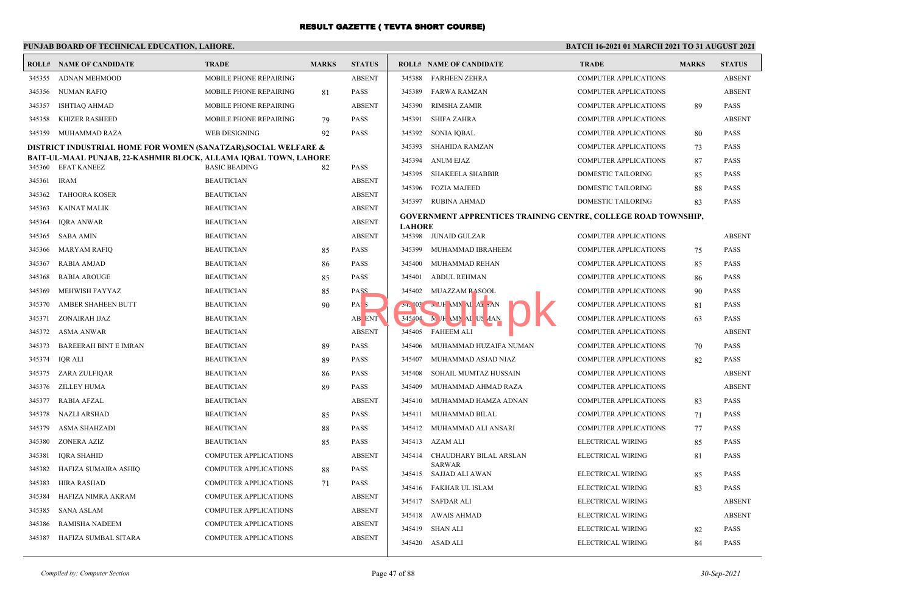# RESULT GAZETTE ( TEVTA SHORT COURSE)

**PUNJAB BOARD OF TECHNICAL EDUCATION, LAHORE.**

**BATCH 16-2021 01 MARCH 2021 TO 31 AUGUST 2021**

| ROLL# | NAME OF CANDIDATE | TRADE | MARKS | STATUS |
|---|---|---|---|---|
| 345355 | ADNAN MEHMOOD | MOBILE PHONE REPAIRING | | ABSENT |
| 345356 | NUMAN RAFIQ | MOBILE PHONE REPAIRING | 81 | PASS |
| 345357 | ISHTIAQ AHMAD | MOBILE PHONE REPAIRING | | ABSENT |
| 345358 | KHIZER RASHEED | MOBILE PHONE REPAIRING | 79 | PASS |
| 345359 | MUHAMMAD RAZA | WEB DESIGNING | 92 | PASS |

**DISTRICT INDUSTRIAL HOME FOR WOMEN (SANATZAR),SOCIAL WELFARE & BAIT-UL-MAAL PUNJAB, 22-KASHMIR BLOCK, ALLAMA IQBAL TOWN, LAHORE**

| ROLL# | NAME OF CANDIDATE | TRADE | MARKS | STATUS |
|---|---|---|---|---|
| 345360 | EFAT KANEEZ | BASIC BEADING | 82 | PASS |
| 345361 | IRAM | BEAUTICIAN | | ABSENT |
| 345362 | TAHOORA KOSER | BEAUTICIAN | | ABSENT |
| 345363 | KAINAT MALIK | BEAUTICIAN | | ABSENT |
| 345364 | IQRA ANWAR | BEAUTICIAN | | ABSENT |
| 345365 | SABA AMIN | BEAUTICIAN | | ABSENT |
| 345366 | MARYAM RAFIQ | BEAUTICIAN | 85 | PASS |
| 345367 | RABIA AMJAD | BEAUTICIAN | 86 | PASS |
| 345368 | RABIA AROUGE | BEAUTICIAN | 85 | PASS |
| 345369 | MEHWISH FAYYAZ | BEAUTICIAN | 85 | PASS |
| 345370 | AMBER SHAHEEN BUTT | BEAUTICIAN | 90 | PASS |
| 345371 | ZONAIRAH IJAZ | BEAUTICIAN | | ABSENT |
| 345372 | ASMA ANWAR | BEAUTICIAN | | ABSENT |
| 345373 | BAREERAH BINT E IMRAN | BEAUTICIAN | 89 | PASS |
| 345374 | IQR ALI | BEAUTICIAN | 89 | PASS |
| 345375 | ZARA ZULFIQAR | BEAUTICIAN | 86 | PASS |
| 345376 | ZILLEY HUMA | BEAUTICIAN | 89 | PASS |
| 345377 | RABIA AFZAL | BEAUTICIAN | | ABSENT |
| 345378 | NAZLI ARSHAD | BEAUTICIAN | 85 | PASS |
| 345379 | ASMA SHAHZADI | BEAUTICIAN | 88 | PASS |
| 345380 | ZONERA AZIZ | BEAUTICIAN | 85 | PASS |
| 345381 | IQRA SHAHID | COMPUTER APPLICATIONS | | ABSENT |
| 345382 | HAFIZA SUMAIRA ASHIQ | COMPUTER APPLICATIONS | 88 | PASS |
| 345383 | HIRA RASHAD | COMPUTER APPLICATIONS | 71 | PASS |
| 345384 | HAFIZA NIMRA AKRAM | COMPUTER APPLICATIONS | | ABSENT |
| 345385 | SANA ASLAM | COMPUTER APPLICATIONS | | ABSENT |
| 345386 | RAMISHA NADEEM | COMPUTER APPLICATIONS | | ABSENT |
| 345387 | HAFIZA SUMBAL SITARA | COMPUTER APPLICATIONS | | ABSENT |
| 345388 | FARHEEN ZEHRA | COMPUTER APPLICATIONS | | ABSENT |
| 345389 | FARWA RAMZAN | COMPUTER APPLICATIONS | | ABSENT |
| 345390 | RIMSHA ZAMIR | COMPUTER APPLICATIONS | 89 | PASS |
| 345391 | SHIFA ZAHRA | COMPUTER APPLICATIONS | | ABSENT |
| 345392 | SONIA IQBAL | COMPUTER APPLICATIONS | 80 | PASS |
| 345393 | SHAHIDA RAMZAN | COMPUTER APPLICATIONS | 73 | PASS |
| 345394 | ANUM EJAZ | COMPUTER APPLICATIONS | 87 | PASS |
| 345395 | SHAKEELA SHABBIR | DOMESTIC TAILORING | 85 | PASS |
| 345396 | FOZIA MAJEED | DOMESTIC TAILORING | 88 | PASS |
| 345397 | RUBINA AHMAD | DOMESTIC TAILORING | 83 | PASS |

**GOVERNMENT APPRENTICES TRAINING CENTRE, COLLEGE ROAD TOWNSHIP, LAHORE**

| ROLL# | NAME OF CANDIDATE | TRADE | MARKS | STATUS |
|---|---|---|---|---|
| 345398 | JUNAID GULZAR | COMPUTER APPLICATIONS | | ABSENT |
| 345399 | MUHAMMAD IBRAHEEM | COMPUTER APPLICATIONS | 75 | PASS |
| 345400 | MUHAMMAD REHAN | COMPUTER APPLICATIONS | 85 | PASS |
| 345401 | ABDUL REHMAN | COMPUTER APPLICATIONS | 86 | PASS |
| 345402 | MUAZZAM RASOOL | COMPUTER APPLICATIONS | 90 | PASS |
| 345403 | MUHAMMAD AHSAN | COMPUTER APPLICATIONS | 81 | PASS |
| 345404 | MUHAMMAD USMAN | COMPUTER APPLICATIONS | 63 | PASS |
| 345405 | FAHEEM ALI | COMPUTER APPLICATIONS | | ABSENT |
| 345406 | MUHAMMAD HUZAIFA NUMAN | COMPUTER APPLICATIONS | 70 | PASS |
| 345407 | MUHAMMAD ASJAD NIAZ | COMPUTER APPLICATIONS | 82 | PASS |
| 345408 | SOHAIL MUMTAZ HUSSAIN | COMPUTER APPLICATIONS | | ABSENT |
| 345409 | MUHAMMAD AHMAD RAZA | COMPUTER APPLICATIONS | | ABSENT |
| 345410 | MUHAMMAD HAMZA ADNAN | COMPUTER APPLICATIONS | 83 | PASS |
| 345411 | MUHAMMAD BILAL | COMPUTER APPLICATIONS | 71 | PASS |
| 345412 | MUHAMMAD ALI ANSARI | COMPUTER APPLICATIONS | 77 | PASS |
| 345413 | AZAM ALI | ELECTRICAL WIRING | 85 | PASS |
| 345414 | CHAUDHARY BILAL ARSLAN SARWAR | ELECTRICAL WIRING | 81 | PASS |
| 345415 | SAJJAD ALI AWAN | ELECTRICAL WIRING | 85 | PASS |
| 345416 | FAKHAR UL ISLAM | ELECTRICAL WIRING | 83 | PASS |
| 345417 | SAFDAR ALI | ELECTRICAL WIRING | | ABSENT |
| 345418 | AWAIS AHMAD | ELECTRICAL WIRING | | ABSENT |
| 345419 | SHAN ALI | ELECTRICAL WIRING | 82 | PASS |
| 345420 | ASAD ALI | ELECTRICAL WIRING | 84 | PASS |

*Compiled by: Computer Section*

*30-Sep-2021*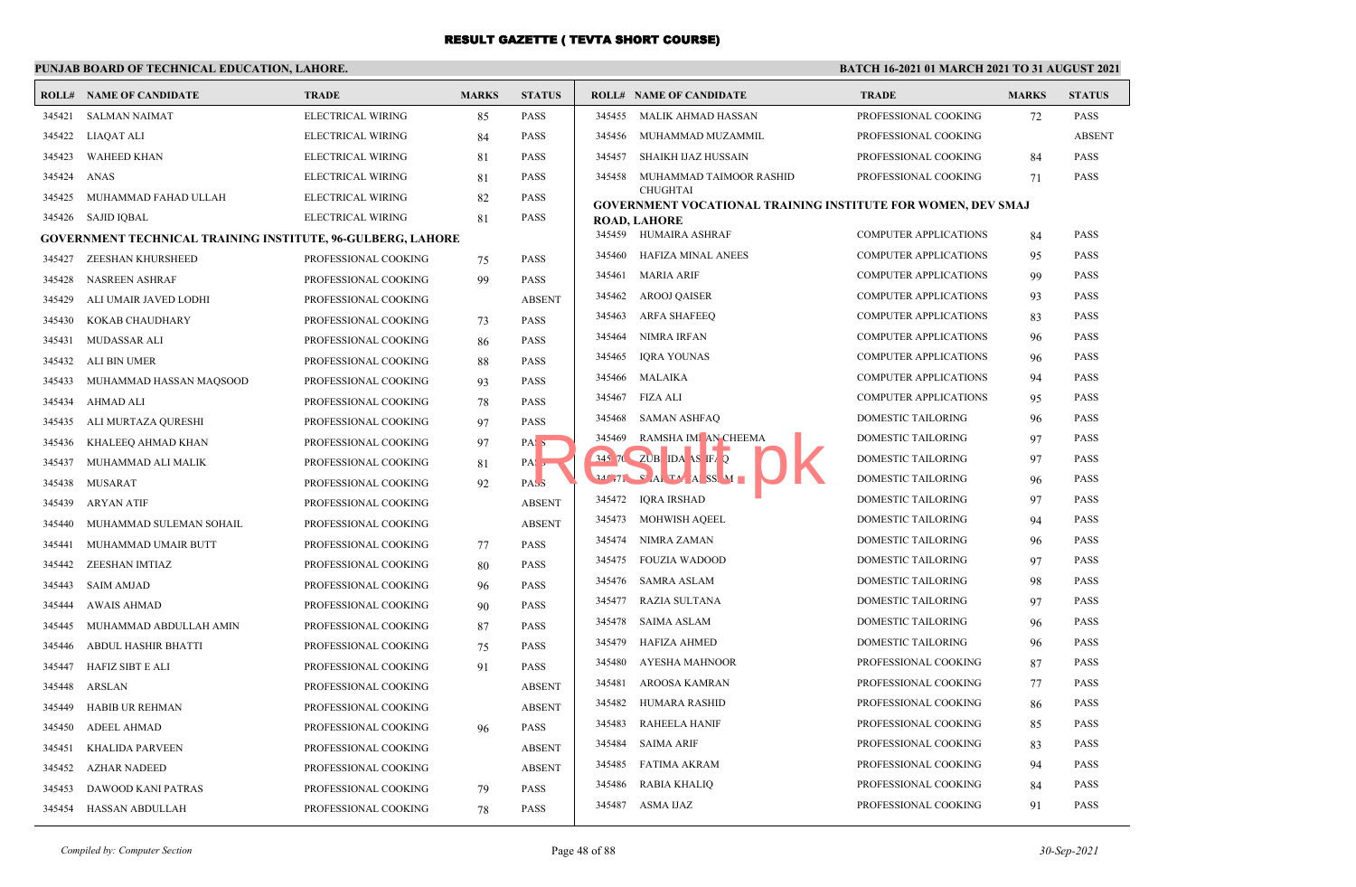# RESULT GAZETTE ( TEVTA SHORT COURSE)

**PUNJAB BOARD OF TECHNICAL EDUCATION, LAHORE.**

**BATCH 16-2021 01 MARCH 2021 TO 31 AUGUST 2021**

| ROLL# | NAME OF CANDIDATE | TRADE | MARKS | STATUS |
|---|---|---|---|---|
| 345421 | SALMAN NAIMAT | ELECTRICAL WIRING | 85 | PASS |
| 345422 | LIAQAT ALI | ELECTRICAL WIRING | 84 | PASS |
| 345423 | WAHEED KHAN | ELECTRICAL WIRING | 81 | PASS |
| 345424 | ANAS | ELECTRICAL WIRING | 81 | PASS |
| 345425 | MUHAMMAD FAHAD ULLAH | ELECTRICAL WIRING | 82 | PASS |
| 345426 | SAJID IQBAL | ELECTRICAL WIRING | 81 | PASS |

**GOVERNMENT TECHNICAL TRAINING INSTITUTE, 96-GULBERG, LAHORE**

| ROLL# | NAME OF CANDIDATE | TRADE | MARKS | STATUS |
|---|---|---|---|---|
| 345427 | ZEESHAN KHURSHEED | PROFESSIONAL COOKING | 75 | PASS |
| 345428 | NASREEN ASHRAF | PROFESSIONAL COOKING | 99 | PASS |
| 345429 | ALI UMAIR JAVED LODHI | PROFESSIONAL COOKING | | ABSENT |
| 345430 | KOKAB CHAUDHARY | PROFESSIONAL COOKING | 73 | PASS |
| 345431 | MUDASSAR ALI | PROFESSIONAL COOKING | 86 | PASS |
| 345432 | ALI BIN UMER | PROFESSIONAL COOKING | 88 | PASS |
| 345433 | MUHAMMAD HASSAN MAQSOOD | PROFESSIONAL COOKING | 93 | PASS |
| 345434 | AHMAD ALI | PROFESSIONAL COOKING | 78 | PASS |
| 345435 | ALI MURTAZA QURESHI | PROFESSIONAL COOKING | 97 | PASS |
| 345436 | KHALEEQ AHMAD KHAN | PROFESSIONAL COOKING | 97 | PASS |
| 345437 | MUHAMMAD ALI MALIK | PROFESSIONAL COOKING | 81 | PASS |
| 345438 | MUSARAT | PROFESSIONAL COOKING | 92 | PASS |
| 345439 | ARYAN ATIF | PROFESSIONAL COOKING | | ABSENT |
| 345440 | MUHAMMAD SULEMAN SOHAIL | PROFESSIONAL COOKING | | ABSENT |
| 345441 | MUHAMMAD UMAIR BUTT | PROFESSIONAL COOKING | 77 | PASS |
| 345442 | ZEESHAN IMTIAZ | PROFESSIONAL COOKING | 80 | PASS |
| 345443 | SAIM AMJAD | PROFESSIONAL COOKING | 96 | PASS |
| 345444 | AWAIS AHMAD | PROFESSIONAL COOKING | 90 | PASS |
| 345445 | MUHAMMAD ABDULLAH AMIN | PROFESSIONAL COOKING | 87 | PASS |
| 345446 | ABDUL HASHIR BHATTI | PROFESSIONAL COOKING | 75 | PASS |
| 345447 | HAFIZ SIBT E ALI | PROFESSIONAL COOKING | 91 | PASS |
| 345448 | ARSLAN | PROFESSIONAL COOKING | | ABSENT |
| 345449 | HABIB UR REHMAN | PROFESSIONAL COOKING | | ABSENT |
| 345450 | ADEEL AHMAD | PROFESSIONAL COOKING | 96 | PASS |
| 345451 | KHALIDA PARVEEN | PROFESSIONAL COOKING | | ABSENT |
| 345452 | AZHAR NADEED | PROFESSIONAL COOKING | | ABSENT |
| 345453 | DAWOOD KANI PATRAS | PROFESSIONAL COOKING | 79 | PASS |
| 345454 | HASSAN ABDULLAH | PROFESSIONAL COOKING | 78 | PASS |
| 345455 | MALIK AHMAD HASSAN | PROFESSIONAL COOKING | 72 | PASS |
| 345456 | MUHAMMAD MUZAMMIL | PROFESSIONAL COOKING | | ABSENT |
| 345457 | SHAIKH IJAZ HUSSAIN | PROFESSIONAL COOKING | 84 | PASS |
| 345458 | MUHAMMAD TAIMOOR RASHID CHUGHTAI | PROFESSIONAL COOKING | 71 | PASS |

**GOVERNMENT VOCATIONAL TRAINING INSTITUTE FOR WOMEN, DEV SMAJ ROAD, LAHORE**

| ROLL# | NAME OF CANDIDATE | TRADE | MARKS | STATUS |
|---|---|---|---|---|
| 345459 | HUMAIRA ASHRAF | COMPUTER APPLICATIONS | 84 | PASS |
| 345460 | HAFIZA MINAL ANEES | COMPUTER APPLICATIONS | 95 | PASS |
| 345461 | MARIA ARIF | COMPUTER APPLICATIONS | 99 | PASS |
| 345462 | AROOJ QAISER | COMPUTER APPLICATIONS | 93 | PASS |
| 345463 | ARFA SHAFEEQ | COMPUTER APPLICATIONS | 83 | PASS |
| 345464 | NIMRA IRFAN | COMPUTER APPLICATIONS | 96 | PASS |
| 345465 | IQRA YOUNAS | COMPUTER APPLICATIONS | 96 | PASS |
| 345466 | MALAIKA | COMPUTER APPLICATIONS | 94 | PASS |
| 345467 | FIZA ALI | COMPUTER APPLICATIONS | 95 | PASS |
| 345468 | SAMAN ASHFAQ | DOMESTIC TAILORING | 96 | PASS |
| 345469 | RAMSHA IMRAN CHEEMA | DOMESTIC TAILORING | 97 | PASS |
| 345470 | ZUBAIDA ASHFAQ | DOMESTIC TAILORING | 97 | PASS |
| 345471 | SHAHTAJ ABBAS | DOMESTIC TAILORING | 96 | PASS |
| 345472 | IQRA IRSHAD | DOMESTIC TAILORING | 97 | PASS |
| 345473 | MOHWISH AQEEL | DOMESTIC TAILORING | 94 | PASS |
| 345474 | NIMRA ZAMAN | DOMESTIC TAILORING | 96 | PASS |
| 345475 | FOUZIA WADOOD | DOMESTIC TAILORING | 97 | PASS |
| 345476 | SAMRA ASLAM | DOMESTIC TAILORING | 98 | PASS |
| 345477 | RAZIA SULTANA | DOMESTIC TAILORING | 97 | PASS |
| 345478 | SAIMA ASLAM | DOMESTIC TAILORING | 96 | PASS |
| 345479 | HAFIZA AHMED | DOMESTIC TAILORING | 96 | PASS |
| 345480 | AYESHA MAHNOOR | PROFESSIONAL COOKING | 87 | PASS |
| 345481 | AROOSA KAMRAN | PROFESSIONAL COOKING | 77 | PASS |
| 345482 | HUMARA RASHID | PROFESSIONAL COOKING | 86 | PASS |
| 345483 | RAHEELA HANIF | PROFESSIONAL COOKING | 85 | PASS |
| 345484 | SAIMA ARIF | PROFESSIONAL COOKING | 83 | PASS |
| 345485 | FATIMA AKRAM | PROFESSIONAL COOKING | 94 | PASS |
| 345486 | RABIA KHALIQ | PROFESSIONAL COOKING | 84 | PASS |
| 345487 | ASMA IJAZ | PROFESSIONAL COOKING | 91 | PASS |

*Compiled by: Computer Section*

*30-Sep-2021*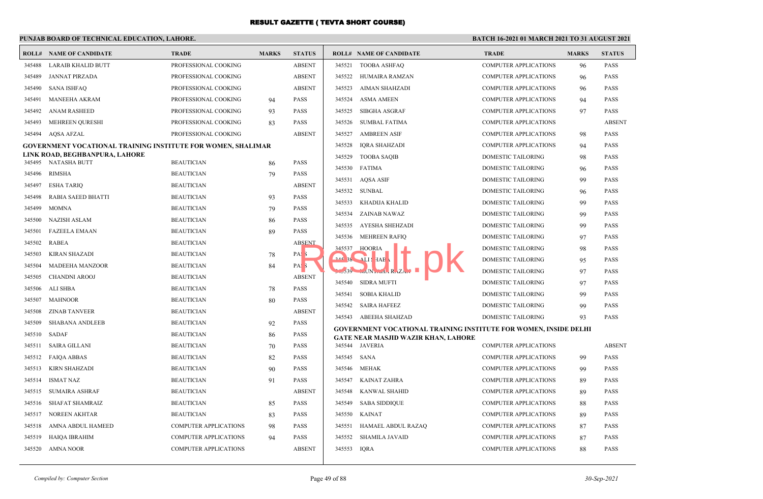# RESULT GAZETTE ( TEVTA SHORT COURSE)

**PUNJAB BOARD OF TECHNICAL EDUCATION, LAHORE.**

**BATCH 16-2021 01 MARCH 2021 TO 31 AUGUST 2021**

| ROLL# | NAME OF CANDIDATE | TRADE | MARKS | STATUS |
|---|---|---|---|---|
| 345488 | LARAIB KHALID BUTT | PROFESSIONAL COOKING | | ABSENT |
| 345489 | JANNAT PIRZADA | PROFESSIONAL COOKING | | ABSENT |
| 345490 | SANA ISHFAQ | PROFESSIONAL COOKING | | ABSENT |
| 345491 | MANEEHA AKRAM | PROFESSIONAL COOKING | 94 | PASS |
| 345492 | ANAM RASHEED | PROFESSIONAL COOKING | 93 | PASS |
| 345493 | MEHREEN QURESHI | PROFESSIONAL COOKING | 83 | PASS |
| 345494 | AQSA AFZAL | PROFESSIONAL COOKING | | ABSENT |

**GOVERNMENT VOCATIONAL TRAINING INSTITUTE FOR WOMEN, SHALIMAR LINK ROAD, BEGHBANPURA, LAHORE**

| ROLL# | NAME OF CANDIDATE | TRADE | MARKS | STATUS |
|---|---|---|---|---|
| 345495 | NATASHA BUTT | BEAUTICIAN | 86 | PASS |
| 345496 | RIMSHA | BEAUTICIAN | 79 | PASS |
| 345497 | ESHA TARIQ | BEAUTICIAN | | ABSENT |
| 345498 | RABIA SAEED BHATTI | BEAUTICIAN | 93 | PASS |
| 345499 | MOMNA | BEAUTICIAN | 79 | PASS |
| 345500 | NAZISH ASLAM | BEAUTICIAN | 86 | PASS |
| 345501 | FAZEELA EMAAN | BEAUTICIAN | 89 | PASS |
| 345502 | RABEA | BEAUTICIAN | | ABSENT |
| 345503 | KIRAN SHAZADI | BEAUTICIAN | 78 | PASS |
| 345504 | MADEEHA MANZOOR | BEAUTICIAN | 84 | PASS |
| 345505 | CHANDNI AROOJ | BEAUTICIAN | | ABSENT |
| 345506 | ALI SHBA | BEAUTICIAN | 78 | PASS |
| 345507 | MAHNOOR | BEAUTICIAN | 80 | PASS |
| 345508 | ZINAB TANVEER | BEAUTICIAN | | ABSENT |
| 345509 | SHABANA ANDLEEB | BEAUTICIAN | 92 | PASS |
| 345510 | SADAF | BEAUTICIAN | 86 | PASS |
| 345511 | SAIRA GILLANI | BEAUTICIAN | 70 | PASS |
| 345512 | FAIQA ABBAS | BEAUTICIAN | 82 | PASS |
| 345513 | KIRN SHAHZADI | BEAUTICIAN | 90 | PASS |
| 345514 | ISMAT NAZ | BEAUTICIAN | 91 | PASS |
| 345515 | SUMAIRA ASHRAF | BEAUTICIAN | | ABSENT |
| 345516 | SHAFAT SHAMRAIZ | BEAUTICIAN | 85 | PASS |
| 345517 | NOREEN AKHTAR | BEAUTICIAN | 83 | PASS |
| 345518 | AMNA ABDUL HAMEED | COMPUTER APPLICATIONS | 98 | PASS |
| 345519 | HAIQA IBRAHIM | COMPUTER APPLICATIONS | 94 | PASS |
| 345520 | AMNA NOOR | COMPUTER APPLICATIONS | | ABSENT |
| 345521 | TOOBA ASHFAQ | COMPUTER APPLICATIONS | 96 | PASS |
| 345522 | HUMAIRA RAMZAN | COMPUTER APPLICATIONS | 96 | PASS |
| 345523 | AIMAN SHAHZADI | COMPUTER APPLICATIONS | 96 | PASS |
| 345524 | ASMA AMEEN | COMPUTER APPLICATIONS | 94 | PASS |
| 345525 | SIBGHA ASGRAF | COMPUTER APPLICATIONS | 97 | PASS |
| 345526 | SUMBAL FATIMA | COMPUTER APPLICATIONS | | ABSENT |
| 345527 | AMBREEN ASIF | COMPUTER APPLICATIONS | 98 | PASS |
| 345528 | IQRA SHAHZADI | COMPUTER APPLICATIONS | 94 | PASS |
| 345529 | TOOBA SAQIB | DOMESTIC TAILORING | 98 | PASS |
| 345530 | FATIMA | DOMESTIC TAILORING | 96 | PASS |
| 345531 | AQSA ASIF | DOMESTIC TAILORING | 99 | PASS |
| 345532 | SUNBAL | DOMESTIC TAILORING | 96 | PASS |
| 345533 | KHADIJA KHALID | DOMESTIC TAILORING | 99 | PASS |
| 345534 | ZAINAB NAWAZ | DOMESTIC TAILORING | 99 | PASS |
| 345535 | AYESHA SHEHZADI | DOMESTIC TAILORING | 99 | PASS |
| 345536 | MEHREEN RAFIQ | DOMESTIC TAILORING | 97 | PASS |
| 345537 | HOORIA | DOMESTIC TAILORING | 98 | PASS |
| 345538 | ALI SHABA | DOMESTIC TAILORING | 95 | PASS |
| 345539 | MUNTAHA RAZAK | DOMESTIC TAILORING | 97 | PASS |
| 345540 | SIDRA MUFTI | DOMESTIC TAILORING | 97 | PASS |
| 345541 | SOBIA KHALID | DOMESTIC TAILORING | 99 | PASS |
| 345542 | SAIRA HAFEEZ | DOMESTIC TAILORING | 99 | PASS |
| 345543 | ABEEHA SHAHZAD | DOMESTIC TAILORING | 93 | PASS |

**GOVERNMENT VOCATIONAL TRAINING INSTITUTE FOR WOMEN, INSIDE DELHI GATE NEAR MASJID WAZIR KHAN, LAHORE**

| ROLL# | NAME OF CANDIDATE | TRADE | MARKS | STATUS |
|---|---|---|---|---|
| 345544 | JAVERIA | COMPUTER APPLICATIONS | | ABSENT |
| 345545 | SANA | COMPUTER APPLICATIONS | 99 | PASS |
| 345546 | MEHAK | COMPUTER APPLICATIONS | 99 | PASS |
| 345547 | KAINAT ZAHRA | COMPUTER APPLICATIONS | 89 | PASS |
| 345548 | KANWAL SHAHID | COMPUTER APPLICATIONS | 89 | PASS |
| 345549 | SABA SIDDIQUE | COMPUTER APPLICATIONS | 88 | PASS |
| 345550 | KAINAT | COMPUTER APPLICATIONS | 89 | PASS |
| 345551 | HAMAEL ABDUL RAZAQ | COMPUTER APPLICATIONS | 87 | PASS |
| 345552 | SHAMILA JAVAID | COMPUTER APPLICATIONS | 87 | PASS |
| 345553 | IQRA | COMPUTER APPLICATIONS | 88 | PASS |

*Compiled by: Computer Section* — *30-Sep-2021*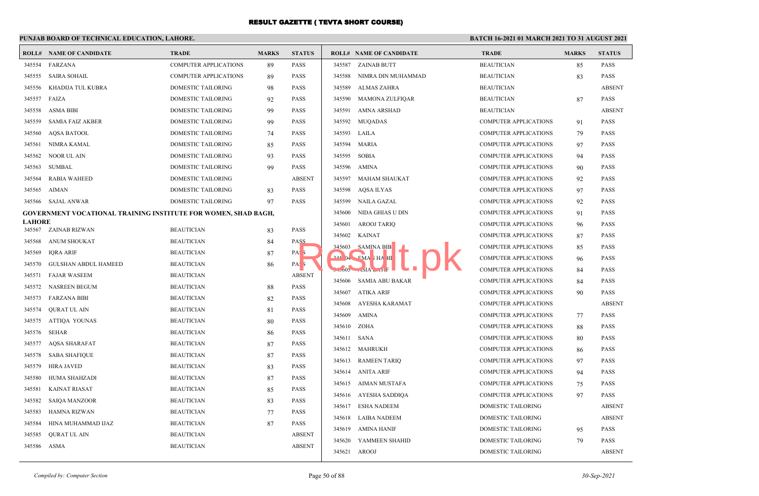# RESULT GAZETTE ( TEVTA SHORT COURSE)

**PUNJAB BOARD OF TECHNICAL EDUCATION, LAHORE.**

**BATCH 16-2021 01 MARCH 2021 TO 31 AUGUST 2021**

| ROLL# | NAME OF CANDIDATE | TRADE | MARKS | STATUS |
|---|---|---|---|---|
| 345554 | FARZANA | COMPUTER APPLICATIONS | 89 | PASS |
| 345555 | SAIRA SOHAIL | COMPUTER APPLICATIONS | 89 | PASS |
| 345556 | KHADIJA TUL KUBRA | DOMESTIC TAILORING | 98 | PASS |
| 345557 | FAIZA | DOMESTIC TAILORING | 92 | PASS |
| 345558 | ASMA BIBI | DOMESTIC TAILORING | 99 | PASS |
| 345559 | SAMIA FAIZ AKBER | DOMESTIC TAILORING | 99 | PASS |
| 345560 | AQSA BATOOL | DOMESTIC TAILORING | 74 | PASS |
| 345561 | NIMRA KAMAL | DOMESTIC TAILORING | 85 | PASS |
| 345562 | NOOR UL AIN | DOMESTIC TAILORING | 93 | PASS |
| 345563 | SUMBAL | DOMESTIC TAILORING | 99 | PASS |
| 345564 | RABIA WAHEED | DOMESTIC TAILORING | | ABSENT |
| 345565 | AIMAN | DOMESTIC TAILORING | 83 | PASS |
| 345566 | SAJAL ANWAR | DOMESTIC TAILORING | 97 | PASS |

**GOVERNMENT VOCATIONAL TRAINING INSTITUTE FOR WOMEN, SHAD BAGH, LAHORE**

| ROLL# | NAME OF CANDIDATE | TRADE | MARKS | STATUS |
|---|---|---|---|---|
| 345567 | ZAINAB RIZWAN | BEAUTICIAN | 83 | PASS |
| 345568 | ANUM SHOUKAT | BEAUTICIAN | 84 | PASS |
| 345569 | IQRA ARIF | BEAUTICIAN | 87 | PASS |
| 345570 | GULSHAN ABDUL HAMEED | BEAUTICIAN | 86 | PASS |
| 345571 | FAJAR WASEEM | BEAUTICIAN | | ABSENT |
| 345572 | NASREEN BEGUM | BEAUTICIAN | 88 | PASS |
| 345573 | FARZANA BIBI | BEAUTICIAN | 82 | PASS |
| 345574 | QURAT UL AIN | BEAUTICIAN | 81 | PASS |
| 345575 | ATTIQA YOUNAS | BEAUTICIAN | 80 | PASS |
| 345576 | SEHAR | BEAUTICIAN | 86 | PASS |
| 345577 | AQSA SHARAFAT | BEAUTICIAN | 87 | PASS |
| 345578 | SABA SHAFIQUE | BEAUTICIAN | 87 | PASS |
| 345579 | HIRA JAVED | BEAUTICIAN | 83 | PASS |
| 345580 | HUMA SHAHZADI | BEAUTICIAN | 87 | PASS |
| 345581 | KAINAT RIASAT | BEAUTICIAN | 85 | PASS |
| 345582 | SAIQA MANZOOR | BEAUTICIAN | 83 | PASS |
| 345583 | HAMNA RIZWAN | BEAUTICIAN | 77 | PASS |
| 345584 | HINA MUHAMMAD IJAZ | BEAUTICIAN | 87 | PASS |
| 345585 | QURAT UL AIN | BEAUTICIAN | | ABSENT |
| 345586 | ASMA | BEAUTICIAN | | ABSENT |
| 345587 | ZAINAB BUTT | BEAUTICIAN | 85 | PASS |
| 345588 | NIMRA DIN MUHAMMAD | BEAUTICIAN | 83 | PASS |
| 345589 | ALMAS ZAHRA | BEAUTICIAN | | ABSENT |
| 345590 | MAMONA ZULFIQAR | BEAUTICIAN | 87 | PASS |
| 345591 | AMNA ARSHAD | BEAUTICIAN | | ABSENT |
| 345592 | MUQADAS | COMPUTER APPLICATIONS | 91 | PASS |
| 345593 | LAILA | COMPUTER APPLICATIONS | 79 | PASS |
| 345594 | MARIA | COMPUTER APPLICATIONS | 97 | PASS |
| 345595 | SOBIA | COMPUTER APPLICATIONS | 94 | PASS |
| 345596 | AMINA | COMPUTER APPLICATIONS | 90 | PASS |
| 345597 | MAHAM SHAUKAT | COMPUTER APPLICATIONS | 92 | PASS |
| 345598 | AQSA ILYAS | COMPUTER APPLICATIONS | 97 | PASS |
| 345599 | NAILA GAZAL | COMPUTER APPLICATIONS | 92 | PASS |
| 345600 | NIDA GHIAS U DIN | COMPUTER APPLICATIONS | 91 | PASS |
| 345601 | AROOJ TARIQ | COMPUTER APPLICATIONS | 96 | PASS |
| 345602 | KAINAT | COMPUTER APPLICATIONS | 87 | PASS |
| 345603 | SAMINA BIBI | COMPUTER APPLICATIONS | 85 | PASS |
| 345604 | EMAN HABIB | COMPUTER APPLICATIONS | 96 | PASS |
| 345605 | ASIA LATIF | COMPUTER APPLICATIONS | 84 | PASS |
| 345606 | SAMIA ABU BAKAR | COMPUTER APPLICATIONS | 84 | PASS |
| 345607 | ATIKA ARIF | COMPUTER APPLICATIONS | 90 | PASS |
| 345608 | AYESHA KARAMAT | COMPUTER APPLICATIONS | | ABSENT |
| 345609 | AMINA | COMPUTER APPLICATIONS | 77 | PASS |
| 345610 | ZOHA | COMPUTER APPLICATIONS | 88 | PASS |
| 345611 | SANA | COMPUTER APPLICATIONS | 80 | PASS |
| 345612 | MAHRUKH | COMPUTER APPLICATIONS | 86 | PASS |
| 345613 | RAMEEN TARIQ | COMPUTER APPLICATIONS | 97 | PASS |
| 345614 | ANITA ARIF | COMPUTER APPLICATIONS | 94 | PASS |
| 345615 | AIMAN MUSTAFA | COMPUTER APPLICATIONS | 75 | PASS |
| 345616 | AYESHA SADDIQA | COMPUTER APPLICATIONS | 97 | PASS |
| 345617 | ESHA NADEEM | DOMESTIC TAILORING | | ABSENT |
| 345618 | LAIBA NADEEM | DOMESTIC TAILORING | | ABSENT |
| 345619 | AMINA HANIF | DOMESTIC TAILORING | 95 | PASS |
| 345620 | YAMMEEN SHAHID | DOMESTIC TAILORING | 79 | PASS |
| 345621 | AROOJ | DOMESTIC TAILORING | | ABSENT |

*Compiled by: Computer Section* — 30-Sep-2021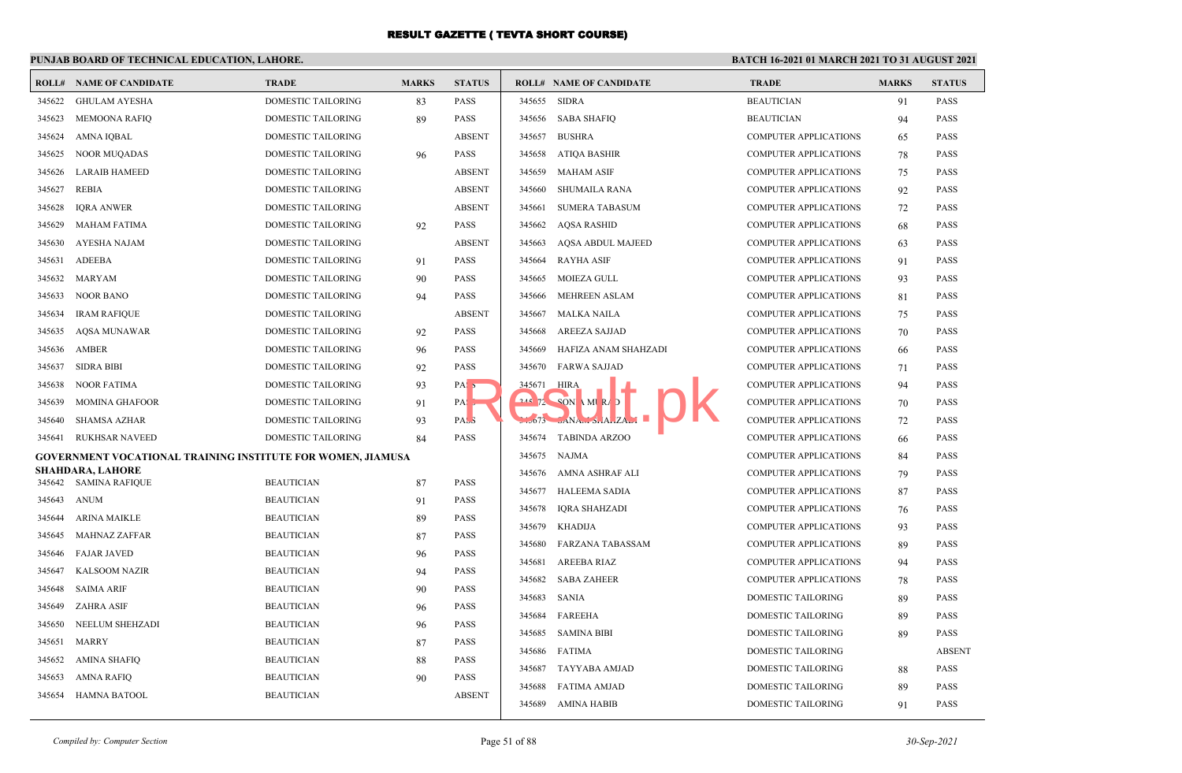# RESULT GAZETTE ( TEVTA SHORT COURSE)

**PUNJAB BOARD OF TECHNICAL EDUCATION, LAHORE.**

**BATCH 16-2021 01 MARCH 2021 TO 31 AUGUST 2021**

| ROLL# | NAME OF CANDIDATE | TRADE | MARKS | STATUS |
|---|---|---|---|---|
| 345622 | GHULAM AYESHA | DOMESTIC TAILORING | 83 | PASS |
| 345623 | MEMOONA RAFIQ | DOMESTIC TAILORING | 89 | PASS |
| 345624 | AMNA IQBAL | DOMESTIC TAILORING | | ABSENT |
| 345625 | NOOR MUQADAS | DOMESTIC TAILORING | 96 | PASS |
| 345626 | LARAIB HAMEED | DOMESTIC TAILORING | | ABSENT |
| 345627 | REBIA | DOMESTIC TAILORING | | ABSENT |
| 345628 | IQRA ANWER | DOMESTIC TAILORING | | ABSENT |
| 345629 | MAHAM FATIMA | DOMESTIC TAILORING | 92 | PASS |
| 345630 | AYESHA NAJAM | DOMESTIC TAILORING | | ABSENT |
| 345631 | ADEEBA | DOMESTIC TAILORING | 91 | PASS |
| 345632 | MARYAM | DOMESTIC TAILORING | 90 | PASS |
| 345633 | NOOR BANO | DOMESTIC TAILORING | 94 | PASS |
| 345634 | IRAM RAFIQUE | DOMESTIC TAILORING | | ABSENT |
| 345635 | AQSA MUNAWAR | DOMESTIC TAILORING | 92 | PASS |
| 345636 | AMBER | DOMESTIC TAILORING | 96 | PASS |
| 345637 | SIDRA BIBI | DOMESTIC TAILORING | 92 | PASS |
| 345638 | NOOR FATIMA | DOMESTIC TAILORING | 93 | PASS |
| 345639 | MOMINA GHAFOOR | DOMESTIC TAILORING | 91 | PASS |
| 345640 | SHAMSA AZHAR | DOMESTIC TAILORING | 93 | PASS |
| 345641 | RUKHSAR NAVEED | DOMESTIC TAILORING | 84 | PASS |

**GOVERNMENT VOCATIONAL TRAINING INSTITUTE FOR WOMEN, JIAMUSA SHAHDARA, LAHORE**

| ROLL# | NAME OF CANDIDATE | TRADE | MARKS | STATUS |
|---|---|---|---|---|
| 345642 | SAMINA RAFIQUE | BEAUTICIAN | 87 | PASS |
| 345643 | ANUM | BEAUTICIAN | 91 | PASS |
| 345644 | ARINA MAIKLE | BEAUTICIAN | 89 | PASS |
| 345645 | MAHNAZ ZAFFAR | BEAUTICIAN | 87 | PASS |
| 345646 | FAJAR JAVED | BEAUTICIAN | 96 | PASS |
| 345647 | KALSOOM NAZIR | BEAUTICIAN | 94 | PASS |
| 345648 | SAIMA ARIF | BEAUTICIAN | 90 | PASS |
| 345649 | ZAHRA ASIF | BEAUTICIAN | 96 | PASS |
| 345650 | NEELUM SHEHZADI | BEAUTICIAN | 96 | PASS |
| 345651 | MARRY | BEAUTICIAN | 87 | PASS |
| 345652 | AMINA SHAFIQ | BEAUTICIAN | 88 | PASS |
| 345653 | AMNA RAFIQ | BEAUTICIAN | 90 | PASS |
| 345654 | HAMNA BATOOL | BEAUTICIAN | | ABSENT |
| 345655 | SIDRA | BEAUTICIAN | 91 | PASS |
| 345656 | SABA SHAFIQ | BEAUTICIAN | 94 | PASS |
| 345657 | BUSHRA | COMPUTER APPLICATIONS | 65 | PASS |
| 345658 | ATIQA BASHIR | COMPUTER APPLICATIONS | 78 | PASS |
| 345659 | MAHAM ASIF | COMPUTER APPLICATIONS | 75 | PASS |
| 345660 | SHUMAILA RANA | COMPUTER APPLICATIONS | 92 | PASS |
| 345661 | SUMERA TABASUM | COMPUTER APPLICATIONS | 72 | PASS |
| 345662 | AQSA RASHID | COMPUTER APPLICATIONS | 68 | PASS |
| 345663 | AQSA ABDUL MAJEED | COMPUTER APPLICATIONS | 63 | PASS |
| 345664 | RAYHA ASIF | COMPUTER APPLICATIONS | 91 | PASS |
| 345665 | MOIEZA GULL | COMPUTER APPLICATIONS | 93 | PASS |
| 345666 | MEHREEN ASLAM | COMPUTER APPLICATIONS | 81 | PASS |
| 345667 | MALKA NAILA | COMPUTER APPLICATIONS | 75 | PASS |
| 345668 | AREEZA SAJJAD | COMPUTER APPLICATIONS | 70 | PASS |
| 345669 | HAFIZA ANAM SHAHZADI | COMPUTER APPLICATIONS | 66 | PASS |
| 345670 | FARWA SAJJAD | COMPUTER APPLICATIONS | 71 | PASS |
| 345671 | HIRA | COMPUTER APPLICATIONS | 94 | PASS |
| 345672 | SONIA MURAD | COMPUTER APPLICATIONS | 70 | PASS |
| 345673 | SANAM SHAHZADI | COMPUTER APPLICATIONS | 72 | PASS |
| 345674 | TABINDA ARZOO | COMPUTER APPLICATIONS | 66 | PASS |
| 345675 | NAJMA | COMPUTER APPLICATIONS | 84 | PASS |
| 345676 | AMNA ASHRAF ALI | COMPUTER APPLICATIONS | 79 | PASS |
| 345677 | HALEEMA SADIA | COMPUTER APPLICATIONS | 87 | PASS |
| 345678 | IQRA SHAHZADI | COMPUTER APPLICATIONS | 76 | PASS |
| 345679 | KHADIJA | COMPUTER APPLICATIONS | 93 | PASS |
| 345680 | FARZANA TABASSAM | COMPUTER APPLICATIONS | 89 | PASS |
| 345681 | AREEBA RIAZ | COMPUTER APPLICATIONS | 94 | PASS |
| 345682 | SABA ZAHEER | COMPUTER APPLICATIONS | 78 | PASS |
| 345683 | SANIA | DOMESTIC TAILORING | 89 | PASS |
| 345684 | FAREEHA | DOMESTIC TAILORING | 89 | PASS |
| 345685 | SAMINA BIBI | DOMESTIC TAILORING | 89 | PASS |
| 345686 | FATIMA | DOMESTIC TAILORING | | ABSENT |
| 345687 | TAYYABA AMJAD | DOMESTIC TAILORING | 88 | PASS |
| 345688 | FATIMA AMJAD | DOMESTIC TAILORING | 89 | PASS |
| 345689 | AMINA HABIB | DOMESTIC TAILORING | 91 | PASS |

*Compiled by: Computer Section*

*30-Sep-2021*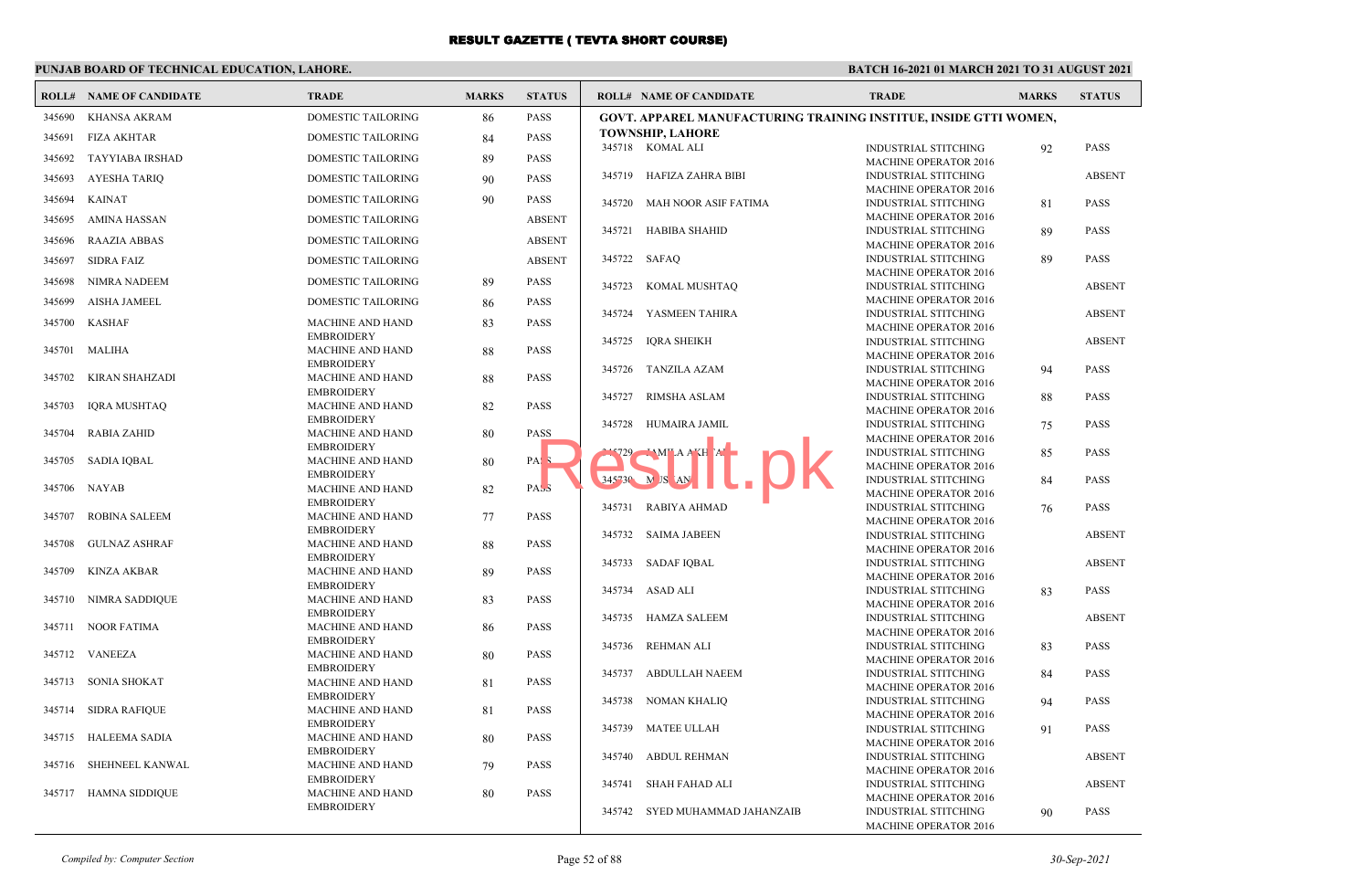# RESULT GAZETTE ( TEVTA SHORT COURSE)

## PUNJAB BOARD OF TECHNICAL EDUCATION, LAHORE.

**BATCH 16-2021 01 MARCH 2021 TO 31 AUGUST 2021**

| ROLL# | NAME OF CANDIDATE | TRADE | MARKS | STATUS |
|---|---|---|---|---|
| 345690 | KHANSA AKRAM | DOMESTIC TAILORING | 86 | PASS |
| 345691 | FIZA AKHTAR | DOMESTIC TAILORING | 84 | PASS |
| 345692 | TAYYIABA IRSHAD | DOMESTIC TAILORING | 89 | PASS |
| 345693 | AYESHA TARIQ | DOMESTIC TAILORING | 90 | PASS |
| 345694 | KAINAT | DOMESTIC TAILORING | 90 | PASS |
| 345695 | AMINA HASSAN | DOMESTIC TAILORING | | ABSENT |
| 345696 | RAAZIA ABBAS | DOMESTIC TAILORING | | ABSENT |
| 345697 | SIDRA FAIZ | DOMESTIC TAILORING | | ABSENT |
| 345698 | NIMRA NADEEM | DOMESTIC TAILORING | 89 | PASS |
| 345699 | AISHA JAMEEL | DOMESTIC TAILORING | 86 | PASS |
| 345700 | KASHAF | MACHINE AND HAND EMBROIDERY | 83 | PASS |
| 345701 | MALIHA | MACHINE AND HAND EMBROIDERY | 88 | PASS |
| 345702 | KIRAN SHAHZADI | MACHINE AND HAND EMBROIDERY | 88 | PASS |
| 345703 | IQRA MUSHTAQ | MACHINE AND HAND EMBROIDERY | 82 | PASS |
| 345704 | RABIA ZAHID | MACHINE AND HAND EMBROIDERY | 80 | PASS |
| 345705 | SADIA IQBAL | MACHINE AND HAND EMBROIDERY | 80 | PASS |
| 345706 | NAYAB | MACHINE AND HAND EMBROIDERY | 82 | PASS |
| 345707 | ROBINA SALEEM | MACHINE AND HAND EMBROIDERY | 77 | PASS |
| 345708 | GULNAZ ASHRAF | MACHINE AND HAND EMBROIDERY | 88 | PASS |
| 345709 | KINZA AKBAR | MACHINE AND HAND EMBROIDERY | 89 | PASS |
| 345710 | NIMRA SADDIQUE | MACHINE AND HAND EMBROIDERY | 83 | PASS |
| 345711 | NOOR FATIMA | MACHINE AND HAND EMBROIDERY | 86 | PASS |
| 345712 | VANEEZA | MACHINE AND HAND EMBROIDERY | 80 | PASS |
| 345713 | SONIA SHOKAT | MACHINE AND HAND EMBROIDERY | 81 | PASS |
| 345714 | SIDRA RAFIQUE | MACHINE AND HAND EMBROIDERY | 81 | PASS |
| 345715 | HALEEMA SADIA | MACHINE AND HAND EMBROIDERY | 80 | PASS |
| 345716 | SHEHNEEL KANWAL | MACHINE AND HAND EMBROIDERY | 79 | PASS |
| 345717 | HAMNA SIDDIQUE | MACHINE AND HAND EMBROIDERY | 80 | PASS |

**GOVT. APPAREL MANUFACTURING TRAINING INSTITUE, INSIDE GTTI WOMEN, TOWNSHIP, LAHORE**

| ROLL# | NAME OF CANDIDATE | TRADE | MARKS | STATUS |
|---|---|---|---|---|
| 345718 | KOMAL ALI | INDUSTRIAL STITCHING MACHINE OPERATOR 2016 | 92 | PASS |
| 345719 | HAFIZA ZAHRA BIBI | INDUSTRIAL STITCHING MACHINE OPERATOR 2016 | | ABSENT |
| 345720 | MAH NOOR ASIF FATIMA | INDUSTRIAL STITCHING MACHINE OPERATOR 2016 | 81 | PASS |
| 345721 | HABIBA SHAHID | INDUSTRIAL STITCHING MACHINE OPERATOR 2016 | 89 | PASS |
| 345722 | SAFAQ | INDUSTRIAL STITCHING MACHINE OPERATOR 2016 | 89 | PASS |
| 345723 | KOMAL MUSHTAQ | INDUSTRIAL STITCHING MACHINE OPERATOR 2016 | | ABSENT |
| 345724 | YASMEEN TAHIRA | INDUSTRIAL STITCHING MACHINE OPERATOR 2016 | | ABSENT |
| 345725 | IQRA SHEIKH | INDUSTRIAL STITCHING MACHINE OPERATOR 2016 | | ABSENT |
| 345726 | TANZILA AZAM | INDUSTRIAL STITCHING MACHINE OPERATOR 2016 | 94 | PASS |
| 345727 | RIMSHA ASLAM | INDUSTRIAL STITCHING MACHINE OPERATOR 2016 | 88 | PASS |
| 345728 | HUMAIRA JAMIL | INDUSTRIAL STITCHING MACHINE OPERATOR 2016 | 75 | PASS |
| 345729 | JAMILA AKHTAR | INDUSTRIAL STITCHING MACHINE OPERATOR 2016 | 85 | PASS |
| 345730 | MUSKAN | INDUSTRIAL STITCHING MACHINE OPERATOR 2016 | 84 | PASS |
| 345731 | RABIYA AHMAD | INDUSTRIAL STITCHING MACHINE OPERATOR 2016 | 76 | PASS |
| 345732 | SAIMA JABEEN | INDUSTRIAL STITCHING MACHINE OPERATOR 2016 | | ABSENT |
| 345733 | SADAF IQBAL | INDUSTRIAL STITCHING MACHINE OPERATOR 2016 | | ABSENT |
| 345734 | ASAD ALI | INDUSTRIAL STITCHING MACHINE OPERATOR 2016 | 83 | PASS |
| 345735 | HAMZA SALEEM | INDUSTRIAL STITCHING MACHINE OPERATOR 2016 | | ABSENT |
| 345736 | REHMAN ALI | INDUSTRIAL STITCHING MACHINE OPERATOR 2016 | 83 | PASS |
| 345737 | ABDULLAH NAEEM | INDUSTRIAL STITCHING MACHINE OPERATOR 2016 | 84 | PASS |
| 345738 | NOMAN KHALIQ | INDUSTRIAL STITCHING MACHINE OPERATOR 2016 | 94 | PASS |
| 345739 | MATEE ULLAH | INDUSTRIAL STITCHING MACHINE OPERATOR 2016 | 91 | PASS |
| 345740 | ABDUL REHMAN | INDUSTRIAL STITCHING MACHINE OPERATOR 2016 | | ABSENT |
| 345741 | SHAH FAHAD ALI | INDUSTRIAL STITCHING MACHINE OPERATOR 2016 | | ABSENT |
| 345742 | SYED MUHAMMAD JAHANZAIB | INDUSTRIAL STITCHING MACHINE OPERATOR 2016 | 90 | PASS |

*Compiled by: Computer Section* | *30-Sep-2021*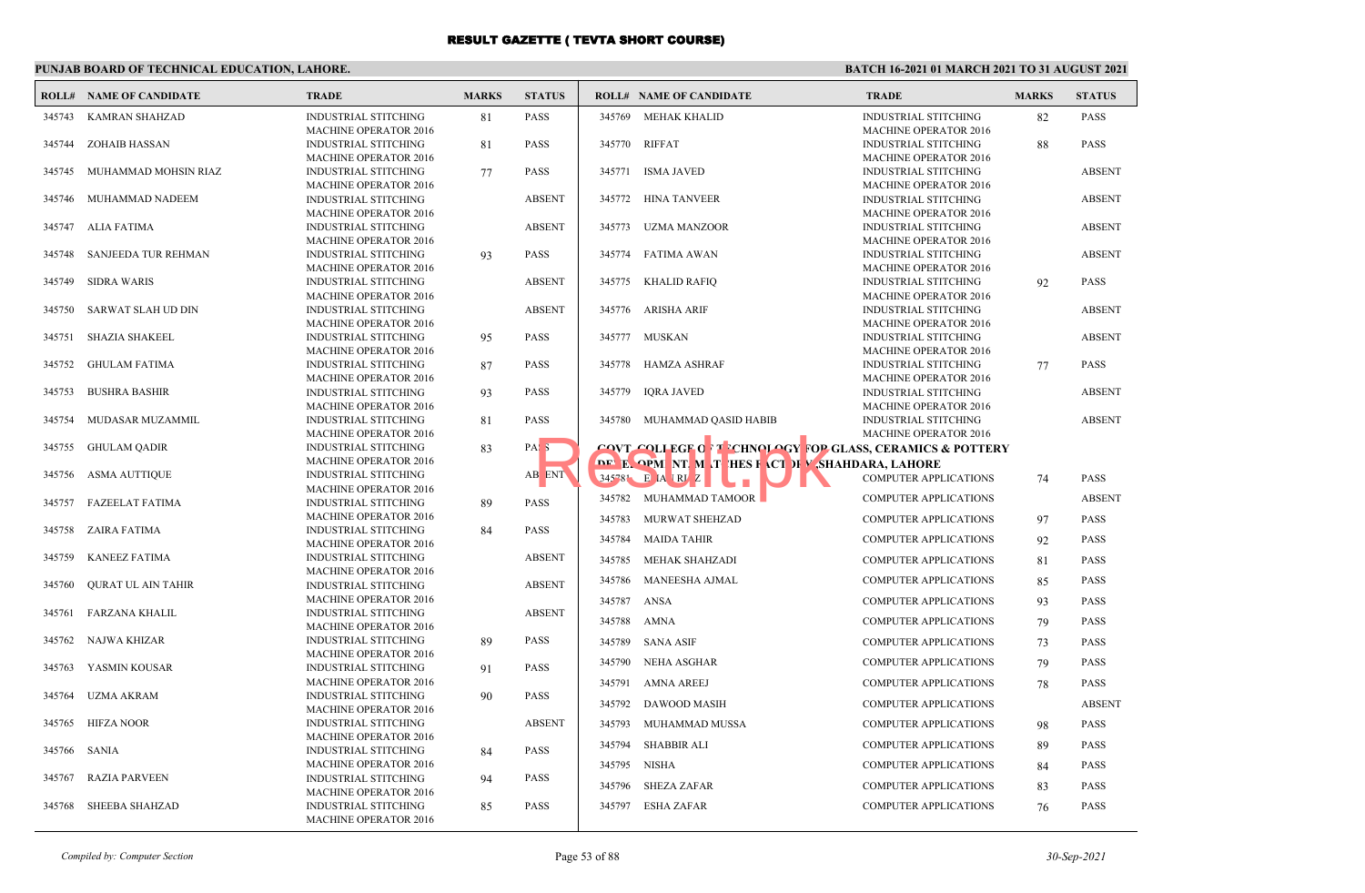# RESULT GAZETTE ( TEVTA SHORT COURSE)

**PUNJAB BOARD OF TECHNICAL EDUCATION, LAHORE.**

**BATCH 16-2021 01 MARCH 2021 TO 31 AUGUST 2021**

| ROLL# | NAME OF CANDIDATE | TRADE | MARKS | STATUS |
|---|---|---|---|---|
| 345743 | KAMRAN SHAHZAD | INDUSTRIAL STITCHING MACHINE OPERATOR 2016 | 81 | PASS |
| 345744 | ZOHAIB HASSAN | INDUSTRIAL STITCHING MACHINE OPERATOR 2016 | 81 | PASS |
| 345745 | MUHAMMAD MOHSIN RIAZ | INDUSTRIAL STITCHING MACHINE OPERATOR 2016 | 77 | PASS |
| 345746 | MUHAMMAD NADEEM | INDUSTRIAL STITCHING MACHINE OPERATOR 2016 | | ABSENT |
| 345747 | ALIA FATIMA | INDUSTRIAL STITCHING MACHINE OPERATOR 2016 | | ABSENT |
| 345748 | SANJEEDA TUR REHMAN | INDUSTRIAL STITCHING MACHINE OPERATOR 2016 | 93 | PASS |
| 345749 | SIDRA WARIS | INDUSTRIAL STITCHING MACHINE OPERATOR 2016 | | ABSENT |
| 345750 | SARWAT SLAH UD DIN | INDUSTRIAL STITCHING MACHINE OPERATOR 2016 | | ABSENT |
| 345751 | SHAZIA SHAKEEL | INDUSTRIAL STITCHING MACHINE OPERATOR 2016 | 95 | PASS |
| 345752 | GHULAM FATIMA | INDUSTRIAL STITCHING MACHINE OPERATOR 2016 | 87 | PASS |
| 345753 | BUSHRA BASHIR | INDUSTRIAL STITCHING MACHINE OPERATOR 2016 | 93 | PASS |
| 345754 | MUDASAR MUZAMMIL | INDUSTRIAL STITCHING MACHINE OPERATOR 2016 | 81 | PASS |
| 345755 | GHULAM QADIR | INDUSTRIAL STITCHING MACHINE OPERATOR 2016 | 83 | PASS |
| 345756 | ASMA AUTTIQUE | INDUSTRIAL STITCHING MACHINE OPERATOR 2016 | | ABSENT |
| 345757 | FAZEELAT FATIMA | INDUSTRIAL STITCHING MACHINE OPERATOR 2016 | 89 | PASS |
| 345758 | ZAIRA FATIMA | INDUSTRIAL STITCHING MACHINE OPERATOR 2016 | 84 | PASS |
| 345759 | KANEEZ FATIMA | INDUSTRIAL STITCHING MACHINE OPERATOR 2016 | | ABSENT |
| 345760 | QURAT UL AIN TAHIR | INDUSTRIAL STITCHING MACHINE OPERATOR 2016 | | ABSENT |
| 345761 | FARZANA KHALIL | INDUSTRIAL STITCHING MACHINE OPERATOR 2016 | | ABSENT |
| 345762 | NAJWA KHIZAR | INDUSTRIAL STITCHING MACHINE OPERATOR 2016 | 89 | PASS |
| 345763 | YASMIN KOUSAR | INDUSTRIAL STITCHING MACHINE OPERATOR 2016 | 91 | PASS |
| 345764 | UZMA AKRAM | INDUSTRIAL STITCHING MACHINE OPERATOR 2016 | 90 | PASS |
| 345765 | HIFZA NOOR | INDUSTRIAL STITCHING MACHINE OPERATOR 2016 | | ABSENT |
| 345766 | SANIA | INDUSTRIAL STITCHING MACHINE OPERATOR 2016 | 84 | PASS |
| 345767 | RAZIA PARVEEN | INDUSTRIAL STITCHING MACHINE OPERATOR 2016 | 94 | PASS |
| 345768 | SHEEBA SHAHZAD | INDUSTRIAL STITCHING MACHINE OPERATOR 2016 | 85 | PASS |
| 345769 | MEHAK KHALID | INDUSTRIAL STITCHING MACHINE OPERATOR 2016 | 82 | PASS |
| 345770 | RIFFAT | INDUSTRIAL STITCHING MACHINE OPERATOR 2016 | 88 | PASS |
| 345771 | ISMA JAVED | INDUSTRIAL STITCHING MACHINE OPERATOR 2016 | | ABSENT |
| 345772 | HINA TANVEER | INDUSTRIAL STITCHING MACHINE OPERATOR 2016 | | ABSENT |
| 345773 | UZMA MANZOOR | INDUSTRIAL STITCHING MACHINE OPERATOR 2016 | | ABSENT |
| 345774 | FATIMA AWAN | INDUSTRIAL STITCHING MACHINE OPERATOR 2016 | | ABSENT |
| 345775 | KHALID RAFIQ | INDUSTRIAL STITCHING MACHINE OPERATOR 2016 | 92 | PASS |
| 345776 | ARISHA ARIF | INDUSTRIAL STITCHING MACHINE OPERATOR 2016 | | ABSENT |
| 345777 | MUSKAN | INDUSTRIAL STITCHING MACHINE OPERATOR 2016 | | ABSENT |
| 345778 | HAMZA ASHRAF | INDUSTRIAL STITCHING MACHINE OPERATOR 2016 | 77 | PASS |
| 345779 | IQRA JAVED | INDUSTRIAL STITCHING MACHINE OPERATOR 2016 | | ABSENT |
| 345780 | MUHAMMAD QASID HABIB | INDUSTRIAL STITCHING MACHINE OPERATOR 2016 | | ABSENT |

**GOVT. COLLEGE OF TECHNOLOGY FOR GLASS, CERAMICS & POTTERY DEVELOPMENT MATCHES FACTORY, SHAHDARA, LAHORE**

| ROLL# | NAME OF CANDIDATE | TRADE | MARKS | STATUS |
|---|---|---|---|---|
| 345781 | EMAN RIAZ | COMPUTER APPLICATIONS | 74 | PASS |
| 345782 | MUHAMMAD TAMOOR | COMPUTER APPLICATIONS | | ABSENT |
| 345783 | MURWAT SHEHZAD | COMPUTER APPLICATIONS | 97 | PASS |
| 345784 | MAIDA TAHIR | COMPUTER APPLICATIONS | 92 | PASS |
| 345785 | MEHAK SHAHZADI | COMPUTER APPLICATIONS | 81 | PASS |
| 345786 | MANEESHA AJMAL | COMPUTER APPLICATIONS | 85 | PASS |
| 345787 | ANSA | COMPUTER APPLICATIONS | 93 | PASS |
| 345788 | AMNA | COMPUTER APPLICATIONS | 79 | PASS |
| 345789 | SANA ASIF | COMPUTER APPLICATIONS | 73 | PASS |
| 345790 | NEHA ASGHAR | COMPUTER APPLICATIONS | 79 | PASS |
| 345791 | AMNA AREEJ | COMPUTER APPLICATIONS | 78 | PASS |
| 345792 | DAWOOD MASIH | COMPUTER APPLICATIONS | | ABSENT |
| 345793 | MUHAMMAD MUSSA | COMPUTER APPLICATIONS | 98 | PASS |
| 345794 | SHABBIR ALI | COMPUTER APPLICATIONS | 89 | PASS |
| 345795 | NISHA | COMPUTER APPLICATIONS | 84 | PASS |
| 345796 | SHEZA ZAFAR | COMPUTER APPLICATIONS | 83 | PASS |
| 345797 | ESHA ZAFAR | COMPUTER APPLICATIONS | 76 | PASS |

*Compiled by: Computer Section*

*30-Sep-2021*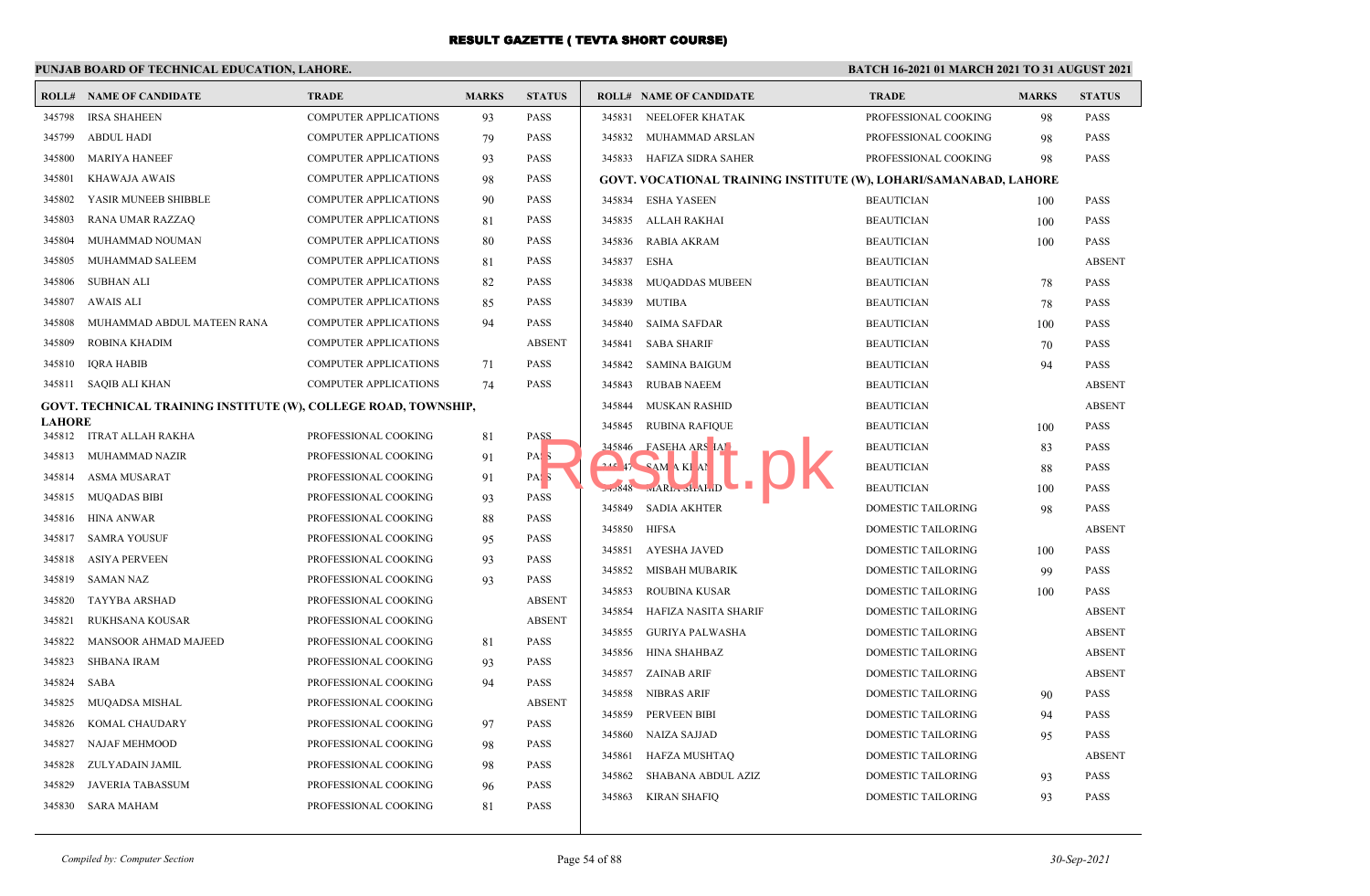# RESULT GAZETTE ( TEVTA SHORT COURSE)

## PUNJAB BOARD OF TECHNICAL EDUCATION, LAHORE.

**BATCH 16-2021 01 MARCH 2021 TO 31 AUGUST 2021**

| ROLL# | NAME OF CANDIDATE | TRADE | MARKS | STATUS |
|---|---|---|---|---|
| 345798 | IRSA SHAHEEN | COMPUTER APPLICATIONS | 93 | PASS |
| 345799 | ABDUL HADI | COMPUTER APPLICATIONS | 79 | PASS |
| 345800 | MARIYA HANEEF | COMPUTER APPLICATIONS | 93 | PASS |
| 345801 | KHAWAJA AWAIS | COMPUTER APPLICATIONS | 98 | PASS |
| 345802 | YASIR MUNEEB SHIBBLE | COMPUTER APPLICATIONS | 90 | PASS |
| 345803 | RANA UMAR RAZZAQ | COMPUTER APPLICATIONS | 81 | PASS |
| 345804 | MUHAMMAD NOUMAN | COMPUTER APPLICATIONS | 80 | PASS |
| 345805 | MUHAMMAD SALEEM | COMPUTER APPLICATIONS | 81 | PASS |
| 345806 | SUBHAN ALI | COMPUTER APPLICATIONS | 82 | PASS |
| 345807 | AWAIS ALI | COMPUTER APPLICATIONS | 85 | PASS |
| 345808 | MUHAMMAD ABDUL MATEEN RANA | COMPUTER APPLICATIONS | 94 | PASS |
| 345809 | ROBINA KHADIM | COMPUTER APPLICATIONS | | ABSENT |
| 345810 | IQRA HABIB | COMPUTER APPLICATIONS | 71 | PASS |
| 345811 | SAQIB ALI KHAN | COMPUTER APPLICATIONS | 74 | PASS |

**GOVT. TECHNICAL TRAINING INSTITUTE (W), COLLEGE ROAD, TOWNSHIP, LAHORE**

| ROLL# | NAME OF CANDIDATE | TRADE | MARKS | STATUS |
|---|---|---|---|---|
| 345812 | ITRAT ALLAH RAKHA | PROFESSIONAL COOKING | 81 | PASS |
| 345813 | MUHAMMAD NAZIR | PROFESSIONAL COOKING | 91 | PASS |
| 345814 | ASMA MUSARAT | PROFESSIONAL COOKING | 91 | PASS |
| 345815 | MUQADAS BIBI | PROFESSIONAL COOKING | 93 | PASS |
| 345816 | HINA ANWAR | PROFESSIONAL COOKING | 88 | PASS |
| 345817 | SAMRA YOUSUF | PROFESSIONAL COOKING | 95 | PASS |
| 345818 | ASIYA PERVEEN | PROFESSIONAL COOKING | 93 | PASS |
| 345819 | SAMAN NAZ | PROFESSIONAL COOKING | 93 | PASS |
| 345820 | TAYYBA ARSHAD | PROFESSIONAL COOKING | | ABSENT |
| 345821 | RUKHSANA KOUSAR | PROFESSIONAL COOKING | | ABSENT |
| 345822 | MANSOOR AHMAD MAJEED | PROFESSIONAL COOKING | 81 | PASS |
| 345823 | SHBANA IRAM | PROFESSIONAL COOKING | 93 | PASS |
| 345824 | SABA | PROFESSIONAL COOKING | 94 | PASS |
| 345825 | MUQADSA MISHAL | PROFESSIONAL COOKING | | ABSENT |
| 345826 | KOMAL CHAUDARY | PROFESSIONAL COOKING | 97 | PASS |
| 345827 | NAJAF MEHMOOD | PROFESSIONAL COOKING | 98 | PASS |
| 345828 | ZULYADAIN JAMIL | PROFESSIONAL COOKING | 98 | PASS |
| 345829 | JAVERIA TABASSUM | PROFESSIONAL COOKING | 96 | PASS |
| 345830 | SARA MAHAM | PROFESSIONAL COOKING | 81 | PASS |
| 345831 | NEELOFER KHATAK | PROFESSIONAL COOKING | 98 | PASS |
| 345832 | MUHAMMAD ARSLAN | PROFESSIONAL COOKING | 98 | PASS |
| 345833 | HAFIZA SIDRA SAHER | PROFESSIONAL COOKING | 98 | PASS |

**GOVT. VOCATIONAL TRAINING INSTITUTE (W), LOHARI/SAMANABAD, LAHORE**

| ROLL# | NAME OF CANDIDATE | TRADE | MARKS | STATUS |
|---|---|---|---|---|
| 345834 | ESHA YASEEN | BEAUTICIAN | 100 | PASS |
| 345835 | ALLAH RAKHAI | BEAUTICIAN | 100 | PASS |
| 345836 | RABIA AKRAM | BEAUTICIAN | 100 | PASS |
| 345837 | ESHA | BEAUTICIAN | | ABSENT |
| 345838 | MUQADDAS MUBEEN | BEAUTICIAN | 78 | PASS |
| 345839 | MUTIBA | BEAUTICIAN | 78 | PASS |
| 345840 | SAIMA SAFDAR | BEAUTICIAN | 100 | PASS |
| 345841 | SABA SHARIF | BEAUTICIAN | 70 | PASS |
| 345842 | SAMINA BAIGUM | BEAUTICIAN | 94 | PASS |
| 345843 | RUBAB NAEEM | BEAUTICIAN | | ABSENT |
| 345844 | MUSKAN RASHID | BEAUTICIAN | | ABSENT |
| 345845 | RUBINA RAFIQUE | BEAUTICIAN | 100 | PASS |
| 345846 | FASEHA ARSHAD | BEAUTICIAN | 83 | PASS |
| 345847 | SAMIA KHAN | BEAUTICIAN | 88 | PASS |
| 345848 | MARIA SHAHID | BEAUTICIAN | 100 | PASS |
| 345849 | SADIA AKHTER | DOMESTIC TAILORING | 98 | PASS |
| 345850 | HIFSA | DOMESTIC TAILORING | | ABSENT |
| 345851 | AYESHA JAVED | DOMESTIC TAILORING | 100 | PASS |
| 345852 | MISBAH MUBARIK | DOMESTIC TAILORING | 99 | PASS |
| 345853 | ROUBINA KUSAR | DOMESTIC TAILORING | 100 | PASS |
| 345854 | HAFIZA NASITA SHARIF | DOMESTIC TAILORING | | ABSENT |
| 345855 | GURIYA PALWASHA | DOMESTIC TAILORING | | ABSENT |
| 345856 | HINA SHAHBAZ | DOMESTIC TAILORING | | ABSENT |
| 345857 | ZAINAB ARIF | DOMESTIC TAILORING | | ABSENT |
| 345858 | NIBRAS ARIF | DOMESTIC TAILORING | 90 | PASS |
| 345859 | PERVEEN BIBI | DOMESTIC TAILORING | 94 | PASS |
| 345860 | NAIZA SAJJAD | DOMESTIC TAILORING | 95 | PASS |
| 345861 | HAFZA MUSHTAQ | DOMESTIC TAILORING | | ABSENT |
| 345862 | SHABANA ABDUL AZIZ | DOMESTIC TAILORING | 93 | PASS |
| 345863 | KIRAN SHAFIQ | DOMESTIC TAILORING | 93 | PASS |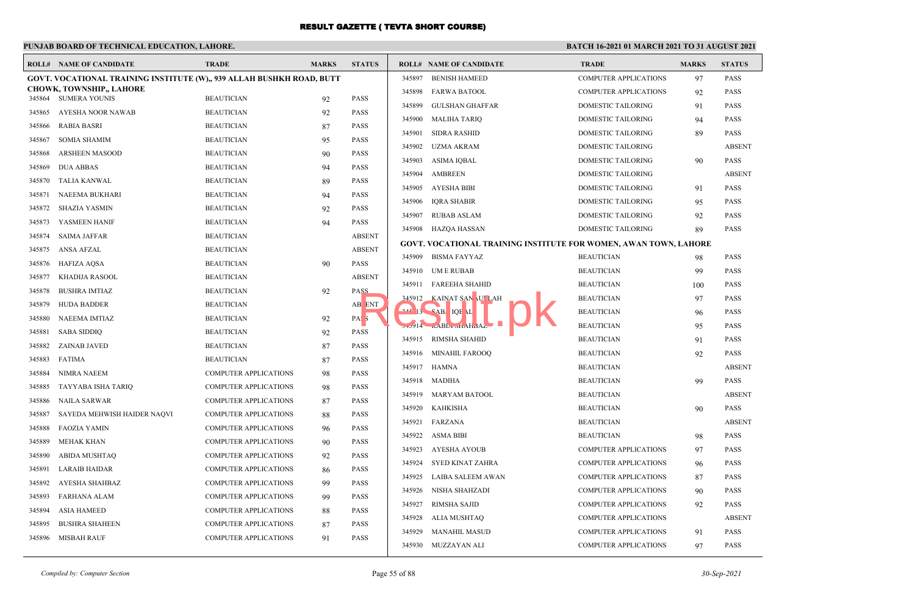# RESULT GAZETTE ( TEVTA SHORT COURSE)

**PUNJAB BOARD OF TECHNICAL EDUCATION, LAHORE.**

**BATCH 16-2021 01 MARCH 2021 TO 31 AUGUST 2021**

**GOVT. VOCATIONAL TRAINING INSTITUTE (W),, 939 ALLAH BUSHKH ROAD, BUTT CHOWK, TOWNSHIP,, LAHORE**

| ROLL# | NAME OF CANDIDATE | TRADE | MARKS | STATUS |
|---|---|---|---|---|
| 345864 | SUMERA YOUNIS | BEAUTICIAN | 92 | PASS |
| 345865 | AYESHA NOOR NAWAB | BEAUTICIAN | 92 | PASS |
| 345866 | RABIA BASRI | BEAUTICIAN | 87 | PASS |
| 345867 | SOMIA SHAMIM | BEAUTICIAN | 95 | PASS |
| 345868 | ARSHEEN MASOOD | BEAUTICIAN | 90 | PASS |
| 345869 | DUA ABBAS | BEAUTICIAN | 94 | PASS |
| 345870 | TALIA KANWAL | BEAUTICIAN | 89 | PASS |
| 345871 | NAEEMA BUKHARI | BEAUTICIAN | 94 | PASS |
| 345872 | SHAZIA YASMIN | BEAUTICIAN | 92 | PASS |
| 345873 | YASMEEN HANIF | BEAUTICIAN | 94 | PASS |
| 345874 | SAIMA JAFFAR | BEAUTICIAN | | ABSENT |
| 345875 | ANSA AFZAL | BEAUTICIAN | | ABSENT |
| 345876 | HAFIZA AQSA | BEAUTICIAN | 90 | PASS |
| 345877 | KHADIJA RASOOL | BEAUTICIAN | | ABSENT |
| 345878 | BUSHRA IMTIAZ | BEAUTICIAN | 92 | PASS |
| 345879 | HUDA BADDER | BEAUTICIAN | | ABSENT |
| 345880 | NAEEMA IMTIAZ | BEAUTICIAN | 92 | PASS |
| 345881 | SABA SIDDIQ | BEAUTICIAN | 92 | PASS |
| 345882 | ZAINAB JAVED | BEAUTICIAN | 87 | PASS |
| 345883 | FATIMA | BEAUTICIAN | 87 | PASS |
| 345884 | NIMRA NAEEM | COMPUTER APPLICATIONS | 98 | PASS |
| 345885 | TAYYABA ISHA TARIQ | COMPUTER APPLICATIONS | 98 | PASS |
| 345886 | NAILA SARWAR | COMPUTER APPLICATIONS | 87 | PASS |
| 345887 | SAYEDA MEHWISH HAIDER NAQVI | COMPUTER APPLICATIONS | 88 | PASS |
| 345888 | FAOZIA YAMIN | COMPUTER APPLICATIONS | 96 | PASS |
| 345889 | MEHAK KHAN | COMPUTER APPLICATIONS | 90 | PASS |
| 345890 | ABIDA MUSHTAQ | COMPUTER APPLICATIONS | 92 | PASS |
| 345891 | LARAIB HAIDAR | COMPUTER APPLICATIONS | 86 | PASS |
| 345892 | AYESHA SHAHBAZ | COMPUTER APPLICATIONS | 99 | PASS |
| 345893 | FARHANA ALAM | COMPUTER APPLICATIONS | 99 | PASS |
| 345894 | ASIA HAMEED | COMPUTER APPLICATIONS | 88 | PASS |
| 345895 | BUSHRA SHAHEEN | COMPUTER APPLICATIONS | 87 | PASS |
| 345896 | MISBAH RAUF | COMPUTER APPLICATIONS | 91 | PASS |
| 345897 | BENISH HAMEED | COMPUTER APPLICATIONS | 97 | PASS |
| 345898 | FARWA BATOOL | COMPUTER APPLICATIONS | 92 | PASS |
| 345899 | GULSHAN GHAFFAR | DOMESTIC TAILORING | 91 | PASS |
| 345900 | MALIHA TARIQ | DOMESTIC TAILORING | 94 | PASS |
| 345901 | SIDRA RASHID | DOMESTIC TAILORING | 89 | PASS |
| 345902 | UZMA AKRAM | DOMESTIC TAILORING | | ABSENT |
| 345903 | ASIMA IQBAL | DOMESTIC TAILORING | 90 | PASS |
| 345904 | AMBREEN | DOMESTIC TAILORING | | ABSENT |
| 345905 | AYESHA BIBI | DOMESTIC TAILORING | 91 | PASS |
| 345906 | IQRA SHABIR | DOMESTIC TAILORING | 95 | PASS |
| 345907 | RUBAB ASLAM | DOMESTIC TAILORING | 92 | PASS |
| 345908 | HAZQA HASSAN | DOMESTIC TAILORING | 89 | PASS |

**GOVT. VOCATIONAL TRAINING INSTITUTE FOR WOMEN, AWAN TOWN, LAHORE**

| ROLL# | NAME OF CANDIDATE | TRADE | MARKS | STATUS |
|---|---|---|---|---|
| 345909 | BISMA FAYYAZ | BEAUTICIAN | 98 | PASS |
| 345910 | UM E RUBAB | BEAUTICIAN | 99 | PASS |
| 345911 | FAREEHA SHAHID | BEAUTICIAN | 100 | PASS |
| 345912 | KAINAT SANAULLAH | BEAUTICIAN | 97 | PASS |
| 345913 | SABA IQBAL | BEAUTICIAN | 96 | PASS |
| 345914 | RABIA SHAHBAZ | BEAUTICIAN | 95 | PASS |
| 345915 | RIMSHA SHAHID | BEAUTICIAN | 91 | PASS |
| 345916 | MINAHIL FAROOQ | BEAUTICIAN | 92 | PASS |
| 345917 | HAMNA | BEAUTICIAN | | ABSENT |
| 345918 | MADIHA | BEAUTICIAN | 99 | PASS |
| 345919 | MARYAM BATOOL | BEAUTICIAN | | ABSENT |
| 345920 | KAHKISHA | BEAUTICIAN | 90 | PASS |
| 345921 | FARZANA | BEAUTICIAN | | ABSENT |
| 345922 | ASMA BIBI | BEAUTICIAN | 98 | PASS |
| 345923 | AYESHA AYOUB | COMPUTER APPLICATIONS | 97 | PASS |
| 345924 | SYED KINAT ZAHRA | COMPUTER APPLICATIONS | 96 | PASS |
| 345925 | LAIBA SALEEM AWAN | COMPUTER APPLICATIONS | 87 | PASS |
| 345926 | NISHA SHAHZADI | COMPUTER APPLICATIONS | 90 | PASS |
| 345927 | RIMSHA SAJID | COMPUTER APPLICATIONS | 92 | PASS |
| 345928 | ALIA MUSHTAQ | COMPUTER APPLICATIONS | | ABSENT |
| 345929 | MANAHIL MASUD | COMPUTER APPLICATIONS | 91 | PASS |
| 345930 | MUZZAYAN ALI | COMPUTER APPLICATIONS | 97 | PASS |

*Compiled by: Computer Section* *30-Sep-2021*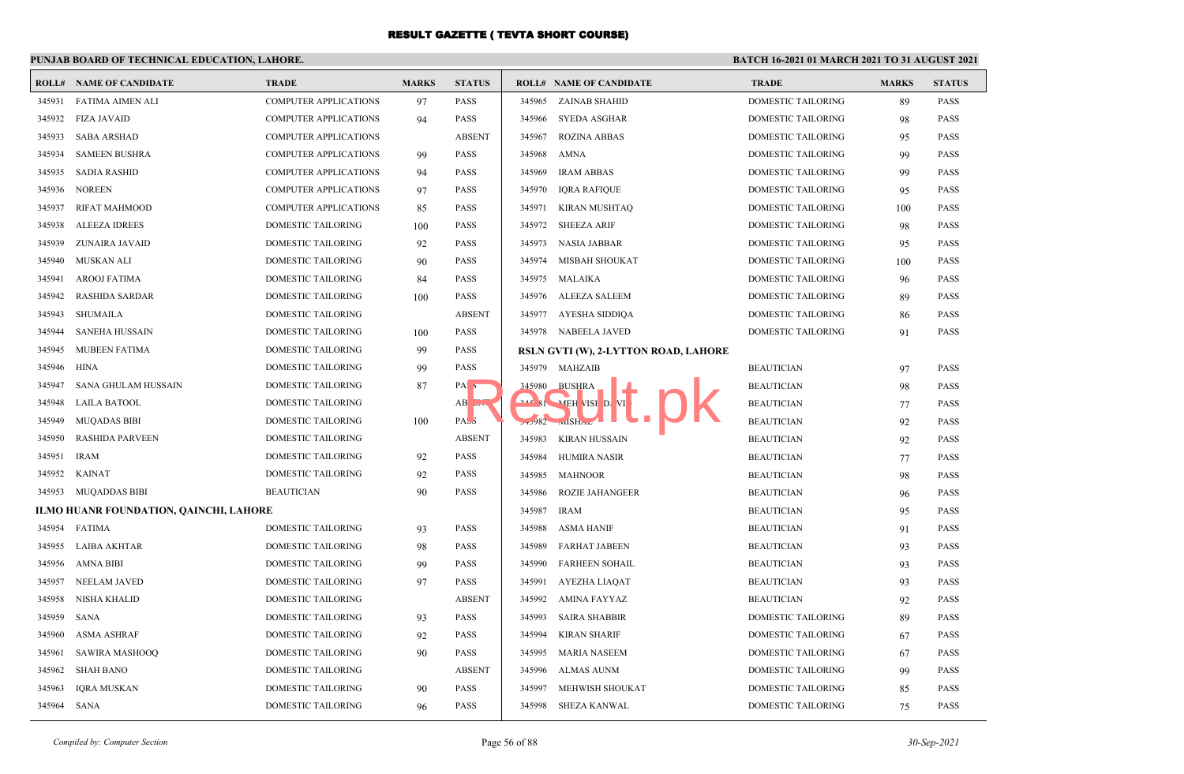# RESULT GAZETTE ( TEVTA SHORT COURSE)

**PUNJAB BOARD OF TECHNICAL EDUCATION, LAHORE.**

**BATCH 16-2021 01 MARCH 2021 TO 31 AUGUST 2021**

| ROLL# | NAME OF CANDIDATE | TRADE | MARKS | STATUS |
|---|---|---|---|---|
| 345931 | FATIMA AIMEN ALI | COMPUTER APPLICATIONS | 97 | PASS |
| 345932 | FIZA JAVAID | COMPUTER APPLICATIONS | 94 | PASS |
| 345933 | SABA ARSHAD | COMPUTER APPLICATIONS | | ABSENT |
| 345934 | SAMEEN BUSHRA | COMPUTER APPLICATIONS | 99 | PASS |
| 345935 | SADIA RASHID | COMPUTER APPLICATIONS | 94 | PASS |
| 345936 | NOREEN | COMPUTER APPLICATIONS | 97 | PASS |
| 345937 | RIFAT MAHMOOD | COMPUTER APPLICATIONS | 85 | PASS |
| 345938 | ALEEZA IDREES | DOMESTIC TAILORING | 100 | PASS |
| 345939 | ZUNAIRA JAVAID | DOMESTIC TAILORING | 92 | PASS |
| 345940 | MUSKAN ALI | DOMESTIC TAILORING | 90 | PASS |
| 345941 | AROOJ FATIMA | DOMESTIC TAILORING | 84 | PASS |
| 345942 | RASHIDA SARDAR | DOMESTIC TAILORING | 100 | PASS |
| 345943 | SHUMAILA | DOMESTIC TAILORING | | ABSENT |
| 345944 | SANEHA HUSSAIN | DOMESTIC TAILORING | 100 | PASS |
| 345945 | MUBEEN FATIMA | DOMESTIC TAILORING | 99 | PASS |
| 345946 | HINA | DOMESTIC TAILORING | 99 | PASS |
| 345947 | SANA GHULAM HUSSAIN | DOMESTIC TAILORING | 87 | PASS |
| 345948 | LAILA BATOOL | DOMESTIC TAILORING | | ABSENT |
| 345949 | MUQADAS BIBI | DOMESTIC TAILORING | 100 | PASS |
| 345950 | RASHIDA PARVEEN | DOMESTIC TAILORING | | ABSENT |
| 345951 | IRAM | DOMESTIC TAILORING | 92 | PASS |
| 345952 | KAINAT | DOMESTIC TAILORING | 92 | PASS |
| 345953 | MUQADDAS BIBI | BEAUTICIAN | 90 | PASS |
| **ILMO HUANR FOUNDATION, QAINCHI, LAHORE** | | | | |
| 345954 | FATIMA | DOMESTIC TAILORING | 93 | PASS |
| 345955 | LAIBA AKHTAR | DOMESTIC TAILORING | 98 | PASS |
| 345956 | AMNA BIBI | DOMESTIC TAILORING | 99 | PASS |
| 345957 | NEELAM JAVED | DOMESTIC TAILORING | 97 | PASS |
| 345958 | NISHA KHALID | DOMESTIC TAILORING | | ABSENT |
| 345959 | SANA | DOMESTIC TAILORING | 93 | PASS |
| 345960 | ASMA ASHRAF | DOMESTIC TAILORING | 92 | PASS |
| 345961 | SAWIRA MASHOOQ | DOMESTIC TAILORING | 90 | PASS |
| 345962 | SHAH BANO | DOMESTIC TAILORING | | ABSENT |
| 345963 | IQRA MUSKAN | DOMESTIC TAILORING | 90 | PASS |
| 345964 | SANA | DOMESTIC TAILORING | 96 | PASS |
| 345965 | ZAINAB SHAHID | DOMESTIC TAILORING | 89 | PASS |
| 345966 | SYEDA ASGHAR | DOMESTIC TAILORING | 98 | PASS |
| 345967 | ROZINA ABBAS | DOMESTIC TAILORING | 95 | PASS |
| 345968 | AMNA | DOMESTIC TAILORING | 99 | PASS |
| 345969 | IRAM ABBAS | DOMESTIC TAILORING | 99 | PASS |
| 345970 | IQRA RAFIQUE | DOMESTIC TAILORING | 95 | PASS |
| 345971 | KIRAN MUSHTAQ | DOMESTIC TAILORING | 100 | PASS |
| 345972 | SHEEZA ARIF | DOMESTIC TAILORING | 98 | PASS |
| 345973 | NASIA JABBAR | DOMESTIC TAILORING | 95 | PASS |
| 345974 | MISBAH SHOUKAT | DOMESTIC TAILORING | 100 | PASS |
| 345975 | MALAIKA | DOMESTIC TAILORING | 96 | PASS |
| 345976 | ALEEZA SALEEM | DOMESTIC TAILORING | 89 | PASS |
| 345977 | AYESHA SIDDIQA | DOMESTIC TAILORING | 86 | PASS |
| 345978 | NABEELA JAVED | DOMESTIC TAILORING | 91 | PASS |
| **RSLN GVTI (W), 2-LYTTON ROAD, LAHORE** | | | | |
| 345979 | MAHZAIB | BEAUTICIAN | 97 | PASS |
| 345980 | BUSHRA | BEAUTICIAN | 98 | PASS |
| 345981 | MEHWISH DAVID | BEAUTICIAN | 77 | PASS |
| 345982 | MISHAL | BEAUTICIAN | 92 | PASS |
| 345983 | KIRAN HUSSAIN | BEAUTICIAN | 92 | PASS |
| 345984 | HUMIRA NASIR | BEAUTICIAN | 77 | PASS |
| 345985 | MAHNOOR | BEAUTICIAN | 98 | PASS |
| 345986 | ROZIE JAHANGEER | BEAUTICIAN | 96 | PASS |
| 345987 | IRAM | BEAUTICIAN | 95 | PASS |
| 345988 | ASMA HANIF | BEAUTICIAN | 91 | PASS |
| 345989 | FARHAT JABEEN | BEAUTICIAN | 93 | PASS |
| 345990 | FARHEEN SOHAIL | BEAUTICIAN | 93 | PASS |
| 345991 | AYEZHA LIAQAT | BEAUTICIAN | 93 | PASS |
| 345992 | AMINA FAYYAZ | BEAUTICIAN | 92 | PASS |
| 345993 | SAIRA SHABBIR | DOMESTIC TAILORING | 89 | PASS |
| 345994 | KIRAN SHARIF | DOMESTIC TAILORING | 67 | PASS |
| 345995 | MARIA NASEEM | DOMESTIC TAILORING | 67 | PASS |
| 345996 | ALMAS AUNM | DOMESTIC TAILORING | 99 | PASS |
| 345997 | MEHWISH SHOUKAT | DOMESTIC TAILORING | 85 | PASS |
| 345998 | SHEZA KANWAL | DOMESTIC TAILORING | 75 | PASS |

*Compiled by: Computer Section*

*30-Sep-2021*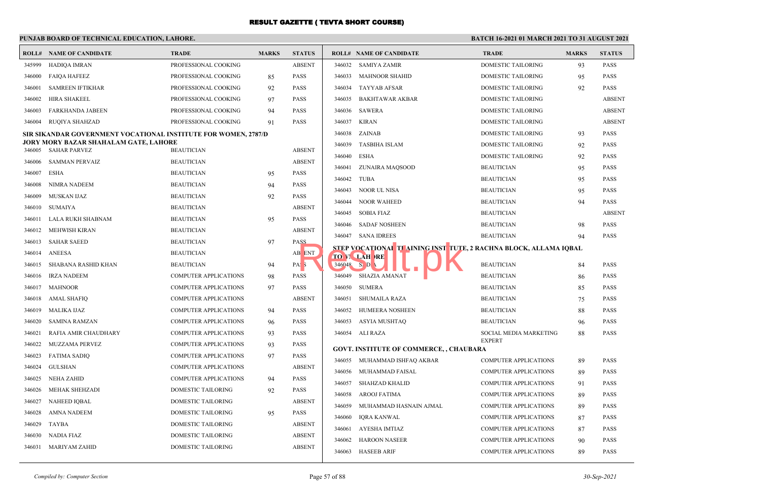# RESULT GAZETTE ( TEVTA SHORT COURSE)

**PUNJAB BOARD OF TECHNICAL EDUCATION, LAHORE.**

**BATCH 16-2021 01 MARCH 2021 TO 31 AUGUST 2021**

| ROLL# | NAME OF CANDIDATE | TRADE | MARKS | STATUS |
|---|---|---|---|---|
| 345999 | HADIQA IMRAN | PROFESSIONAL COOKING | | ABSENT |
| 346000 | FAIQA HAFEEZ | PROFESSIONAL COOKING | 85 | PASS |
| 346001 | SAMREEN IFTIKHAR | PROFESSIONAL COOKING | 92 | PASS |
| 346002 | HIRA SHAKEEL | PROFESSIONAL COOKING | 97 | PASS |
| 346003 | FARKHANDA JABEEN | PROFESSIONAL COOKING | 94 | PASS |
| 346004 | RUQIYA SHAHZAD | PROFESSIONAL COOKING | 91 | PASS |

**SIR SIKANDAR GOVERNMENT VOCATIONAL INSTITUTE FOR WOMEN, 2787/D JORY MORY BAZAR SHAHALAM GATE, LAHORE**

| ROLL# | NAME OF CANDIDATE | TRADE | MARKS | STATUS |
|---|---|---|---|---|
| 346005 | SAHAR PARVEZ | BEAUTICIAN | | ABSENT |
| 346006 | SAMMAN PERVAIZ | BEAUTICIAN | | ABSENT |
| 346007 | ESHA | BEAUTICIAN | 95 | PASS |
| 346008 | NIMRA NADEEM | BEAUTICIAN | 94 | PASS |
| 346009 | MUSKAN IJAZ | BEAUTICIAN | 92 | PASS |
| 346010 | SUMAIYA | BEAUTICIAN | | ABSENT |
| 346011 | LALA RUKH SHABNAM | BEAUTICIAN | 95 | PASS |
| 346012 | MEHWISH KIRAN | BEAUTICIAN | | ABSENT |
| 346013 | SAHAR SAEED | BEAUTICIAN | 97 | PASS |
| 346014 | ANEESA | BEAUTICIAN | | ABSENT |
| 346015 | SHABANA RASHID KHAN | BEAUTICIAN | 94 | PASS |
| 346016 | IRZA NADEEM | COMPUTER APPLICATIONS | 98 | PASS |
| 346017 | MAHNOOR | COMPUTER APPLICATIONS | 97 | PASS |
| 346018 | AMAL SHAFIQ | COMPUTER APPLICATIONS | | ABSENT |
| 346019 | MALIKA IJAZ | COMPUTER APPLICATIONS | 94 | PASS |
| 346020 | SAMINA RAMZAN | COMPUTER APPLICATIONS | 96 | PASS |
| 346021 | RAFIA AMIR CHAUDHARY | COMPUTER APPLICATIONS | 93 | PASS |
| 346022 | MUZZAMA PERVEZ | COMPUTER APPLICATIONS | 93 | PASS |
| 346023 | FATIMA SADIQ | COMPUTER APPLICATIONS | 97 | PASS |
| 346024 | GULSHAN | COMPUTER APPLICATIONS | | ABSENT |
| 346025 | NEHA ZAHID | COMPUTER APPLICATIONS | 94 | PASS |
| 346026 | MEHAK SHEHZADI | DOMESTIC TAILORING | 92 | PASS |
| 346027 | NAHEED IQBAL | DOMESTIC TAILORING | | ABSENT |
| 346028 | AMNA NADEEM | DOMESTIC TAILORING | 95 | PASS |
| 346029 | TAYBA | DOMESTIC TAILORING | | ABSENT |
| 346030 | NADIA FIAZ | DOMESTIC TAILORING | | ABSENT |
| 346031 | MARIYAM ZAHID | DOMESTIC TAILORING | | ABSENT |
| 346032 | SAMIYA ZAMIR | DOMESTIC TAILORING | 93 | PASS |
| 346033 | MAHNOOR SHAHID | DOMESTIC TAILORING | 95 | PASS |
| 346034 | TAYYAB AFSAR | DOMESTIC TAILORING | 92 | PASS |
| 346035 | BAKHTAWAR AKBAR | DOMESTIC TAILORING | | ABSENT |
| 346036 | SAWERA | DOMESTIC TAILORING | | ABSENT |
| 346037 | KIRAN | DOMESTIC TAILORING | | ABSENT |
| 346038 | ZAINAB | DOMESTIC TAILORING | 93 | PASS |
| 346039 | TASBIHA ISLAM | DOMESTIC TAILORING | 92 | PASS |
| 346040 | ESHA | DOMESTIC TAILORING | 92 | PASS |
| 346041 | ZUNAIRA MAQSOOD | BEAUTICIAN | 95 | PASS |
| 346042 | TUBA | BEAUTICIAN | 95 | PASS |
| 346043 | NOOR UL NISA | BEAUTICIAN | 95 | PASS |
| 346044 | NOOR WAHEED | BEAUTICIAN | 94 | PASS |
| 346045 | SOBIA FIAZ | BEAUTICIAN | | ABSENT |
| 346046 | SADAF NOSHEEN | BEAUTICIAN | 98 | PASS |
| 346047 | SANA IDREES | BEAUTICIAN | 94 | PASS |

**STEP VOCATIONAL TRAINING INSTITUTE, 2 RACHNA BLOCK, ALLAMA IQBAL TOWN LAHORE**

| ROLL# | NAME OF CANDIDATE | TRADE | MARKS | STATUS |
|---|---|---|---|---|
| 346048 | SADIA | BEAUTICIAN | 84 | PASS |
| 346049 | SHAZIA AMANAT | BEAUTICIAN | 86 | PASS |
| 346050 | SUMERA | BEAUTICIAN | 85 | PASS |
| 346051 | SHUMAILA RAZA | BEAUTICIAN | 75 | PASS |
| 346052 | HUMEERA NOSHEEN | BEAUTICIAN | 88 | PASS |
| 346053 | ASYIA MUSHTAQ | BEAUTICIAN | 96 | PASS |
| 346054 | ALI RAZA | SOCIAL MEDIA MARKETING EXPERT | 88 | PASS |

**GOVT. INSTITUTE OF COMMERCE, , CHAUBARA**

| ROLL# | NAME OF CANDIDATE | TRADE | MARKS | STATUS |
|---|---|---|---|---|
| 346055 | MUHAMMAD ISHFAQ AKBAR | COMPUTER APPLICATIONS | 89 | PASS |
| 346056 | MUHAMMAD FAISAL | COMPUTER APPLICATIONS | 89 | PASS |
| 346057 | SHAHZAD KHALID | COMPUTER APPLICATIONS | 91 | PASS |
| 346058 | AROOJ FATIMA | COMPUTER APPLICATIONS | 89 | PASS |
| 346059 | MUHAMMAD HASNAIN AJMAL | COMPUTER APPLICATIONS | 89 | PASS |
| 346060 | IQRA KANWAL | COMPUTER APPLICATIONS | 87 | PASS |
| 346061 | AYESHA IMTIAZ | COMPUTER APPLICATIONS | 87 | PASS |
| 346062 | HAROON NASEER | COMPUTER APPLICATIONS | 90 | PASS |
| 346063 | HASEEB ARIF | COMPUTER APPLICATIONS | 89 | PASS |

*Compiled by: Computer Section*

*30-Sep-2021*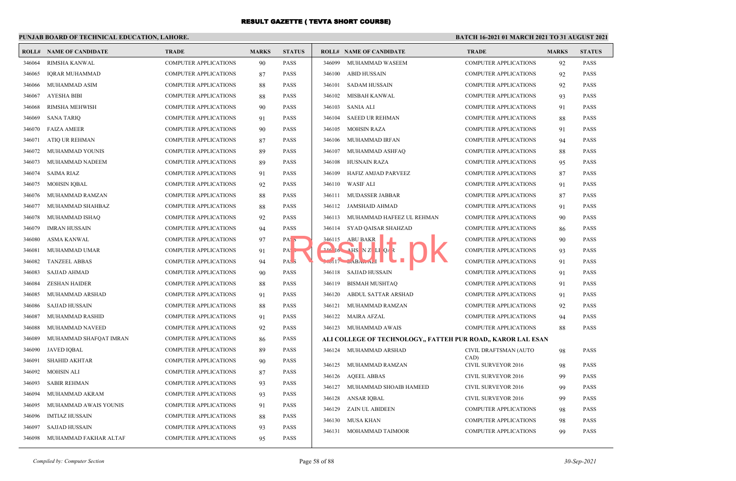# RESULT GAZETTE ( TEVTA SHORT COURSE)

**PUNJAB BOARD OF TECHNICAL EDUCATION, LAHORE.** **BATCH 16-2021 01 MARCH 2021 TO 31 AUGUST 2021**

| ROLL# | NAME OF CANDIDATE | TRADE | MARKS | STATUS |
|---|---|---|---|---|
| 346064 | RIMSHA KANWAL | COMPUTER APPLICATIONS | 90 | PASS |
| 346065 | IQRAR MUHAMMAD | COMPUTER APPLICATIONS | 87 | PASS |
| 346066 | MUHAMMAD ASIM | COMPUTER APPLICATIONS | 88 | PASS |
| 346067 | AYESHA BIBI | COMPUTER APPLICATIONS | 88 | PASS |
| 346068 | RIMSHA MEHWISH | COMPUTER APPLICATIONS | 90 | PASS |
| 346069 | SANA TARIQ | COMPUTER APPLICATIONS | 91 | PASS |
| 346070 | FAIZA AMEER | COMPUTER APPLICATIONS | 90 | PASS |
| 346071 | ATIQ UR REHMAN | COMPUTER APPLICATIONS | 87 | PASS |
| 346072 | MUHAMMAD YOUNIS | COMPUTER APPLICATIONS | 89 | PASS |
| 346073 | MUHAMMAD NADEEM | COMPUTER APPLICATIONS | 89 | PASS |
| 346074 | SAIMA RIAZ | COMPUTER APPLICATIONS | 91 | PASS |
| 346075 | MOHSIN IQBAL | COMPUTER APPLICATIONS | 92 | PASS |
| 346076 | MUHAMMAD RAMZAN | COMPUTER APPLICATIONS | 88 | PASS |
| 346077 | MUHAMMAD SHAHBAZ | COMPUTER APPLICATIONS | 88 | PASS |
| 346078 | MUHAMMAD ISHAQ | COMPUTER APPLICATIONS | 92 | PASS |
| 346079 | IMRAN HUSSAIN | COMPUTER APPLICATIONS | 94 | PASS |
| 346080 | ASMA KANWAL | COMPUTER APPLICATIONS | 97 | PASS |
| 346081 | MUHAMMAD UMAR | COMPUTER APPLICATIONS | 91 | PASS |
| 346082 | TANZEEL ABBAS | COMPUTER APPLICATIONS | 94 | PASS |
| 346083 | SAJJAD AHMAD | COMPUTER APPLICATIONS | 90 | PASS |
| 346084 | ZESHAN HAIDER | COMPUTER APPLICATIONS | 88 | PASS |
| 346085 | MUHAMMAD ARSHAD | COMPUTER APPLICATIONS | 91 | PASS |
| 346086 | SAJJAD HUSSAIN | COMPUTER APPLICATIONS | 88 | PASS |
| 346087 | MUHAMMAD RASHID | COMPUTER APPLICATIONS | 91 | PASS |
| 346088 | MUHAMMAD NAVEED | COMPUTER APPLICATIONS | 92 | PASS |
| 346089 | MUHAMMAD SHAFQAT IMRAN | COMPUTER APPLICATIONS | 86 | PASS |
| 346090 | JAVED IQBAL | COMPUTER APPLICATIONS | 89 | PASS |
| 346091 | SHAHID AKHTAR | COMPUTER APPLICATIONS | 90 | PASS |
| 346092 | MOHSIN ALI | COMPUTER APPLICATIONS | 87 | PASS |
| 346093 | SABIR REHMAN | COMPUTER APPLICATIONS | 93 | PASS |
| 346094 | MUHAMMAD AKRAM | COMPUTER APPLICATIONS | 93 | PASS |
| 346095 | MUHAMMAD AWAIS YOUNIS | COMPUTER APPLICATIONS | 91 | PASS |
| 346096 | IMTIAZ HUSSAIN | COMPUTER APPLICATIONS | 88 | PASS |
| 346097 | SAJJAD HUSSAIN | COMPUTER APPLICATIONS | 93 | PASS |
| 346098 | MUHAMMAD FAKHAR ALTAF | COMPUTER APPLICATIONS | 95 | PASS |
| 346099 | MUHAMMAD WASEEM | COMPUTER APPLICATIONS | 92 | PASS |
| 346100 | ABID HUSSAIN | COMPUTER APPLICATIONS | 92 | PASS |
| 346101 | SADAM HUSSAIN | COMPUTER APPLICATIONS | 92 | PASS |
| 346102 | MISBAH KANWAL | COMPUTER APPLICATIONS | 93 | PASS |
| 346103 | SANIA ALI | COMPUTER APPLICATIONS | 91 | PASS |
| 346104 | SAEED UR REHMAN | COMPUTER APPLICATIONS | 88 | PASS |
| 346105 | MOHSIN RAZA | COMPUTER APPLICATIONS | 91 | PASS |
| 346106 | MUHAMMAD IRFAN | COMPUTER APPLICATIONS | 94 | PASS |
| 346107 | MUHAMMAD ASHFAQ | COMPUTER APPLICATIONS | 88 | PASS |
| 346108 | HUSNAIN RAZA | COMPUTER APPLICATIONS | 95 | PASS |
| 346109 | HAFIZ AMJAD PARVEEZ | COMPUTER APPLICATIONS | 87 | PASS |
| 346110 | WASIF ALI | COMPUTER APPLICATIONS | 91 | PASS |
| 346111 | MUDASSER JABBAR | COMPUTER APPLICATIONS | 87 | PASS |
| 346112 | JAMSHAID AHMAD | COMPUTER APPLICATIONS | 91 | PASS |
| 346113 | MUHAMMAD HAFEEZ UL REHMAN | COMPUTER APPLICATIONS | 90 | PASS |
| 346114 | SYAD QAISAR SHAHZAD | COMPUTER APPLICATIONS | 86 | PASS |
| 346115 | ABU BAKR | COMPUTER APPLICATIONS | 90 | PASS |
| 346116 | AHSAN ZULFIQAR | COMPUTER APPLICATIONS | 93 | PASS |
| 346117 | BABAR ALI | COMPUTER APPLICATIONS | 91 | PASS |
| 346118 | SAJJAD HUSSAIN | COMPUTER APPLICATIONS | 91 | PASS |
| 346119 | BISMAH MUSHTAQ | COMPUTER APPLICATIONS | 91 | PASS |
| 346120 | ABDUL SATTAR ARSHAD | COMPUTER APPLICATIONS | 91 | PASS |
| 346121 | MUHAMMAD RAMZAN | COMPUTER APPLICATIONS | 92 | PASS |
| 346122 | MAIRA AFZAL | COMPUTER APPLICATIONS | 94 | PASS |
| 346123 | MUHAMMAD AWAIS | COMPUTER APPLICATIONS | 88 | PASS |

**ALI COLLEGE OF TECHNOLOGY,, FATTEH PUR ROAD,, KAROR LAL ESAN**

| ROLL# | NAME OF CANDIDATE | TRADE | MARKS | STATUS |
|---|---|---|---|---|
| 346124 | MUHAMMAD ARSHAD | CIVIL DRAFTSMAN (AUTO CAD) | 98 | PASS |
| 346125 | MUHAMMAD RAMZAN | CIVIL SURVEYOR 2016 | 98 | PASS |
| 346126 | AQEEL ABBAS | CIVIL SURVEYOR 2016 | 99 | PASS |
| 346127 | MUHAMMAD SHOAIB HAMEED | CIVIL SURVEYOR 2016 | 99 | PASS |
| 346128 | ANSAR IQBAL | CIVIL SURVEYOR 2016 | 99 | PASS |
| 346129 | ZAIN UL ABIDEEN | COMPUTER APPLICATIONS | 98 | PASS |
| 346130 | MUSA KHAN | COMPUTER APPLICATIONS | 98 | PASS |
| 346131 | MOHAMMAD TAIMOOR | COMPUTER APPLICATIONS | 99 | PASS |

*Compiled by: Computer Section* *30-Sep-2021*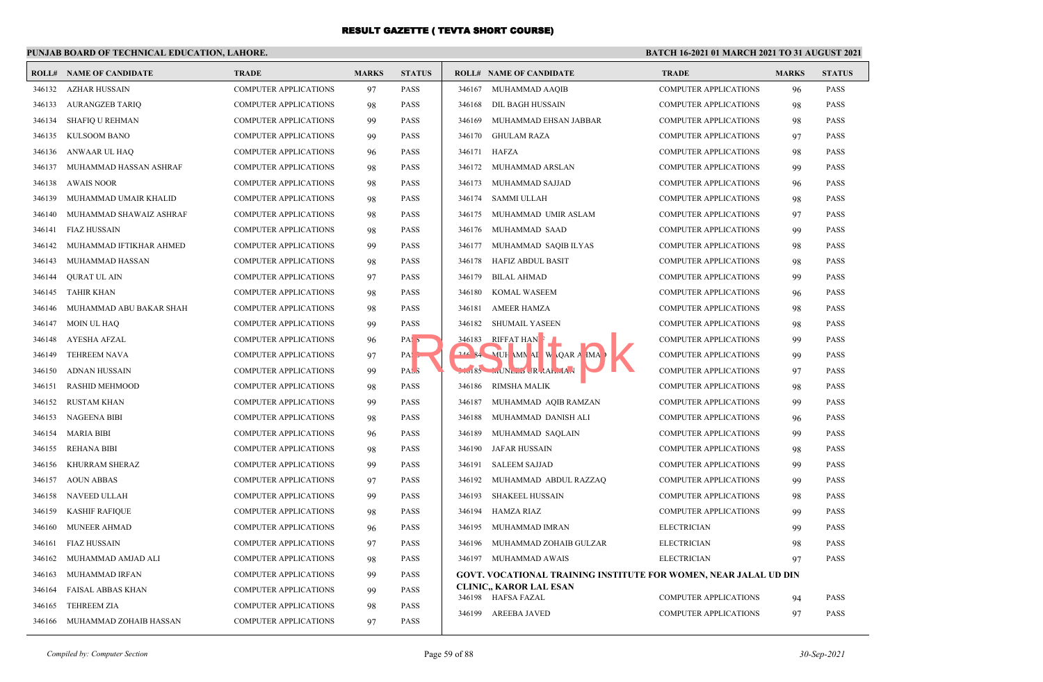# RESULT GAZETTE ( TEVTA SHORT COURSE)

**PUNJAB BOARD OF TECHNICAL EDUCATION, LAHORE.**

**BATCH 16-2021 01 MARCH 2021 TO 31 AUGUST 2021**

| ROLL# | NAME OF CANDIDATE | TRADE | MARKS | STATUS |
|---|---|---|---|---|
| 346132 | AZHAR HUSSAIN | COMPUTER APPLICATIONS | 97 | PASS |
| 346133 | AURANGZEB TARIQ | COMPUTER APPLICATIONS | 98 | PASS |
| 346134 | SHAFIQ U REHMAN | COMPUTER APPLICATIONS | 99 | PASS |
| 346135 | KULSOOM BANO | COMPUTER APPLICATIONS | 99 | PASS |
| 346136 | ANWAAR UL HAQ | COMPUTER APPLICATIONS | 96 | PASS |
| 346137 | MUHAMMAD HASSAN ASHRAF | COMPUTER APPLICATIONS | 98 | PASS |
| 346138 | AWAIS NOOR | COMPUTER APPLICATIONS | 98 | PASS |
| 346139 | MUHAMMAD UMAIR KHALID | COMPUTER APPLICATIONS | 98 | PASS |
| 346140 | MUHAMMAD SHAWAIZ ASHRAF | COMPUTER APPLICATIONS | 98 | PASS |
| 346141 | FIAZ HUSSAIN | COMPUTER APPLICATIONS | 98 | PASS |
| 346142 | MUHAMMAD IFTIKHAR AHMED | COMPUTER APPLICATIONS | 99 | PASS |
| 346143 | MUHAMMAD HASSAN | COMPUTER APPLICATIONS | 98 | PASS |
| 346144 | QURAT UL AIN | COMPUTER APPLICATIONS | 97 | PASS |
| 346145 | TAHIR KHAN | COMPUTER APPLICATIONS | 98 | PASS |
| 346146 | MUHAMMAD ABU BAKAR SHAH | COMPUTER APPLICATIONS | 98 | PASS |
| 346147 | MOIN UL HAQ | COMPUTER APPLICATIONS | 99 | PASS |
| 346148 | AYESHA AFZAL | COMPUTER APPLICATIONS | 96 | PASS |
| 346149 | TEHREEM NAVA | COMPUTER APPLICATIONS | 97 | PASS |
| 346150 | ADNAN HUSSAIN | COMPUTER APPLICATIONS | 99 | PASS |
| 346151 | RASHID MEHMOOD | COMPUTER APPLICATIONS | 98 | PASS |
| 346152 | RUSTAM KHAN | COMPUTER APPLICATIONS | 99 | PASS |
| 346153 | NAGEENA BIBI | COMPUTER APPLICATIONS | 98 | PASS |
| 346154 | MARIA BIBI | COMPUTER APPLICATIONS | 96 | PASS |
| 346155 | REHANA BIBI | COMPUTER APPLICATIONS | 98 | PASS |
| 346156 | KHURRAM SHERAZ | COMPUTER APPLICATIONS | 99 | PASS |
| 346157 | AOUN ABBAS | COMPUTER APPLICATIONS | 97 | PASS |
| 346158 | NAVEED ULLAH | COMPUTER APPLICATIONS | 99 | PASS |
| 346159 | KASHIF RAFIQUE | COMPUTER APPLICATIONS | 98 | PASS |
| 346160 | MUNEER AHMAD | COMPUTER APPLICATIONS | 96 | PASS |
| 346161 | FIAZ HUSSAIN | COMPUTER APPLICATIONS | 97 | PASS |
| 346162 | MUHAMMAD AMJAD ALI | COMPUTER APPLICATIONS | 98 | PASS |
| 346163 | MUHAMMAD IRFAN | COMPUTER APPLICATIONS | 99 | PASS |
| 346164 | FAISAL ABBAS KHAN | COMPUTER APPLICATIONS | 99 | PASS |
| 346165 | TEHREEM ZIA | COMPUTER APPLICATIONS | 98 | PASS |
| 346166 | MUHAMMAD ZOHAIB HASSAN | COMPUTER APPLICATIONS | 97 | PASS |
| 346167 | MUHAMMAD AAQIB | COMPUTER APPLICATIONS | 96 | PASS |
| 346168 | DIL BAGH HUSSAIN | COMPUTER APPLICATIONS | 98 | PASS |
| 346169 | MUHAMMAD EHSAN JABBAR | COMPUTER APPLICATIONS | 98 | PASS |
| 346170 | GHULAM RAZA | COMPUTER APPLICATIONS | 97 | PASS |
| 346171 | HAFZA | COMPUTER APPLICATIONS | 98 | PASS |
| 346172 | MUHAMMAD ARSLAN | COMPUTER APPLICATIONS | 99 | PASS |
| 346173 | MUHAMMAD SAJJAD | COMPUTER APPLICATIONS | 96 | PASS |
| 346174 | SAMMI ULLAH | COMPUTER APPLICATIONS | 98 | PASS |
| 346175 | MUHAMMAD UMIR ASLAM | COMPUTER APPLICATIONS | 97 | PASS |
| 346176 | MUHAMMAD SAAD | COMPUTER APPLICATIONS | 99 | PASS |
| 346177 | MUHAMMAD SAQIB ILYAS | COMPUTER APPLICATIONS | 98 | PASS |
| 346178 | HAFIZ ABDUL BASIT | COMPUTER APPLICATIONS | 98 | PASS |
| 346179 | BILAL AHMAD | COMPUTER APPLICATIONS | 99 | PASS |
| 346180 | KOMAL WASEEM | COMPUTER APPLICATIONS | 96 | PASS |
| 346181 | AMEER HAMZA | COMPUTER APPLICATIONS | 98 | PASS |
| 346182 | SHUMAIL YASEEN | COMPUTER APPLICATIONS | 98 | PASS |
| 346183 | RIFFAT HANIF | COMPUTER APPLICATIONS | 99 | PASS |
| 346184 | MUHAMMAD WAQAR AHMAD | COMPUTER APPLICATIONS | 99 | PASS |
| 346185 | MUNEEB UR RAHMAN | COMPUTER APPLICATIONS | 97 | PASS |
| 346186 | RIMSHA MALIK | COMPUTER APPLICATIONS | 98 | PASS |
| 346187 | MUHAMMAD AQIB RAMZAN | COMPUTER APPLICATIONS | 99 | PASS |
| 346188 | MUHAMMAD DANISH ALI | COMPUTER APPLICATIONS | 96 | PASS |
| 346189 | MUHAMMAD SAQLAIN | COMPUTER APPLICATIONS | 99 | PASS |
| 346190 | JAFAR HUSSAIN | COMPUTER APPLICATIONS | 98 | PASS |
| 346191 | SALEEM SAJJAD | COMPUTER APPLICATIONS | 99 | PASS |
| 346192 | MUHAMMAD ABDUL RAZZAQ | COMPUTER APPLICATIONS | 99 | PASS |
| 346193 | SHAKEEL HUSSAIN | COMPUTER APPLICATIONS | 98 | PASS |
| 346194 | HAMZA RIAZ | COMPUTER APPLICATIONS | 99 | PASS |
| 346195 | MUHAMMAD IMRAN | ELECTRICIAN | 99 | PASS |
| 346196 | MUHAMMAD ZOHAIB GULZAR | ELECTRICIAN | 98 | PASS |
| 346197 | MUHAMMAD AWAIS | ELECTRICIAN | 97 | PASS |

**GOVT. VOCATIONAL TRAINING INSTITUTE FOR WOMEN, NEAR JALAL UD DIN CLINIC,, KAROR LAL ESAN**

| ROLL# | NAME OF CANDIDATE | TRADE | MARKS | STATUS |
|---|---|---|---|---|
| 346198 | HAFSA FAZAL | COMPUTER APPLICATIONS | 94 | PASS |
| 346199 | AREEBA JAVED | COMPUTER APPLICATIONS | 97 | PASS |

*Compiled by: Computer Section* — 30-Sep-2021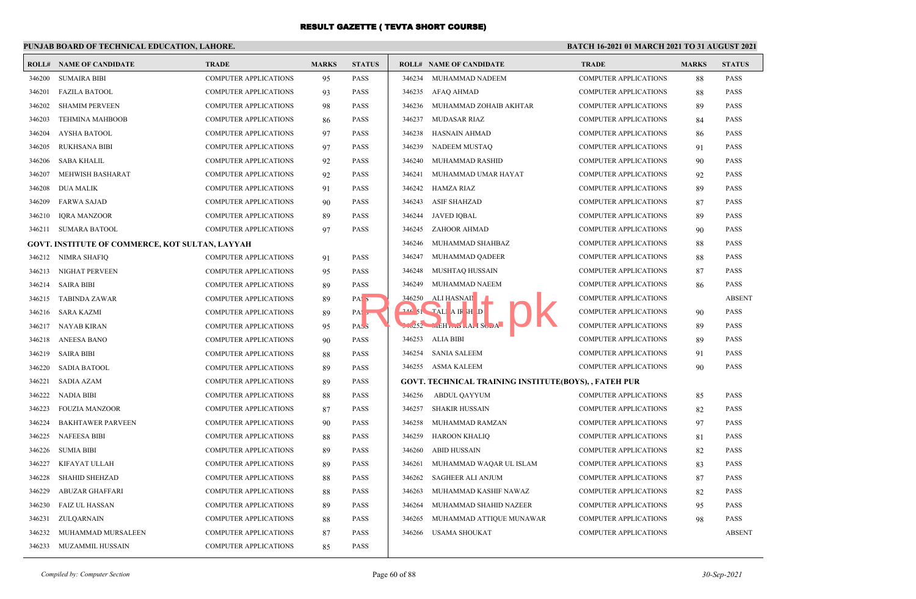# RESULT GAZETTE ( TEVTA SHORT COURSE)

**PUNJAB BOARD OF TECHNICAL EDUCATION, LAHORE.**

**BATCH 16-2021 01 MARCH 2021 TO 31 AUGUST 2021**

| ROLL# | NAME OF CANDIDATE | TRADE | MARKS | STATUS |
|---|---|---|---|---|
| 346200 | SUMAIRA BIBI | COMPUTER APPLICATIONS | 95 | PASS |
| 346201 | FAZILA BATOOL | COMPUTER APPLICATIONS | 93 | PASS |
| 346202 | SHAMIM PERVEEN | COMPUTER APPLICATIONS | 98 | PASS |
| 346203 | TEHMINA MAHBOOB | COMPUTER APPLICATIONS | 86 | PASS |
| 346204 | AYSHA BATOOL | COMPUTER APPLICATIONS | 97 | PASS |
| 346205 | RUKHSANA BIBI | COMPUTER APPLICATIONS | 97 | PASS |
| 346206 | SABA KHALIL | COMPUTER APPLICATIONS | 92 | PASS |
| 346207 | MEHWISH BASHARAT | COMPUTER APPLICATIONS | 92 | PASS |
| 346208 | DUA MALIK | COMPUTER APPLICATIONS | 91 | PASS |
| 346209 | FARWA SAJAD | COMPUTER APPLICATIONS | 90 | PASS |
| 346210 | IQRA MANZOOR | COMPUTER APPLICATIONS | 89 | PASS |
| 346211 | SUMARA BATOOL | COMPUTER APPLICATIONS | 97 | PASS |

**GOVT. INSTITUTE OF COMMERCE, KOT SULTAN, LAYYAH**

| ROLL# | NAME OF CANDIDATE | TRADE | MARKS | STATUS |
|---|---|---|---|---|
| 346212 | NIMRA SHAFIQ | COMPUTER APPLICATIONS | 91 | PASS |
| 346213 | NIGHAT PERVEEN | COMPUTER APPLICATIONS | 95 | PASS |
| 346214 | SAIRA BIBI | COMPUTER APPLICATIONS | 89 | PASS |
| 346215 | TABINDA ZAWAR | COMPUTER APPLICATIONS | 89 | PASS |
| 346216 | SARA KAZMI | COMPUTER APPLICATIONS | 89 | PASS |
| 346217 | NAYAB KIRAN | COMPUTER APPLICATIONS | 95 | PASS |
| 346218 | ANEESA BANO | COMPUTER APPLICATIONS | 90 | PASS |
| 346219 | SAIRA BIBI | COMPUTER APPLICATIONS | 88 | PASS |
| 346220 | SADIA BATOOL | COMPUTER APPLICATIONS | 89 | PASS |
| 346221 | SADIA AZAM | COMPUTER APPLICATIONS | 89 | PASS |
| 346222 | NADIA BIBI | COMPUTER APPLICATIONS | 88 | PASS |
| 346223 | FOUZIA MANZOOR | COMPUTER APPLICATIONS | 87 | PASS |
| 346224 | BAKHTAWER PARVEEN | COMPUTER APPLICATIONS | 90 | PASS |
| 346225 | NAFEESA BIBI | COMPUTER APPLICATIONS | 88 | PASS |
| 346226 | SUMIA BIBI | COMPUTER APPLICATIONS | 89 | PASS |
| 346227 | KIFAYAT ULLAH | COMPUTER APPLICATIONS | 89 | PASS |
| 346228 | SHAHID SHEHZAD | COMPUTER APPLICATIONS | 88 | PASS |
| 346229 | ABUZAR GHAFFARI | COMPUTER APPLICATIONS | 88 | PASS |
| 346230 | FAIZ UL HASSAN | COMPUTER APPLICATIONS | 89 | PASS |
| 346231 | ZULQARNAIN | COMPUTER APPLICATIONS | 88 | PASS |
| 346232 | MUHAMMAD MURSALEEN | COMPUTER APPLICATIONS | 87 | PASS |
| 346233 | MUZAMMIL HUSSAIN | COMPUTER APPLICATIONS | 85 | PASS |
| 346234 | MUHAMMAD NADEEM | COMPUTER APPLICATIONS | 88 | PASS |
| 346235 | AFAQ AHMAD | COMPUTER APPLICATIONS | 88 | PASS |
| 346236 | MUHAMMAD ZOHAIB AKHTAR | COMPUTER APPLICATIONS | 89 | PASS |
| 346237 | MUDASAR RIAZ | COMPUTER APPLICATIONS | 84 | PASS |
| 346238 | HASNAIN AHMAD | COMPUTER APPLICATIONS | 86 | PASS |
| 346239 | NADEEM MUSTAQ | COMPUTER APPLICATIONS | 91 | PASS |
| 346240 | MUHAMMAD RASHID | COMPUTER APPLICATIONS | 90 | PASS |
| 346241 | MUHAMMAD UMAR HAYAT | COMPUTER APPLICATIONS | 92 | PASS |
| 346242 | HAMZA RIAZ | COMPUTER APPLICATIONS | 89 | PASS |
| 346243 | ASIF SHAHZAD | COMPUTER APPLICATIONS | 87 | PASS |
| 346244 | JAVED IQBAL | COMPUTER APPLICATIONS | 89 | PASS |
| 346245 | ZAHOOR AHMAD | COMPUTER APPLICATIONS | 90 | PASS |
| 346246 | MUHAMMAD SHAHBAZ | COMPUTER APPLICATIONS | 88 | PASS |
| 346247 | MUHAMMAD QADEER | COMPUTER APPLICATIONS | 88 | PASS |
| 346248 | MUSHTAQ HUSSAIN | COMPUTER APPLICATIONS | 87 | PASS |
| 346249 | MUHAMMAD NAEEM | COMPUTER APPLICATIONS | 86 | PASS |
| 346250 | ALI HASNAIN | COMPUTER APPLICATIONS | | ABSENT |
| 346251 | TALHA IRSHAD | COMPUTER APPLICATIONS | 90 | PASS |
| 346252 | MEHTAB KAMSODA | COMPUTER APPLICATIONS | 89 | PASS |
| 346253 | ALIA BIBI | COMPUTER APPLICATIONS | 89 | PASS |
| 346254 | SANIA SALEEM | COMPUTER APPLICATIONS | 91 | PASS |
| 346255 | ASMA KALEEM | COMPUTER APPLICATIONS | 90 | PASS |

**GOVT. TECHNICAL TRAINING INSTITUTE(BOYS), , FATEH PUR**

| ROLL# | NAME OF CANDIDATE | TRADE | MARKS | STATUS |
|---|---|---|---|---|
| 346256 | ABDUL QAYYUM | COMPUTER APPLICATIONS | 85 | PASS |
| 346257 | SHAKIR HUSSAIN | COMPUTER APPLICATIONS | 82 | PASS |
| 346258 | MUHAMMAD RAMZAN | COMPUTER APPLICATIONS | 97 | PASS |
| 346259 | HAROON KHALIQ | COMPUTER APPLICATIONS | 81 | PASS |
| 346260 | ABID HUSSAIN | COMPUTER APPLICATIONS | 82 | PASS |
| 346261 | MUHAMMAD WAQAR UL ISLAM | COMPUTER APPLICATIONS | 83 | PASS |
| 346262 | SAGHEER ALI ANJUM | COMPUTER APPLICATIONS | 87 | PASS |
| 346263 | MUHAMMAD KASHIF NAWAZ | COMPUTER APPLICATIONS | 82 | PASS |
| 346264 | MUHAMMAD SHAHID NAZEER | COMPUTER APPLICATIONS | 95 | PASS |
| 346265 | MUHAMMAD ATTIQUE MUNAWAR | COMPUTER APPLICATIONS | 98 | PASS |
| 346266 | USAMA SHOUKAT | COMPUTER APPLICATIONS | | ABSENT |

*Compiled by: Computer Section*

*30-Sep-2021*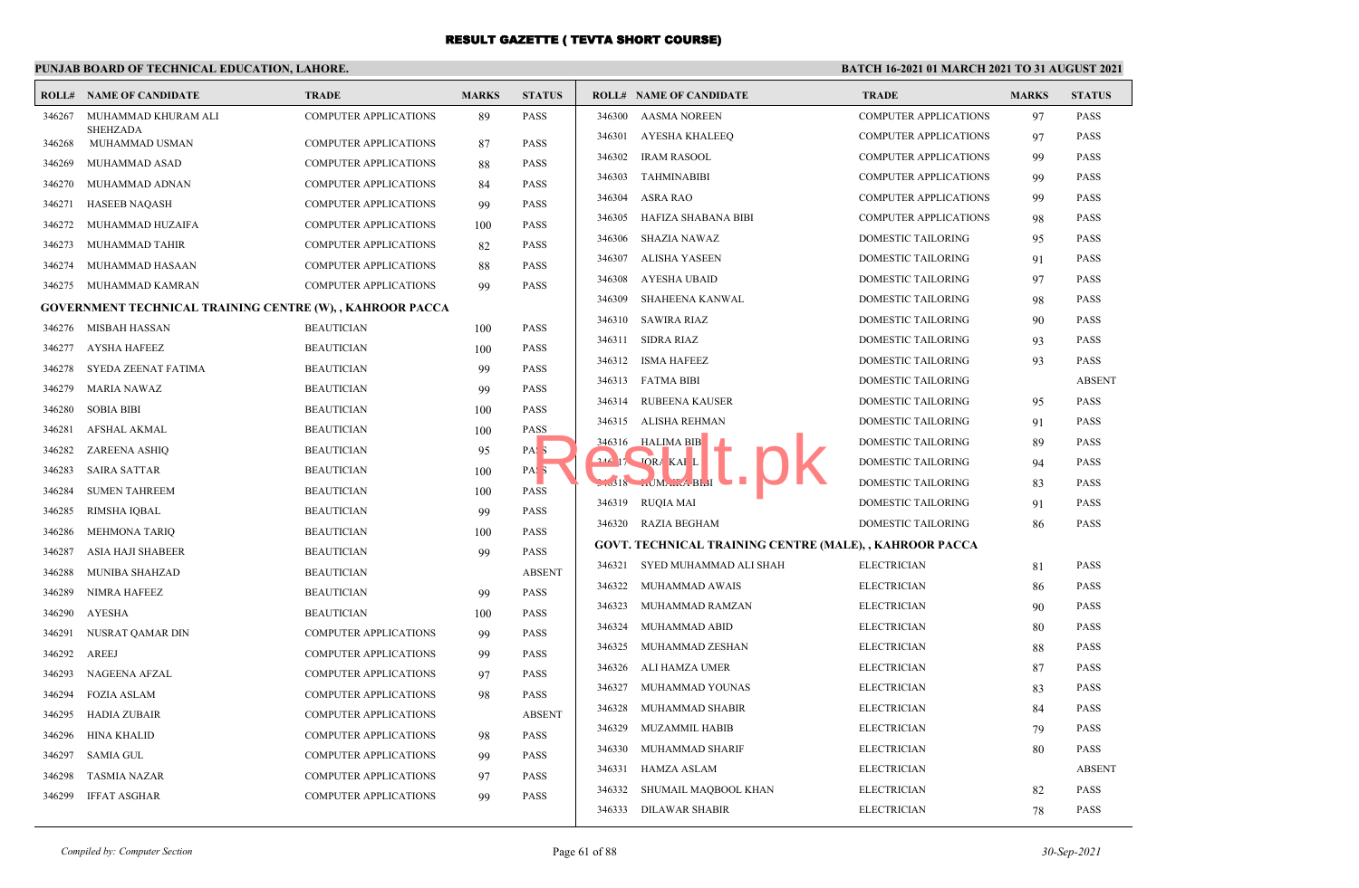# RESULT GAZETTE ( TEVTA SHORT COURSE)

**PUNJAB BOARD OF TECHNICAL EDUCATION, LAHORE.**

**BATCH 16-2021 01 MARCH 2021 TO 31 AUGUST 2021**

| ROLL# | NAME OF CANDIDATE | TRADE | MARKS | STATUS |
|---|---|---|---|---|
| 346267 | MUHAMMAD KHURAM ALI SHEHZADA | COMPUTER APPLICATIONS | 89 | PASS |
| 346268 | MUHAMMAD USMAN | COMPUTER APPLICATIONS | 87 | PASS |
| 346269 | MUHAMMAD ASAD | COMPUTER APPLICATIONS | 88 | PASS |
| 346270 | MUHAMMAD ADNAN | COMPUTER APPLICATIONS | 84 | PASS |
| 346271 | HASEEB NAQASH | COMPUTER APPLICATIONS | 99 | PASS |
| 346272 | MUHAMMAD HUZAIFA | COMPUTER APPLICATIONS | 100 | PASS |
| 346273 | MUHAMMAD TAHIR | COMPUTER APPLICATIONS | 82 | PASS |
| 346274 | MUHAMMAD HASAAN | COMPUTER APPLICATIONS | 88 | PASS |
| 346275 | MUHAMMAD KAMRAN | COMPUTER APPLICATIONS | 99 | PASS |

**GOVERNMENT TECHNICAL TRAINING CENTRE (W), , KAHROOR PACCA**

| ROLL# | NAME OF CANDIDATE | TRADE | MARKS | STATUS |
|---|---|---|---|---|
| 346276 | MISBAH HASSAN | BEAUTICIAN | 100 | PASS |
| 346277 | AYSHA HAFEEZ | BEAUTICIAN | 100 | PASS |
| 346278 | SYEDA ZEENAT FATIMA | BEAUTICIAN | 99 | PASS |
| 346279 | MARIA NAWAZ | BEAUTICIAN | 99 | PASS |
| 346280 | SOBIA BIBI | BEAUTICIAN | 100 | PASS |
| 346281 | AFSHAL AKMAL | BEAUTICIAN | 100 | PASS |
| 346282 | ZAREENA ASHIQ | BEAUTICIAN | 95 | PASS |
| 346283 | SAIRA SATTAR | BEAUTICIAN | 100 | PASS |
| 346284 | SUMEN TAHREEM | BEAUTICIAN | 100 | PASS |
| 346285 | RIMSHA IQBAL | BEAUTICIAN | 99 | PASS |
| 346286 | MEHMONA TARIQ | BEAUTICIAN | 100 | PASS |
| 346287 | ASIA HAJI SHABEER | BEAUTICIAN | 99 | PASS |
| 346288 | MUNIBA SHAHZAD | BEAUTICIAN | | ABSENT |
| 346289 | NIMRA HAFEEZ | BEAUTICIAN | 99 | PASS |
| 346290 | AYESHA | BEAUTICIAN | 100 | PASS |
| 346291 | NUSRAT QAMAR DIN | COMPUTER APPLICATIONS | 99 | PASS |
| 346292 | AREEJ | COMPUTER APPLICATIONS | 99 | PASS |
| 346293 | NAGEENA AFZAL | COMPUTER APPLICATIONS | 97 | PASS |
| 346294 | FOZIA ASLAM | COMPUTER APPLICATIONS | 98 | PASS |
| 346295 | HADIA ZUBAIR | COMPUTER APPLICATIONS | | ABSENT |
| 346296 | HINA KHALID | COMPUTER APPLICATIONS | 98 | PASS |
| 346297 | SAMIA GUL | COMPUTER APPLICATIONS | 99 | PASS |
| 346298 | TASMIA NAZAR | COMPUTER APPLICATIONS | 97 | PASS |
| 346299 | IFFAT ASGHAR | COMPUTER APPLICATIONS | 99 | PASS |
| 346300 | AASMA NOREEN | COMPUTER APPLICATIONS | 97 | PASS |
| 346301 | AYESHA KHALEEQ | COMPUTER APPLICATIONS | 97 | PASS |
| 346302 | IRAM RASOOL | COMPUTER APPLICATIONS | 99 | PASS |
| 346303 | TAHMINABIBI | COMPUTER APPLICATIONS | 99 | PASS |
| 346304 | ASRA RAO | COMPUTER APPLICATIONS | 99 | PASS |
| 346305 | HAFIZA SHABANA BIBI | COMPUTER APPLICATIONS | 98 | PASS |
| 346306 | SHAZIA NAWAZ | DOMESTIC TAILORING | 95 | PASS |
| 346307 | ALISHA YASEEN | DOMESTIC TAILORING | 91 | PASS |
| 346308 | AYESHA UBAID | DOMESTIC TAILORING | 97 | PASS |
| 346309 | SHAHEENA KANWAL | DOMESTIC TAILORING | 98 | PASS |
| 346310 | SAWIRA RIAZ | DOMESTIC TAILORING | 90 | PASS |
| 346311 | SIDRA RIAZ | DOMESTIC TAILORING | 93 | PASS |
| 346312 | ISMA HAFEEZ | DOMESTIC TAILORING | 93 | PASS |
| 346313 | FATMA BIBI | DOMESTIC TAILORING | | ABSENT |
| 346314 | RUBEENA KAUSER | DOMESTIC TAILORING | 95 | PASS |
| 346315 | ALISHA REHMAN | DOMESTIC TAILORING | 91 | PASS |
| 346316 | HALIMA BIBI | DOMESTIC TAILORING | 89 | PASS |
| 346317 | NORA KAMAL | DOMESTIC TAILORING | 94 | PASS |
| 346318 | HUMAIRA BIBI | DOMESTIC TAILORING | 83 | PASS |
| 346319 | RUQIA MAI | DOMESTIC TAILORING | 91 | PASS |
| 346320 | RAZIA BEGHAM | DOMESTIC TAILORING | 86 | PASS |

**GOVT. TECHNICAL TRAINING CENTRE (MALE), , KAHROOR PACCA**

| ROLL# | NAME OF CANDIDATE | TRADE | MARKS | STATUS |
|---|---|---|---|---|
| 346321 | SYED MUHAMMAD ALI SHAH | ELECTRICIAN | 81 | PASS |
| 346322 | MUHAMMAD AWAIS | ELECTRICIAN | 86 | PASS |
| 346323 | MUHAMMAD RAMZAN | ELECTRICIAN | 90 | PASS |
| 346324 | MUHAMMAD ABID | ELECTRICIAN | 80 | PASS |
| 346325 | MUHAMMAD ZESHAN | ELECTRICIAN | 88 | PASS |
| 346326 | ALI HAMZA UMER | ELECTRICIAN | 87 | PASS |
| 346327 | MUHAMMAD YOUNAS | ELECTRICIAN | 83 | PASS |
| 346328 | MUHAMMAD SHABIR | ELECTRICIAN | 84 | PASS |
| 346329 | MUZAMMIL HABIB | ELECTRICIAN | 79 | PASS |
| 346330 | MUHAMMAD SHARIF | ELECTRICIAN | 80 | PASS |
| 346331 | HAMZA ASLAM | ELECTRICIAN | | ABSENT |
| 346332 | SHUMAIL MAQBOOL KHAN | ELECTRICIAN | 82 | PASS |
| 346333 | DILAWAR SHABIR | ELECTRICIAN | 78 | PASS |

*Compiled by: Computer Section* — *30-Sep-2021*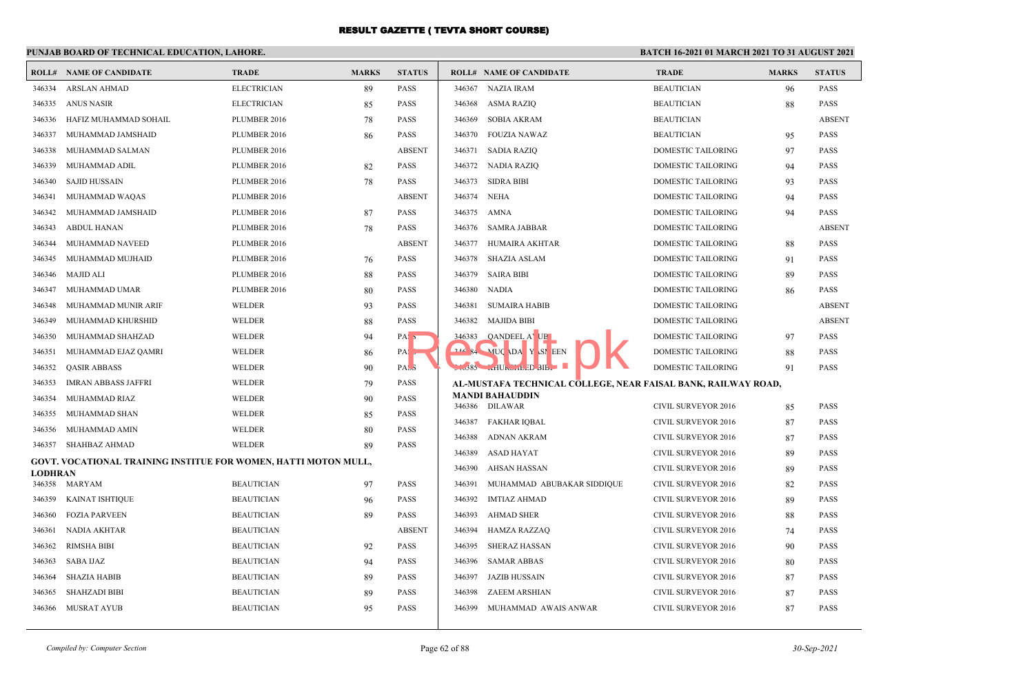# RESULT GAZETTE ( TEVTA SHORT COURSE)

**PUNJAB BOARD OF TECHNICAL EDUCATION, LAHORE.** **BATCH 16-2021 01 MARCH 2021 TO 31 AUGUST 2021**

| ROLL# | NAME OF CANDIDATE | TRADE | MARKS | STATUS |
|---|---|---|---|---|
| 346334 | ARSLAN AHMAD | ELECTRICIAN | 89 | PASS |
| 346335 | ANUS NASIR | ELECTRICIAN | 85 | PASS |
| 346336 | HAFIZ MUHAMMAD SOHAIL | PLUMBER 2016 | 78 | PASS |
| 346337 | MUHAMMAD JAMSHAID | PLUMBER 2016 | 86 | PASS |
| 346338 | MUHAMMAD SALMAN | PLUMBER 2016 | | ABSENT |
| 346339 | MUHAMMAD ADIL | PLUMBER 2016 | 82 | PASS |
| 346340 | SAJID HUSSAIN | PLUMBER 2016 | 78 | PASS |
| 346341 | MUHAMMAD WAQAS | PLUMBER 2016 | | ABSENT |
| 346342 | MUHAMMAD JAMSHAID | PLUMBER 2016 | 87 | PASS |
| 346343 | ABDUL HANAN | PLUMBER 2016 | 78 | PASS |
| 346344 | MUHAMMAD NAVEED | PLUMBER 2016 | | ABSENT |
| 346345 | MUHAMMAD MUJHAID | PLUMBER 2016 | 76 | PASS |
| 346346 | MAJID ALI | PLUMBER 2016 | 88 | PASS |
| 346347 | MUHAMMAD UMAR | PLUMBER 2016 | 80 | PASS |
| 346348 | MUHAMMAD MUNIR ARIF | WELDER | 93 | PASS |
| 346349 | MUHAMMAD KHURSHID | WELDER | 88 | PASS |
| 346350 | MUHAMMAD SHAHZAD | WELDER | 94 | PASS |
| 346351 | MUHAMMAD EJAZ QAMRI | WELDER | 86 | PASS |
| 346352 | QASIR ABBASS | WELDER | 90 | PASS |
| 346353 | IMRAN ABBASS JAFFRI | WELDER | 79 | PASS |
| 346354 | MUHAMMAD RIAZ | WELDER | 90 | PASS |
| 346355 | MUHAMMAD SHAN | WELDER | 85 | PASS |
| 346356 | MUHAMMAD AMIN | WELDER | 80 | PASS |
| 346357 | SHAHBAZ AHMAD | WELDER | 89 | PASS |

**GOVT. VOCATIONAL TRAINING INSTITUE FOR WOMEN, HATTI MOTON MULL, LODHRAN**

| ROLL# | NAME OF CANDIDATE | TRADE | MARKS | STATUS |
|---|---|---|---|---|
| 346358 | MARYAM | BEAUTICIAN | 97 | PASS |
| 346359 | KAINAT ISHTIQUE | BEAUTICIAN | 96 | PASS |
| 346360 | FOZIA PARVEEN | BEAUTICIAN | 89 | PASS |
| 346361 | NADIA AKHTAR | BEAUTICIAN | | ABSENT |
| 346362 | RIMSHA BIBI | BEAUTICIAN | 92 | PASS |
| 346363 | SABA IJAZ | BEAUTICIAN | 94 | PASS |
| 346364 | SHAZIA HABIB | BEAUTICIAN | 89 | PASS |
| 346365 | SHAHZADI BIBI | BEAUTICIAN | 89 | PASS |
| 346366 | MUSRAT AYUB | BEAUTICIAN | 95 | PASS |
| 346367 | NAZIA IRAM | BEAUTICIAN | 96 | PASS |
| 346368 | ASMA RAZIQ | BEAUTICIAN | 88 | PASS |
| 346369 | SOBIA AKRAM | BEAUTICIAN | | ABSENT |
| 346370 | FOUZIA NAWAZ | BEAUTICIAN | 95 | PASS |
| 346371 | SADIA RAZIQ | DOMESTIC TAILORING | 97 | PASS |
| 346372 | NADIA RAZIQ | DOMESTIC TAILORING | 94 | PASS |
| 346373 | SIDRA BIBI | DOMESTIC TAILORING | 93 | PASS |
| 346374 | NEHA | DOMESTIC TAILORING | 94 | PASS |
| 346375 | AMNA | DOMESTIC TAILORING | 94 | PASS |
| 346376 | SAMRA JABBAR | DOMESTIC TAILORING | | ABSENT |
| 346377 | HUMAIRA AKHTAR | DOMESTIC TAILORING | 88 | PASS |
| 346378 | SHAZIA ASLAM | DOMESTIC TAILORING | 91 | PASS |
| 346379 | SAIRA BIBI | DOMESTIC TAILORING | 89 | PASS |
| 346380 | NADIA | DOMESTIC TAILORING | 86 | PASS |
| 346381 | SUMAIRA HABIB | DOMESTIC TAILORING | | ABSENT |
| 346382 | MAJIDA BIBI | DOMESTIC TAILORING | | ABSENT |
| 346383 | QANDEEL AYUB | DOMESTIC TAILORING | 97 | PASS |
| 346384 | MUQADAS YASMEEN | DOMESTIC TAILORING | 88 | PASS |
| 346385 | KHURSHEED BIBI | DOMESTIC TAILORING | 91 | PASS |

**AL-MUSTAFA TECHNICAL COLLEGE, NEAR FAISAL BANK, RAILWAY ROAD, MANDI BAHAUDDIN**

| ROLL# | NAME OF CANDIDATE | TRADE | MARKS | STATUS |
|---|---|---|---|---|
| 346386 | DILAWAR | CIVIL SURVEYOR 2016 | 85 | PASS |
| 346387 | FAKHAR IQBAL | CIVIL SURVEYOR 2016 | 87 | PASS |
| 346388 | ADNAN AKRAM | CIVIL SURVEYOR 2016 | 87 | PASS |
| 346389 | ASAD HAYAT | CIVIL SURVEYOR 2016 | 89 | PASS |
| 346390 | AHSAN HASSAN | CIVIL SURVEYOR 2016 | 89 | PASS |
| 346391 | MUHAMMAD ABUBAKAR SIDDIQUE | CIVIL SURVEYOR 2016 | 82 | PASS |
| 346392 | IMTIAZ AHMAD | CIVIL SURVEYOR 2016 | 89 | PASS |
| 346393 | AHMAD SHER | CIVIL SURVEYOR 2016 | 88 | PASS |
| 346394 | HAMZA RAZZAQ | CIVIL SURVEYOR 2016 | 74 | PASS |
| 346395 | SHERAZ HASSAN | CIVIL SURVEYOR 2016 | 90 | PASS |
| 346396 | SAMAR ABBAS | CIVIL SURVEYOR 2016 | 80 | PASS |
| 346397 | JAZIB HUSSAIN | CIVIL SURVEYOR 2016 | 87 | PASS |
| 346398 | ZAEEM ARSHIAN | CIVIL SURVEYOR 2016 | 87 | PASS |
| 346399 | MUHAMMAD AWAIS ANWAR | CIVIL SURVEYOR 2016 | 87 | PASS |

*Compiled by: Computer Section* — *30-Sep-2021*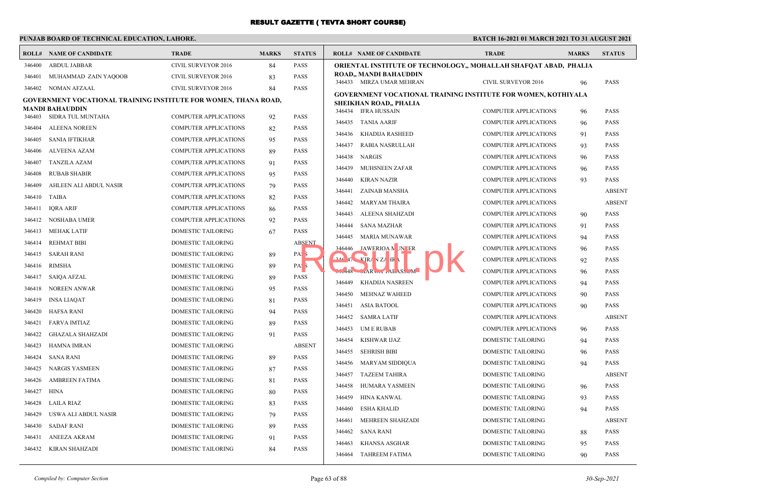# RESULT GAZETTE ( TEVTA SHORT COURSE)

**PUNJAB BOARD OF TECHNICAL EDUCATION, LAHORE.**

**BATCH 16-2021 01 MARCH 2021 TO 31 AUGUST 2021**

| ROLL# | NAME OF CANDIDATE | TRADE | MARKS | STATUS |
|---|---|---|---|---|
| 346400 | ABDUL JABBAR | CIVIL SURVEYOR 2016 | 84 | PASS |
| 346401 | MUHAMMAD ZAIN YAQOOB | CIVIL SURVEYOR 2016 | 83 | PASS |
| 346402 | NOMAN AFZAAL | CIVIL SURVEYOR 2016 | 84 | PASS |

**GOVERNMENT VOCATIONAL TRAINING INSTITUTE FOR WOMEN, THANA ROAD, MANDI BAHAUDDIN**

| ROLL# | NAME OF CANDIDATE | TRADE | MARKS | STATUS |
|---|---|---|---|---|
| 346403 | SIDRA TUL MUNTAHA | COMPUTER APPLICATIONS | 92 | PASS |
| 346404 | ALEENA NOREEN | COMPUTER APPLICATIONS | 82 | PASS |
| 346405 | SANIA IFTIKHAR | COMPUTER APPLICATIONS | 95 | PASS |
| 346406 | ALVEENA AZAM | COMPUTER APPLICATIONS | 89 | PASS |
| 346407 | TANZILA AZAM | COMPUTER APPLICATIONS | 91 | PASS |
| 346408 | RUBAB SHABIR | COMPUTER APPLICATIONS | 95 | PASS |
| 346409 | AHLEEN ALI ABDUL NASIR | COMPUTER APPLICATIONS | 79 | PASS |
| 346410 | TAIBA | COMPUTER APPLICATIONS | 82 | PASS |
| 346411 | IQRA ARIF | COMPUTER APPLICATIONS | 86 | PASS |
| 346412 | NOSHABA UMER | COMPUTER APPLICATIONS | 92 | PASS |
| 346413 | MEHAK LATIF | DOMESTIC TAILORING | 67 | PASS |
| 346414 | REHMAT BIBI | DOMESTIC TAILORING | | ABSENT |
| 346415 | SARAH RANI | DOMESTIC TAILORING | 89 | PASS |
| 346416 | RIMSHA | DOMESTIC TAILORING | 89 | PASS |
| 346417 | SAIQA AFZAL | DOMESTIC TAILORING | 89 | PASS |
| 346418 | NOREEN ANWAR | DOMESTIC TAILORING | 95 | PASS |
| 346419 | INSA LIAQAT | DOMESTIC TAILORING | 81 | PASS |
| 346420 | HAFSA RANI | DOMESTIC TAILORING | 94 | PASS |
| 346421 | FARVA IMTIAZ | DOMESTIC TAILORING | 89 | PASS |
| 346422 | GHAZALA SHAHZADI | DOMESTIC TAILORING | 91 | PASS |
| 346423 | HAMNA IMRAN | DOMESTIC TAILORING | | ABSENT |
| 346424 | SANA RANI | DOMESTIC TAILORING | 89 | PASS |
| 346425 | NARGIS YASMEEN | DOMESTIC TAILORING | 87 | PASS |
| 346426 | AMBREEN FATIMA | DOMESTIC TAILORING | 81 | PASS |
| 346427 | HINA | DOMESTIC TAILORING | 80 | PASS |
| 346428 | LAILA RIAZ | DOMESTIC TAILORING | 83 | PASS |
| 346429 | USWA ALI ABDUL NASIR | DOMESTIC TAILORING | 79 | PASS |
| 346430 | SADAF RANI | DOMESTIC TAILORING | 89 | PASS |
| 346431 | ANEEZA AKRAM | DOMESTIC TAILORING | 91 | PASS |
| 346432 | KIRAN SHAHZADI | DOMESTIC TAILORING | 84 | PASS |

**ORIENTAL INSTITUTE OF TECHNOLOGY,, MOHALLAH SHAFQAT ABAD, PHALIA ROAD,, MANDI BAHAUDDIN**

| ROLL# | NAME OF CANDIDATE | TRADE | MARKS | STATUS |
|---|---|---|---|---|
| 346433 | MIRZA UMAR MEHRAN | CIVIL SURVEYOR 2016 | 96 | PASS |

**GOVERNMENT VOCATIONAL TRAINING INSTITUTE FOR WOMEN, KOTHIYALA SHEIKHAN ROAD,, PHALIA**

| ROLL# | NAME OF CANDIDATE | TRADE | MARKS | STATUS |
|---|---|---|---|---|
| 346434 | IFRA HUSSAIN | COMPUTER APPLICATIONS | 96 | PASS |
| 346435 | TANIA AARIF | COMPUTER APPLICATIONS | 96 | PASS |
| 346436 | KHADIJA RASHEED | COMPUTER APPLICATIONS | 91 | PASS |
| 346437 | RABIA NASRULLAH | COMPUTER APPLICATIONS | 93 | PASS |
| 346438 | NARGIS | COMPUTER APPLICATIONS | 96 | PASS |
| 346439 | MUHSNEEN ZAFAR | COMPUTER APPLICATIONS | 96 | PASS |
| 346440 | KIRAN NAZIR | COMPUTER APPLICATIONS | 93 | PASS |
| 346441 | ZAINAB MANSHA | COMPUTER APPLICATIONS | | ABSENT |
| 346442 | MARYAM THAIRA | COMPUTER APPLICATIONS | | ABSENT |
| 346443 | ALEENA SHAHZADI | COMPUTER APPLICATIONS | 90 | PASS |
| 346444 | SANA MAZHAR | COMPUTER APPLICATIONS | 91 | PASS |
| 346445 | MARIA MUNAWAR | COMPUTER APPLICATIONS | 94 | PASS |
| 346446 | JAWERIOA MUNEER | COMPUTER APPLICATIONS | 96 | PASS |
| 346447 | KIRAN ZAHRA | COMPUTER APPLICATIONS | 92 | PASS |
| 346448 | MARWA TABASSUM | COMPUTER APPLICATIONS | 96 | PASS |
| 346449 | KHADIJA NASREEN | COMPUTER APPLICATIONS | 94 | PASS |
| 346450 | MEHNAZ WAHEED | COMPUTER APPLICATIONS | 90 | PASS |
| 346451 | ASIA BATOOL | COMPUTER APPLICATIONS | 90 | PASS |
| 346452 | SAMRA LATIF | COMPUTER APPLICATIONS | | ABSENT |
| 346453 | UM E RUBAB | COMPUTER APPLICATIONS | 96 | PASS |
| 346454 | KISHWAR IJAZ | DOMESTIC TAILORING | 94 | PASS |
| 346455 | SEHRISH BIBI | DOMESTIC TAILORING | 96 | PASS |
| 346456 | MARYAM SIDDIQUA | DOMESTIC TAILORING | 94 | PASS |
| 346457 | TAZEEM TAHIRA | DOMESTIC TAILORING | | ABSENT |
| 346458 | HUMARA YASMEEN | DOMESTIC TAILORING | 96 | PASS |
| 346459 | HINA KANWAL | DOMESTIC TAILORING | 93 | PASS |
| 346460 | ESHA KHALID | DOMESTIC TAILORING | 94 | PASS |
| 346461 | MEHREEN SHAHZADI | DOMESTIC TAILORING | | ABSENT |
| 346462 | SANA RANI | DOMESTIC TAILORING | 88 | PASS |
| 346463 | KHANSA ASGHAR | DOMESTIC TAILORING | 95 | PASS |
| 346464 | TAHREEM FATIMA | DOMESTIC TAILORING | 90 | PASS |

*Compiled by: Computer Section*

*30-Sep-2021*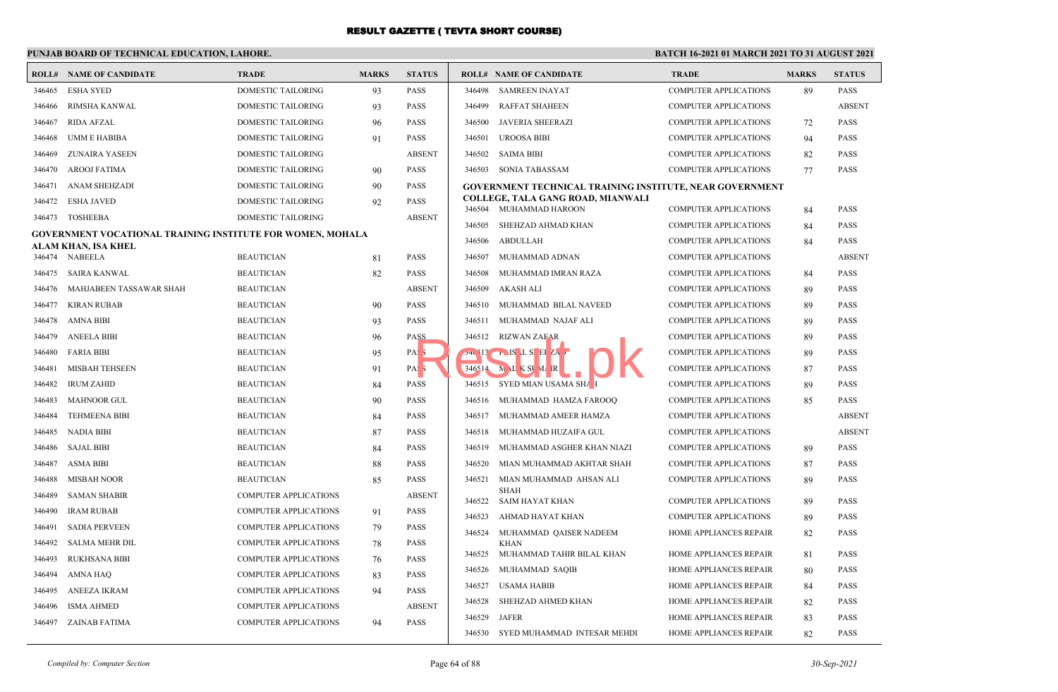# RESULT GAZETTE ( TEVTA SHORT COURSE)

**PUNJAB BOARD OF TECHNICAL EDUCATION, LAHORE.**

**BATCH 16-2021 01 MARCH 2021 TO 31 AUGUST 2021**

| ROLL# | NAME OF CANDIDATE | TRADE | MARKS | STATUS |
|---|---|---|---|---|
| 346465 | ESHA SYED | DOMESTIC TAILORING | 93 | PASS |
| 346466 | RIMSHA KANWAL | DOMESTIC TAILORING | 93 | PASS |
| 346467 | RIDA AFZAL | DOMESTIC TAILORING | 96 | PASS |
| 346468 | UMM E HABIBA | DOMESTIC TAILORING | 91 | PASS |
| 346469 | ZUNAIRA YASEEN | DOMESTIC TAILORING | | ABSENT |
| 346470 | AROOJ FATIMA | DOMESTIC TAILORING | 90 | PASS |
| 346471 | ANAM SHEHZADI | DOMESTIC TAILORING | 90 | PASS |
| 346472 | ESHA JAVED | DOMESTIC TAILORING | 92 | PASS |
| 346473 | TOSHEEBA | DOMESTIC TAILORING | | ABSENT |

**GOVERNMENT VOCATIONAL TRAINING INSTITUTE FOR WOMEN, MOHALA ALAM KHAN, ISA KHEL**

| ROLL# | NAME OF CANDIDATE | TRADE | MARKS | STATUS |
|---|---|---|---|---|
| 346474 | NABEELA | BEAUTICIAN | 81 | PASS |
| 346475 | SAIRA KANWAL | BEAUTICIAN | 82 | PASS |
| 346476 | MAHJABEEN TASSAWAR SHAH | BEAUTICIAN | | ABSENT |
| 346477 | KIRAN RUBAB | BEAUTICIAN | 90 | PASS |
| 346478 | AMNA BIBI | BEAUTICIAN | 93 | PASS |
| 346479 | ANEELA BIBI | BEAUTICIAN | 96 | PASS |
| 346480 | FARIA BIBI | BEAUTICIAN | 95 | PASS |
| 346481 | MISBAH TEHSEEN | BEAUTICIAN | 91 | PASS |
| 346482 | IRUM ZAHID | BEAUTICIAN | 84 | PASS |
| 346483 | MAHNOOR GUL | BEAUTICIAN | 90 | PASS |
| 346484 | TEHMEENA BIBI | BEAUTICIAN | 84 | PASS |
| 346485 | NADIA BIBI | BEAUTICIAN | 87 | PASS |
| 346486 | SAJAL BIBI | BEAUTICIAN | 84 | PASS |
| 346487 | ASMA BIBI | BEAUTICIAN | 88 | PASS |
| 346488 | MISBAH NOOR | BEAUTICIAN | 85 | PASS |
| 346489 | SAMAN SHABIR | COMPUTER APPLICATIONS | | ABSENT |
| 346490 | IRAM RUBAB | COMPUTER APPLICATIONS | 91 | PASS |
| 346491 | SADIA PERVEEN | COMPUTER APPLICATIONS | 79 | PASS |
| 346492 | SALMA MEHR DIL | COMPUTER APPLICATIONS | 78 | PASS |
| 346493 | RUKHSANA BIBI | COMPUTER APPLICATIONS | 76 | PASS |
| 346494 | AMNA HAQ | COMPUTER APPLICATIONS | 83 | PASS |
| 346495 | ANEEZA IKRAM | COMPUTER APPLICATIONS | 94 | PASS |
| 346496 | ISMA AHMED | COMPUTER APPLICATIONS | | ABSENT |
| 346497 | ZAINAB FATIMA | COMPUTER APPLICATIONS | 94 | PASS |
| 346498 | SAMREEN INAYAT | COMPUTER APPLICATIONS | 89 | PASS |
| 346499 | RAFFAT SHAHEEN | COMPUTER APPLICATIONS | | ABSENT |
| 346500 | JAVERIA SHEERAZI | COMPUTER APPLICATIONS | 72 | PASS |
| 346501 | UROOSA BIBI | COMPUTER APPLICATIONS | 94 | PASS |
| 346502 | SAIMA BIBI | COMPUTER APPLICATIONS | 82 | PASS |
| 346503 | SONIA TABASSAM | COMPUTER APPLICATIONS | 77 | PASS |

**GOVERNMENT TECHNICAL TRAINING INSTITUTE, NEAR GOVERNMENT COLLEGE, TALA GANG ROAD, MIANWALI**

| ROLL# | NAME OF CANDIDATE | TRADE | MARKS | STATUS |
|---|---|---|---|---|
| 346504 | MUHAMMAD HAROON | COMPUTER APPLICATIONS | 84 | PASS |
| 346505 | SHEHZAD AHMAD KHAN | COMPUTER APPLICATIONS | 84 | PASS |
| 346506 | ABDULLAH | COMPUTER APPLICATIONS | 84 | PASS |
| 346507 | MUHAMMAD ADNAN | COMPUTER APPLICATIONS | | ABSENT |
| 346508 | MUHAMMAD IMRAN RAZA | COMPUTER APPLICATIONS | 84 | PASS |
| 346509 | AKASH ALI | COMPUTER APPLICATIONS | 89 | PASS |
| 346510 | MUHAMMAD BILAL NAVEED | COMPUTER APPLICATIONS | 89 | PASS |
| 346511 | MUHAMMAD NAJAF ALI | COMPUTER APPLICATIONS | 89 | PASS |
| 346512 | RIZWAN ZAFAR | COMPUTER APPLICATIONS | 89 | PASS |
| 346513 | FAISAL SHEHZAD | COMPUTER APPLICATIONS | 89 | PASS |
| 346514 | MALIK SHAKIR | COMPUTER APPLICATIONS | 87 | PASS |
| 346515 | SYED MIAN USAMA SHAH | COMPUTER APPLICATIONS | 89 | PASS |
| 346516 | MUHAMMAD HAMZA FAROOQ | COMPUTER APPLICATIONS | 85 | PASS |
| 346517 | MUHAMMAD AMEER HAMZA | COMPUTER APPLICATIONS | | ABSENT |
| 346518 | MUHAMMAD HUZAIFA GUL | COMPUTER APPLICATIONS | | ABSENT |
| 346519 | MUHAMMAD ASGHER KHAN NIAZI | COMPUTER APPLICATIONS | 89 | PASS |
| 346520 | MIAN MUHAMMAD AKHTAR SHAH | COMPUTER APPLICATIONS | 87 | PASS |
| 346521 | MIAN MUHAMMAD AHSAN ALI SHAH | COMPUTER APPLICATIONS | 89 | PASS |
| 346522 | SAIM HAYAT KHAN | COMPUTER APPLICATIONS | 89 | PASS |
| 346523 | AHMAD HAYAT KHAN | COMPUTER APPLICATIONS | 89 | PASS |
| 346524 | MUHAMMAD QAISER NADEEM KHAN | HOME APPLIANCES REPAIR | 82 | PASS |
| 346525 | MUHAMMAD TAHIR BILAL KHAN | HOME APPLIANCES REPAIR | 81 | PASS |
| 346526 | MUHAMMAD SAQIB | HOME APPLIANCES REPAIR | 80 | PASS |
| 346527 | USAMA HABIB | HOME APPLIANCES REPAIR | 84 | PASS |
| 346528 | SHEHZAD AHMED KHAN | HOME APPLIANCES REPAIR | 82 | PASS |
| 346529 | JAFER | HOME APPLIANCES REPAIR | 83 | PASS |
| 346530 | SYED MUHAMMAD INTESAR MEHDI | HOME APPLIANCES REPAIR | 82 | PASS |

*Compiled by: Computer Section* | *30-Sep-2021*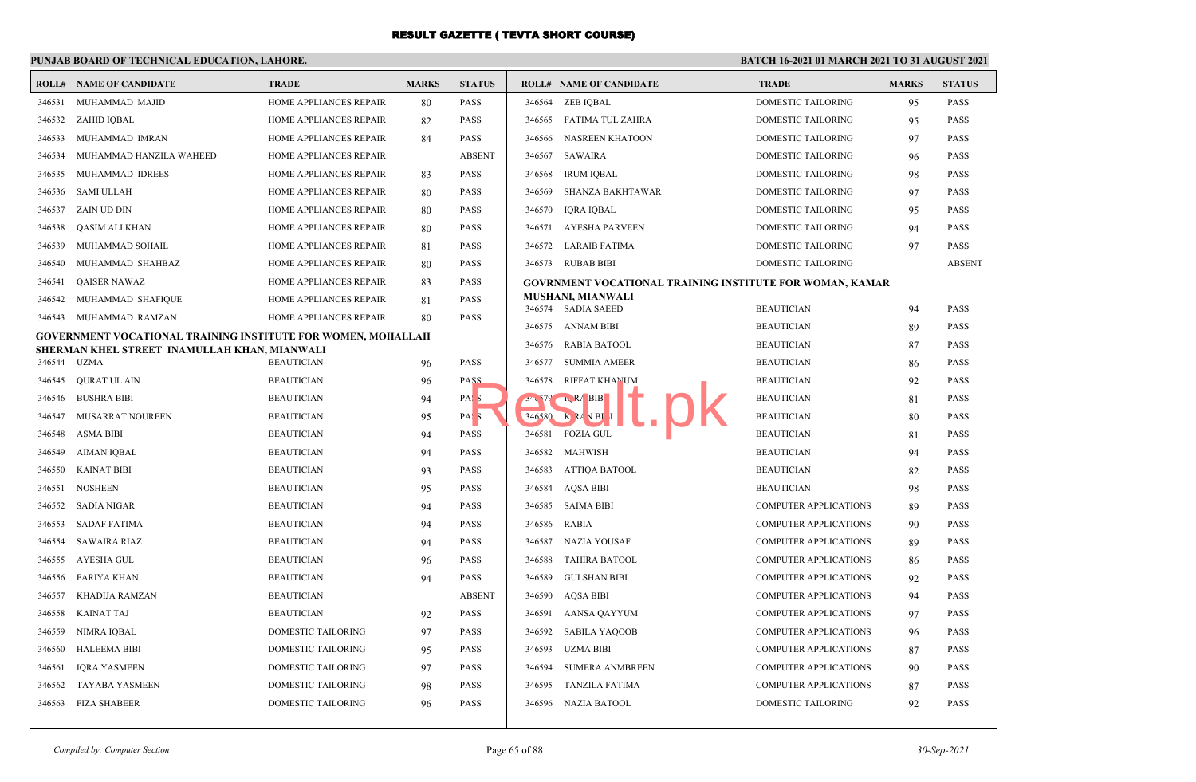# RESULT GAZETTE ( TEVTA SHORT COURSE)

**PUNJAB BOARD OF TECHNICAL EDUCATION, LAHORE.**

**BATCH 16-2021 01 MARCH 2021 TO 31 AUGUST 2021**

| ROLL# | NAME OF CANDIDATE | TRADE | MARKS | STATUS |
|---|---|---|---|---|
| 346531 | MUHAMMAD MAJID | HOME APPLIANCES REPAIR | 80 | PASS |
| 346532 | ZAHID IQBAL | HOME APPLIANCES REPAIR | 82 | PASS |
| 346533 | MUHAMMAD IMRAN | HOME APPLIANCES REPAIR | 84 | PASS |
| 346534 | MUHAMMAD HANZILA WAHEED | HOME APPLIANCES REPAIR | | ABSENT |
| 346535 | MUHAMMAD IDREES | HOME APPLIANCES REPAIR | 83 | PASS |
| 346536 | SAMI ULLAH | HOME APPLIANCES REPAIR | 80 | PASS |
| 346537 | ZAIN UD DIN | HOME APPLIANCES REPAIR | 80 | PASS |
| 346538 | QASIM ALI KHAN | HOME APPLIANCES REPAIR | 80 | PASS |
| 346539 | MUHAMMAD SOHAIL | HOME APPLIANCES REPAIR | 81 | PASS |
| 346540 | MUHAMMAD SHAHBAZ | HOME APPLIANCES REPAIR | 80 | PASS |
| 346541 | QAISER NAWAZ | HOME APPLIANCES REPAIR | 83 | PASS |
| 346542 | MUHAMMAD SHAFIQUE | HOME APPLIANCES REPAIR | 81 | PASS |
| 346543 | MUHAMMAD RAMZAN | HOME APPLIANCES REPAIR | 80 | PASS |

**GOVERNMENT VOCATIONAL TRAINING INSTITUTE FOR WOMEN, MOHALLAH SHERMAN KHEL STREET INAMULLAH KHAN, MIANWALI**

| ROLL# | NAME OF CANDIDATE | TRADE | MARKS | STATUS |
|---|---|---|---|---|
| 346544 | UZMA | BEAUTICIAN | 96 | PASS |
| 346545 | QURAT UL AIN | BEAUTICIAN | 96 | PASS |
| 346546 | BUSHRA BIBI | BEAUTICIAN | 94 | PASS |
| 346547 | MUSARRAT NOUREEN | BEAUTICIAN | 95 | PASS |
| 346548 | ASMA BIBI | BEAUTICIAN | 94 | PASS |
| 346549 | AIMAN IQBAL | BEAUTICIAN | 94 | PASS |
| 346550 | KAINAT BIBI | BEAUTICIAN | 93 | PASS |
| 346551 | NOSHEEN | BEAUTICIAN | 95 | PASS |
| 346552 | SADIA NIGAR | BEAUTICIAN | 94 | PASS |
| 346553 | SADAF FATIMA | BEAUTICIAN | 94 | PASS |
| 346554 | SAWAIRA RIAZ | BEAUTICIAN | 94 | PASS |
| 346555 | AYESHA GUL | BEAUTICIAN | 96 | PASS |
| 346556 | FARIYA KHAN | BEAUTICIAN | 94 | PASS |
| 346557 | KHADIJA RAMZAN | BEAUTICIAN | | ABSENT |
| 346558 | KAINAT TAJ | BEAUTICIAN | 92 | PASS |
| 346559 | NIMRA IQBAL | DOMESTIC TAILORING | 97 | PASS |
| 346560 | HALEEMA BIBI | DOMESTIC TAILORING | 95 | PASS |
| 346561 | IQRA YASMEEN | DOMESTIC TAILORING | 97 | PASS |
| 346562 | TAYABA YASMEEN | DOMESTIC TAILORING | 98 | PASS |
| 346563 | FIZA SHABEER | DOMESTIC TAILORING | 96 | PASS |
| 346564 | ZEB IQBAL | DOMESTIC TAILORING | 95 | PASS |
| 346565 | FATIMA TUL ZAHRA | DOMESTIC TAILORING | 95 | PASS |
| 346566 | NASREEN KHATOON | DOMESTIC TAILORING | 97 | PASS |
| 346567 | SAWAIRA | DOMESTIC TAILORING | 96 | PASS |
| 346568 | IRUM IQBAL | DOMESTIC TAILORING | 98 | PASS |
| 346569 | SHANZA BAKHTAWAR | DOMESTIC TAILORING | 97 | PASS |
| 346570 | IQRA IQBAL | DOMESTIC TAILORING | 95 | PASS |
| 346571 | AYESHA PARVEEN | DOMESTIC TAILORING | 94 | PASS |
| 346572 | LARAIB FATIMA | DOMESTIC TAILORING | 97 | PASS |
| 346573 | RUBAB BIBI | DOMESTIC TAILORING | | ABSENT |

**GOVRNMENT VOCATIONAL TRAINING INSTITUTE FOR WOMAN, KAMAR MUSHANI, MIANWALI**

| ROLL# | NAME OF CANDIDATE | TRADE | MARKS | STATUS |
|---|---|---|---|---|
| 346574 | SADIA SAEED | BEAUTICIAN | 94 | PASS |
| 346575 | ANNAM BIBI | BEAUTICIAN | 89 | PASS |
| 346576 | RABIA BATOOL | BEAUTICIAN | 87 | PASS |
| 346577 | SUMMIA AMEER | BEAUTICIAN | 86 | PASS |
| 346578 | RIFFAT KHANUM | BEAUTICIAN | 92 | PASS |
| 346579 | IQRA BIBI | BEAUTICIAN | 81 | PASS |
| 346580 | KIRAN BIBI | BEAUTICIAN | 80 | PASS |
| 346581 | FOZIA GUL | BEAUTICIAN | 81 | PASS |
| 346582 | MAHWISH | BEAUTICIAN | 94 | PASS |
| 346583 | ATTIQA BATOOL | BEAUTICIAN | 82 | PASS |
| 346584 | AQSA BIBI | BEAUTICIAN | 98 | PASS |
| 346585 | SAIMA BIBI | COMPUTER APPLICATIONS | 89 | PASS |
| 346586 | RABIA | COMPUTER APPLICATIONS | 90 | PASS |
| 346587 | NAZIA YOUSAF | COMPUTER APPLICATIONS | 89 | PASS |
| 346588 | TAHIRA BATOOL | COMPUTER APPLICATIONS | 86 | PASS |
| 346589 | GULSHAN BIBI | COMPUTER APPLICATIONS | 92 | PASS |
| 346590 | AQSA BIBI | COMPUTER APPLICATIONS | 94 | PASS |
| 346591 | AANSA QAYYUM | COMPUTER APPLICATIONS | 97 | PASS |
| 346592 | SABILA YAQOOB | COMPUTER APPLICATIONS | 96 | PASS |
| 346593 | UZMA BIBI | COMPUTER APPLICATIONS | 87 | PASS |
| 346594 | SUMERA ANMBREEN | COMPUTER APPLICATIONS | 90 | PASS |
| 346595 | TANZILA FATIMA | COMPUTER APPLICATIONS | 87 | PASS |
| 346596 | NAZIA BATOOL | DOMESTIC TAILORING | 92 | PASS |

*Compiled by: Computer Section* 30-Sep-2021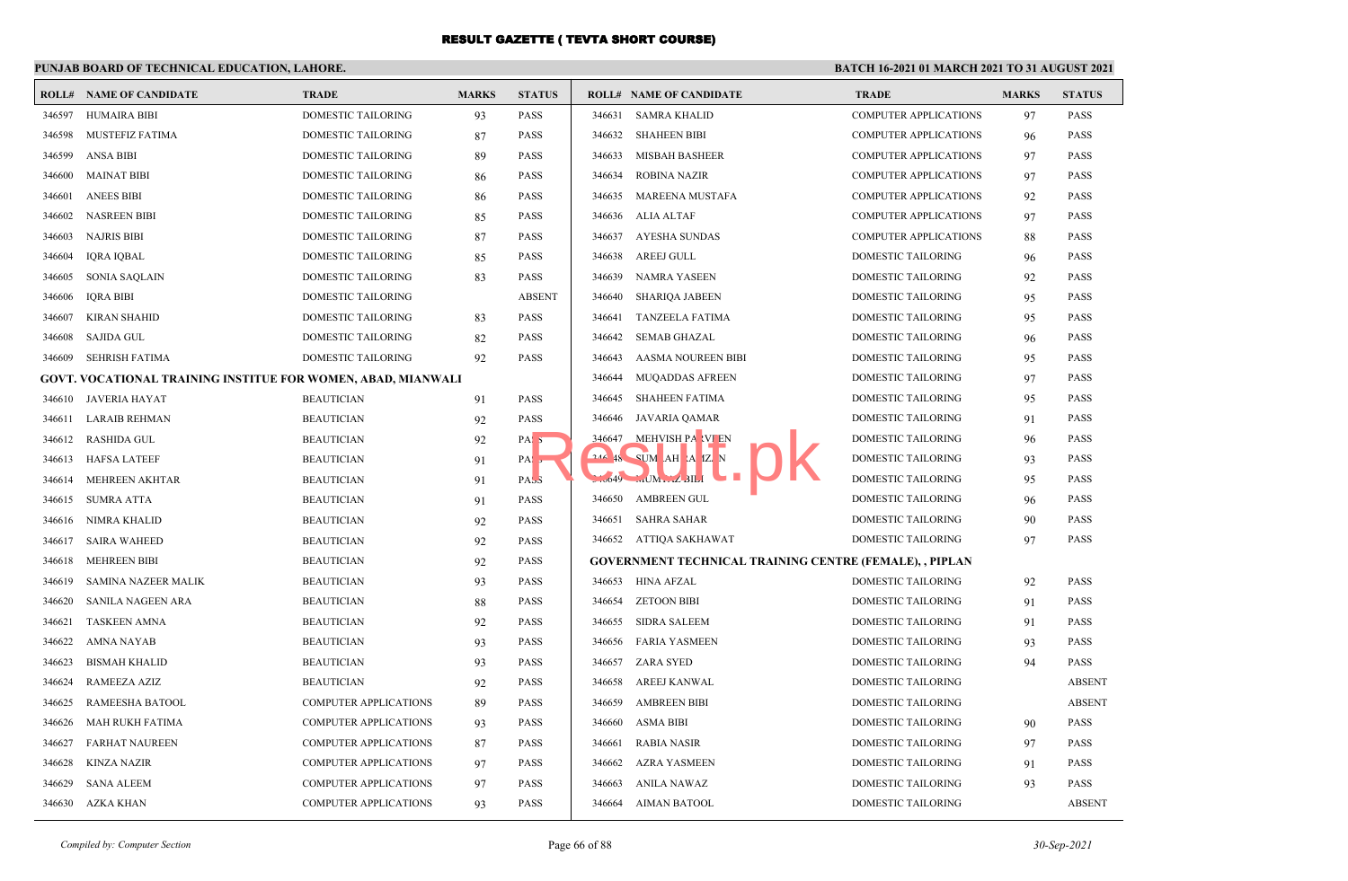# RESULT GAZETTE ( TEVTA SHORT COURSE)

**PUNJAB BOARD OF TECHNICAL EDUCATION, LAHORE.**

**BATCH 16-2021 01 MARCH 2021 TO 31 AUGUST 2021**

| ROLL# | NAME OF CANDIDATE | TRADE | MARKS | STATUS |
|---|---|---|---|---|
| 346597 | HUMAIRA BIBI | DOMESTIC TAILORING | 93 | PASS |
| 346598 | MUSTEFIZ FATIMA | DOMESTIC TAILORING | 87 | PASS |
| 346599 | ANSA BIBI | DOMESTIC TAILORING | 89 | PASS |
| 346600 | MAINAT BIBI | DOMESTIC TAILORING | 86 | PASS |
| 346601 | ANEES BIBI | DOMESTIC TAILORING | 86 | PASS |
| 346602 | NASREEN BIBI | DOMESTIC TAILORING | 85 | PASS |
| 346603 | NAJRIS BIBI | DOMESTIC TAILORING | 87 | PASS |
| 346604 | IQRA IQBAL | DOMESTIC TAILORING | 85 | PASS |
| 346605 | SONIA SAQLAIN | DOMESTIC TAILORING | 83 | PASS |
| 346606 | IQRA BIBI | DOMESTIC TAILORING | | ABSENT |
| 346607 | KIRAN SHAHID | DOMESTIC TAILORING | 83 | PASS |
| 346608 | SAJIDA GUL | DOMESTIC TAILORING | 82 | PASS |
| 346609 | SEHRISH FATIMA | DOMESTIC TAILORING | 92 | PASS |
| **GOVT. VOCATIONAL TRAINING INSTITUE FOR WOMEN, ABAD, MIANWALI** | | | | |
| 346610 | JAVERIA HAYAT | BEAUTICIAN | 91 | PASS |
| 346611 | LARAIB REHMAN | BEAUTICIAN | 92 | PASS |
| 346612 | RASHIDA GUL | BEAUTICIAN | 92 | PASS |
| 346613 | HAFSA LATEEF | BEAUTICIAN | 91 | PASS |
| 346614 | MEHREEN AKHTAR | BEAUTICIAN | 91 | PASS |
| 346615 | SUMRA ATTA | BEAUTICIAN | 91 | PASS |
| 346616 | NIMRA KHALID | BEAUTICIAN | 92 | PASS |
| 346617 | SAIRA WAHEED | BEAUTICIAN | 92 | PASS |
| 346618 | MEHREEN BIBI | BEAUTICIAN | 92 | PASS |
| 346619 | SAMINA NAZEER MALIK | BEAUTICIAN | 93 | PASS |
| 346620 | SANILA NAGEEN ARA | BEAUTICIAN | 88 | PASS |
| 346621 | TASKEEN AMNA | BEAUTICIAN | 92 | PASS |
| 346622 | AMNA NAYAB | BEAUTICIAN | 93 | PASS |
| 346623 | BISMAH KHALID | BEAUTICIAN | 93 | PASS |
| 346624 | RAMEEZA AZIZ | BEAUTICIAN | 92 | PASS |
| 346625 | RAMEESHA BATOOL | COMPUTER APPLICATIONS | 89 | PASS |
| 346626 | MAH RUKH FATIMA | COMPUTER APPLICATIONS | 93 | PASS |
| 346627 | FARHAT NAUREEN | COMPUTER APPLICATIONS | 87 | PASS |
| 346628 | KINZA NAZIR | COMPUTER APPLICATIONS | 97 | PASS |
| 346629 | SANA ALEEM | COMPUTER APPLICATIONS | 97 | PASS |
| 346630 | AZKA KHAN | COMPUTER APPLICATIONS | 93 | PASS |
| 346631 | SAMRA KHALID | COMPUTER APPLICATIONS | 97 | PASS |
| 346632 | SHAHEEN BIBI | COMPUTER APPLICATIONS | 96 | PASS |
| 346633 | MISBAH BASHEER | COMPUTER APPLICATIONS | 97 | PASS |
| 346634 | ROBINA NAZIR | COMPUTER APPLICATIONS | 97 | PASS |
| 346635 | MAREENA MUSTAFA | COMPUTER APPLICATIONS | 92 | PASS |
| 346636 | ALIA ALTAF | COMPUTER APPLICATIONS | 97 | PASS |
| 346637 | AYESHA SUNDAS | COMPUTER APPLICATIONS | 88 | PASS |
| 346638 | AREEJ GULL | DOMESTIC TAILORING | 96 | PASS |
| 346639 | NAMRA YASEEN | DOMESTIC TAILORING | 92 | PASS |
| 346640 | SHARIQA JABEEN | DOMESTIC TAILORING | 95 | PASS |
| 346641 | TANZEELA FATIMA | DOMESTIC TAILORING | 95 | PASS |
| 346642 | SEMAB GHAZAL | DOMESTIC TAILORING | 96 | PASS |
| 346643 | AASMA NOUREEN BIBI | DOMESTIC TAILORING | 95 | PASS |
| 346644 | MUQADDAS AFREEN | DOMESTIC TAILORING | 97 | PASS |
| 346645 | SHAHEEN FATIMA | DOMESTIC TAILORING | 95 | PASS |
| 346646 | JAVARIA QAMAR | DOMESTIC TAILORING | 91 | PASS |
| 346647 | MEHVISH PARVEEN | DOMESTIC TAILORING | 96 | PASS |
| 346648 | SUMBAH RAMZAN | DOMESTIC TAILORING | 93 | PASS |
| 346649 | MUMTAZ BIBI | DOMESTIC TAILORING | 95 | PASS |
| 346650 | AMBREEN GUL | DOMESTIC TAILORING | 96 | PASS |
| 346651 | SAHRA SAHAR | DOMESTIC TAILORING | 90 | PASS |
| 346652 | ATTIQA SAKHAWAT | DOMESTIC TAILORING | 97 | PASS |
| **GOVERNMENT TECHNICAL TRAINING CENTRE (FEMALE), , PIPLAN** | | | | |
| 346653 | HINA AFZAL | DOMESTIC TAILORING | 92 | PASS |
| 346654 | ZETOON BIBI | DOMESTIC TAILORING | 91 | PASS |
| 346655 | SIDRA SALEEM | DOMESTIC TAILORING | 91 | PASS |
| 346656 | FARIA YASMEEN | DOMESTIC TAILORING | 93 | PASS |
| 346657 | ZARA SYED | DOMESTIC TAILORING | 94 | PASS |
| 346658 | AREEJ KANWAL | DOMESTIC TAILORING | | ABSENT |
| 346659 | AMBREEN BIBI | DOMESTIC TAILORING | | ABSENT |
| 346660 | ASMA BIBI | DOMESTIC TAILORING | 90 | PASS |
| 346661 | RABIA NASIR | DOMESTIC TAILORING | 97 | PASS |
| 346662 | AZRA YASMEEN | DOMESTIC TAILORING | 91 | PASS |
| 346663 | ANILA NAWAZ | DOMESTIC TAILORING | 93 | PASS |
| 346664 | AIMAN BATOOL | DOMESTIC TAILORING | | ABSENT |

*Compiled by: Computer Section*

*30-Sep-2021*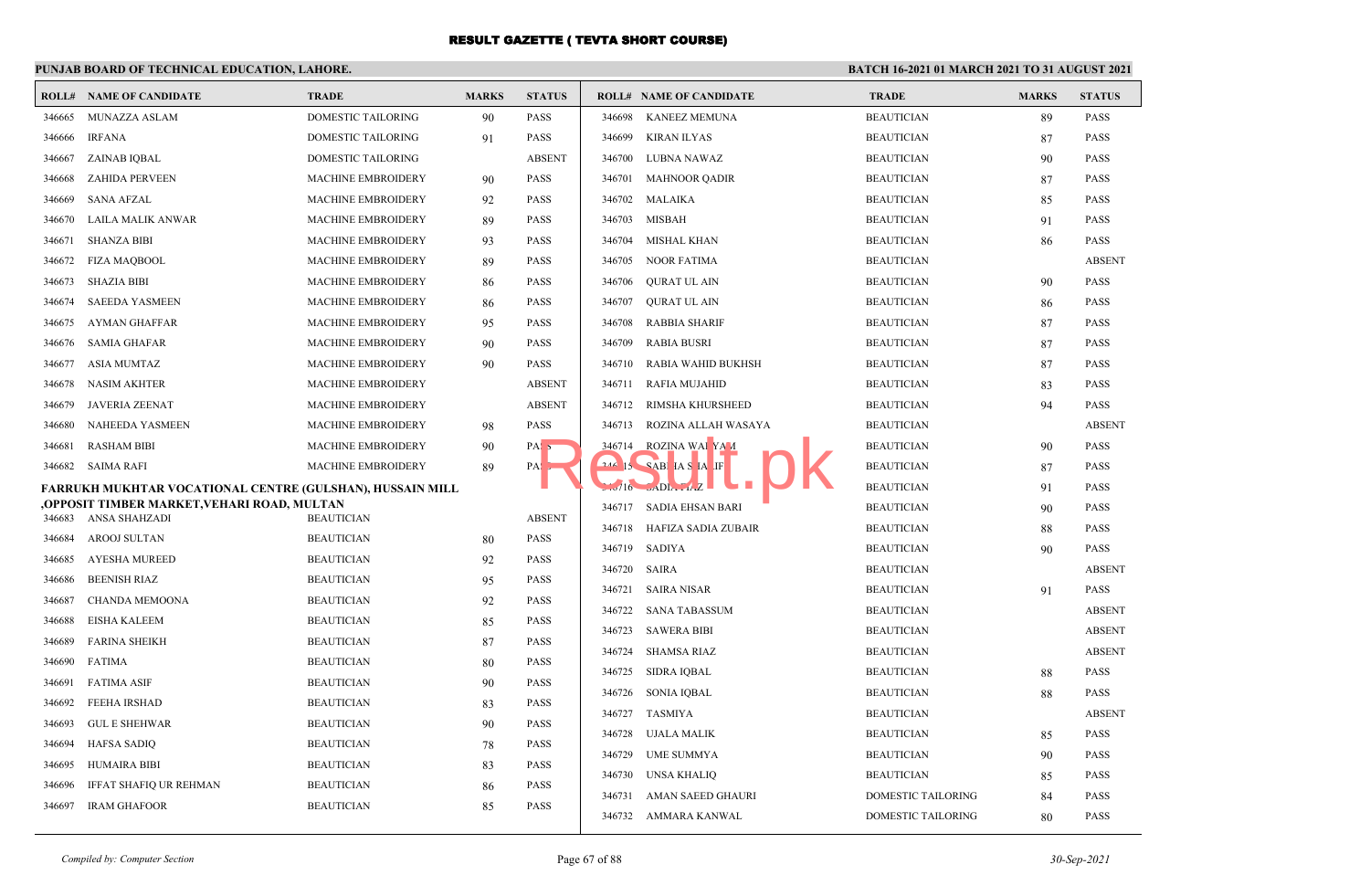# RESULT GAZETTE ( TEVTA SHORT COURSE)

**PUNJAB BOARD OF TECHNICAL EDUCATION, LAHORE.**

**BATCH 16-2021 01 MARCH 2021 TO 31 AUGUST 2021**

| ROLL# | NAME OF CANDIDATE | TRADE | MARKS | STATUS |
|---|---|---|---|---|
| 346665 | MUNAZZA ASLAM | DOMESTIC TAILORING | 90 | PASS |
| 346666 | IRFANA | DOMESTIC TAILORING | 91 | PASS |
| 346667 | ZAINAB IQBAL | DOMESTIC TAILORING | | ABSENT |
| 346668 | ZAHIDA PERVEEN | MACHINE EMBROIDERY | 90 | PASS |
| 346669 | SANA AFZAL | MACHINE EMBROIDERY | 92 | PASS |
| 346670 | LAILA MALIK ANWAR | MACHINE EMBROIDERY | 89 | PASS |
| 346671 | SHANZA BIBI | MACHINE EMBROIDERY | 93 | PASS |
| 346672 | FIZA MAQBOOL | MACHINE EMBROIDERY | 89 | PASS |
| 346673 | SHAZIA BIBI | MACHINE EMBROIDERY | 86 | PASS |
| 346674 | SAEEDA YASMEEN | MACHINE EMBROIDERY | 86 | PASS |
| 346675 | AYMAN GHAFFAR | MACHINE EMBROIDERY | 95 | PASS |
| 346676 | SAMIA GHAFAR | MACHINE EMBROIDERY | 90 | PASS |
| 346677 | ASIA MUMTAZ | MACHINE EMBROIDERY | 90 | PASS |
| 346678 | NASIM AKHTER | MACHINE EMBROIDERY | | ABSENT |
| 346679 | JAVERIA ZEENAT | MACHINE EMBROIDERY | | ABSENT |
| 346680 | NAHEEDA YASMEEN | MACHINE EMBROIDERY | 98 | PASS |
| 346681 | RASHAM BIBI | MACHINE EMBROIDERY | 90 | PASS |
| 346682 | SAIMA RAFI | MACHINE EMBROIDERY | 89 | PASS |

**FARRUKH MUKHTAR VOCATIONAL CENTRE (GULSHAN), HUSSAIN MILL ,OPPOSIT TIMBER MARKET,VEHARI ROAD, MULTAN**

| ROLL# | NAME OF CANDIDATE | TRADE | MARKS | STATUS |
|---|---|---|---|---|
| 346683 | ANSA SHAHZADI | BEAUTICIAN | | ABSENT |
| 346684 | AROOJ SULTAN | BEAUTICIAN | 80 | PASS |
| 346685 | AYESHA MUREED | BEAUTICIAN | 92 | PASS |
| 346686 | BEENISH RIAZ | BEAUTICIAN | 95 | PASS |
| 346687 | CHANDA MEMOONA | BEAUTICIAN | 92 | PASS |
| 346688 | EISHA KALEEM | BEAUTICIAN | 85 | PASS |
| 346689 | FARINA SHEIKH | BEAUTICIAN | 87 | PASS |
| 346690 | FATIMA | BEAUTICIAN | 80 | PASS |
| 346691 | FATIMA ASIF | BEAUTICIAN | 90 | PASS |
| 346692 | FEEHA IRSHAD | BEAUTICIAN | 83 | PASS |
| 346693 | GUL E SHEHWAR | BEAUTICIAN | 90 | PASS |
| 346694 | HAFSA SADIQ | BEAUTICIAN | 78 | PASS |
| 346695 | HUMAIRA BIBI | BEAUTICIAN | 83 | PASS |
| 346696 | IFFAT SHAFIQ UR REHMAN | BEAUTICIAN | 86 | PASS |
| 346697 | IRAM GHAFOOR | BEAUTICIAN | 85 | PASS |
| 346698 | KANEEZ MEMUNA | BEAUTICIAN | 89 | PASS |
| 346699 | KIRAN ILYAS | BEAUTICIAN | 87 | PASS |
| 346700 | LUBNA NAWAZ | BEAUTICIAN | 90 | PASS |
| 346701 | MAHNOOR QADIR | BEAUTICIAN | 87 | PASS |
| 346702 | MALAIKA | BEAUTICIAN | 85 | PASS |
| 346703 | MISBAH | BEAUTICIAN | 91 | PASS |
| 346704 | MISHAL KHAN | BEAUTICIAN | 86 | PASS |
| 346705 | NOOR FATIMA | BEAUTICIAN | | ABSENT |
| 346706 | QURAT UL AIN | BEAUTICIAN | 90 | PASS |
| 346707 | QURAT UL AIN | BEAUTICIAN | 86 | PASS |
| 346708 | RABBIA SHARIF | BEAUTICIAN | 87 | PASS |
| 346709 | RABIA BUSRI | BEAUTICIAN | 87 | PASS |
| 346710 | RABIA WAHID BUKHSH | BEAUTICIAN | 87 | PASS |
| 346711 | RAFIA MUJAHID | BEAUTICIAN | 83 | PASS |
| 346712 | RIMSHA KHURSHEED | BEAUTICIAN | 94 | PASS |
| 346713 | ROZINA ALLAH WASAYA | BEAUTICIAN | | ABSENT |
| 346714 | ROZINA WALAYAM | BEAUTICIAN | 90 | PASS |
| 346715 | SABIHA SHARIF | BEAUTICIAN | 87 | PASS |
| 346716 | SADIA RIAZ | BEAUTICIAN | 91 | PASS |
| 346717 | SADIA EHSAN BARI | BEAUTICIAN | 90 | PASS |
| 346718 | HAFIZA SADIA ZUBAIR | BEAUTICIAN | 88 | PASS |
| 346719 | SADIYA | BEAUTICIAN | 90 | PASS |
| 346720 | SAIRA | BEAUTICIAN | | ABSENT |
| 346721 | SAIRA NISAR | BEAUTICIAN | 91 | PASS |
| 346722 | SANA TABASSUM | BEAUTICIAN | | ABSENT |
| 346723 | SAWERA BIBI | BEAUTICIAN | | ABSENT |
| 346724 | SHAMSA RIAZ | BEAUTICIAN | | ABSENT |
| 346725 | SIDRA IQBAL | BEAUTICIAN | 88 | PASS |
| 346726 | SONIA IQBAL | BEAUTICIAN | 88 | PASS |
| 346727 | TASMIYA | BEAUTICIAN | | ABSENT |
| 346728 | UJALA MALIK | BEAUTICIAN | 85 | PASS |
| 346729 | UME SUMMYA | BEAUTICIAN | 90 | PASS |
| 346730 | UNSA KHALIQ | BEAUTICIAN | 85 | PASS |
| 346731 | AMAN SAEED GHAURI | DOMESTIC TAILORING | 84 | PASS |
| 346732 | AMMARA KANWAL | DOMESTIC TAILORING | 80 | PASS |

*Compiled by: Computer Section*

*30-Sep-2021*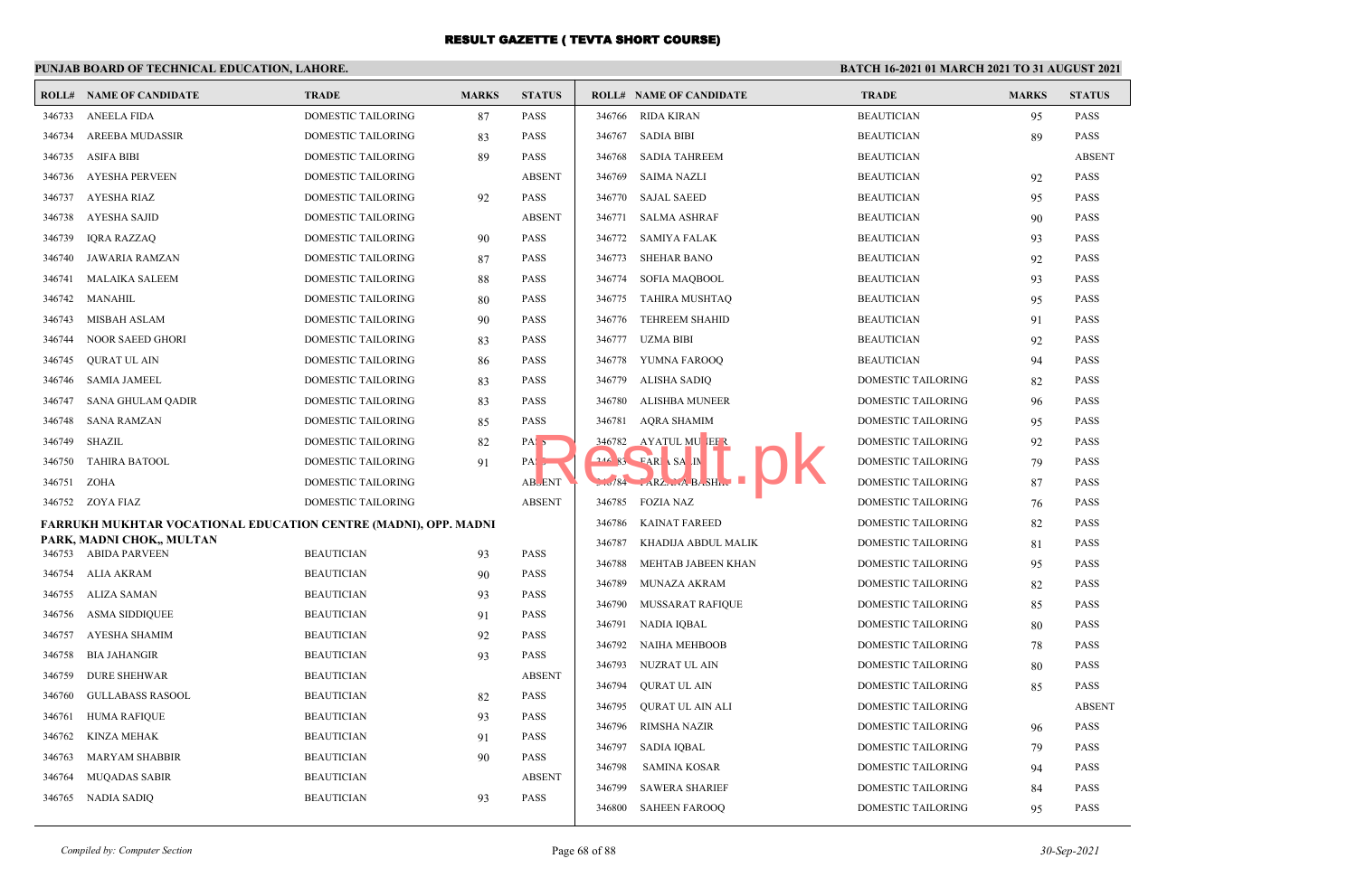# RESULT GAZETTE ( TEVTA SHORT COURSE)

**PUNJAB BOARD OF TECHNICAL EDUCATION, LAHORE.**

**BATCH 16-2021 01 MARCH 2021 TO 31 AUGUST 2021**

| ROLL# | NAME OF CANDIDATE | TRADE | MARKS | STATUS |
|---|---|---|---|---|
| 346733 | ANEELA FIDA | DOMESTIC TAILORING | 87 | PASS |
| 346734 | AREEBA MUDASSIR | DOMESTIC TAILORING | 83 | PASS |
| 346735 | ASIFA BIBI | DOMESTIC TAILORING | 89 | PASS |
| 346736 | AYESHA PERVEEN | DOMESTIC TAILORING | | ABSENT |
| 346737 | AYESHA RIAZ | DOMESTIC TAILORING | 92 | PASS |
| 346738 | AYESHA SAJID | DOMESTIC TAILORING | | ABSENT |
| 346739 | IQRA RAZZAQ | DOMESTIC TAILORING | 90 | PASS |
| 346740 | JAWARIA RAMZAN | DOMESTIC TAILORING | 87 | PASS |
| 346741 | MALAIKA SALEEM | DOMESTIC TAILORING | 88 | PASS |
| 346742 | MANAHIL | DOMESTIC TAILORING | 80 | PASS |
| 346743 | MISBAH ASLAM | DOMESTIC TAILORING | 90 | PASS |
| 346744 | NOOR SAEED GHORI | DOMESTIC TAILORING | 83 | PASS |
| 346745 | QURAT UL AIN | DOMESTIC TAILORING | 86 | PASS |
| 346746 | SAMIA JAMEEL | DOMESTIC TAILORING | 83 | PASS |
| 346747 | SANA GHULAM QADIR | DOMESTIC TAILORING | 83 | PASS |
| 346748 | SANA RAMZAN | DOMESTIC TAILORING | 85 | PASS |
| 346749 | SHAZIL | DOMESTIC TAILORING | 82 | PASS |
| 346750 | TAHIRA BATOOL | DOMESTIC TAILORING | 91 | PASS |
| 346751 | ZOHA | DOMESTIC TAILORING | | ABSENT |
| 346752 | ZOYA FIAZ | DOMESTIC TAILORING | | ABSENT |

**FARRUKH MUKHTAR VOCATIONAL EDUCATION CENTRE (MADNI), OPP. MADNI PARK, MADNI CHOK,, MULTAN**

| ROLL# | NAME OF CANDIDATE | TRADE | MARKS | STATUS |
|---|---|---|---|---|
| 346753 | ABIDA PARVEEN | BEAUTICIAN | 93 | PASS |
| 346754 | ALIA AKRAM | BEAUTICIAN | 90 | PASS |
| 346755 | ALIZA SAMAN | BEAUTICIAN | 93 | PASS |
| 346756 | ASMA SIDDIQUEE | BEAUTICIAN | 91 | PASS |
| 346757 | AYESHA SHAMIM | BEAUTICIAN | 92 | PASS |
| 346758 | BIA JAHANGIR | BEAUTICIAN | 93 | PASS |
| 346759 | DURE SHEHWAR | BEAUTICIAN | | ABSENT |
| 346760 | GULLABASS RASOOL | BEAUTICIAN | 82 | PASS |
| 346761 | HUMA RAFIQUE | BEAUTICIAN | 93 | PASS |
| 346762 | KINZA MEHAK | BEAUTICIAN | 91 | PASS |
| 346763 | MARYAM SHABBIR | BEAUTICIAN | 90 | PASS |
| 346764 | MUQADAS SABIR | BEAUTICIAN | | ABSENT |
| 346765 | NADIA SADIQ | BEAUTICIAN | 93 | PASS |
| 346766 | RIDA KIRAN | BEAUTICIAN | 95 | PASS |
| 346767 | SADIA BIBI | BEAUTICIAN | 89 | PASS |
| 346768 | SADIA TAHREEM | BEAUTICIAN | | ABSENT |
| 346769 | SAIMA NAZLI | BEAUTICIAN | 92 | PASS |
| 346770 | SAJAL SAEED | BEAUTICIAN | 95 | PASS |
| 346771 | SALMA ASHRAF | BEAUTICIAN | 90 | PASS |
| 346772 | SAMIYA FALAK | BEAUTICIAN | 93 | PASS |
| 346773 | SHEHAR BANO | BEAUTICIAN | 92 | PASS |
| 346774 | SOFIA MAQBOOL | BEAUTICIAN | 93 | PASS |
| 346775 | TAHIRA MUSHTAQ | BEAUTICIAN | 95 | PASS |
| 346776 | TEHREEM SHAHID | BEAUTICIAN | 91 | PASS |
| 346777 | UZMA BIBI | BEAUTICIAN | 92 | PASS |
| 346778 | YUMNA FAROOQ | BEAUTICIAN | 94 | PASS |
| 346779 | ALISHA SADIQ | DOMESTIC TAILORING | 82 | PASS |
| 346780 | ALISHBA MUNEER | DOMESTIC TAILORING | 96 | PASS |
| 346781 | AQRA SHAMIM | DOMESTIC TAILORING | 95 | PASS |
| 346782 | AYATUL MUNEER | DOMESTIC TAILORING | 92 | PASS |
| 346783 | FARIA SALIM | DOMESTIC TAILORING | 79 | PASS |
| 346784 | FARZANA BASHIR | DOMESTIC TAILORING | 87 | PASS |
| 346785 | FOZIA NAZ | DOMESTIC TAILORING | 76 | PASS |
| 346786 | KAINAT FAREED | DOMESTIC TAILORING | 82 | PASS |
| 346787 | KHADIJA ABDUL MALIK | DOMESTIC TAILORING | 81 | PASS |
| 346788 | MEHTAB JABEEN KHAN | DOMESTIC TAILORING | 95 | PASS |
| 346789 | MUNAZA AKRAM | DOMESTIC TAILORING | 82 | PASS |
| 346790 | MUSSARAT RAFIQUE | DOMESTIC TAILORING | 85 | PASS |
| 346791 | NADIA IQBAL | DOMESTIC TAILORING | 80 | PASS |
| 346792 | NAIHA MEHBOOB | DOMESTIC TAILORING | 78 | PASS |
| 346793 | NUZRAT UL AIN | DOMESTIC TAILORING | 80 | PASS |
| 346794 | QURAT UL AIN | DOMESTIC TAILORING | 85 | PASS |
| 346795 | QURAT UL AIN ALI | DOMESTIC TAILORING | | ABSENT |
| 346796 | RIMSHA NAZIR | DOMESTIC TAILORING | 96 | PASS |
| 346797 | SADIA IQBAL | DOMESTIC TAILORING | 79 | PASS |
| 346798 | SAMINA KOSAR | DOMESTIC TAILORING | 94 | PASS |
| 346799 | SAWERA SHARIEF | DOMESTIC TAILORING | 84 | PASS |
| 346800 | SAHEEN FAROOQ | DOMESTIC TAILORING | 95 | PASS |

*Compiled by: Computer Section* — 30-Sep-2021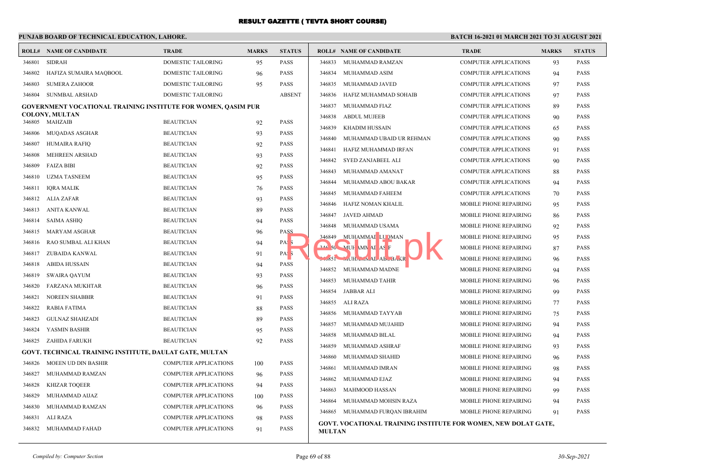# RESULT GAZETTE ( TEVTA SHORT COURSE)

**PUNJAB BOARD OF TECHNICAL EDUCATION, LAHORE.**

**BATCH 16-2021 01 MARCH 2021 TO 31 AUGUST 2021**

| ROLL# | NAME OF CANDIDATE | TRADE | MARKS | STATUS |
|---|---|---|---|---|
| 346801 | SIDRAH | DOMESTIC TAILORING | 95 | PASS |
| 346802 | HAFIZA SUMAIRA MAQBOOL | DOMESTIC TAILORING | 96 | PASS |
| 346803 | SUMERA ZAHOOR | DOMESTIC TAILORING | 95 | PASS |
| 346804 | SUNMBAL ARSHAD | DOMESTIC TAILORING | | ABSENT |

**GOVERNMENT VOCATIONAL TRAINING INSTITUTE FOR WOMEN, QASIM PUR COLONY, MULTAN**

| ROLL# | NAME OF CANDIDATE | TRADE | MARKS | STATUS |
|---|---|---|---|---|
| 346805 | MAHZAIB | BEAUTICIAN | 92 | PASS |
| 346806 | MUQADAS ASGHAR | BEAUTICIAN | 93 | PASS |
| 346807 | HUMAIRA RAFIQ | BEAUTICIAN | 92 | PASS |
| 346808 | MEHREEN ARSHAD | BEAUTICIAN | 93 | PASS |
| 346809 | FAIZA BIBI | BEAUTICIAN | 92 | PASS |
| 346810 | UZMA TASNEEM | BEAUTICIAN | 95 | PASS |
| 346811 | IQRA MALIK | BEAUTICIAN | 76 | PASS |
| 346812 | ALIA ZAFAR | BEAUTICIAN | 93 | PASS |
| 346813 | ANITA KANWAL | BEAUTICIAN | 89 | PASS |
| 346814 | SAIMA ASHIQ | BEAUTICIAN | 94 | PASS |
| 346815 | MARYAM ASGHAR | BEAUTICIAN | 96 | PASS |
| 346816 | RAO SUMBAL ALI KHAN | BEAUTICIAN | 94 | PASS |
| 346817 | ZUBAIDA KANWAL | BEAUTICIAN | 91 | PASS |
| 346818 | ABIDA HUSSAIN | BEAUTICIAN | 94 | PASS |
| 346819 | SWAIRA QAYUM | BEAUTICIAN | 93 | PASS |
| 346820 | FARZANA MUKHTAR | BEAUTICIAN | 96 | PASS |
| 346821 | NOREEN SHABBIR | BEAUTICIAN | 91 | PASS |
| 346822 | RABIA FATIMA | BEAUTICIAN | 88 | PASS |
| 346823 | GULNAZ SHAHZADI | BEAUTICIAN | 89 | PASS |
| 346824 | YASMIN BASHIR | BEAUTICIAN | 95 | PASS |
| 346825 | ZAHIDA FARUKH | BEAUTICIAN | 92 | PASS |

**GOVT. TECHNICAL TRAINING INSTITUTE, DAULAT GATE, MULTAN**

| ROLL# | NAME OF CANDIDATE | TRADE | MARKS | STATUS |
|---|---|---|---|---|
| 346826 | MOEEN UD DIN BASHIR | COMPUTER APPLICATIONS | 100 | PASS |
| 346827 | MUHAMMAD RAMZAN | COMPUTER APPLICATIONS | 96 | PASS |
| 346828 | KHIZAR TOQEER | COMPUTER APPLICATIONS | 94 | PASS |
| 346829 | MUHAMMAD AIJAZ | COMPUTER APPLICATIONS | 100 | PASS |
| 346830 | MUHAMMAD RAMZAN | COMPUTER APPLICATIONS | 96 | PASS |
| 346831 | ALI RAZA | COMPUTER APPLICATIONS | 98 | PASS |
| 346832 | MUHAMMAD FAHAD | COMPUTER APPLICATIONS | 91 | PASS |
| 346833 | MUHAMMAD RAMZAN | COMPUTER APPLICATIONS | 93 | PASS |
| 346834 | MUHAMMAD ASIM | COMPUTER APPLICATIONS | 94 | PASS |
| 346835 | MUHAMMAD JAVED | COMPUTER APPLICATIONS | 97 | PASS |
| 346836 | HAFIZ MUHAMMAD SOHAIB | COMPUTER APPLICATIONS | 97 | PASS |
| 346837 | MUHAMMAD FIAZ | COMPUTER APPLICATIONS | 89 | PASS |
| 346838 | ABDUL MUJEEB | COMPUTER APPLICATIONS | 90 | PASS |
| 346839 | KHADIM HUSSAIN | COMPUTER APPLICATIONS | 65 | PASS |
| 346840 | MUHAMMAD UBAID UR REHMAN | COMPUTER APPLICATIONS | 90 | PASS |
| 346841 | HAFIZ MUHAMMAD IRFAN | COMPUTER APPLICATIONS | 91 | PASS |
| 346842 | SYED ZANJABEEL ALI | COMPUTER APPLICATIONS | 90 | PASS |
| 346843 | MUHAMMAD AMANAT | COMPUTER APPLICATIONS | 88 | PASS |
| 346844 | MUHAMMAD ABOU BAKAR | COMPUTER APPLICATIONS | 94 | PASS |
| 346845 | MUHAMMAD FAHEEM | COMPUTER APPLICATIONS | 70 | PASS |
| 346846 | HAFIZ NOMAN KHALIL | MOBILE PHONE REPAIRING | 95 | PASS |
| 346847 | JAVED AHMAD | MOBILE PHONE REPAIRING | 86 | PASS |
| 346848 | MUHAMMAD USAMA | MOBILE PHONE REPAIRING | 92 | PASS |
| 346849 | MUHAMMAD LUQMAN | MOBILE PHONE REPAIRING | 95 | PASS |
| 346850 | MUHAMMAD ASIF | MOBILE PHONE REPAIRING | 87 | PASS |
| 346851 | MUHAMMAD ABUBAKR | MOBILE PHONE REPAIRING | 96 | PASS |
| 346852 | MUHAMMAD MADNE | MOBILE PHONE REPAIRING | 94 | PASS |
| 346853 | MUHAMMAD TAHIR | MOBILE PHONE REPAIRING | 96 | PASS |
| 346854 | JABBAR ALI | MOBILE PHONE REPAIRING | 99 | PASS |
| 346855 | ALI RAZA | MOBILE PHONE REPAIRING | 77 | PASS |
| 346856 | MUHAMMAD TAYYAB | MOBILE PHONE REPAIRING | 75 | PASS |
| 346857 | MUHAMMAD MUJAHID | MOBILE PHONE REPAIRING | 94 | PASS |
| 346858 | MUHAMMAD BILAL | MOBILE PHONE REPAIRING | 94 | PASS |
| 346859 | MUHAMMAD ASHRAF | MOBILE PHONE REPAIRING | 93 | PASS |
| 346860 | MUHAMMAD SHAHID | MOBILE PHONE REPAIRING | 96 | PASS |
| 346861 | MUHAMMAD IMRAN | MOBILE PHONE REPAIRING | 98 | PASS |
| 346862 | MUHAMMAD EJAZ | MOBILE PHONE REPAIRING | 94 | PASS |
| 346863 | MAHMOOD HASSAN | MOBILE PHONE REPAIRING | 99 | PASS |
| 346864 | MUHAMMAD MOHSIN RAZA | MOBILE PHONE REPAIRING | 94 | PASS |
| 346865 | MUHAMMAD FURQAN IBRAHIM | MOBILE PHONE REPAIRING | 91 | PASS |

**GOVT. VOCATIONAL TRAINING INSTITUTE FOR WOMEN, NEW DOLAT GATE, MULTAN**

*Compiled by: Computer Section* — *30-Sep-2021*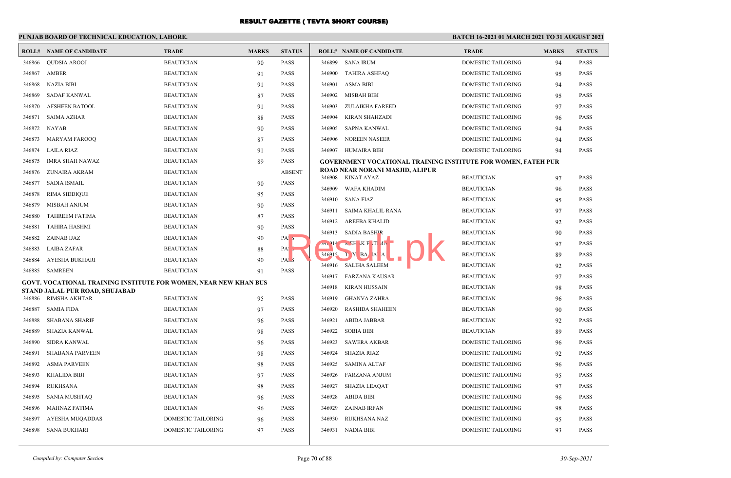# RESULT GAZETTE ( TEVTA SHORT COURSE)

**PUNJAB BOARD OF TECHNICAL EDUCATION, LAHORE.**

**BATCH 16-2021 01 MARCH 2021 TO 31 AUGUST 2021**

| ROLL# | NAME OF CANDIDATE | TRADE | MARKS | STATUS |
|---|---|---|---|---|
| 346866 | QUDSIA AROOJ | BEAUTICIAN | 90 | PASS |
| 346867 | AMBER | BEAUTICIAN | 91 | PASS |
| 346868 | NAZIA BIBI | BEAUTICIAN | 91 | PASS |
| 346869 | SADAF KANWAL | BEAUTICIAN | 87 | PASS |
| 346870 | AFSHEEN BATOOL | BEAUTICIAN | 91 | PASS |
| 346871 | SAIMA AZHAR | BEAUTICIAN | 88 | PASS |
| 346872 | NAYAB | BEAUTICIAN | 90 | PASS |
| 346873 | MARYAM FAROOQ | BEAUTICIAN | 87 | PASS |
| 346874 | LAILA RIAZ | BEAUTICIAN | 91 | PASS |
| 346875 | IMRA SHAH NAWAZ | BEAUTICIAN | 89 | PASS |
| 346876 | ZUNAIRA AKRAM | BEAUTICIAN | | ABSENT |
| 346877 | SADIA ISMAIL | BEAUTICIAN | 90 | PASS |
| 346878 | RIMA SIDDIQUE | BEAUTICIAN | 95 | PASS |
| 346879 | MISBAH ANJUM | BEAUTICIAN | 90 | PASS |
| 346880 | TAHREEM FATIMA | BEAUTICIAN | 87 | PASS |
| 346881 | TAHIRA HASHMI | BEAUTICIAN | 90 | PASS |
| 346882 | ZAINAB IJAZ | BEAUTICIAN | 90 | PASS |
| 346883 | LAIBA ZAFAR | BEAUTICIAN | 88 | PASS |
| 346884 | AYESHA BUKHARI | BEAUTICIAN | 90 | PASS |
| 346885 | SAMREEN | BEAUTICIAN | 91 | PASS |

**GOVT. VOCATIONAL TRAINING INSTITUTE FOR WOMEN, NEAR NEW KHAN BUS STAND JALAL PUR ROAD, SHUJABAD**

| ROLL# | NAME OF CANDIDATE | TRADE | MARKS | STATUS |
|---|---|---|---|---|
| 346886 | RIMSHA AKHTAR | BEAUTICIAN | 95 | PASS |
| 346887 | SAMIA FIDA | BEAUTICIAN | 97 | PASS |
| 346888 | SHABANA SHARIF | BEAUTICIAN | 96 | PASS |
| 346889 | SHAZIA KANWAL | BEAUTICIAN | 98 | PASS |
| 346890 | SIDRA KANWAL | BEAUTICIAN | 96 | PASS |
| 346891 | SHABANA PARVEEN | BEAUTICIAN | 98 | PASS |
| 346892 | ASMA PARVEEN | BEAUTICIAN | 98 | PASS |
| 346893 | KHALIDA BIBI | BEAUTICIAN | 97 | PASS |
| 346894 | RUKHSANA | BEAUTICIAN | 98 | PASS |
| 346895 | SANIA MUSHTAQ | BEAUTICIAN | 96 | PASS |
| 346896 | MAHNAZ FATIMA | BEAUTICIAN | 96 | PASS |
| 346897 | AYESHA MUQADDAS | DOMESTIC TAILORING | 96 | PASS |
| 346898 | SANA BUKHARI | DOMESTIC TAILORING | 97 | PASS |
| 346899 | SANA IRUM | DOMESTIC TAILORING | 94 | PASS |
| 346900 | TAHIRA ASHFAQ | DOMESTIC TAILORING | 95 | PASS |
| 346901 | ASMA BIBI | DOMESTIC TAILORING | 94 | PASS |
| 346902 | MISBAH BIBI | DOMESTIC TAILORING | 95 | PASS |
| 346903 | ZULAIKHA FAREED | DOMESTIC TAILORING | 97 | PASS |
| 346904 | KIRAN SHAHZADI | DOMESTIC TAILORING | 96 | PASS |
| 346905 | SAPNA KANWAL | DOMESTIC TAILORING | 94 | PASS |
| 346906 | NOREEN NASEER | DOMESTIC TAILORING | 94 | PASS |
| 346907 | HUMAIRA BIBI | DOMESTIC TAILORING | 94 | PASS |

**GOVERNMENT VOCATIONAL TRAINING INSTITUTE FOR WOMEN, FATEH PUR ROAD NEAR NORANI MASJID, ALIPUR**

| ROLL# | NAME OF CANDIDATE | TRADE | MARKS | STATUS |
|---|---|---|---|---|
| 346908 | KINAT AYAZ | BEAUTICIAN | 97 | PASS |
| 346909 | WAFA KHADIM | BEAUTICIAN | 96 | PASS |
| 346910 | SANA FIAZ | BEAUTICIAN | 95 | PASS |
| 346911 | SAIMA KHALIL RANA | BEAUTICIAN | 97 | PASS |
| 346912 | AREEBA KHALID | BEAUTICIAN | 92 | PASS |
| 346913 | SADIA BASHIR | BEAUTICIAN | 90 | PASS |
| 346914 | MEHAK FATIMA | BEAUTICIAN | 97 | PASS |
| 346915 | TAYYABA | BEAUTICIAN | 89 | PASS |
| 346916 | SALIHA SALEEM | BEAUTICIAN | 92 | PASS |
| 346917 | FARZANA KAUSAR | BEAUTICIAN | 97 | PASS |
| 346918 | KIRAN HUSSAIN | BEAUTICIAN | 98 | PASS |
| 346919 | GHANVA ZAHRA | BEAUTICIAN | 96 | PASS |
| 346920 | RASHIDA SHAHEEN | BEAUTICIAN | 90 | PASS |
| 346921 | ABIDA JABBAR | BEAUTICIAN | 92 | PASS |
| 346922 | SOBIA BIBI | BEAUTICIAN | 89 | PASS |
| 346923 | SAWERA AKBAR | DOMESTIC TAILORING | 96 | PASS |
| 346924 | SHAZIA RIAZ | DOMESTIC TAILORING | 92 | PASS |
| 346925 | SAMINA ALTAF | DOMESTIC TAILORING | 96 | PASS |
| 346926 | FARZANA ANJUM | DOMESTIC TAILORING | 95 | PASS |
| 346927 | SHAZIA LEAQAT | DOMESTIC TAILORING | 97 | PASS |
| 346928 | ABIDA BIBI | DOMESTIC TAILORING | 96 | PASS |
| 346929 | ZAINAB IRFAN | DOMESTIC TAILORING | 98 | PASS |
| 346930 | RUKHSANA NAZ | DOMESTIC TAILORING | 95 | PASS |
| 346931 | NADIA BIBI | DOMESTIC TAILORING | 93 | PASS |

*Compiled by: Computer Section*

*30-Sep-2021*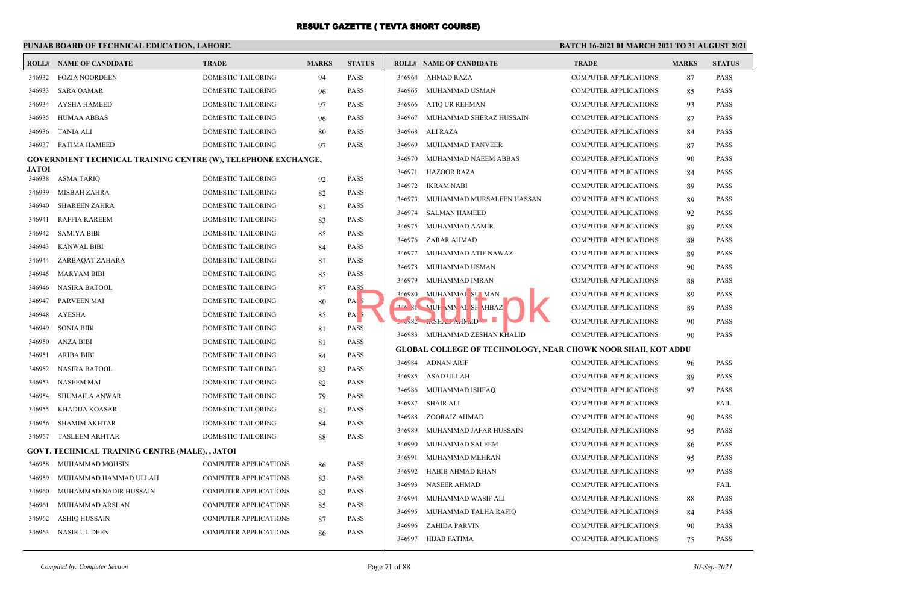# RESULT GAZETTE ( TEVTA SHORT COURSE)

**PUNJAB BOARD OF TECHNICAL EDUCATION, LAHORE.**

**BATCH 16-2021 01 MARCH 2021 TO 31 AUGUST 2021**

| ROLL# | NAME OF CANDIDATE | TRADE | MARKS | STATUS |
|---|---|---|---|---|
| 346932 | FOZIA NOORDEEN | DOMESTIC TAILORING | 94 | PASS |
| 346933 | SARA QAMAR | DOMESTIC TAILORING | 96 | PASS |
| 346934 | AYSHA HAMEED | DOMESTIC TAILORING | 97 | PASS |
| 346935 | HUMAA ABBAS | DOMESTIC TAILORING | 96 | PASS |
| 346936 | TANIA ALI | DOMESTIC TAILORING | 80 | PASS |
| 346937 | FATIMA HAMEED | DOMESTIC TAILORING | 97 | PASS |

**GOVERNMENT TECHNICAL TRAINING CENTRE (W), TELEPHONE EXCHANGE, JATOI**

| ROLL# | NAME OF CANDIDATE | TRADE | MARKS | STATUS |
|---|---|---|---|---|
| 346938 | ASMA TARIQ | DOMESTIC TAILORING | 92 | PASS |
| 346939 | MISBAH ZAHRA | DOMESTIC TAILORING | 82 | PASS |
| 346940 | SHAREEN ZAHRA | DOMESTIC TAILORING | 81 | PASS |
| 346941 | RAFFIA KAREEM | DOMESTIC TAILORING | 83 | PASS |
| 346942 | SAMIYA BIBI | DOMESTIC TAILORING | 85 | PASS |
| 346943 | KANWAL BIBI | DOMESTIC TAILORING | 84 | PASS |
| 346944 | ZARBAQAT ZAHARA | DOMESTIC TAILORING | 81 | PASS |
| 346945 | MARYAM BIBI | DOMESTIC TAILORING | 85 | PASS |
| 346946 | NASIRA BATOOL | DOMESTIC TAILORING | 87 | PASS |
| 346947 | PARVEEN MAI | DOMESTIC TAILORING | 80 | PASS |
| 346948 | AYESHA | DOMESTIC TAILORING | 85 | PASS |
| 346949 | SONIA BIBI | DOMESTIC TAILORING | 81 | PASS |
| 346950 | ANZA BIBI | DOMESTIC TAILORING | 81 | PASS |
| 346951 | ARIBA BIBI | DOMESTIC TAILORING | 84 | PASS |
| 346952 | NASIRA BATOOL | DOMESTIC TAILORING | 83 | PASS |
| 346953 | NASEEM MAI | DOMESTIC TAILORING | 82 | PASS |
| 346954 | SHUMAILA ANWAR | DOMESTIC TAILORING | 79 | PASS |
| 346955 | KHADIJA KOASAR | DOMESTIC TAILORING | 81 | PASS |
| 346956 | SHAMIM AKHTAR | DOMESTIC TAILORING | 84 | PASS |
| 346957 | TASLEEM AKHTAR | DOMESTIC TAILORING | 88 | PASS |

**GOVT. TECHNICAL TRAINING CENTRE (MALE), , JATOI**

| ROLL# | NAME OF CANDIDATE | TRADE | MARKS | STATUS |
|---|---|---|---|---|
| 346958 | MUHAMMAD MOHSIN | COMPUTER APPLICATIONS | 86 | PASS |
| 346959 | MUHAMMAD HAMMAD ULLAH | COMPUTER APPLICATIONS | 83 | PASS |
| 346960 | MUHAMMAD NADIR HUSSAIN | COMPUTER APPLICATIONS | 83 | PASS |
| 346961 | MUHAMMAD ARSLAN | COMPUTER APPLICATIONS | 85 | PASS |
| 346962 | ASHIQ HUSSAIN | COMPUTER APPLICATIONS | 87 | PASS |
| 346963 | NASIR UL DEEN | COMPUTER APPLICATIONS | 86 | PASS |
| 346964 | AHMAD RAZA | COMPUTER APPLICATIONS | 87 | PASS |
| 346965 | MUHAMMAD USMAN | COMPUTER APPLICATIONS | 85 | PASS |
| 346966 | ATIQ UR REHMAN | COMPUTER APPLICATIONS | 93 | PASS |
| 346967 | MUHAMMAD SHERAZ HUSSAIN | COMPUTER APPLICATIONS | 87 | PASS |
| 346968 | ALI RAZA | COMPUTER APPLICATIONS | 84 | PASS |
| 346969 | MUHAMMAD TANVEER | COMPUTER APPLICATIONS | 87 | PASS |
| 346970 | MUHAMMAD NAEEM ABBAS | COMPUTER APPLICATIONS | 90 | PASS |
| 346971 | HAZOOR RAZA | COMPUTER APPLICATIONS | 84 | PASS |
| 346972 | IKRAM NABI | COMPUTER APPLICATIONS | 89 | PASS |
| 346973 | MUHAMMAD MURSALEEN HASSAN | COMPUTER APPLICATIONS | 89 | PASS |
| 346974 | SALMAN HAMEED | COMPUTER APPLICATIONS | 92 | PASS |
| 346975 | MUHAMMAD AAMIR | COMPUTER APPLICATIONS | 89 | PASS |
| 346976 | ZARAR AHMAD | COMPUTER APPLICATIONS | 88 | PASS |
| 346977 | MUHAMMAD ATIF NAWAZ | COMPUTER APPLICATIONS | 89 | PASS |
| 346978 | MUHAMMAD USMAN | COMPUTER APPLICATIONS | 90 | PASS |
| 346979 | MUHAMMAD IMRAN | COMPUTER APPLICATIONS | 88 | PASS |
| 346980 | MUHAMMAD SULMAN | COMPUTER APPLICATIONS | 89 | PASS |
| 346981 | MUHAMMAD SHAHBAZ | COMPUTER APPLICATIONS | 89 | PASS |
| 346982 | IRSHAD AHMED | COMPUTER APPLICATIONS | 90 | PASS |
| 346983 | MUHAMMAD ZESHAN KHALID | COMPUTER APPLICATIONS | 90 | PASS |

**GLOBAL COLLEGE OF TECHNOLOGY, NEAR CHOWK NOOR SHAH, KOT ADDU**

| ROLL# | NAME OF CANDIDATE | TRADE | MARKS | STATUS |
|---|---|---|---|---|
| 346984 | ADNAN ARIF | COMPUTER APPLICATIONS | 96 | PASS |
| 346985 | ASAD ULLAH | COMPUTER APPLICATIONS | 89 | PASS |
| 346986 | MUHAMMAD ISHFAQ | COMPUTER APPLICATIONS | 97 | PASS |
| 346987 | SHAIR ALI | COMPUTER APPLICATIONS | | FAIL |
| 346988 | ZOORAIZ AHMAD | COMPUTER APPLICATIONS | 90 | PASS |
| 346989 | MUHAMMAD JAFAR HUSSAIN | COMPUTER APPLICATIONS | 95 | PASS |
| 346990 | MUHAMMAD SALEEM | COMPUTER APPLICATIONS | 86 | PASS |
| 346991 | MUHAMMAD MEHRAN | COMPUTER APPLICATIONS | 95 | PASS |
| 346992 | HABIB AHMAD KHAN | COMPUTER APPLICATIONS | 92 | PASS |
| 346993 | NASEER AHMAD | COMPUTER APPLICATIONS | | FAIL |
| 346994 | MUHAMMAD WASIF ALI | COMPUTER APPLICATIONS | 88 | PASS |
| 346995 | MUHAMMAD TALHA RAFIQ | COMPUTER APPLICATIONS | 84 | PASS |
| 346996 | ZAHIDA PARVIN | COMPUTER APPLICATIONS | 90 | PASS |
| 346997 | HIJAB FATIMA | COMPUTER APPLICATIONS | 75 | PASS |

*Compiled by: Computer Section*

*30-Sep-2021*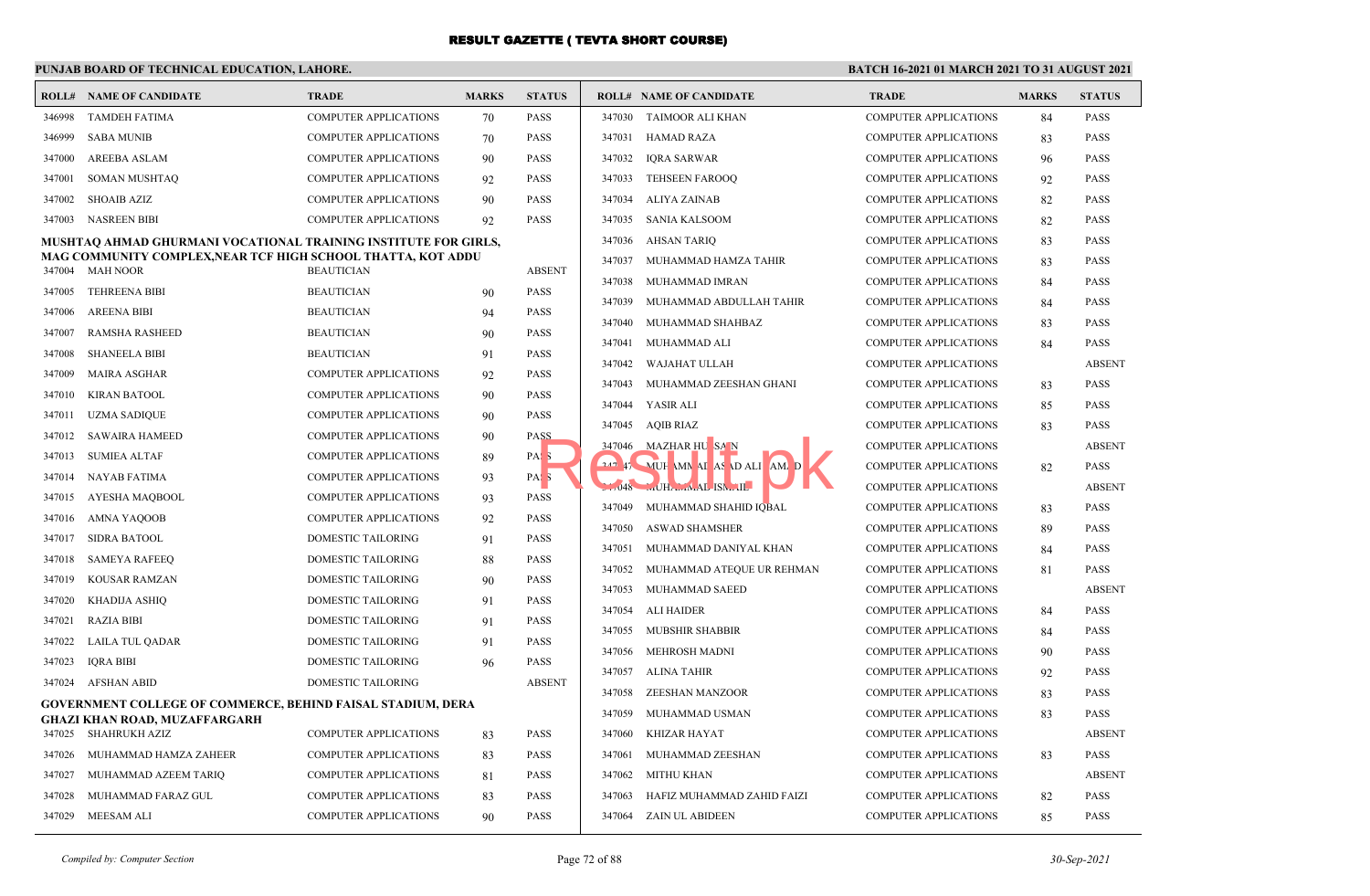# RESULT GAZETTE ( TEVTA SHORT COURSE)

**PUNJAB BOARD OF TECHNICAL EDUCATION, LAHORE.**

**BATCH 16-2021 01 MARCH 2021 TO 31 AUGUST 2021**

| ROLL# | NAME OF CANDIDATE | TRADE | MARKS | STATUS |
|---|---|---|---|---|
| 346998 | TAMDEH FATIMA | COMPUTER APPLICATIONS | 70 | PASS |
| 346999 | SABA MUNIB | COMPUTER APPLICATIONS | 70 | PASS |
| 347000 | AREEBA ASLAM | COMPUTER APPLICATIONS | 90 | PASS |
| 347001 | SOMAN MUSHTAQ | COMPUTER APPLICATIONS | 92 | PASS |
| 347002 | SHOAIB AZIZ | COMPUTER APPLICATIONS | 90 | PASS |
| 347003 | NASREEN BIBI | COMPUTER APPLICATIONS | 92 | PASS |

**MUSHTAQ AHMAD GHURMANI VOCATIONAL TRAINING INSTITUTE FOR GIRLS, MAG COMMUNITY COMPLEX,NEAR TCF HIGH SCHOOL THATTA, KOT ADDU**

| ROLL# | NAME OF CANDIDATE | TRADE | MARKS | STATUS |
|---|---|---|---|---|
| 347004 | MAH NOOR | BEAUTICIAN | | ABSENT |
| 347005 | TEHREENA BIBI | BEAUTICIAN | 90 | PASS |
| 347006 | AREENA BIBI | BEAUTICIAN | 94 | PASS |
| 347007 | RAMSHA RASHEED | BEAUTICIAN | 90 | PASS |
| 347008 | SHANEELA BIBI | BEAUTICIAN | 91 | PASS |
| 347009 | MAIRA ASGHAR | COMPUTER APPLICATIONS | 92 | PASS |
| 347010 | KIRAN BATOOL | COMPUTER APPLICATIONS | 90 | PASS |
| 347011 | UZMA SADIQUE | COMPUTER APPLICATIONS | 90 | PASS |
| 347012 | SAWAIRA HAMEED | COMPUTER APPLICATIONS | 90 | PASS |
| 347013 | SUMIEA ALTAF | COMPUTER APPLICATIONS | 89 | PASS |
| 347014 | NAYAB FATIMA | COMPUTER APPLICATIONS | 93 | PASS |
| 347015 | AYESHA MAQBOOL | COMPUTER APPLICATIONS | 93 | PASS |
| 347016 | AMNA YAQOOB | COMPUTER APPLICATIONS | 92 | PASS |
| 347017 | SIDRA BATOOL | DOMESTIC TAILORING | 91 | PASS |
| 347018 | SAMEYA RAFEEQ | DOMESTIC TAILORING | 88 | PASS |
| 347019 | KOUSAR RAMZAN | DOMESTIC TAILORING | 90 | PASS |
| 347020 | KHADIJA ASHIQ | DOMESTIC TAILORING | 91 | PASS |
| 347021 | RAZIA BIBI | DOMESTIC TAILORING | 91 | PASS |
| 347022 | LAILA TUL QADAR | DOMESTIC TAILORING | 91 | PASS |
| 347023 | IQRA BIBI | DOMESTIC TAILORING | 96 | PASS |
| 347024 | AFSHAN ABID | DOMESTIC TAILORING | | ABSENT |

**GOVERNMENT COLLEGE OF COMMERCE, BEHIND FAISAL STADIUM, DERA GHAZI KHAN ROAD, MUZAFFARGARH**

| ROLL# | NAME OF CANDIDATE | TRADE | MARKS | STATUS |
|---|---|---|---|---|
| 347025 | SHAHRUKH AZIZ | COMPUTER APPLICATIONS | 83 | PASS |
| 347026 | MUHAMMAD HAMZA ZAHEER | COMPUTER APPLICATIONS | 83 | PASS |
| 347027 | MUHAMMAD AZEEM TARIQ | COMPUTER APPLICATIONS | 81 | PASS |
| 347028 | MUHAMMAD FARAZ GUL | COMPUTER APPLICATIONS | 83 | PASS |
| 347029 | MEESAM ALI | COMPUTER APPLICATIONS | 90 | PASS |
| 347030 | TAIMOOR ALI KHAN | COMPUTER APPLICATIONS | 84 | PASS |
| 347031 | HAMAD RAZA | COMPUTER APPLICATIONS | 83 | PASS |
| 347032 | IQRA SARWAR | COMPUTER APPLICATIONS | 96 | PASS |
| 347033 | TEHSEEN FAROOQ | COMPUTER APPLICATIONS | 92 | PASS |
| 347034 | ALIYA ZAINAB | COMPUTER APPLICATIONS | 82 | PASS |
| 347035 | SANIA KALSOOM | COMPUTER APPLICATIONS | 82 | PASS |
| 347036 | AHSAN TARIQ | COMPUTER APPLICATIONS | 83 | PASS |
| 347037 | MUHAMMAD HAMZA TAHIR | COMPUTER APPLICATIONS | 83 | PASS |
| 347038 | MUHAMMAD IMRAN | COMPUTER APPLICATIONS | 84 | PASS |
| 347039 | MUHAMMAD ABDULLAH TAHIR | COMPUTER APPLICATIONS | 84 | PASS |
| 347040 | MUHAMMAD SHAHBAZ | COMPUTER APPLICATIONS | 83 | PASS |
| 347041 | MUHAMMAD ALI | COMPUTER APPLICATIONS | 84 | PASS |
| 347042 | WAJAHAT ULLAH | COMPUTER APPLICATIONS | | ABSENT |
| 347043 | MUHAMMAD ZEESHAN GHANI | COMPUTER APPLICATIONS | 83 | PASS |
| 347044 | YASIR ALI | COMPUTER APPLICATIONS | 85 | PASS |
| 347045 | AQIB RIAZ | COMPUTER APPLICATIONS | 83 | PASS |
| 347046 | MAZHAR HUSSAIN | COMPUTER APPLICATIONS | | ABSENT |
| 347047 | MUHAMMAD ASAD ALI JAMAD | COMPUTER APPLICATIONS | 82 | PASS |
| 347048 | MUHAMMAD ISMAIL | COMPUTER APPLICATIONS | | ABSENT |
| 347049 | MUHAMMAD SHAHID IQBAL | COMPUTER APPLICATIONS | 83 | PASS |
| 347050 | ASWAD SHAMSHER | COMPUTER APPLICATIONS | 89 | PASS |
| 347051 | MUHAMMAD DANIYAL KHAN | COMPUTER APPLICATIONS | 84 | PASS |
| 347052 | MUHAMMAD ATEQUE UR REHMAN | COMPUTER APPLICATIONS | 81 | PASS |
| 347053 | MUHAMMAD SAEED | COMPUTER APPLICATIONS | | ABSENT |
| 347054 | ALI HAIDER | COMPUTER APPLICATIONS | 84 | PASS |
| 347055 | MUBSHIR SHABBIR | COMPUTER APPLICATIONS | 84 | PASS |
| 347056 | MEHROSH MADNI | COMPUTER APPLICATIONS | 90 | PASS |
| 347057 | ALINA TAHIR | COMPUTER APPLICATIONS | 92 | PASS |
| 347058 | ZEESHAN MANZOOR | COMPUTER APPLICATIONS | 83 | PASS |
| 347059 | MUHAMMAD USMAN | COMPUTER APPLICATIONS | 83 | PASS |
| 347060 | KHIZAR HAYAT | COMPUTER APPLICATIONS | | ABSENT |
| 347061 | MUHAMMAD ZEESHAN | COMPUTER APPLICATIONS | 83 | PASS |
| 347062 | MITHU KHAN | COMPUTER APPLICATIONS | | ABSENT |
| 347063 | HAFIZ MUHAMMAD ZAHID FAIZI | COMPUTER APPLICATIONS | 82 | PASS |
| 347064 | ZAIN UL ABIDEEN | COMPUTER APPLICATIONS | 85 | PASS |

*Compiled by: Computer Section* — *30-Sep-2021*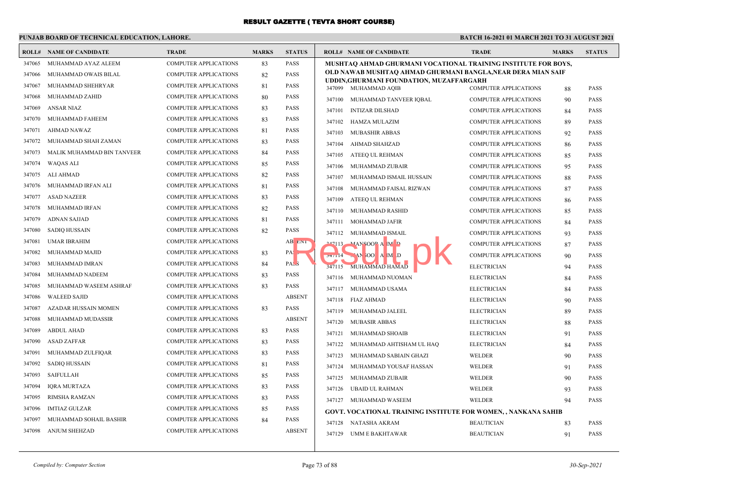# RESULT GAZETTE ( TEVTA SHORT COURSE)

**PUNJAB BOARD OF TECHNICAL EDUCATION, LAHORE.**

**BATCH 16-2021 01 MARCH 2021 TO 31 AUGUST 2021**

| ROLL# | NAME OF CANDIDATE | TRADE | MARKS | STATUS |
|---|---|---|---|---|
| 347065 | MUHAMMAD AYAZ ALEEM | COMPUTER APPLICATIONS | 83 | PASS |
| 347066 | MUHAMMAD OWAIS BILAL | COMPUTER APPLICATIONS | 82 | PASS |
| 347067 | MUHAMMAD SHEHRYAR | COMPUTER APPLICATIONS | 81 | PASS |
| 347068 | MUHAMMAD ZAHID | COMPUTER APPLICATIONS | 80 | PASS |
| 347069 | ANSAR NIAZ | COMPUTER APPLICATIONS | 83 | PASS |
| 347070 | MUHAMMAD FAHEEM | COMPUTER APPLICATIONS | 83 | PASS |
| 347071 | AHMAD NAWAZ | COMPUTER APPLICATIONS | 81 | PASS |
| 347072 | MUHAMMAD SHAH ZAMAN | COMPUTER APPLICATIONS | 83 | PASS |
| 347073 | MALIK MUHAMMAD BIN TANVEER | COMPUTER APPLICATIONS | 84 | PASS |
| 347074 | WAQAS ALI | COMPUTER APPLICATIONS | 85 | PASS |
| 347075 | ALI AHMAD | COMPUTER APPLICATIONS | 82 | PASS |
| 347076 | MUHAMMAD IRFAN ALI | COMPUTER APPLICATIONS | 81 | PASS |
| 347077 | ASAD NAZEER | COMPUTER APPLICATIONS | 83 | PASS |
| 347078 | MUHAMMAD IRFAN | COMPUTER APPLICATIONS | 82 | PASS |
| 347079 | ADNAN SAJJAD | COMPUTER APPLICATIONS | 81 | PASS |
| 347080 | SADIQ HUSSAIN | COMPUTER APPLICATIONS | 82 | PASS |
| 347081 | UMAR IBRAHIM | COMPUTER APPLICATIONS | | ABSENT |
| 347082 | MUHAMMAD MAJID | COMPUTER APPLICATIONS | 83 | PASS |
| 347083 | MUHAMMAD IMRAN | COMPUTER APPLICATIONS | 84 | PASS |
| 347084 | MUHAMMAD NADEEM | COMPUTER APPLICATIONS | 83 | PASS |
| 347085 | MUHAMMAD WASEEM ASHRAF | COMPUTER APPLICATIONS | 83 | PASS |
| 347086 | WALEED SAJID | COMPUTER APPLICATIONS | | ABSENT |
| 347087 | AZADAR HUSSAIN MOMEN | COMPUTER APPLICATIONS | 83 | PASS |
| 347088 | MUHAMMAD MUDASSIR | COMPUTER APPLICATIONS | | ABSENT |
| 347089 | ABDUL AHAD | COMPUTER APPLICATIONS | 83 | PASS |
| 347090 | ASAD ZAFFAR | COMPUTER APPLICATIONS | 83 | PASS |
| 347091 | MUHAMMAD ZULFIQAR | COMPUTER APPLICATIONS | 83 | PASS |
| 347092 | SADIQ HUSSAIN | COMPUTER APPLICATIONS | 81 | PASS |
| 347093 | SAIFULLAH | COMPUTER APPLICATIONS | 85 | PASS |
| 347094 | IQRA MURTAZA | COMPUTER APPLICATIONS | 83 | PASS |
| 347095 | RIMSHA RAMZAN | COMPUTER APPLICATIONS | 83 | PASS |
| 347096 | IMTIAZ GULZAR | COMPUTER APPLICATIONS | 85 | PASS |
| 347097 | MUHAMMAD SOHAIL BASHIR | COMPUTER APPLICATIONS | 84 | PASS |
| 347098 | ANJUM SHEHZAD | COMPUTER APPLICATIONS | | ABSENT |

**MUSHTAQ AHMAD GHURMANI VOCATIONAL TRAINING INSTITUTE FOR BOYS, OLD NAWAB MUSHTAQ AHMAD GHURMANI BANGLA,NEAR DERA MIAN SAIF UDDIN,GHURMANI FOUNDATION, MUZAFFARGARH**

| ROLL# | NAME OF CANDIDATE | TRADE | MARKS | STATUS |
|---|---|---|---|---|
| 347099 | MUHAMMAD AQIB | COMPUTER APPLICATIONS | 88 | PASS |
| 347100 | MUHAMMAD TANVEER IQBAL | COMPUTER APPLICATIONS | 90 | PASS |
| 347101 | INTIZAR DILSHAD | COMPUTER APPLICATIONS | 84 | PASS |
| 347102 | HAMZA MULAZIM | COMPUTER APPLICATIONS | 89 | PASS |
| 347103 | MUBASHIR ABBAS | COMPUTER APPLICATIONS | 92 | PASS |
| 347104 | AHMAD SHAHZAD | COMPUTER APPLICATIONS | 86 | PASS |
| 347105 | ATEEQ UL REHMAN | COMPUTER APPLICATIONS | 85 | PASS |
| 347106 | MUHAMMAD ZUBAIR | COMPUTER APPLICATIONS | 95 | PASS |
| 347107 | MUHAMMAD ISMAIL HUSSAIN | COMPUTER APPLICATIONS | 88 | PASS |
| 347108 | MUHAMMAD FAISAL RIZWAN | COMPUTER APPLICATIONS | 87 | PASS |
| 347109 | ATEEQ UL REHMAN | COMPUTER APPLICATIONS | 86 | PASS |
| 347110 | MUHAMMAD RASHID | COMPUTER APPLICATIONS | 85 | PASS |
| 347111 | MOHAMMAD JAFIR | COMPUTER APPLICATIONS | 84 | PASS |
| 347112 | MUHAMMAD ISMAIL | COMPUTER APPLICATIONS | 93 | PASS |
| 347113 | MANSOOR AHMAD | COMPUTER APPLICATIONS | 87 | PASS |
| 347114 | MANSOOR AHMAD | COMPUTER APPLICATIONS | 90 | PASS |
| 347115 | MUHAMMAD HAMAD | ELECTRICIAN | 94 | PASS |
| 347116 | MUHAMMAD NUOMAN | ELECTRICIAN | 84 | PASS |
| 347117 | MUHAMMAD USAMA | ELECTRICIAN | 84 | PASS |
| 347118 | FIAZ AHMAD | ELECTRICIAN | 90 | PASS |
| 347119 | MUHAMMAD JALEEL | ELECTRICIAN | 89 | PASS |
| 347120 | MUBASIR ABBAS | ELECTRICIAN | 88 | PASS |
| 347121 | MUHAMMAD SHOAIB | ELECTRICIAN | 91 | PASS |
| 347122 | MUHAMMAD AHTISHAM UL HAQ | ELECTRICIAN | 84 | PASS |
| 347123 | MUHAMMAD SABIAIN GHAZI | WELDER | 90 | PASS |
| 347124 | MUHAMMAD YOUSAF HASSAN | WELDER | 91 | PASS |
| 347125 | MUHAMMAD ZUBAIR | WELDER | 90 | PASS |
| 347126 | UBAID UL RAHMAN | WELDER | 93 | PASS |
| 347127 | MUHAMMAD WASEEM | WELDER | 94 | PASS |

**GOVT. VOCATIONAL TRAINING INSTITUTE FOR WOMEN, , NANKANA SAHIB**

| ROLL# | NAME OF CANDIDATE | TRADE | MARKS | STATUS |
|---|---|---|---|---|
| 347128 | NATASHA AKRAM | BEAUTICIAN | 83 | PASS |
| 347129 | UMM E BAKHTAWAR | BEAUTICIAN | 91 | PASS |

*Compiled by: Computer Section*

*30-Sep-2021*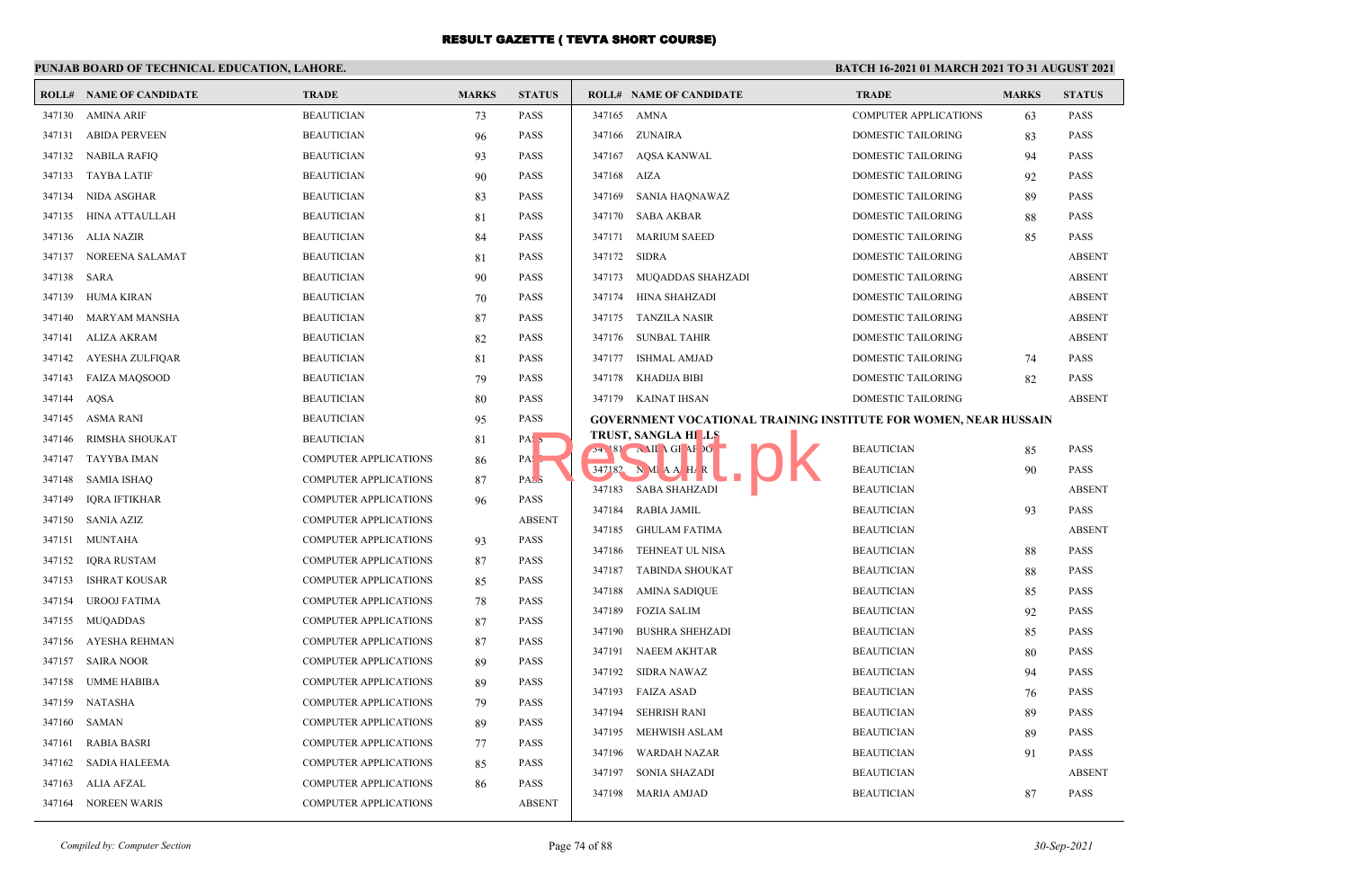# RESULT GAZETTE ( TEVTA SHORT COURSE)

**PUNJAB BOARD OF TECHNICAL EDUCATION, LAHORE.**

**BATCH 16-2021 01 MARCH 2021 TO 31 AUGUST 2021**

| ROLL# | NAME OF CANDIDATE | TRADE | MARKS | STATUS |
|---|---|---|---|---|
| 347130 | AMINA ARIF | BEAUTICIAN | 73 | PASS |
| 347131 | ABIDA PERVEEN | BEAUTICIAN | 96 | PASS |
| 347132 | NABILA RAFIQ | BEAUTICIAN | 93 | PASS |
| 347133 | TAYBA LATIF | BEAUTICIAN | 90 | PASS |
| 347134 | NIDA ASGHAR | BEAUTICIAN | 83 | PASS |
| 347135 | HINA ATTAULLAH | BEAUTICIAN | 81 | PASS |
| 347136 | ALIA NAZIR | BEAUTICIAN | 84 | PASS |
| 347137 | NOREENA SALAMAT | BEAUTICIAN | 81 | PASS |
| 347138 | SARA | BEAUTICIAN | 90 | PASS |
| 347139 | HUMA KIRAN | BEAUTICIAN | 70 | PASS |
| 347140 | MARYAM MANSHA | BEAUTICIAN | 87 | PASS |
| 347141 | ALIZA AKRAM | BEAUTICIAN | 82 | PASS |
| 347142 | AYESHA ZULFIQAR | BEAUTICIAN | 81 | PASS |
| 347143 | FAIZA MAQSOOD | BEAUTICIAN | 79 | PASS |
| 347144 | AQSA | BEAUTICIAN | 80 | PASS |
| 347145 | ASMA RANI | BEAUTICIAN | 95 | PASS |
| 347146 | RIMSHA SHOUKAT | BEAUTICIAN | 81 | PASS |
| 347147 | TAYYBA IMAN | COMPUTER APPLICATIONS | 86 | PASS |
| 347148 | SAMIA ISHAQ | COMPUTER APPLICATIONS | 87 | PASS |
| 347149 | IQRA IFTIKHAR | COMPUTER APPLICATIONS | 96 | PASS |
| 347150 | SANIA AZIZ | COMPUTER APPLICATIONS | | ABSENT |
| 347151 | MUNTAHA | COMPUTER APPLICATIONS | 93 | PASS |
| 347152 | IQRA RUSTAM | COMPUTER APPLICATIONS | 87 | PASS |
| 347153 | ISHRAT KOUSAR | COMPUTER APPLICATIONS | 85 | PASS |
| 347154 | UROOJ FATIMA | COMPUTER APPLICATIONS | 78 | PASS |
| 347155 | MUQADDAS | COMPUTER APPLICATIONS | 87 | PASS |
| 347156 | AYESHA REHMAN | COMPUTER APPLICATIONS | 87 | PASS |
| 347157 | SAIRA NOOR | COMPUTER APPLICATIONS | 89 | PASS |
| 347158 | UMME HABIBA | COMPUTER APPLICATIONS | 89 | PASS |
| 347159 | NATASHA | COMPUTER APPLICATIONS | 79 | PASS |
| 347160 | SAMAN | COMPUTER APPLICATIONS | 89 | PASS |
| 347161 | RABIA BASRI | COMPUTER APPLICATIONS | 77 | PASS |
| 347162 | SADIA HALEEMA | COMPUTER APPLICATIONS | 85 | PASS |
| 347163 | ALIA AFZAL | COMPUTER APPLICATIONS | 86 | PASS |
| 347164 | NOREEN WARIS | COMPUTER APPLICATIONS | | ABSENT |
| 347165 | AMNA | COMPUTER APPLICATIONS | 63 | PASS |
| 347166 | ZUNAIRA | DOMESTIC TAILORING | 83 | PASS |
| 347167 | AQSA KANWAL | DOMESTIC TAILORING | 94 | PASS |
| 347168 | AIZA | DOMESTIC TAILORING | 92 | PASS |
| 347169 | SANIA HAQNAWAZ | DOMESTIC TAILORING | 89 | PASS |
| 347170 | SABA AKBAR | DOMESTIC TAILORING | 88 | PASS |
| 347171 | MARIUM SAEED | DOMESTIC TAILORING | 85 | PASS |
| 347172 | SIDRA | DOMESTIC TAILORING | | ABSENT |
| 347173 | MUQADDAS SHAHZADI | DOMESTIC TAILORING | | ABSENT |
| 347174 | HINA SHAHZADI | DOMESTIC TAILORING | | ABSENT |
| 347175 | TANZILA NASIR | DOMESTIC TAILORING | | ABSENT |
| 347176 | SUNBAL TAHIR | DOMESTIC TAILORING | | ABSENT |
| 347177 | ISHMAL AMJAD | DOMESTIC TAILORING | 74 | PASS |
| 347178 | KHADIJA BIBI | DOMESTIC TAILORING | 82 | PASS |
| 347179 | KAINAT IHSAN | DOMESTIC TAILORING | | ABSENT |

**GOVERNMENT VOCATIONAL TRAINING INSTITUTE FOR WOMEN, NEAR HUSSAIN TRUST, SANGLA HILLS**

| ROLL# | NAME OF CANDIDATE | TRADE | MARKS | STATUS |
|---|---|---|---|---|
| 347181 | NAILA GHAFOOR | BEAUTICIAN | 85 | PASS |
| 347182 | NIMRA ASHAR | BEAUTICIAN | 90 | PASS |
| 347183 | SABA SHAHZADI | BEAUTICIAN | | ABSENT |
| 347184 | RABIA JAMIL | BEAUTICIAN | 93 | PASS |
| 347185 | GHULAM FATIMA | BEAUTICIAN | | ABSENT |
| 347186 | TEHNEAT UL NISA | BEAUTICIAN | 88 | PASS |
| 347187 | TABINDA SHOUKAT | BEAUTICIAN | 88 | PASS |
| 347188 | AMINA SADIQUE | BEAUTICIAN | 85 | PASS |
| 347189 | FOZIA SALIM | BEAUTICIAN | 92 | PASS |
| 347190 | BUSHRA SHEHZADI | BEAUTICIAN | 85 | PASS |
| 347191 | NAEEM AKHTAR | BEAUTICIAN | 80 | PASS |
| 347192 | SIDRA NAWAZ | BEAUTICIAN | 94 | PASS |
| 347193 | FAIZA ASAD | BEAUTICIAN | 76 | PASS |
| 347194 | SEHRISH RANI | BEAUTICIAN | 89 | PASS |
| 347195 | MEHWISH ASLAM | BEAUTICIAN | 89 | PASS |
| 347196 | WARDAH NAZAR | BEAUTICIAN | 91 | PASS |
| 347197 | SONIA SHAZADI | BEAUTICIAN | | ABSENT |
| 347198 | MARIA AMJAD | BEAUTICIAN | 87 | PASS |

*Compiled by: Computer Section* 30-Sep-2021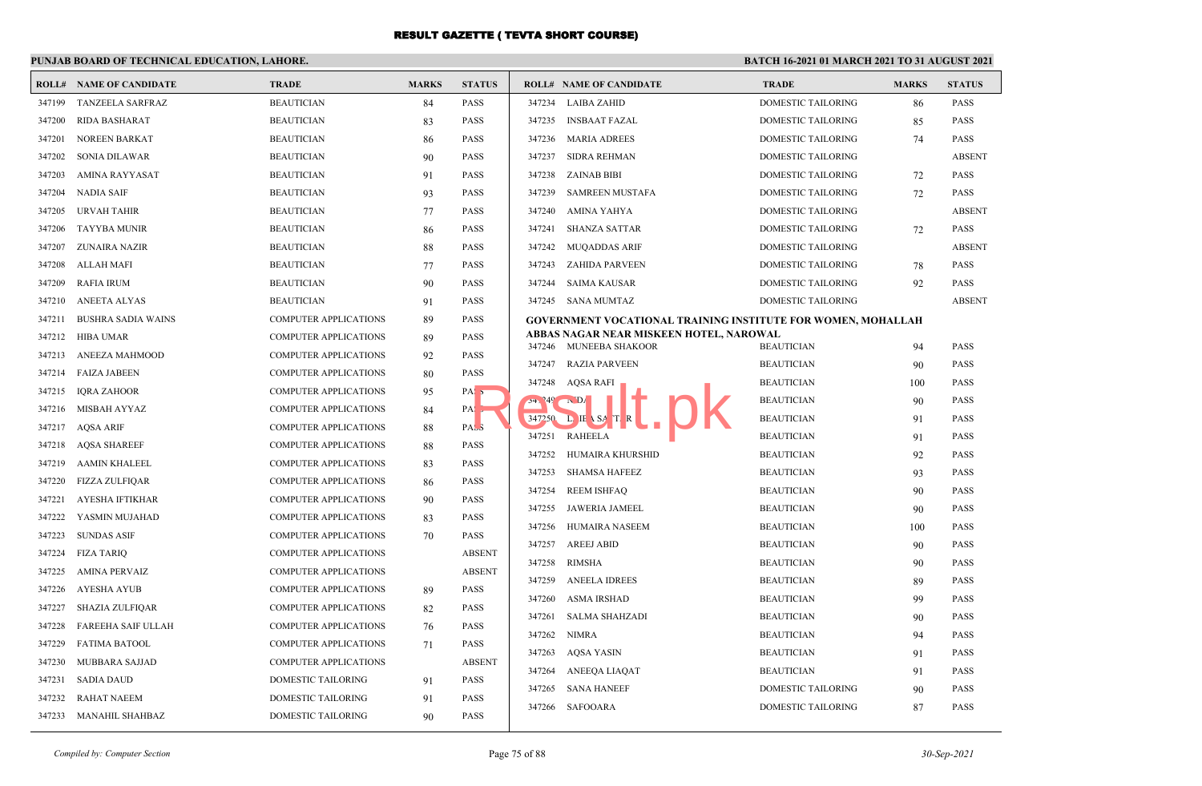# RESULT GAZETTE ( TEVTA SHORT COURSE)

**PUNJAB BOARD OF TECHNICAL EDUCATION, LAHORE.**

**BATCH 16-2021 01 MARCH 2021 TO 31 AUGUST 2021**

| ROLL# | NAME OF CANDIDATE | TRADE | MARKS | STATUS |
|---|---|---|---|---|
| 347199 | TANZEELA SARFRAZ | BEAUTICIAN | 84 | PASS |
| 347200 | RIDA BASHARAT | BEAUTICIAN | 83 | PASS |
| 347201 | NOREEN BARKAT | BEAUTICIAN | 86 | PASS |
| 347202 | SONIA DILAWAR | BEAUTICIAN | 90 | PASS |
| 347203 | AMINA RAYYASAT | BEAUTICIAN | 91 | PASS |
| 347204 | NADIA SAIF | BEAUTICIAN | 93 | PASS |
| 347205 | URVAH TAHIR | BEAUTICIAN | 77 | PASS |
| 347206 | TAYYBA MUNIR | BEAUTICIAN | 86 | PASS |
| 347207 | ZUNAIRA NAZIR | BEAUTICIAN | 88 | PASS |
| 347208 | ALLAH MAFI | BEAUTICIAN | 77 | PASS |
| 347209 | RAFIA IRUM | BEAUTICIAN | 90 | PASS |
| 347210 | ANEETA ALYAS | BEAUTICIAN | 91 | PASS |
| 347211 | BUSHRA SADIA WAINS | COMPUTER APPLICATIONS | 89 | PASS |
| 347212 | HIBA UMAR | COMPUTER APPLICATIONS | 89 | PASS |
| 347213 | ANEEZA MAHMOOD | COMPUTER APPLICATIONS | 92 | PASS |
| 347214 | FAIZA JABEEN | COMPUTER APPLICATIONS | 80 | PASS |
| 347215 | IQRA ZAHOOR | COMPUTER APPLICATIONS | 95 | PASS |
| 347216 | MISBAH AYYAZ | COMPUTER APPLICATIONS | 84 | PASS |
| 347217 | AQSA ARIF | COMPUTER APPLICATIONS | 88 | PASS |
| 347218 | AQSA SHAREEF | COMPUTER APPLICATIONS | 88 | PASS |
| 347219 | AAMIN KHALEEL | COMPUTER APPLICATIONS | 83 | PASS |
| 347220 | FIZZA ZULFIQAR | COMPUTER APPLICATIONS | 86 | PASS |
| 347221 | AYESHA IFTIKHAR | COMPUTER APPLICATIONS | 90 | PASS |
| 347222 | YASMIN MUJAHAD | COMPUTER APPLICATIONS | 83 | PASS |
| 347223 | SUNDAS ASIF | COMPUTER APPLICATIONS | 70 | PASS |
| 347224 | FIZA TARIQ | COMPUTER APPLICATIONS | | ABSENT |
| 347225 | AMINA PERVAIZ | COMPUTER APPLICATIONS | | ABSENT |
| 347226 | AYESHA AYUB | COMPUTER APPLICATIONS | 89 | PASS |
| 347227 | SHAZIA ZULFIQAR | COMPUTER APPLICATIONS | 82 | PASS |
| 347228 | FAREEHA SAIF ULLAH | COMPUTER APPLICATIONS | 76 | PASS |
| 347229 | FATIMA BATOOL | COMPUTER APPLICATIONS | 71 | PASS |
| 347230 | MUBBARA SAJJAD | COMPUTER APPLICATIONS | | ABSENT |
| 347231 | SADIA DAUD | DOMESTIC TAILORING | 91 | PASS |
| 347232 | RAHAT NAEEM | DOMESTIC TAILORING | 91 | PASS |
| 347233 | MANAHIL SHAHBAZ | DOMESTIC TAILORING | 90 | PASS |
| 347234 | LAIBA ZAHID | DOMESTIC TAILORING | 86 | PASS |
| 347235 | INSBAAT FAZAL | DOMESTIC TAILORING | 85 | PASS |
| 347236 | MARIA ADREES | DOMESTIC TAILORING | 74 | PASS |
| 347237 | SIDRA REHMAN | DOMESTIC TAILORING | | ABSENT |
| 347238 | ZAINAB BIBI | DOMESTIC TAILORING | 72 | PASS |
| 347239 | SAMREEN MUSTAFA | DOMESTIC TAILORING | 72 | PASS |
| 347240 | AMINA YAHYA | DOMESTIC TAILORING | | ABSENT |
| 347241 | SHANZA SATTAR | DOMESTIC TAILORING | 72 | PASS |
| 347242 | MUQADDAS ARIF | DOMESTIC TAILORING | | ABSENT |
| 347243 | ZAHIDA PARVEEN | DOMESTIC TAILORING | 78 | PASS |
| 347244 | SAIMA KAUSAR | DOMESTIC TAILORING | 92 | PASS |
| 347245 | SANA MUMTAZ | DOMESTIC TAILORING | | ABSENT |

**GOVERNMENT VOCATIONAL TRAINING INSTITUTE FOR WOMEN, MOHALLAH ABBAS NAGAR NEAR MISKEEN HOTEL, NAROWAL**

| ROLL# | NAME OF CANDIDATE | TRADE | MARKS | STATUS |
|---|---|---|---|---|
| 347246 | MUNEEBA SHAKOOR | BEAUTICIAN | 94 | PASS |
| 347247 | RAZIA PARVEEN | BEAUTICIAN | 90 | PASS |
| 347248 | AQSA RAFI | BEAUTICIAN | 100 | PASS |
| 347249 | NIDA | BEAUTICIAN | 90 | PASS |
| 347250 | LAIBA SATTAR | BEAUTICIAN | 91 | PASS |
| 347251 | RAHEELA | BEAUTICIAN | 91 | PASS |
| 347252 | HUMAIRA KHURSHID | BEAUTICIAN | 92 | PASS |
| 347253 | SHAMSA HAFEEZ | BEAUTICIAN | 93 | PASS |
| 347254 | REEM ISHFAQ | BEAUTICIAN | 90 | PASS |
| 347255 | JAWERIA JAMEEL | BEAUTICIAN | 90 | PASS |
| 347256 | HUMAIRA NASEEM | BEAUTICIAN | 100 | PASS |
| 347257 | AREEJ ABID | BEAUTICIAN | 90 | PASS |
| 347258 | RIMSHA | BEAUTICIAN | 90 | PASS |
| 347259 | ANEELA IDREES | BEAUTICIAN | 89 | PASS |
| 347260 | ASMA IRSHAD | BEAUTICIAN | 99 | PASS |
| 347261 | SALMA SHAHZADI | BEAUTICIAN | 90 | PASS |
| 347262 | NIMRA | BEAUTICIAN | 94 | PASS |
| 347263 | AQSA YASIN | BEAUTICIAN | 91 | PASS |
| 347264 | ANEEQA LIAQAT | BEAUTICIAN | 91 | PASS |
| 347265 | SANA HANEEF | DOMESTIC TAILORING | 90 | PASS |
| 347266 | SAFOOARA | DOMESTIC TAILORING | 87 | PASS |

*Compiled by: Computer Section*

*30-Sep-2021*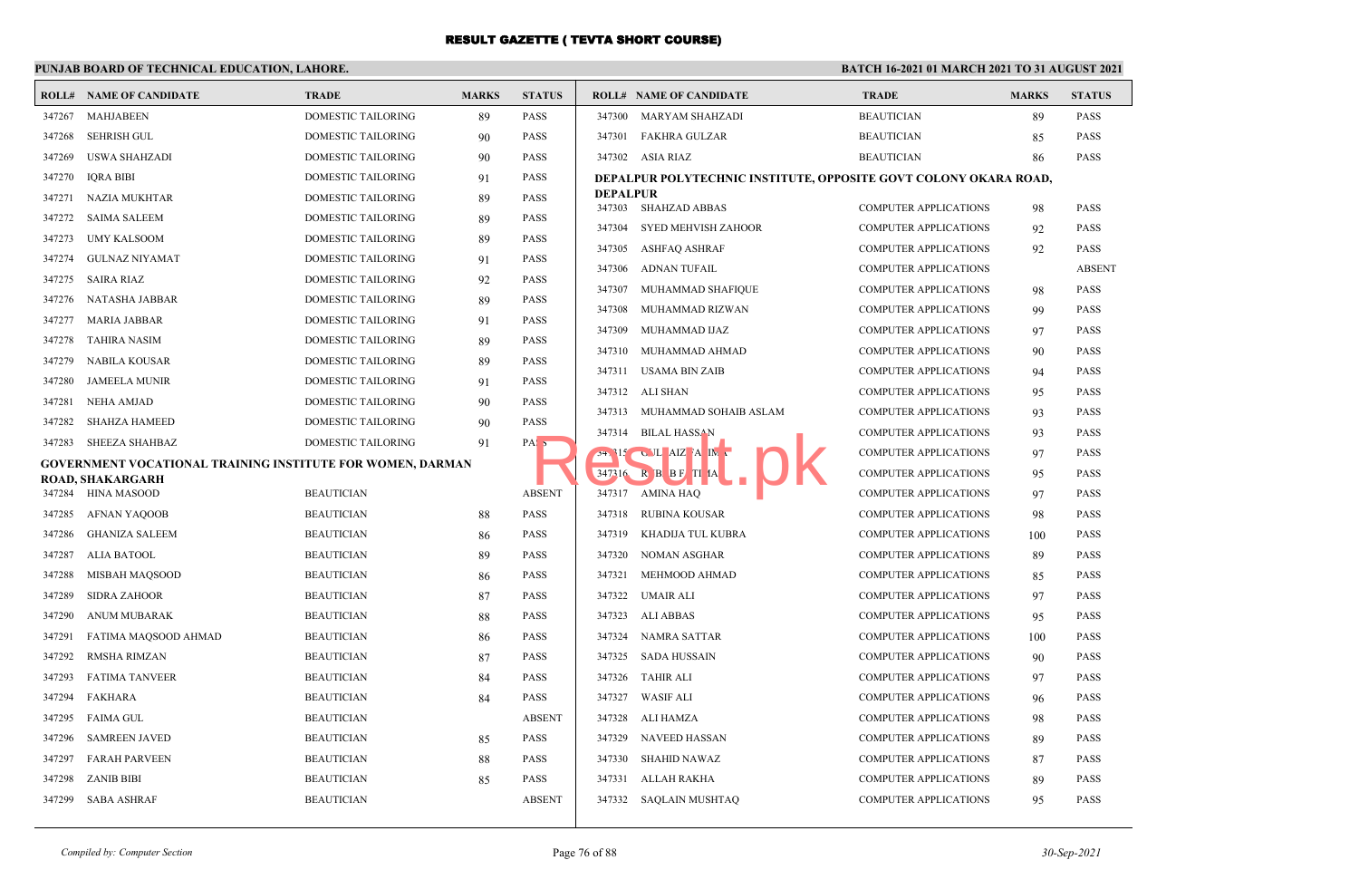# RESULT GAZETTE ( TEVTA SHORT COURSE)

**PUNJAB BOARD OF TECHNICAL EDUCATION, LAHORE.**

**BATCH 16-2021 01 MARCH 2021 TO 31 AUGUST 2021**

| ROLL# | NAME OF CANDIDATE | TRADE | MARKS | STATUS |
|---|---|---|---|---|
| 347267 | MAHJABEEN | DOMESTIC TAILORING | 89 | PASS |
| 347268 | SEHRISH GUL | DOMESTIC TAILORING | 90 | PASS |
| 347269 | USWA SHAHZADI | DOMESTIC TAILORING | 90 | PASS |
| 347270 | IQRA BIBI | DOMESTIC TAILORING | 91 | PASS |
| 347271 | NAZIA MUKHTAR | DOMESTIC TAILORING | 89 | PASS |
| 347272 | SAIMA SALEEM | DOMESTIC TAILORING | 89 | PASS |
| 347273 | UMY KALSOOM | DOMESTIC TAILORING | 89 | PASS |
| 347274 | GULNAZ NIYAMAT | DOMESTIC TAILORING | 91 | PASS |
| 347275 | SAIRA RIAZ | DOMESTIC TAILORING | 92 | PASS |
| 347276 | NATASHA JABBAR | DOMESTIC TAILORING | 89 | PASS |
| 347277 | MARIA JABBAR | DOMESTIC TAILORING | 91 | PASS |
| 347278 | TAHIRA NASIM | DOMESTIC TAILORING | 89 | PASS |
| 347279 | NABILA KOUSAR | DOMESTIC TAILORING | 89 | PASS |
| 347280 | JAMEELA MUNIR | DOMESTIC TAILORING | 91 | PASS |
| 347281 | NEHA AMJAD | DOMESTIC TAILORING | 90 | PASS |
| 347282 | SHAHZA HAMEED | DOMESTIC TAILORING | 90 | PASS |
| 347283 | SHEEZA SHAHBAZ | DOMESTIC TAILORING | 91 | PASS |

**GOVERNMENT VOCATIONAL TRAINING INSTITUTE FOR WOMEN, DARMAN ROAD, SHAKARGARH**

| ROLL# | NAME OF CANDIDATE | TRADE | MARKS | STATUS |
|---|---|---|---|---|
| 347284 | HINA MASOOD | BEAUTICIAN | | ABSENT |
| 347285 | AFNAN YAQOOB | BEAUTICIAN | 88 | PASS |
| 347286 | GHANIZA SALEEM | BEAUTICIAN | 86 | PASS |
| 347287 | ALIA BATOOL | BEAUTICIAN | 89 | PASS |
| 347288 | MISBAH MAQSOOD | BEAUTICIAN | 86 | PASS |
| 347289 | SIDRA ZAHOOR | BEAUTICIAN | 87 | PASS |
| 347290 | ANUM MUBARAK | BEAUTICIAN | 88 | PASS |
| 347291 | FATIMA MAQSOOD AHMAD | BEAUTICIAN | 86 | PASS |
| 347292 | RMSHA RIMZAN | BEAUTICIAN | 87 | PASS |
| 347293 | FATIMA TANVEER | BEAUTICIAN | 84 | PASS |
| 347294 | FAKHARA | BEAUTICIAN | 84 | PASS |
| 347295 | FAIMA GUL | BEAUTICIAN | | ABSENT |
| 347296 | SAMREEN JAVED | BEAUTICIAN | 85 | PASS |
| 347297 | FARAH PARVEEN | BEAUTICIAN | 88 | PASS |
| 347298 | ZANIB BIBI | BEAUTICIAN | 85 | PASS |
| 347299 | SABA ASHRAF | BEAUTICIAN | | ABSENT |
| 347300 | MARYAM SHAHZADI | BEAUTICIAN | 89 | PASS |
| 347301 | FAKHRA GULZAR | BEAUTICIAN | 85 | PASS |
| 347302 | ASIA RIAZ | BEAUTICIAN | 86 | PASS |

**DEPALPUR POLYTECHNIC INSTITUTE, OPPOSITE GOVT COLONY OKARA ROAD, DEPALPUR**

| ROLL# | NAME OF CANDIDATE | TRADE | MARKS | STATUS |
|---|---|---|---|---|
| 347303 | SHAHZAD ABBAS | COMPUTER APPLICATIONS | 98 | PASS |
| 347304 | SYED MEHVISH ZAHOOR | COMPUTER APPLICATIONS | 92 | PASS |
| 347305 | ASHFAQ ASHRAF | COMPUTER APPLICATIONS | 92 | PASS |
| 347306 | ADNAN TUFAIL | COMPUTER APPLICATIONS | | ABSENT |
| 347307 | MUHAMMAD SHAFIQUE | COMPUTER APPLICATIONS | 98 | PASS |
| 347308 | MUHAMMAD RIZWAN | COMPUTER APPLICATIONS | 99 | PASS |
| 347309 | MUHAMMAD IJAZ | COMPUTER APPLICATIONS | 97 | PASS |
| 347310 | MUHAMMAD AHMAD | COMPUTER APPLICATIONS | 90 | PASS |
| 347311 | USAMA BIN ZAIB | COMPUTER APPLICATIONS | 94 | PASS |
| 347312 | ALI SHAN | COMPUTER APPLICATIONS | 95 | PASS |
| 347313 | MUHAMMAD SOHAIB ASLAM | COMPUTER APPLICATIONS | 93 | PASS |
| 347314 | BILAL HASSAN | COMPUTER APPLICATIONS | 93 | PASS |
| 347315 | GUL FAIZ FATIMA | COMPUTER APPLICATIONS | 97 | PASS |
| 347316 | RUBAB FATIMA | COMPUTER APPLICATIONS | 95 | PASS |
| 347317 | AMINA HAQ | COMPUTER APPLICATIONS | 97 | PASS |
| 347318 | RUBINA KOUSAR | COMPUTER APPLICATIONS | 98 | PASS |
| 347319 | KHADIJA TUL KUBRA | COMPUTER APPLICATIONS | 100 | PASS |
| 347320 | NOMAN ASGHAR | COMPUTER APPLICATIONS | 89 | PASS |
| 347321 | MEHMOOD AHMAD | COMPUTER APPLICATIONS | 85 | PASS |
| 347322 | UMAIR ALI | COMPUTER APPLICATIONS | 97 | PASS |
| 347323 | ALI ABBAS | COMPUTER APPLICATIONS | 95 | PASS |
| 347324 | NAMRA SATTAR | COMPUTER APPLICATIONS | 100 | PASS |
| 347325 | SADA HUSSAIN | COMPUTER APPLICATIONS | 90 | PASS |
| 347326 | TAHIR ALI | COMPUTER APPLICATIONS | 97 | PASS |
| 347327 | WASIF ALI | COMPUTER APPLICATIONS | 96 | PASS |
| 347328 | ALI HAMZA | COMPUTER APPLICATIONS | 98 | PASS |
| 347329 | NAVEED HASSAN | COMPUTER APPLICATIONS | 89 | PASS |
| 347330 | SHAHID NAWAZ | COMPUTER APPLICATIONS | 87 | PASS |
| 347331 | ALLAH RAKHA | COMPUTER APPLICATIONS | 89 | PASS |
| 347332 | SAQLAIN MUSHTAQ | COMPUTER APPLICATIONS | 95 | PASS |

*Compiled by: Computer Section* — *30-Sep-2021*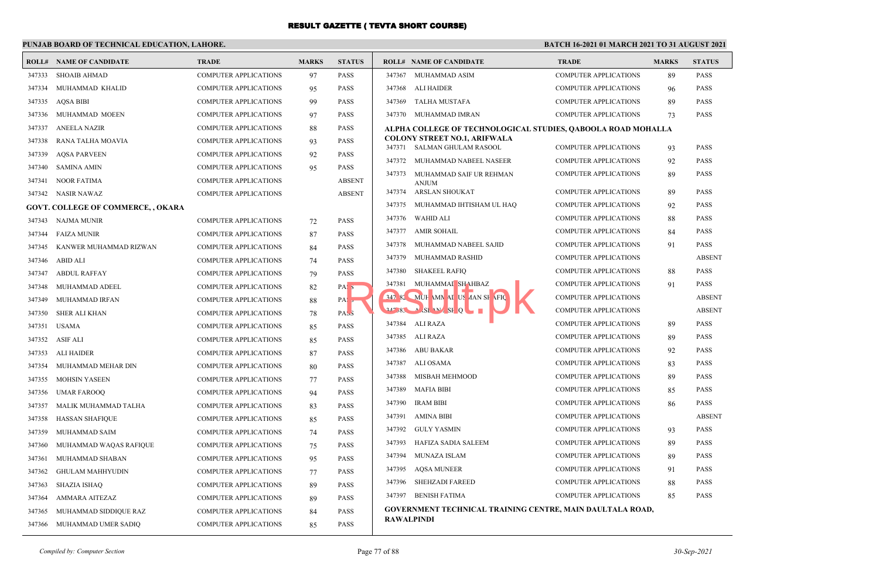# RESULT GAZETTE ( TEVTA SHORT COURSE)

**PUNJAB BOARD OF TECHNICAL EDUCATION, LAHORE.**

**BATCH 16-2021 01 MARCH 2021 TO 31 AUGUST 2021**

| ROLL# | NAME OF CANDIDATE | TRADE | MARKS | STATUS |
|---|---|---|---|---|
| 347333 | SHOAIB AHMAD | COMPUTER APPLICATIONS | 97 | PASS |
| 347334 | MUHAMMAD KHALID | COMPUTER APPLICATIONS | 95 | PASS |
| 347335 | AQSA BIBI | COMPUTER APPLICATIONS | 99 | PASS |
| 347336 | MUHAMMAD MOEEN | COMPUTER APPLICATIONS | 97 | PASS |
| 347337 | ANEELA NAZIR | COMPUTER APPLICATIONS | 88 | PASS |
| 347338 | RANA TALHA MOAVIA | COMPUTER APPLICATIONS | 93 | PASS |
| 347339 | AQSA PARVEEN | COMPUTER APPLICATIONS | 92 | PASS |
| 347340 | SAMINA AMIN | COMPUTER APPLICATIONS | 95 | PASS |
| 347341 | NOOR FATIMA | COMPUTER APPLICATIONS | | ABSENT |
| 347342 | NASIR NAWAZ | COMPUTER APPLICATIONS | | ABSENT |

**GOVT. COLLEGE OF COMMERCE, , OKARA**

| ROLL# | NAME OF CANDIDATE | TRADE | MARKS | STATUS |
|---|---|---|---|---|
| 347343 | NAJMA MUNIR | COMPUTER APPLICATIONS | 72 | PASS |
| 347344 | FAIZA MUNIR | COMPUTER APPLICATIONS | 87 | PASS |
| 347345 | KANWER MUHAMMAD RIZWAN | COMPUTER APPLICATIONS | 84 | PASS |
| 347346 | ABID ALI | COMPUTER APPLICATIONS | 74 | PASS |
| 347347 | ABDUL RAFFAY | COMPUTER APPLICATIONS | 79 | PASS |
| 347348 | MUHAMMAD ADEEL | COMPUTER APPLICATIONS | 82 | PASS |
| 347349 | MUHAMMAD IRFAN | COMPUTER APPLICATIONS | 88 | PASS |
| 347350 | SHER ALI KHAN | COMPUTER APPLICATIONS | 78 | PASS |
| 347351 | USAMA | COMPUTER APPLICATIONS | 85 | PASS |
| 347352 | ASIF ALI | COMPUTER APPLICATIONS | 85 | PASS |
| 347353 | ALI HAIDER | COMPUTER APPLICATIONS | 87 | PASS |
| 347354 | MUHAMMAD MEHAR DIN | COMPUTER APPLICATIONS | 80 | PASS |
| 347355 | MOHSIN YASEEN | COMPUTER APPLICATIONS | 77 | PASS |
| 347356 | UMAR FAROOQ | COMPUTER APPLICATIONS | 94 | PASS |
| 347357 | MALIK MUHAMMAD TALHA | COMPUTER APPLICATIONS | 83 | PASS |
| 347358 | HASSAN SHAFIQUE | COMPUTER APPLICATIONS | 85 | PASS |
| 347359 | MUHAMMAD SAIM | COMPUTER APPLICATIONS | 74 | PASS |
| 347360 | MUHAMMAD WAQAS RAFIQUE | COMPUTER APPLICATIONS | 75 | PASS |
| 347361 | MUHAMMAD SHABAN | COMPUTER APPLICATIONS | 95 | PASS |
| 347362 | GHULAM MAHHYUDIN | COMPUTER APPLICATIONS | 77 | PASS |
| 347363 | SHAZIA ISHAQ | COMPUTER APPLICATIONS | 89 | PASS |
| 347364 | AMMARA AITEZAZ | COMPUTER APPLICATIONS | 89 | PASS |
| 347365 | MUHAMMAD SIDDIQUE RAZ | COMPUTER APPLICATIONS | 84 | PASS |
| 347366 | MUHAMMAD UMER SADIQ | COMPUTER APPLICATIONS | 85 | PASS |
| 347367 | MUHAMMAD ASIM | COMPUTER APPLICATIONS | 89 | PASS |
| 347368 | ALI HAIDER | COMPUTER APPLICATIONS | 96 | PASS |
| 347369 | TALHA MUSTAFA | COMPUTER APPLICATIONS | 89 | PASS |
| 347370 | MUHAMMAD IMRAN | COMPUTER APPLICATIONS | 73 | PASS |

**ALPHA COLLEGE OF TECHNOLOGICAL STUDIES, QABOOLA ROAD MOHALLA COLONY STREET NO.1, ARIFWALA**

| ROLL# | NAME OF CANDIDATE | TRADE | MARKS | STATUS |
|---|---|---|---|---|
| 347371 | SALMAN GHULAM RASOOL | COMPUTER APPLICATIONS | 93 | PASS |
| 347372 | MUHAMMAD NABEEL NASEER | COMPUTER APPLICATIONS | 92 | PASS |
| 347373 | MUHAMMAD SAIF UR REHMAN ANJUM | COMPUTER APPLICATIONS | 89 | PASS |
| 347374 | ARSLAN SHOUKAT | COMPUTER APPLICATIONS | 89 | PASS |
| 347375 | MUHAMMAD IHTISHAM UL HAQ | COMPUTER APPLICATIONS | 92 | PASS |
| 347376 | WAHID ALI | COMPUTER APPLICATIONS | 88 | PASS |
| 347377 | AMIR SOHAIL | COMPUTER APPLICATIONS | 84 | PASS |
| 347378 | MUHAMMAD NABEEL SAJID | COMPUTER APPLICATIONS | 91 | PASS |
| 347379 | MUHAMMAD RASHID | COMPUTER APPLICATIONS | | ABSENT |
| 347380 | SHAKEEL RAFIQ | COMPUTER APPLICATIONS | 88 | PASS |
| 347381 | MUHAMMAD SHAHBAZ | COMPUTER APPLICATIONS | 91 | PASS |
| 347382 | MUHAMMAD USMAN SHAFIQ | COMPUTER APPLICATIONS | | ABSENT |
| 347383 | ARSLAN ISHAQ | COMPUTER APPLICATIONS | | ABSENT |
| 347384 | ALI RAZA | COMPUTER APPLICATIONS | 89 | PASS |
| 347385 | ALI RAZA | COMPUTER APPLICATIONS | 89 | PASS |
| 347386 | ABU BAKAR | COMPUTER APPLICATIONS | 92 | PASS |
| 347387 | ALI OSAMA | COMPUTER APPLICATIONS | 83 | PASS |
| 347388 | MISBAH MEHMOOD | COMPUTER APPLICATIONS | 89 | PASS |
| 347389 | MAFIA BIBI | COMPUTER APPLICATIONS | 85 | PASS |
| 347390 | IRAM BIBI | COMPUTER APPLICATIONS | 86 | PASS |
| 347391 | AMINA BIBI | COMPUTER APPLICATIONS | | ABSENT |
| 347392 | GULY YASMIN | COMPUTER APPLICATIONS | 93 | PASS |
| 347393 | HAFIZA SADIA SALEEM | COMPUTER APPLICATIONS | 89 | PASS |
| 347394 | MUNAZA ISLAM | COMPUTER APPLICATIONS | 89 | PASS |
| 347395 | AQSA MUNEER | COMPUTER APPLICATIONS | 91 | PASS |
| 347396 | SHEHZADI FAREED | COMPUTER APPLICATIONS | 88 | PASS |
| 347397 | BENISH FATIMA | COMPUTER APPLICATIONS | 85 | PASS |

**GOVERNMENT TECHNICAL TRAINING CENTRE, MAIN DAULTALA ROAD, RAWALPINDI**

*Compiled by: Computer Section*

*30-Sep-2021*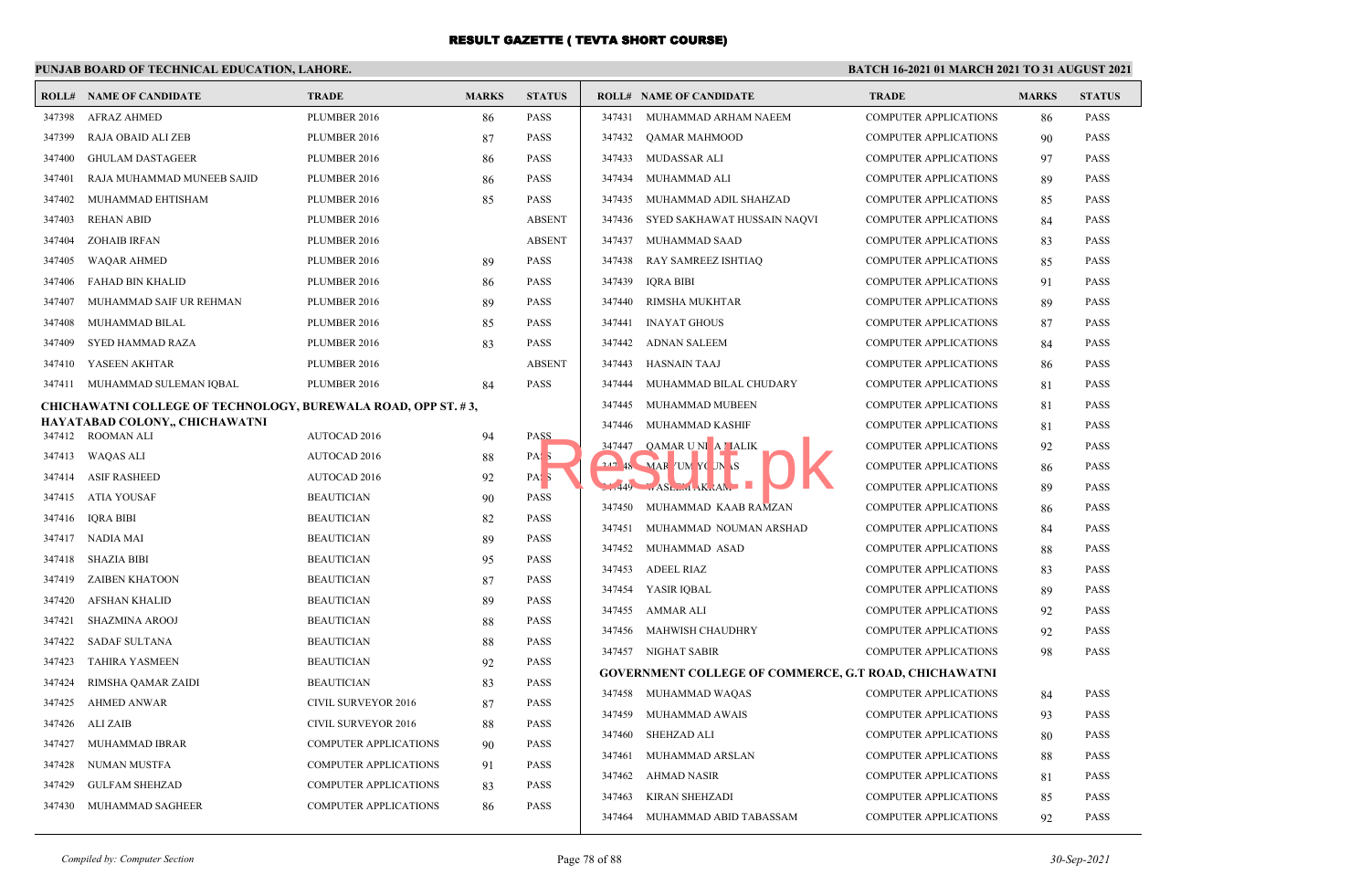# RESULT GAZETTE ( TEVTA SHORT COURSE)

**PUNJAB BOARD OF TECHNICAL EDUCATION, LAHORE.**

**BATCH 16-2021 01 MARCH 2021 TO 31 AUGUST 2021**

| ROLL# | NAME OF CANDIDATE | TRADE | MARKS | STATUS |
|---|---|---|---|---|
| 347398 | AFRAZ AHMED | PLUMBER 2016 | 86 | PASS |
| 347399 | RAJA OBAID ALI ZEB | PLUMBER 2016 | 87 | PASS |
| 347400 | GHULAM DASTAGEER | PLUMBER 2016 | 86 | PASS |
| 347401 | RAJA MUHAMMAD MUNEEB SAJID | PLUMBER 2016 | 86 | PASS |
| 347402 | MUHAMMAD EHTISHAM | PLUMBER 2016 | 85 | PASS |
| 347403 | REHAN ABID | PLUMBER 2016 | | ABSENT |
| 347404 | ZOHAIB IRFAN | PLUMBER 2016 | | ABSENT |
| 347405 | WAQAR AHMED | PLUMBER 2016 | 89 | PASS |
| 347406 | FAHAD BIN KHALID | PLUMBER 2016 | 86 | PASS |
| 347407 | MUHAMMAD SAIF UR REHMAN | PLUMBER 2016 | 89 | PASS |
| 347408 | MUHAMMAD BILAL | PLUMBER 2016 | 85 | PASS |
| 347409 | SYED HAMMAD RAZA | PLUMBER 2016 | 83 | PASS |
| 347410 | YASEEN AKHTAR | PLUMBER 2016 | | ABSENT |
| 347411 | MUHAMMAD SULEMAN IQBAL | PLUMBER 2016 | 84 | PASS |

**CHICHAWATNI COLLEGE OF TECHNOLOGY, BUREWALA ROAD, OPP ST. # 3, HAYATABAD COLONY,, CHICHAWATNI**

| ROLL# | NAME OF CANDIDATE | TRADE | MARKS | STATUS |
|---|---|---|---|---|
| 347412 | ROOMAN ALI | AUTOCAD 2016 | 94 | PASS |
| 347413 | WAQAS ALI | AUTOCAD 2016 | 88 | PASS |
| 347414 | ASIF RASHEED | AUTOCAD 2016 | 92 | PASS |
| 347415 | ATIA YOUSAF | BEAUTICIAN | 90 | PASS |
| 347416 | IQRA BIBI | BEAUTICIAN | 82 | PASS |
| 347417 | NADIA MAI | BEAUTICIAN | 89 | PASS |
| 347418 | SHAZIA BIBI | BEAUTICIAN | 95 | PASS |
| 347419 | ZAIBEN KHATOON | BEAUTICIAN | 87 | PASS |
| 347420 | AFSHAN KHALID | BEAUTICIAN | 89 | PASS |
| 347421 | SHAZMINA AROOJ | BEAUTICIAN | 88 | PASS |
| 347422 | SADAF SULTANA | BEAUTICIAN | 88 | PASS |
| 347423 | TAHIRA YASMEEN | BEAUTICIAN | 92 | PASS |
| 347424 | RIMSHA QAMAR ZAIDI | BEAUTICIAN | 83 | PASS |
| 347425 | AHMED ANWAR | CIVIL SURVEYOR 2016 | 87 | PASS |
| 347426 | ALI ZAIB | CIVIL SURVEYOR 2016 | 88 | PASS |
| 347427 | MUHAMMAD IBRAR | COMPUTER APPLICATIONS | 90 | PASS |
| 347428 | NUMAN MUSTFA | COMPUTER APPLICATIONS | 91 | PASS |
| 347429 | GULFAM SHEHZAD | COMPUTER APPLICATIONS | 83 | PASS |
| 347430 | MUHAMMAD SAGHEER | COMPUTER APPLICATIONS | 86 | PASS |
| 347431 | MUHAMMAD ARHAM NAEEM | COMPUTER APPLICATIONS | 86 | PASS |
| 347432 | QAMAR MAHMOOD | COMPUTER APPLICATIONS | 90 | PASS |
| 347433 | MUDASSAR ALI | COMPUTER APPLICATIONS | 97 | PASS |
| 347434 | MUHAMMAD ALI | COMPUTER APPLICATIONS | 89 | PASS |
| 347435 | MUHAMMAD ADIL SHAHZAD | COMPUTER APPLICATIONS | 85 | PASS |
| 347436 | SYED SAKHAWAT HUSSAIN NAQVI | COMPUTER APPLICATIONS | 84 | PASS |
| 347437 | MUHAMMAD SAAD | COMPUTER APPLICATIONS | 83 | PASS |
| 347438 | RAY SAMREEZ ISHTIAQ | COMPUTER APPLICATIONS | 85 | PASS |
| 347439 | IQRA BIBI | COMPUTER APPLICATIONS | 91 | PASS |
| 347440 | RIMSHA MUKHTAR | COMPUTER APPLICATIONS | 89 | PASS |
| 347441 | INAYAT GHOUS | COMPUTER APPLICATIONS | 87 | PASS |
| 347442 | ADNAN SALEEM | COMPUTER APPLICATIONS | 84 | PASS |
| 347443 | HASNAIN TAAJ | COMPUTER APPLICATIONS | 86 | PASS |
| 347444 | MUHAMMAD BILAL CHUDARY | COMPUTER APPLICATIONS | 81 | PASS |
| 347445 | MUHAMMAD MUBEEN | COMPUTER APPLICATIONS | 81 | PASS |
| 347446 | MUHAMMAD KASHIF | COMPUTER APPLICATIONS | 81 | PASS |
| 347447 | QAMAR U NI A MALIK | COMPUTER APPLICATIONS | 92 | PASS |
| 347448 | MAR UM YOUNAS | COMPUTER APPLICATIONS | 86 | PASS |
| 347449 | WASEEM AKRAM | COMPUTER APPLICATIONS | 89 | PASS |
| 347450 | MUHAMMAD KAAB RAMZAN | COMPUTER APPLICATIONS | 86 | PASS |
| 347451 | MUHAMMAD NOUMAN ARSHAD | COMPUTER APPLICATIONS | 84 | PASS |
| 347452 | MUHAMMAD ASAD | COMPUTER APPLICATIONS | 88 | PASS |
| 347453 | ADEEL RIAZ | COMPUTER APPLICATIONS | 83 | PASS |
| 347454 | YASIR IQBAL | COMPUTER APPLICATIONS | 89 | PASS |
| 347455 | AMMAR ALI | COMPUTER APPLICATIONS | 92 | PASS |
| 347456 | MAHWISH CHAUDHRY | COMPUTER APPLICATIONS | 92 | PASS |
| 347457 | NIGHAT SABIR | COMPUTER APPLICATIONS | 98 | PASS |

**GOVERNMENT COLLEGE OF COMMERCE, G.T ROAD, CHICHAWATNI**

| ROLL# | NAME OF CANDIDATE | TRADE | MARKS | STATUS |
|---|---|---|---|---|
| 347458 | MUHAMMAD WAQAS | COMPUTER APPLICATIONS | 84 | PASS |
| 347459 | MUHAMMAD AWAIS | COMPUTER APPLICATIONS | 93 | PASS |
| 347460 | SHEHZAD ALI | COMPUTER APPLICATIONS | 80 | PASS |
| 347461 | MUHAMMAD ARSLAN | COMPUTER APPLICATIONS | 88 | PASS |
| 347462 | AHMAD NASIR | COMPUTER APPLICATIONS | 81 | PASS |
| 347463 | KIRAN SHEHZADI | COMPUTER APPLICATIONS | 85 | PASS |
| 347464 | MUHAMMAD ABID TABASSAM | COMPUTER APPLICATIONS | 92 | PASS |

*Compiled by: Computer Section*

*30-Sep-2021*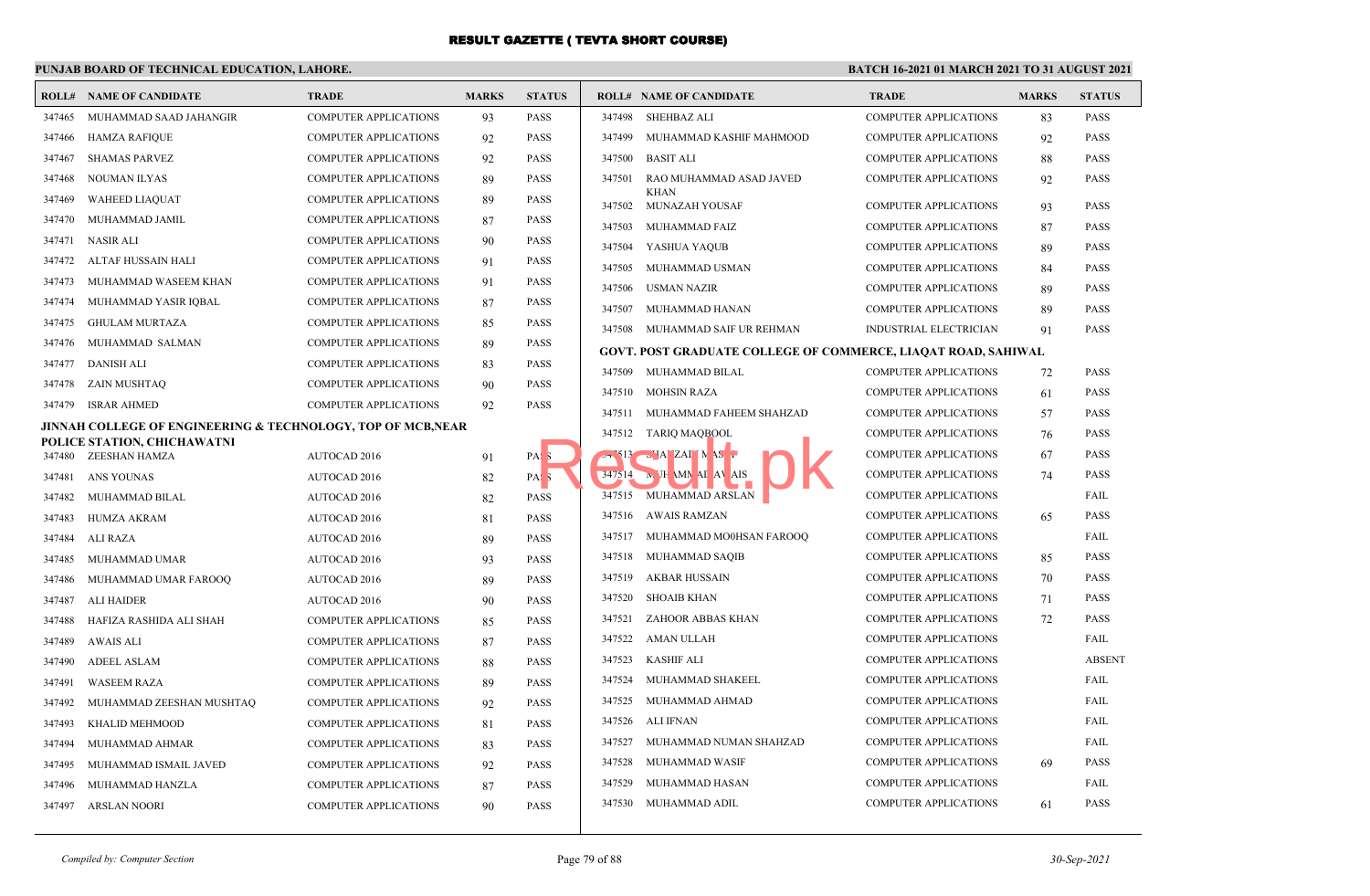# RESULT GAZETTE ( TEVTA SHORT COURSE)

**PUNJAB BOARD OF TECHNICAL EDUCATION, LAHORE.**

**BATCH 16-2021 01 MARCH 2021 TO 31 AUGUST 2021**

| ROLL# | NAME OF CANDIDATE | TRADE | MARKS | STATUS |
|---|---|---|---|---|
| 347465 | MUHAMMAD SAAD JAHANGIR | COMPUTER APPLICATIONS | 93 | PASS |
| 347466 | HAMZA RAFIQUE | COMPUTER APPLICATIONS | 92 | PASS |
| 347467 | SHAMAS PARVEZ | COMPUTER APPLICATIONS | 92 | PASS |
| 347468 | NOUMAN ILYAS | COMPUTER APPLICATIONS | 89 | PASS |
| 347469 | WAHEED LIAQUAT | COMPUTER APPLICATIONS | 89 | PASS |
| 347470 | MUHAMMAD JAMIL | COMPUTER APPLICATIONS | 87 | PASS |
| 347471 | NASIR ALI | COMPUTER APPLICATIONS | 90 | PASS |
| 347472 | ALTAF HUSSAIN HALI | COMPUTER APPLICATIONS | 91 | PASS |
| 347473 | MUHAMMAD WASEEM KHAN | COMPUTER APPLICATIONS | 91 | PASS |
| 347474 | MUHAMMAD YASIR IQBAL | COMPUTER APPLICATIONS | 87 | PASS |
| 347475 | GHULAM MURTAZA | COMPUTER APPLICATIONS | 85 | PASS |
| 347476 | MUHAMMAD SALMAN | COMPUTER APPLICATIONS | 89 | PASS |
| 347477 | DANISH ALI | COMPUTER APPLICATIONS | 83 | PASS |
| 347478 | ZAIN MUSHTAQ | COMPUTER APPLICATIONS | 90 | PASS |
| 347479 | ISRAR AHMED | COMPUTER APPLICATIONS | 92 | PASS |

**JINNAH COLLEGE OF ENGINEERING & TECHNOLOGY, TOP OF MCB,NEAR POLICE STATION, CHICHAWATNI**

| ROLL# | NAME OF CANDIDATE | TRADE | MARKS | STATUS |
|---|---|---|---|---|
| 347480 | ZEESHAN HAMZA | AUTOCAD 2016 | 91 | PASS |
| 347481 | ANS YOUNAS | AUTOCAD 2016 | 82 | PASS |
| 347482 | MUHAMMAD BILAL | AUTOCAD 2016 | 82 | PASS |
| 347483 | HUMZA AKRAM | AUTOCAD 2016 | 81 | PASS |
| 347484 | ALI RAZA | AUTOCAD 2016 | 89 | PASS |
| 347485 | MUHAMMAD UMAR | AUTOCAD 2016 | 93 | PASS |
| 347486 | MUHAMMAD UMAR FAROOQ | AUTOCAD 2016 | 89 | PASS |
| 347487 | ALI HAIDER | AUTOCAD 2016 | 90 | PASS |
| 347488 | HAFIZA RASHIDA ALI SHAH | COMPUTER APPLICATIONS | 85 | PASS |
| 347489 | AWAIS ALI | COMPUTER APPLICATIONS | 87 | PASS |
| 347490 | ADEEL ASLAM | COMPUTER APPLICATIONS | 88 | PASS |
| 347491 | WASEEM RAZA | COMPUTER APPLICATIONS | 89 | PASS |
| 347492 | MUHAMMAD ZEESHAN MUSHTAQ | COMPUTER APPLICATIONS | 92 | PASS |
| 347493 | KHALID MEHMOOD | COMPUTER APPLICATIONS | 81 | PASS |
| 347494 | MUHAMMAD AHMAR | COMPUTER APPLICATIONS | 83 | PASS |
| 347495 | MUHAMMAD ISMAIL JAVED | COMPUTER APPLICATIONS | 92 | PASS |
| 347496 | MUHAMMAD HANZLA | COMPUTER APPLICATIONS | 87 | PASS |
| 347497 | ARSLAN NOORI | COMPUTER APPLICATIONS | 90 | PASS |
| 347498 | SHEHBAZ ALI | COMPUTER APPLICATIONS | 83 | PASS |
| 347499 | MUHAMMAD KASHIF MAHMOOD | COMPUTER APPLICATIONS | 92 | PASS |
| 347500 | BASIT ALI | COMPUTER APPLICATIONS | 88 | PASS |
| 347501 | RAO MUHAMMAD ASAD JAVED KHAN | COMPUTER APPLICATIONS | 92 | PASS |
| 347502 | MUNAZAH YOUSAF | COMPUTER APPLICATIONS | 93 | PASS |
| 347503 | MUHAMMAD FAIZ | COMPUTER APPLICATIONS | 87 | PASS |
| 347504 | YASHUA YAQUB | COMPUTER APPLICATIONS | 89 | PASS |
| 347505 | MUHAMMAD USMAN | COMPUTER APPLICATIONS | 84 | PASS |
| 347506 | USMAN NAZIR | COMPUTER APPLICATIONS | 89 | PASS |
| 347507 | MUHAMMAD HANAN | COMPUTER APPLICATIONS | 89 | PASS |
| 347508 | MUHAMMAD SAIF UR REHMAN | INDUSTRIAL ELECTRICIAN | 91 | PASS |

**GOVT. POST GRADUATE COLLEGE OF COMMERCE, LIAQAT ROAD, SAHIWAL**

| ROLL# | NAME OF CANDIDATE | TRADE | MARKS | STATUS |
|---|---|---|---|---|
| 347509 | MUHAMMAD BILAL | COMPUTER APPLICATIONS | 72 | PASS |
| 347510 | MOHSIN RAZA | COMPUTER APPLICATIONS | 61 | PASS |
| 347511 | MUHAMMAD FAHEEM SHAHZAD | COMPUTER APPLICATIONS | 57 | PASS |
| 347512 | TARIQ MAQBOOL | COMPUTER APPLICATIONS | 76 | PASS |
| 347513 | SHAHZAD NASIR | COMPUTER APPLICATIONS | 67 | PASS |
| 347514 | MUHAMMAD AWAIS | COMPUTER APPLICATIONS | 74 | PASS |
| 347515 | MUHAMMAD ARSLAN | COMPUTER APPLICATIONS | | FAIL |
| 347516 | AWAIS RAMZAN | COMPUTER APPLICATIONS | 65 | PASS |
| 347517 | MUHAMMAD MO0HSAN FAROOQ | COMPUTER APPLICATIONS | | FAIL |
| 347518 | MUHAMMAD SAQIB | COMPUTER APPLICATIONS | 85 | PASS |
| 347519 | AKBAR HUSSAIN | COMPUTER APPLICATIONS | 70 | PASS |
| 347520 | SHOAIB KHAN | COMPUTER APPLICATIONS | 71 | PASS |
| 347521 | ZAHOOR ABBAS KHAN | COMPUTER APPLICATIONS | 72 | PASS |
| 347522 | AMAN ULLAH | COMPUTER APPLICATIONS | | FAIL |
| 347523 | KASHIF ALI | COMPUTER APPLICATIONS | | ABSENT |
| 347524 | MUHAMMAD SHAKEEL | COMPUTER APPLICATIONS | | FAIL |
| 347525 | MUHAMMAD AHMAD | COMPUTER APPLICATIONS | | FAIL |
| 347526 | ALI IFNAN | COMPUTER APPLICATIONS | | FAIL |
| 347527 | MUHAMMAD NUMAN SHAHZAD | COMPUTER APPLICATIONS | | FAIL |
| 347528 | MUHAMMAD WASIF | COMPUTER APPLICATIONS | 69 | PASS |
| 347529 | MUHAMMAD HASAN | COMPUTER APPLICATIONS | | FAIL |
| 347530 | MUHAMMAD ADIL | COMPUTER APPLICATIONS | 61 | PASS |

*Compiled by: Computer Section*

*30-Sep-2021*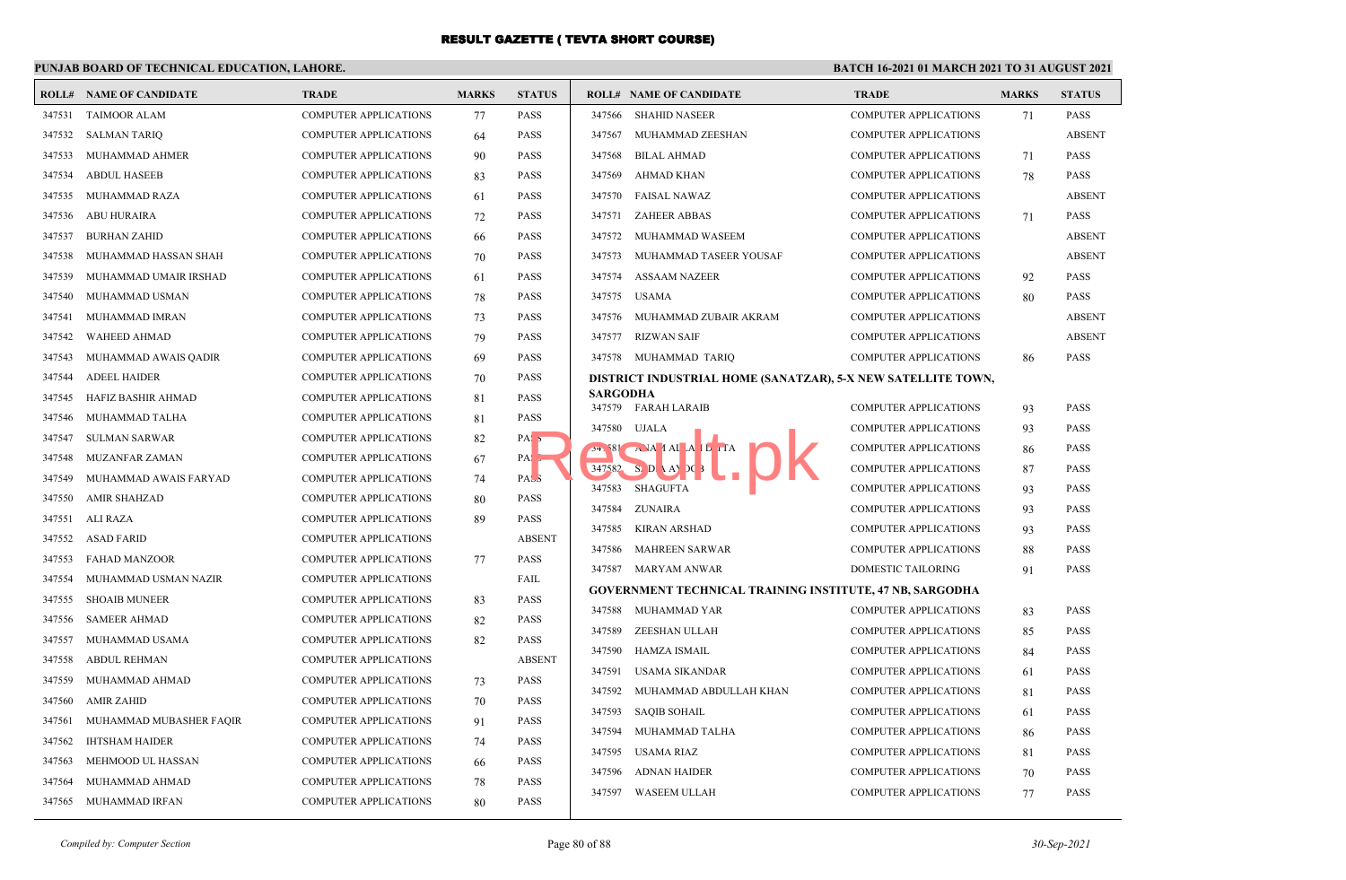# RESULT GAZETTE ( TEVTA SHORT COURSE)

**PUNJAB BOARD OF TECHNICAL EDUCATION, LAHORE.**

**BATCH 16-2021 01 MARCH 2021 TO 31 AUGUST 2021**

| ROLL# | NAME OF CANDIDATE | TRADE | MARKS | STATUS |
|---|---|---|---|---|
| 347531 | TAIMOOR ALAM | COMPUTER APPLICATIONS | 77 | PASS |
| 347532 | SALMAN TARIQ | COMPUTER APPLICATIONS | 64 | PASS |
| 347533 | MUHAMMAD AHMER | COMPUTER APPLICATIONS | 90 | PASS |
| 347534 | ABDUL HASEEB | COMPUTER APPLICATIONS | 83 | PASS |
| 347535 | MUHAMMAD RAZA | COMPUTER APPLICATIONS | 61 | PASS |
| 347536 | ABU HURAIRA | COMPUTER APPLICATIONS | 72 | PASS |
| 347537 | BURHAN ZAHID | COMPUTER APPLICATIONS | 66 | PASS |
| 347538 | MUHAMMAD HASSAN SHAH | COMPUTER APPLICATIONS | 70 | PASS |
| 347539 | MUHAMMAD UMAIR IRSHAD | COMPUTER APPLICATIONS | 61 | PASS |
| 347540 | MUHAMMAD USMAN | COMPUTER APPLICATIONS | 78 | PASS |
| 347541 | MUHAMMAD IMRAN | COMPUTER APPLICATIONS | 73 | PASS |
| 347542 | WAHEED AHMAD | COMPUTER APPLICATIONS | 79 | PASS |
| 347543 | MUHAMMAD AWAIS QADIR | COMPUTER APPLICATIONS | 69 | PASS |
| 347544 | ADEEL HAIDER | COMPUTER APPLICATIONS | 70 | PASS |
| 347545 | HAFIZ BASHIR AHMAD | COMPUTER APPLICATIONS | 81 | PASS |
| 347546 | MUHAMMAD TALHA | COMPUTER APPLICATIONS | 81 | PASS |
| 347547 | SULMAN SARWAR | COMPUTER APPLICATIONS | 82 | PASS |
| 347548 | MUZANFAR ZAMAN | COMPUTER APPLICATIONS | 67 | PASS |
| 347549 | MUHAMMAD AWAIS FARYAD | COMPUTER APPLICATIONS | 74 | PASS |
| 347550 | AMIR SHAHZAD | COMPUTER APPLICATIONS | 80 | PASS |
| 347551 | ALI RAZA | COMPUTER APPLICATIONS | 89 | PASS |
| 347552 | ASAD FARID | COMPUTER APPLICATIONS | | ABSENT |
| 347553 | FAHAD MANZOOR | COMPUTER APPLICATIONS | 77 | PASS |
| 347554 | MUHAMMAD USMAN NAZIR | COMPUTER APPLICATIONS | | FAIL |
| 347555 | SHOAIB MUNEER | COMPUTER APPLICATIONS | 83 | PASS |
| 347556 | SAMEER AHMAD | COMPUTER APPLICATIONS | 82 | PASS |
| 347557 | MUHAMMAD USAMA | COMPUTER APPLICATIONS | 82 | PASS |
| 347558 | ABDUL REHMAN | COMPUTER APPLICATIONS | | ABSENT |
| 347559 | MUHAMMAD AHMAD | COMPUTER APPLICATIONS | 73 | PASS |
| 347560 | AMIR ZAHID | COMPUTER APPLICATIONS | 70 | PASS |
| 347561 | MUHAMMAD MUBASHER FAQIR | COMPUTER APPLICATIONS | 91 | PASS |
| 347562 | IHTSHAM HAIDER | COMPUTER APPLICATIONS | 74 | PASS |
| 347563 | MEHMOOD UL HASSAN | COMPUTER APPLICATIONS | 66 | PASS |
| 347564 | MUHAMMAD AHMAD | COMPUTER APPLICATIONS | 78 | PASS |
| 347565 | MUHAMMAD IRFAN | COMPUTER APPLICATIONS | 80 | PASS |
| 347566 | SHAHID NASEER | COMPUTER APPLICATIONS | 71 | PASS |
| 347567 | MUHAMMAD ZEESHAN | COMPUTER APPLICATIONS | | ABSENT |
| 347568 | BILAL AHMAD | COMPUTER APPLICATIONS | 71 | PASS |
| 347569 | AHMAD KHAN | COMPUTER APPLICATIONS | 78 | PASS |
| 347570 | FAISAL NAWAZ | COMPUTER APPLICATIONS | | ABSENT |
| 347571 | ZAHEER ABBAS | COMPUTER APPLICATIONS | 71 | PASS |
| 347572 | MUHAMMAD WASEEM | COMPUTER APPLICATIONS | | ABSENT |
| 347573 | MUHAMMAD TASEER YOUSAF | COMPUTER APPLICATIONS | | ABSENT |
| 347574 | ASSAAM NAZEER | COMPUTER APPLICATIONS | 92 | PASS |
| 347575 | USAMA | COMPUTER APPLICATIONS | 80 | PASS |
| 347576 | MUHAMMAD ZUBAIR AKRAM | COMPUTER APPLICATIONS | | ABSENT |
| 347577 | RIZWAN SAIF | COMPUTER APPLICATIONS | | ABSENT |
| 347578 | MUHAMMAD TARIQ | COMPUTER APPLICATIONS | 86 | PASS |

**DISTRICT INDUSTRIAL HOME (SANATZAR), 5-X NEW SATELLITE TOWN, SARGODHA**

| ROLL# | NAME OF CANDIDATE | TRADE | MARKS | STATUS |
|---|---|---|---|---|
| 347579 | FARAH LARAIB | COMPUTER APPLICATIONS | 93 | PASS |
| 347580 | UJALA | COMPUTER APPLICATIONS | 93 | PASS |
| 347581 | ANAM ALLAH DITTA | COMPUTER APPLICATIONS | 86 | PASS |
| 347582 | SIDRA AYOOB | COMPUTER APPLICATIONS | 87 | PASS |
| 347583 | SHAGUFTA | COMPUTER APPLICATIONS | 93 | PASS |
| 347584 | ZUNAIRA | COMPUTER APPLICATIONS | 93 | PASS |
| 347585 | KIRAN ARSHAD | COMPUTER APPLICATIONS | 93 | PASS |
| 347586 | MAHREEN SARWAR | COMPUTER APPLICATIONS | 88 | PASS |
| 347587 | MARYAM ANWAR | DOMESTIC TAILORING | 91 | PASS |

**GOVERNMENT TECHNICAL TRAINING INSTITUTE, 47 NB, SARGODHA**

| ROLL# | NAME OF CANDIDATE | TRADE | MARKS | STATUS |
|---|---|---|---|---|
| 347588 | MUHAMMAD YAR | COMPUTER APPLICATIONS | 83 | PASS |
| 347589 | ZEESHAN ULLAH | COMPUTER APPLICATIONS | 85 | PASS |
| 347590 | HAMZA ISMAIL | COMPUTER APPLICATIONS | 84 | PASS |
| 347591 | USAMA SIKANDAR | COMPUTER APPLICATIONS | 61 | PASS |
| 347592 | MUHAMMAD ABDULLAH KHAN | COMPUTER APPLICATIONS | 81 | PASS |
| 347593 | SAQIB SOHAIL | COMPUTER APPLICATIONS | 61 | PASS |
| 347594 | MUHAMMAD TALHA | COMPUTER APPLICATIONS | 86 | PASS |
| 347595 | USAMA RIAZ | COMPUTER APPLICATIONS | 81 | PASS |
| 347596 | ADNAN HAIDER | COMPUTER APPLICATIONS | 70 | PASS |
| 347597 | WASEEM ULLAH | COMPUTER APPLICATIONS | 77 | PASS |

*Compiled by: Computer Section* — *30-Sep-2021*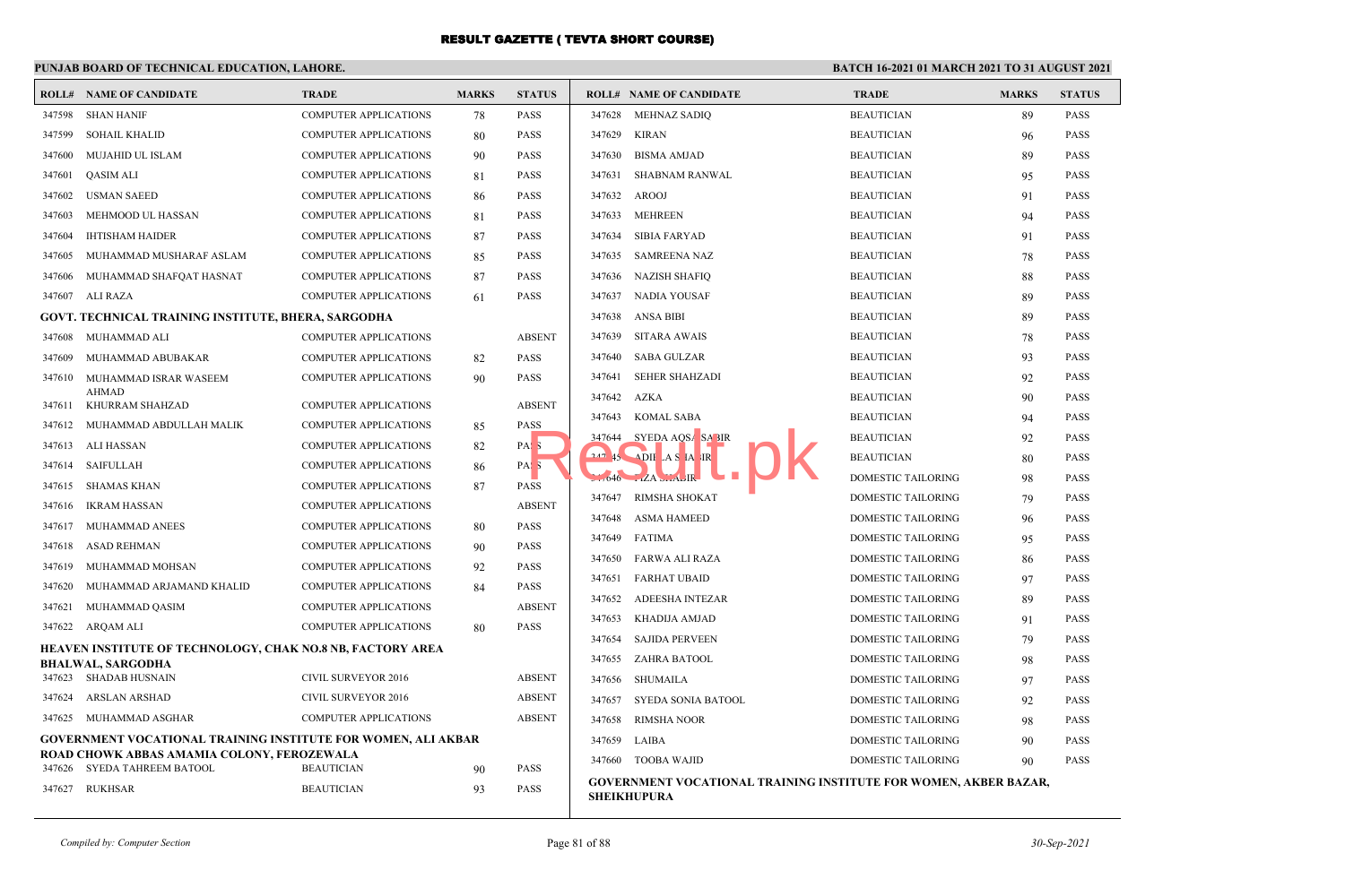# RESULT GAZETTE ( TEVTA SHORT COURSE)

**PUNJAB BOARD OF TECHNICAL EDUCATION, LAHORE.**

**BATCH 16-2021 01 MARCH 2021 TO 31 AUGUST 2021**

| ROLL# | NAME OF CANDIDATE | TRADE | MARKS | STATUS |
|---|---|---|---|---|
| 347598 | SHAN HANIF | COMPUTER APPLICATIONS | 78 | PASS |
| 347599 | SOHAIL KHALID | COMPUTER APPLICATIONS | 80 | PASS |
| 347600 | MUJAHID UL ISLAM | COMPUTER APPLICATIONS | 90 | PASS |
| 347601 | QASIM ALI | COMPUTER APPLICATIONS | 81 | PASS |
| 347602 | USMAN SAEED | COMPUTER APPLICATIONS | 86 | PASS |
| 347603 | MEHMOOD UL HASSAN | COMPUTER APPLICATIONS | 81 | PASS |
| 347604 | IHTISHAM HAIDER | COMPUTER APPLICATIONS | 87 | PASS |
| 347605 | MUHAMMAD MUSHARAF ASLAM | COMPUTER APPLICATIONS | 85 | PASS |
| 347606 | MUHAMMAD SHAFQAT HASNAT | COMPUTER APPLICATIONS | 87 | PASS |
| 347607 | ALI RAZA | COMPUTER APPLICATIONS | 61 | PASS |

**GOVT. TECHNICAL TRAINING INSTITUTE, BHERA, SARGODHA**

| ROLL# | NAME OF CANDIDATE | TRADE | MARKS | STATUS |
|---|---|---|---|---|
| 347608 | MUHAMMAD ALI | COMPUTER APPLICATIONS | | ABSENT |
| 347609 | MUHAMMAD ABUBAKAR | COMPUTER APPLICATIONS | 82 | PASS |
| 347610 | MUHAMMAD ISRAR WASEEM AHMAD | COMPUTER APPLICATIONS | 90 | PASS |
| 347611 | KHURRAM SHAHZAD | COMPUTER APPLICATIONS | | ABSENT |
| 347612 | MUHAMMAD ABDULLAH MALIK | COMPUTER APPLICATIONS | 85 | PASS |
| 347613 | ALI HASSAN | COMPUTER APPLICATIONS | 82 | PASS |
| 347614 | SAIFULLAH | COMPUTER APPLICATIONS | 86 | PASS |
| 347615 | SHAMAS KHAN | COMPUTER APPLICATIONS | 87 | PASS |
| 347616 | IKRAM HASSAN | COMPUTER APPLICATIONS | | ABSENT |
| 347617 | MUHAMMAD ANEES | COMPUTER APPLICATIONS | 80 | PASS |
| 347618 | ASAD REHMAN | COMPUTER APPLICATIONS | 90 | PASS |
| 347619 | MUHAMMAD MOHSAN | COMPUTER APPLICATIONS | 92 | PASS |
| 347620 | MUHAMMAD ARJAMAND KHALID | COMPUTER APPLICATIONS | 84 | PASS |
| 347621 | MUHAMMAD QASIM | COMPUTER APPLICATIONS | | ABSENT |
| 347622 | ARQAM ALI | COMPUTER APPLICATIONS | 80 | PASS |

**HEAVEN INSTITUTE OF TECHNOLOGY, CHAK NO.8 NB, FACTORY AREA BHALWAL, SARGODHA**

| ROLL# | NAME OF CANDIDATE | TRADE | MARKS | STATUS |
|---|---|---|---|---|
| 347623 | SHADAB HUSNAIN | CIVIL SURVEYOR 2016 | | ABSENT |
| 347624 | ARSLAN ARSHAD | CIVIL SURVEYOR 2016 | | ABSENT |
| 347625 | MUHAMMAD ASGHAR | COMPUTER APPLICATIONS | | ABSENT |

**GOVERNMENT VOCATIONAL TRAINING INSTITUTE FOR WOMEN, ALI AKBAR ROAD CHOWK ABBAS AMAMIA COLONY, FEROZEWALA**

| ROLL# | NAME OF CANDIDATE | TRADE | MARKS | STATUS |
|---|---|---|---|---|
| 347626 | SYEDA TAHREEM BATOOL | BEAUTICIAN | 90 | PASS |
| 347627 | RUKHSAR | BEAUTICIAN | 93 | PASS |
| 347628 | MEHNAZ SADIQ | BEAUTICIAN | 89 | PASS |
| 347629 | KIRAN | BEAUTICIAN | 96 | PASS |
| 347630 | BISMA AMJAD | BEAUTICIAN | 89 | PASS |
| 347631 | SHABNAM RANWAL | BEAUTICIAN | 95 | PASS |
| 347632 | AROOJ | BEAUTICIAN | 91 | PASS |
| 347633 | MEHREEN | BEAUTICIAN | 94 | PASS |
| 347634 | SIBIA FARYAD | BEAUTICIAN | 91 | PASS |
| 347635 | SAMREENA NAZ | BEAUTICIAN | 78 | PASS |
| 347636 | NAZISH SHAFIQ | BEAUTICIAN | 88 | PASS |
| 347637 | NADIA YOUSAF | BEAUTICIAN | 89 | PASS |
| 347638 | ANSA BIBI | BEAUTICIAN | 89 | PASS |
| 347639 | SITARA AWAIS | BEAUTICIAN | 78 | PASS |
| 347640 | SABA GULZAR | BEAUTICIAN | 93 | PASS |
| 347641 | SEHER SHAHZADI | BEAUTICIAN | 92 | PASS |
| 347642 | AZKA | BEAUTICIAN | 90 | PASS |
| 347643 | KOMAL SABA | BEAUTICIAN | 94 | PASS |
| 347644 | SYEDA AQSA SABIR | BEAUTICIAN | 92 | PASS |
| 347645 | ADILA SHABIR | BEAUTICIAN | 80 | PASS |
| 347646 | FIZA SHABIR | DOMESTIC TAILORING | 98 | PASS |
| 347647 | RIMSHA SHOKAT | DOMESTIC TAILORING | 79 | PASS |
| 347648 | ASMA HAMEED | DOMESTIC TAILORING | 96 | PASS |
| 347649 | FATIMA | DOMESTIC TAILORING | 95 | PASS |
| 347650 | FARWA ALI RAZA | DOMESTIC TAILORING | 86 | PASS |
| 347651 | FARHAT UBAID | DOMESTIC TAILORING | 97 | PASS |
| 347652 | ADEESHA INTEZAR | DOMESTIC TAILORING | 89 | PASS |
| 347653 | KHADIJA AMJAD | DOMESTIC TAILORING | 91 | PASS |
| 347654 | SAJIDA PERVEEN | DOMESTIC TAILORING | 79 | PASS |
| 347655 | ZAHRA BATOOL | DOMESTIC TAILORING | 98 | PASS |
| 347656 | SHUMAILA | DOMESTIC TAILORING | 97 | PASS |
| 347657 | SYEDA SONIA BATOOL | DOMESTIC TAILORING | 92 | PASS |
| 347658 | RIMSHA NOOR | DOMESTIC TAILORING | 98 | PASS |
| 347659 | LAIBA | DOMESTIC TAILORING | 90 | PASS |
| 347660 | TOOBA WAJID | DOMESTIC TAILORING | 90 | PASS |

**GOVERNMENT VOCATIONAL TRAINING INSTITUTE FOR WOMEN, AKBER BAZAR, SHEIKHUPURA**

*Compiled by: Computer Section* — 30-Sep-2021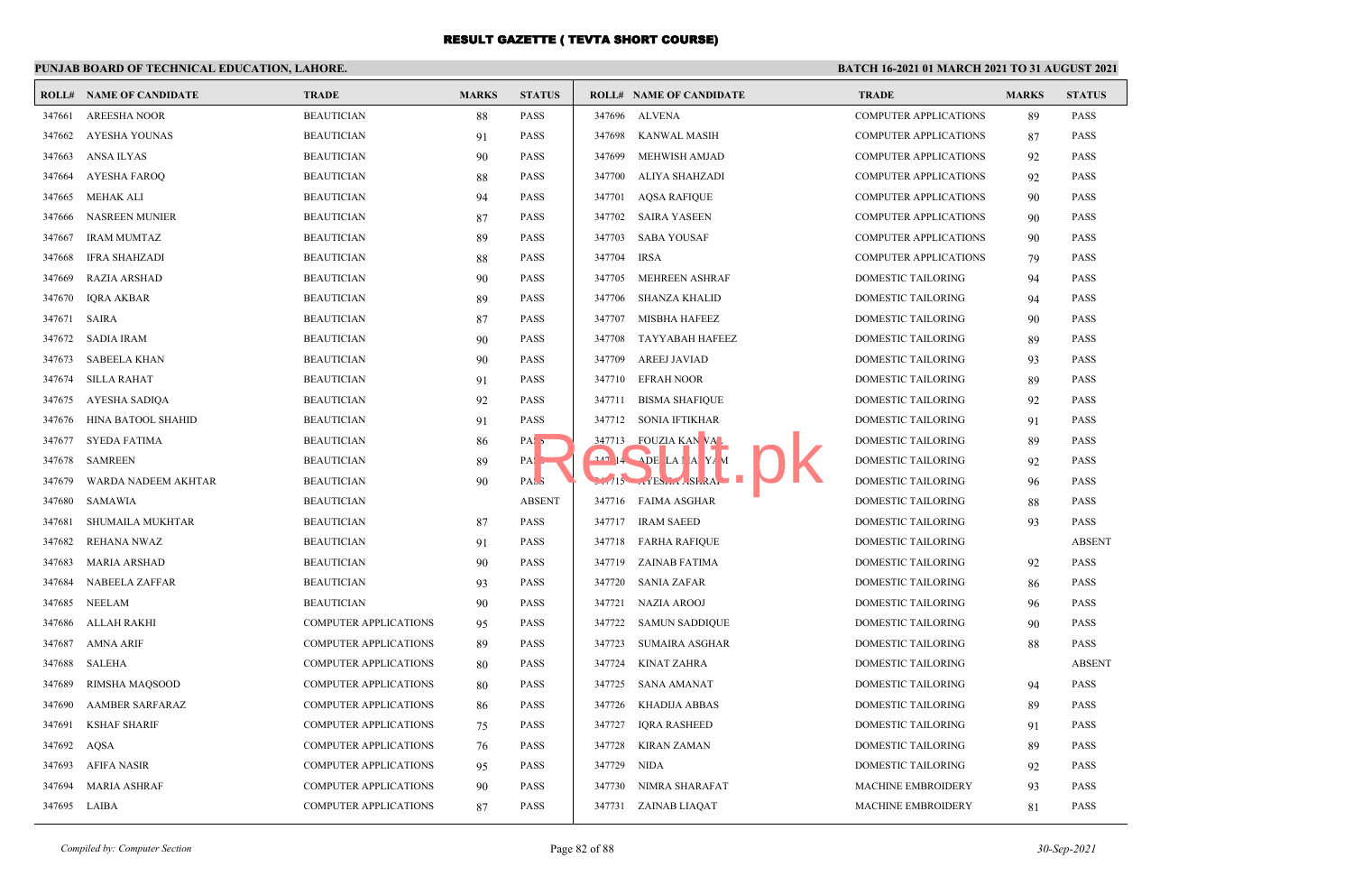# RESULT GAZETTE ( TEVTA SHORT COURSE)

**PUNJAB BOARD OF TECHNICAL EDUCATION, LAHORE.**

**BATCH 16-2021 01 MARCH 2021 TO 31 AUGUST 2021**

| ROLL# | NAME OF CANDIDATE | TRADE | MARKS | STATUS |
|---|---|---|---|---|
| 347661 | AREESHA NOOR | BEAUTICIAN | 88 | PASS |
| 347662 | AYESHA YOUNAS | BEAUTICIAN | 91 | PASS |
| 347663 | ANSA ILYAS | BEAUTICIAN | 90 | PASS |
| 347664 | AYESHA FAROQ | BEAUTICIAN | 88 | PASS |
| 347665 | MEHAK ALI | BEAUTICIAN | 94 | PASS |
| 347666 | NASREEN MUNIER | BEAUTICIAN | 87 | PASS |
| 347667 | IRAM MUMTAZ | BEAUTICIAN | 89 | PASS |
| 347668 | IFRA SHAHZADI | BEAUTICIAN | 88 | PASS |
| 347669 | RAZIA ARSHAD | BEAUTICIAN | 90 | PASS |
| 347670 | IQRA AKBAR | BEAUTICIAN | 89 | PASS |
| 347671 | SAIRA | BEAUTICIAN | 87 | PASS |
| 347672 | SADIA IRAM | BEAUTICIAN | 90 | PASS |
| 347673 | SABEELA KHAN | BEAUTICIAN | 90 | PASS |
| 347674 | SILLA RAHAT | BEAUTICIAN | 91 | PASS |
| 347675 | AYESHA SADIQA | BEAUTICIAN | 92 | PASS |
| 347676 | HINA BATOOL SHAHID | BEAUTICIAN | 91 | PASS |
| 347677 | SYEDA FATIMA | BEAUTICIAN | 86 | PASS |
| 347678 | SAMREEN | BEAUTICIAN | 89 | PASS |
| 347679 | WARDA NADEEM AKHTAR | BEAUTICIAN | 90 | PASS |
| 347680 | SAMAWIA | BEAUTICIAN | | ABSENT |
| 347681 | SHUMAILA MUKHTAR | BEAUTICIAN | 87 | PASS |
| 347682 | REHANA NWAZ | BEAUTICIAN | 91 | PASS |
| 347683 | MARIA ARSHAD | BEAUTICIAN | 90 | PASS |
| 347684 | NABEELA ZAFFAR | BEAUTICIAN | 93 | PASS |
| 347685 | NEELAM | BEAUTICIAN | 90 | PASS |
| 347686 | ALLAH RAKHI | COMPUTER APPLICATIONS | 95 | PASS |
| 347687 | AMNA ARIF | COMPUTER APPLICATIONS | 89 | PASS |
| 347688 | SALEHA | COMPUTER APPLICATIONS | 80 | PASS |
| 347689 | RIMSHA MAQSOOD | COMPUTER APPLICATIONS | 80 | PASS |
| 347690 | AAMBER SARFARAZ | COMPUTER APPLICATIONS | 86 | PASS |
| 347691 | KSHAF SHARIF | COMPUTER APPLICATIONS | 75 | PASS |
| 347692 | AQSA | COMPUTER APPLICATIONS | 76 | PASS |
| 347693 | AFIFA NASIR | COMPUTER APPLICATIONS | 95 | PASS |
| 347694 | MARIA ASHRAF | COMPUTER APPLICATIONS | 90 | PASS |
| 347695 | LAIBA | COMPUTER APPLICATIONS | 87 | PASS |
| 347696 | ALVENA | COMPUTER APPLICATIONS | 89 | PASS |
| 347698 | KANWAL MASIH | COMPUTER APPLICATIONS | 87 | PASS |
| 347699 | MEHWISH AMJAD | COMPUTER APPLICATIONS | 92 | PASS |
| 347700 | ALIYA SHAHZADI | COMPUTER APPLICATIONS | 92 | PASS |
| 347701 | AQSA RAFIQUE | COMPUTER APPLICATIONS | 90 | PASS |
| 347702 | SAIRA YASEEN | COMPUTER APPLICATIONS | 90 | PASS |
| 347703 | SABA YOUSAF | COMPUTER APPLICATIONS | 90 | PASS |
| 347704 | IRSA | COMPUTER APPLICATIONS | 79 | PASS |
| 347705 | MEHREEN ASHRAF | DOMESTIC TAILORING | 94 | PASS |
| 347706 | SHANZA KHALID | DOMESTIC TAILORING | 94 | PASS |
| 347707 | MISBHA HAFEEZ | DOMESTIC TAILORING | 90 | PASS |
| 347708 | TAYYABAH HAFEEZ | DOMESTIC TAILORING | 89 | PASS |
| 347709 | AREEJ JAVIAD | DOMESTIC TAILORING | 93 | PASS |
| 347710 | EFRAH NOOR | DOMESTIC TAILORING | 89 | PASS |
| 347711 | BISMA SHAFIQUE | DOMESTIC TAILORING | 92 | PASS |
| 347712 | SONIA IFTIKHAR | DOMESTIC TAILORING | 91 | PASS |
| 347713 | FOUZIA KANWAL | DOMESTIC TAILORING | 89 | PASS |
| 347714 | ADEELA MARYAM | DOMESTIC TAILORING | 92 | PASS |
| 347715 | AYESHA ASHRAF | DOMESTIC TAILORING | 96 | PASS |
| 347716 | FAIMA ASGHAR | DOMESTIC TAILORING | 88 | PASS |
| 347717 | IRAM SAEED | DOMESTIC TAILORING | 93 | PASS |
| 347718 | FARHA RAFIQUE | DOMESTIC TAILORING | | ABSENT |
| 347719 | ZAINAB FATIMA | DOMESTIC TAILORING | 92 | PASS |
| 347720 | SANIA ZAFAR | DOMESTIC TAILORING | 86 | PASS |
| 347721 | NAZIA AROOJ | DOMESTIC TAILORING | 96 | PASS |
| 347722 | SAMUN SADDIQUE | DOMESTIC TAILORING | 90 | PASS |
| 347723 | SUMAIRA ASGHAR | DOMESTIC TAILORING | 88 | PASS |
| 347724 | KINAT ZAHRA | DOMESTIC TAILORING | | ABSENT |
| 347725 | SANA AMANAT | DOMESTIC TAILORING | 94 | PASS |
| 347726 | KHADIJA ABBAS | DOMESTIC TAILORING | 89 | PASS |
| 347727 | IQRA RASHEED | DOMESTIC TAILORING | 91 | PASS |
| 347728 | KIRAN ZAMAN | DOMESTIC TAILORING | 89 | PASS |
| 347729 | NIDA | DOMESTIC TAILORING | 92 | PASS |
| 347730 | NIMRA SHARAFAT | MACHINE EMBROIDERY | 93 | PASS |
| 347731 | ZAINAB LIAQAT | MACHINE EMBROIDERY | 81 | PASS |

*Compiled by: Computer Section*

*30-Sep-2021*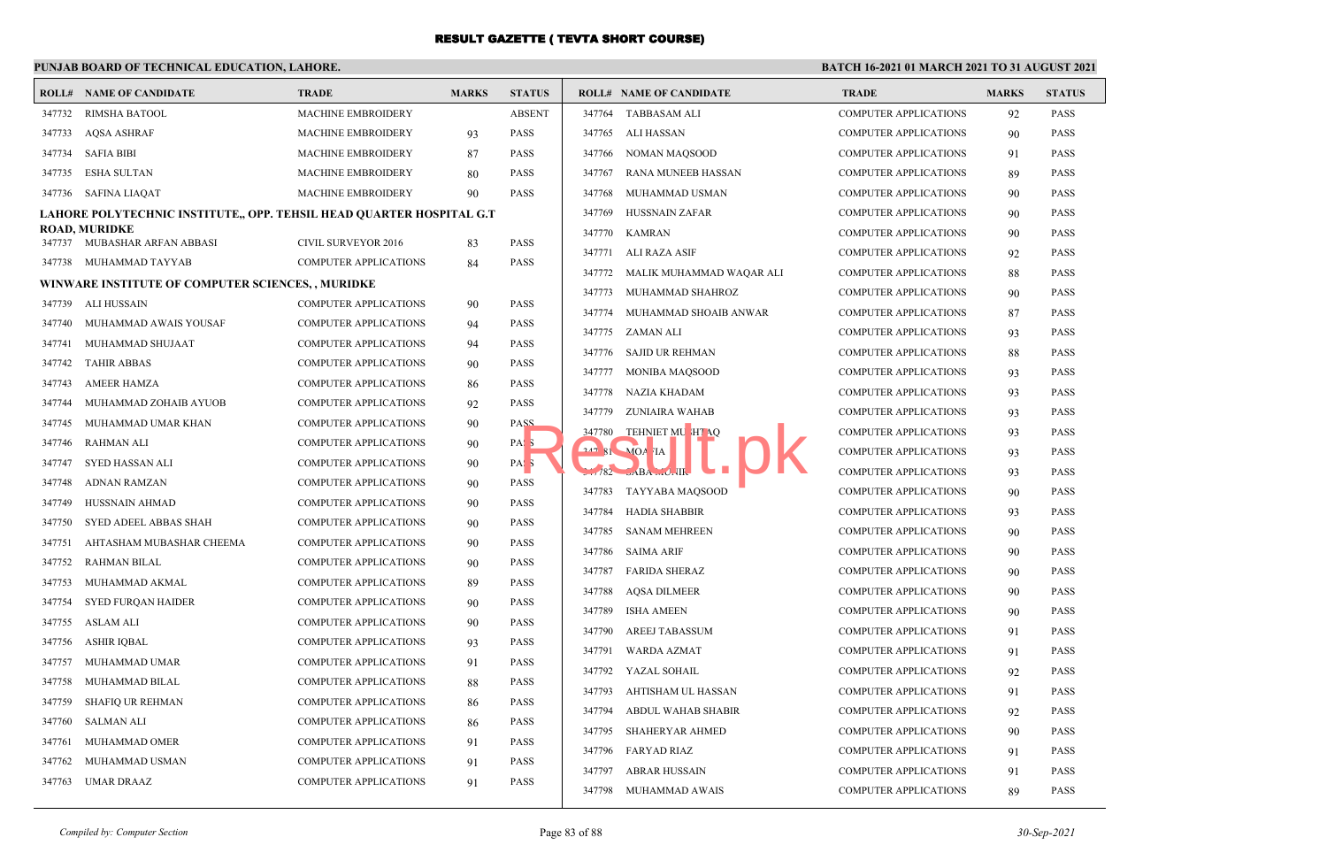# RESULT GAZETTE ( TEVTA SHORT COURSE)

**PUNJAB BOARD OF TECHNICAL EDUCATION, LAHORE.**

**BATCH 16-2021 01 MARCH 2021 TO 31 AUGUST 2021**

| ROLL# | NAME OF CANDIDATE | TRADE | MARKS | STATUS |
|---|---|---|---|---|
| 347732 | RIMSHA BATOOL | MACHINE EMBROIDERY | | ABSENT |
| 347733 | AQSA ASHRAF | MACHINE EMBROIDERY | 93 | PASS |
| 347734 | SAFIA BIBI | MACHINE EMBROIDERY | 87 | PASS |
| 347735 | ESHA SULTAN | MACHINE EMBROIDERY | 80 | PASS |
| 347736 | SAFINA LIAQAT | MACHINE EMBROIDERY | 90 | PASS |

**LAHORE POLYTECHNIC INSTITUTE,, OPP. TEHSIL HEAD QUARTER HOSPITAL G.T ROAD, MURIDKE**

| ROLL# | NAME OF CANDIDATE | TRADE | MARKS | STATUS |
|---|---|---|---|---|
| 347737 | MUBASHAR ARFAN ABBASI | CIVIL SURVEYOR 2016 | 83 | PASS |
| 347738 | MUHAMMAD TAYYAB | COMPUTER APPLICATIONS | 84 | PASS |

**WINWARE INSTITUTE OF COMPUTER SCIENCES, , MURIDKE**

| ROLL# | NAME OF CANDIDATE | TRADE | MARKS | STATUS |
|---|---|---|---|---|
| 347739 | ALI HUSSAIN | COMPUTER APPLICATIONS | 90 | PASS |
| 347740 | MUHAMMAD AWAIS YOUSAF | COMPUTER APPLICATIONS | 94 | PASS |
| 347741 | MUHAMMAD SHUJAAT | COMPUTER APPLICATIONS | 94 | PASS |
| 347742 | TAHIR ABBAS | COMPUTER APPLICATIONS | 90 | PASS |
| 347743 | AMEER HAMZA | COMPUTER APPLICATIONS | 86 | PASS |
| 347744 | MUHAMMAD ZOHAIB AYUOB | COMPUTER APPLICATIONS | 92 | PASS |
| 347745 | MUHAMMAD UMAR KHAN | COMPUTER APPLICATIONS | 90 | PASS |
| 347746 | RAHMAN ALI | COMPUTER APPLICATIONS | 90 | PASS |
| 347747 | SYED HASSAN ALI | COMPUTER APPLICATIONS | 90 | PASS |
| 347748 | ADNAN RAMZAN | COMPUTER APPLICATIONS | 90 | PASS |
| 347749 | HUSSNAIN AHMAD | COMPUTER APPLICATIONS | 90 | PASS |
| 347750 | SYED ADEEL ABBAS SHAH | COMPUTER APPLICATIONS | 90 | PASS |
| 347751 | AHTASHAM MUBASHAR CHEEMA | COMPUTER APPLICATIONS | 90 | PASS |
| 347752 | RAHMAN BILAL | COMPUTER APPLICATIONS | 90 | PASS |
| 347753 | MUHAMMAD AKMAL | COMPUTER APPLICATIONS | 89 | PASS |
| 347754 | SYED FURQAN HAIDER | COMPUTER APPLICATIONS | 90 | PASS |
| 347755 | ASLAM ALI | COMPUTER APPLICATIONS | 90 | PASS |
| 347756 | ASHIR IQBAL | COMPUTER APPLICATIONS | 93 | PASS |
| 347757 | MUHAMMAD UMAR | COMPUTER APPLICATIONS | 91 | PASS |
| 347758 | MUHAMMAD BILAL | COMPUTER APPLICATIONS | 88 | PASS |
| 347759 | SHAFIQ UR REHMAN | COMPUTER APPLICATIONS | 86 | PASS |
| 347760 | SALMAN ALI | COMPUTER APPLICATIONS | 86 | PASS |
| 347761 | MUHAMMAD OMER | COMPUTER APPLICATIONS | 91 | PASS |
| 347762 | MUHAMMAD USMAN | COMPUTER APPLICATIONS | 91 | PASS |
| 347763 | UMAR DRAAZ | COMPUTER APPLICATIONS | 91 | PASS |
| 347764 | TABBASAM ALI | COMPUTER APPLICATIONS | 92 | PASS |
| 347765 | ALI HASSAN | COMPUTER APPLICATIONS | 90 | PASS |
| 347766 | NOMAN MAQSOOD | COMPUTER APPLICATIONS | 91 | PASS |
| 347767 | RANA MUNEEB HASSAN | COMPUTER APPLICATIONS | 89 | PASS |
| 347768 | MUHAMMAD USMAN | COMPUTER APPLICATIONS | 90 | PASS |
| 347769 | HUSSNAIN ZAFAR | COMPUTER APPLICATIONS | 90 | PASS |
| 347770 | KAMRAN | COMPUTER APPLICATIONS | 90 | PASS |
| 347771 | ALI RAZA ASIF | COMPUTER APPLICATIONS | 92 | PASS |
| 347772 | MALIK MUHAMMAD WAQAR ALI | COMPUTER APPLICATIONS | 88 | PASS |
| 347773 | MUHAMMAD SHAHROZ | COMPUTER APPLICATIONS | 90 | PASS |
| 347774 | MUHAMMAD SHOAIB ANWAR | COMPUTER APPLICATIONS | 87 | PASS |
| 347775 | ZAMAN ALI | COMPUTER APPLICATIONS | 93 | PASS |
| 347776 | SAJID UR REHMAN | COMPUTER APPLICATIONS | 88 | PASS |
| 347777 | MONIBA MAQSOOD | COMPUTER APPLICATIONS | 93 | PASS |
| 347778 | NAZIA KHADAM | COMPUTER APPLICATIONS | 93 | PASS |
| 347779 | ZUNIAIRA WAHAB | COMPUTER APPLICATIONS | 93 | PASS |
| 347780 | TEHNIET MUSHTAQ | COMPUTER APPLICATIONS | 93 | PASS |
| 347781 | MOAFIA | COMPUTER APPLICATIONS | 93 | PASS |
| 347782 | SABA MUNIR | COMPUTER APPLICATIONS | 93 | PASS |
| 347783 | TAYYABA MAQSOOD | COMPUTER APPLICATIONS | 90 | PASS |
| 347784 | HADIA SHABBIR | COMPUTER APPLICATIONS | 93 | PASS |
| 347785 | SANAM MEHREEN | COMPUTER APPLICATIONS | 90 | PASS |
| 347786 | SAIMA ARIF | COMPUTER APPLICATIONS | 90 | PASS |
| 347787 | FARIDA SHERAZ | COMPUTER APPLICATIONS | 90 | PASS |
| 347788 | AQSA DILMEER | COMPUTER APPLICATIONS | 90 | PASS |
| 347789 | ISHA AMEEN | COMPUTER APPLICATIONS | 90 | PASS |
| 347790 | AREEJ TABASSUM | COMPUTER APPLICATIONS | 91 | PASS |
| 347791 | WARDA AZMAT | COMPUTER APPLICATIONS | 91 | PASS |
| 347792 | YAZAL SOHAIL | COMPUTER APPLICATIONS | 92 | PASS |
| 347793 | AHTISHAM UL HASSAN | COMPUTER APPLICATIONS | 91 | PASS |
| 347794 | ABDUL WAHAB SHABIR | COMPUTER APPLICATIONS | 92 | PASS |
| 347795 | SHAHERYAR AHMED | COMPUTER APPLICATIONS | 90 | PASS |
| 347796 | FARYAD RIAZ | COMPUTER APPLICATIONS | 91 | PASS |
| 347797 | ABRAR HUSSAIN | COMPUTER APPLICATIONS | 91 | PASS |
| 347798 | MUHAMMAD AWAIS | COMPUTER APPLICATIONS | 89 | PASS |

*Compiled by: Computer Section*

*30-Sep-2021*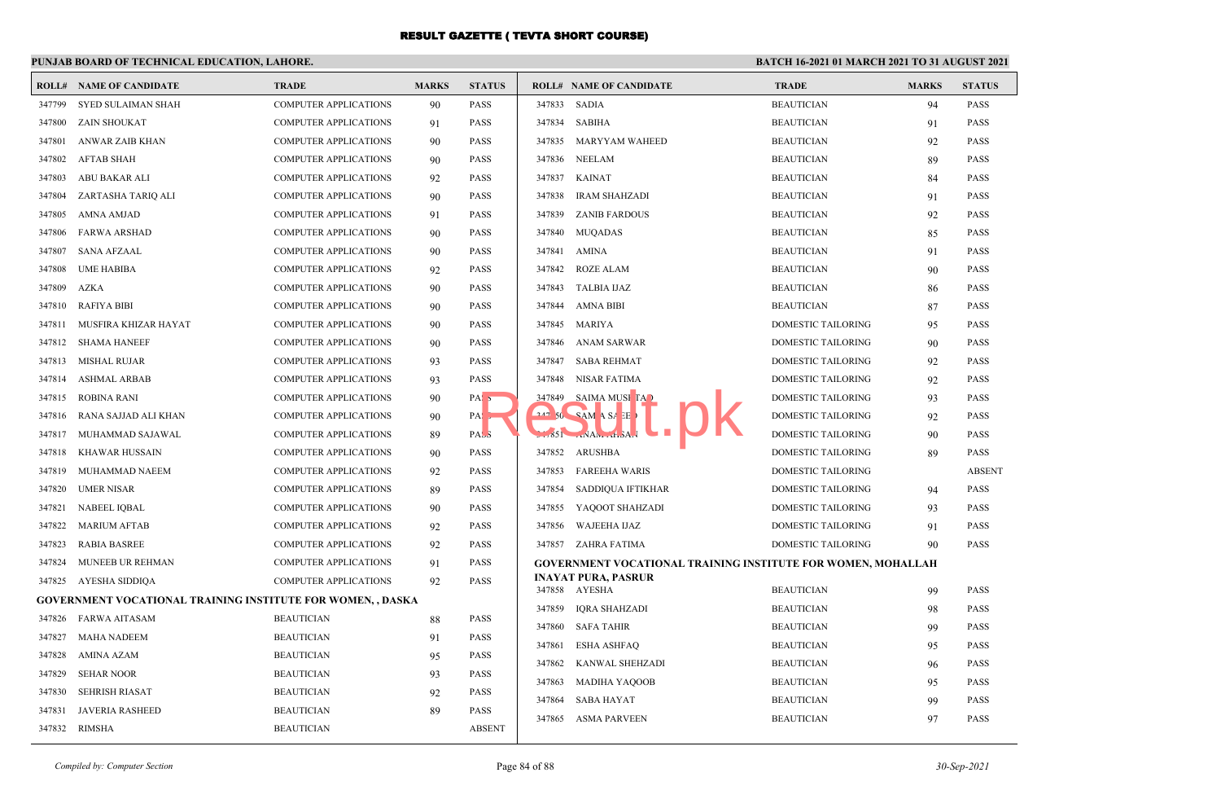# RESULT GAZETTE ( TEVTA SHORT COURSE)

**PUNJAB BOARD OF TECHNICAL EDUCATION, LAHORE.**

**BATCH 16-2021 01 MARCH 2021 TO 31 AUGUST 2021**

| ROLL# | NAME OF CANDIDATE | TRADE | MARKS | STATUS |
|---|---|---|---|---|
| 347799 | SYED SULAIMAN SHAH | COMPUTER APPLICATIONS | 90 | PASS |
| 347800 | ZAIN SHOUKAT | COMPUTER APPLICATIONS | 91 | PASS |
| 347801 | ANWAR ZAIB KHAN | COMPUTER APPLICATIONS | 90 | PASS |
| 347802 | AFTAB SHAH | COMPUTER APPLICATIONS | 90 | PASS |
| 347803 | ABU BAKAR ALI | COMPUTER APPLICATIONS | 92 | PASS |
| 347804 | ZARTASHA TARIQ ALI | COMPUTER APPLICATIONS | 90 | PASS |
| 347805 | AMNA AMJAD | COMPUTER APPLICATIONS | 91 | PASS |
| 347806 | FARWA ARSHAD | COMPUTER APPLICATIONS | 90 | PASS |
| 347807 | SANA AFZAAL | COMPUTER APPLICATIONS | 90 | PASS |
| 347808 | UME HABIBA | COMPUTER APPLICATIONS | 92 | PASS |
| 347809 | AZKA | COMPUTER APPLICATIONS | 90 | PASS |
| 347810 | RAFIYA BIBI | COMPUTER APPLICATIONS | 90 | PASS |
| 347811 | MUSFIRA KHIZAR HAYAT | COMPUTER APPLICATIONS | 90 | PASS |
| 347812 | SHAMA HANEEF | COMPUTER APPLICATIONS | 90 | PASS |
| 347813 | MISHAL RUJAR | COMPUTER APPLICATIONS | 93 | PASS |
| 347814 | ASHMAL ARBAB | COMPUTER APPLICATIONS | 93 | PASS |
| 347815 | ROBINA RANI | COMPUTER APPLICATIONS | 90 | PASS |
| 347816 | RANA SAJJAD ALI KHAN | COMPUTER APPLICATIONS | 90 | PASS |
| 347817 | MUHAMMAD SAJAWAL | COMPUTER APPLICATIONS | 89 | PASS |
| 347818 | KHAWAR HUSSAIN | COMPUTER APPLICATIONS | 90 | PASS |
| 347819 | MUHAMMAD NAEEM | COMPUTER APPLICATIONS | 92 | PASS |
| 347820 | UMER NISAR | COMPUTER APPLICATIONS | 89 | PASS |
| 347821 | NABEEL IQBAL | COMPUTER APPLICATIONS | 90 | PASS |
| 347822 | MARIUM AFTAB | COMPUTER APPLICATIONS | 92 | PASS |
| 347823 | RABIA BASREE | COMPUTER APPLICATIONS | 92 | PASS |
| 347824 | MUNEEB UR REHMAN | COMPUTER APPLICATIONS | 91 | PASS |
| 347825 | AYESHA SIDDIQA | COMPUTER APPLICATIONS | 92 | PASS |

**GOVERNMENT VOCATIONAL TRAINING INSTITUTE FOR WOMEN, , DASKA**

| ROLL# | NAME OF CANDIDATE | TRADE | MARKS | STATUS |
|---|---|---|---|---|
| 347826 | FARWA AITASAM | BEAUTICIAN | 88 | PASS |
| 347827 | MAHA NADEEM | BEAUTICIAN | 91 | PASS |
| 347828 | AMINA AZAM | BEAUTICIAN | 95 | PASS |
| 347829 | SEHAR NOOR | BEAUTICIAN | 93 | PASS |
| 347830 | SEHRISH RIASAT | BEAUTICIAN | 92 | PASS |
| 347831 | JAVERIA RASHEED | BEAUTICIAN | 89 | PASS |
| 347832 | RIMSHA | BEAUTICIAN | | ABSENT |
| 347833 | SADIA | BEAUTICIAN | 94 | PASS |
| 347834 | SABIHA | BEAUTICIAN | 91 | PASS |
| 347835 | MARYYAM WAHEED | BEAUTICIAN | 92 | PASS |
| 347836 | NEELAM | BEAUTICIAN | 89 | PASS |
| 347837 | KAINAT | BEAUTICIAN | 84 | PASS |
| 347838 | IRAM SHAHZADI | BEAUTICIAN | 91 | PASS |
| 347839 | ZANIB FARDOUS | BEAUTICIAN | 92 | PASS |
| 347840 | MUQADAS | BEAUTICIAN | 85 | PASS |
| 347841 | AMINA | BEAUTICIAN | 91 | PASS |
| 347842 | ROZE ALAM | BEAUTICIAN | 90 | PASS |
| 347843 | TALBIA IJAZ | BEAUTICIAN | 86 | PASS |
| 347844 | AMNA BIBI | BEAUTICIAN | 87 | PASS |
| 347845 | MARIYA | DOMESTIC TAILORING | 95 | PASS |
| 347846 | ANAM SARWAR | DOMESTIC TAILORING | 90 | PASS |
| 347847 | SABA REHMAT | DOMESTIC TAILORING | 92 | PASS |
| 347848 | NISAR FATIMA | DOMESTIC TAILORING | 92 | PASS |
| 347849 | SAIMA MUSHTAQ | DOMESTIC TAILORING | 93 | PASS |
| 347850 | SAMIA SAEED | DOMESTIC TAILORING | 92 | PASS |
| 347851 | ANAM AHSAN | DOMESTIC TAILORING | 90 | PASS |
| 347852 | ARUSHBA | DOMESTIC TAILORING | 89 | PASS |
| 347853 | FAREEHA WARIS | DOMESTIC TAILORING | | ABSENT |
| 347854 | SADDIQUA IFTIKHAR | DOMESTIC TAILORING | 94 | PASS |
| 347855 | YAQOOT SHAHZADI | DOMESTIC TAILORING | 93 | PASS |
| 347856 | WAJEEHA IJAZ | DOMESTIC TAILORING | 91 | PASS |
| 347857 | ZAHRA FATIMA | DOMESTIC TAILORING | 90 | PASS |

**GOVERNMENT VOCATIONAL TRAINING INSTITUTE FOR WOMEN, MOHALLAH INAYAT PURA, PASRUR**

| ROLL# | NAME OF CANDIDATE | TRADE | MARKS | STATUS |
|---|---|---|---|---|
| 347858 | AYESHA | BEAUTICIAN | 99 | PASS |
| 347859 | IQRA SHAHZADI | BEAUTICIAN | 98 | PASS |
| 347860 | SAFA TAHIR | BEAUTICIAN | 99 | PASS |
| 347861 | ESHA ASHFAQ | BEAUTICIAN | 95 | PASS |
| 347862 | KANWAL SHEHZADI | BEAUTICIAN | 96 | PASS |
| 347863 | MADIHA YAQOOB | BEAUTICIAN | 95 | PASS |
| 347864 | SABA HAYAT | BEAUTICIAN | 99 | PASS |
| 347865 | ASMA PARVEEN | BEAUTICIAN | 97 | PASS |

*Compiled by: Computer Section*

*30-Sep-2021*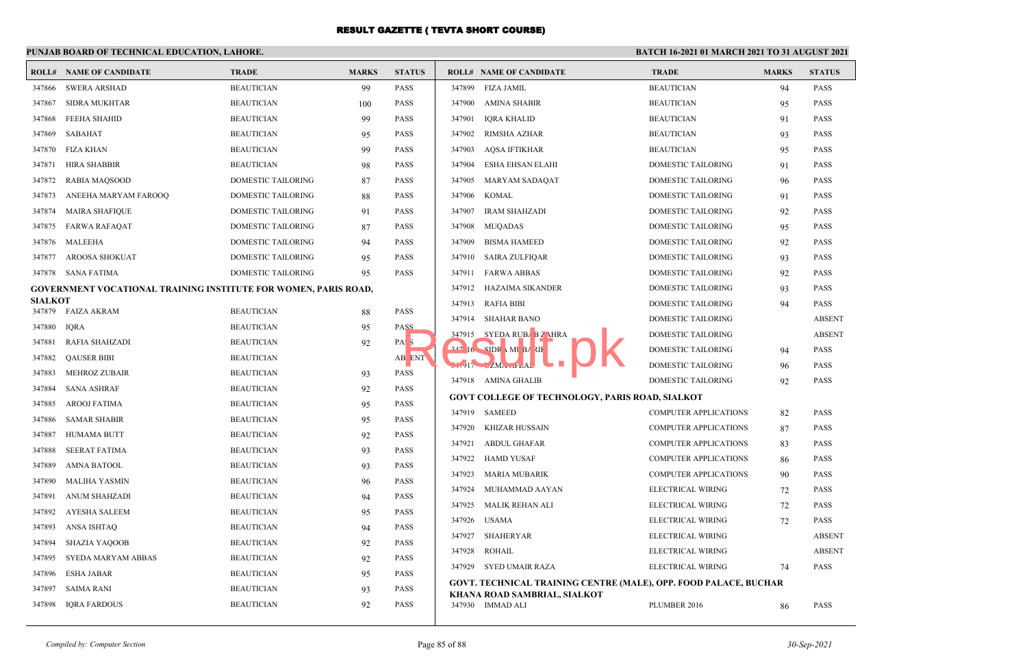# RESULT GAZETTE ( TEVTA SHORT COURSE)

**PUNJAB BOARD OF TECHNICAL EDUCATION, LAHORE.**

**BATCH 16-2021 01 MARCH 2021 TO 31 AUGUST 2021**

| ROLL# | NAME OF CANDIDATE | TRADE | MARKS | STATUS |
|---|---|---|---|---|
| 347866 | SWERA ARSHAD | BEAUTICIAN | 99 | PASS |
| 347867 | SIDRA MUKHTAR | BEAUTICIAN | 100 | PASS |
| 347868 | FEEHA SHAHID | BEAUTICIAN | 99 | PASS |
| 347869 | SABAHAT | BEAUTICIAN | 95 | PASS |
| 347870 | FIZA KHAN | BEAUTICIAN | 99 | PASS |
| 347871 | HIRA SHABBIR | BEAUTICIAN | 98 | PASS |
| 347872 | RABIA MAQSOOD | DOMESTIC TAILORING | 87 | PASS |
| 347873 | ANEEHA MARYAM FAROOQ | DOMESTIC TAILORING | 88 | PASS |
| 347874 | MAIRA SHAFIQUE | DOMESTIC TAILORING | 91 | PASS |
| 347875 | FARWA RAFAQAT | DOMESTIC TAILORING | 87 | PASS |
| 347876 | MALEEHA | DOMESTIC TAILORING | 94 | PASS |
| 347877 | AROOSA SHOKUAT | DOMESTIC TAILORING | 95 | PASS |
| 347878 | SANA FATIMA | DOMESTIC TAILORING | 95 | PASS |

**GOVERNMENT VOCATIONAL TRAINING INSTITUTE FOR WOMEN, PARIS ROAD, SIALKOT**

| ROLL# | NAME OF CANDIDATE | TRADE | MARKS | STATUS |
|---|---|---|---|---|
| 347879 | FAIZA AKRAM | BEAUTICIAN | 88 | PASS |
| 347880 | IQRA | BEAUTICIAN | 95 | PASS |
| 347881 | RAFIA SHAHZADI | BEAUTICIAN | 92 | PASS |
| 347882 | QAUSER BIBI | BEAUTICIAN | | ABSENT |
| 347883 | MEHROZ ZUBAIR | BEAUTICIAN | 93 | PASS |
| 347884 | SANA ASHRAF | BEAUTICIAN | 92 | PASS |
| 347885 | AROOJ FATIMA | BEAUTICIAN | 95 | PASS |
| 347886 | SAMAR SHABIR | BEAUTICIAN | 95 | PASS |
| 347887 | HUMAMA BUTT | BEAUTICIAN | 92 | PASS |
| 347888 | SEERAT FATIMA | BEAUTICIAN | 93 | PASS |
| 347889 | AMNA BATOOL | BEAUTICIAN | 93 | PASS |
| 347890 | MALIHA YASMIN | BEAUTICIAN | 96 | PASS |
| 347891 | ANUM SHAHZADI | BEAUTICIAN | 94 | PASS |
| 347892 | AYESHA SALEEM | BEAUTICIAN | 95 | PASS |
| 347893 | ANSA ISHTAQ | BEAUTICIAN | 94 | PASS |
| 347894 | SHAZIA YAQOOB | BEAUTICIAN | 92 | PASS |
| 347895 | SYEDA MARYAM ABBAS | BEAUTICIAN | 92 | PASS |
| 347896 | ESHA JABAR | BEAUTICIAN | 95 | PASS |
| 347897 | SAIMA RANI | BEAUTICIAN | 93 | PASS |
| 347898 | IQRA FARDOUS | BEAUTICIAN | 92 | PASS |
| 347899 | FIZA JAMIL | BEAUTICIAN | 94 | PASS |
| 347900 | AMINA SHABIR | BEAUTICIAN | 95 | PASS |
| 347901 | IQRA KHALID | BEAUTICIAN | 91 | PASS |
| 347902 | RIMSHA AZHAR | BEAUTICIAN | 93 | PASS |
| 347903 | AQSA IFTIKHAR | BEAUTICIAN | 95 | PASS |
| 347904 | ESHA EHSAN ELAHI | DOMESTIC TAILORING | 91 | PASS |
| 347905 | MARYAM SADAQAT | DOMESTIC TAILORING | 96 | PASS |
| 347906 | KOMAL | DOMESTIC TAILORING | 91 | PASS |
| 347907 | IRAM SHAHZADI | DOMESTIC TAILORING | 92 | PASS |
| 347908 | MUQADAS | DOMESTIC TAILORING | 95 | PASS |
| 347909 | BISMA HAMEED | DOMESTIC TAILORING | 92 | PASS |
| 347910 | SAIRA ZULFIQAR | DOMESTIC TAILORING | 93 | PASS |
| 347911 | FARWA ABBAS | DOMESTIC TAILORING | 92 | PASS |
| 347912 | HAZAIMA SIKANDER | DOMESTIC TAILORING | 93 | PASS |
| 347913 | RAFIA BIBI | DOMESTIC TAILORING | 94 | PASS |
| 347914 | SHAHAR BANO | DOMESTIC TAILORING | | ABSENT |
| 347915 | SYEDA RUBAB ZAHRA | DOMESTIC TAILORING | | ABSENT |
| 347916 | SIDRA MUBARIK | DOMESTIC TAILORING | 94 | PASS |
| 347917 | UZMA AFZAL | DOMESTIC TAILORING | 96 | PASS |
| 347918 | AMINA GHALIB | DOMESTIC TAILORING | 92 | PASS |

**GOVT COLLEGE OF TECHNOLOGY, PARIS ROAD, SIALKOT**

| ROLL# | NAME OF CANDIDATE | TRADE | MARKS | STATUS |
|---|---|---|---|---|
| 347919 | SAMEED | COMPUTER APPLICATIONS | 82 | PASS |
| 347920 | KHIZAR HUSSAIN | COMPUTER APPLICATIONS | 87 | PASS |
| 347921 | ABDUL GHAFAR | COMPUTER APPLICATIONS | 83 | PASS |
| 347922 | HAMD YUSAF | COMPUTER APPLICATIONS | 86 | PASS |
| 347923 | MARIA MUBARIK | COMPUTER APPLICATIONS | 90 | PASS |
| 347924 | MUHAMMAD AAYAN | ELECTRICAL WIRING | 72 | PASS |
| 347925 | MALIK REHAN ALI | ELECTRICAL WIRING | 72 | PASS |
| 347926 | USAMA | ELECTRICAL WIRING | 72 | PASS |
| 347927 | SHAHERYAR | ELECTRICAL WIRING | | ABSENT |
| 347928 | ROHAIL | ELECTRICAL WIRING | | ABSENT |
| 347929 | SYED UMAIR RAZA | ELECTRICAL WIRING | 74 | PASS |

**GOVT. TECHNICAL TRAINING CENTRE (MALE), OPP. FOOD PALACE, BUCHAR KHANA ROAD SAMBRIAL, SIALKOT**

| ROLL# | NAME OF CANDIDATE | TRADE | MARKS | STATUS |
|---|---|---|---|---|
| 347930 | IMMAD ALI | PLUMBER 2016 | 86 | PASS |

*Compiled by: Computer Section* | 30-Sep-2021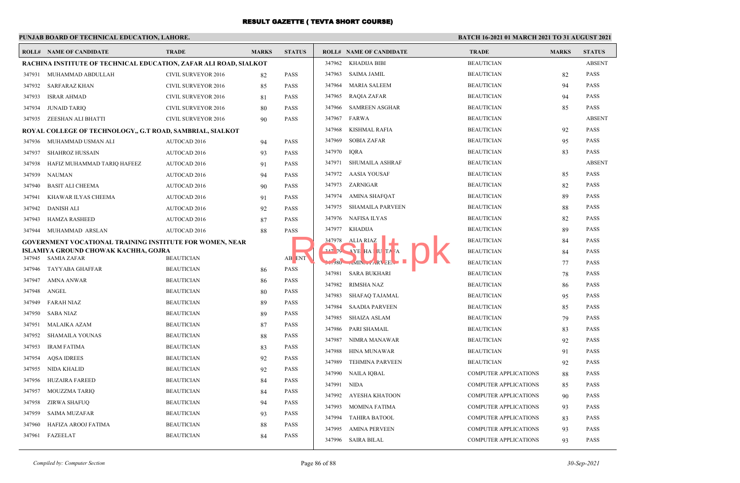# RESULT GAZETTE ( TEVTA SHORT COURSE)

**PUNJAB BOARD OF TECHNICAL EDUCATION, LAHORE.**

**BATCH 16-2021 01 MARCH 2021 TO 31 AUGUST 2021**

| ROLL# | NAME OF CANDIDATE | TRADE | MARKS | STATUS |
|---|---|---|---|---|
| **RACHINA INSTITUTE OF TECHNICAL EDUCATION, ZAFAR ALI ROAD, SIALKOT** | | | | |
| 347931 | MUHAMMAD ABDULLAH | CIVIL SURVEYOR 2016 | 82 | PASS |
| 347932 | SARFARAZ KHAN | CIVIL SURVEYOR 2016 | 85 | PASS |
| 347933 | ISRAR AHMAD | CIVIL SURVEYOR 2016 | 81 | PASS |
| 347934 | JUNAID TARIQ | CIVIL SURVEYOR 2016 | 80 | PASS |
| 347935 | ZEESHAN ALI BHATTI | CIVIL SURVEYOR 2016 | 90 | PASS |
| **ROYAL COLLEGE OF TECHNOLOGY,, G.T ROAD, SAMBRIAL, SIALKOT** | | | | |
| 347936 | MUHAMMAD USMAN ALI | AUTOCAD 2016 | 94 | PASS |
| 347937 | SHAHROZ HUSSAIN | AUTOCAD 2016 | 93 | PASS |
| 347938 | HAFIZ MUHAMMAD TARIQ HAFEEZ | AUTOCAD 2016 | 91 | PASS |
| 347939 | NAUMAN | AUTOCAD 2016 | 94 | PASS |
| 347940 | BASIT ALI CHEEMA | AUTOCAD 2016 | 90 | PASS |
| 347941 | KHAWAR ILYAS CHEEMA | AUTOCAD 2016 | 91 | PASS |
| 347942 | DANISH ALI | AUTOCAD 2016 | 92 | PASS |
| 347943 | HAMZA RASHEED | AUTOCAD 2016 | 87 | PASS |
| 347944 | MUHAMMAD ARSLAN | AUTOCAD 2016 | 88 | PASS |
| **GOVERNMENT VOCATIONAL TRAINING INSTITUTE FOR WOMEN, NEAR ISLAMIYA GROUND CHOWAK KACHHA, GOJRA** | | | | |
| 347945 | SAMIA ZAFAR | BEAUTICIAN | | ABSENT |
| 347946 | TAYYABA GHAFFAR | BEAUTICIAN | 86 | PASS |
| 347947 | AMNA ANWAR | BEAUTICIAN | 86 | PASS |
| 347948 | ANGEL | BEAUTICIAN | 80 | PASS |
| 347949 | FARAH NIAZ | BEAUTICIAN | 89 | PASS |
| 347950 | SABA NIAZ | BEAUTICIAN | 89 | PASS |
| 347951 | MALAIKA AZAM | BEAUTICIAN | 87 | PASS |
| 347952 | SHAMAILA YOUNAS | BEAUTICIAN | 88 | PASS |
| 347953 | IRAM FATIMA | BEAUTICIAN | 83 | PASS |
| 347954 | AQSA IDREES | BEAUTICIAN | 92 | PASS |
| 347955 | NIDA KHALID | BEAUTICIAN | 92 | PASS |
| 347956 | HUZAIRA FAREED | BEAUTICIAN | 84 | PASS |
| 347957 | MOUZZMA TARIQ | BEAUTICIAN | 84 | PASS |
| 347958 | ZIRWA SHAFUQ | BEAUTICIAN | 94 | PASS |
| 347959 | SAIMA MUZAFAR | BEAUTICIAN | 93 | PASS |
| 347960 | HAFIZA AROOJ FATIMA | BEAUTICIAN | 88 | PASS |
| 347961 | FAZEELAT | BEAUTICIAN | 84 | PASS |
| 347962 | KHADIJA BIBI | BEAUTICIAN | | ABSENT |
| 347963 | SAIMA JAMIL | BEAUTICIAN | 82 | PASS |
| 347964 | MARIA SALEEM | BEAUTICIAN | 94 | PASS |
| 347965 | RAQIA ZAFAR | BEAUTICIAN | 94 | PASS |
| 347966 | SAMREEN ASGHAR | BEAUTICIAN | 85 | PASS |
| 347967 | FARWA | BEAUTICIAN | | ABSENT |
| 347968 | KISHMAL RAFIA | BEAUTICIAN | 92 | PASS |
| 347969 | SOBIA ZAFAR | BEAUTICIAN | 95 | PASS |
| 347970 | IQRA | BEAUTICIAN | 83 | PASS |
| 347971 | SHUMAILA ASHRAF | BEAUTICIAN | | ABSENT |
| 347972 | AASIA YOUSAF | BEAUTICIAN | 85 | PASS |
| 347973 | ZARNIGAR | BEAUTICIAN | 82 | PASS |
| 347974 | AMINA SHAFQAT | BEAUTICIAN | 89 | PASS |
| 347975 | SHAMAILA PARVEEN | BEAUTICIAN | 88 | PASS |
| 347976 | NAFISA ILYAS | BEAUTICIAN | 82 | PASS |
| 347977 | KHADIJA | BEAUTICIAN | 89 | PASS |
| 347978 | ALIA RIAZ | BEAUTICIAN | 84 | PASS |
| 347979 | AYESHA MUSTAFA | BEAUTICIAN | 84 | PASS |
| 347980 | AMINA PARVEEN | BEAUTICIAN | 77 | PASS |
| 347981 | SARA BUKHARI | BEAUTICIAN | 78 | PASS |
| 347982 | RIMSHA NAZ | BEAUTICIAN | 86 | PASS |
| 347983 | SHAFAQ TAJAMAL | BEAUTICIAN | 95 | PASS |
| 347984 | SAADIA PARVEEN | BEAUTICIAN | 85 | PASS |
| 347985 | SHAIZA ASLAM | BEAUTICIAN | 79 | PASS |
| 347986 | PARI SHAMAIL | BEAUTICIAN | 83 | PASS |
| 347987 | NIMRA MANAWAR | BEAUTICIAN | 92 | PASS |
| 347988 | HINA MUNAWAR | BEAUTICIAN | 91 | PASS |
| 347989 | TEHMINA PARVEEN | BEAUTICIAN | 92 | PASS |
| 347990 | NAILA IQBAL | COMPUTER APPLICATIONS | 88 | PASS |
| 347991 | NIDA | COMPUTER APPLICATIONS | 85 | PASS |
| 347992 | AYESHA KHATOON | COMPUTER APPLICATIONS | 90 | PASS |
| 347993 | MOMINA FATIMA | COMPUTER APPLICATIONS | 93 | PASS |
| 347994 | TAHIRA BATOOL | COMPUTER APPLICATIONS | 83 | PASS |
| 347995 | AMINA PERVEEN | COMPUTER APPLICATIONS | 93 | PASS |
| 347996 | SAIRA BILAL | COMPUTER APPLICATIONS | 93 | PASS |

*Compiled by: Computer Section* — 30-Sep-2021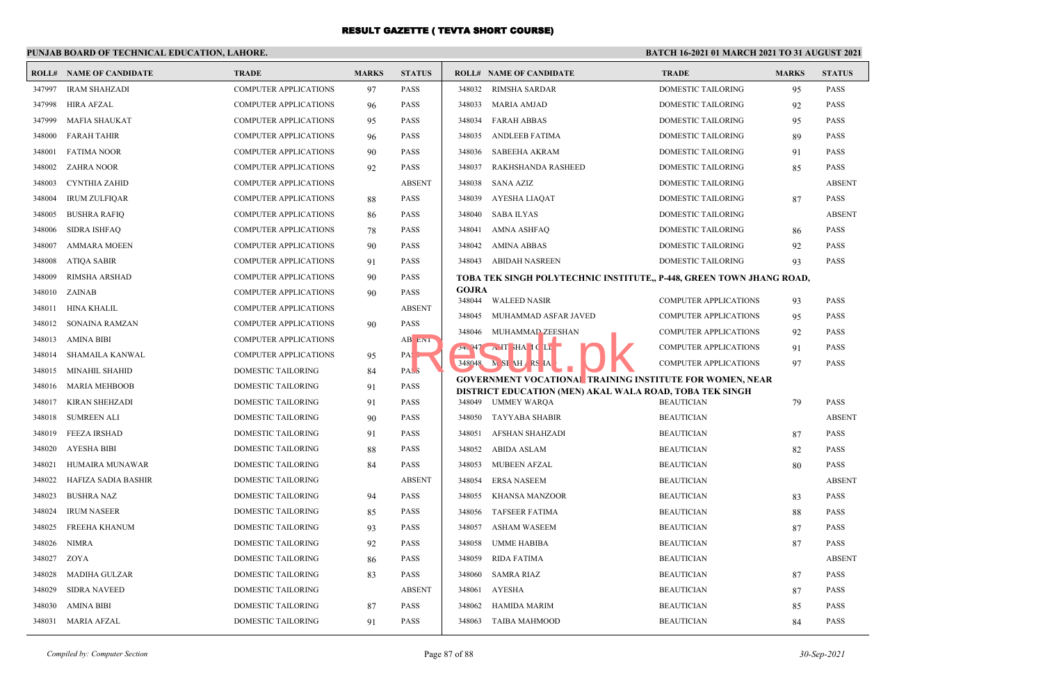# RESULT GAZETTE ( TEVTA SHORT COURSE)

**PUNJAB BOARD OF TECHNICAL EDUCATION, LAHORE.**

**BATCH 16-2021 01 MARCH 2021 TO 31 AUGUST 2021**

| ROLL# | NAME OF CANDIDATE | TRADE | MARKS | STATUS |
|---|---|---|---|---|
| 347997 | IRAM SHAHZADI | COMPUTER APPLICATIONS | 97 | PASS |
| 347998 | HIRA AFZAL | COMPUTER APPLICATIONS | 96 | PASS |
| 347999 | MAFIA SHAUKAT | COMPUTER APPLICATIONS | 95 | PASS |
| 348000 | FARAH TAHIR | COMPUTER APPLICATIONS | 96 | PASS |
| 348001 | FATIMA NOOR | COMPUTER APPLICATIONS | 90 | PASS |
| 348002 | ZAHRA NOOR | COMPUTER APPLICATIONS | 92 | PASS |
| 348003 | CYNTHIA ZAHID | COMPUTER APPLICATIONS | | ABSENT |
| 348004 | IRUM ZULFIQAR | COMPUTER APPLICATIONS | 88 | PASS |
| 348005 | BUSHRA RAFIQ | COMPUTER APPLICATIONS | 86 | PASS |
| 348006 | SIDRA ISHFAQ | COMPUTER APPLICATIONS | 78 | PASS |
| 348007 | AMMARA MOEEN | COMPUTER APPLICATIONS | 90 | PASS |
| 348008 | ATIQA SABIR | COMPUTER APPLICATIONS | 91 | PASS |
| 348009 | RIMSHA ARSHAD | COMPUTER APPLICATIONS | 90 | PASS |
| 348010 | ZAINAB | COMPUTER APPLICATIONS | 90 | PASS |
| 348011 | HINA KHALIL | COMPUTER APPLICATIONS | | ABSENT |
| 348012 | SONAINA RAMZAN | COMPUTER APPLICATIONS | 90 | PASS |
| 348013 | AMINA BIBI | COMPUTER APPLICATIONS | | ABSENT |
| 348014 | SHAMAILA KANWAL | COMPUTER APPLICATIONS | 95 | PASS |
| 348015 | MINAHIL SHAHID | DOMESTIC TAILORING | 84 | PASS |
| 348016 | MARIA MEHBOOB | DOMESTIC TAILORING | 91 | PASS |
| 348017 | KIRAN SHEHZADI | DOMESTIC TAILORING | 91 | PASS |
| 348018 | SUMREEN ALI | DOMESTIC TAILORING | 90 | PASS |
| 348019 | FEEZA IRSHAD | DOMESTIC TAILORING | 91 | PASS |
| 348020 | AYESHA BIBI | DOMESTIC TAILORING | 88 | PASS |
| 348021 | HUMAIRA MUNAWAR | DOMESTIC TAILORING | 84 | PASS |
| 348022 | HAFIZA SADIA BASHIR | DOMESTIC TAILORING | | ABSENT |
| 348023 | BUSHRA NAZ | DOMESTIC TAILORING | 94 | PASS |
| 348024 | IRUM NASEER | DOMESTIC TAILORING | 85 | PASS |
| 348025 | FREEHA KHANUM | DOMESTIC TAILORING | 93 | PASS |
| 348026 | NIMRA | DOMESTIC TAILORING | 92 | PASS |
| 348027 | ZOYA | DOMESTIC TAILORING | 86 | PASS |
| 348028 | MADIHA GULZAR | DOMESTIC TAILORING | 83 | PASS |
| 348029 | SIDRA NAVEED | DOMESTIC TAILORING | | ABSENT |
| 348030 | AMINA BIBI | DOMESTIC TAILORING | 87 | PASS |
| 348031 | MARIA AFZAL | DOMESTIC TAILORING | 91 | PASS |
| 348032 | RIMSHA SARDAR | DOMESTIC TAILORING | 95 | PASS |
| 348033 | MARIA AMJAD | DOMESTIC TAILORING | 92 | PASS |
| 348034 | FARAH ABBAS | DOMESTIC TAILORING | 95 | PASS |
| 348035 | ANDLEEB FATIMA | DOMESTIC TAILORING | 89 | PASS |
| 348036 | SABEEHA AKRAM | DOMESTIC TAILORING | 91 | PASS |
| 348037 | RAKHSHANDA RASHEED | DOMESTIC TAILORING | 85 | PASS |
| 348038 | SANA AZIZ | DOMESTIC TAILORING | | ABSENT |
| 348039 | AYESHA LIAQAT | DOMESTIC TAILORING | 87 | PASS |
| 348040 | SABA ILYAS | DOMESTIC TAILORING | | ABSENT |
| 348041 | AMNA ASHFAQ | DOMESTIC TAILORING | 86 | PASS |
| 348042 | AMINA ABBAS | DOMESTIC TAILORING | 92 | PASS |
| 348043 | ABIDAH NASREEN | DOMESTIC TAILORING | 93 | PASS |

**TOBA TEK SINGH POLYTECHNIC INSTITUTE,, P-448, GREEN TOWN JHANG ROAD, GOJRA**

| ROLL# | NAME OF CANDIDATE | TRADE | MARKS | STATUS |
|---|---|---|---|---|
| 348044 | WALEED NASIR | COMPUTER APPLICATIONS | 93 | PASS |
| 348045 | MUHAMMAD ASFAR JAVED | COMPUTER APPLICATIONS | 95 | PASS |
| 348046 | MUHAMMAD ZEESHAN | COMPUTER APPLICATIONS | 92 | PASS |
| 348047 | ATIF SHAH GILL | COMPUTER APPLICATIONS | 91 | PASS |
| 348048 | MUSHAH ARSHAD | COMPUTER APPLICATIONS | 97 | PASS |

**GOVERNMENT VOCATIONAL TRAINING INSTITUTE FOR WOMEN, NEAR DISTRICT EDUCATION (MEN) AKAL WALA ROAD, TOBA TEK SINGH**

| ROLL# | NAME OF CANDIDATE | TRADE | MARKS | STATUS |
|---|---|---|---|---|
| 348049 | UMMEY WARQA | BEAUTICIAN | 79 | PASS |
| 348050 | TAYYABA SHABIR | BEAUTICIAN | | ABSENT |
| 348051 | AFSHAN SHAHZADI | BEAUTICIAN | 87 | PASS |
| 348052 | ABIDA ASLAM | BEAUTICIAN | 82 | PASS |
| 348053 | MUBEEN AFZAL | BEAUTICIAN | 80 | PASS |
| 348054 | ERSA NASEEM | BEAUTICIAN | | ABSENT |
| 348055 | KHANSA MANZOOR | BEAUTICIAN | 83 | PASS |
| 348056 | TAFSEER FATIMA | BEAUTICIAN | 88 | PASS |
| 348057 | ASHAM WASEEM | BEAUTICIAN | 87 | PASS |
| 348058 | UMME HABIBA | BEAUTICIAN | 87 | PASS |
| 348059 | RIDA FATIMA | BEAUTICIAN | | ABSENT |
| 348060 | SAMRA RIAZ | BEAUTICIAN | 87 | PASS |
| 348061 | AYESHA | BEAUTICIAN | 87 | PASS |
| 348062 | HAMIDA MARIM | BEAUTICIAN | 85 | PASS |
| 348063 | TAIBA MAHMOOD | BEAUTICIAN | 84 | PASS |

*Compiled by: Computer Section*

*30-Sep-2021*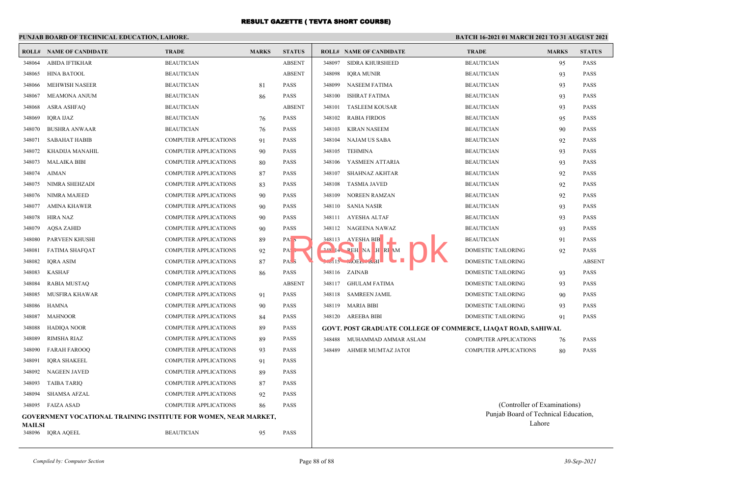# RESULT GAZETTE ( TEVTA SHORT COURSE)

**PUNJAB BOARD OF TECHNICAL EDUCATION, LAHORE.**

**BATCH 16-2021 01 MARCH 2021 TO 31 AUGUST 2021**

| ROLL# | NAME OF CANDIDATE | TRADE | MARKS | STATUS |
|---|---|---|---|---|
| 348064 | ABIDA IFTIKHAR | BEAUTICIAN | | ABSENT |
| 348065 | HINA BATOOL | BEAUTICIAN | | ABSENT |
| 348066 | MEHWISH NASEER | BEAUTICIAN | 81 | PASS |
| 348067 | MEAMONA ANJUM | BEAUTICIAN | 86 | PASS |
| 348068 | ASRA ASHFAQ | BEAUTICIAN | | ABSENT |
| 348069 | IQRA IJAZ | BEAUTICIAN | 76 | PASS |
| 348070 | BUSHRA ANWAAR | BEAUTICIAN | 76 | PASS |
| 348071 | SABAHAT HABIB | COMPUTER APPLICATIONS | 91 | PASS |
| 348072 | KHADIJA MANAHIL | COMPUTER APPLICATIONS | 90 | PASS |
| 348073 | MALAIKA BIBI | COMPUTER APPLICATIONS | 80 | PASS |
| 348074 | AIMAN | COMPUTER APPLICATIONS | 87 | PASS |
| 348075 | NIMRA SHEHZADI | COMPUTER APPLICATIONS | 83 | PASS |
| 348076 | NIMRA MAJEED | COMPUTER APPLICATIONS | 90 | PASS |
| 348077 | AMINA KHAWER | COMPUTER APPLICATIONS | 90 | PASS |
| 348078 | HIRA NAZ | COMPUTER APPLICATIONS | 90 | PASS |
| 348079 | AQSA ZAHID | COMPUTER APPLICATIONS | 90 | PASS |
| 348080 | PARVEEN KHUSHI | COMPUTER APPLICATIONS | 89 | PASS |
| 348081 | FATIMA SHAFQAT | COMPUTER APPLICATIONS | 92 | PASS |
| 348082 | IQRA ASIM | COMPUTER APPLICATIONS | 87 | PASS |
| 348083 | KASHAF | COMPUTER APPLICATIONS | 86 | PASS |
| 348084 | RABIA MUSTAQ | COMPUTER APPLICATIONS | | ABSENT |
| 348085 | MUSFIRA KHAWAR | COMPUTER APPLICATIONS | 91 | PASS |
| 348086 | HAMNA | COMPUTER APPLICATIONS | 90 | PASS |
| 348087 | MAHNOOR | COMPUTER APPLICATIONS | 84 | PASS |
| 348088 | HADIQA NOOR | COMPUTER APPLICATIONS | 89 | PASS |
| 348089 | RIMSHA RIAZ | COMPUTER APPLICATIONS | 89 | PASS |
| 348090 | FARAH FAROOQ | COMPUTER APPLICATIONS | 93 | PASS |
| 348091 | IQRA SHAKEEL | COMPUTER APPLICATIONS | 91 | PASS |
| 348092 | NAGEEN JAVED | COMPUTER APPLICATIONS | 89 | PASS |
| 348093 | TAIBA TARIQ | COMPUTER APPLICATIONS | 87 | PASS |
| 348094 | SHAMSA AFZAL | COMPUTER APPLICATIONS | 92 | PASS |
| 348095 | FAIZA ASAD | COMPUTER APPLICATIONS | 86 | PASS |

**GOVERNMENT VOCATIONAL TRAINING INSTITUTE FOR WOMEN, NEAR MARKET, MAILSI**

| ROLL# | NAME OF CANDIDATE | TRADE | MARKS | STATUS |
|---|---|---|---|---|
| 348096 | IQRA AQEEL | BEAUTICIAN | 95 | PASS |
| 348097 | SIDRA KHURSHEED | BEAUTICIAN | 95 | PASS |
| 348098 | IQRA MUNIR | BEAUTICIAN | 93 | PASS |
| 348099 | NASEEM FATIMA | BEAUTICIAN | 93 | PASS |
| 348100 | ISHRAT FATIMA | BEAUTICIAN | 93 | PASS |
| 348101 | TASLEEM KOUSAR | BEAUTICIAN | 93 | PASS |
| 348102 | RABIA FIRDOS | BEAUTICIAN | 95 | PASS |
| 348103 | KIRAN NASEEM | BEAUTICIAN | 90 | PASS |
| 348104 | NAJAM US SABA | BEAUTICIAN | 92 | PASS |
| 348105 | TEHMINA | BEAUTICIAN | 93 | PASS |
| 348106 | YASMEEN ATTARIA | BEAUTICIAN | 93 | PASS |
| 348107 | SHAHNAZ AKHTAR | BEAUTICIAN | 92 | PASS |
| 348108 | TASMIA JAVED | BEAUTICIAN | 92 | PASS |
| 348109 | NOREEN RAMZAN | BEAUTICIAN | 92 | PASS |
| 348110 | SANIA NASIR | BEAUTICIAN | 93 | PASS |
| 348111 | AYESHA ALTAF | BEAUTICIAN | 93 | PASS |
| 348112 | NAGEENA NAWAZ | BEAUTICIAN | 93 | PASS |
| 348113 | AYESHA BIBI | BEAUTICIAN | 91 | PASS |
| 348114 | REHANA SHAREAM | DOMESTIC TAILORING | 92 | PASS |
| 348115 | NOREEN BIBI | DOMESTIC TAILORING | | ABSENT |
| 348116 | ZAINAB | DOMESTIC TAILORING | 93 | PASS |
| 348117 | GHULAM FATIMA | DOMESTIC TAILORING | 93 | PASS |
| 348118 | SAMREEN JAMIL | DOMESTIC TAILORING | 90 | PASS |
| 348119 | MARIA BIBI | DOMESTIC TAILORING | 93 | PASS |
| 348120 | AREEBA BIBI | DOMESTIC TAILORING | 91 | PASS |

**GOVT. POST GRADUATE COLLEGE OF COMMERCE, LIAQAT ROAD, SAHIWAL**

| ROLL# | NAME OF CANDIDATE | TRADE | MARKS | STATUS |
|---|---|---|---|---|
| 348488 | MUHAMMAD AMMAR ASLAM | COMPUTER APPLICATIONS | 76 | PASS |
| 348489 | AHMER MUMTAZ JATOI | COMPUTER APPLICATIONS | 80 | PASS |

(Controller of Examinations)
Punjab Board of Technical Education,
Lahore

*Compiled by: Computer Section*

*30-Sep-2021*